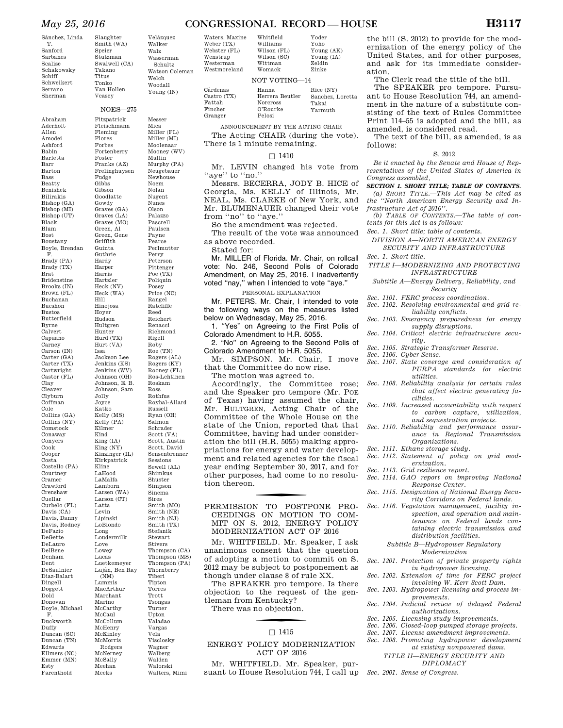Sánchez, Linda T.
Sanford
Sarbanes
Scalise
Schakowsky
Schiff
Schweikert
Serrano
Sherman
Slaughter
Smith (WA)
Speier
Stutzman
Swalwell (CA)
Takano
Titus
Tonko
Van Hollen
Veasey
Velázquez
Walker
Walz
Wasserman Schultz
Watson Coleman
Welch
Woodall
Young (IN)

NOES—275

Abraham
Aderholt
Allen
Amodei
Ashford
Babin
Barletta
Barr
Barton
Bass
Beatty
Benishek
Bilirakis
Bishop (GA)
Bishop (MI)
Bishop (UT)
Black
Blum
Bost
Boustany
Boyle, Brendan F.
Brady (PA)
Brady (TX)
Brat
Bridenstine
Brooks (IN)
Brown (FL)
Buchanan
Bucshon
Bustos
Butterfield
Byrne
Calvert
Capuano
Carney
Carson (IN)
Carter (GA)
Carter (TX)
Cartwright
Castor (FL)
Clay
Cleaver
Clyburn
Coffman
Cole
Collins (GA)
Collins (NY)
Comstock
Conaway
Conyers
Cook
Cooper
Costa
Costello (PA)
Courtney
Cramer
Crawford
Crenshaw
Cuellar
Curbelo (FL)
Davis (CA)
Davis, Danny
Davis, Rodney
DeFazio
DeGette
DeLauro
DelBene
Denham
Dent
DeSaulnier
Diaz-Balart
Dingell
Doggett
Dold
Donovan
Doyle, Michael F.
Duckworth
Duffy
Duncan (SC)
Duncan (TN)
Edwards
Ellmers (NC)
Emmer (MN)
Esty
Farenthold
Fitzpatrick
Fleischmann
Fleming
Flores
Forbes
Fortenberry
Foster
Franks (AZ)
Frelinghuysen
Fudge
Gibbs
Gibson
Goodlatte
Gowdy
Graves (GA)
Graves (LA)
Graves (MO)
Green, Al
Green, Gene
Griffith
Guinta
Guthrie
Hardy
Harper
Harris
Hartzler
Heck (NV)
Heck (WA)
Hill
Hinojosa
Hoyer
Hudson
Hultgren
Hunter
Hurd (TX)
Hurt (VA)
Issa
Jackson Lee
Jenkins (KS)
Jenkins (WV)
Johnson (OH)
Johnson, E. B.
Johnson, Sam
Jolly
Joyce
Katko
Kelly (MS)
Kelly (PA)
Kilmer
Kind
King (IA)
King (NY)
Kinzinger (IL)
Kirkpatrick
Kline
LaHood
LaMalfa
Lamborn
Larsen (WA)
Larson (CT)
Latta
Levin
Lipinski
LoBiondo
Long
Loudermilk
Love
Lowey
Lucas
Luetkemeyer
Luján, Ben Ray (NM)
Lummis
MacArthur
Marchant
Marino
McCarthy
McCaul
McCollum
McHenry
McKinley
McMorris Rodgers
McNerney
McSally
Meehan
Meeks
Messer
Mica
Miller (FL)
Miller (MI)
Moolenaar
Mooney (WV)
Mullin
Murphy (PA)
Neugebauer
Newhouse
Noem
Nolan
Nugent
Nunes
Olson
Palazzo
Pascrell
Paulsen
Payne
Pearce
Perlmutter
Perry
Peterson
Pittenger
Poe (TX)
Poliquin
Posey
Price (NC)
Rangel
Ratcliffe
Reed
Reichert
Renacci
Richmond
Rigell
Roby
Roe (TN)
Rogers (AL)
Rogers (KY)
Rooney (FL)
Ros-Lehtinen
Roskam
Ross
Rothfus
Roybal-Allard
Russell
Ryan (OH)
Salmon
Schrader
Scott (VA)
Scott, Austin
Scott, David
Sensenbrenner
Sessions
Sewell (AL)
Shimkus
Shuster
Simpson
Sinema
Sires
Smith (MO)
Smith (NE)
Smith (NJ)
Smith (TX)
Stefanik
Stewart
Stivers
Thompson (CA)
Thompson (MS)
Thompson (PA)
Thornberry
Tiberi
Tipton
Torres
Trott
Tsongas
Turner
Upton
Valadao
Vargas
Vela
Visclosky
Wagner
Walberg
Walden
Walorski
Walters, Mimi
Waters, Maxine
Weber (TX)
Webster (FL)
Wenstrup
Westerman
Westmoreland
Whitfield
Williams
Wilson (FL)
Wilson (SC)
Wittman
Womack
Yoder
Yoho
Young (AK)
Young (IA)
Zeldin
Zinke

NOT VOTING—14

Cárdenas
Castro (TX)
Fattah
Fincher
Granger
Hanna
Herrera Beutler
Norcross
O'Rourke
Pelosi
Rice (NY)
Sanchez, Loretta
Takai
Yarmuth

ANNOUNCEMENT BY THE ACTING CHAIR

The Acting CHAIR (during the vote). There is 1 minute remaining.

□ 1410

Mr. LEVIN changed his vote from "aye" to "no."

Messrs. BECERRA, JODY B. HICE of Georgia, Ms. KELLY of Illinois, Mr. NEAL, Ms. CLARKE of New York, and Mr. BLUMENAUER changed their vote from "no" to "aye."

So the amendment was rejected.

The result of the vote was announced as above recorded.

Stated for:

Mr. MILLER of Florida. Mr. Chair, on rollcall vote: No. 246, Second Polis of Colorado Amendment, on May 25, 2016. I inadvertently voted "nay," when I intended to vote "aye."

PERSONAL EXPLANATION

Mr. PETERS. Mr. Chair, I intended to vote the following ways on the measures listed below on Wednesday, May 25, 2016.

1. "Yes" on Agreeing to the First Polis of Colorado Amendment to H.R. 5055.

2. "No" on Agreeing to the Second Polis of Colorado Amendment to H.R. 5055.

Mr. SIMPSON. Mr. Chair, I move that the Committee do now rise.

The motion was agreed to.

Accordingly, the Committee rose; and the Speaker pro tempore (Mr. POE of Texas) having assumed the chair, Mr. HULTGREN, Acting Chair of the Committee of the Whole House on the state of the Union, reported that that Committee, having had under consideration the bill (H.R. 5055) making appropriations for energy and water development and related agencies for the fiscal year ending September 30, 2017, and for other purposes, had come to no resolution thereon.

## PERMISSION TO POSTPONE PROCEEDINGS ON MOTION TO COMMIT ON S. 2012, ENERGY POLICY MODERNIZATION ACT OF 2016

Mr. WHITFIELD. Mr. Speaker, I ask unanimous consent that the question of adopting a motion to commit on S. 2012 may be subject to postponement as though under clause 8 of rule XX.

The SPEAKER pro tempore. Is there objection to the request of the gentleman from Kentucky?

There was no objection.

□ 1415

## ENERGY POLICY MODERNIZATION ACT OF 2016

Mr. WHITFIELD. Mr. Speaker, pursuant to House Resolution 744, I call up the bill (S. 2012) to provide for the modernization of the energy policy of the United States, and for other purposes, and ask for its immediate consideration.

The Clerk read the title of the bill.

The SPEAKER pro tempore. Pursuant to House Resolution 744, an amendment in the nature of a substitute consisting of the text of Rules Committee Print 114–55 is adopted and the bill, as amended, is considered read.

The text of the bill, as amended, is as follows:

S. 2012

*Be it enacted by the Senate and House of Representatives of the United States of America in Congress assembled,*

***SECTION 1. SHORT TITLE; TABLE OF CONTENTS.***

*(a) SHORT TITLE.—This Act may be cited as the "North American Energy Security and Infrastructure Act of 2016".*

*(b) TABLE OF CONTENTS.—The table of contents for this Act is as follows:*

*Sec. 1. Short title; table of contents.*

*DIVISION A—NORTH AMERICAN ENERGY SECURITY AND INFRASTRUCTURE*

*Sec. 1. Short title.*

*TITLE I—MODERNIZING AND PROTECTING INFRASTRUCTURE*

*Subtitle A—Energy Delivery, Reliability, and Security*

*Sec. 1101. FERC process coordination.*
*Sec. 1102. Resolving environmental and grid reliability conflicts.*
*Sec. 1103. Emergency preparedness for energy supply disruptions.*
*Sec. 1104. Critical electric infrastructure security.*
*Sec. 1105. Strategic Transformer Reserve.*
*Sec. 1106. Cyber Sense.*
*Sec. 1107. State coverage and consideration of PURPA standards for electric utilities.*
*Sec. 1108. Reliability analysis for certain rules that affect electric generating facilities.*
*Sec. 1109. Increased accountability with respect to carbon capture, utilization, and sequestration projects.*
*Sec. 1110. Reliability and performance assurance in Regional Transmission Organizations.*
*Sec. 1111. Ethane storage study.*
*Sec. 1112. Statement of policy on grid modernization.*
*Sec. 1113. Grid resilience report.*
*Sec. 1114. GAO report on improving National Response Center.*
*Sec. 1115. Designation of National Energy Security Corridors on Federal lands.*
*Sec. 1116. Vegetation management, facility inspection, and operation and maintenance on Federal lands containing electric transmission and distribution facilities.*

*Subtitle B—Hydropower Regulatory Modernization*

*Sec. 1201. Protection of private property rights in hydropower licensing.*
*Sec. 1202. Extension of time for FERC project involving W. Kerr Scott Dam.*
*Sec. 1203. Hydropower licensing and process improvements.*
*Sec. 1204. Judicial review of delayed Federal authorizations.*
*Sec. 1205. Licensing study improvements.*
*Sec. 1206. Closed-loop pumped storage projects.*
*Sec. 1207. License amendment improvements.*
*Sec. 1208. Promoting hydropower development at existing nonpowered dams.*

*TITLE II—ENERGY SECURITY AND DIPLOMACY*

*Sec. 2001. Sense of Congress.*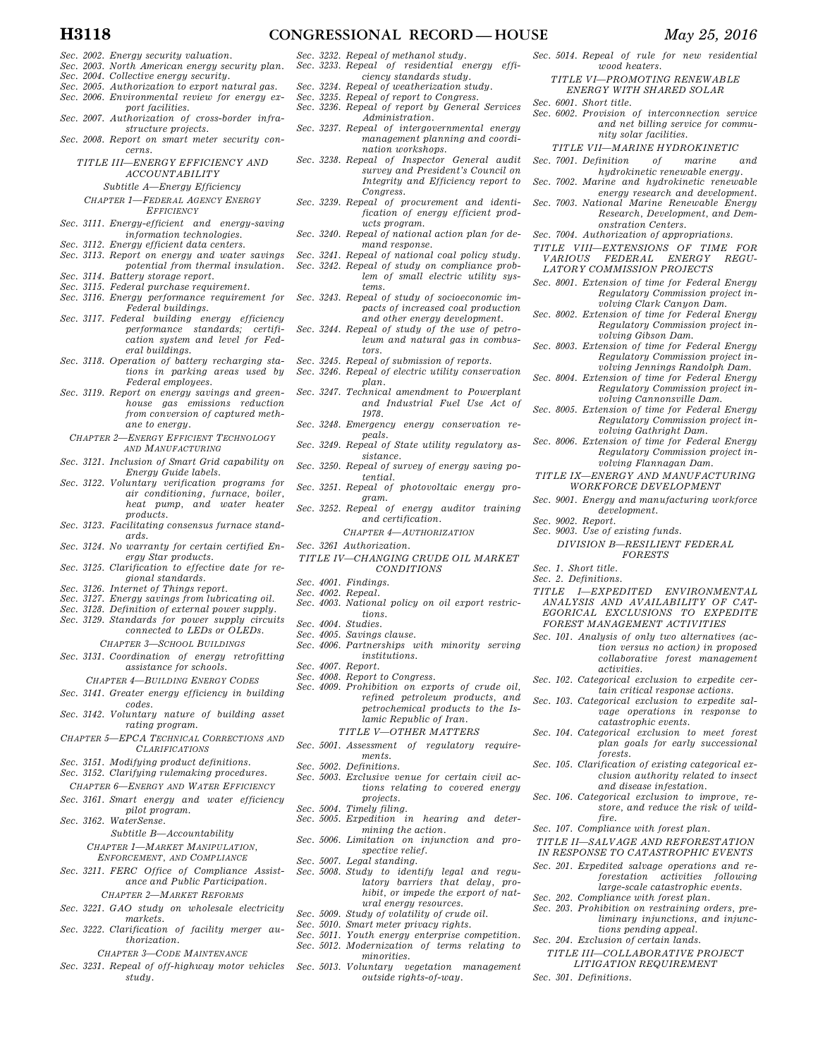*Sec. 2002. Energy security valuation.*
*Sec. 2003. North American energy security plan.*
*Sec. 2004. Collective energy security.*
*Sec. 2005. Authorization to export natural gas.*
*Sec. 2006. Environmental review for energy export facilities.*
*Sec. 2007. Authorization of cross-border infrastructure projects.*
*Sec. 2008. Report on smart meter security concerns.*

*TITLE III—ENERGY EFFICIENCY AND ACCOUNTABILITY*

*Subtitle A—Energy Efficiency*

*CHAPTER 1—FEDERAL AGENCY ENERGY EFFICIENCY*

*Sec. 3111. Energy-efficient and energy-saving information technologies.*
*Sec. 3112. Energy efficient data centers.*
*Sec. 3113. Report on energy and water savings potential from thermal insulation.*
*Sec. 3114. Battery storage report.*
*Sec. 3115. Federal purchase requirement.*
*Sec. 3116. Energy performance requirement for Federal buildings.*
*Sec. 3117. Federal building energy efficiency performance standards; certification system and level for Federal buildings.*
*Sec. 3118. Operation of battery recharging stations in parking areas used by Federal employees.*
*Sec. 3119. Report on energy savings and greenhouse gas emissions reduction from conversion of captured methane to energy.*

*CHAPTER 2—ENERGY EFFICIENT TECHNOLOGY AND MANUFACTURING*

*Sec. 3121. Inclusion of Smart Grid capability on Energy Guide labels.*
*Sec. 3122. Voluntary verification programs for air conditioning, furnace, boiler, heat pump, and water heater products.*
*Sec. 3123. Facilitating consensus furnace standards.*
*Sec. 3124. No warranty for certain certified Energy Star products.*
*Sec. 3125. Clarification to effective date for regional standards.*
*Sec. 3126. Internet of Things report.*
*Sec. 3127. Energy savings from lubricating oil.*
*Sec. 3128. Definition of external power supply.*
*Sec. 3129. Standards for power supply circuits connected to LEDs or OLEDs.*

*CHAPTER 3—SCHOOL BUILDINGS*

*Sec. 3131. Coordination of energy retrofitting assistance for schools.*

*CHAPTER 4—BUILDING ENERGY CODES*

*Sec. 3141. Greater energy efficiency in building codes.*
*Sec. 3142. Voluntary nature of building asset rating program.*

*CHAPTER 5—EPCA TECHNICAL CORRECTIONS AND CLARIFICATIONS*

*Sec. 3151. Modifying product definitions.*
*Sec. 3152. Clarifying rulemaking procedures.*

*CHAPTER 6—ENERGY AND WATER EFFICIENCY*

*Sec. 3161. Smart energy and water efficiency pilot program.*
*Sec. 3162. WaterSense.*

*Subtitle B—Accountability*

*CHAPTER 1—MARKET MANIPULATION, ENFORCEMENT, AND COMPLIANCE*

*Sec. 3211. FERC Office of Compliance Assistance and Public Participation.*

*CHAPTER 2—MARKET REFORMS*

*Sec. 3221. GAO study on wholesale electricity markets.*
*Sec. 3222. Clarification of facility merger authorization.*

*CHAPTER 3—CODE MAINTENANCE*

*Sec. 3231. Repeal of off-highway motor vehicles study.*
*Sec. 3232. Repeal of methanol study.*
*Sec. 3233. Repeal of residential energy efficiency standards study.*
*Sec. 3234. Repeal of weatherization study.*
*Sec. 3235. Repeal of report to Congress.*
*Sec. 3236. Repeal of report by General Services Administration.*
*Sec. 3237. Repeal of intergovernmental energy management planning and coordination workshops.*
*Sec. 3238. Repeal of Inspector General audit survey and President's Council on Integrity and Efficiency report to Congress.*
*Sec. 3239. Repeal of procurement and identification of energy efficient products program.*
*Sec. 3240. Repeal of national action plan for demand response.*
*Sec. 3241. Repeal of national coal policy study.*
*Sec. 3242. Repeal of study on compliance problem of small electric utility systems.*
*Sec. 3243. Repeal of study of socioeconomic impacts of increased coal production and other energy development.*
*Sec. 3244. Repeal of study of the use of petroleum and natural gas in combustors.*
*Sec. 3245. Repeal of submission of reports.*
*Sec. 3246. Repeal of electric utility conservation plan.*
*Sec. 3247. Technical amendment to Powerplant and Industrial Fuel Use Act of 1978.*
*Sec. 3248. Emergency energy conservation repeals.*
*Sec. 3249. Repeal of State utility regulatory assistance.*
*Sec. 3250. Repeal of survey of energy saving potential.*
*Sec. 3251. Repeal of photovoltaic energy program.*
*Sec. 3252. Repeal of energy auditor training and certification.*

*CHAPTER 4—AUTHORIZATION*

*Sec. 3261 Authorization.*

*TITLE IV—CHANGING CRUDE OIL MARKET CONDITIONS*

*Sec. 4001. Findings.*
*Sec. 4002. Repeal.*
*Sec. 4003. National policy on oil export restrictions.*
*Sec. 4004. Studies.*
*Sec. 4005. Savings clause.*
*Sec. 4006. Partnerships with minority serving institutions.*
*Sec. 4007. Report.*
*Sec. 4008. Report to Congress.*
*Sec. 4009. Prohibition on exports of crude oil, refined petroleum products, and petrochemical products to the Islamic Republic of Iran.*

*TITLE V—OTHER MATTERS*

*Sec. 5001. Assessment of regulatory requirements.*
*Sec. 5002. Definitions.*
*Sec. 5003. Exclusive venue for certain civil actions relating to covered energy projects.*
*Sec. 5004. Timely filing.*
*Sec. 5005. Expedition in hearing and determining the action.*
*Sec. 5006. Limitation on injunction and prospective relief.*
*Sec. 5007. Legal standing.*
*Sec. 5008. Study to identify legal and regulatory barriers that delay, prohibit, or impede the export of natural energy resources.*
*Sec. 5009. Study of volatility of crude oil.*
*Sec. 5010. Smart meter privacy rights.*
*Sec. 5011. Youth energy enterprise competition.*
*Sec. 5012. Modernization of terms relating to minorities.*
*Sec. 5013. Voluntary vegetation management outside rights-of-way.*
*Sec. 5014. Repeal of rule for new residential wood heaters.*

*TITLE VI—PROMOTING RENEWABLE ENERGY WITH SHARED SOLAR*

*Sec. 6001. Short title.*
*Sec. 6002. Provision of interconnection service and net billing service for community solar facilities.*

*TITLE VII—MARINE HYDROKINETIC*

*Sec. 7001. Definition of marine and hydrokinetic renewable energy.*
*Sec. 7002. Marine and hydrokinetic renewable energy research and development.*
*Sec. 7003. National Marine Renewable Energy Research, Development, and Demonstration Centers.*
*Sec. 7004. Authorization of appropriations.*

*TITLE VIII—EXTENSIONS OF TIME FOR VARIOUS FEDERAL ENERGY REGULATORY COMMISSION PROJECTS*

*Sec. 8001. Extension of time for Federal Energy Regulatory Commission project involving Clark Canyon Dam.*
*Sec. 8002. Extension of time for Federal Energy Regulatory Commission project involving Gibson Dam.*
*Sec. 8003. Extension of time for Federal Energy Regulatory Commission project involving Jennings Randolph Dam.*
*Sec. 8004. Extension of time for Federal Energy Regulatory Commission project involving Cannonsville Dam.*
*Sec. 8005. Extension of time for Federal Energy Regulatory Commission project involving Gathright Dam.*
*Sec. 8006. Extension of time for Federal Energy Regulatory Commission project involving Flannagan Dam.*

*TITLE IX—ENERGY AND MANUFACTURING WORKFORCE DEVELOPMENT*

*Sec. 9001. Energy and manufacturing workforce development.*
*Sec. 9002. Report.*
*Sec. 9003. Use of existing funds.*

*DIVISION B—RESILIENT FEDERAL FORESTS*

*Sec. 1. Short title.*
*Sec. 2. Definitions.*

*TITLE I—EXPEDITED ENVIRONMENTAL ANALYSIS AND AVAILABILITY OF CATEGORICAL EXCLUSIONS TO EXPEDITE FOREST MANAGEMENT ACTIVITIES*

*Sec. 101. Analysis of only two alternatives (action versus no action) in proposed collaborative forest management activities.*
*Sec. 102. Categorical exclusion to expedite certain critical response actions.*
*Sec. 103. Categorical exclusion to expedite salvage operations in response to catastrophic events.*
*Sec. 104. Categorical exclusion to meet forest plan goals for early successional forests.*
*Sec. 105. Clarification of existing categorical exclusion authority related to insect and disease infestation.*
*Sec. 106. Categorical exclusion to improve, restore, and reduce the risk of wildfire.*
*Sec. 107. Compliance with forest plan.*

*TITLE II—SALVAGE AND REFORESTATION IN RESPONSE TO CATASTROPHIC EVENTS*

*Sec. 201. Expedited salvage operations and reforestation activities following large-scale catastrophic events.*
*Sec. 202. Compliance with forest plan.*
*Sec. 203. Prohibition on restraining orders, preliminary injunctions, and injunctions pending appeal.*
*Sec. 204. Exclusion of certain lands.*

*TITLE III—COLLABORATIVE PROJECT LITIGATION REQUIREMENT*

*Sec. 301. Definitions.*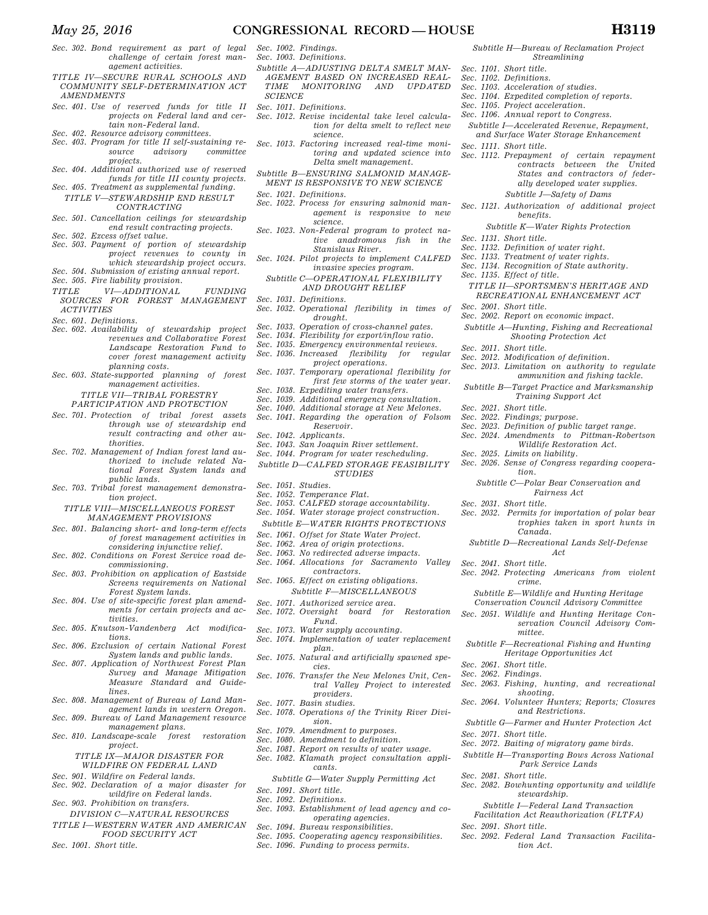*Sec. 302. Bond requirement as part of legal challenge of certain forest management activities.*

*TITLE IV—SECURE RURAL SCHOOLS AND COMMUNITY SELF-DETERMINATION ACT AMENDMENTS*

*Sec. 401. Use of reserved funds for title II projects on Federal land and certain non-Federal land.*
*Sec. 402. Resource advisory committees.*
*Sec. 403. Program for title II self-sustaining resource advisory committee projects.*
*Sec. 404. Additional authorized use of reserved funds for title III county projects.*
*Sec. 405. Treatment as supplemental funding.*

*TITLE V—STEWARDSHIP END RESULT CONTRACTING*

*Sec. 501. Cancellation ceilings for stewardship end result contracting projects.*
*Sec. 502. Excess offset value.*
*Sec. 503. Payment of portion of stewardship project revenues to county in which stewardship project occurs.*
*Sec. 504. Submission of existing annual report.*
*Sec. 505. Fire liability provision.*

*TITLE VI—ADDITIONAL FUNDING SOURCES FOR FOREST MANAGEMENT ACTIVITIES*

*Sec. 601. Definitions.*
*Sec. 602. Availability of stewardship project revenues and Collaborative Forest Landscape Restoration Fund to cover forest management activity planning costs.*
*Sec. 603. State-supported planning of forest management activities.*

*TITLE VII—TRIBAL FORESTRY PARTICIPATION AND PROTECTION*

*Sec. 701. Protection of tribal forest assets through use of stewardship end result contracting and other authorities.*
*Sec. 702. Management of Indian forest land authorized to include related National Forest System lands and public lands.*
*Sec. 703. Tribal forest management demonstration project.*

*TITLE VIII—MISCELLANEOUS FOREST MANAGEMENT PROVISIONS*

*Sec. 801. Balancing short- and long-term effects of forest management activities in considering injunctive relief.*
*Sec. 802. Conditions on Forest Service road decommissioning.*
*Sec. 803. Prohibition on application of Eastside Screens requirements on National Forest System lands.*
*Sec. 804. Use of site-specific forest plan amendments for certain projects and activities.*
*Sec. 805. Knutson-Vandenberg Act modifications.*
*Sec. 806. Exclusion of certain National Forest System lands and public lands.*
*Sec. 807. Application of Northwest Forest Plan Survey and Manage Mitigation Measure Standard and Guidelines.*
*Sec. 808. Management of Bureau of Land Management lands in western Oregon.*
*Sec. 809. Bureau of Land Management resource management plans.*
*Sec. 810. Landscape-scale forest restoration project.*

*TITLE IX—MAJOR DISASTER FOR WILDFIRE ON FEDERAL LAND*

*Sec. 901. Wildfire on Federal lands.*
*Sec. 902. Declaration of a major disaster for wildfire on Federal lands.*
*Sec. 903. Prohibition on transfers.*

*DIVISION C—NATURAL RESOURCES*

*TITLE I—WESTERN WATER AND AMERICAN FOOD SECURITY ACT*

*Sec. 1001. Short title.*
*Sec. 1002. Findings.*
*Sec. 1003. Definitions.*

*Subtitle A—ADJUSTING DELTA SMELT MANAGEMENT BASED ON INCREASED REAL-TIME MONITORING AND UPDATED SCIENCE*

*Sec. 1011. Definitions.*
*Sec. 1012. Revise incidental take level calculation for delta smelt to reflect new science.*
*Sec. 1013. Factoring increased real-time monitoring and updated science into Delta smelt management.*

*Subtitle B—ENSURING SALMONID MANAGEMENT IS RESPONSIVE TO NEW SCIENCE*

*Sec. 1021. Definitions.*
*Sec. 1022. Process for ensuring salmonid management is responsive to new science.*
*Sec. 1023. Non-Federal program to protect native anadromous fish in the Stanislaus River.*
*Sec. 1024. Pilot projects to implement CALFED invasive species program.*

*Subtitle C—OPERATIONAL FLEXIBILITY AND DROUGHT RELIEF*

*Sec. 1031. Definitions.*
*Sec. 1032. Operational flexibility in times of drought.*
*Sec. 1033. Operation of cross-channel gates.*
*Sec. 1034. Flexibility for export/inflow ratio.*
*Sec. 1035. Emergency environmental reviews.*
*Sec. 1036. Increased flexibility for regular project operations.*
*Sec. 1037. Temporary operational flexibility for first few storms of the water year.*
*Sec. 1038. Expediting water transfers.*
*Sec. 1039. Additional emergency consultation.*
*Sec. 1040. Additional storage at New Melones.*
*Sec. 1041. Regarding the operation of Folsom Reservoir.*
*Sec. 1042. Applicants.*
*Sec. 1043. San Joaquin River settlement.*
*Sec. 1044. Program for water rescheduling.*

*Subtitle D—CALFED STORAGE FEASIBILITY STUDIES*

*Sec. 1051. Studies.*
*Sec. 1052. Temperance Flat.*
*Sec. 1053. CALFED storage accountability.*
*Sec. 1054. Water storage project construction.*

*Subtitle E—WATER RIGHTS PROTECTIONS*

*Sec. 1061. Offset for State Water Project.*
*Sec. 1062. Area of origin protections.*
*Sec. 1063. No redirected adverse impacts.*
*Sec. 1064. Allocations for Sacramento Valley contractors.*
*Sec. 1065. Effect on existing obligations.*

*Subtitle F—MISCELLANEOUS*

*Sec. 1071. Authorized service area.*
*Sec. 1072. Oversight board for Restoration Fund.*
*Sec. 1073. Water supply accounting.*
*Sec. 1074. Implementation of water replacement plan.*
*Sec. 1075. Natural and artificially spawned species.*
*Sec. 1076. Transfer the New Melones Unit, Central Valley Project to interested providers.*
*Sec. 1077. Basin studies.*
*Sec. 1078. Operations of the Trinity River Division.*
*Sec. 1079. Amendment to purposes.*
*Sec. 1080. Amendment to definition.*
*Sec. 1081. Report on results of water usage.*
*Sec. 1082. Klamath project consultation applicants.*

*Subtitle G—Water Supply Permitting Act*

*Sec. 1091. Short title.*
*Sec. 1092. Definitions.*
*Sec. 1093. Establishment of lead agency and cooperating agencies.*
*Sec. 1094. Bureau responsibilities.*
*Sec. 1095. Cooperating agency responsibilities.*
*Sec. 1096. Funding to process permits.*

*Subtitle H—Bureau of Reclamation Project Streamlining*

*Sec. 1101. Short title.*
*Sec. 1102. Definitions.*
*Sec. 1103. Acceleration of studies.*
*Sec. 1104. Expedited completion of reports.*
*Sec. 1105. Project acceleration.*
*Sec. 1106. Annual report to Congress.*

*Subtitle I—Accelerated Revenue, Repayment, and Surface Water Storage Enhancement*

*Sec. 1111. Short title.*
*Sec. 1112. Prepayment of certain repayment contracts between the United States and contractors of federally developed water supplies.*

*Subtitle J—Safety of Dams*

*Sec. 1121. Authorization of additional project benefits.*

*Subtitle K—Water Rights Protection*

*Sec. 1131. Short title.*
*Sec. 1132. Definition of water right.*
*Sec. 1133. Treatment of water rights.*
*Sec. 1134. Recognition of State authority.*
*Sec. 1135. Effect of title.*

*TITLE II—SPORTSMEN'S HERITAGE AND RECREATIONAL ENHANCEMENT ACT*

*Sec. 2001. Short title.*
*Sec. 2002. Report on economic impact.*

*Subtitle A—Hunting, Fishing and Recreational Shooting Protection Act*

*Sec. 2011. Short title.*
*Sec. 2012. Modification of definition.*
*Sec. 2013. Limitation on authority to regulate ammunition and fishing tackle.*

*Subtitle B—Target Practice and Marksmanship Training Support Act*

*Sec. 2021. Short title.*
*Sec. 2022. Findings; purpose.*
*Sec. 2023. Definition of public target range.*
*Sec. 2024. Amendments to Pittman-Robertson Wildlife Restoration Act.*
*Sec. 2025. Limits on liability.*
*Sec. 2026. Sense of Congress regarding cooperation.*

*Subtitle C—Polar Bear Conservation and Fairness Act*

*Sec. 2031. Short title.*
*Sec. 2032. Permits for importation of polar bear trophies taken in sport hunts in Canada.*

*Subtitle D—Recreational Lands Self-Defense Act*

*Sec. 2041. Short title.*
*Sec. 2042. Protecting Americans from violent crime.*

*Subtitle E—Wildlife and Hunting Heritage Conservation Council Advisory Committee*

*Sec. 2051. Wildlife and Hunting Heritage Conservation Council Advisory Committee.*

*Subtitle F—Recreational Fishing and Hunting Heritage Opportunities Act*

*Sec. 2061. Short title.*
*Sec. 2062. Findings.*
*Sec. 2063. Fishing, hunting, and recreational shooting.*
*Sec. 2064. Volunteer Hunters; Reports; Closures and Restrictions.*

*Subtitle G—Farmer and Hunter Protection Act*

*Sec. 2071. Short title.*
*Sec. 2072. Baiting of migratory game birds.*

*Subtitle H—Transporting Bows Across National Park Service Lands*

*Sec. 2081. Short title.*
*Sec. 2082. Bowhunting opportunity and wildlife stewardship.*

*Subtitle I—Federal Land Transaction Facilitation Act Reauthorization (FLTFA)*

*Sec. 2091. Short title.*
*Sec. 2092. Federal Land Transaction Facilitation Act.*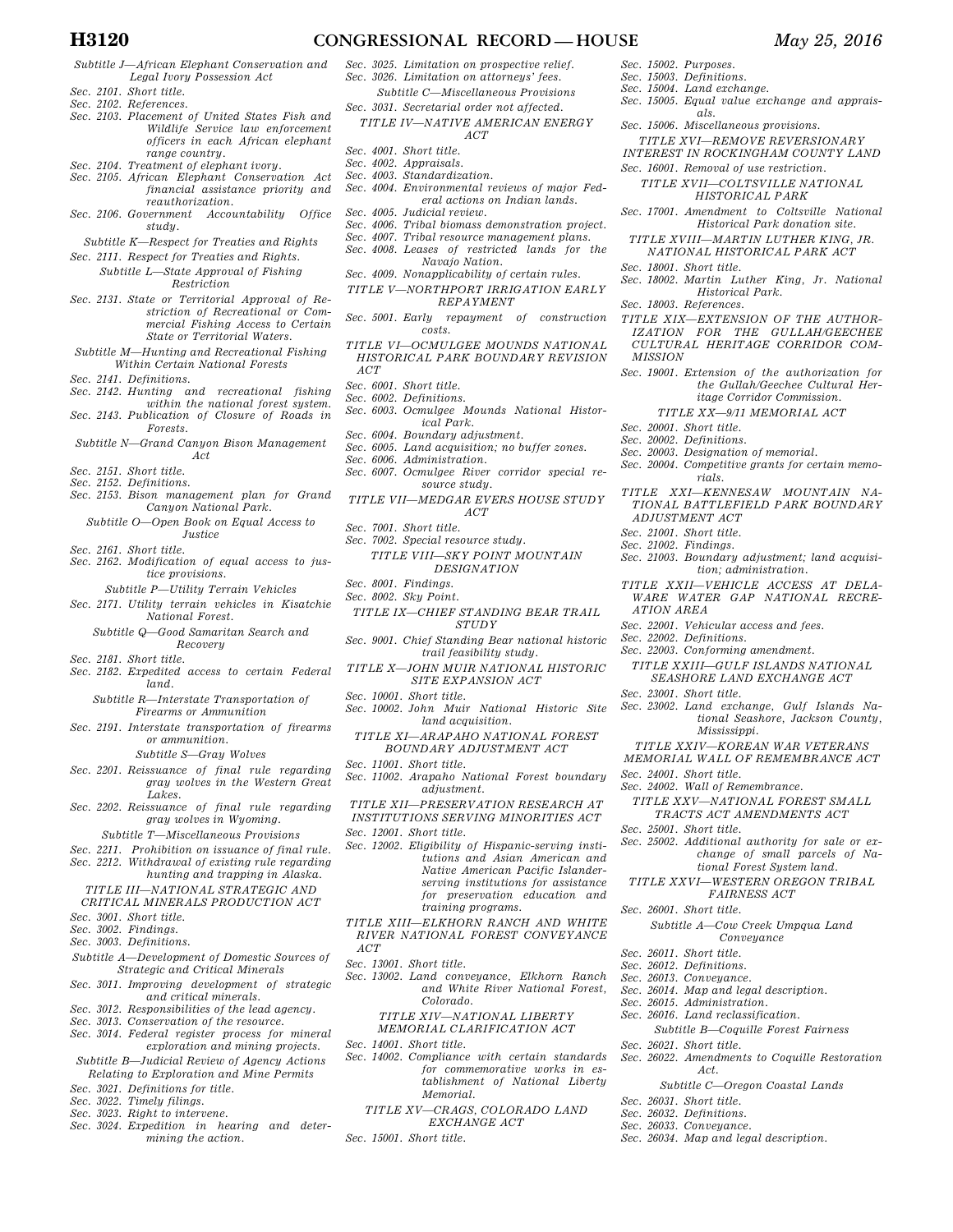*Subtitle J—African Elephant Conservation and Legal Ivory Possession Act*

*Sec. 2101. Short title.*
*Sec. 2102. References.*
*Sec. 2103. Placement of United States Fish and Wildlife Service law enforcement officers in each African elephant range country.*
*Sec. 2104. Treatment of elephant ivory.*
*Sec. 2105. African Elephant Conservation Act financial assistance priority and reauthorization.*
*Sec. 2106. Government Accountability Office study.*

*Subtitle K—Respect for Treaties and Rights*

*Sec. 2111. Respect for Treaties and Rights.*

*Subtitle L—State Approval of Fishing Restriction*

*Sec. 2131. State or Territorial Approval of Restriction of Recreational or Commercial Fishing Access to Certain State or Territorial Waters.*

*Subtitle M—Hunting and Recreational Fishing Within Certain National Forests*

*Sec. 2141. Definitions.*
*Sec. 2142. Hunting and recreational fishing within the national forest system.*
*Sec. 2143. Publication of Closure of Roads in Forests.*

*Subtitle N—Grand Canyon Bison Management Act*

*Sec. 2151. Short title.*
*Sec. 2152. Definitions.*
*Sec. 2153. Bison management plan for Grand Canyon National Park.*

*Subtitle O—Open Book on Equal Access to Justice*

*Sec. 2161. Short title.*
*Sec. 2162. Modification of equal access to justice provisions.*

*Subtitle P—Utility Terrain Vehicles*

*Sec. 2171. Utility terrain vehicles in Kisatchie National Forest.*

*Subtitle Q—Good Samaritan Search and Recovery*

*Sec. 2181. Short title.*
*Sec. 2182. Expedited access to certain Federal land.*

*Subtitle R—Interstate Transportation of Firearms or Ammunition*

*Sec. 2191. Interstate transportation of firearms or ammunition.*

*Subtitle S—Gray Wolves*

*Sec. 2201. Reissuance of final rule regarding gray wolves in the Western Great Lakes.*
*Sec. 2202. Reissuance of final rule regarding gray wolves in Wyoming.*

*Subtitle T—Miscellaneous Provisions*

*Sec. 2211. Prohibition on issuance of final rule.*
*Sec. 2212. Withdrawal of existing rule regarding hunting and trapping in Alaska.*

*TITLE III—NATIONAL STRATEGIC AND CRITICAL MINERALS PRODUCTION ACT*

*Sec. 3001. Short title.*
*Sec. 3002. Findings.*
*Sec. 3003. Definitions.*

*Subtitle A—Development of Domestic Sources of Strategic and Critical Minerals*

*Sec. 3011. Improving development of strategic and critical minerals.*
*Sec. 3012. Responsibilities of the lead agency.*
*Sec. 3013. Conservation of the resource.*
*Sec. 3014. Federal register process for mineral exploration and mining projects.*

*Subtitle B—Judicial Review of Agency Actions Relating to Exploration and Mine Permits*

*Sec. 3021. Definitions for title.*
*Sec. 3022. Timely filings.*
*Sec. 3023. Right to intervene.*
*Sec. 3024. Expedition in hearing and determining the action.*
*Sec. 3025. Limitation on prospective relief.*
*Sec. 3026. Limitation on attorneys' fees.*

*Subtitle C—Miscellaneous Provisions*

*Sec. 3031. Secretarial order not affected.*

*TITLE IV—NATIVE AMERICAN ENERGY ACT*

*Sec. 4001. Short title.*
*Sec. 4002. Appraisals.*
*Sec. 4003. Standardization.*
*Sec. 4004. Environmental reviews of major Federal actions on Indian lands.*
*Sec. 4005. Judicial review.*
*Sec. 4006. Tribal biomass demonstration project.*
*Sec. 4007. Tribal resource management plans.*
*Sec. 4008. Leases of restricted lands for the Navajo Nation.*
*Sec. 4009. Nonapplicability of certain rules.*

*TITLE V—NORTHPORT IRRIGATION EARLY REPAYMENT*

*Sec. 5001. Early repayment of construction costs.*

*TITLE VI—OCMULGEE MOUNDS NATIONAL HISTORICAL PARK BOUNDARY REVISION ACT*

*Sec. 6001. Short title.*
*Sec. 6002. Definitions.*
*Sec. 6003. Ocmulgee Mounds National Historical Park.*
*Sec. 6004. Boundary adjustment.*
*Sec. 6005. Land acquisition; no buffer zones.*
*Sec. 6006. Administration.*
*Sec. 6007. Ocmulgee River corridor special resource study.*

*TITLE VII—MEDGAR EVERS HOUSE STUDY ACT*

*Sec. 7001. Short title.*
*Sec. 7002. Special resource study.*

*TITLE VIII—SKY POINT MOUNTAIN DESIGNATION*

*Sec. 8001. Findings.*
*Sec. 8002. Sky Point.*

*TITLE IX—CHIEF STANDING BEAR TRAIL STUDY*

*Sec. 9001. Chief Standing Bear national historic trail feasibility study.*

*TITLE X—JOHN MUIR NATIONAL HISTORIC SITE EXPANSION ACT*

*Sec. 10001. Short title.*
*Sec. 10002. John Muir National Historic Site land acquisition.*

*TITLE XI—ARAPAHO NATIONAL FOREST BOUNDARY ADJUSTMENT ACT*

*Sec. 11001. Short title.*
*Sec. 11002. Arapaho National Forest boundary adjustment.*

*TITLE XII—PRESERVATION RESEARCH AT INSTITUTIONS SERVING MINORITIES ACT*

*Sec. 12001. Short title.*
*Sec. 12002. Eligibility of Hispanic-serving institutions and Asian American and Native American Pacific Islander-serving institutions for assistance for preservation education and training programs.*

*TITLE XIII—ELKHORN RANCH AND WHITE RIVER NATIONAL FOREST CONVEYANCE ACT*

*Sec. 13001. Short title.*
*Sec. 13002. Land conveyance, Elkhorn Ranch and White River National Forest, Colorado.*

*TITLE XIV—NATIONAL LIBERTY MEMORIAL CLARIFICATION ACT*

*Sec. 14001. Short title.*
*Sec. 14002. Compliance with certain standards for commemorative works in establishment of National Liberty Memorial.*

*TITLE XV—CRAGS, COLORADO LAND EXCHANGE ACT*

*Sec. 15001. Short title.*
*Sec. 15002. Purposes.*
*Sec. 15003. Definitions.*
*Sec. 15004. Land exchange.*
*Sec. 15005. Equal value exchange and appraisals.*
*Sec. 15006. Miscellaneous provisions.*

*TITLE XVI—REMOVE REVERSIONARY INTEREST IN ROCKINGHAM COUNTY LAND*

*Sec. 16001. Removal of use restriction.*

*TITLE XVII—COLTSVILLE NATIONAL HISTORICAL PARK*

*Sec. 17001. Amendment to Coltsville National Historical Park donation site.*

*TITLE XVIII—MARTIN LUTHER KING, JR. NATIONAL HISTORICAL PARK ACT*

*Sec. 18001. Short title.*
*Sec. 18002. Martin Luther King, Jr. National Historical Park.*
*Sec. 18003. References.*

*TITLE XIX—EXTENSION OF THE AUTHORIZATION FOR THE GULLAH/GEECHEE CULTURAL HERITAGE CORRIDOR COMMISSION*

*Sec. 19001. Extension of the authorization for the Gullah/Geechee Cultural Heritage Corridor Commission.*

*TITLE XX—9/11 MEMORIAL ACT*

*Sec. 20001. Short title.*
*Sec. 20002. Definitions.*
*Sec. 20003. Designation of memorial.*
*Sec. 20004. Competitive grants for certain memorials.*

*TITLE XXI—KENNESAW MOUNTAIN NATIONAL BATTLEFIELD PARK BOUNDARY ADJUSTMENT ACT*

*Sec. 21001. Short title.*
*Sec. 21002. Findings.*
*Sec. 21003. Boundary adjustment; land acquisition; administration.*

*TITLE XXII—VEHICLE ACCESS AT DELAWARE WATER GAP NATIONAL RECREATION AREA*

*Sec. 22001. Vehicular access and fees.*
*Sec. 22002. Definitions.*
*Sec. 22003. Conforming amendment.*

*TITLE XXIII—GULF ISLANDS NATIONAL SEASHORE LAND EXCHANGE ACT*

*Sec. 23001. Short title.*
*Sec. 23002. Land exchange, Gulf Islands National Seashore, Jackson County, Mississippi.*

*TITLE XXIV—KOREAN WAR VETERANS MEMORIAL WALL OF REMEMBRANCE ACT*

*Sec. 24001. Short title.*
*Sec. 24002. Wall of Remembrance.*

*TITLE XXV—NATIONAL FOREST SMALL TRACTS ACT AMENDMENTS ACT*

*Sec. 25001. Short title.*
*Sec. 25002. Additional authority for sale or exchange of small parcels of National Forest System land.*

*TITLE XXVI—WESTERN OREGON TRIBAL FAIRNESS ACT*

*Sec. 26001. Short title.*

*Subtitle A—Cow Creek Umpqua Land Conveyance*

*Sec. 26011. Short title.*
*Sec. 26012. Definitions.*
*Sec. 26013. Conveyance.*
*Sec. 26014. Map and legal description.*
*Sec. 26015. Administration.*
*Sec. 26016. Land reclassification.*

*Subtitle B—Coquille Forest Fairness*

*Sec. 26021. Short title.*
*Sec. 26022. Amendments to Coquille Restoration Act.*

*Subtitle C—Oregon Coastal Lands*

*Sec. 26031. Short title.*
*Sec. 26032. Definitions.*
*Sec. 26033. Conveyance.*
*Sec. 26034. Map and legal description.*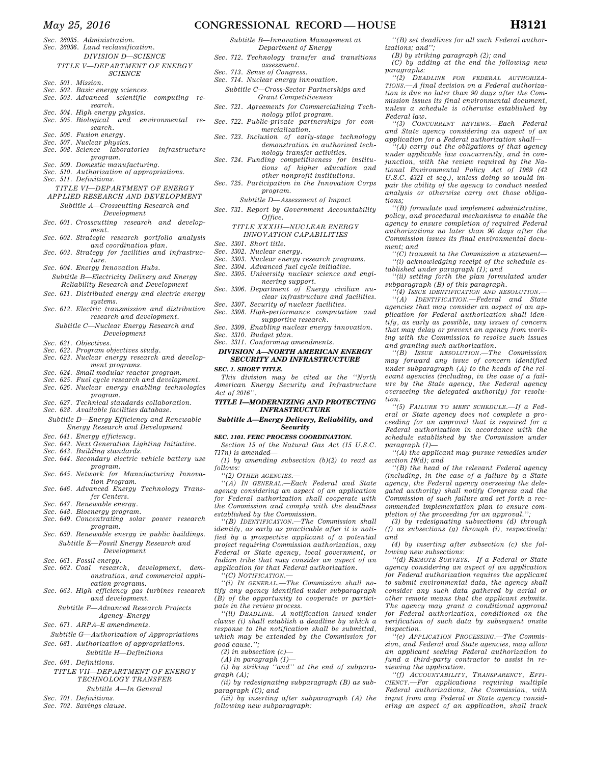Sec. 26035. Administration.

Sec. 26036. Land reclassification.

DIVISION D—SCIENCE

TITLE V—DEPARTMENT OF ENERGY SCIENCE

Sec. 501. Mission.

Sec. 502. Basic energy sciences.

Sec. 503. Advanced scientific computing research.

Sec. 504. High energy physics.

Sec. 505. Biological and environmental research.

Sec. 506. Fusion energy.

Sec. 507. Nuclear physics.

Sec. 508. Science laboratories infrastructure program.

Sec. 509. Domestic manufacturing.

Sec. 510. Authorization of appropriations.

Sec. 511. Definitions.

TITLE VI—DEPARTMENT OF ENERGY APPLIED RESEARCH AND DEVELOPMENT

Subtitle A—Crosscutting Research and Development

Sec. 601. Crosscutting research and development.

Sec. 602. Strategic research portfolio analysis and coordination plan.

Sec. 603. Strategy for facilities and infrastructure.

Sec. 604. Energy Innovation Hubs.

Subtitle B—Electricity Delivery and Energy Reliability Research and Development

Sec. 611. Distributed energy and electric energy systems.

Sec. 612. Electric transmission and distribution research and development.

Subtitle C—Nuclear Energy Research and Development

Sec. 621. Objectives.

Sec. 622. Program objectives study.

Sec. 623. Nuclear energy research and development programs.

Sec. 624. Small modular reactor program.

Sec. 625. Fuel cycle research and development.

Sec. 626. Nuclear energy enabling technologies program.

Sec. 627. Technical standards collaboration.

Sec. 628. Available facilities database.

Subtitle D—Energy Efficiency and Renewable Energy Research and Development

Sec. 641. Energy efficiency.

Sec. 642. Next Generation Lighting Initiative.

Sec. 643. Building standards.

Sec. 644. Secondary electric vehicle battery use program.

Sec. 645. Network for Manufacturing Innovation Program.

Sec. 646. Advanced Energy Technology Transfer Centers.

Sec. 647. Renewable energy.

Sec. 648. Bioenergy program.

Sec. 649. Concentrating solar power research program.

Sec. 650. Renewable energy in public buildings.

Subtitle E—Fossil Energy Research and Development

Sec. 661. Fossil energy.

Sec. 662. Coal research, development, demonstration, and commercial application programs.

Sec. 663. High efficiency gas turbines research and development.

Subtitle F—Advanced Research Projects Agency–Energy

Sec. 671. ARPA–E amendments.

Subtitle G—Authorization of Appropriations

Sec. 681. Authorization of appropriations.

Subtitle H—Definitions

Sec. 691. Definitions.

TITLE VII—DEPARTMENT OF ENERGY TECHNOLOGY TRANSFER

Subtitle A—In General

Sec. 701. Definitions.

Sec. 702. Savings clause.

Subtitle B—Innovation Management at Department of Energy

Sec. 712. Technology transfer and transitions assessment.

Sec. 713. Sense of Congress.

Sec. 714. Nuclear energy innovation.

Subtitle C—Cross-Sector Partnerships and Grant Competitiveness

Sec. 721. Agreements for Commercializing Technology pilot program.

Sec. 722. Public-private partnerships for commercialization.

Sec. 723. Inclusion of early-stage technology demonstration in authorized technology transfer activities.

Sec. 724. Funding competitiveness for institutions of higher education and other nonprofit institutions.

Sec. 725. Participation in the Innovation Corps program.

Subtitle D—Assessment of Impact

Sec. 731. Report by Government Accountability Office.

TITLE XXXIII—NUCLEAR ENERGY INNOVATION CAPABILITIES

Sec. 3301. Short title.

Sec. 3302. Nuclear energy.

Sec. 3303. Nuclear energy research programs.

Sec. 3304. Advanced fuel cycle initiative.

Sec. 3305. University nuclear science and engineering support.

Sec. 3306. Department of Energy civilian nuclear infrastructure and facilities.

Sec. 3307. Security of nuclear facilities.

Sec. 3308. High-performance computation and supportive research.

Sec. 3309. Enabling nuclear energy innovation.

Sec. 3310. Budget plan.

Sec. 3311. Conforming amendments.

## DIVISION A—NORTH AMERICAN ENERGY SECURITY AND INFRASTRUCTURE

### SEC. 1. SHORT TITLE.

This division may be cited as the ''North American Energy Security and Infrastructure Act of 2016''.

## TITLE I—MODERNIZING AND PROTECTING INFRASTRUCTURE

### Subtitle A—Energy Delivery, Reliability, and Security

### SEC. 1101. FERC PROCESS COORDINATION.

Section 15 of the Natural Gas Act (15 U.S.C. 717n) is amended—

(1) by amending subsection (b)(2) to read as follows:

''(2) OTHER AGENCIES.—

''(A) IN GENERAL.—Each Federal and State agency considering an aspect of an application for Federal authorization shall cooperate with the Commission and comply with the deadlines established by the Commission.

''(B) IDENTIFICATION.—The Commission shall identify, as early as practicable after it is notified by a prospective applicant of a potential project requiring Commission authorization, any Federal or State agency, local government, or Indian tribe that may consider an aspect of an application for that Federal authorization.

''(C) NOTIFICATION.—

''(i) IN GENERAL.—The Commission shall notify any agency identified under subparagraph (B) of the opportunity to cooperate or participate in the review process.

''(ii) DEADLINE.—A notification issued under clause (i) shall establish a deadline by which a response to the notification shall be submitted, which may be extended by the Commission for good cause.'';

(2) in subsection (c)—

(A) in paragraph (1)—

(i) by striking ''and'' at the end of subparagraph (A);

(ii) by redesignating subparagraph (B) as subparagraph (C); and

(iii) by inserting after subparagraph (A) the following new subparagraph:

''(B) set deadlines for all such Federal authorizations; and'';

(B) by striking paragraph (2); and

(C) by adding at the end the following new paragraphs:

''(2) DEADLINE FOR FEDERAL AUTHORIZATIONS.—A final decision on a Federal authorization is due no later than 90 days after the Commission issues its final environmental document, unless a schedule is otherwise established by Federal law.

''(3) CONCURRENT REVIEWS.—Each Federal and State agency considering an aspect of an application for a Federal authorization shall—

''(A) carry out the obligations of that agency under applicable law concurrently, and in conjunction, with the review required by the National Environmental Policy Act of 1969 (42 U.S.C. 4321 et seq.), unless doing so would impair the ability of the agency to conduct needed analysis or otherwise carry out those obligations;

''(B) formulate and implement administrative, policy, and procedural mechanisms to enable the agency to ensure completion of required Federal authorizations no later than 90 days after the Commission issues its final environmental document; and

''(C) transmit to the Commission a statement—

''(i) acknowledging receipt of the schedule established under paragraph (1); and

''(ii) setting forth the plan formulated under subparagraph (B) of this paragraph.

''(4) ISSUE IDENTIFICATION AND RESOLUTION.—

''(A) IDENTIFICATION.—Federal and State agencies that may consider an aspect of an application for Federal authorization shall identify, as early as possible, any issues of concern that may delay or prevent an agency from working with the Commission to resolve such issues and granting such authorization.

''(B) ISSUE RESOLUTION.—The Commission may forward any issue of concern identified under subparagraph (A) to the heads of the relevant agencies (including, in the case of a failure by the State agency, the Federal agency overseeing the delegated authority) for resolution.

''(5) FAILURE TO MEET SCHEDULE.—If a Federal or State agency does not complete a proceeding for an approval that is required for a Federal authorization in accordance with the schedule established by the Commission under paragraph (1)—

''(A) the applicant may pursue remedies under section 19(d); and

''(B) the head of the relevant Federal agency (including, in the case of a failure by a State agency, the Federal agency overseeing the delegated authority) shall notify Congress and the Commission of such failure and set forth a recommended implementation plan to ensure completion of the proceeding for an approval.'';

(3) by redesignating subsections (d) through (f) as subsections (g) through (i), respectively; and

(4) by inserting after subsection (c) the following new subsections:

''(d) REMOTE SURVEYS.—If a Federal or State agency considering an aspect of an application for Federal authorization requires the applicant to submit environmental data, the agency shall consider any such data gathered by aerial or other remote means that the applicant submits. The agency may grant a conditional approval for Federal authorization, conditioned on the verification of such data by subsequent onsite inspection.

''(e) APPLICATION PROCESSING.—The Commission, and Federal and State agencies, may allow an applicant seeking Federal authorization to fund a third-party contractor to assist in reviewing the application.

''(f) ACCOUNTABILITY, TRANSPARENCY, EFFICIENCY.—For applications requiring multiple Federal authorizations, the Commission, with input from any Federal or State agency considering an aspect of an application, shall track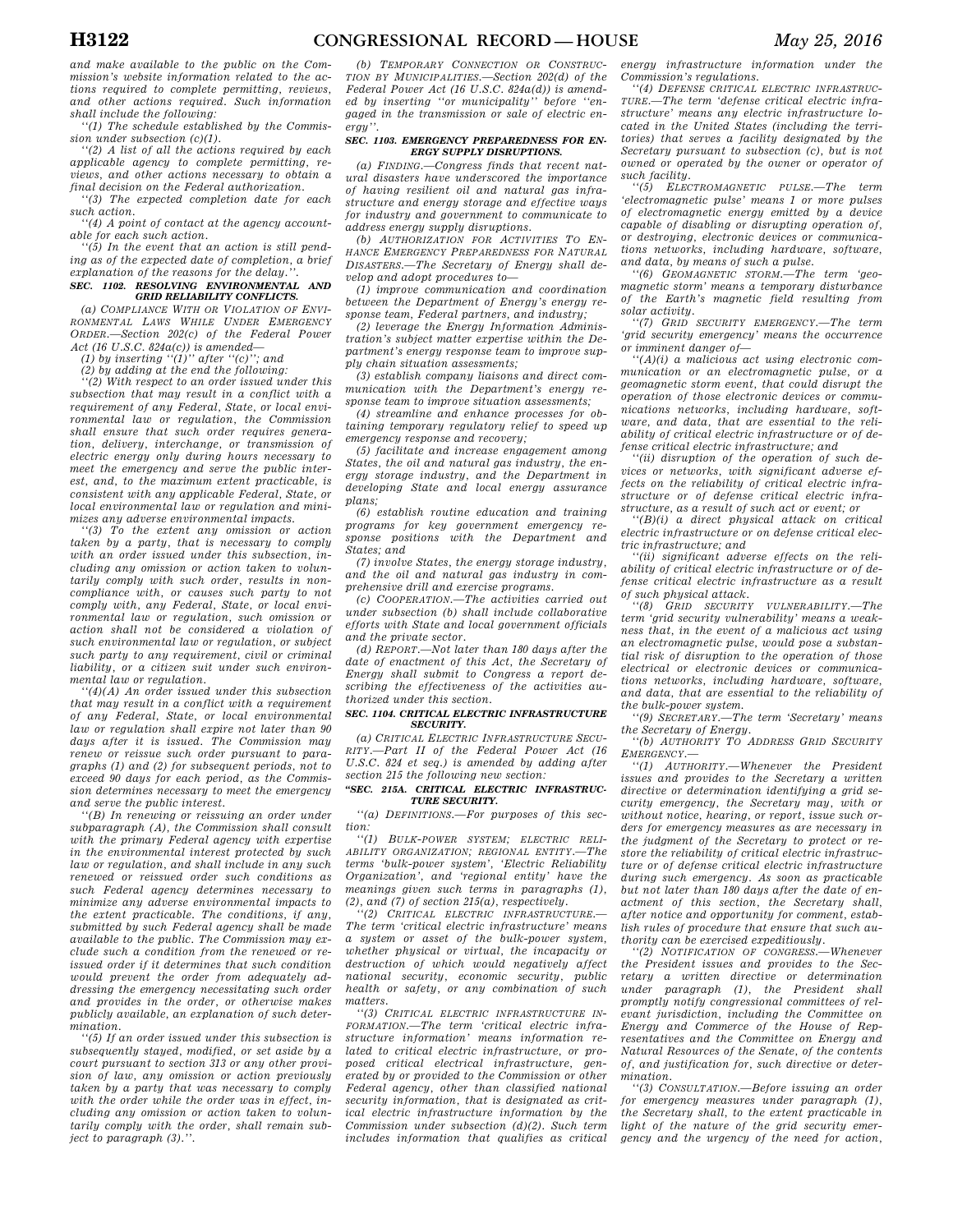and make available to the public on the Commission's website information related to the actions required to complete permitting, reviews, and other actions required. Such information shall include the following:

''(1) The schedule established by the Commission under subsection (c)(1).

''(2) A list of all the actions required by each applicable agency to complete permitting, reviews, and other actions necessary to obtain a final decision on the Federal authorization.

''(3) The expected completion date for each such action.

''(4) A point of contact at the agency accountable for each such action.

''(5) In the event that an action is still pending as of the expected date of completion, a brief explanation of the reasons for the delay.''.

### SEC. 1102. RESOLVING ENVIRONMENTAL AND GRID RELIABILITY CONFLICTS.

(a) *COMPLIANCE WITH OR VIOLATION OF ENVIRONMENTAL LAWS WHILE UNDER EMERGENCY ORDER.*—Section 202(c) of the Federal Power Act (16 U.S.C. 824a(c)) is amended—

(1) by inserting ''(1)'' after ''(c)''; and

(2) by adding at the end the following:

''(2) With respect to an order issued under this subsection that may result in a conflict with a requirement of any Federal, State, or local environmental law or regulation, the Commission shall ensure that such order requires generation, delivery, interchange, or transmission of electric energy only during hours necessary to meet the emergency and serve the public interest, and, to the maximum extent practicable, is consistent with any applicable Federal, State, or local environmental law or regulation and minimizes any adverse environmental impacts.

''(3) To the extent any omission or action taken by a party, that is necessary to comply with an order issued under this subsection, including any omission or action taken to voluntarily comply with such order, results in noncompliance with, or causes such party to not comply with, any Federal, State, or local environmental law or regulation, such omission or action shall not be considered a violation of such environmental law or regulation, or subject such party to any requirement, civil or criminal liability, or a citizen suit under such environmental law or regulation.

''(4)(A) An order issued under this subsection that may result in a conflict with a requirement of any Federal, State, or local environmental law or regulation shall expire not later than 90 days after it is issued. The Commission may renew or reissue such order pursuant to paragraphs (1) and (2) for subsequent periods, not to exceed 90 days for each period, as the Commission determines necessary to meet the emergency and serve the public interest.

''(B) In renewing or reissuing an order under subparagraph (A), the Commission shall consult with the primary Federal agency with expertise in the environmental interest protected by such law or regulation, and shall include in any such renewed or reissued order such conditions as such Federal agency determines necessary to minimize any adverse environmental impacts to the extent practicable. The conditions, if any, submitted by such Federal agency shall be made available to the public. The Commission may exclude such a condition from the renewed or reissued order if it determines that such condition would prevent the order from adequately addressing the emergency necessitating such order and provides in the order, or otherwise makes publicly available, an explanation of such determination.

''(5) If an order issued under this subsection is subsequently stayed, modified, or set aside by a court pursuant to section 313 or any other provision of law, any omission or action previously taken by a party that was necessary to comply with the order while the order was in effect, including any omission or action taken to voluntarily comply with the order, shall remain subject to paragraph (3).''.

(b) *TEMPORARY CONNECTION OR CONSTRUCTION BY MUNICIPALITIES.*—Section 202(d) of the Federal Power Act (16 U.S.C. 824a(d)) is amended by inserting ''or municipality'' before ''engaged in the transmission or sale of electric energy''.

### SEC. 1103. EMERGENCY PREPAREDNESS FOR ENERGY SUPPLY DISRUPTIONS.

(a) *FINDING.*—Congress finds that recent natural disasters have underscored the importance of having resilient oil and natural gas infrastructure and energy storage and effective ways for industry and government to communicate to address energy supply disruptions.

(b) *AUTHORIZATION FOR ACTIVITIES TO ENHANCE EMERGENCY PREPAREDNESS FOR NATURAL DISASTERS.*—The Secretary of Energy shall develop and adopt procedures to—

(1) improve communication and coordination between the Department of Energy's energy response team, Federal partners, and industry;

(2) leverage the Energy Information Administration's subject matter expertise within the Department's energy response team to improve supply chain situation assessments;

(3) establish company liaisons and direct communication with the Department's energy response team to improve situation assessments;

(4) streamline and enhance processes for obtaining temporary regulatory relief to speed up emergency response and recovery;

(5) facilitate and increase engagement among States, the oil and natural gas industry, the energy storage industry, and the Department in developing State and local energy assurance plans;

(6) establish routine education and training programs for key government emergency response positions with the Department and States; and

(7) involve States, the energy storage industry, and the oil and natural gas industry in comprehensive drill and exercise programs.

(c) *COOPERATION.*—The activities carried out under subsection (b) shall include collaborative efforts with State and local government officials and the private sector.

(d) *REPORT.*—Not later than 180 days after the date of enactment of this Act, the Secretary of Energy shall submit to Congress a report describing the effectiveness of the activities authorized under this section.

### SEC. 1104. CRITICAL ELECTRIC INFRASTRUCTURE SECURITY.

(a) *CRITICAL ELECTRIC INFRASTRUCTURE SECURITY.*—Part II of the Federal Power Act (16 U.S.C. 824 et seq.) is amended by adding after section 215 the following new section:

### ''SEC. 215A. CRITICAL ELECTRIC INFRASTRUCTURE SECURITY.

''(a) *DEFINITIONS.*—For purposes of this section:

''(1) *BULK-POWER SYSTEM; ELECTRIC RELIABILITY ORGANIZATION; REGIONAL ENTITY.*—The terms 'bulk-power system', 'Electric Reliability Organization', and 'regional entity' have the meanings given such terms in paragraphs (1), (2), and (7) of section 215(a), respectively.

''(2) *CRITICAL ELECTRIC INFRASTRUCTURE.*—The term 'critical electric infrastructure' means a system or asset of the bulk-power system, whether physical or virtual, the incapacity or destruction of which would negatively affect national security, economic security, public health or safety, or any combination of such matters.

''(3) *CRITICAL ELECTRIC INFRASTRUCTURE INFORMATION.*—The term 'critical electric infrastructure information' means information related to critical electric infrastructure, or proposed critical electrical infrastructure, generated by or provided to the Commission or other Federal agency, other than classified national security information, that is designated as critical electric infrastructure information by the Commission under subsection (d)(2). Such term includes information that qualifies as critical energy infrastructure information under the Commission's regulations.

''(4) *DEFENSE CRITICAL ELECTRIC INFRASTRUCTURE.*—The term 'defense critical electric infrastructure' means any electric infrastructure located in the United States (including the territories) that serves a facility designated by the Secretary pursuant to subsection (c), but is not owned or operated by the owner or operator of such facility.

''(5) *ELECTROMAGNETIC PULSE.*—The term 'electromagnetic pulse' means 1 or more pulses of electromagnetic energy emitted by a device capable of disabling or disrupting operation of, or destroying, electronic devices or communications networks, including hardware, software, and data, by means of such a pulse.

''(6) *GEOMAGNETIC STORM.*—The term 'geomagnetic storm' means a temporary disturbance of the Earth's magnetic field resulting from solar activity.

''(7) *GRID SECURITY EMERGENCY.*—The term 'grid security emergency' means the occurrence or imminent danger of—

''(A)(i) a malicious act using electronic communication or an electromagnetic pulse, or a geomagnetic storm event, that could disrupt the operation of those electronic devices or communications networks, including hardware, software, and data, that are essential to the reliability of critical electric infrastructure or of defense critical electric infrastructure; and

''(ii) disruption of the operation of such devices or networks, with significant adverse effects on the reliability of critical electric infrastructure or of defense critical electric infrastructure, as a result of such act or event; or

''(B)(i) a direct physical attack on critical electric infrastructure or on defense critical electric infrastructure; and

''(ii) significant adverse effects on the reliability of critical electric infrastructure or of defense critical electric infrastructure as a result of such physical attack.

''(8) *GRID SECURITY VULNERABILITY.*—The term 'grid security vulnerability' means a weakness that, in the event of a malicious act using an electromagnetic pulse, would pose a substantial risk of disruption to the operation of those electrical or electronic devices or communications networks, including hardware, software, and data, that are essential to the reliability of the bulk-power system.

''(9) *SECRETARY.*—The term 'Secretary' means the Secretary of Energy.

''(b) *AUTHORITY TO ADDRESS GRID SECURITY EMERGENCY.*—

''(1) *AUTHORITY.*—Whenever the President issues and provides to the Secretary a written directive or determination identifying a grid security emergency, the Secretary may, with or without notice, hearing, or report, issue such orders for emergency measures as are necessary in the judgment of the Secretary to protect or restore the reliability of critical electric infrastructure or of defense critical electric infrastructure during such emergency. As soon as practicable but not later than 180 days after the date of enactment of this section, the Secretary shall, after notice and opportunity for comment, establish rules of procedure that ensure that such authority can be exercised expeditiously.

''(2) *NOTIFICATION OF CONGRESS.*—Whenever the President issues and provides to the Secretary a written directive or determination under paragraph (1), the President shall promptly notify congressional committees of relevant jurisdiction, including the Committee on Energy and Commerce of the House of Representatives and the Committee on Energy and Natural Resources of the Senate, of the contents of, and justification for, such directive or determination.

''(3) *CONSULTATION.*—Before issuing an order for emergency measures under paragraph (1), the Secretary shall, to the extent practicable in light of the nature of the grid security emergency and the urgency of the need for action,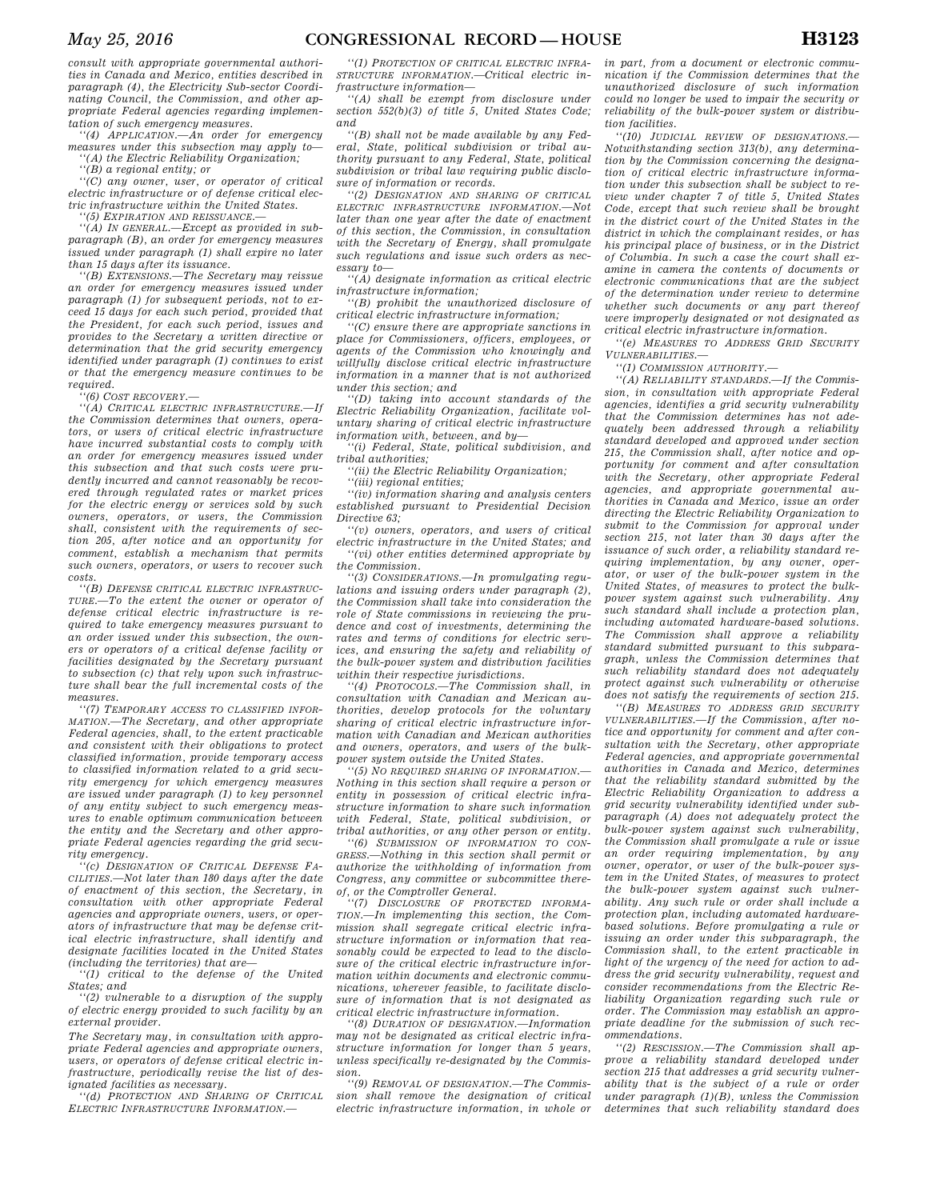consult with appropriate governmental authorities in Canada and Mexico, entities described in paragraph (4), the Electricity Sub-sector Coordinating Council, the Commission, and other appropriate Federal agencies regarding implementation of such emergency measures.

''(4) *APPLICATION.*—An order for emergency measures under this subsection may apply to—

''(A) the Electric Reliability Organization;

''(B) a regional entity; or

''(C) any owner, user, or operator of critical electric infrastructure or of defense critical electric infrastructure within the United States.

''(5) *EXPIRATION AND REISSUANCE.*—

''(A) *IN GENERAL.*—Except as provided in subparagraph (B), an order for emergency measures issued under paragraph (1) shall expire no later than 15 days after its issuance.

''(B) *EXTENSIONS.*—The Secretary may reissue an order for emergency measures issued under paragraph (1) for subsequent periods, not to exceed 15 days for each such period, provided that the President, for each such period, issues and provides to the Secretary a written directive or determination that the grid security emergency identified under paragraph (1) continues to exist or that the emergency measure continues to be required.

''(6) *COST RECOVERY.*—

''(A) *CRITICAL ELECTRIC INFRASTRUCTURE.*—If the Commission determines that owners, operators, or users of critical electric infrastructure have incurred substantial costs to comply with an order for emergency measures issued under this subsection and that such costs were prudently incurred and cannot reasonably be recovered through regulated rates or market prices for the electric energy or services sold by such owners, operators, or users, the Commission shall, consistent with the requirements of section 205, after notice and an opportunity for comment, establish a mechanism that permits such owners, operators, or users to recover such costs.

''(B) *DEFENSE CRITICAL ELECTRIC INFRASTRUCTURE.*—To the extent the owner or operator of defense critical electric infrastructure is required to take emergency measures pursuant to an order issued under this subsection, the owners or operators of a critical defense facility or facilities designated by the Secretary pursuant to subsection (c) that rely upon such infrastructure shall bear the full incremental costs of the measures.

''(7) *TEMPORARY ACCESS TO CLASSIFIED INFORMATION.*—The Secretary, and other appropriate Federal agencies, shall, to the extent practicable and consistent with their obligations to protect classified information, provide temporary access to classified information related to a grid security emergency for which emergency measures are issued under paragraph (1) to key personnel of any entity subject to such emergency measures to enable optimum communication between the entity and the Secretary and other appropriate Federal agencies regarding the grid security emergency.

''(c) *DESIGNATION OF CRITICAL DEFENSE FACILITIES.*—Not later than 180 days after the date of enactment of this section, the Secretary, in consultation with other appropriate Federal agencies and appropriate owners, users, or operators of infrastructure that may be defense critical electric infrastructure, shall identify and designate facilities located in the United States (including the territories) that are—

''(1) critical to the defense of the United States; and

''(2) vulnerable to a disruption of the supply of electric energy provided to such facility by an external provider.

The Secretary may, in consultation with appropriate Federal agencies and appropriate owners, users, or operators of defense critical electric infrastructure, periodically revise the list of designated facilities as necessary.

''(d) *PROTECTION AND SHARING OF CRITICAL ELECTRIC INFRASTRUCTURE INFORMATION.*—

''(1) *PROTECTION OF CRITICAL ELECTRIC INFRASTRUCTURE INFORMATION.*—Critical electric infrastructure information—

''(A) shall be exempt from disclosure under section 552(b)(3) of title 5, United States Code; and

''(B) shall not be made available by any Federal, State, political subdivision or tribal authority pursuant to any Federal, State, political subdivision or tribal law requiring public disclosure of information or records.

''(2) *DESIGNATION AND SHARING OF CRITICAL ELECTRIC INFRASTRUCTURE INFORMATION.*—Not later than one year after the date of enactment of this section, the Commission, in consultation with the Secretary of Energy, shall promulgate such regulations and issue such orders as necessary to—

''(A) designate information as critical electric infrastructure information;

''(B) prohibit the unauthorized disclosure of critical electric infrastructure information;

''(C) ensure there are appropriate sanctions in place for Commissioners, officers, employees, or agents of the Commission who knowingly and willfully disclose critical electric infrastructure information in a manner that is not authorized under this section; and

''(D) taking into account standards of the Electric Reliability Organization, facilitate voluntary sharing of critical electric infrastructure information with, between, and by—

''(i) Federal, State, political subdivision, and tribal authorities;

''(ii) the Electric Reliability Organization;

''(iii) regional entities;

''(iv) information sharing and analysis centers established pursuant to Presidential Decision Directive 63;

''(v) owners, operators, and users of critical electric infrastructure in the United States; and

''(vi) other entities determined appropriate by the Commission.

''(3) *CONSIDERATIONS.*—In promulgating regulations and issuing orders under paragraph (2), the Commission shall take into consideration the role of State commissions in reviewing the prudence and cost of investments, determining the rates and terms of conditions for electric services, and ensuring the safety and reliability of the bulk-power system and distribution facilities within their respective jurisdictions.

''(4) *PROTOCOLS.*—The Commission shall, in consultation with Canadian and Mexican authorities, develop protocols for the voluntary sharing of critical electric infrastructure information with Canadian and Mexican authorities and owners, operators, and users of the bulk-power system outside the United States.

''(5) *NO REQUIRED SHARING OF INFORMATION.*—Nothing in this section shall require a person or entity in possession of critical electric infrastructure information to share such information with Federal, State, political subdivision, or tribal authorities, or any other person or entity.

''(6) *SUBMISSION OF INFORMATION TO CONGRESS.*—Nothing in this section shall permit or authorize the withholding of information from Congress, any committee or subcommittee thereof, or the Comptroller General.

''(7) *DISCLOSURE OF PROTECTED INFORMATION.*—In implementing this section, the Commission shall segregate critical electric infrastructure information or information that reasonably could be expected to lead to the disclosure of the critical electric infrastructure information within documents and electronic communications, wherever feasible, to facilitate disclosure of information that is not designated as critical electric infrastructure information.

''(8) *DURATION OF DESIGNATION.*—Information may not be designated as critical electric infrastructure information for longer than 5 years, unless specifically re-designated by the Commission.

''(9) *REMOVAL OF DESIGNATION.*—The Commission shall remove the designation of critical electric infrastructure information, in whole or in part, from a document or electronic communication if the Commission determines that the unauthorized disclosure of such information could no longer be used to impair the security or reliability of the bulk-power system or distribution facilities.

''(10) *JUDICIAL REVIEW OF DESIGNATIONS.*—Notwithstanding section 313(b), any determination by the Commission concerning the designation of critical electric infrastructure information under this subsection shall be subject to review under chapter 7 of title 5, United States Code, except that such review shall be brought in the district court of the United States in the district in which the complainant resides, or has his principal place of business, or in the District of Columbia. In such a case the court shall examine in camera the contents of documents or electronic communications that are the subject of the determination under review to determine whether such documents or any part thereof were improperly designated or not designated as critical electric infrastructure information.

''(e) *MEASURES TO ADDRESS GRID SECURITY VULNERABILITIES.*—

''(1) *COMMISSION AUTHORITY.*—

''(A) *RELIABILITY STANDARDS.*—If the Commission, in consultation with appropriate Federal agencies, identifies a grid security vulnerability that the Commission determines has not adequately been addressed through a reliability standard developed and approved under section 215, the Commission shall, after notice and opportunity for comment and after consultation with the Secretary, other appropriate Federal agencies, and appropriate governmental authorities in Canada and Mexico, issue an order directing the Electric Reliability Organization to submit to the Commission for approval under section 215, not later than 30 days after the issuance of such order, a reliability standard requiring implementation, by any owner, operator, or user of the bulk-power system in the United States, of measures to protect the bulk-power system against such vulnerability. Any such standard shall include a protection plan, including automated hardware-based solutions. The Commission shall approve a reliability standard submitted pursuant to this subparagraph, unless the Commission determines that such reliability standard does not adequately protect against such vulnerability or otherwise does not satisfy the requirements of section 215.

''(B) *MEASURES TO ADDRESS GRID SECURITY VULNERABILITIES.*—If the Commission, after notice and opportunity for comment and after consultation with the Secretary, other appropriate Federal agencies, and appropriate governmental authorities in Canada and Mexico, determines that the reliability standard submitted by the Electric Reliability Organization to address a grid security vulnerability identified under subparagraph (A) does not adequately protect the bulk-power system against such vulnerability, the Commission shall promulgate a rule or issue an order requiring implementation, by any owner, operator, or user of the bulk-power system in the United States, of measures to protect the bulk-power system against such vulnerability. Any such rule or order shall include a protection plan, including automated hardware-based solutions. Before promulgating a rule or issuing an order under this subparagraph, the Commission shall, to the extent practicable in light of the urgency of the need for action to address the grid security vulnerability, request and consider recommendations from the Electric Reliability Organization regarding such rule or order. The Commission may establish an appropriate deadline for the submission of such recommendations.

''(2) *RESCISSION.*—The Commission shall approve a reliability standard developed under section 215 that addresses a grid security vulnerability that is the subject of a rule or order under paragraph (1)(B), unless the Commission determines that such reliability standard does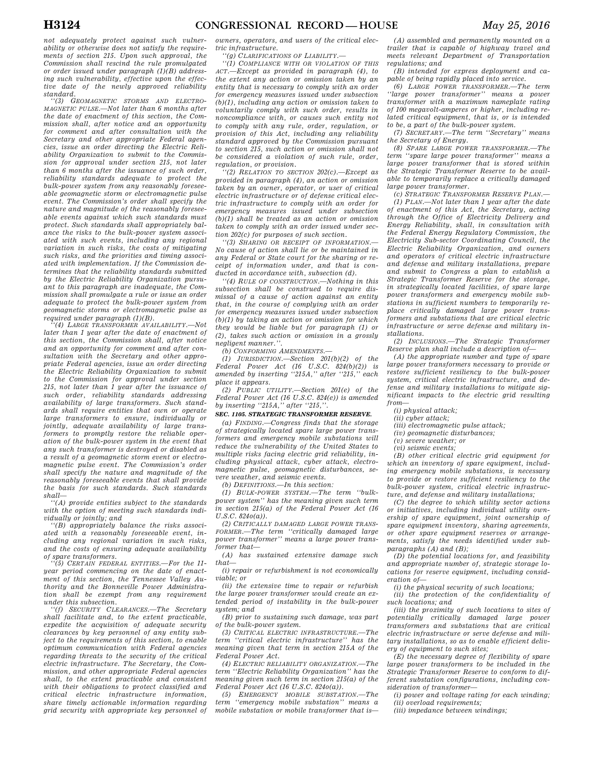not adequately protect against such vulnerability or otherwise does not satisfy the requirements of section 215. Upon such approval, the Commission shall rescind the rule promulgated or order issued under paragraph (1)(B) addressing such vulnerability, effective upon the effective date of the newly approved reliability standard.

''(3) *GEOMAGNETIC STORMS AND ELECTROMAGNETIC PULSE*.—Not later than 6 months after the date of enactment of this section, the Commission shall, after notice and an opportunity for comment and after consultation with the Secretary and other appropriate Federal agencies, issue an order directing the Electric Reliability Organization to submit to the Commission for approval under section 215, not later than 6 months after the issuance of such order, reliability standards adequate to protect the bulk-power system from any reasonably foreseeable geomagnetic storm or electromagnetic pulse event. The Commission's order shall specify the nature and magnitude of the reasonably foreseeable events against which such standards must protect. Such standards shall appropriately balance the risks to the bulk-power system associated with such events, including any regional variation in such risks, the costs of mitigating such risks, and the priorities and timing associated with implementation. If the Commission determines that the reliability standards submitted by the Electric Reliability Organization pursuant to this paragraph are inadequate, the Commission shall promulgate a rule or issue an order adequate to protect the bulk-power system from geomagnetic storms or electromagnetic pulse as required under paragraph (1)(B).

''(4) *LARGE TRANSFORMER AVAILABILITY*.—Not later than 1 year after the date of enactment of this section, the Commission shall, after notice and an opportunity for comment and after consultation with the Secretary and other appropriate Federal agencies, issue an order directing the Electric Reliability Organization to submit to the Commission for approval under section 215, not later than 1 year after the issuance of such order, reliability standards addressing availability of large transformers. Such standards shall require entities that own or operate large transformers to ensure, individually or jointly, adequate availability of large transformers to promptly restore the reliable operation of the bulk-power system in the event that any such transformer is destroyed or disabled as a result of a geomagnetic storm event or electromagnetic pulse event. The Commission's order shall specify the nature and magnitude of the reasonably foreseeable events that shall provide the basis for such standards. Such standards shall—

''(A) provide entities subject to the standards with the option of meeting such standards individually or jointly; and

''(B) appropriately balance the risks associated with a reasonably foreseeable event, including any regional variation in such risks, and the costs of ensuring adequate availability of spare transformers.

''(5) *CERTAIN FEDERAL ENTITIES*.—For the 11-year period commencing on the date of enactment of this section, the Tennessee Valley Authority and the Bonneville Power Administration shall be exempt from any requirement under this subsection.

''(f) *SECURITY CLEARANCES*.—The Secretary shall facilitate and, to the extent practicable, expedite the acquisition of adequate security clearances by key personnel of any entity subject to the requirements of this section, to enable optimum communication with Federal agencies regarding threats to the security of the critical electric infrastructure. The Secretary, the Commission, and other appropriate Federal agencies shall, to the extent practicable and consistent with their obligations to protect classified and critical electric infrastructure information, share timely actionable information regarding grid security with appropriate key personnel of owners, operators, and users of the critical electric infrastructure.

''(g) *CLARIFICATIONS OF LIABILITY*.—

''(1) *COMPLIANCE WITH OR VIOLATION OF THIS ACT*.—Except as provided in paragraph (4), to the extent any action or omission taken by an entity that is necessary to comply with an order for emergency measures issued under subsection (b)(1), including any action or omission taken to voluntarily comply with such order, results in noncompliance with, or causes such entity not to comply with any rule, order, regulation, or provision of this Act, including any reliability standard approved by the Commission pursuant to section 215, such action or omission shall not be considered a violation of such rule, order, regulation, or provision.

''(2) *RELATION TO SECTION 202(c)*.—Except as provided in paragraph (4), an action or omission taken by an owner, operator, or user of critical electric infrastructure or of defense critical electric infrastructure to comply with an order for emergency measures issued under subsection (b)(1) shall be treated as an action or omission taken to comply with an order issued under section 202(c) for purposes of such section.

''(3) *SHARING OR RECEIPT OF INFORMATION*.—No cause of action shall lie or be maintained in any Federal or State court for the sharing or receipt of information under, and that is conducted in accordance with, subsection (d).

''(4) *RULE OF CONSTRUCTION*.—Nothing in this subsection shall be construed to require dismissal of a cause of action against an entity that, in the course of complying with an order for emergency measures issued under subsection (b)(1) by taking an action or omission for which they would be liable but for paragraph (1) or (2), takes such action or omission in a grossly negligent manner.''.

(b) *CONFORMING AMENDMENTS*.—

(1) *JURISDICTION*.—Section 201(b)(2) of the Federal Power Act (16 U.S.C. 824(b)(2)) is amended by inserting ''215A,'' after ''215,'' each place it appears.

(2) *PUBLIC UTILITY*.—Section 201(e) of the Federal Power Act (16 U.S.C. 824(e)) is amended by inserting ''215A,'' after ''215,''.

**SEC. 1105. STRATEGIC TRANSFORMER RESERVE.**

(a) *FINDING*.—Congress finds that the storage of strategically located spare large power transformers and emergency mobile substations will reduce the vulnerability of the United States to multiple risks facing electric grid reliability, including physical attack, cyber attack, electromagnetic pulse, geomagnetic disturbances, severe weather, and seismic events.

(b) *DEFINITIONS*.—In this section:

(1) *BULK-POWER SYSTEM*.—The term ''bulk-power system'' has the meaning given such term in section 215(a) of the Federal Power Act (16 U.S.C. 824o(a)).

(2) *CRITICALLY DAMAGED LARGE POWER TRANSFORMER*.—The term ''critically damaged large power transformer'' means a large power transformer that—

(A) has sustained extensive damage such that—

(i) repair or refurbishment is not economically viable; or

(ii) the extensive time to repair or refurbish the large power transformer would create an extended period of instability in the bulk-power system; and

(B) prior to sustaining such damage, was part of the bulk-power system.

(3) *CRITICAL ELECTRIC INFRASTRUCTURE*.—The term ''critical electric infrastructure'' has the meaning given that term in section 215A of the Federal Power Act.

(4) *ELECTRIC RELIABILITY ORGANIZATION*.—The term ''Electric Reliability Organization'' has the meaning given such term in section 215(a) of the Federal Power Act (16 U.S.C. 824o(a)).

(5) *EMERGENCY MOBILE SUBSTATION*.—The term ''emergency mobile substation'' means a mobile substation or mobile transformer that is—

(A) assembled and permanently mounted on a trailer that is capable of highway travel and meets relevant Department of Transportation regulations; and

(B) intended for express deployment and capable of being rapidly placed into service.

(6) *LARGE POWER TRANSFORMER*.—The term ''large power transformer'' means a power transformer with a maximum nameplate rating of 100 megavolt-amperes or higher, including related critical equipment, that is, or is intended to be, a part of the bulk-power system.

(7) *SECRETARY*.—The term ''Secretary'' means the Secretary of Energy.

(8) *SPARE LARGE POWER TRANSFORMER*.—The term ''spare large power transformer'' means a large power transformer that is stored within the Strategic Transformer Reserve to be available to temporarily replace a critically damaged large power transformer.

(c) *STRATEGIC TRANSFORMER RESERVE PLAN*.—

(1) *PLAN*.—Not later than 1 year after the date of enactment of this Act, the Secretary, acting through the Office of Electricity Delivery and Energy Reliability, shall, in consultation with the Federal Energy Regulatory Commission, the Electricity Sub-sector Coordinating Council, the Electric Reliability Organization, and owners and operators of critical electric infrastructure and defense and military installations, prepare and submit to Congress a plan to establish a Strategic Transformer Reserve for the storage, in strategically located facilities, of spare large power transformers and emergency mobile substations in sufficient numbers to temporarily replace critically damaged large power transformers and substations that are critical electric infrastructure or serve defense and military installations.

(2) *INCLUSIONS*.—The Strategic Transformer Reserve plan shall include a description of—

(A) the appropriate number and type of spare large power transformers necessary to provide or restore sufficient resiliency to the bulk-power system, critical electric infrastructure, and defense and military installations to mitigate significant impacts to the electric grid resulting from—

(i) physical attack;

(ii) cyber attack;

(iii) electromagnetic pulse attack;

(iv) geomagnetic disturbances;

(v) severe weather; or

(vi) seismic events;

(B) other critical electric grid equipment for which an inventory of spare equipment, including emergency mobile substations, is necessary to provide or restore sufficient resiliency to the bulk-power system, critical electric infrastructure, and defense and military installations;

(C) the degree to which utility sector actions or initiatives, including individual utility ownership of spare equipment, joint ownership of spare equipment inventory, sharing agreements, or other spare equipment reserves or arrangements, satisfy the needs identified under subparagraphs (A) and (B);

(D) the potential locations for, and feasibility and appropriate number of, strategic storage locations for reserve equipment, including consideration of—

(i) the physical security of such locations;

(ii) the protection of the confidentiality of such locations; and

(iii) the proximity of such locations to sites of potentially critically damaged large power transformers and substations that are critical electric infrastructure or serve defense and military installations, so as to enable efficient delivery of equipment to such sites;

(E) the necessary degree of flexibility of spare large power transformers to be included in the Strategic Transformer Reserve to conform to different substation configurations, including consideration of transformer—

(i) power and voltage rating for each winding;

(ii) overload requirements;

(iii) impedance between windings;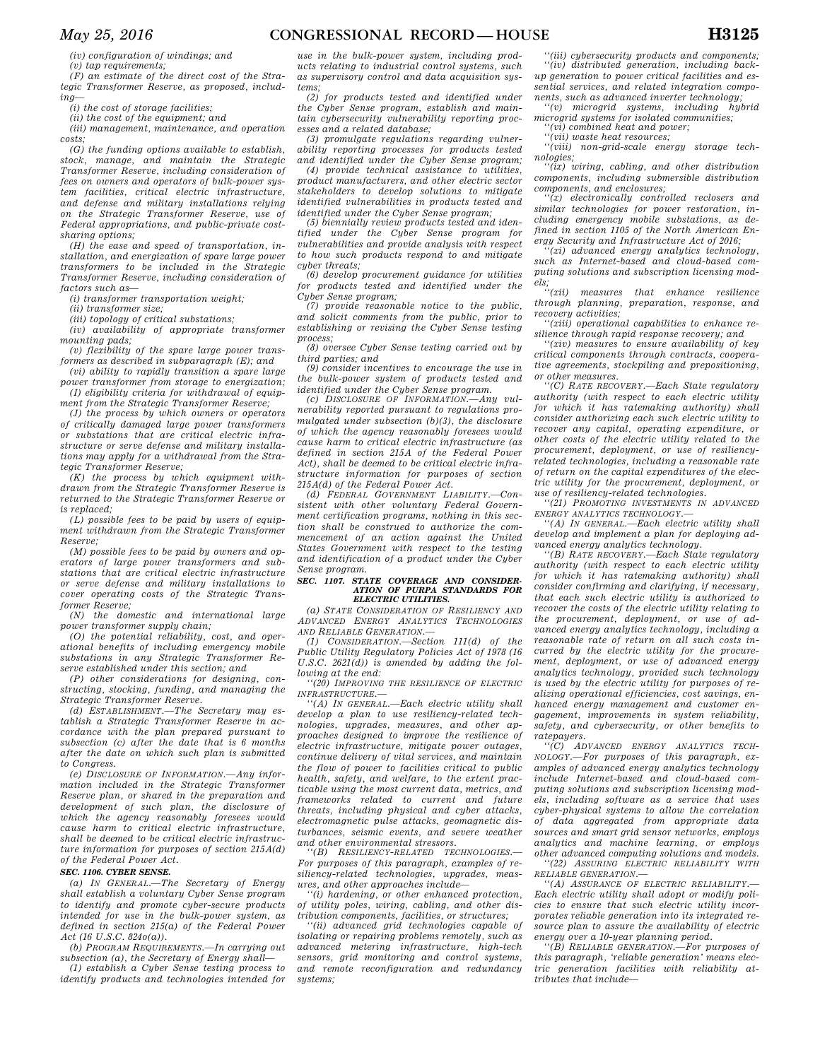*(iv) configuration of windings; and*

*(v) tap requirements;*

*(F) an estimate of the direct cost of the Strategic Transformer Reserve, as proposed, including—*

*(i) the cost of storage facilities;*

*(ii) the cost of the equipment; and*

*(iii) management, maintenance, and operation costs;*

*(G) the funding options available to establish, stock, manage, and maintain the Strategic Transformer Reserve, including consideration of fees on owners and operators of bulk-power system facilities, critical electric infrastructure, and defense and military installations relying on the Strategic Transformer Reserve, use of Federal appropriations, and public-private cost-sharing options;*

*(H) the ease and speed of transportation, installation, and energization of spare large power transformers to be included in the Strategic Transformer Reserve, including consideration of factors such as—*

*(i) transformer transportation weight;*

*(ii) transformer size;*

*(iii) topology of critical substations;*

*(iv) availability of appropriate transformer mounting pads;*

*(v) flexibility of the spare large power transformers as described in subparagraph (E); and*

*(vi) ability to rapidly transition a spare large power transformer from storage to energization;*

*(I) eligibility criteria for withdrawal of equipment from the Strategic Transformer Reserve;*

*(J) the process by which owners or operators of critically damaged large power transformers or substations that are critical electric infrastructure or serve defense and military installations may apply for a withdrawal from the Strategic Transformer Reserve;*

*(K) the process by which equipment withdrawn from the Strategic Transformer Reserve is returned to the Strategic Transformer Reserve or is replaced;*

*(L) possible fees to be paid by users of equipment withdrawn from the Strategic Transformer Reserve;*

*(M) possible fees to be paid by owners and operators of large power transformers and substations that are critical electric infrastructure or serve defense and military installations to cover operating costs of the Strategic Transformer Reserve;*

*(N) the domestic and international large power transformer supply chain;*

*(O) the potential reliability, cost, and operational benefits of including emergency mobile substations in any Strategic Transformer Reserve established under this section; and*

*(P) other considerations for designing, constructing, stocking, funding, and managing the Strategic Transformer Reserve.*

*(d) ESTABLISHMENT.—The Secretary may establish a Strategic Transformer Reserve in accordance with the plan prepared pursuant to subsection (c) after the date that is 6 months after the date on which such plan is submitted to Congress.*

*(e) DISCLOSURE OF INFORMATION.—Any information included in the Strategic Transformer Reserve plan, or shared in the preparation and development of such plan, the disclosure of which the agency reasonably foresees would cause harm to critical electric infrastructure, shall be deemed to be critical electric infrastructure information for purposes of section 215A(d) of the Federal Power Act.*

#### *SEC. 1106. CYBER SENSE.*

*(a) IN GENERAL.—The Secretary of Energy shall establish a voluntary Cyber Sense program to identify and promote cyber-secure products intended for use in the bulk-power system, as defined in section 215(a) of the Federal Power Act (16 U.S.C. 824o(a)).*

*(b) PROGRAM REQUIREMENTS.—In carrying out subsection (a), the Secretary of Energy shall—*

*(1) establish a Cyber Sense testing process to identify products and technologies intended for use in the bulk-power system, including products relating to industrial control systems, such as supervisory control and data acquisition systems;*

*(2) for products tested and identified under the Cyber Sense program, establish and maintain cybersecurity vulnerability reporting processes and a related database;*

*(3) promulgate regulations regarding vulnerability reporting processes for products tested and identified under the Cyber Sense program;*

*(4) provide technical assistance to utilities, product manufacturers, and other electric sector stakeholders to develop solutions to mitigate identified vulnerabilities in products tested and identified under the Cyber Sense program;*

*(5) biennially review products tested and identified under the Cyber Sense program for vulnerabilities and provide analysis with respect to how such products respond to and mitigate cyber threats;*

*(6) develop procurement guidance for utilities for products tested and identified under the Cyber Sense program;*

*(7) provide reasonable notice to the public, and solicit comments from the public, prior to establishing or revising the Cyber Sense testing process;*

*(8) oversee Cyber Sense testing carried out by third parties; and*

*(9) consider incentives to encourage the use in the bulk-power system of products tested and identified under the Cyber Sense program.*

*(c) DISCLOSURE OF INFORMATION.—Any vulnerability reported pursuant to regulations promulgated under subsection (b)(3), the disclosure of which the agency reasonably foresees would cause harm to critical electric infrastructure (as defined in section 215A of the Federal Power Act), shall be deemed to be critical electric infrastructure information for purposes of section 215A(d) of the Federal Power Act.*

*(d) FEDERAL GOVERNMENT LIABILITY.—Consistent with other voluntary Federal Government certification programs, nothing in this section shall be construed to authorize the commencement of an action against the United States Government with respect to the testing and identification of a product under the Cyber Sense program.*

#### *SEC. 1107. STATE COVERAGE AND CONSIDERATION OF PURPA STANDARDS FOR ELECTRIC UTILITIES.*

*(a) STATE CONSIDERATION OF RESILIENCY AND ADVANCED ENERGY ANALYTICS TECHNOLOGIES AND RELIABLE GENERATION.—*

*(1) CONSIDERATION.—Section 111(d) of the Public Utility Regulatory Policies Act of 1978 (16 U.S.C. 2621(d)) is amended by adding the following at the end:*

*''(20) IMPROVING THE RESILIENCE OF ELECTRIC INFRASTRUCTURE.—*

*''(A) IN GENERAL.—Each electric utility shall develop a plan to use resiliency-related technologies, upgrades, measures, and other approaches designed to improve the resilience of electric infrastructure, mitigate power outages, continue delivery of vital services, and maintain the flow of power to facilities critical to public health, safety, and welfare, to the extent practicable using the most current data, metrics, and frameworks related to current and future threats, including physical and cyber attacks, electromagnetic pulse attacks, geomagnetic disturbances, seismic events, and severe weather and other environmental stressors.*

*''(B) RESILIENCY-RELATED TECHNOLOGIES.—For purposes of this paragraph, examples of resiliency-related technologies, upgrades, measures, and other approaches include—*

*''(i) hardening, or other enhanced protection, of utility poles, wiring, cabling, and other distribution components, facilities, or structures;*

*''(ii) advanced grid technologies capable of isolating or repairing problems remotely, such as advanced metering infrastructure, high-tech sensors, grid monitoring and control systems, and remote reconfiguration and redundancy systems;*

*''(iii) cybersecurity products and components;*

*''(iv) distributed generation, including back-up generation to power critical facilities and essential services, and related integration components, such as advanced inverter technology;*

*''(v) microgrid systems, including hybrid microgrid systems for isolated communities;*

*''(vi) combined heat and power;*

*''(vii) waste heat resources;*

*''(viii) non-grid-scale energy storage technologies;*

*''(ix) wiring, cabling, and other distribution components, including submersible distribution components, and enclosures;*

*''(x) electronically controlled reclosers and similar technologies for power restoration, including emergency mobile substations, as defined in section 1105 of the North American Energy Security and Infrastructure Act of 2016;*

*''(xi) advanced energy analytics technology, such as Internet-based and cloud-based computing solutions and subscription licensing models;*

*''(xii) measures that enhance resilience through planning, preparation, response, and recovery activities;*

*''(xiii) operational capabilities to enhance resilience through rapid response recovery; and*

*''(xiv) measures to ensure availability of key critical components through contracts, cooperative agreements, stockpiling and prepositioning, or other measures.*

*''(C) RATE RECOVERY.—Each State regulatory authority (with respect to each electric utility for which it has ratemaking authority) shall consider authorizing each such electric utility to recover any capital, operating expenditure, or other costs of the electric utility related to the procurement, deployment, or use of resiliency-related technologies, including a reasonable rate of return on the capital expenditures of the electric utility for the procurement, deployment, or use of resiliency-related technologies.*

*''(21) PROMOTING INVESTMENTS IN ADVANCED ENERGY ANALYTICS TECHNOLOGY.—*

*''(A) IN GENERAL.—Each electric utility shall develop and implement a plan for deploying advanced energy analytics technology.*

*''(B) RATE RECOVERY.—Each State regulatory authority (with respect to each electric utility for which it has ratemaking authority) shall consider confirming and clarifying, if necessary, that each such electric utility is authorized to recover the costs of the electric utility relating to the procurement, deployment, or use of advanced energy analytics technology, including a reasonable rate of return on all such costs incurred by the electric utility for the procurement, deployment, or use of advanced energy analytics technology, provided such technology is used by the electric utility for purposes of realizing operational efficiencies, cost savings, enhanced energy management and customer engagement, improvements in system reliability, safety, and cybersecurity, or other benefits to ratepayers.*

*''(C) ADVANCED ENERGY ANALYTICS TECHNOLOGY.—For purposes of this paragraph, examples of advanced energy analytics technology include Internet-based and cloud-based computing solutions and subscription licensing models, including software as a service that uses cyber-physical systems to allow the correlation of data aggregated from appropriate data sources and smart grid sensor networks, employs analytics and machine learning, or employs other advanced computing solutions and models.*

*''(22) ASSURING ELECTRIC RELIABILITY WITH RELIABLE GENERATION.—*

*''(A) ASSURANCE OF ELECTRIC RELIABILITY.—Each electric utility shall adopt or modify policies to ensure that such electric utility incorporates reliable generation into its integrated resource plan to assure the availability of electric energy over a 10-year planning period.*

*''(B) RELIABLE GENERATION.—For purposes of this paragraph, 'reliable generation' means electric generation facilities with reliability attributes that include—*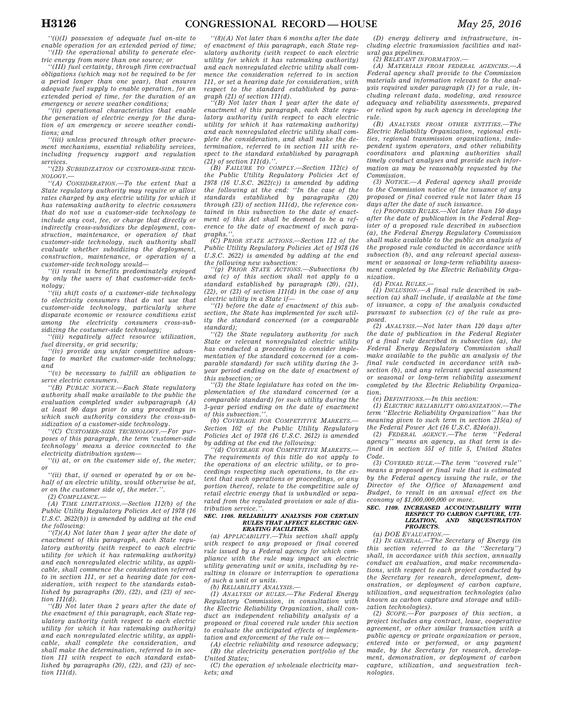"(i)(I) possession of adequate fuel on-site to enable operation for an extended period of time;

"(II) the operational ability to generate electric energy from more than one source; or

"(III) fuel certainty, through firm contractual obligations (which may not be required to be for a period longer than one year), that ensures adequate fuel supply to enable operation, for an extended period of time, for the duration of an emergency or severe weather conditions;

"(ii) operational characteristics that enable the generation of electric energy for the duration of an emergency or severe weather conditions; and

"(iii) unless procured through other procurement mechanisms, essential reliability services, including frequency support and regulation services.

"(23) SUBSIDIZATION OF CUSTOMER-SIDE TECHNOLOGY.—

"(A) CONSIDERATION.—To the extent that a State regulatory authority may require or allow rates charged by any electric utility for which it has ratemaking authority to electric consumers that do not use a customer-side technology to include any cost, fee, or charge that directly or indirectly cross-subsidizes the deployment, construction, maintenance, or operation of that customer-side technology, such authority shall evaluate whether subsidizing the deployment, construction, maintenance, or operation of a customer-side technology would—

"(i) result in benefits predominately enjoyed by only the users of that customer-side technology;

"(ii) shift costs of a customer-side technology to electricity consumers that do not use that customer-side technology, particularly where disparate economic or resource conditions exist among the electricity consumers cross-subsidizing the costumer-side technology;

"(iii) negatively affect resource utilization, fuel diversity, or grid security;

"(iv) provide any unfair competitive advantage to market the customer-side technology; and

"(v) be necessary to fulfill an obligation to serve electric consumers.

"(B) PUBLIC NOTICE.—Each State regulatory authority shall make available to the public the evaluation completed under subparagraph (A) at least 90 days prior to any proceedings in which such authority considers the cross-subsidization of a customer-side technology.

"(C) CUSTOMER-SIDE TECHNOLOGY.—For purposes of this paragraph, the term 'customer-side technology' means a device connected to the electricity distribution system—

"(i) at, or on the customer side of, the meter; or

"(ii) that, if owned or operated by or on behalf of an electric utility, would otherwise be at, or on the customer side of, the meter.".

(2) COMPLIANCE.—

(A) TIME LIMITATIONS.—Section 112(b) of the Public Utility Regulatory Policies Act of 1978 (16 U.S.C. 2622(b)) is amended by adding at the end the following:

"(7)(A) Not later than 1 year after the date of enactment of this paragraph, each State regulatory authority (with respect to each electric utility for which it has ratemaking authority) and each nonregulated electric utility, as applicable, shall commence the consideration referred to in section 111, or set a hearing date for consideration, with respect to the standards established by paragraphs (20), (22), and (23) of section 111(d).

"(B) Not later than 2 years after the date of the enactment of this paragraph, each State regulatory authority (with respect to each electric utility for which it has ratemaking authority) and each nonregulated electric utility, as applicable, shall complete the consideration, and shall make the determination, referred to in section 111 with respect to each standard established by paragraphs (20), (22), and (23) of section 111(d).

"(8)(A) Not later than 6 months after the date of enactment of this paragraph, each State regulatory authority (with respect to each electric utility for which it has ratemaking authority) and each nonregulated electric utility shall commence the consideration referred to in section 111, or set a hearing date for consideration, with respect to the standard established by paragraph (21) of section 111(d).

"(B) Not later than 1 year after the date of enactment of this paragraph, each State regulatory authority (with respect to each electric utility for which it has ratemaking authority) and each nonregulated electric utility shall complete the consideration, and shall make the determination, referred to in section 111 with respect to the standard established by paragraph (21) of section 111(d).".

(B) FAILURE TO COMPLY.—Section 112(c) of the Public Utility Regulatory Policies Act of 1978 (16 U.S.C. 2622(c)) is amended by adding the following at the end: "In the case of the standards established by paragraphs (20) through (23) of section 111(d), the reference contained in this subsection to the date of enactment of this Act shall be deemed to be a reference to the date of enactment of such paragraphs.".

(C) PRIOR STATE ACTIONS.—Section 112 of the Public Utility Regulatory Policies Act of 1978 (16 U.S.C. 2622) is amended by adding at the end the following new subsection:

"(g) PRIOR STATE ACTIONS.—Subsections (b) and (c) of this section shall not apply to a standard established by paragraph (20), (21), (22), or (23) of section 111(d) in the case of any electric utility in a State if—

"(1) before the date of enactment of this subsection, the State has implemented for such utility the standard concerned (or a comparable standard);

"(2) the State regulatory authority for such State or relevant nonregulated electric utility has conducted a proceeding to consider implementation of the standard concerned (or a comparable standard) for such utility during the 3-year period ending on the date of enactment of this subsection; or

"(3) the State legislature has voted on the implementation of the standard concerned (or a comparable standard) for such utility during the 3-year period ending on the date of enactment of this subsection.".

(b) COVERAGE FOR COMPETITIVE MARKETS.—Section 102 of the Public Utility Regulatory Policies Act of 1978 (16 U.S.C. 2612) is amended by adding at the end the following:

"(d) COVERAGE FOR COMPETITIVE MARKETS.—The requirements of this title do not apply to the operations of an electric utility, or to proceedings respecting such operations, to the extent that such operations or proceedings, or any portion thereof, relate to the competitive sale of retail electric energy that is unbundled or separated from the regulated provision or sale of distribution service.".

**SEC. 1108. RELIABILITY ANALYSIS FOR CERTAIN RULES THAT AFFECT ELECTRIC GENERATING FACILITIES.**

(a) APPLICABILITY.—This section shall apply with respect to any proposed or final covered rule issued by a Federal agency for which compliance with the rule may impact an electric utility generating unit or units, including by resulting in closure or interruption to operations of such a unit or units.

(b) RELIABILITY ANALYSIS.—

(1) ANALYSIS OF RULES.—The Federal Energy Regulatory Commission, in consultation with the Electric Reliability Organization, shall conduct an independent reliability analysis of a proposed or final covered rule under this section to evaluate the anticipated effects of implementation and enforcement of the rule on—

(A) electric reliability and resource adequacy;

(B) the electricity generation portfolio of the United States;

(C) the operation of wholesale electricity markets; and

(D) energy delivery and infrastructure, including electric transmission facilities and natural gas pipelines.

(2) RELEVANT INFORMATION.—

(A) MATERIALS FROM FEDERAL AGENCIES.—A Federal agency shall provide to the Commission materials and information relevant to the analysis required under paragraph (1) for a rule, including relevant data, modeling, and resource adequacy and reliability assessments, prepared or relied upon by such agency in developing the rule.

(B) ANALYSES FROM OTHER ENTITIES.—The Electric Reliability Organization, regional entities, regional transmission organizations, independent system operators, and other reliability coordinators and planning authorities shall timely conduct analyses and provide such information as may be reasonably requested by the Commission.

(3) NOTICE.—A Federal agency shall provide to the Commission notice of the issuance of any proposed or final covered rule not later than 15 days after the date of such issuance.

(c) PROPOSED RULES.—Not later than 150 days after the date of publication in the Federal Register of a proposed rule described in subsection (a), the Federal Energy Regulatory Commission shall make available to the public an analysis of the proposed rule conducted in accordance with subsection (b), and any relevant special assessment or seasonal or long-term reliability assessment completed by the Electric Reliability Organization.

(d) FINAL RULES.—

(1) INCLUSION.—A final rule described in subsection (a) shall include, if available at the time of issuance, a copy of the analysis conducted pursuant to subsection (c) of the rule as proposed.

(2) ANALYSIS.—Not later than 120 days after the date of publication in the Federal Register of a final rule described in subsection (a), the Federal Energy Regulatory Commission shall make available to the public an analysis of the final rule conducted in accordance with subsection (b), and any relevant special assessment or seasonal or long-term reliability assessment completed by the Electric Reliability Organization.

(e) DEFINITIONS.—In this section:

(1) ELECTRIC RELIABILITY ORGANIZATION.—The term "Electric Reliability Organization" has the meaning given to such term in section 215(a) of the Federal Power Act (16 U.S.C. 824o(a)).

(2) FEDERAL AGENCY.—The term "Federal agency" means an agency, as that term is defined in section 551 of title 5, United States Code.

(3) COVERED RULE.—The term "covered rule" means a proposed or final rule that is estimated by the Federal agency issuing the rule, or the Director of the Office of Management and Budget, to result in an annual effect on the economy of $1,000,000,000 or more.

**SEC. 1109. INCREASED ACCOUNTABILITY WITH RESPECT TO CARBON CAPTURE, UTILIZATION, AND SEQUESTRATION PROJECTS.**

(a) DOE EVALUATION.—

(1) IN GENERAL.—The Secretary of Energy (in this section referred to as the "Secretary") shall, in accordance with this section, annually conduct an evaluation, and make recommendations, with respect to each project conducted by the Secretary for research, development, demonstration, or deployment of carbon capture, utilization, and sequestration technologies (also known as carbon capture and storage and utilization technologies).

(2) SCOPE.—For purposes of this section, a project includes any contract, lease, cooperative agreement, or other similar transaction with a public agency or private organization or person, entered into or performed, or any payment made, by the Secretary for research, development, demonstration, or deployment of carbon capture, utilization, and sequestration technologies.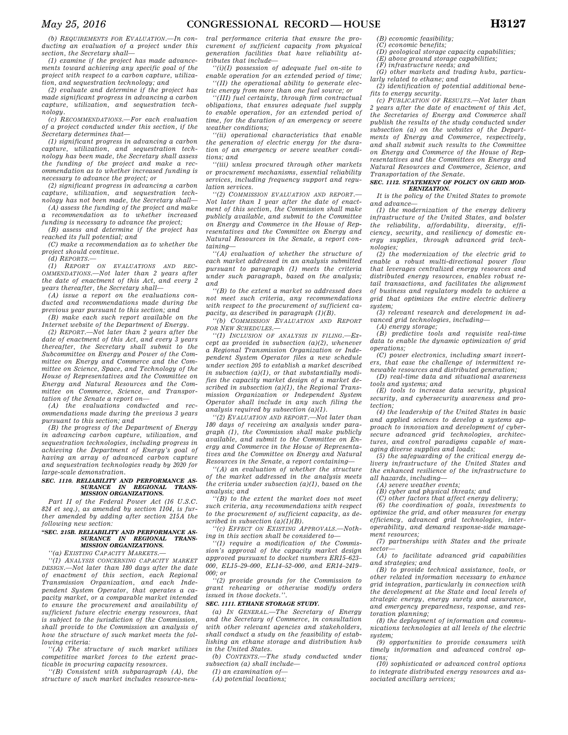(b) REQUIREMENTS FOR EVALUATION.—In conducting an evaluation of a project under this section, the Secretary shall—

(1) examine if the project has made advancements toward achieving any specific goal of the project with respect to a carbon capture, utilization, and sequestration technology; and

(2) evaluate and determine if the project has made significant progress in advancing a carbon capture, utilization, and sequestration technology.

(c) RECOMMENDATIONS.—For each evaluation of a project conducted under this section, if the Secretary determines that—

(1) significant progress in advancing a carbon capture, utilization, and sequestration technology has been made, the Secretary shall assess the funding of the project and make a recommendation as to whether increased funding is necessary to advance the project; or

(2) significant progress in advancing a carbon capture, utilization, and sequestration technology has not been made, the Secretary shall—

(A) assess the funding of the project and make a recommendation as to whether increased funding is necessary to advance the project;

(B) assess and determine if the project has reached its full potential; and

(C) make a recommendation as to whether the project should continue.

(d) REPORTS.—

(1) REPORT ON EVALUATIONS AND RECOMMENDATIONS.—Not later than 2 years after the date of enactment of this Act, and every 2 years thereafter, the Secretary shall—

(A) issue a report on the evaluations conducted and recommendations made during the previous year pursuant to this section; and

(B) make each such report available on the Internet website of the Department of Energy.

(2) REPORT.—Not later than 2 years after the date of enactment of this Act, and every 3 years thereafter, the Secretary shall submit to the Subcommittee on Energy and Power of the Committee on Energy and Commerce and the Committee on Science, Space, and Technology of the House of Representatives and the Committee on Energy and Natural Resources and the Committee on Commerce, Science, and Transportation of the Senate a report on—

(A) the evaluations conducted and recommendations made during the previous 3 years pursuant to this section; and

(B) the progress of the Department of Energy in advancing carbon capture, utilization, and sequestration technologies, including progress in achieving the Department of Energy's goal of having an array of advanced carbon capture and sequestration technologies ready by 2020 for large-scale demonstration.

**SEC. 1110. RELIABILITY AND PERFORMANCE ASSURANCE IN REGIONAL TRANSMISSION ORGANIZATIONS.**

Part II of the Federal Power Act (16 U.S.C. 824 et seq.), as amended by section 1104, is further amended by adding after section 215A the following new section:

**"SEC. 215B. RELIABILITY AND PERFORMANCE ASSURANCE IN REGIONAL TRANSMISSION ORGANIZATIONS.**

"(a) EXISTING CAPACITY MARKETS.—

"(1) ANALYSIS CONCERNING CAPACITY MARKET DESIGN.—Not later than 180 days after the date of enactment of this section, each Regional Transmission Organization, and each Independent System Operator, that operates a capacity market, or a comparable market intended to ensure the procurement and availability of sufficient future electric energy resources, that is subject to the jurisdiction of the Commission, shall provide to the Commission an analysis of how the structure of such market meets the following criteria:

"(A) The structure of such market utilizes competitive market forces to the extent practicable in procuring capacity resources.

"(B) Consistent with subparagraph (A), the structure of such market includes resource-neutral performance criteria that ensure the procurement of sufficient capacity from physical generation facilities that have reliability attributes that include—

"(i)(I) possession of adequate fuel on-site to enable operation for an extended period of time;

"(II) the operational ability to generate electric energy from more than one fuel source; or

"(III) fuel certainty, through firm contractual obligations, that ensures adequate fuel supply to enable operation, for an extended period of time, for the duration of an emergency or severe weather conditions;

"(ii) operational characteristics that enable the generation of electric energy for the duration of an emergency or severe weather conditions; and

"(iii) unless procured through other markets or procurement mechanisms, essential reliability services, including frequency support and regulation services.

"(2) COMMISSION EVALUATION AND REPORT.—Not later than 1 year after the date of enactment of this section, the Commission shall make publicly available, and submit to the Committee on Energy and Commerce in the House of Representatives and the Committee on Energy and Natural Resources in the Senate, a report containing—

"(A) evaluation of whether the structure of each market addressed in an analysis submitted pursuant to paragraph (1) meets the criteria under such paragraph, based on the analysis; and

"(B) to the extent a market so addressed does not meet such criteria, any recommendations with respect to the procurement of sufficient capacity, as described in paragraph (1)(B).

"(b) COMMISSION EVALUATION AND REPORT FOR NEW SCHEDULES.—

"(1) INCLUSION OF ANALYSIS IN FILING.—Except as provided in subsection (a)(2), whenever a Regional Transmission Organization or Independent System Operator files a new schedule under section 205 to establish a market described in subsection (a)(1), or that substantially modifies the capacity market design of a market described in subsection (a)(1), the Regional Transmission Organization or Independent System Operator shall include in any such filing the analysis required by subsection (a)(1).

"(2) EVALUATION AND REPORT.—Not later than 180 days of receiving an analysis under paragraph (1), the Commission shall make publicly available, and submit to the Committee on Energy and Commerce in the House of Representatives and the Committee on Energy and Natural Resources in the Senate, a report containing—

"(A) an evaluation of whether the structure of the market addressed in the analysis meets the criteria under subsection (a)(1), based on the analysis; and

"(B) to the extent the market does not meet such criteria, any recommendations with respect to the procurement of sufficient capacity, as described in subsection (a)(1)(B).

"(c) EFFECT ON EXISTING APPROVALS.—Nothing in this section shall be considered to—

"(1) require a modification of the Commission's approval of the capacity market design approved pursuant to docket numbers ER15–623–000, EL15–29–000, EL14–52–000, and ER14–2419–000; or

"(2) provide grounds for the Commission to grant rehearing or otherwise modify orders issued in those dockets.".

**SEC. 1111. ETHANE STORAGE STUDY.**

(a) IN GENERAL.—The Secretary of Energy and the Secretary of Commerce, in consultation with other relevant agencies and stakeholders, shall conduct a study on the feasibility of establishing an ethane storage and distribution hub in the United States.

(b) CONTENTS.—The study conducted under subsection (a) shall include—

(1) an examination of—

(A) potential locations;

(B) economic feasibility;

(C) economic benefits;

(D) geological storage capacity capabilities;

(E) above ground storage capabilities;

(F) infrastructure needs; and

(G) other markets and trading hubs, particularly related to ethane; and

(2) identification of potential additional benefits to energy security.

(c) PUBLICATION OF RESULTS.—Not later than 2 years after the date of enactment of this Act, the Secretaries of Energy and Commerce shall publish the results of the study conducted under subsection (a) on the websites of the Departments of Energy and Commerce, respectively, and shall submit such results to the Committee on Energy and Commerce of the House of Representatives and the Committees on Energy and Natural Resources and Commerce, Science, and Transportation of the Senate.

**SEC. 1112. STATEMENT OF POLICY ON GRID MODERNIZATION.**

It is the policy of the United States to promote and advance—

(1) the modernization of the energy delivery infrastructure of the United States, and bolster the reliability, affordability, diversity, efficiency, security, and resiliency of domestic energy supplies, through advanced grid technologies;

(2) the modernization of the electric grid to enable a robust multi-directional power flow that leverages centralized energy resources and distributed energy resources, enables robust retail transactions, and facilitates the alignment of business and regulatory models to achieve a grid that optimizes the entire electric delivery system;

(3) relevant research and development in advanced grid technologies, including—

(A) energy storage;

(B) predictive tools and requisite real-time data to enable the dynamic optimization of grid operations;

(C) power electronics, including smart inverters, that ease the challenge of intermittent renewable resources and distributed generation;

(D) real-time data and situational awareness tools and systems; and

(E) tools to increase data security, physical security, and cybersecurity awareness and protection;

(4) the leadership of the United States in basic and applied sciences to develop a systems approach to innovation and development of cybersecure advanced grid technologies, architectures, and control paradigms capable of managing diverse supplies and loads;

(5) the safeguarding of the critical energy delivery infrastructure of the United States and the enhanced resilience of the infrastructure to all hazards, including—

(A) severe weather events;

(B) cyber and physical threats; and

(C) other factors that affect energy delivery;

(6) the coordination of goals, investments to optimize the grid, and other measures for energy efficiency, advanced grid technologies, interoperability, and demand response-side management resources;

(7) partnerships with States and the private sector—

(A) to facilitate advanced grid capabilities and strategies; and

(B) to provide technical assistance, tools, or other related information necessary to enhance grid integration, particularly in connection with the development at the State and local levels of strategic energy, energy surety and assurance, and emergency preparedness, response, and restoration planning;

(8) the deployment of information and communications technologies at all levels of the electric system;

(9) opportunities to provide consumers with timely information and advanced control options;

(10) sophisticated or advanced control options to integrate distributed energy resources and associated ancillary services;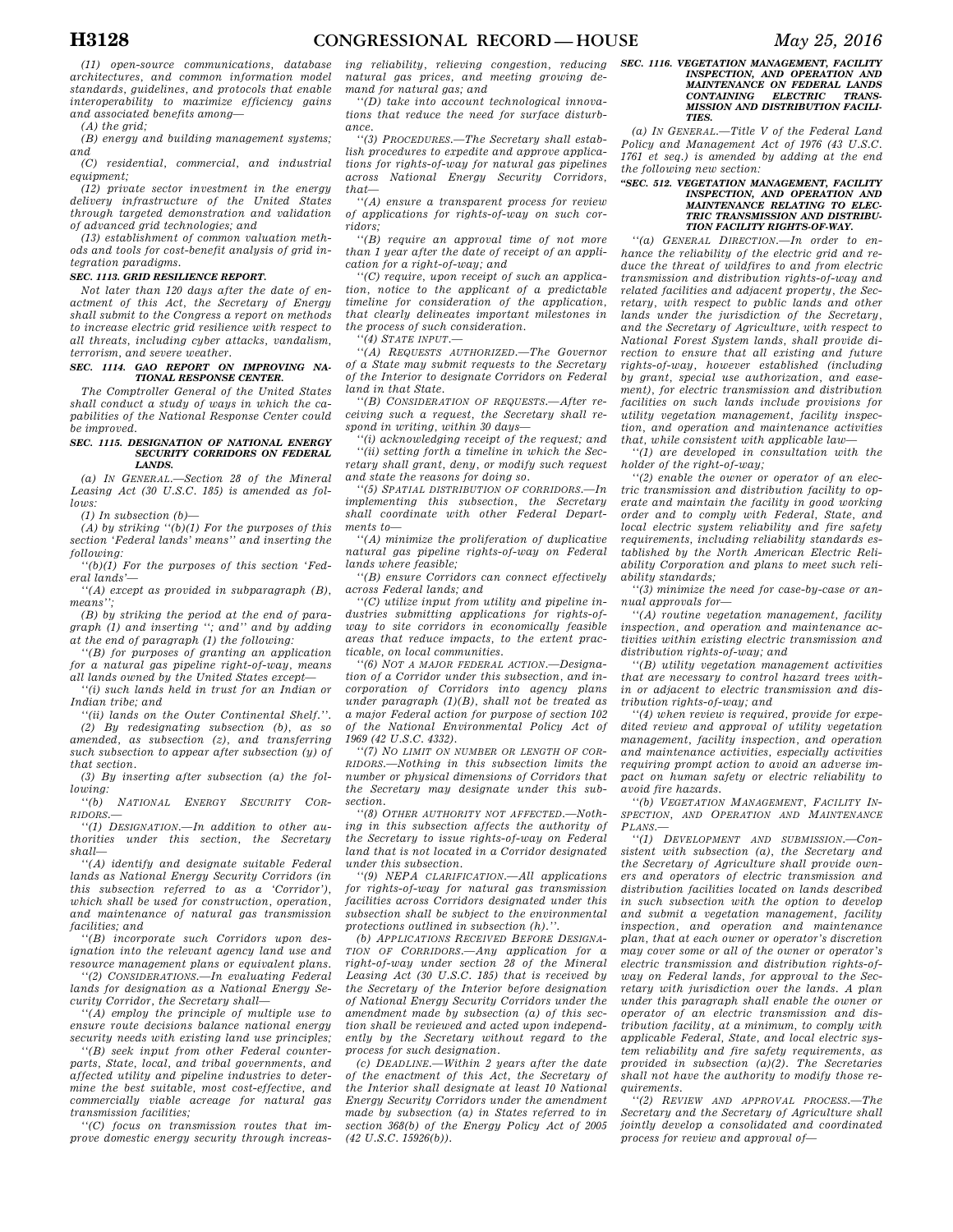*(11) open-source communications, database architectures, and common information model standards, guidelines, and protocols that enable interoperability to maximize efficiency gains and associated benefits among—*

*(A) the grid;*

*(B) energy and building management systems; and*

*(C) residential, commercial, and industrial equipment;*

*(12) private sector investment in the energy delivery infrastructure of the United States through targeted demonstration and validation of advanced grid technologies; and*

*(13) establishment of common valuation methods and tools for cost-benefit analysis of grid integration paradigms.*

### *SEC. 1113. GRID RESILIENCE REPORT.*

*Not later than 120 days after the date of enactment of this Act, the Secretary of Energy shall submit to the Congress a report on methods to increase electric grid resilience with respect to all threats, including cyber attacks, vandalism, terrorism, and severe weather.*

### *SEC. 1114. GAO REPORT ON IMPROVING NATIONAL RESPONSE CENTER.*

*The Comptroller General of the United States shall conduct a study of ways in which the capabilities of the National Response Center could be improved.*

### *SEC. 1115. DESIGNATION OF NATIONAL ENERGY SECURITY CORRIDORS ON FEDERAL LANDS.*

*(a) IN GENERAL.—Section 28 of the Mineral Leasing Act (30 U.S.C. 185) is amended as follows:*

*(1) In subsection (b)—*

*(A) by striking "(b)(1) For the purposes of this section 'Federal lands' means" and inserting the following:*

*"(b)(1) For the purposes of this section 'Federal lands'—*

*"(A) except as provided in subparagraph (B), means";*

*(B) by striking the period at the end of paragraph (1) and inserting "; and" and by adding at the end of paragraph (1) the following:*

*"(B) for purposes of granting an application for a natural gas pipeline right-of-way, means all lands owned by the United States except—*

*"(i) such lands held in trust for an Indian or Indian tribe; and*

*"(ii) lands on the Outer Continental Shelf.".*

*(2) By redesignating subsection (b), as so amended, as subsection (z), and transferring such subsection to appear after subsection (y) of that section.*

*(3) By inserting after subsection (a) the following:*

*"(b) NATIONAL ENERGY SECURITY CORRIDORS.—*

*"(1) DESIGNATION.—In addition to other authorities under this section, the Secretary shall—*

*"(A) identify and designate suitable Federal lands as National Energy Security Corridors (in this subsection referred to as a 'Corridor'), which shall be used for construction, operation, and maintenance of natural gas transmission facilities; and*

*"(B) incorporate such Corridors upon designation into the relevant agency land use and resource management plans or equivalent plans.*

*"(2) CONSIDERATIONS.—In evaluating Federal lands for designation as a National Energy Security Corridor, the Secretary shall—*

*"(A) employ the principle of multiple use to ensure route decisions balance national energy security needs with existing land use principles;*

*"(B) seek input from other Federal counterparts, State, local, and tribal governments, and affected utility and pipeline industries to determine the best suitable, most cost-effective, and commercially viable acreage for natural gas transmission facilities;*

*"(C) focus on transmission routes that improve domestic energy security through increasing reliability, relieving congestion, reducing natural gas prices, and meeting growing demand for natural gas; and*

*"(D) take into account technological innovations that reduce the need for surface disturbance.*

*"(3) PROCEDURES.—The Secretary shall establish procedures to expedite and approve applications for rights-of-way for natural gas pipelines across National Energy Security Corridors, that—*

*"(A) ensure a transparent process for review of applications for rights-of-way on such corridors;*

*"(B) require an approval time of not more than 1 year after the date of receipt of an application for a right-of-way; and*

*"(C) require, upon receipt of such an application, notice to the applicant of a predictable timeline for consideration of the application, that clearly delineates important milestones in the process of such consideration.*

*"(4) STATE INPUT.—*

*"(A) REQUESTS AUTHORIZED.—The Governor of a State may submit requests to the Secretary of the Interior to designate Corridors on Federal land in that State.*

*"(B) CONSIDERATION OF REQUESTS.—After receiving such a request, the Secretary shall respond in writing, within 30 days—*

*"(i) acknowledging receipt of the request; and*

*"(ii) setting forth a timeline in which the Secretary shall grant, deny, or modify such request and state the reasons for doing so.*

*"(5) SPATIAL DISTRIBUTION OF CORRIDORS.—In implementing this subsection, the Secretary shall coordinate with other Federal Departments to—*

*"(A) minimize the proliferation of duplicative natural gas pipeline rights-of-way on Federal lands where feasible;*

*"(B) ensure Corridors can connect effectively across Federal lands; and*

*"(C) utilize input from utility and pipeline industries submitting applications for rights-of-way to site corridors in economically feasible areas that reduce impacts, to the extent practicable, on local communities.*

*"(6) NOT A MAJOR FEDERAL ACTION.—Designation of a Corridor under this subsection, and incorporation of Corridors into agency plans under paragraph (1)(B), shall not be treated as a major Federal action for purpose of section 102 of the National Environmental Policy Act of 1969 (42 U.S.C. 4332).*

*"(7) NO LIMIT ON NUMBER OR LENGTH OF CORRIDORS.—Nothing in this subsection limits the number or physical dimensions of Corridors that the Secretary may designate under this subsection.*

*"(8) OTHER AUTHORITY NOT AFFECTED.—Nothing in this subsection affects the authority of the Secretary to issue rights-of-way on Federal land that is not located in a Corridor designated under this subsection.*

*"(9) NEPA CLARIFICATION.—All applications for rights-of-way for natural gas transmission facilities across Corridors designated under this subsection shall be subject to the environmental protections outlined in subsection (h).".*

*(b) APPLICATIONS RECEIVED BEFORE DESIGNATION OF CORRIDORS.—Any application for a right-of-way under section 28 of the Mineral Leasing Act (30 U.S.C. 185) that is received by the Secretary of the Interior before designation of National Energy Security Corridors under the amendment made by subsection (a) of this section shall be reviewed and acted upon independently by the Secretary without regard to the process for such designation.*

*(c) DEADLINE.—Within 2 years after the date of the enactment of this Act, the Secretary of the Interior shall designate at least 10 National Energy Security Corridors under the amendment made by subsection (a) in States referred to in section 368(b) of the Energy Policy Act of 2005 (42 U.S.C. 15926(b)).*

### *SEC. 1116. VEGETATION MANAGEMENT, FACILITY INSPECTION, AND OPERATION AND MAINTENANCE ON FEDERAL LANDS CONTAINING ELECTRIC TRANSMISSION AND DISTRIBUTION FACILITIES.*

*(a) IN GENERAL.—Title V of the Federal Land Policy and Management Act of 1976 (43 U.S.C. 1761 et seq.) is amended by adding at the end the following new section:*

#### *"SEC. 512. VEGETATION MANAGEMENT, FACILITY INSPECTION, AND OPERATION AND MAINTENANCE RELATING TO ELECTRIC TRANSMISSION AND DISTRIBUTION FACILITY RIGHTS-OF-WAY.*

*"(a) GENERAL DIRECTION.—In order to enhance the reliability of the electric grid and reduce the threat of wildfires to and from electric transmission and distribution rights-of-way and related facilities and adjacent property, the Secretary, with respect to public lands and other lands under the jurisdiction of the Secretary, and the Secretary of Agriculture, with respect to National Forest System lands, shall provide direction to ensure that all existing and future rights-of-way, however established (including by grant, special use authorization, and easement), for electric transmission and distribution facilities on such lands include provisions for utility vegetation management, facility inspection, and operation and maintenance activities that, while consistent with applicable law—*

*"(1) are developed in consultation with the holder of the right-of-way;*

*"(2) enable the owner or operator of an electric transmission and distribution facility to operate and maintain the facility in good working order and to comply with Federal, State, and local electric system reliability and fire safety requirements, including reliability standards established by the North American Electric Reliability Corporation and plans to meet such reliability standards;*

*"(3) minimize the need for case-by-case or annual approvals for—*

*"(A) routine vegetation management, facility inspection, and operation and maintenance activities within existing electric transmission and distribution rights-of-way; and*

*"(B) utility vegetation management activities that are necessary to control hazard trees within or adjacent to electric transmission and distribution rights-of-way; and*

*"(4) when review is required, provide for expedited review and approval of utility vegetation management, facility inspection, and operation and maintenance activities, especially activities requiring prompt action to avoid an adverse impact on human safety or electric reliability to avoid fire hazards.*

*"(b) VEGETATION MANAGEMENT, FACILITY INSPECTION, AND OPERATION AND MAINTENANCE PLANS.—*

*"(1) DEVELOPMENT AND SUBMISSION.—Consistent with subsection (a), the Secretary and the Secretary of Agriculture shall provide owners and operators of electric transmission and distribution facilities located on lands described in such subsection with the option to develop and submit a vegetation management, facility inspection, and operation and maintenance plan, that at each owner or operator's discretion may cover some or all of the owner or operator's electric transmission and distribution rights-of-way on Federal lands, for approval to the Secretary with jurisdiction over the lands. A plan under this paragraph shall enable the owner or operator of an electric transmission and distribution facility, at a minimum, to comply with applicable Federal, State, and local electric system reliability and fire safety requirements, as provided in subsection (a)(2). The Secretaries shall not have the authority to modify those requirements.*

*"(2) REVIEW AND APPROVAL PROCESS.—The Secretary and the Secretary of Agriculture shall jointly develop a consolidated and coordinated process for review and approval of—*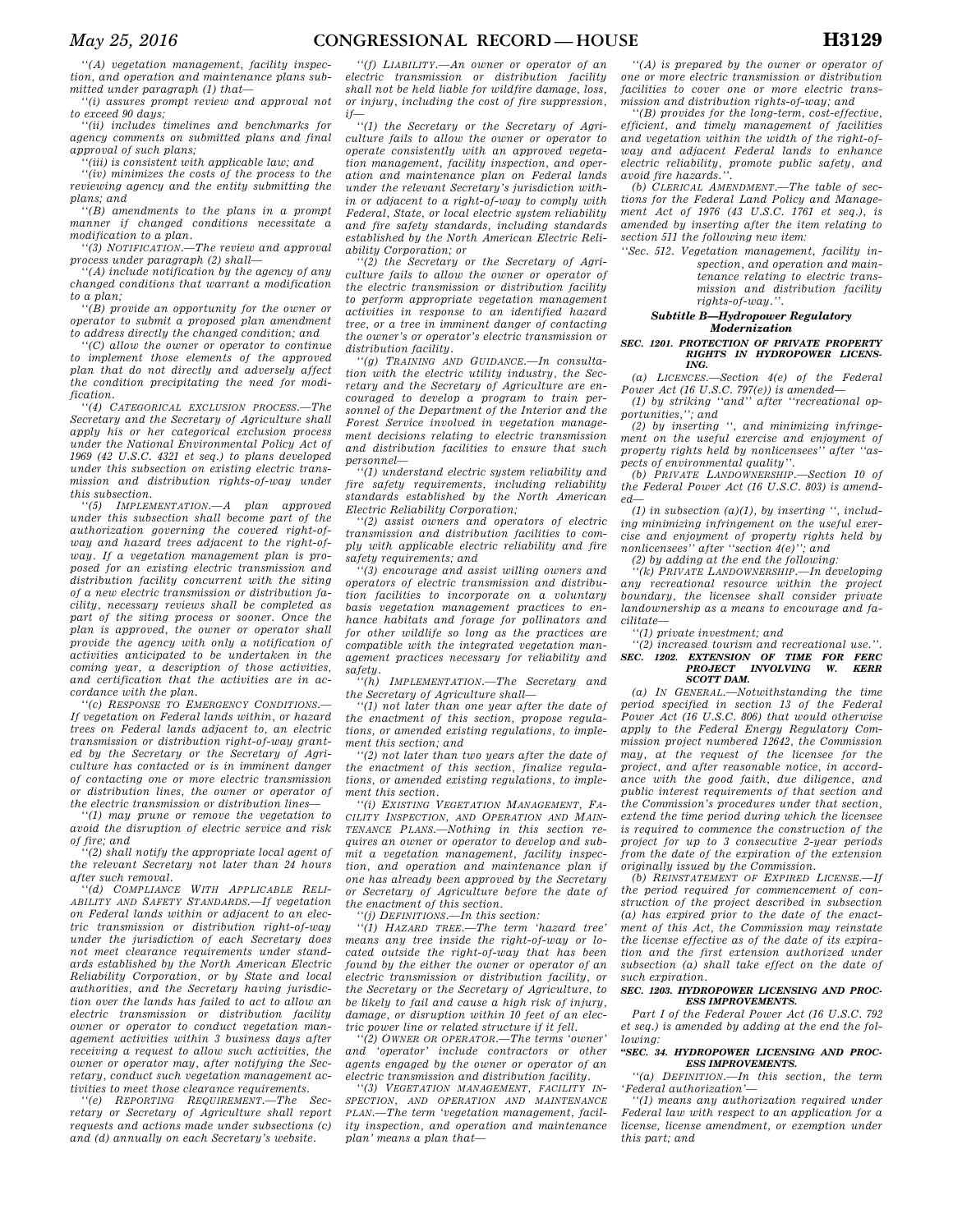''(A) vegetation management, facility inspection, and operation and maintenance plans submitted under paragraph (1) that—

''(i) assures prompt review and approval not to exceed 90 days;

''(ii) includes timelines and benchmarks for agency comments on submitted plans and final approval of such plans;

''(iii) is consistent with applicable law; and

''(iv) minimizes the costs of the process to the reviewing agency and the entity submitting the plans; and

''(B) amendments to the plans in a prompt manner if changed conditions necessitate a modification to a plan.

''(3) NOTIFICATION.—The review and approval process under paragraph (2) shall—

''(A) include notification by the agency of any changed conditions that warrant a modification to a plan;

''(B) provide an opportunity for the owner or operator to submit a proposed plan amendment to address directly the changed condition; and

''(C) allow the owner or operator to continue to implement those elements of the approved plan that do not directly and adversely affect the condition precipitating the need for modification.

''(4) CATEGORICAL EXCLUSION PROCESS.—The Secretary and the Secretary of Agriculture shall apply his or her categorical exclusion process under the National Environmental Policy Act of 1969 (42 U.S.C. 4321 et seq.) to plans developed under this subsection on existing electric transmission and distribution rights-of-way under this subsection.

''(5) IMPLEMENTATION.—A plan approved under this subsection shall become part of the authorization governing the covered right-of-way and hazard trees adjacent to the right-of-way. If a vegetation management plan is proposed for an existing electric transmission and distribution facility concurrent with the siting of a new electric transmission or distribution facility, necessary reviews shall be completed as part of the siting process or sooner. Once the plan is approved, the owner or operator shall provide the agency with only a notification of activities anticipated to be undertaken in the coming year, a description of those activities, and certification that the activities are in accordance with the plan.

''(c) RESPONSE TO EMERGENCY CONDITIONS.—If vegetation on Federal lands within, or hazard trees on Federal lands adjacent to, an electric transmission or distribution right-of-way granted by the Secretary or the Secretary of Agriculture has contacted or is in imminent danger of contacting one or more electric transmission or distribution lines, the owner or operator of the electric transmission or distribution lines—

''(1) may prune or remove the vegetation to avoid the disruption of electric service and risk of fire; and

''(2) shall notify the appropriate local agent of the relevant Secretary not later than 24 hours after such removal.

''(d) COMPLIANCE WITH APPLICABLE RELIABILITY AND SAFETY STANDARDS.—If vegetation on Federal lands within or adjacent to an electric transmission or distribution right-of-way under the jurisdiction of each Secretary does not meet clearance requirements under standards established by the North American Electric Reliability Corporation, or by State and local authorities, and the Secretary having jurisdiction over the lands has failed to act to allow an electric transmission or distribution facility owner or operator to conduct vegetation management activities within 3 business days after receiving a request to allow such activities, the owner or operator may, after notifying the Secretary, conduct such vegetation management activities to meet those clearance requirements.

''(e) REPORTING REQUIREMENT.—The Secretary or Secretary of Agriculture shall report requests and actions made under subsections (c) and (d) annually on each Secretary's website.

''(f) LIABILITY.—An owner or operator of an electric transmission or distribution facility shall not be held liable for wildfire damage, loss, or injury, including the cost of fire suppression, if—

''(1) the Secretary or the Secretary of Agriculture fails to allow the owner or operator to operate consistently with an approved vegetation management, facility inspection, and operation and maintenance plan on Federal lands under the relevant Secretary's jurisdiction within or adjacent to a right-of-way to comply with Federal, State, or local electric system reliability and fire safety standards, including standards established by the North American Electric Reliability Corporation; or

''(2) the Secretary or the Secretary of Agriculture fails to allow the owner or operator of the electric transmission or distribution facility to perform appropriate vegetation management activities in response to an identified hazard tree, or a tree in imminent danger of contacting the owner's or operator's electric transmission or distribution facility.

''(g) TRAINING AND GUIDANCE.—In consultation with the electric utility industry, the Secretary and the Secretary of Agriculture are encouraged to develop a program to train personnel of the Department of the Interior and the Forest Service involved in vegetation management decisions relating to electric transmission and distribution facilities to ensure that such personnel—

''(1) understand electric system reliability and fire safety requirements, including reliability standards established by the North American Electric Reliability Corporation;

''(2) assist owners and operators of electric transmission and distribution facilities to comply with applicable electric reliability and fire safety requirements; and

''(3) encourage and assist willing owners and operators of electric transmission and distribution facilities to incorporate on a voluntary basis vegetation management practices to enhance habitats and forage for pollinators and for other wildlife so long as the practices are compatible with the integrated vegetation management practices necessary for reliability and safety.

''(h) IMPLEMENTATION.—The Secretary and the Secretary of Agriculture shall—

''(1) not later than one year after the date of the enactment of this section, propose regulations, or amended existing regulations, to implement this section; and

''(2) not later than two years after the date of the enactment of this section, finalize regulations, or amended existing regulations, to implement this section.

''(i) EXISTING VEGETATION MANAGEMENT, FACILITY INSPECTION, AND OPERATION AND MAINTENANCE PLANS.—Nothing in this section requires an owner or operator to develop and submit a vegetation management, facility inspection, and operation and maintenance plan if one has already been approved by the Secretary or Secretary of Agriculture before the date of the enactment of this section.

''(j) DEFINITIONS.—In this section:

''(1) HAZARD TREE.—The term 'hazard tree' means any tree inside the right-of-way or located outside the right-of-way that has been found by the either the owner or operator of an electric transmission or distribution facility, or the Secretary or the Secretary of Agriculture, to be likely to fail and cause a high risk of injury, damage, or disruption within 10 feet of an electric power line or related structure if it fell.

''(2) OWNER OR OPERATOR.—The terms 'owner' and 'operator' include contractors or other agents engaged by the owner or operator of an electric transmission and distribution facility.

''(3) VEGETATION MANAGEMENT, FACILITY INSPECTION, AND OPERATION AND MAINTENANCE PLAN.—The term 'vegetation management, facility inspection, and operation and maintenance plan' means a plan that—

''(A) is prepared by the owner or operator of one or more electric transmission or distribution facilities to cover one or more electric transmission and distribution rights-of-way; and

''(B) provides for the long-term, cost-effective, efficient, and timely management of facilities and vegetation within the width of the right-of-way and adjacent Federal lands to enhance electric reliability, promote public safety, and avoid fire hazards.''.

(b) CLERICAL AMENDMENT.—The table of sections for the Federal Land Policy and Management Act of 1976 (43 U.S.C. 1761 et seq.), is amended by inserting after the item relating to section 511 the following new item:

''Sec. 512. Vegetation management, facility inspection, and operation and maintenance relating to electric transmission and distribution facility rights-of-way.''.

### Subtitle B—Hydropower Regulatory Modernization

**SEC. 1201. PROTECTION OF PRIVATE PROPERTY RIGHTS IN HYDROPOWER LICENSING.**

(a) LICENCES.—Section 4(e) of the Federal Power Act (16 U.S.C. 797(e)) is amended—

(1) by striking ''and'' after ''recreational opportunities,''; and

(2) by inserting '', and minimizing infringement on the useful exercise and enjoyment of property rights held by nonlicensees'' after ''aspects of environmental quality''.

(b) PRIVATE LANDOWNERSHIP.—Section 10 of the Federal Power Act (16 U.S.C. 803) is amended—

(1) in subsection (a)(1), by inserting '', including minimizing infringement on the useful exercise and enjoyment of property rights held by nonlicensees'' after ''section 4(e)''; and

(2) by adding at the end the following:

''(k) PRIVATE LANDOWNERSHIP.—In developing any recreational resource within the project boundary, the licensee shall consider private landownership as a means to encourage and facilitate—

''(1) private investment; and

''(2) increased tourism and recreational use.''.

**SEC. 1202. EXTENSION OF TIME FOR FERC PROJECT INVOLVING W. KERR SCOTT DAM.**

(a) IN GENERAL.—Notwithstanding the time period specified in section 13 of the Federal Power Act (16 U.S.C. 806) that would otherwise apply to the Federal Energy Regulatory Commission project numbered 12642, the Commission may, at the request of the licensee for the project, and after reasonable notice, in accordance with the good faith, due diligence, and public interest requirements of that section and the Commission's procedures under that section, extend the time period during which the licensee is required to commence the construction of the project for up to 3 consecutive 2-year periods from the date of the expiration of the extension originally issued by the Commission.

(b) REINSTATEMENT OF EXPIRED LICENSE.—If the period required for commencement of construction of the project described in subsection (a) has expired prior to the date of the enactment of this Act, the Commission may reinstate the license effective as of the date of its expiration and the first extension authorized under subsection (a) shall take effect on the date of such expiration.

**SEC. 1203. HYDROPOWER LICENSING AND PROCESS IMPROVEMENTS.**

Part I of the Federal Power Act (16 U.S.C. 792 et seq.) is amended by adding at the end the following:

**''SEC. 34. HYDROPOWER LICENSING AND PROCESS IMPROVEMENTS.**

''(a) DEFINITION.—In this section, the term 'Federal authorization'—

''(1) means any authorization required under Federal law with respect to an application for a license, license amendment, or exemption under this part; and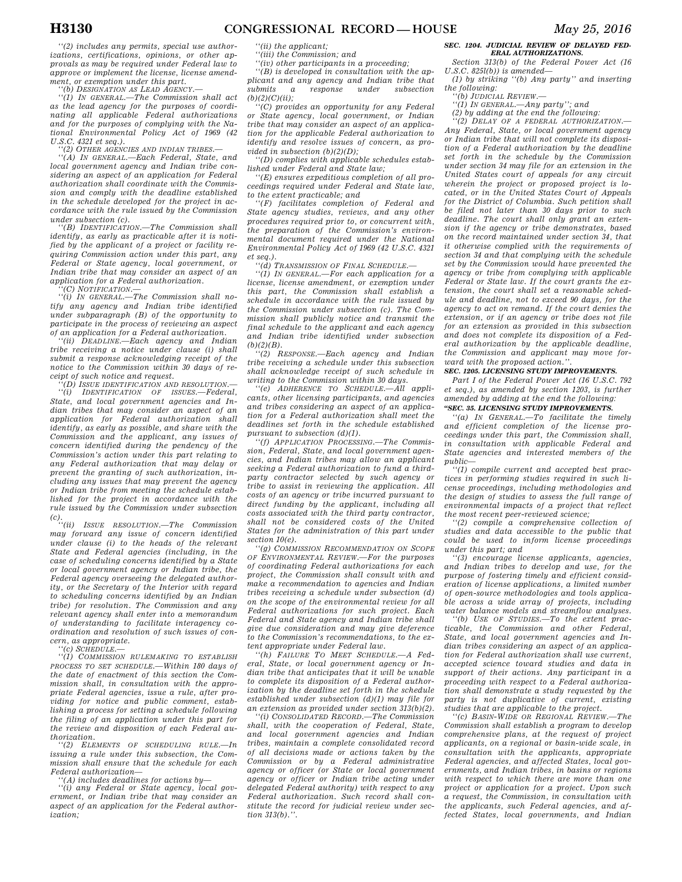''(2) includes any permits, special use authorizations, certifications, opinions, or other approvals as may be required under Federal law to approve or implement the license, license amendment, or exemption under this part.

''(b) DESIGNATION AS LEAD AGENCY.—

''(1) IN GENERAL.—The Commission shall act as the lead agency for the purposes of coordinating all applicable Federal authorizations and for the purposes of complying with the National Environmental Policy Act of 1969 (42 U.S.C. 4321 et seq.).

''(2) OTHER AGENCIES AND INDIAN TRIBES.—

''(A) IN GENERAL.—Each Federal, State, and local government agency and Indian tribe considering an aspect of an application for Federal authorization shall coordinate with the Commission and comply with the deadline established in the schedule developed for the project in accordance with the rule issued by the Commission under subsection (c).

''(B) IDENTIFICATION.—The Commission shall identify, as early as practicable after it is notified by the applicant of a project or facility requiring Commission action under this part, any Federal or State agency, local government, or Indian tribe that may consider an aspect of an application for a Federal authorization.

''(C) NOTIFICATION.—

''(i) IN GENERAL.—The Commission shall notify any agency and Indian tribe identified under subparagraph (B) of the opportunity to participate in the process of reviewing an aspect of an application for a Federal authorization.

''(ii) DEADLINE.—Each agency and Indian tribe receiving a notice under clause (i) shall submit a response acknowledging receipt of the notice to the Commission within 30 days of receipt of such notice and request.

''(D) ISSUE IDENTIFICATION AND RESOLUTION.—

''(i) IDENTIFICATION OF ISSUES.—Federal, State, and local government agencies and Indian tribes that may consider an aspect of an application for Federal authorization shall identify, as early as possible, and share with the Commission and the applicant, any issues of concern identified during the pendency of the Commission's action under this part relating to any Federal authorization that may delay or prevent the granting of such authorization, including any issues that may prevent the agency or Indian tribe from meeting the schedule established for the project in accordance with the rule issued by the Commission under subsection (c).

''(ii) ISSUE RESOLUTION.—The Commission may forward any issue of concern identified under clause (i) to the heads of the relevant State and Federal agencies (including, in the case of scheduling concerns identified by a State or local government agency or Indian tribe, the Federal agency overseeing the delegated authority, or the Secretary of the Interior with regard to scheduling concerns identified by an Indian tribe) for resolution. The Commission and any relevant agency shall enter into a memorandum of understanding to facilitate interagency coordination and resolution of such issues of concern, as appropriate.

''(c) SCHEDULE.—

''(1) COMMISSION RULEMAKING TO ESTABLISH PROCESS TO SET SCHEDULE.—Within 180 days of the date of enactment of this section the Commission shall, in consultation with the appropriate Federal agencies, issue a rule, after providing for notice and public comment, establishing a process for setting a schedule following the filing of an application under this part for the review and disposition of each Federal authorization.

''(2) ELEMENTS OF SCHEDULING RULE.—In issuing a rule under this subsection, the Commission shall ensure that the schedule for each Federal authorization—

''(A) includes deadlines for actions by—

''(i) any Federal or State agency, local government, or Indian tribe that may consider an aspect of an application for the Federal authorization;

''(ii) the applicant;

''(iii) the Commission; and

''(iv) other participants in a proceeding;

''(B) is developed in consultation with the applicant and any agency and Indian tribe that submits a response under subsection (b)(2)(C)(ii);

''(C) provides an opportunity for any Federal or State agency, local government, or an Indian tribe that may consider an aspect of an application for the applicable Federal authorization to identify and resolve issues of concern, as provided in subsection (b)(2)(D);

''(D) complies with applicable schedules established under Federal and State law;

''(E) ensures expeditious completion of all proceedings required under Federal and State law, to the extent practicable; and

''(F) facilitates completion of Federal and State agency studies, reviews, and any other procedures required prior to, or concurrent with, the preparation of the Commission's environmental document required under the National Environmental Policy Act of 1969 (42 U.S.C. 4321 et seq.).

''(d) TRANSMISSION OF FINAL SCHEDULE.—

''(1) IN GENERAL.—For each application for a license, license amendment, or exemption under this part, the Commission shall establish a schedule in accordance with the rule issued by the Commission under subsection (c). The Commission shall publicly notice and transmit the final schedule to the applicant and each agency and Indian tribe identified under subsection (b)(2)(B).

''(2) RESPONSE.—Each agency and Indian tribe receiving a schedule under this subsection shall acknowledge receipt of such schedule in writing to the Commission within 30 days.

''(e) ADHERENCE TO SCHEDULE.—All applicants, other licensing participants, and agencies and tribes considering an aspect of an application for a Federal authorization shall meet the deadlines set forth in the schedule established pursuant to subsection (d)(1).

''(f) APPLICATION PROCESSING.—The Commission, Federal, State, and local government agencies, and Indian tribes may allow an applicant seeking a Federal authorization to fund a third-party contractor selected by such agency or tribe to assist in reviewing the application. All costs of an agency or tribe incurred pursuant to direct funding by the applicant, including all costs associated with the third party contractor, shall not be considered costs of the United States for the administration of this part under section 10(e).

''(g) COMMISSION RECOMMENDATION ON SCOPE OF ENVIRONMENTAL REVIEW.—For the purposes of coordinating Federal authorizations for each project, the Commission shall consult with and make a recommendation to agencies and Indian tribes receiving a schedule under subsection (d) on the scope of the environmental review for all Federal authorizations for such project. Each Federal and State agency and Indian tribe shall give due consideration and may give deference to the Commission's recommendations, to the extent appropriate under Federal law.

''(h) FAILURE TO MEET SCHEDULE.—A Federal, State, or local government agency or Indian tribe that anticipates that it will be unable to complete its disposition of a Federal authorization by the deadline set forth in the schedule established under subsection (d)(1) may file for an extension as provided under section 313(b)(2).

''(i) CONSOLIDATED RECORD.—The Commission shall, with the cooperation of Federal, State, and local government agencies and Indian tribes, maintain a complete consolidated record of all decisions made or actions taken by the Commission or by a Federal administrative agency or officer (or State or local government agency or officer or Indian tribe acting under delegated Federal authority) with respect to any Federal authorization. Such record shall constitute the record for judicial review under section 313(b).''.

**SEC. 1204. JUDICIAL REVIEW OF DELAYED FEDERAL AUTHORIZATIONS.**

Section 313(b) of the Federal Power Act (16 U.S.C. 825l(b)) is amended—

(1) by striking ''(b) Any party'' and inserting the following:

''(b) JUDICIAL REVIEW.—

''(1) IN GENERAL.—Any party''; and

(2) by adding at the end the following:

''(2) DELAY OF A FEDERAL AUTHORIZATION.—Any Federal, State, or local government agency or Indian tribe that will not complete its disposition of a Federal authorization by the deadline set forth in the schedule by the Commission under section 34 may file for an extension in the United States court of appeals for any circuit wherein the project or proposed project is located, or in the United States Court of Appeals for the District of Columbia. Such petition shall be filed not later than 30 days prior to such deadline. The court shall only grant an extension if the agency or tribe demonstrates, based on the record maintained under section 34, that it otherwise complied with the requirements of section 34 and that complying with the schedule set by the Commission would have prevented the agency or tribe from complying with applicable Federal or State law. If the court grants the extension, the court shall set a reasonable schedule and deadline, not to exceed 90 days, for the agency to act on remand. If the court denies the extension, or if an agency or tribe does not file for an extension as provided in this subsection and does not complete its disposition of a Federal authorization by the applicable deadline, the Commission and applicant may move forward with the proposed action.''.

**SEC. 1205. LICENSING STUDY IMPROVEMENTS.**

Part I of the Federal Power Act (16 U.S.C. 792 et seq.), as amended by section 1203, is further amended by adding at the end the following:

**''SEC. 35. LICENSING STUDY IMPROVEMENTS.**

''(a) IN GENERAL.—To facilitate the timely and efficient completion of the license proceedings under this part, the Commission shall, in consultation with applicable Federal and State agencies and interested members of the public—

''(1) compile current and accepted best practices in performing studies required in such license proceedings, including methodologies and the design of studies to assess the full range of environmental impacts of a project that reflect the most recent peer-reviewed science;

''(2) compile a comprehensive collection of studies and data accessible to the public that could be used to inform license proceedings under this part; and

''(3) encourage license applicants, agencies, and Indian tribes to develop and use, for the purpose of fostering timely and efficient consideration of license applications, a limited number of open-source methodologies and tools applicable across a wide array of projects, including water balance models and streamflow analyses.

''(b) USE OF STUDIES.—To the extent practicable, the Commission and other Federal, State, and local government agencies and Indian tribes considering an aspect of an application for Federal authorization shall use current, accepted science toward studies and data in support of their actions. Any participant in a proceeding with respect to a Federal authorization shall demonstrate a study requested by the party is not duplicative of current, existing studies that are applicable to the project.

''(c) BASIN-WIDE OR REGIONAL REVIEW.—The Commission shall establish a program to develop comprehensive plans, at the request of project applicants, on a regional or basin-wide scale, in consultation with the applicants, appropriate Federal agencies, and affected States, local governments, and Indian tribes, in basins or regions with respect to which there are more than one project or application for a project. Upon such a request, the Commission, in consultation with the applicants, such Federal agencies, and affected States, local governments, and Indian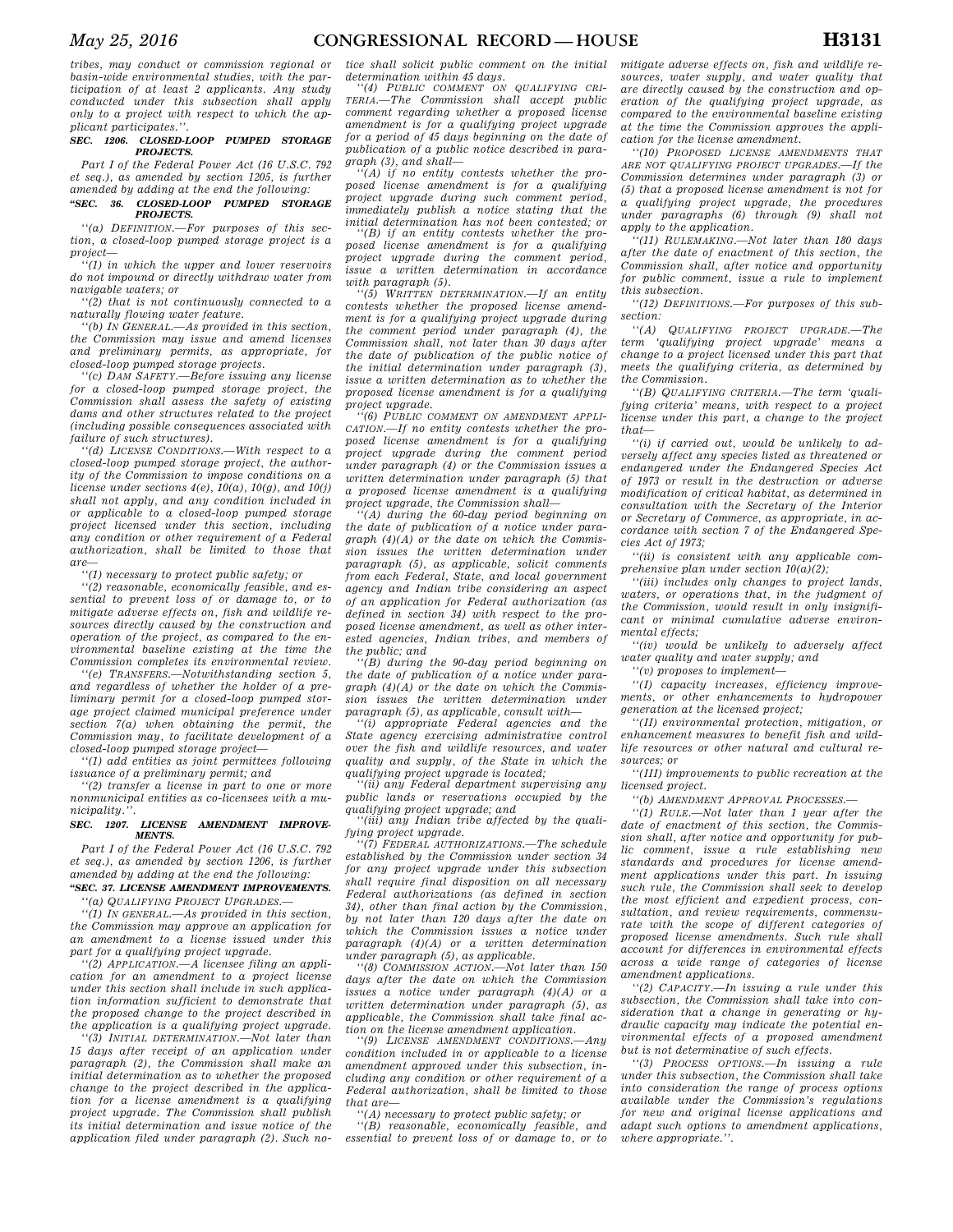tribes, may conduct or commission regional or basin-wide environmental studies, with the participation of at least 2 applicants. Any study conducted under this subsection shall apply only to a project with respect to which the applicant participates.''.

### SEC. 1206. CLOSED-LOOP PUMPED STORAGE PROJECTS.

Part I of the Federal Power Act (16 U.S.C. 792 et seq.), as amended by section 1205, is further amended by adding at the end the following:

### ''SEC. 36. CLOSED-LOOP PUMPED STORAGE PROJECTS.

''(a) *DEFINITION*.—For purposes of this section, a closed-loop pumped storage project is a project—

''(1) in which the upper and lower reservoirs do not impound or directly withdraw water from navigable waters; or

''(2) that is not continuously connected to a naturally flowing water feature.

''(b) *IN GENERAL*.—As provided in this section, the Commission may issue and amend licenses and preliminary permits, as appropriate, for closed-loop pumped storage projects.

''(c) *DAM SAFETY*.—Before issuing any license for a closed-loop pumped storage project, the Commission shall assess the safety of existing dams and other structures related to the project (including possible consequences associated with failure of such structures).

''(d) *LICENSE CONDITIONS*.—With respect to a closed-loop pumped storage project, the authority of the Commission to impose conditions on a license under sections 4(e), 10(a), 10(g), and 10(j) shall not apply, and any condition included in or applicable to a closed-loop pumped storage project licensed under this section, including any condition or other requirement of a Federal authorization, shall be limited to those that are—

''(1) necessary to protect public safety; or

''(2) reasonable, economically feasible, and essential to prevent loss of or damage to, or to mitigate adverse effects on, fish and wildlife resources directly caused by the construction and operation of the project, as compared to the environmental baseline existing at the time the Commission completes its environmental review.

''(e) *TRANSFERS*.—Notwithstanding section 5, and regardless of whether the holder of a preliminary permit for a closed-loop pumped storage project claimed municipal preference under section 7(a) when obtaining the permit, the Commission may, to facilitate development of a closed-loop pumped storage project—

''(1) add entities as joint permittees following issuance of a preliminary permit; and

''(2) transfer a license in part to one or more nonmunicipal entities as co-licensees with a municipality.''.

### SEC. 1207. LICENSE AMENDMENT IMPROVEMENTS.

Part I of the Federal Power Act (16 U.S.C. 792 et seq.), as amended by section 1206, is further amended by adding at the end the following:

### ''SEC. 37. LICENSE AMENDMENT IMPROVEMENTS.

''(a) *QUALIFYING PROJECT UPGRADES*.—

''(1) *IN GENERAL*.—As provided in this section, the Commission may approve an application for an amendment to a license issued under this part for a qualifying project upgrade.

''(2) *APPLICATION*.—A licensee filing an application for an amendment to a project license under this section shall include in such application information sufficient to demonstrate that the proposed change to the project described in the application is a qualifying project upgrade.

''(3) *INITIAL DETERMINATION*.—Not later than 15 days after receipt of an application under paragraph (2), the Commission shall make an initial determination as to whether the proposed change to the project described in the application for a license amendment is a qualifying project upgrade. The Commission shall publish its initial determination and issue notice of the application filed under paragraph (2). Such notice shall solicit public comment on the initial determination within 45 days.

''(4) *PUBLIC COMMENT ON QUALIFYING CRITERIA*.—The Commission shall accept public comment regarding whether a proposed license amendment is for a qualifying project upgrade for a period of 45 days beginning on the date of publication of a public notice described in paragraph (3), and shall—

''(A) if no entity contests whether the proposed license amendment is for a qualifying project upgrade during such comment period, immediately publish a notice stating that the initial determination has not been contested; or

''(B) if an entity contests whether the proposed license amendment is for a qualifying project upgrade during the comment period, issue a written determination in accordance with paragraph (5).

''(5) *WRITTEN DETERMINATION*.—If an entity contests whether the proposed license amendment is for a qualifying project upgrade during the comment period under paragraph (4), the Commission shall, not later than 30 days after the date of publication of the public notice of the initial determination under paragraph (3), issue a written determination as to whether the proposed license amendment is for a qualifying project upgrade.

''(6) *PUBLIC COMMENT ON AMENDMENT APPLICATION*.—If no entity contests whether the proposed license amendment is for a qualifying project upgrade during the comment period under paragraph (4) or the Commission issues a written determination under paragraph (5) that a proposed license amendment is a qualifying project upgrade, the Commission shall—

''(A) during the 60-day period beginning on the date of publication of a notice under paragraph (4)(A) or the date on which the Commission issues the written determination under paragraph (5), as applicable, solicit comments from each Federal, State, and local government agency and Indian tribe considering an aspect of an application for Federal authorization (as defined in section 34) with respect to the proposed license amendment, as well as other interested agencies, Indian tribes, and members of the public; and

''(B) during the 90-day period beginning on the date of publication of a notice under paragraph (4)(A) or the date on which the Commission issues the written determination under paragraph (5), as applicable, consult with—

''(i) appropriate Federal agencies and the State agency exercising administrative control over the fish and wildlife resources, and water quality and supply, of the State in which the qualifying project upgrade is located;

''(ii) any Federal department supervising any public lands or reservations occupied by the qualifying project upgrade; and

''(iii) any Indian tribe affected by the qualifying project upgrade.

''(7) *FEDERAL AUTHORIZATIONS*.—The schedule established by the Commission under section 34 for any project upgrade under this subsection shall require final disposition on all necessary Federal authorizations (as defined in section 34), other than final action by the Commission, by not later than 120 days after the date on which the Commission issues a notice under paragraph (4)(A) or a written determination under paragraph (5), as applicable.

''(8) *COMMISSION ACTION*.—Not later than 150 days after the date on which the Commission issues a notice under paragraph (4)(A) or a written determination under paragraph (5), as applicable, the Commission shall take final action on the license amendment application.

''(9) *LICENSE AMENDMENT CONDITIONS*.—Any condition included in or applicable to a license amendment approved under this subsection, including any condition or other requirement of a Federal authorization, shall be limited to those that are—

''(A) necessary to protect public safety; or

''(B) reasonable, economically feasible, and essential to prevent loss of or damage to, or to mitigate adverse effects on, fish and wildlife resources, water supply, and water quality that are directly caused by the construction and operation of the qualifying project upgrade, as compared to the environmental baseline existing at the time the Commission approves the application for the license amendment.

''(10) *PROPOSED LICENSE AMENDMENTS THAT ARE NOT QUALIFYING PROJECT UPGRADES*.—If the Commission determines under paragraph (3) or (5) that a proposed license amendment is not for a qualifying project upgrade, the procedures under paragraphs (6) through (9) shall not apply to the application.

''(11) *RULEMAKING*.—Not later than 180 days after the date of enactment of this section, the Commission shall, after notice and opportunity for public comment, issue a rule to implement this subsection.

''(12) *DEFINITIONS*.—For purposes of this subsection:

''(A) *QUALIFYING PROJECT UPGRADE*.—The term 'qualifying project upgrade' means a change to a project licensed under this part that meets the qualifying criteria, as determined by the Commission.

''(B) *QUALIFYING CRITERIA*.—The term 'qualifying criteria' means, with respect to a project license under this part, a change to the project that—

''(i) if carried out, would be unlikely to adversely affect any species listed as threatened or endangered under the Endangered Species Act of 1973 or result in the destruction or adverse modification of critical habitat, as determined in consultation with the Secretary of the Interior or Secretary of Commerce, as appropriate, in accordance with section 7 of the Endangered Species Act of 1973;

''(ii) is consistent with any applicable comprehensive plan under section 10(a)(2);

''(iii) includes only changes to project lands, waters, or operations that, in the judgment of the Commission, would result in only insignificant or minimal cumulative adverse environmental effects;

''(iv) would be unlikely to adversely affect water quality and water supply; and

''(v) proposes to implement—

''(I) capacity increases, efficiency improvements, or other enhancements to hydropower generation at the licensed project;

''(II) environmental protection, mitigation, or enhancement measures to benefit fish and wildlife resources or other natural and cultural resources; or

''(III) improvements to public recreation at the licensed project.

''(b) *AMENDMENT APPROVAL PROCESSES*.—

''(1) *RULE*.—Not later than 1 year after the date of enactment of this section, the Commission shall, after notice and opportunity for public comment, issue a rule establishing new standards and procedures for license amendment applications under this part. In issuing such rule, the Commission shall seek to develop the most efficient and expedient process, consultation, and review requirements, commensurate with the scope of different categories of proposed license amendments. Such rule shall account for differences in environmental effects across a wide range of categories of license amendment applications.

''(2) *CAPACITY*.—In issuing a rule under this subsection, the Commission shall take into consideration that a change in generating or hydraulic capacity may indicate the potential environmental effects of a proposed amendment but is not determinative of such effects.

''(3) *PROCESS OPTIONS*.—In issuing a rule under this subsection, the Commission shall take into consideration the range of process options available under the Commission's regulations for new and original license applications and adapt such options to amendment applications, where appropriate.''.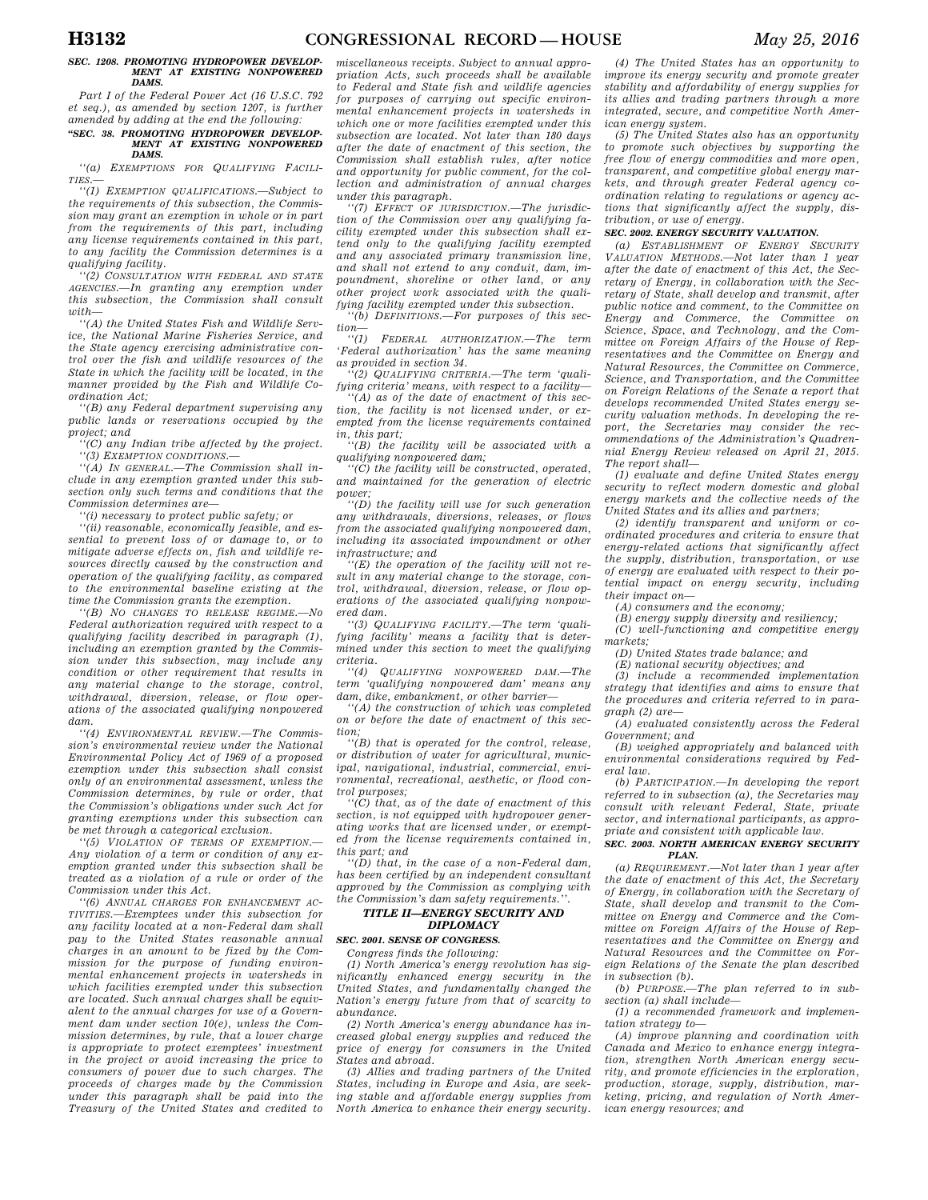**SEC. 1208. PROMOTING HYDROPOWER DEVELOPMENT AT EXISTING NONPOWERED DAMS.**

Part I of the Federal Power Act (16 U.S.C. 792 et seq.), as amended by section 1207, is further amended by adding at the end the following:

**"SEC. 38. PROMOTING HYDROPOWER DEVELOPMENT AT EXISTING NONPOWERED DAMS.**

''(a) *EXEMPTIONS FOR QUALIFYING FACILITIES*.—

''(1) *EXEMPTION QUALIFICATIONS*.—*Subject to the requirements of this subsection, the Commission may grant an exemption in whole or in part from the requirements of this part, including any license requirements contained in this part, to any facility the Commission determines is a qualifying facility.*

''(2) *CONSULTATION WITH FEDERAL AND STATE AGENCIES*.—*In granting any exemption under this subsection, the Commission shall consult with—*

''(A) *the United States Fish and Wildlife Service, the National Marine Fisheries Service, and the State agency exercising administrative control over the fish and wildlife resources of the State in which the facility will be located, in the manner provided by the Fish and Wildlife Coordination Act;*

''(B) *any Federal department supervising any public lands or reservations occupied by the project; and*

''(C) *any Indian tribe affected by the project.*

''(3) *EXEMPTION CONDITIONS*.—

''(A) *IN GENERAL*.—*The Commission shall include in any exemption granted under this subsection only such terms and conditions that the Commission determines are—*

''(i) *necessary to protect public safety; or*

''(ii) *reasonable, economically feasible, and essential to prevent loss of or damage to, or to mitigate adverse effects on, fish and wildlife resources directly caused by the construction and operation of the qualifying facility, as compared to the environmental baseline existing at the time the Commission grants the exemption.*

''(B) *NO CHANGES TO RELEASE REGIME*.—*No Federal authorization required with respect to a qualifying facility described in paragraph (1), including an exemption granted by the Commission under this subsection, may include any condition or other requirement that results in any material change to the storage, control, withdrawal, diversion, release, or flow operations of the associated qualifying nonpowered dam.*

''(4) *ENVIRONMENTAL REVIEW*.—*The Commission's environmental review under the National Environmental Policy Act of 1969 of a proposed exemption under this subsection shall consist only of an environmental assessment, unless the Commission determines, by rule or order, that the Commission's obligations under such Act for granting exemptions under this subsection can be met through a categorical exclusion.*

''(5) *VIOLATION OF TERMS OF EXEMPTION*.—*Any violation of a term or condition of any exemption granted under this subsection shall be treated as a violation of a rule or order of the Commission under this Act.*

''(6) *ANNUAL CHARGES FOR ENHANCEMENT ACTIVITIES*.—*Exemptees under this subsection for any facility located at a non-Federal dam shall pay to the United States reasonable annual charges in an amount to be fixed by the Commission for the purpose of funding environmental enhancement projects in watersheds in which facilities exempted under this subsection are located. Such annual charges shall be equivalent to the annual charges for use of a Government dam under section 10(e), unless the Commission determines, by rule, that a lower charge is appropriate to protect exemptees' investment in the project or avoid increasing the price to consumers of power due to such charges. The proceeds of charges made by the Commission under this paragraph shall be paid into the Treasury of the United States and credited to miscellaneous receipts. Subject to annual appropriation Acts, such proceeds shall be available to Federal and State fish and wildlife agencies for purposes of carrying out specific environmental enhancement projects in watersheds in which one or more facilities exempted under this subsection are located. Not later than 180 days after the date of enactment of this section, the Commission shall establish rules, after notice and opportunity for public comment, for the collection and administration of annual charges under this paragraph.*

''(7) *EFFECT OF JURISDICTION*.—*The jurisdiction of the Commission over any qualifying facility exempted under this subsection shall extend only to the qualifying facility exempted and any associated primary transmission line, and shall not extend to any conduit, dam, impoundment, shoreline or other land, or any other project work associated with the qualifying facility exempted under this subsection.*

''(b) *DEFINITIONS*.—*For purposes of this section—*

''(1) *FEDERAL AUTHORIZATION*.—*The term 'Federal authorization' has the same meaning as provided in section 34.*

''(2) *QUALIFYING CRITERIA*.—*The term 'qualifying criteria' means, with respect to a facility—*

''(A) *as of the date of enactment of this section, the facility is not licensed under, or exempted from the license requirements contained in, this part;*

''(B) *the facility will be associated with a qualifying nonpowered dam;*

''(C) *the facility will be constructed, operated, and maintained for the generation of electric power;*

''(D) *the facility will use for such generation any withdrawals, diversions, releases, or flows from the associated qualifying nonpowered dam, including its associated impoundment or other infrastructure; and*

''(E) *the operation of the facility will not result in any material change to the storage, control, withdrawal, diversion, release, or flow operations of the associated qualifying nonpowered dam.*

''(3) *QUALIFYING FACILITY*.—*The term 'qualifying facility' means a facility that is determined under this section to meet the qualifying criteria.*

''(4) *QUALIFYING NONPOWERED DAM*.—*The term 'qualifying nonpowered dam' means any dam, dike, embankment, or other barrier—*

''(A) *the construction of which was completed on or before the date of enactment of this section;*

''(B) *that is operated for the control, release, or distribution of water for agricultural, municipal, navigational, industrial, commercial, environmental, recreational, aesthetic, or flood control purposes;*

''(C) *that, as of the date of enactment of this section, is not equipped with hydropower generating works that are licensed under, or exempted from the license requirements contained in, this part; and*

''(D) *that, in the case of a non-Federal dam, has been certified by an independent consultant approved by the Commission as complying with the Commission's dam safety requirements.''.*

## *TITLE II—ENERGY SECURITY AND DIPLOMACY*

**SEC. 2001. SENSE OF CONGRESS.**

*Congress finds the following:*

*(1) North America's energy revolution has significantly enhanced energy security in the United States, and fundamentally changed the Nation's energy future from that of scarcity to abundance.*

*(2) North America's energy abundance has increased global energy supplies and reduced the price of energy for consumers in the United States and abroad.*

*(3) Allies and trading partners of the United States, including in Europe and Asia, are seeking stable and affordable energy supplies from North America to enhance their energy security.*

*(4) The United States has an opportunity to improve its energy security and promote greater stability and affordability of energy supplies for its allies and trading partners through a more integrated, secure, and competitive North American energy system.*

*(5) The United States also has an opportunity to promote such objectives by supporting the free flow of energy commodities and more open, transparent, and competitive global energy markets, and through greater Federal agency coordination relating to regulations or agency actions that significantly affect the supply, distribution, or use of energy.*

**SEC. 2002. ENERGY SECURITY VALUATION.**

*(a) ESTABLISHMENT OF ENERGY SECURITY VALUATION METHODS.—Not later than 1 year after the date of enactment of this Act, the Secretary of Energy, in collaboration with the Secretary of State, shall develop and transmit, after public notice and comment, to the Committee on Energy and Commerce, the Committee on Science, Space, and Technology, and the Committee on Foreign Affairs of the House of Representatives and the Committee on Energy and Natural Resources, the Committee on Commerce, Science, and Transportation, and the Committee on Foreign Relations of the Senate a report that develops recommended United States energy security valuation methods. In developing the report, the Secretaries may consider the recommendations of the Administration's Quadrennial Energy Review released on April 21, 2015. The report shall—*

*(1) evaluate and define United States energy security to reflect modern domestic and global energy markets and the collective needs of the United States and its allies and partners;*

*(2) identify transparent and uniform or coordinated procedures and criteria to ensure that energy-related actions that significantly affect the supply, distribution, transportation, or use of energy are evaluated with respect to their potential impact on energy security, including their impact on—*

*(A) consumers and the economy;*

*(B) energy supply diversity and resiliency;*

*(C) well-functioning and competitive energy markets;*

*(D) United States trade balance; and*

*(E) national security objectives; and*

*(3) include a recommended implementation strategy that identifies and aims to ensure that the procedures and criteria referred to in paragraph (2) are—*

*(A) evaluated consistently across the Federal Government; and*

*(B) weighed appropriately and balanced with environmental considerations required by Federal law.*

*(b) PARTICIPATION.—In developing the report referred to in subsection (a), the Secretaries may consult with relevant Federal, State, private sector, and international participants, as appropriate and consistent with applicable law.*

**SEC. 2003. NORTH AMERICAN ENERGY SECURITY PLAN.**

*(a) REQUIREMENT.—Not later than 1 year after the date of enactment of this Act, the Secretary of Energy, in collaboration with the Secretary of State, shall develop and transmit to the Committee on Energy and Commerce and the Committee on Foreign Affairs of the House of Representatives and the Committee on Energy and Natural Resources and the Committee on Foreign Relations of the Senate the plan described in subsection (b).*

*(b) PURPOSE.—The plan referred to in subsection (a) shall include—*

*(1) a recommended framework and implementation strategy to—*

*(A) improve planning and coordination with Canada and Mexico to enhance energy integration, strengthen North American energy security, and promote efficiencies in the exploration, production, storage, supply, distribution, marketing, pricing, and regulation of North American energy resources; and*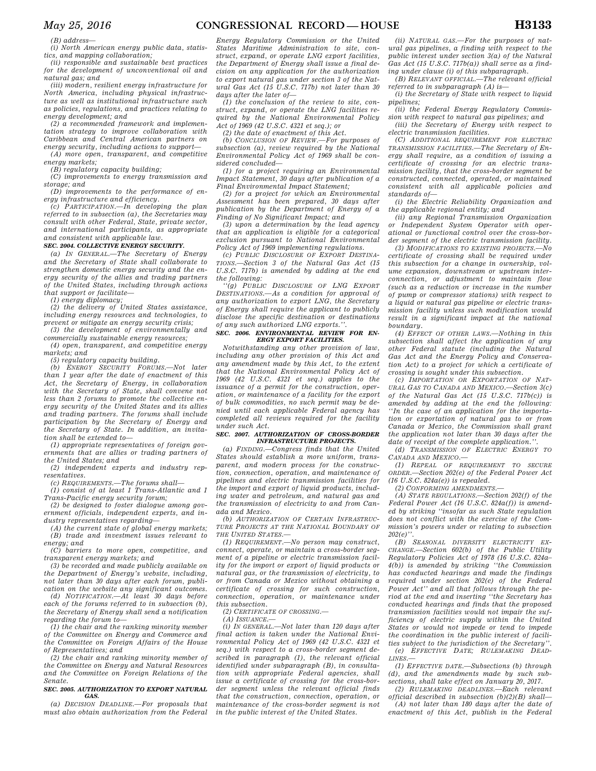(B) address—

(i) North American energy public data, statistics, and mapping collaboration;

(ii) responsible and sustainable best practices for the development of unconventional oil and natural gas; and

(iii) modern, resilient energy infrastructure for North America, including physical infrastructure as well as institutional infrastructure such as policies, regulations, and practices relating to energy development; and

(2) a recommended framework and implementation strategy to improve collaboration with Caribbean and Central American partners on energy security, including actions to support—

(A) more open, transparent, and competitive energy markets;

(B) regulatory capacity building;

(C) improvements to energy transmission and storage; and

(D) improvements to the performance of energy infrastructure and efficiency.

(c) PARTICIPATION.—In developing the plan referred to in subsection (a), the Secretaries may consult with other Federal, State, private sector, and international participants, as appropriate and consistent with applicable law.

**SEC. 2004. COLLECTIVE ENERGY SECURITY.**

(a) IN GENERAL.—The Secretary of Energy and the Secretary of State shall collaborate to strengthen domestic energy security and the energy security of the allies and trading partners of the United States, including through actions that support or facilitate—

(1) energy diplomacy;

(2) the delivery of United States assistance, including energy resources and technologies, to prevent or mitigate an energy security crisis;

(3) the development of environmentally and commercially sustainable energy resources;

(4) open, transparent, and competitive energy markets; and

(5) regulatory capacity building.

(b) ENERGY SECURITY FORUMS.—Not later than 1 year after the date of enactment of this Act, the Secretary of Energy, in collaboration with the Secretary of State, shall convene not less than 2 forums to promote the collective energy security of the United States and its allies and trading partners. The forums shall include participation by the Secretary of Energy and the Secretary of State. In addition, an invitation shall be extended to—

(1) appropriate representatives of foreign governments that are allies or trading partners of the United States; and

(2) independent experts and industry representatives.

(c) REQUIREMENTS.—The forums shall—

(1) consist of at least 1 Trans-Atlantic and 1 Trans-Pacific energy security forum;

(2) be designed to foster dialogue among government officials, independent experts, and industry representatives regarding—

(A) the current state of global energy markets;

(B) trade and investment issues relevant to energy; and

(C) barriers to more open, competitive, and transparent energy markets; and

(3) be recorded and made publicly available on the Department of Energy's website, including, not later than 30 days after each forum, publication on the website any significant outcomes.

(d) NOTIFICATION.—At least 30 days before each of the forums referred to in subsection (b), the Secretary of Energy shall send a notification regarding the forum to—

(1) the chair and the ranking minority member of the Committee on Energy and Commerce and the Committee on Foreign Affairs of the House of Representatives; and

(2) the chair and ranking minority member of the Committee on Energy and Natural Resources and the Committee on Foreign Relations of the Senate.

**SEC. 2005. AUTHORIZATION TO EXPORT NATURAL GAS.**

(a) DECISION DEADLINE.—For proposals that must also obtain authorization from the Federal Energy Regulatory Commission or the United States Maritime Administration to site, construct, expand, or operate LNG export facilities, the Department of Energy shall issue a final decision on any application for the authorization to export natural gas under section 3 of the Natural Gas Act (15 U.S.C. 717b) not later than 30 days after the later of—

(1) the conclusion of the review to site, construct, expand, or operate the LNG facilities required by the National Environmental Policy Act of 1969 (42 U.S.C. 4321 et seq.); or

(2) the date of enactment of this Act.

(b) CONCLUSION OF REVIEW.—For purposes of subsection (a), review required by the National Environmental Policy Act of 1969 shall be considered concluded—

(1) for a project requiring an Environmental Impact Statement, 30 days after publication of a Final Environmental Impact Statement;

(2) for a project for which an Environmental Assessment has been prepared, 30 days after publication by the Department of Energy of a Finding of No Significant Impact; and

(3) upon a determination by the lead agency that an application is eligible for a categorical exclusion pursuant to National Environmental Policy Act of 1969 implementing regulations.

(c) PUBLIC DISCLOSURE OF EXPORT DESTINATIONS.—Section 3 of the Natural Gas Act (15 U.S.C. 717b) is amended by adding at the end the following:

''(g) PUBLIC DISCLOSURE OF LNG EXPORT DESTINATIONS.—As a condition for approval of any authorization to export LNG, the Secretary of Energy shall require the applicant to publicly disclose the specific destination or destinations of any such authorized LNG exports.''.

**SEC. 2006. ENVIRONMENTAL REVIEW FOR ENERGY EXPORT FACILITIES.**

Notwithstanding any other provision of law, including any other provision of this Act and any amendment made by this Act, to the extent that the National Environmental Policy Act of 1969 (42 U.S.C. 4321 et seq.) applies to the issuance of a permit for the construction, operation, or maintenance of a facility for the export of bulk commodities, no such permit may be denied until each applicable Federal agency has completed all reviews required for the facility under such Act.

**SEC. 2007. AUTHORIZATION OF CROSS-BORDER INFRASTRUCTURE PROJECTS.**

(a) FINDING.—Congress finds that the United States should establish a more uniform, transparent, and modern process for the construction, connection, operation, and maintenance of pipelines and electric transmission facilities for the import and export of liquid products, including water and petroleum, and natural gas and the transmission of electricity to and from Canada and Mexico.

(b) AUTHORIZATION OF CERTAIN INFRASTRUCTURE PROJECTS AT THE NATIONAL BOUNDARY OF THE UNITED STATES.—

(1) REQUIREMENT.—No person may construct, connect, operate, or maintain a cross-border segment of a pipeline or electric transmission facility for the import or export of liquid products or natural gas, or the transmission of electricity, to or from Canada or Mexico without obtaining a certificate of crossing for such construction, connection, operation, or maintenance under this subsection.

(2) CERTIFICATE OF CROSSING.—

(A) ISSUANCE.—

(i) IN GENERAL.—Not later than 120 days after final action is taken under the National Environmental Policy Act of 1969 (42 U.S.C. 4321 et seq.) with respect to a cross-border segment described in paragraph (1), the relevant official identified under subparagraph (B), in consultation with appropriate Federal agencies, shall issue a certificate of crossing for the cross-border segment unless the relevant official finds that the construction, connection, operation, or maintenance of the cross-border segment is not in the public interest of the United States.

(ii) NATURAL GAS.—For the purposes of natural gas pipelines, a finding with respect to the public interest under section 3(a) of the Natural Gas Act (15 U.S.C. 717b(a)) shall serve as a finding under clause (i) of this subparagraph.

(B) RELEVANT OFFICIAL.—The relevant official referred to in subparagraph (A) is—

(i) the Secretary of State with respect to liquid pipelines;

(ii) the Federal Energy Regulatory Commission with respect to natural gas pipelines; and

(iii) the Secretary of Energy with respect to electric transmission facilities.

(C) ADDITIONAL REQUIREMENT FOR ELECTRIC TRANSMISSION FACILITIES.—The Secretary of Energy shall require, as a condition of issuing a certificate of crossing for an electric transmission facility, that the cross-border segment be constructed, connected, operated, or maintained consistent with all applicable policies and standards of—

(i) the Electric Reliability Organization and the applicable regional entity; and

(ii) any Regional Transmission Organization or Independent System Operator with operational or functional control over the cross-border segment of the electric transmission facility.

(3) MODIFICATIONS TO EXISTING PROJECTS.—No certificate of crossing shall be required under this subsection for a change in ownership, volume expansion, downstream or upstream interconnection, or adjustment to maintain flow (such as a reduction or increase in the number of pump or compressor stations) with respect to a liquid or natural gas pipeline or electric transmission facility unless such modification would result in a significant impact at the national boundary.

(4) EFFECT OF OTHER LAWS.—Nothing in this subsection shall affect the application of any other Federal statute (including the Natural Gas Act and the Energy Policy and Conservation Act) to a project for which a certificate of crossing is sought under this subsection.

(c) IMPORTATION OR EXPORTATION OF NATURAL GAS TO CANADA AND MEXICO.—Section 3(c) of the Natural Gas Act (15 U.S.C. 717b(c)) is amended by adding at the end the following: ''In the case of an application for the importation or exportation of natural gas to or from Canada or Mexico, the Commission shall grant the application not later than 30 days after the date of receipt of the complete application.''.

(d) TRANSMISSION OF ELECTRIC ENERGY TO CANADA AND MEXICO.—

(1) REPEAL OF REQUIREMENT TO SECURE ORDER.—Section 202(e) of the Federal Power Act (16 U.S.C. 824a(e)) is repealed.

(2) CONFORMING AMENDMENTS.—

(A) STATE REGULATIONS.—Section 202(f) of the Federal Power Act (16 U.S.C. 824a(f)) is amended by striking ''insofar as such State regulation does not conflict with the exercise of the Commission's powers under or relating to subsection 202(e)''.

(B) SEASONAL DIVERSITY ELECTRICITY EXCHANGE.—Section 602(b) of the Public Utility Regulatory Policies Act of 1978 (16 U.S.C. 824a–4(b)) is amended by striking ''the Commission has conducted hearings and made the findings required under section 202(e) of the Federal Power Act'' and all that follows through the period at the end and inserting ''the Secretary has conducted hearings and finds that the proposed transmission facilities would not impair the sufficiency of electric supply within the United States or would not impede or tend to impede the coordination in the public interest of facilities subject to the jurisdiction of the Secretary''.

(e) EFFECTIVE DATE; RULEMAKING DEADLINES.—

(1) EFFECTIVE DATE.—Subsections (b) through (d), and the amendments made by such subsections, shall take effect on January 20, 2017.

(2) RULEMAKING DEADLINES.—Each relevant official described in subsection (b)(2)(B) shall—

(A) not later than 180 days after the date of enactment of this Act, publish in the Federal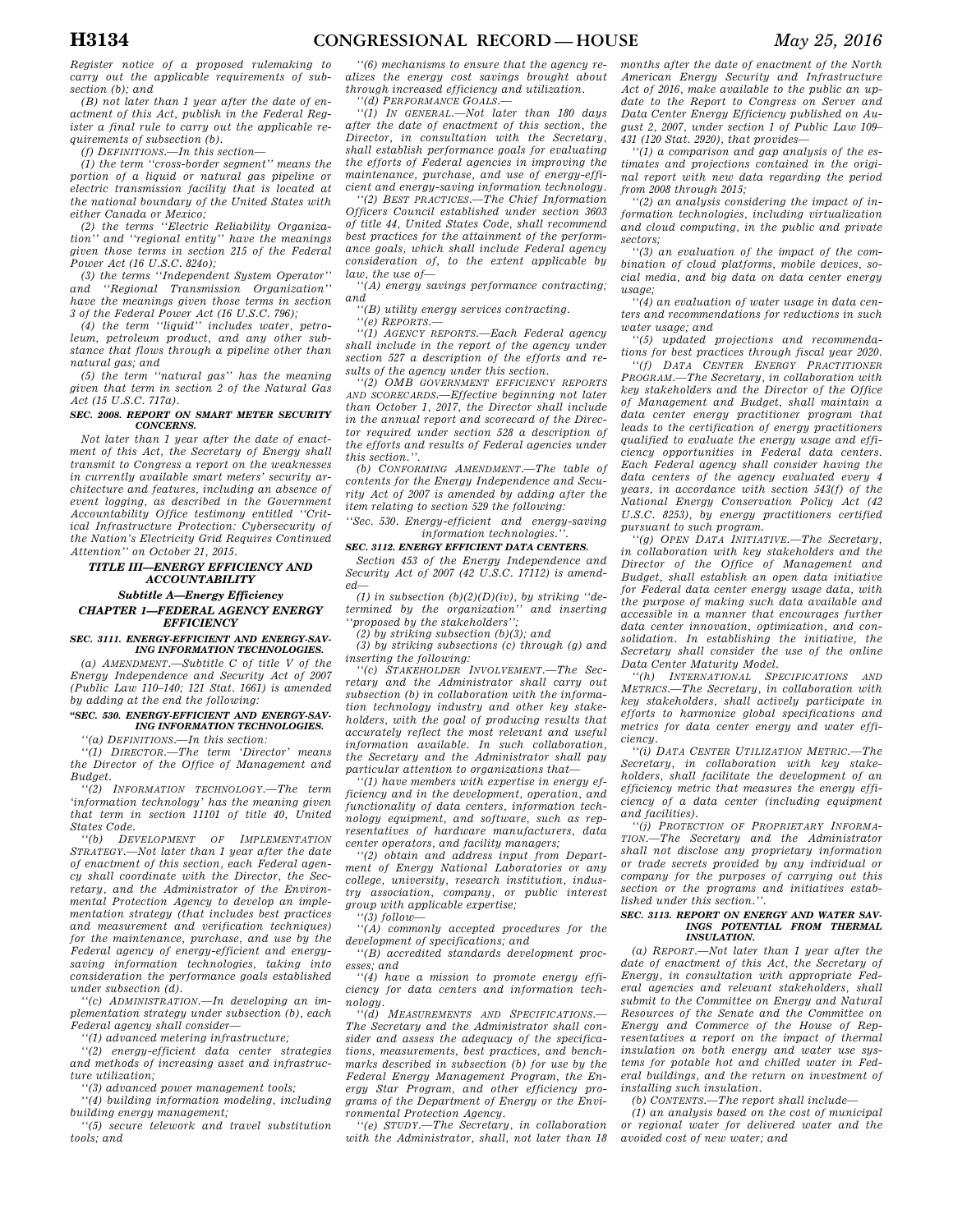Register notice of a proposed rulemaking to carry out the applicable requirements of subsection (b); and

(B) not later than 1 year after the date of enactment of this Act, publish in the Federal Register a final rule to carry out the applicable requirements of subsection (b).

(f) DEFINITIONS.—In this section—

(1) the term ''cross-border segment'' means the portion of a liquid or natural gas pipeline or electric transmission facility that is located at the national boundary of the United States with either Canada or Mexico;

(2) the terms ''Electric Reliability Organization'' and ''regional entity'' have the meanings given those terms in section 215 of the Federal Power Act (16 U.S.C. 824o);

(3) the terms ''Independent System Operator'' and ''Regional Transmission Organization'' have the meanings given those terms in section 3 of the Federal Power Act (16 U.S.C. 796);

(4) the term ''liquid'' includes water, petroleum, petroleum product, and any other substance that flows through a pipeline other than natural gas; and

(5) the term ''natural gas'' has the meaning given that term in section 2 of the Natural Gas Act (15 U.S.C. 717a).

**SEC. 2008. REPORT ON SMART METER SECURITY CONCERNS.**

Not later than 1 year after the date of enactment of this Act, the Secretary of Energy shall transmit to Congress a report on the weaknesses in currently available smart meters' security architecture and features, including an absence of event logging, as described in the Government Accountability Office testimony entitled ''Critical Infrastructure Protection: Cybersecurity of the Nation's Electricity Grid Requires Continued Attention'' on October 21, 2015.

## TITLE III—ENERGY EFFICIENCY AND ACCOUNTABILITY

### Subtitle A—Energy Efficiency

### CHAPTER 1—FEDERAL AGENCY ENERGY EFFICIENCY

**SEC. 3111. ENERGY-EFFICIENT AND ENERGY-SAVING INFORMATION TECHNOLOGIES.**

(a) AMENDMENT.—Subtitle C of title V of the Energy Independence and Security Act of 2007 (Public Law 110–140; 121 Stat. 1661) is amended by adding at the end the following:

**''SEC. 530. ENERGY-EFFICIENT AND ENERGY-SAVING INFORMATION TECHNOLOGIES.**

''(a) DEFINITIONS.—In this section:

''(1) DIRECTOR.—The term 'Director' means the Director of the Office of Management and Budget.

''(2) INFORMATION TECHNOLOGY.—The term 'information technology' has the meaning given that term in section 11101 of title 40, United States Code.

''(b) DEVELOPMENT OF IMPLEMENTATION STRATEGY.—Not later than 1 year after the date of enactment of this section, each Federal agency shall coordinate with the Director, the Secretary, and the Administrator of the Environmental Protection Agency to develop an implementation strategy (that includes best practices and measurement and verification techniques) for the maintenance, purchase, and use by the Federal agency of energy-efficient and energy-saving information technologies, taking into consideration the performance goals established under subsection (d).

''(c) ADMINISTRATION.—In developing an implementation strategy under subsection (b), each Federal agency shall consider—

''(1) advanced metering infrastructure;

''(2) energy-efficient data center strategies and methods of increasing asset and infrastructure utilization;

''(3) advanced power management tools;

''(4) building information modeling, including building energy management;

''(5) secure telework and travel substitution tools; and

''(6) mechanisms to ensure that the agency realizes the energy cost savings brought about through increased efficiency and utilization.

''(d) PERFORMANCE GOALS.—

''(1) IN GENERAL.—Not later than 180 days after the date of enactment of this section, the Director, in consultation with the Secretary, shall establish performance goals for evaluating the efforts of Federal agencies in improving the maintenance, purchase, and use of energy-efficient and energy-saving information technology.

''(2) BEST PRACTICES.—The Chief Information Officers Council established under section 3603 of title 44, United States Code, shall recommend best practices for the attainment of the performance goals, which shall include Federal agency consideration of, to the extent applicable by law, the use of—

''(A) energy savings performance contracting; and

''(B) utility energy services contracting.

''(e) REPORTS.—

''(1) AGENCY REPORTS.—Each Federal agency shall include in the report of the agency under section 527 a description of the efforts and results of the agency under this section.

''(2) OMB GOVERNMENT EFFICIENCY REPORTS AND SCORECARDS.—Effective beginning not later than October 1, 2017, the Director shall include in the annual report and scorecard of the Director required under section 528 a description of the efforts and results of Federal agencies under this section.''.

(b) CONFORMING AMENDMENT.—The table of contents for the Energy Independence and Security Act of 2007 is amended by adding after the item relating to section 529 the following:

''Sec. 530. Energy-efficient and energy-saving information technologies.''.

**SEC. 3112. ENERGY EFFICIENT DATA CENTERS.**

Section 453 of the Energy Independence and Security Act of 2007 (42 U.S.C. 17112) is amended—

(1) in subsection (b)(2)(D)(iv), by striking ''determined by the organization'' and inserting ''proposed by the stakeholders'';

(2) by striking subsection (b)(3); and

(3) by striking subsections (c) through (g) and inserting the following:

''(c) STAKEHOLDER INVOLVEMENT.—The Secretary and the Administrator shall carry out subsection (b) in collaboration with the information technology industry and other key stakeholders, with the goal of producing results that accurately reflect the most relevant and useful information available. In such collaboration, the Secretary and the Administrator shall pay particular attention to organizations that—

''(1) have members with expertise in energy efficiency and in the development, operation, and functionality of data centers, information technology equipment, and software, such as representatives of hardware manufacturers, data center operators, and facility managers;

''(2) obtain and address input from Department of Energy National Laboratories or any college, university, research institution, industry association, company, or public interest group with applicable expertise;

''(3) follow—

''(A) commonly accepted procedures for the development of specifications; and

''(B) accredited standards development processes; and

''(4) have a mission to promote energy efficiency for data centers and information technology.

''(d) MEASUREMENTS AND SPECIFICATIONS.—The Secretary and the Administrator shall consider and assess the adequacy of the specifications, measurements, best practices, and benchmarks described in subsection (b) for use by the Federal Energy Management Program, the Energy Star Program, and other efficiency programs of the Department of Energy or the Environmental Protection Agency.

''(e) STUDY.—The Secretary, in collaboration with the Administrator, shall, not later than 18 months after the date of enactment of the North American Energy Security and Infrastructure Act of 2016, make available to the public an update to the Report to Congress on Server and Data Center Energy Efficiency published on August 2, 2007, under section 1 of Public Law 109–431 (120 Stat. 2920), that provides—

''(1) a comparison and gap analysis of the estimates and projections contained in the original report with new data regarding the period from 2008 through 2015;

''(2) an analysis considering the impact of information technologies, including virtualization and cloud computing, in the public and private sectors;

''(3) an evaluation of the impact of the combination of cloud platforms, mobile devices, social media, and big data on data center energy usage;

''(4) an evaluation of water usage in data centers and recommendations for reductions in such water usage; and

''(5) updated projections and recommendations for best practices through fiscal year 2020.

''(f) DATA CENTER ENERGY PRACTITIONER PROGRAM.—The Secretary, in collaboration with key stakeholders and the Director of the Office of Management and Budget, shall maintain a data center energy practitioner program that leads to the certification of energy practitioners qualified to evaluate the energy usage and efficiency opportunities in Federal data centers. Each Federal agency shall consider having the data centers of the agency evaluated every 4 years, in accordance with section 543(f) of the National Energy Conservation Policy Act (42 U.S.C. 8253), by energy practitioners certified pursuant to such program.

''(g) OPEN DATA INITIATIVE.—The Secretary, in collaboration with key stakeholders and the Director of the Office of Management and Budget, shall establish an open data initiative for Federal data center energy usage data, with the purpose of making such data available and accessible in a manner that encourages further data center innovation, optimization, and consolidation. In establishing the initiative, the Secretary shall consider the use of the online Data Center Maturity Model.

''(h) INTERNATIONAL SPECIFICATIONS AND METRICS.—The Secretary, in collaboration with key stakeholders, shall actively participate in efforts to harmonize global specifications and metrics for data center energy and water efficiency.

''(i) DATA CENTER UTILIZATION METRIC.—The Secretary, in collaboration with key stakeholders, shall facilitate the development of an efficiency metric that measures the energy efficiency of a data center (including equipment and facilities).

''(j) PROTECTION OF PROPRIETARY INFORMATION.—The Secretary and the Administrator shall not disclose any proprietary information or trade secrets provided by any individual or company for the purposes of carrying out this section or the programs and initiatives established under this section.''.

**SEC. 3113. REPORT ON ENERGY AND WATER SAVINGS POTENTIAL FROM THERMAL INSULATION.**

(a) REPORT.—Not later than 1 year after the date of enactment of this Act, the Secretary of Energy, in consultation with appropriate Federal agencies and relevant stakeholders, shall submit to the Committee on Energy and Natural Resources of the Senate and the Committee on Energy and Commerce of the House of Representatives a report on the impact of thermal insulation on both energy and water use systems for potable hot and chilled water in Federal buildings, and the return on investment of installing such insulation.

(b) CONTENTS.—The report shall include—

(1) an analysis based on the cost of municipal or regional water for delivered water and the avoided cost of new water; and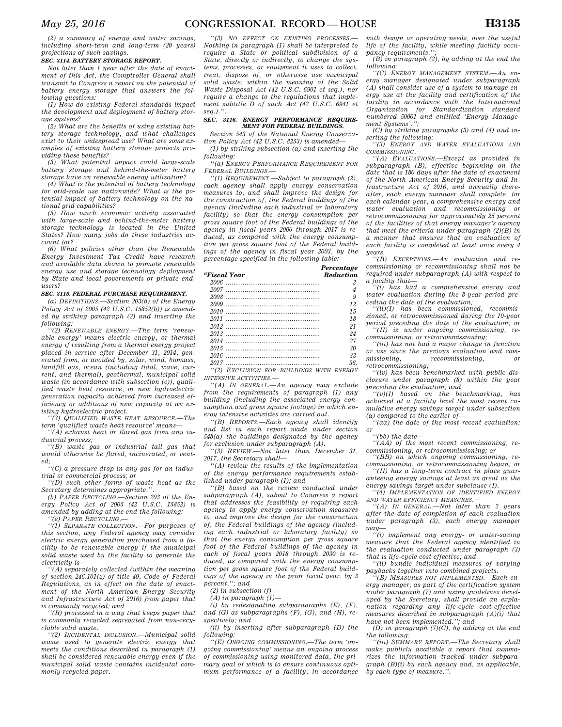*(2) a summary of energy and water savings, including short-term and long-term (20 years) projections of such savings.*

### SEC. 3114. BATTERY STORAGE REPORT.

*Not later than 1 year after the date of enactment of this Act, the Comptroller General shall transmit to Congress a report on the potential of battery energy storage that answers the following questions:*

*(1) How do existing Federal standards impact the development and deployment of battery storage systems?*

*(2) What are the benefits of using existing battery storage technology, and what challenges exist to their widespread use? What are some examples of existing battery storage projects providing these benefits?*

*(3) What potential impact could large-scale battery storage and behind-the-meter battery storage have on renewable energy utilization?*

*(4) What is the potential of battery technology for grid-scale use nationwide? What is the potential impact of battery technology on the national grid capabilities?*

*(5) How much economic activity associated with large-scale and behind-the-meter battery storage technology is located in the United States? How many jobs do these industries account for?*

*(6) What policies other than the Renewable Energy Investment Tax Credit have research and available data shown to promote renewable energy use and storage technology deployment by State and local governments or private end-users?*

### SEC. 3115. FEDERAL PURCHASE REQUIREMENT.

*(a) DEFINITIONS.—Section 203(b) of the Energy Policy Act of 2005 (42 U.S.C. 15852(b)) is amended by striking paragraph (2) and inserting the following:*

*''(2) RENEWABLE ENERGY.—The term 'renewable energy' means electric energy, or thermal energy if resulting from a thermal energy project placed in service after December 31, 2014, generated from, or avoided by, solar, wind, biomass, landfill gas, ocean (including tidal, wave, current, and thermal), geothermal, municipal solid waste (in accordance with subsection (e)), qualified waste heat resource, or new hydroelectric generation capacity achieved from increased efficiency or additions of new capacity at an existing hydroelectric project.*

*''(3) QUALIFIED WASTE HEAT RESOURCE.—The term 'qualified waste heat resource' means—*

*''(A) exhaust heat or flared gas from any industrial process;*

*''(B) waste gas or industrial tail gas that would otherwise be flared, incinerated, or vented;*

*''(C) a pressure drop in any gas for an industrial or commercial process; or*

*''(D) such other forms of waste heat as the Secretary determines appropriate.''.*

*(b) PAPER RECYCLING.—Section 203 of the Energy Policy Act of 2005 (42 U.S.C. 15852) is amended by adding at the end the following:*

*''(e) PAPER RECYCLING.—*

*''(1) SEPARATE COLLECTION.—For purposes of this section, any Federal agency may consider electric energy generation purchased from a facility to be renewable energy if the municipal solid waste used by the facility to generate the electricity is—*

*''(A) separately collected (within the meaning of section 246.101(z) of title 40, Code of Federal Regulations, as in effect on the date of enactment of the North American Energy Security and Infrastructure Act of 2016) from paper that is commonly recycled; and*

*''(B) processed in a way that keeps paper that is commonly recycled segregated from non-recyclable solid waste.*

*''(2) INCIDENTAL INCLUSION.—Municipal solid waste used to generate electric energy that meets the conditions described in paragraph (1) shall be considered renewable energy even if the municipal solid waste contains incidental commonly recycled paper.*

*''(3) NO EFFECT ON EXISTING PROCESSES.—Nothing in paragraph (1) shall be interpreted to require a State or political subdivision of a State, directly or indirectly, to change the systems, processes, or equipment it uses to collect, treat, dispose of, or otherwise use municipal solid waste, within the meaning of the Solid Waste Disposal Act (42 U.S.C. 6901 et seq.), nor require a change to the regulations that implement subtitle D of such Act (42 U.S.C. 6941 et seq.).''.*

### SEC. 3116. ENERGY PERFORMANCE REQUIREMENT FOR FEDERAL BUILDINGS.

*Section 543 of the National Energy Conservation Policy Act (42 U.S.C. 8253) is amended—*

*(1) by striking subsection (a) and inserting the following:*

*''(a) ENERGY PERFORMANCE REQUIREMENT FOR FEDERAL BUILDINGS.—*

*''(1) REQUIREMENT.—Subject to paragraph (2), each agency shall apply energy conservation measures to, and shall improve the design for the construction of, the Federal buildings of the agency (including each industrial or laboratory facility) so that the energy consumption per gross square foot of the Federal buildings of the agency in fiscal years 2006 through 2017 is reduced, as compared with the energy consumption per gross square foot of the Federal buildings of the agency in fiscal year 2003, by the percentage specified in the following table:*

| *''Fiscal Year* | *Percentage Reduction* |
|---|---|
| *2006* | *2* |
| *2007* | *4* |
| *2008* | *9* |
| *2009* | *12* |
| *2010* | *15* |
| *2011* | *18* |
| *2012* | *21* |
| *2013* | *24* |
| *2014* | *27* |
| *2015* | *30* |
| *2016* | *33* |
| *2017* | *36.* |

*''(2) EXCLUSION FOR BUILDINGS WITH ENERGY INTENSIVE ACTIVITIES.—*

*''(A) IN GENERAL.—An agency may exclude from the requirements of paragraph (1) any building (including the associated energy consumption and gross square footage) in which energy intensive activities are carried out.*

*''(B) REPORTS.—Each agency shall identify and list in each report made under section 548(a) the buildings designated by the agency for exclusion under subparagraph (A).*

*''(3) REVIEW.—Not later than December 31, 2017, the Secretary shall—*

*''(A) review the results of the implementation of the energy performance requirements established under paragraph (1); and*

*''(B) based on the review conducted under subparagraph (A), submit to Congress a report that addresses the feasibility of requiring each agency to apply energy conservation measures to, and improve the design for the construction of, the Federal buildings of the agency (including each industrial or laboratory facility) so that the energy consumption per gross square foot of the Federal buildings of the agency in each of fiscal years 2018 through 2030 is reduced, as compared with the energy consumption per gross square foot of the Federal buildings of the agency in the prior fiscal year, by 3 percent.''; and*

*(2) in subsection (f)—*

*(A) in paragraph (1)—*

*(i) by redesignating subparagraphs (E), (F), and (G) as subparagraphs (F), (G), and (H), respectively; and*

*(ii) by inserting after subparagraph (D) the following:*

*''(E) ONGOING COMMISSIONING.—The term 'ongoing commissioning' means an ongoing process of commissioning using monitored data, the primary goal of which is to ensure continuous optimum performance of a facility, in accordance with design or operating needs, over the useful life of the facility, while meeting facility occupancy requirements.'';*

*(B) in paragraph (2), by adding at the end the following:*

*''(C) ENERGY MANAGEMENT SYSTEM.—An energy manager designated under subparagraph (A) shall consider use of a system to manage energy use at the facility and certification of the facility in accordance with the International Organization for Standardization standard numbered 50001 and entitled 'Energy Management Systems'.'';*

*(C) by striking paragraphs (3) and (4) and inserting the following:*

*''(3) ENERGY AND WATER EVALUATIONS AND COMMISSIONING.—*

*''(A) EVALUATIONS.—Except as provided in subparagraph (B), effective beginning on the date that is 180 days after the date of enactment of the North American Energy Security and Infrastructure Act of 2016, and annually thereafter, each energy manager shall complete, for each calendar year, a comprehensive energy and water evaluation and recommissioning or retrocommissioning for approximately 25 percent of the facilities of that energy manager's agency that meet the criteria under paragraph (2)(B) in a manner that ensures that an evaluation of each facility is completed at least once every 4 years.*

*''(B) EXCEPTIONS.—An evaluation and recommissioning or recommissioning shall not be required under subparagraph (A) with respect to a facility that—*

*''(i) has had a comprehensive energy and water evaluation during the 8-year period preceding the date of the evaluation;*

*''(ii)(I) has been commissioned, recommissioned, or retrocommissioned during the 10-year period preceding the date of the evaluation; or*

*''(II) is under ongoing commissioning, recommissioning, or retrocommissioning;*

*''(iii) has not had a major change in function or use since the previous evaluation and commissioning, recommissioning, or retrocommissioning;*

*''(iv) has been benchmarked with public disclosure under paragraph (8) within the year preceding the evaluation; and*

*''(v)(I) based on the benchmarking, has achieved at a facility level the most recent cumulative energy savings target under subsection (a) compared to the earlier of—*

*''(aa) the date of the most recent evaluation; or*

*''(bb) the date—*

*''(AA) of the most recent commissioning, recommissioning, or retrocommissioning; or*

*''(BB) on which ongoing commissioning, recommissioning, or retrocommissioning began; or*

*''(II) has a long-term contract in place guaranteeing energy savings at least as great as the energy savings target under subclause (I).*

*''(4) IMPLEMENTATION OF IDENTIFIED ENERGY AND WATER EFFICIENCY MEASURES.—*

*''(A) IN GENERAL.—Not later than 2 years after the date of completion of each evaluation under paragraph (3), each energy manager may—*

*''(i) implement any energy- or water-saving measure that the Federal agency identified in the evaluation conducted under paragraph (3) that is life-cycle cost effective; and*

*''(ii) bundle individual measures of varying paybacks together into combined projects.*

*''(B) MEASURES NOT IMPLEMENTED.—Each energy manager, as part of the certification system under paragraph (7) and using guidelines developed by the Secretary, shall provide an explanation regarding any life-cycle cost-effective measures described in subparagraph (A)(i) that have not been implemented.''; and*

*(D) in paragraph (7)(C), by adding at the end the following:*

*''(iii) SUMMARY REPORT.—The Secretary shall make publicly available a report that summarizes the information tracked under subparagraph (B)(i) by each agency and, as applicable, by each type of measure.''.*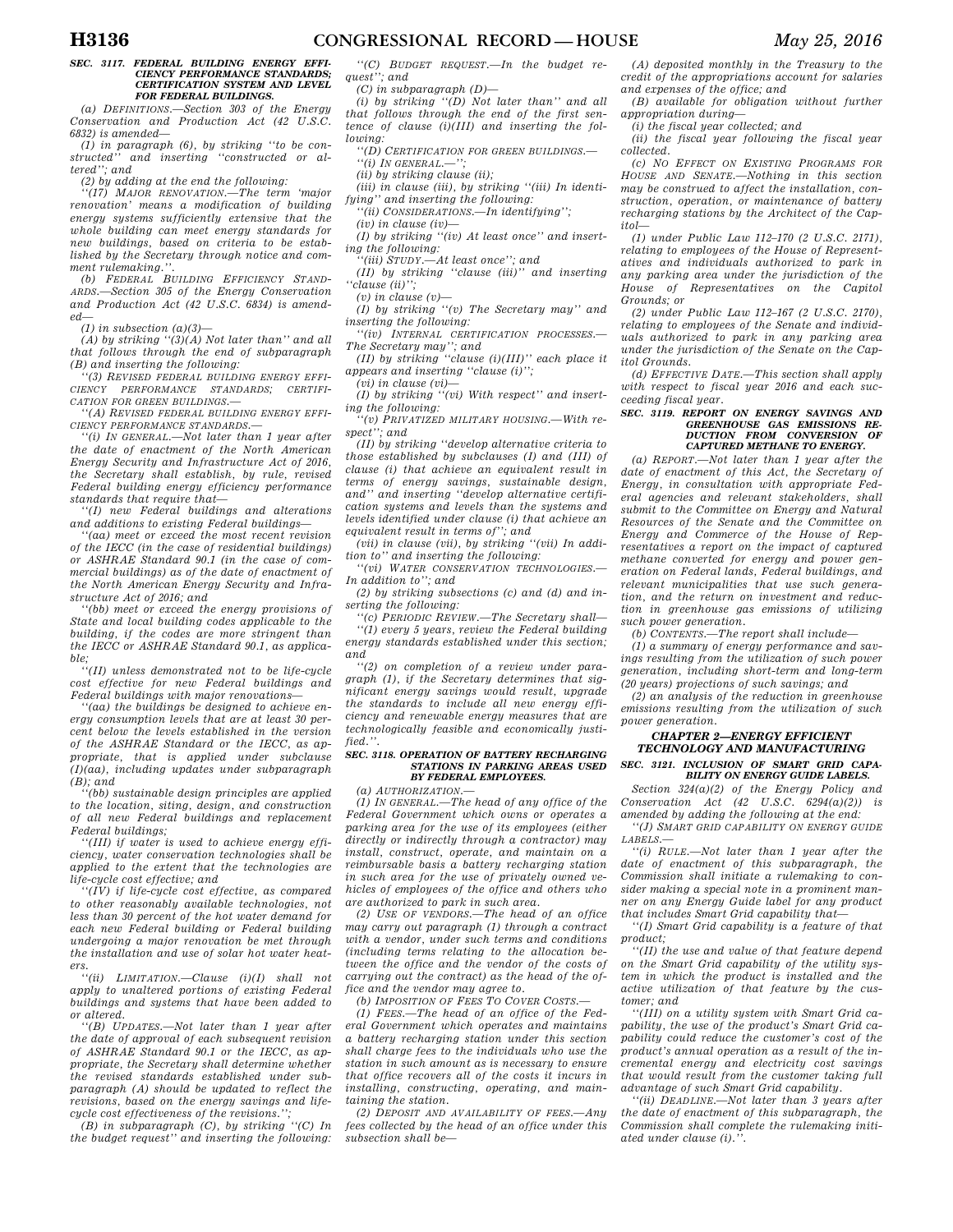### SEC. 3117. FEDERAL BUILDING ENERGY EFFICIENCY PERFORMANCE STANDARDS; CERTIFICATION SYSTEM AND LEVEL FOR FEDERAL BUILDINGS.

(a) *DEFINITIONS.*—Section 303 of the Energy Conservation and Production Act (42 U.S.C. 6832) is amended—

(1) in paragraph (6), by striking ''to be constructed'' and inserting ''constructed or altered''; and

(2) by adding at the end the following:

''(17) *MAJOR RENOVATION.*—The term 'major renovation' means a modification of building energy systems sufficiently extensive that the whole building can meet energy standards for new buildings, based on criteria to be established by the Secretary through notice and comment rulemaking.''.

(b) *FEDERAL BUILDING EFFICIENCY STANDARDS.*—Section 305 of the Energy Conservation and Production Act (42 U.S.C. 6834) is amended—

(1) in subsection (a)(3)—

(A) by striking ''(3)(A) Not later than'' and all that follows through the end of subparagraph (B) and inserting the following:

''(3) *REVISED FEDERAL BUILDING ENERGY EFFICIENCY PERFORMANCE STANDARDS; CERTIFICATION FOR GREEN BUILDINGS.*—

''(A) *REVISED FEDERAL BUILDING ENERGY EFFICIENCY PERFORMANCE STANDARDS.*—

''(i) *IN GENERAL.*—Not later than 1 year after the date of enactment of the North American Energy Security and Infrastructure Act of 2016, the Secretary shall establish, by rule, revised Federal building energy efficiency performance standards that require that—

''(I) new Federal buildings and alterations and additions to existing Federal buildings—

''(aa) meet or exceed the most recent revision of the IECC (in the case of residential buildings) or ASHRAE Standard 90.1 (in the case of commercial buildings) as of the date of enactment of the North American Energy Security and Infrastructure Act of 2016; and

''(bb) meet or exceed the energy provisions of State and local building codes applicable to the building, if the codes are more stringent than the IECC or ASHRAE Standard 90.1, as applicable;

''(II) unless demonstrated not to be life-cycle cost effective for new Federal buildings and Federal buildings with major renovations—

''(aa) the buildings be designed to achieve energy consumption levels that are at least 30 percent below the levels established in the version of the ASHRAE Standard or the IECC, as appropriate, that is applied under subclause (I)(aa), including updates under subparagraph (B); and

''(bb) sustainable design principles are applied to the location, siting, design, and construction of all new Federal buildings and replacement Federal buildings;

''(III) if water is used to achieve energy efficiency, water conservation technologies shall be applied to the extent that the technologies are life-cycle cost effective; and

''(IV) if life-cycle cost effective, as compared to other reasonably available technologies, not less than 30 percent of the hot water demand for each new Federal building or Federal building undergoing a major renovation be met through the installation and use of solar hot water heaters.

''(ii) *LIMITATION.*—Clause (i)(I) shall not apply to unaltered portions of existing Federal buildings and systems that have been added to or altered.

''(B) *UPDATES.*—Not later than 1 year after the date of approval of each subsequent revision of ASHRAE Standard 90.1 or the IECC, as appropriate, the Secretary shall determine whether the revised standards established under subparagraph (A) should be updated to reflect the revisions, based on the energy savings and life-cycle cost effectiveness of the revisions.'';

(B) in subparagraph (C), by striking ''(C) In the budget request'' and inserting the following:

''(C) *BUDGET REQUEST.*—In the budget request''; and

(C) in subparagraph (D)—

(i) by striking ''(D) Not later than'' and all that follows through the end of the first sentence of clause (i)(III) and inserting the following:

''(D) *CERTIFICATION FOR GREEN BUILDINGS.*—

''(i) *IN GENERAL.*—'';

(ii) by striking clause (ii);

(iii) in clause (iii), by striking ''(iii) In identifying'' and inserting the following:

''(ii) *CONSIDERATIONS.*—In identifying'';

(iv) in clause (iv)—

(I) by striking ''(iv) At least once'' and inserting the following:

''(iii) *STUDY.*—At least once''; and

(II) by striking ''clause (iii)'' and inserting ''clause (ii)'';

(v) in clause (v)—

(I) by striking ''(v) The Secretary may'' and inserting the following:

''(iv) *INTERNAL CERTIFICATION PROCESSES.*—The Secretary may''; and

(II) by striking ''clause (i)(III)'' each place it appears and inserting ''clause (i)'';

(vi) in clause (vi)—

(I) by striking ''(vi) With respect'' and inserting the following:

''(v) *PRIVATIZED MILITARY HOUSING.*—With respect''; and

(II) by striking ''develop alternative criteria to those established by subclauses (I) and (III) of clause (i) that achieve an equivalent result in terms of energy savings, sustainable design, and'' and inserting ''develop alternative certification systems and levels than the systems and levels identified under clause (i) that achieve an equivalent result in terms of''; and

(vii) in clause (vii), by striking ''(vii) In addition to'' and inserting the following:

''(vi) *WATER CONSERVATION TECHNOLOGIES.*—In addition to''; and

(2) by striking subsections (c) and (d) and inserting the following:

''(c) *PERIODIC REVIEW.*—The Secretary shall—

''(1) every 5 years, review the Federal building energy standards established under this section; and

''(2) on completion of a review under paragraph (1), if the Secretary determines that significant energy savings would result, upgrade the standards to include all new energy efficiency and renewable energy measures that are technologically feasible and economically justified.''.

### SEC. 3118. OPERATION OF BATTERY RECHARGING STATIONS IN PARKING AREAS USED BY FEDERAL EMPLOYEES.

(a) *AUTHORIZATION.*—

(1) *IN GENERAL.*—The head of any office of the Federal Government which owns or operates a parking area for the use of its employees (either directly or indirectly through a contractor) may install, construct, operate, and maintain on a reimbursable basis a battery recharging station in such area for the use of privately owned vehicles of employees of the office and others who are authorized to park in such area.

(2) *USE OF VENDORS.*—The head of an office may carry out paragraph (1) through a contract with a vendor, under such terms and conditions (including terms relating to the allocation between the office and the vendor of the costs of carrying out the contract) as the head of the office and the vendor may agree to.

(b) *IMPOSITION OF FEES TO COVER COSTS.*—

(1) *FEES.*—The head of an office of the Federal Government which operates and maintains a battery recharging station under this section shall charge fees to the individuals who use the station in such amount as is necessary to ensure that office recovers all of the costs it incurs in installing, constructing, operating, and maintaining the station.

(2) *DEPOSIT AND AVAILABILITY OF FEES.*—Any fees collected by the head of an office under this subsection shall be—

(A) deposited monthly in the Treasury to the credit of the appropriations account for salaries and expenses of the office; and

(B) available for obligation without further appropriation during—

(i) the fiscal year collected; and

(ii) the fiscal year following the fiscal year collected.

(c) *NO EFFECT ON EXISTING PROGRAMS FOR HOUSE AND SENATE.*—Nothing in this section may be construed to affect the installation, construction, operation, or maintenance of battery recharging stations by the Architect of the Capitol—

(1) under Public Law 112–170 (2 U.S.C. 2171), relating to employees of the House of Representatives and individuals authorized to park in any parking area under the jurisdiction of the House of Representatives on the Capitol Grounds; or

(2) under Public Law 112–167 (2 U.S.C. 2170), relating to employees of the Senate and individuals authorized to park in any parking area under the jurisdiction of the Senate on the Capitol Grounds.

(d) *EFFECTIVE DATE.*—This section shall apply with respect to fiscal year 2016 and each succeeding fiscal year.

### SEC. 3119. REPORT ON ENERGY SAVINGS AND GREENHOUSE GAS EMISSIONS REDUCTION FROM CONVERSION OF CAPTURED METHANE TO ENERGY.

(a) *REPORT.*—Not later than 1 year after the date of enactment of this Act, the Secretary of Energy, in consultation with appropriate Federal agencies and relevant stakeholders, shall submit to the Committee on Energy and Natural Resources of the Senate and the Committee on Energy and Commerce of the House of Representatives a report on the impact of captured methane converted for energy and power generation on Federal lands, Federal buildings, and relevant municipalities that use such generation, and the return on investment and reduction in greenhouse gas emissions of utilizing such power generation.

(b) *CONTENTS.*—The report shall include—

(1) a summary of energy performance and savings resulting from the utilization of such power generation, including short-term and long-term (20 years) projections of such savings; and

(2) an analysis of the reduction in greenhouse emissions resulting from the utilization of such power generation.

## CHAPTER 2—ENERGY EFFICIENT TECHNOLOGY AND MANUFACTURING

### SEC. 3121. INCLUSION OF SMART GRID CAPABILITY ON ENERGY GUIDE LABELS.

Section 324(a)(2) of the Energy Policy and Conservation Act (42 U.S.C. 6294(a)(2)) is amended by adding the following at the end:

''(J) *SMART GRID CAPABILITY ON ENERGY GUIDE LABELS.*—

''(i) *RULE.*—Not later than 1 year after the date of enactment of this subparagraph, the Commission shall initiate a rulemaking to consider making a special note in a prominent manner on any Energy Guide label for any product that includes Smart Grid capability that—

''(I) Smart Grid capability is a feature of that product;

''(II) the use and value of that feature depend on the Smart Grid capability of the utility system in which the product is installed and the active utilization of that feature by the customer; and

''(III) on a utility system with Smart Grid capability, the use of the product's Smart Grid capability could reduce the customer's cost of the product's annual operation as a result of the incremental energy and electricity cost savings that would result from the customer taking full advantage of such Smart Grid capability.

''(ii) *DEADLINE.*—Not later than 3 years after the date of enactment of this subparagraph, the Commission shall complete the rulemaking initiated under clause (i).''.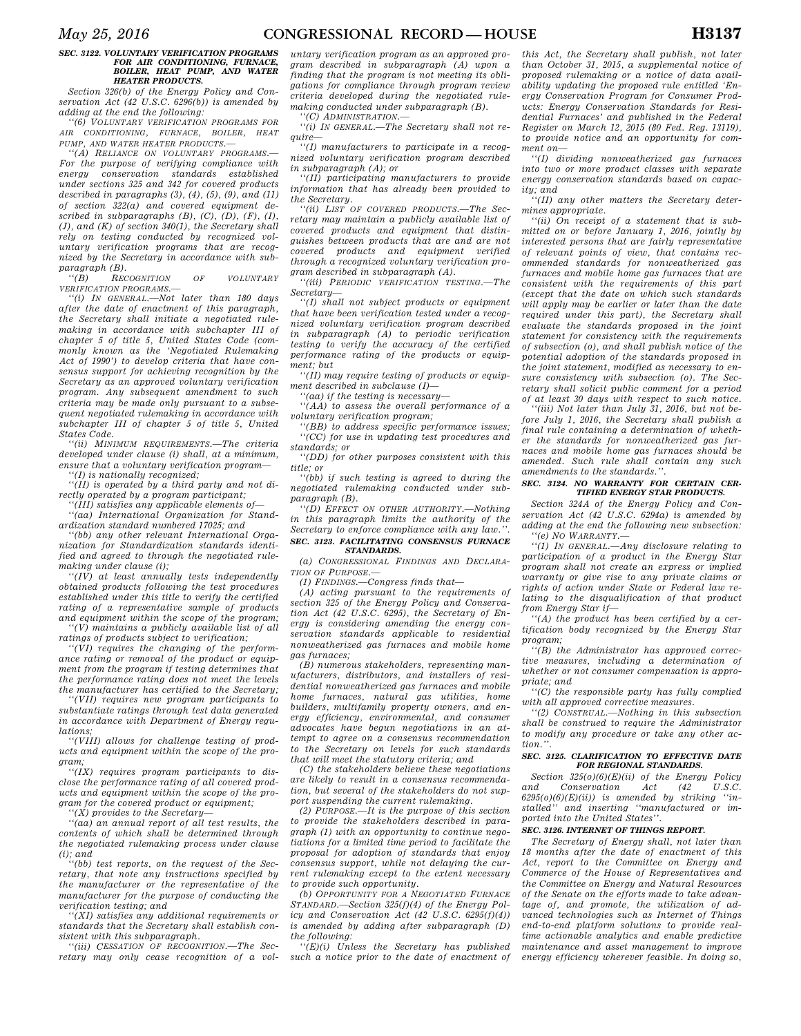### SEC. 3122. VOLUNTARY VERIFICATION PROGRAMS FOR AIR CONDITIONING, FURNACE, BOILER, HEAT PUMP, AND WATER HEATER PRODUCTS.

Section 326(b) of the Energy Policy and Conservation Act (42 U.S.C. 6296(b)) is amended by adding at the end the following:

''(6) VOLUNTARY VERIFICATION PROGRAMS FOR AIR CONDITIONING, FURNACE, BOILER, HEAT PUMP, AND WATER HEATER PRODUCTS.—

''(A) RELIANCE ON VOLUNTARY PROGRAMS.—For the purpose of verifying compliance with energy conservation standards established under sections 325 and 342 for covered products described in paragraphs (3), (4), (5), (9), and (11) of section 322(a) and covered equipment described in subparagraphs (B), (C), (D), (F), (I), (J), and (K) of section 340(1), the Secretary shall rely on testing conducted by recognized voluntary verification programs that are recognized by the Secretary in accordance with subparagraph (B).

''(B) RECOGNITION OF VOLUNTARY VERIFICATION PROGRAMS.—

''(i) IN GENERAL.—Not later than 180 days after the date of enactment of this paragraph, the Secretary shall initiate a negotiated rulemaking in accordance with subchapter III of chapter 5 of title 5, United States Code (commonly known as the 'Negotiated Rulemaking Act of 1990') to develop criteria that have consensus support for achieving recognition by the Secretary as an approved voluntary verification program. Any subsequent amendment to such criteria may be made only pursuant to a subsequent negotiated rulemaking in accordance with subchapter III of chapter 5 of title 5, United States Code.

''(ii) MINIMUM REQUIREMENTS.—The criteria developed under clause (i) shall, at a minimum, ensure that a voluntary verification program—

''(I) is nationally recognized;

''(II) is operated by a third party and not directly operated by a program participant;

''(III) satisfies any applicable elements of—

''(aa) International Organization for Standardization standard numbered 17025; and

''(bb) any other relevant International Organization for Standardization standards identified and agreed to through the negotiated rulemaking under clause (i);

''(IV) at least annually tests independently obtained products following the test procedures established under this title to verify the certified rating of a representative sample of products and equipment within the scope of the program;

''(V) maintains a publicly available list of all ratings of products subject to verification;

''(VI) requires the changing of the performance rating or removal of the product or equipment from the program if testing determines that the performance rating does not meet the levels the manufacturer has certified to the Secretary;

''(VII) requires new program participants to substantiate ratings through test data generated in accordance with Department of Energy regulations;

''(VIII) allows for challenge testing of products and equipment within the scope of the program;

''(IX) requires program participants to disclose the performance rating of all covered products and equipment within the scope of the program for the covered product or equipment;

''(X) provides to the Secretary—

''(aa) an annual report of all test results, the contents of which shall be determined through the negotiated rulemaking process under clause (i); and

''(bb) test reports, on the request of the Secretary, that note any instructions specified by the manufacturer or the representative of the manufacturer for the purpose of conducting the verification testing; and

''(XI) satisfies any additional requirements or standards that the Secretary shall establish consistent with this subparagraph.

''(iii) CESSATION OF RECOGNITION.—The Secretary may only cease recognition of a voluntary verification program as an approved program described in subparagraph (A) upon a finding that the program is not meeting its obligations for compliance through program review criteria developed during the negotiated rulemaking conducted under subparagraph (B).

''(C) ADMINISTRATION.—

''(i) IN GENERAL.—The Secretary shall not require—

''(I) manufacturers to participate in a recognized voluntary verification program described in subparagraph (A); or

''(II) participating manufacturers to provide information that has already been provided to the Secretary.

''(ii) LIST OF COVERED PRODUCTS.—The Secretary may maintain a publicly available list of covered products and equipment that distinguishes between products that are and are not covered products and equipment verified through a recognized voluntary verification program described in subparagraph (A).

''(iii) PERIODIC VERIFICATION TESTING.—The Secretary—

''(I) shall not subject products or equipment that have been verification tested under a recognized voluntary verification program described in subparagraph (A) to periodic verification testing to verify the accuracy of the certified performance rating of the products or equipment; but

''(II) may require testing of products or equipment described in subclause (I)—

''(aa) if the testing is necessary—

''(AA) to assess the overall performance of a voluntary verification program;

''(BB) to address specific performance issues;

''(CC) for use in updating test procedures and standards; or

''(DD) for other purposes consistent with this title; or

''(bb) if such testing is agreed to during the negotiated rulemaking conducted under subparagraph (B).

''(D) EFFECT ON OTHER AUTHORITY.—Nothing in this paragraph limits the authority of the Secretary to enforce compliance with any law.''.

### SEC. 3123. FACILITATING CONSENSUS FURNACE STANDARDS.

(a) CONGRESSIONAL FINDINGS AND DECLARATION OF PURPOSE.—

(1) FINDINGS.—Congress finds that—

(A) acting pursuant to the requirements of section 325 of the Energy Policy and Conservation Act (42 U.S.C. 6295), the Secretary of Energy is considering amending the energy conservation standards applicable to residential nonweatherized gas furnaces and mobile home gas furnaces;

(B) numerous stakeholders, representing manufacturers, distributors, and installers of residential nonweatherized gas furnaces and mobile home furnaces, natural gas utilities, home builders, multifamily property owners, and energy efficiency, environmental, and consumer advocates have begun negotiations in an attempt to agree on a consensus recommendation to the Secretary on levels for such standards that will meet the statutory criteria; and

(C) the stakeholders believe these negotiations are likely to result in a consensus recommendation, but several of the stakeholders do not support suspending the current rulemaking.

(2) PURPOSE.—It is the purpose of this section to provide the stakeholders described in paragraph (1) with an opportunity to continue negotiations for a limited time period to facilitate the proposal for adoption of standards that enjoy consensus support, while not delaying the current rulemaking except to the extent necessary to provide such opportunity.

(b) OPPORTUNITY FOR A NEGOTIATED FURNACE STANDARD.—Section 325(f)(4) of the Energy Policy and Conservation Act (42 U.S.C. 6295(f)(4)) is amended by adding after subparagraph (D) the following:

''(E)(i) Unless the Secretary has published such a notice prior to the date of enactment of this Act, the Secretary shall publish, not later than October 31, 2015, a supplemental notice of proposed rulemaking or a notice of data availability updating the proposed rule entitled 'Energy Conservation Program for Consumer Products: Energy Conservation Standards for Residential Furnaces' and published in the Federal Register on March 12, 2015 (80 Fed. Reg. 13119), to provide notice and an opportunity for comment on—

''(I) dividing nonweatherized gas furnaces into two or more product classes with separate energy conservation standards based on capacity; and

''(II) any other matters the Secretary determines appropriate.

''(ii) On receipt of a statement that is submitted on or before January 1, 2016, jointly by interested persons that are fairly representative of relevant points of view, that contains recommended standards for nonweatherized gas furnaces and mobile home gas furnaces that are consistent with the requirements of this part (except that the date on which such standards will apply may be earlier or later than the date required under this part), the Secretary shall evaluate the standards proposed in the joint statement for consistency with the requirements of subsection (o), and shall publish notice of the potential adoption of the standards proposed in the joint statement, modified as necessary to ensure consistency with subsection (o). The Secretary shall solicit public comment for a period of at least 30 days with respect to such notice.

''(iii) Not later than July 31, 2016, but not before July 1, 2016, the Secretary shall publish a final rule containing a determination of whether the standards for nonweatherized gas furnaces and mobile home gas furnaces should be amended. Such rule shall contain any such amendments to the standards.''.

### SEC. 3124. NO WARRANTY FOR CERTAIN CERTIFIED ENERGY STAR PRODUCTS.

Section 324A of the Energy Policy and Conservation Act (42 U.S.C. 6294a) is amended by adding at the end the following new subsection:

''(e) NO WARRANTY.—

''(1) IN GENERAL.—Any disclosure relating to participation of a product in the Energy Star program shall not create an express or implied warranty or give rise to any private claims or rights of action under State or Federal law relating to the disqualification of that product from Energy Star if—

''(A) the product has been certified by a certification body recognized by the Energy Star program;

''(B) the Administrator has approved corrective measures, including a determination of whether or not consumer compensation is appropriate; and

''(C) the responsible party has fully complied with all approved corrective measures.

''(2) CONSTRUAL.—Nothing in this subsection shall be construed to require the Administrator to modify any procedure or take any other action.''.

### SEC. 3125. CLARIFICATION TO EFFECTIVE DATE FOR REGIONAL STANDARDS.

Section 325(o)(6)(E)(ii) of the Energy Policy and Conservation Act (42 U.S.C. 6295(o)(6)(E)(ii)) is amended by striking ''installed'' and inserting ''manufactured or imported into the United States''.

### SEC. 3126. INTERNET OF THINGS REPORT.

The Secretary of Energy shall, not later than 18 months after the date of enactment of this Act, report to the Committee on Energy and Commerce of the House of Representatives and the Committee on Energy and Natural Resources of the Senate on the efforts made to take advantage of, and promote, the utilization of advanced technologies such as Internet of Things end-to-end platform solutions to provide real-time actionable analytics and enable predictive maintenance and asset management to improve energy efficiency wherever feasible. In doing so,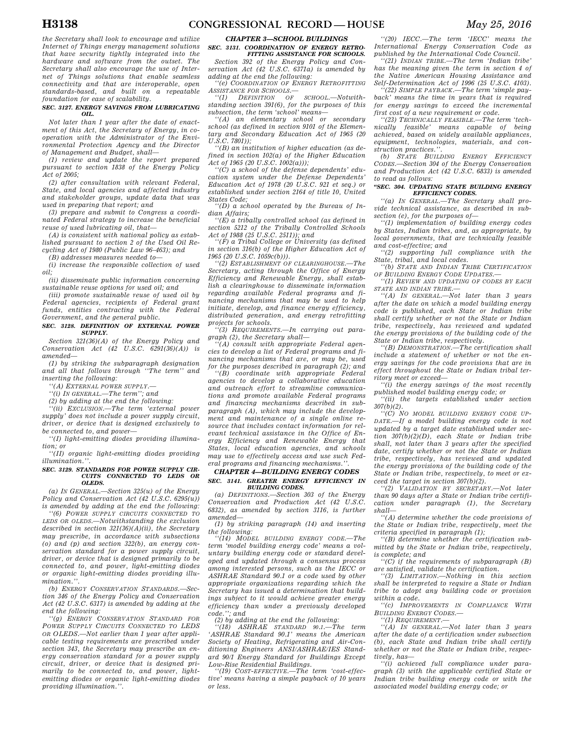*the Secretary shall look to encourage and utilize Internet of Things energy management solutions that have security tightly integrated into the hardware and software from the outset. The Secretary shall also encourage the use of Internet of Things solutions that enable seamless connectivity and that are interoperable, open standards-based, and built on a repeatable foundation for ease of scalability.*

### *SEC. 3127. ENERGY SAVINGS FROM LUBRICATING OIL.*

*Not later than 1 year after the date of enactment of this Act, the Secretary of Energy, in cooperation with the Administrator of the Environmental Protection Agency and the Director of Management and Budget, shall—*

*(1) review and update the report prepared pursuant to section 1838 of the Energy Policy Act of 2005;*

*(2) after consultation with relevant Federal, State, and local agencies and affected industry and stakeholder groups, update data that was used in preparing that report; and*

*(3) prepare and submit to Congress a coordinated Federal strategy to increase the beneficial reuse of used lubricating oil, that—*

*(A) is consistent with national policy as established pursuant to section 2 of the Used Oil Recycling Act of 1980 (Public Law 96–463); and*

*(B) addresses measures needed to—*

*(i) increase the responsible collection of used oil;*

*(ii) disseminate public information concerning sustainable reuse options for used oil; and*

*(iii) promote sustainable reuse of used oil by Federal agencies, recipients of Federal grant funds, entities contracting with the Federal Government, and the general public.*

### *SEC. 3128. DEFINITION OF EXTERNAL POWER SUPPLY.*

*Section 321(36)(A) of the Energy Policy and Conservation Act (42 U.S.C. 6291(36)(A)) is amended—*

*(1) by striking the subparagraph designation and all that follows through ''The term'' and inserting the following:*

*''(A) EXTERNAL POWER SUPPLY.—*

*''(i) IN GENERAL.—The term''; and*

*(2) by adding at the end the following:*

*''(ii) EXCLUSION.—The term 'external power supply' does not include a power supply circuit, driver, or device that is designed exclusively to be connected to, and power—*

*''(I) light-emitting diodes providing illumination; or*

*''(II) organic light-emitting diodes providing illumination.''.*

### *SEC. 3129. STANDARDS FOR POWER SUPPLY CIRCUITS CONNECTED TO LEDS OR OLEDS.*

*(a) IN GENERAL.—Section 325(u) of the Energy Policy and Conservation Act (42 U.S.C. 6295(u)) is amended by adding at the end the following:*

*''(6) POWER SUPPLY CIRCUITS CONNECTED TO LEDS OR OLEDS.—Notwithstanding the exclusion described in section 321(36)(A)(ii), the Secretary may prescribe, in accordance with subsections (o) and (p) and section 322(b), an energy conservation standard for a power supply circuit, driver, or device that is designed primarily to be connected to, and power, light-emitting diodes or organic light-emitting diodes providing illumination.''.*

*(b) ENERGY CONSERVATION STANDARDS.—Section 346 of the Energy Policy and Conservation Act (42 U.S.C. 6317) is amended by adding at the end the following:*

*''(g) ENERGY CONSERVATION STANDARD FOR POWER SUPPLY CIRCUITS CONNECTED TO LEDS OR OLEDS.—Not earlier than 1 year after applicable testing requirements are prescribed under section 343, the Secretary may prescribe an energy conservation standard for a power supply circuit, driver, or device that is designed primarily to be connected to, and power, light-emitting diodes or organic light-emitting diodes providing illumination.''.*

## *CHAPTER 3—SCHOOL BUILDINGS*

### *SEC. 3131. COORDINATION OF ENERGY RETROFITTING ASSISTANCE FOR SCHOOLS.*

*Section 392 of the Energy Policy and Conservation Act (42 U.S.C. 6371a) is amended by adding at the end the following:*

*''(e) COORDINATION OF ENERGY RETROFITTING ASSISTANCE FOR SCHOOLS.—*

*''(1) DEFINITION OF SCHOOL.—Notwithstanding section 391(6), for the purposes of this subsection, the term 'school' means—*

*''(A) an elementary school or secondary school (as defined in section 9101 of the Elementary and Secondary Education Act of 1965 (20 U.S.C. 7801));*

*''(B) an institution of higher education (as defined in section 102(a) of the Higher Education Act of 1965 (20 U.S.C. 1002(a)));*

*''(C) a school of the defense dependents' education system under the Defense Dependents' Education Act of 1978 (20 U.S.C. 921 et seq.) or established under section 2164 of title 10, United States Code;*

*''(D) a school operated by the Bureau of Indian Affairs;*

*''(E) a tribally controlled school (as defined in section 5212 of the Tribally Controlled Schools Act of 1988 (25 U.S.C. 2511)); and*

*''(F) a Tribal College or University (as defined in section 316(b) of the Higher Education Act of 1965 (20 U.S.C. 1059c(b))).*

*''(2) ESTABLISHMENT OF CLEARINGHOUSE.—The Secretary, acting through the Office of Energy Efficiency and Renewable Energy, shall establish a clearinghouse to disseminate information regarding available Federal programs and financing mechanisms that may be used to help initiate, develop, and finance energy efficiency, distributed generation, and energy retrofitting projects for schools.*

*''(3) REQUIREMENTS.—In carrying out paragraph (2), the Secretary shall—*

*''(A) consult with appropriate Federal agencies to develop a list of Federal programs and financing mechanisms that are, or may be, used for the purposes described in paragraph (2); and*

*''(B) coordinate with appropriate Federal agencies to develop a collaborative education and outreach effort to streamline communications and promote available Federal programs and financing mechanisms described in subparagraph (A), which may include the development and maintenance of a single online resource that includes contact information for relevant technical assistance in the Office of Energy Efficiency and Renewable Energy that States, local education agencies, and schools may use to effectively access and use such Federal programs and financing mechanisms.''.*

## *CHAPTER 4—BUILDING ENERGY CODES*

### *SEC. 3141. GREATER ENERGY EFFICIENCY IN BUILDING CODES.*

*(a) DEFINITIONS.—Section 303 of the Energy Conservation and Production Act (42 U.S.C. 6832), as amended by section 3116, is further amended—*

*(1) by striking paragraph (14) and inserting the following:*

*''(14) MODEL BUILDING ENERGY CODE.—The term 'model building energy code' means a voluntary building energy code or standard developed and updated through a consensus process among interested persons, such as the IECC or ASHRAE Standard 90.1 or a code used by other appropriate organizations regarding which the Secretary has issued a determination that buildings subject to it would achieve greater energy efficiency than under a previously developed code.''; and*

*(2) by adding at the end the following:*

*''(18) ASHRAE STANDARD 90.1.—The term 'ASHRAE Standard 90.1' means the American Society of Heating, Refrigerating and Air-Conditioning Engineers ANSI/ASHRAE/IES Standard 90/1 Energy Standard for Buildings Except Low-Rise Residential Buildings.*

*''(19) COST-EFFECTIVE.—The term 'cost-effective' means having a simple payback of 10 years or less.*

*''(20) IECC.—The term 'IECC' means the International Energy Conservation Code as published by the International Code Council.*

*''(21) INDIAN TRIBE.—The term 'Indian tribe' has the meaning given the term in section 4 of the Native American Housing Assistance and Self-Determination Act of 1996 (25 U.S.C. 4103).*

*''(22) SIMPLE PAYBACK.—The term 'simple payback' means the time in years that is required for energy savings to exceed the incremental first cost of a new requirement or code.*

*''(23) TECHNICALLY FEASIBLE.—The term 'technically feasible' means capable of being achieved, based on widely available appliances, equipment, technologies, materials, and construction practices.''.*

*(b) STATE BUILDING ENERGY EFFICIENCY CODES.—Section 304 of the Energy Conservation and Production Act (42 U.S.C. 6833) is amended to read as follows:*

### *''SEC. 304. UPDATING STATE BUILDING ENERGY EFFICIENCY CODES.*

*''(a) IN GENERAL.—The Secretary shall provide technical assistance, as described in subsection (e), for the purposes of—*

*''(1) implementation of building energy codes by States, Indian tribes, and, as appropriate, by local governments, that are technically feasible and cost-effective; and*

*''(2) supporting full compliance with the State, tribal, and local codes.*

*''(b) STATE AND INDIAN TRIBE CERTIFICATION OF BUILDING ENERGY CODE UPDATES.—*

*''(1) REVIEW AND UPDATING OF CODES BY EACH STATE AND INDIAN TRIBE.—*

*''(A) IN GENERAL.—Not later than 3 years after the date on which a model building energy code is published, each State or Indian tribe shall certify whether or not the State or Indian tribe, respectively, has reviewed and updated the energy provisions of the building code of the State or Indian tribe, respectively.*

*''(B) DEMONSTRATION.—The certification shall include a statement of whether or not the energy savings for the code provisions that are in effect throughout the State or Indian tribal territory meet or exceed—*

*''(i) the energy savings of the most recently published model building energy code; or*

*''(ii) the targets established under section 307(b)(2).*

*''(C) NO MODEL BUILDING ENERGY CODE UPDATE.—If a model building energy code is not updated by a target date established under section 307(b)(2)(D), each State or Indian tribe shall, not later than 3 years after the specified date, certify whether or not the State or Indian tribe, respectively, has reviewed and updated the energy provisions of the building code of the State or Indian tribe, respectively, to meet or exceed the target in section 307(b)(2).*

*''(2) VALIDATION BY SECRETARY.—Not later than 90 days after a State or Indian tribe certification under paragraph (1), the Secretary shall—*

*''(A) determine whether the code provisions of the State or Indian tribe, respectively, meet the criteria specified in paragraph (1);*

*''(B) determine whether the certification submitted by the State or Indian tribe, respectively, is complete; and*

*''(C) if the requirements of subparagraph (B) are satisfied, validate the certification.*

*''(3) LIMITATION.—Nothing in this section shall be interpreted to require a State or Indian tribe to adopt any building code or provision within a code.*

*''(c) IMPROVEMENTS IN COMPLIANCE WITH BUILDING ENERGY CODES.—*

*''(1) REQUIREMENT.—*

*''(A) IN GENERAL.—Not later than 3 years after the date of a certification under subsection (b), each State and Indian tribe shall certify whether or not the State and Indian tribe, respectively, has—*

*''(i) achieved full compliance under paragraph (3) with the applicable certified State or Indian tribe building energy code or with the associated model building energy code; or*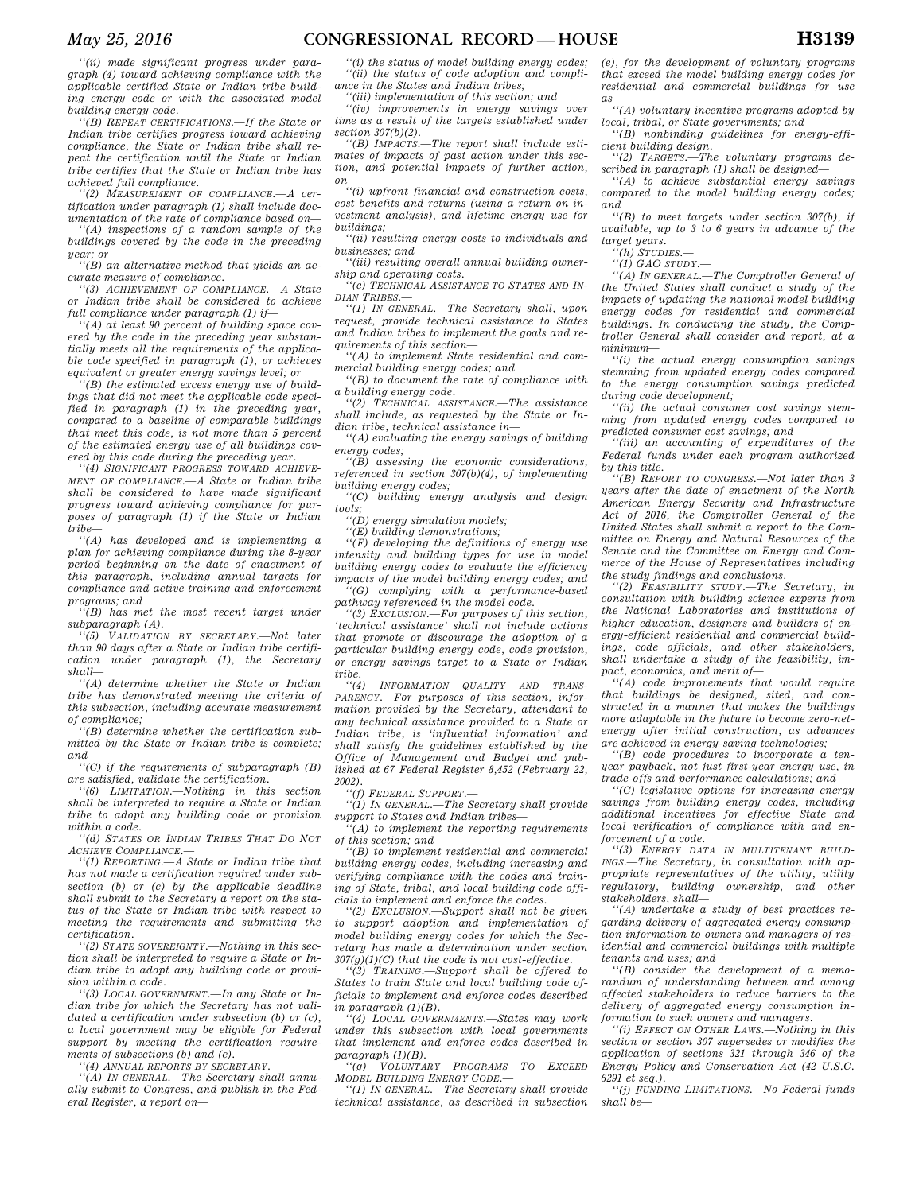''(ii) made significant progress under paragraph (4) toward achieving compliance with the applicable certified State or Indian tribe building energy code or with the associated model building energy code.

''(B) REPEAT CERTIFICATIONS.—If the State or Indian tribe certifies progress toward achieving compliance, the State or Indian tribe shall repeat the certification until the State or Indian tribe certifies that the State or Indian tribe has achieved full compliance.

''(2) MEASUREMENT OF COMPLIANCE.—A certification under paragraph (1) shall include documentation of the rate of compliance based on—

''(A) inspections of a random sample of the buildings covered by the code in the preceding year; or

''(B) an alternative method that yields an accurate measure of compliance.

''(3) ACHIEVEMENT OF COMPLIANCE.—A State or Indian tribe shall be considered to achieve full compliance under paragraph (1) if—

''(A) at least 90 percent of building space covered by the code in the preceding year substantially meets all the requirements of the applicable code specified in paragraph (1), or achieves equivalent or greater energy savings level; or

''(B) the estimated excess energy use of buildings that did not meet the applicable code specified in paragraph (1) in the preceding year, compared to a baseline of comparable buildings that meet this code, is not more than 5 percent of the estimated energy use of all buildings covered by this code during the preceding year.

''(4) SIGNIFICANT PROGRESS TOWARD ACHIEVEMENT OF COMPLIANCE.—A State or Indian tribe shall be considered to have made significant progress toward achieving compliance for purposes of paragraph (1) if the State or Indian tribe—

''(A) has developed and is implementing a plan for achieving compliance during the 8-year period beginning on the date of enactment of this paragraph, including annual targets for compliance and active training and enforcement programs; and

''(B) has met the most recent target under subparagraph (A).

''(5) VALIDATION BY SECRETARY.—Not later than 90 days after a State or Indian tribe certification under paragraph (1), the Secretary shall—

''(A) determine whether the State or Indian tribe has demonstrated meeting the criteria of this subsection, including accurate measurement of compliance;

''(B) determine whether the certification submitted by the State or Indian tribe is complete; and

''(C) if the requirements of subparagraph (B) are satisfied, validate the certification.

''(6) LIMITATION.—Nothing in this section shall be interpreted to require a State or Indian tribe to adopt any building code or provision within a code.

''(d) STATES OR INDIAN TRIBES THAT DO NOT ACHIEVE COMPLIANCE.—

''(1) REPORTING.—A State or Indian tribe that has not made a certification required under subsection (b) or (c) by the applicable deadline shall submit to the Secretary a report on the status of the State or Indian tribe with respect to meeting the requirements and submitting the certification.

''(2) STATE SOVEREIGNTY.—Nothing in this section shall be interpreted to require a State or Indian tribe to adopt any building code or provision within a code.

''(3) LOCAL GOVERNMENT.—In any State or Indian tribe for which the Secretary has not validated a certification under subsection (b) or (c), a local government may be eligible for Federal support by meeting the certification requirements of subsections (b) and (c).

''(4) ANNUAL REPORTS BY SECRETARY.—

''(A) IN GENERAL.—The Secretary shall annually submit to Congress, and publish in the Federal Register, a report on—

''(i) the status of model building energy codes;

''(ii) the status of code adoption and compliance in the States and Indian tribes;

''(iii) implementation of this section; and

''(iv) improvements in energy savings over time as a result of the targets established under section 307(b)(2).

''(B) IMPACTS.—The report shall include estimates of impacts of past action under this section, and potential impacts of further action, on—

''(i) upfront financial and construction costs, cost benefits and returns (using a return on investment analysis), and lifetime energy use for buildings;

''(ii) resulting energy costs to individuals and businesses; and

''(iii) resulting overall annual building ownership and operating costs.

''(e) TECHNICAL ASSISTANCE TO STATES AND INDIAN TRIBES.—

''(1) IN GENERAL.—The Secretary shall, upon request, provide technical assistance to States and Indian tribes to implement the goals and requirements of this section—

''(A) to implement State residential and commercial building energy codes; and

''(B) to document the rate of compliance with a building energy code.

''(2) TECHNICAL ASSISTANCE.—The assistance shall include, as requested by the State or Indian tribe, technical assistance in—

''(A) evaluating the energy savings of building energy codes;

''(B) assessing the economic considerations, referenced in section 307(b)(4), of implementing building energy codes;

''(C) building energy analysis and design tools;

''(D) energy simulation models;

''(E) building demonstrations;

''(F) developing the definitions of energy use intensity and building types for use in model building energy codes to evaluate the efficiency impacts of the model building energy codes; and

''(G) complying with a performance-based pathway referenced in the model code.

''(3) EXCLUSION.—For purposes of this section, 'technical assistance' shall not include actions that promote or discourage the adoption of a particular building energy code, code provision, or energy savings target to a State or Indian tribe.

''(4) INFORMATION QUALITY AND TRANSPARENCY.—For purposes of this section, information provided by the Secretary, attendant to any technical assistance provided to a State or Indian tribe, is 'influential information' and shall satisfy the guidelines established by the Office of Management and Budget and published at 67 Federal Register 8,452 (February 22, 2002).

''(f) FEDERAL SUPPORT.—

''(1) IN GENERAL.—The Secretary shall provide support to States and Indian tribes—

''(A) to implement the reporting requirements of this section; and

''(B) to implement residential and commercial building energy codes, including increasing and verifying compliance with the codes and training of State, tribal, and local building code officials to implement and enforce the codes.

''(2) EXCLUSION.—Support shall not be given to support adoption and implementation of model building energy codes for which the Secretary has made a determination under section 307(g)(1)(C) that the code is not cost-effective.

''(3) TRAINING.—Support shall be offered to States to train State and local building code officials to implement and enforce codes described in paragraph (1)(B).

''(4) LOCAL GOVERNMENTS.—States may work under this subsection with local governments that implement and enforce codes described in paragraph (1)(B).

''(g) VOLUNTARY PROGRAMS TO EXCEED MODEL BUILDING ENERGY CODE.—

''(1) IN GENERAL.—The Secretary shall provide technical assistance, as described in subsection (e), for the development of voluntary programs that exceed the model building energy codes for residential and commercial buildings for use as—

''(A) voluntary incentive programs adopted by local, tribal, or State governments; and

''(B) nonbinding guidelines for energy-efficient building design.

''(2) TARGETS.—The voluntary programs described in paragraph (1) shall be designed—

''(A) to achieve substantial energy savings compared to the model building energy codes; and

''(B) to meet targets under section 307(b), if available, up to 3 to 6 years in advance of the target years.

''(h) STUDIES.—

''(1) GAO STUDY.—

''(A) IN GENERAL.—The Comptroller General of the United States shall conduct a study of the impacts of updating the national model building energy codes for residential and commercial buildings. In conducting the study, the Comptroller General shall consider and report, at a minimum—

''(i) the actual energy consumption savings stemming from updated energy codes compared to the energy consumption savings predicted during code development;

''(ii) the actual consumer cost savings stemming from updated energy codes compared to predicted consumer cost savings; and

''(iii) an accounting of expenditures of the Federal funds under each program authorized by this title.

''(B) REPORT TO CONGRESS.—Not later than 3 years after the date of enactment of the North American Energy Security and Infrastructure Act of 2016, the Comptroller General of the United States shall submit a report to the Committee on Energy and Natural Resources of the Senate and the Committee on Energy and Commerce of the House of Representatives including the study findings and conclusions.

''(2) FEASIBILITY STUDY.—The Secretary, in consultation with building science experts from the National Laboratories and institutions of higher education, designers and builders of energy-efficient residential and commercial buildings, code officials, and other stakeholders, shall undertake a study of the feasibility, impact, economics, and merit of—

''(A) code improvements that would require that buildings be designed, sited, and constructed in a manner that makes the buildings more adaptable in the future to become zero-net-energy after initial construction, as advances are achieved in energy-saving technologies;

''(B) code procedures to incorporate a ten-year payback, not just first-year energy use, in trade-offs and performance calculations; and

''(C) legislative options for increasing energy savings from building energy codes, including additional incentives for effective State and local verification of compliance with and enforcement of a code.

''(3) ENERGY DATA IN MULTITENANT BUILDINGS.—The Secretary, in consultation with appropriate representatives of the utility, utility regulatory, building ownership, and other stakeholders, shall—

''(A) undertake a study of best practices regarding delivery of aggregated energy consumption information to owners and managers of residential and commercial buildings with multiple tenants and uses; and

''(B) consider the development of a memorandum of understanding between and among affected stakeholders to reduce barriers to the delivery of aggregated energy consumption information to such owners and managers.

''(i) EFFECT ON OTHER LAWS.—Nothing in this section or section 307 supersedes or modifies the application of sections 321 through 346 of the Energy Policy and Conservation Act (42 U.S.C. 6291 et seq.).

''(j) FUNDING LIMITATIONS.—No Federal funds shall be—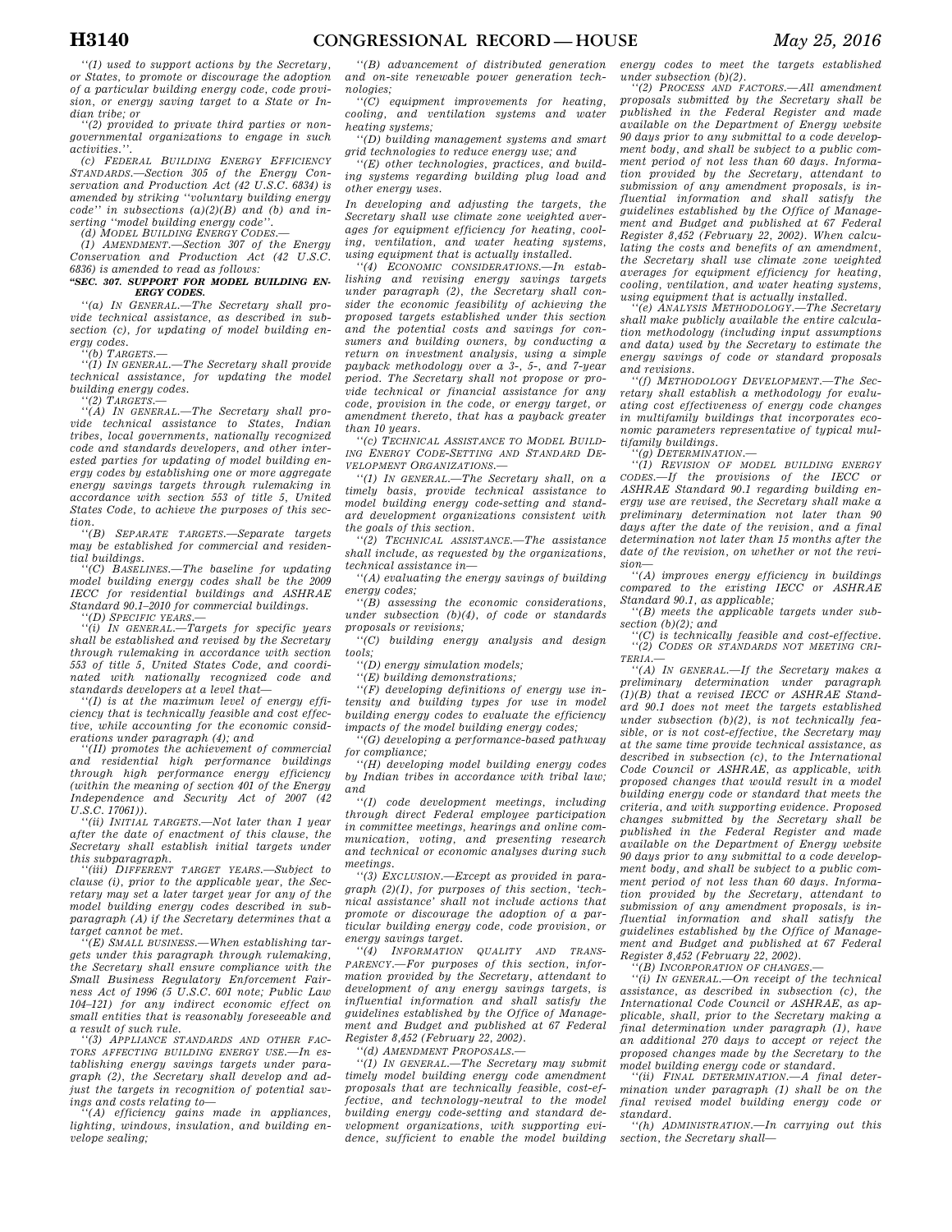''(1) used to support actions by the Secretary, or States, to promote or discourage the adoption of a particular building energy code, code provision, or energy saving target to a State or Indian tribe; or

''(2) provided to private third parties or nongovernmental organizations to engage in such activities.''.

(c) FEDERAL BUILDING ENERGY EFFICIENCY STANDARDS.—Section 305 of the Energy Conservation and Production Act (42 U.S.C. 6834) is amended by striking ''voluntary building energy code'' in subsections (a)(2)(B) and (b) and inserting ''model building energy code''.

(d) MODEL BUILDING ENERGY CODES.—

(1) AMENDMENT.—Section 307 of the Energy Conservation and Production Act (42 U.S.C. 6836) is amended to read as follows:

**''SEC. 307. SUPPORT FOR MODEL BUILDING ENERGY CODES.**

''(a) IN GENERAL.—The Secretary shall provide technical assistance, as described in subsection (c), for updating of model building energy codes.

''(b) TARGETS.—

''(1) IN GENERAL.—The Secretary shall provide technical assistance, for updating the model building energy codes.

''(2) TARGETS.—

''(A) IN GENERAL.—The Secretary shall provide technical assistance to States, Indian tribes, local governments, nationally recognized code and standards developers, and other interested parties for updating of model building energy codes by establishing one or more aggregate energy savings targets through rulemaking in accordance with section 553 of title 5, United States Code, to achieve the purposes of this section.

''(B) SEPARATE TARGETS.—Separate targets may be established for commercial and residential buildings.

''(C) BASELINES.—The baseline for updating model building energy codes shall be the 2009 IECC for residential buildings and ASHRAE Standard 90.1–2010 for commercial buildings.

''(D) SPECIFIC YEARS.—

''(i) IN GENERAL.—Targets for specific years shall be established and revised by the Secretary through rulemaking in accordance with section 553 of title 5, United States Code, and coordinated with nationally recognized code and standards developers at a level that—

''(I) is at the maximum level of energy efficiency that is technically feasible and cost effective, while accounting for the economic considerations under paragraph (4); and

''(II) promotes the achievement of commercial and residential high performance buildings through high performance energy efficiency (within the meaning of section 401 of the Energy Independence and Security Act of 2007 (42 U.S.C. 17061)).

''(ii) INITIAL TARGETS.—Not later than 1 year after the date of enactment of this clause, the Secretary shall establish initial targets under this subparagraph.

''(iii) DIFFERENT TARGET YEARS.—Subject to clause (i), prior to the applicable year, the Secretary may set a later target year for any of the model building energy codes described in subparagraph (A) if the Secretary determines that a target cannot be met.

''(E) SMALL BUSINESS.—When establishing targets under this paragraph through rulemaking, the Secretary shall ensure compliance with the Small Business Regulatory Enforcement Fairness Act of 1996 (5 U.S.C. 601 note; Public Law 104–121) for any indirect economic effect on small entities that is reasonably foreseeable and a result of such rule.

''(3) APPLIANCE STANDARDS AND OTHER FACTORS AFFECTING BUILDING ENERGY USE.—In establishing energy savings targets under paragraph (2), the Secretary shall develop and adjust the targets in recognition of potential savings and costs relating to—

''(A) efficiency gains made in appliances, lighting, windows, insulation, and building envelope sealing;

''(B) advancement of distributed generation and on-site renewable power generation technologies;

''(C) equipment improvements for heating, cooling, and ventilation systems and water heating systems;

''(D) building management systems and smart grid technologies to reduce energy use; and

''(E) other technologies, practices, and building systems regarding building plug load and other energy uses.

In developing and adjusting the targets, the Secretary shall use climate zone weighted averages for equipment efficiency for heating, cooling, ventilation, and water heating systems, using equipment that is actually installed.

''(4) ECONOMIC CONSIDERATIONS.—In establishing and revising energy savings targets under paragraph (2), the Secretary shall consider the economic feasibility of achieving the proposed targets established under this section and the potential costs and savings for consumers and building owners, by conducting a return on investment analysis, using a simple payback methodology over a 3-, 5-, and 7-year period. The Secretary shall not propose or provide technical or financial assistance for any code, provision in the code, or energy target, or amendment thereto, that has a payback greater than 10 years.

''(c) TECHNICAL ASSISTANCE TO MODEL BUILDING ENERGY CODE-SETTING AND STANDARD DEVELOPMENT ORGANIZATIONS.—

''(1) IN GENERAL.—The Secretary shall, on a timely basis, provide technical assistance to model building energy code-setting and standard development organizations consistent with the goals of this section.

''(2) TECHNICAL ASSISTANCE.—The assistance shall include, as requested by the organizations, technical assistance in—

''(A) evaluating the energy savings of building energy codes;

''(B) assessing the economic considerations, under subsection (b)(4), of code or standards proposals or revisions;

''(C) building energy analysis and design tools;

''(D) energy simulation models;

''(E) building demonstrations;

''(F) developing definitions of energy use intensity and building types for use in model building energy codes to evaluate the efficiency impacts of the model building energy codes;

''(G) developing a performance-based pathway for compliance;

''(H) developing model building energy codes by Indian tribes in accordance with tribal law; and

''(I) code development meetings, including through direct Federal employee participation in committee meetings, hearings and online communication, voting, and presenting research and technical or economic analyses during such meetings.

''(3) EXCLUSION.—Except as provided in paragraph (2)(I), for purposes of this section, 'technical assistance' shall not include actions that promote or discourage the adoption of a particular building energy code, code provision, or energy savings target.

''(4) INFORMATION QUALITY AND TRANSPARENCY.—For purposes of this section, information provided by the Secretary, attendant to development of any energy savings targets, is influential information and shall satisfy the guidelines established by the Office of Management and Budget and published at 67 Federal Register 8,452 (February 22, 2002).

''(d) AMENDMENT PROPOSALS.—

''(1) IN GENERAL.—The Secretary may submit timely model building energy code amendment proposals that are technically feasible, cost-effective, and technology-neutral to the model building energy code-setting and standard development organizations, with supporting evidence, sufficient to enable the model building energy codes to meet the targets established under subsection (b)(2).

''(2) PROCESS AND FACTORS.—All amendment proposals submitted by the Secretary shall be published in the Federal Register and made available on the Department of Energy website 90 days prior to any submittal to a code development body, and shall be subject to a public comment period of not less than 60 days. Information provided by the Secretary, attendant to submission of any amendment proposals, is influential information and shall satisfy the guidelines established by the Office of Management and Budget and published at 67 Federal Register 8,452 (February 22, 2002). When calculating the costs and benefits of an amendment, the Secretary shall use climate zone weighted averages for equipment efficiency for heating, cooling, ventilation, and water heating systems, using equipment that is actually installed.

''(e) ANALYSIS METHODOLOGY.—The Secretary shall make publicly available the entire calculation methodology (including input assumptions and data) used by the Secretary to estimate the energy savings of code or standard proposals and revisions.

''(f) METHODOLOGY DEVELOPMENT.—The Secretary shall establish a methodology for evaluating cost effectiveness of energy code changes in multifamily buildings that incorporates economic parameters representative of typical multifamily buildings.

''(g) DETERMINATION.—

''(1) REVISION OF MODEL BUILDING ENERGY CODES.—If the provisions of the IECC or ASHRAE Standard 90.1 regarding building energy use are revised, the Secretary shall make a preliminary determination not later than 90 days after the date of the revision, and a final determination not later than 15 months after the date of the revision, on whether or not the revision—

''(A) improves energy efficiency in buildings compared to the existing IECC or ASHRAE Standard 90.1, as applicable;

''(B) meets the applicable targets under subsection (b)(2); and

''(C) is technically feasible and cost-effective.

''(2) CODES OR STANDARDS NOT MEETING CRITERIA.—

''(A) IN GENERAL.—If the Secretary makes a preliminary determination under paragraph (1)(B) that a revised IECC or ASHRAE Standard 90.1 does not meet the targets established under subsection (b)(2), is not technically feasible, or is not cost-effective, the Secretary may at the same time provide technical assistance, as described in subsection (c), to the International Code Council or ASHRAE, as applicable, with proposed changes that would result in a model building energy code or standard that meets the criteria, and with supporting evidence. Proposed changes submitted by the Secretary shall be published in the Federal Register and made available on the Department of Energy website 90 days prior to any submittal to a code development body, and shall be subject to a public comment period of not less than 60 days. Information provided by the Secretary, attendant to submission of any amendment proposals, is influential information and shall satisfy the guidelines established by the Office of Management and Budget and published at 67 Federal Register 8,452 (February 22, 2002).

''(B) INCORPORATION OF CHANGES.—

''(i) IN GENERAL.—On receipt of the technical assistance, as described in subsection (c), the International Code Council or ASHRAE, as applicable, shall, prior to the Secretary making a final determination under paragraph (1), have an additional 270 days to accept or reject the proposed changes made by the Secretary to the model building energy code or standard.

''(ii) FINAL DETERMINATION.—A final determination under paragraph (1) shall be on the final revised model building energy code or standard.

''(h) ADMINISTRATION.—In carrying out this section, the Secretary shall—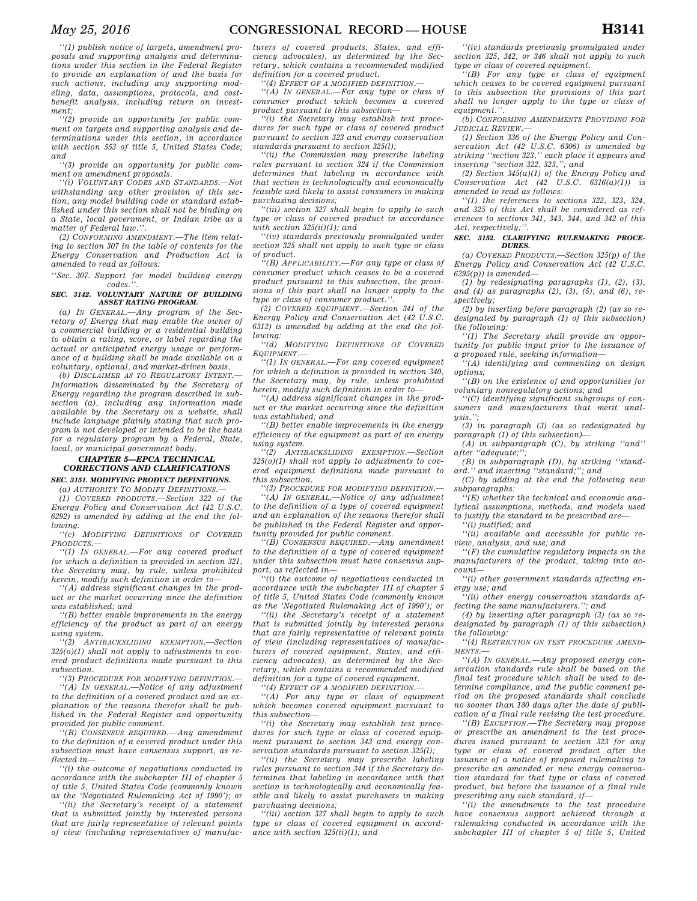''(1) publish notice of targets, amendment proposals and supporting analysis and determinations under this section in the Federal Register to provide an explanation of and the basis for such actions, including any supporting modeling, data, assumptions, protocols, and cost-benefit analysis, including return on investment;

''(2) provide an opportunity for public comment on targets and supporting analysis and determinations under this section, in accordance with section 553 of title 5, United States Code; and

''(3) provide an opportunity for public comment on amendment proposals.

''(i) VOLUNTARY CODES AND STANDARDS.—Notwithstanding any other provision of this section, any model building code or standard established under this section shall not be binding on a State, local government, or Indian tribe as a matter of Federal law.''.

(2) CONFORMING AMENDMENT.—The item relating to section 307 in the table of contents for the Energy Conservation and Production Act is amended to read as follows:

''Sec. 307. Support for model building energy codes.''.

**SEC. 3142. VOLUNTARY NATURE OF BUILDING ASSET RATING PROGRAM.**

(a) IN GENERAL.—Any program of the Secretary of Energy that may enable the owner of a commercial building or a residential building to obtain a rating, score, or label regarding the actual or anticipated energy usage or performance of a building shall be made available on a voluntary, optional, and market-driven basis.

(b) DISCLAIMER AS TO REGULATORY INTENT.—Information disseminated by the Secretary of Energy regarding the program described in subsection (a), including any information made available by the Secretary on a website, shall include language plainly stating that such program is not developed or intended to be the basis for a regulatory program by a Federal, State, local, or municipal government body.

**CHAPTER 5—EPCA TECHNICAL CORRECTIONS AND CLARIFICATIONS**

**SEC. 3151. MODIFYING PRODUCT DEFINITIONS.**

(a) AUTHORITY TO MODIFY DEFINITIONS.—

(1) COVERED PRODUCTS.—Section 322 of the Energy Policy and Conservation Act (42 U.S.C. 6292) is amended by adding at the end the following:

''(c) MODIFYING DEFINITIONS OF COVERED PRODUCTS.—

''(1) IN GENERAL.—For any covered product for which a definition is provided in section 321, the Secretary may, by rule, unless prohibited herein, modify such definition in order to—

''(A) address significant changes in the product or the market occurring since the definition was established; and

''(B) better enable improvements in the energy efficiency of the product as part of an energy using system.

''(2) ANTIBACKSLIDING EXEMPTION.—Section 325(o)(1) shall not apply to adjustments to covered product definitions made pursuant to this subsection.

''(3) PROCEDURE FOR MODIFYING DEFINITION.—

''(A) IN GENERAL.—Notice of any adjustment to the definition of a covered product and an explanation of the reasons therefor shall be published in the Federal Register and opportunity provided for public comment.

''(B) CONSENSUS REQUIRED.—Any amendment to the definition of a covered product under this subsection must have consensus support, as reflected in—

''(i) the outcome of negotiations conducted in accordance with the subchapter III of chapter 5 of title 5, United States Code (commonly known as the 'Negotiated Rulemaking Act of 1990'); or

''(ii) the Secretary's receipt of a statement that is submitted jointly by interested persons that are fairly representative of relevant points of view (including representatives of manufacturers of covered products, States, and efficiency advocates), as determined by the Secretary, which contains a recommended modified definition for a covered product.

''(4) EFFECT OF A MODIFIED DEFINITION.—

''(A) IN GENERAL.—For any type or class of consumer product which becomes a covered product pursuant to this subsection—

''(i) the Secretary may establish test procedures for such type or class of covered product pursuant to section 323 and energy conservation standards pursuant to section 325(l);

''(ii) the Commission may prescribe labeling rules pursuant to section 324 if the Commission determines that labeling in accordance with that section is technologically and economically feasible and likely to assist consumers in making purchasing decisions;

''(iii) section 327 shall begin to apply to such type or class of covered product in accordance with section 325(ii)(1); and

''(iv) standards previously promulgated under section 325 shall not apply to such type or class of product.

''(B) APPLICABILITY.—For any type or class of consumer product which ceases to be a covered product pursuant to this subsection, the provisions of this part shall no longer apply to the type or class of consumer product.''.

(2) COVERED EQUIPMENT.—Section 341 of the Energy Policy and Conservation Act (42 U.S.C. 6312) is amended by adding at the end the following:

''(d) MODIFYING DEFINITIONS OF COVERED EQUIPMENT.—

''(1) IN GENERAL.—For any covered equipment for which a definition is provided in section 340, the Secretary may, by rule, unless prohibited herein, modify such definition in order to—

''(A) address significant changes in the product or the market occurring since the definition was established; and

''(B) better enable improvements in the energy efficiency of the equipment as part of an energy using system.

''(2) ANTIBACKSLIDING EXEMPTION.—Section 325(o)(1) shall not apply to adjustments to covered equipment definitions made pursuant to this subsection.

''(3) PROCEDURE FOR MODIFYING DEFINITION.—

''(A) IN GENERAL.—Notice of any adjustment to the definition of a type of covered equipment and an explanation of the reasons therefor shall be published in the Federal Register and opportunity provided for public comment.

''(B) CONSENSUS REQUIRED.—Any amendment to the definition of a type of covered equipment under this subsection must have consensus support, as reflected in—

''(i) the outcome of negotiations conducted in accordance with the subchapter III of chapter 5 of title 5, United States Code (commonly known as the 'Negotiated Rulemaking Act of 1990'); or

''(ii) the Secretary's receipt of a statement that is submitted jointly by interested persons that are fairly representative of relevant points of view (including representatives of manufacturers of covered equipment, States, and efficiency advocates), as determined by the Secretary, which contains a recommended modified definition for a type of covered equipment.

''(4) EFFECT OF A MODIFIED DEFINITION.—

''(A) For any type or class of equipment which becomes covered equipment pursuant to this subsection—

''(i) the Secretary may establish test procedures for such type or class of covered equipment pursuant to section 343 and energy conservation standards pursuant to section 325(l);

''(ii) the Secretary may prescribe labeling rules pursuant to section 344 if the Secretary determines that labeling in accordance with that section is technologically and economically feasible and likely to assist purchasers in making purchasing decisions;

''(iii) section 327 shall begin to apply to such type or class of covered equipment in accordance with section 325(ii)(1); and

''(iv) standards previously promulgated under section 325, 342, or 346 shall not apply to such type or class of covered equipment.

''(B) For any type or class of equipment which ceases to be covered equipment pursuant to this subsection the provisions of this part shall no longer apply to the type or class of equipment.''.

(b) CONFORMING AMENDMENTS PROVIDING FOR JUDICIAL REVIEW.—

(1) Section 336 of the Energy Policy and Conservation Act (42 U.S.C. 6306) is amended by striking ''section 323,'' each place it appears and inserting ''section 322, 323,''; and

(2) Section 345(a)(1) of the Energy Policy and Conservation Act (42 U.S.C. 6316(a)(1)) is amended to read as follows:

''(1) the references to sections 322, 323, 324, and 325 of this Act shall be considered as references to sections 341, 343, 344, and 342 of this Act, respectively;''.

**SEC. 3152. CLARIFYING RULEMAKING PROCEDURES.**

(a) COVERED PRODUCTS.—Section 325(p) of the Energy Policy and Conservation Act (42 U.S.C. 6295(p)) is amended—

(1) by redesignating paragraphs (1), (2), (3), and (4) as paragraphs (2), (3), (5), and (6), respectively;

(2) by inserting before paragraph (2) (as so redesignated by paragraph (1) of this subsection) the following:

''(1) The Secretary shall provide an opportunity for public input prior to the issuance of a proposed rule, seeking information—

''(A) identifying and commenting on design options;

''(B) on the existence of and opportunities for voluntary nonregulatory actions; and

''(C) identifying significant subgroups of consumers and manufacturers that merit analysis.'';

(3) in paragraph (3) (as so redesignated by paragraph (1) of this subsection)—

(A) in subparagraph (C), by striking ''and'' after ''adequate;'';

(B) in subparagraph (D), by striking ''standard.'' and inserting ''standard;''; and

(C) by adding at the end the following new subparagraphs:

''(E) whether the technical and economic analytical assumptions, methods, and models used to justify the standard to be prescribed are—

''(i) justified; and

''(ii) available and accessible for public review, analysis, and use; and

''(F) the cumulative regulatory impacts on the manufacturers of the product, taking into account—

''(i) other government standards affecting energy use; and

''(ii) other energy conservation standards affecting the same manufacturers.''; and

(4) by inserting after paragraph (3) (as so redesignated by paragraph (1) of this subsection) the following:

''(4) RESTRICTION ON TEST PROCEDURE AMENDMENTS.—

''(A) IN GENERAL.—Any proposed energy conservation standards rule shall be based on the final test procedure which shall be used to determine compliance, and the public comment period on the proposed standards shall conclude no sooner than 180 days after the date of publication of a final rule revising the test procedure.

''(B) EXCEPTION.—The Secretary may propose or prescribe an amendment to the test procedures issued pursuant to section 323 for any type or class of covered product after the issuance of a notice of proposed rulemaking to prescribe an amended or new energy conservation standard for that type or class of covered product, but before the issuance of a final rule prescribing any such standard, if—

''(i) the amendments to the test procedure have consensus support achieved through a rulemaking conducted in accordance with the subchapter III of chapter 5 of title 5, United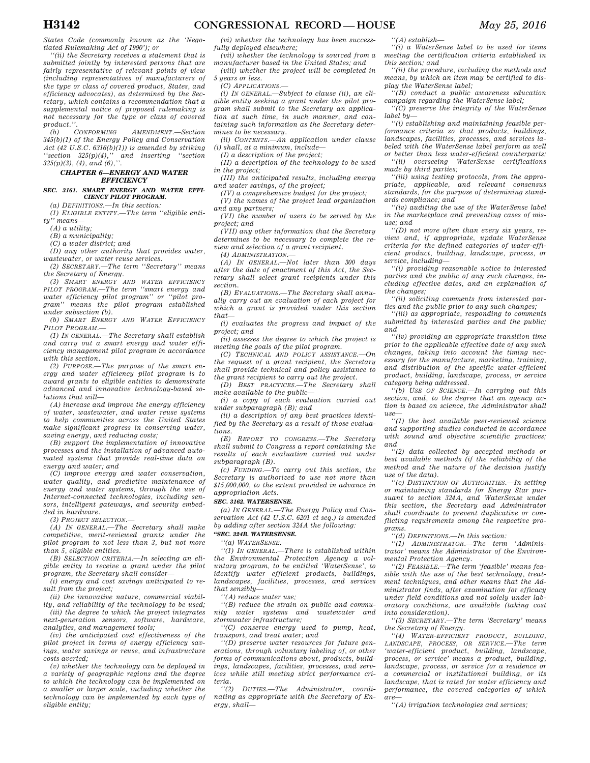States Code (commonly known as the 'Negotiated Rulemaking Act of 1990'); or

''(ii) the Secretary receives a statement that is submitted jointly by interested persons that are fairly representative of relevant points of view (including representatives of manufacturers of the type or class of covered product, States, and efficiency advocates), as determined by the Secretary, which contains a recommendation that a supplemental notice of proposed rulemaking is not necessary for the type or class of covered product.''.

(b) CONFORMING AMENDMENT.—Section 345(b)(1) of the Energy Policy and Conservation Act (42 U.S.C. 6316(b)(1)) is amended by striking ''section 325(p)(4),'' and inserting ''section 325(p)(3), (4), and (6),''.

## CHAPTER 6—ENERGY AND WATER EFFICIENCY

### SEC. 3161. SMART ENERGY AND WATER EFFICIENCY PILOT PROGRAM.

(a) DEFINITIONS.—In this section:

(1) ELIGIBLE ENTITY.—The term ''eligible entity'' means—

(A) a utility;

(B) a municipality;

(C) a water district; and

(D) any other authority that provides water, wastewater, or water reuse services.

(2) SECRETARY.—The term ''Secretary'' means the Secretary of Energy.

(3) SMART ENERGY AND WATER EFFICIENCY PILOT PROGRAM.—The term ''smart energy and water efficiency pilot program'' or ''pilot program'' means the pilot program established under subsection (b).

(b) SMART ENERGY AND WATER EFFICIENCY PILOT PROGRAM.—

(1) IN GENERAL.—The Secretary shall establish and carry out a smart energy and water efficiency management pilot program in accordance with this section.

(2) PURPOSE.—The purpose of the smart energy and water efficiency pilot program is to award grants to eligible entities to demonstrate advanced and innovative technology-based solutions that will—

(A) increase and improve the energy efficiency of water, wastewater, and water reuse systems to help communities across the United States make significant progress in conserving water, saving energy, and reducing costs;

(B) support the implementation of innovative processes and the installation of advanced automated systems that provide real-time data on energy and water; and

(C) improve energy and water conservation, water quality, and predictive maintenance of energy and water systems, through the use of Internet-connected technologies, including sensors, intelligent gateways, and security embedded in hardware.

(3) PROJECT SELECTION.—

(A) IN GENERAL.—The Secretary shall make competitive, merit-reviewed grants under the pilot program to not less than 3, but not more than 5, eligible entities.

(B) SELECTION CRITERIA.—In selecting an eligible entity to receive a grant under the pilot program, the Secretary shall consider—

(i) energy and cost savings anticipated to result from the project;

(ii) the innovative nature, commercial viability, and reliability of the technology to be used;

(iii) the degree to which the project integrates next-generation sensors, software, hardware, analytics, and management tools;

(iv) the anticipated cost effectiveness of the pilot project in terms of energy efficiency savings, water savings or reuse, and infrastructure costs averted;

(v) whether the technology can be deployed in a variety of geographic regions and the degree to which the technology can be implemented on a smaller or larger scale, including whether the technology can be implemented by each type of eligible entity;

(vi) whether the technology has been successfully deployed elsewhere;

(vii) whether the technology is sourced from a manufacturer based in the United States; and

(viii) whether the project will be completed in 5 years or less.

(C) APPLICATIONS.—

(i) IN GENERAL.—Subject to clause (ii), an eligible entity seeking a grant under the pilot program shall submit to the Secretary an application at such time, in such manner, and containing such information as the Secretary determines to be necessary.

(ii) CONTENTS.—An application under clause (i) shall, at a minimum, include—

(I) a description of the project;

(II) a description of the technology to be used in the project;

(III) the anticipated results, including energy and water savings, of the project;

(IV) a comprehensive budget for the project;

(V) the names of the project lead organization and any partners;

(VI) the number of users to be served by the project; and

(VII) any other information that the Secretary determines to be necessary to complete the review and selection of a grant recipient.

(4) ADMINISTRATION.—

(A) IN GENERAL.—Not later than 300 days after the date of enactment of this Act, the Secretary shall select grant recipients under this section.

(B) EVALUATIONS.—The Secretary shall annually carry out an evaluation of each project for which a grant is provided under this section that—

(i) evaluates the progress and impact of the project; and

(ii) assesses the degree to which the project is meeting the goals of the pilot program.

(C) TECHNICAL AND POLICY ASSISTANCE.—On the request of a grant recipient, the Secretary shall provide technical and policy assistance to the grant recipient to carry out the project.

(D) BEST PRACTICES.—The Secretary shall make available to the public—

(i) a copy of each evaluation carried out under subparagraph (B); and

(ii) a description of any best practices identified by the Secretary as a result of those evaluations.

(E) REPORT TO CONGRESS.—The Secretary shall submit to Congress a report containing the results of each evaluation carried out under subparagraph (B).

(c) FUNDING.—To carry out this section, the Secretary is authorized to use not more than $15,000,000, to the extent provided in advance in appropriation Acts.

### SEC. 3162. WATERSENSE.

(a) IN GENERAL.—The Energy Policy and Conservation Act (42 U.S.C. 6201 et seq.) is amended by adding after section 324A the following:

**''SEC. 324B. WATERSENSE.**

''(a) WATERSENSE.—

''(1) IN GENERAL.—There is established within the Environmental Protection Agency a voluntary program, to be entitled 'WaterSense', to identify water efficient products, buildings, landscapes, facilities, processes, and services that sensibly—

''(A) reduce water use;

''(B) reduce the strain on public and community water systems and wastewater and stormwater infrastructure;

''(C) conserve energy used to pump, heat, transport, and treat water; and

''(D) preserve water resources for future generations, through voluntary labeling of, or other forms of communications about, products, buildings, landscapes, facilities, processes, and services while still meeting strict performance criteria.

''(2) DUTIES.—The Administrator, coordinating as appropriate with the Secretary of Energy, shall—

''(A) establish—

''(i) a WaterSense label to be used for items meeting the certification criteria established in this section; and

''(ii) the procedure, including the methods and means, by which an item may be certified to display the WaterSense label;

''(B) conduct a public awareness education campaign regarding the WaterSense label;

''(C) preserve the integrity of the WaterSense label by—

''(i) establishing and maintaining feasible performance criteria so that products, buildings, landscapes, facilities, processes, and services labeled with the WaterSense label perform as well or better than less water-efficient counterparts;

''(ii) overseeing WaterSense certifications made by third parties;

''(iii) using testing protocols, from the appropriate, applicable, and relevant consensus standards, for the purpose of determining standards compliance; and

''(iv) auditing the use of the WaterSense label in the marketplace and preventing cases of misuse; and

''(D) not more often than every six years, review and, if appropriate, update WaterSense criteria for the defined categories of water-efficient product, building, landscape, process, or service, including—

''(i) providing reasonable notice to interested parties and the public of any such changes, including effective dates, and an explanation of the changes;

''(ii) soliciting comments from interested parties and the public prior to any such changes;

''(iii) as appropriate, responding to comments submitted by interested parties and the public; and

''(iv) providing an appropriate transition time prior to the applicable effective date of any such changes, taking into account the timing necessary for the manufacture, marketing, training, and distribution of the specific water-efficient product, building, landscape, process, or service category being addressed.

''(b) USE OF SCIENCE.—In carrying out this section, and, to the degree that an agency action is based on science, the Administrator shall use—

''(1) the best available peer-reviewed science and supporting studies conducted in accordance with sound and objective scientific practices; and

''(2) data collected by accepted methods or best available methods (if the reliability of the method and the nature of the decision justify use of the data).

''(c) DISTINCTION OF AUTHORITIES.—In setting or maintaining standards for Energy Star pursuant to section 324A, and WaterSense under this section, the Secretary and Administrator shall coordinate to prevent duplicative or conflicting requirements among the respective programs.

''(d) DEFINITIONS.—In this section:

''(1) ADMINISTRATOR.—The term 'Administrator' means the Administrator of the Environmental Protection Agency.

''(2) FEASIBLE.—The term 'feasible' means feasible with the use of the best technology, treatment techniques, and other means that the Administrator finds, after examination for efficacy under field conditions and not solely under laboratory conditions, are available (taking cost into consideration).

''(3) SECRETARY.—The term 'Secretary' means the Secretary of Energy.

''(4) WATER-EFFICIENT PRODUCT, BUILDING, LANDSCAPE, PROCESS, OR SERVICE.—The term 'water-efficient product, building, landscape, process, or service' means a product, building, landscape, process, or service for a residence or a commercial or institutional building, or its landscape, that is rated for water efficiency and performance, the covered categories of which are—

''(A) irrigation technologies and services;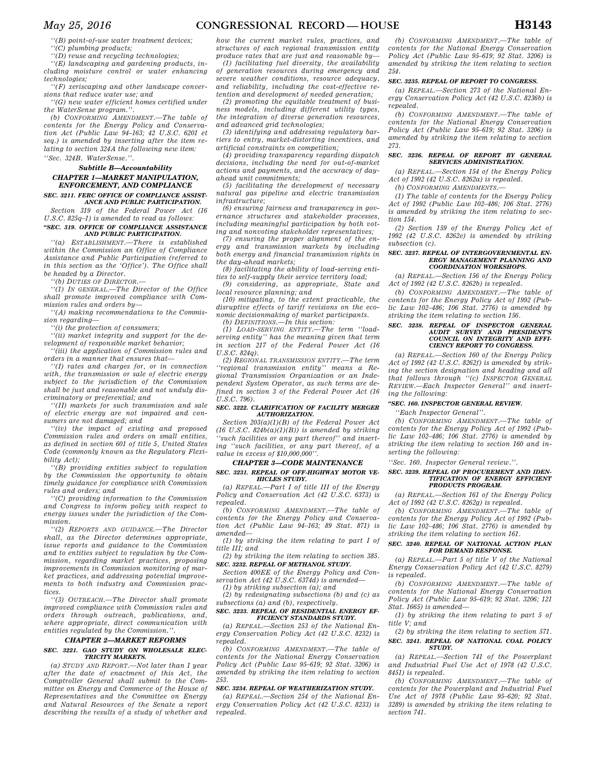''(B) point-of-use water treatment devices;

''(C) plumbing products;

''(D) reuse and recycling technologies;

''(E) landscaping and gardening products, including moisture control or water enhancing technologies;

''(F) xeriscaping and other landscape conversions that reduce water use; and

''(G) new water efficient homes certified under the WaterSense program.''.

(b) CONFORMING AMENDMENT.—The table of contents for the Energy Policy and Conservation Act (Public Law 94–163; 42 U.S.C. 6201 et seq.) is amended by inserting after the item relating to section 324A the following new item:

''Sec. 324B. WaterSense.''.

### Subtitle B—Accountability

### CHAPTER 1—MARKET MANIPULATION, ENFORCEMENT, AND COMPLIANCE

#### SEC. 3211. FERC OFFICE OF COMPLIANCE ASSISTANCE AND PUBLIC PARTICIPATION.

Section 319 of the Federal Power Act (16 U.S.C. 825q–1) is amended to read as follows:

#### ''SEC. 319. OFFICE OF COMPLIANCE ASSISTANCE AND PUBLIC PARTICIPATION.

''(a) ESTABLISHMENT.—There is established within the Commission an Office of Compliance Assistance and Public Participation (referred to in this section as the 'Office'). The Office shall be headed by a Director.

''(b) DUTIES OF DIRECTOR.—

''(1) IN GENERAL.—The Director of the Office shall promote improved compliance with Commission rules and orders by—

''(A) making recommendations to the Commission regarding—

''(i) the protection of consumers;

''(ii) market integrity and support for the development of responsible market behavior;

''(iii) the application of Commission rules and orders in a manner that ensures that—

''(I) rates and charges for, or in connection with, the transmission or sale of electric energy subject to the jurisdiction of the Commission shall be just and reasonable and not unduly discriminatory or preferential; and

''(II) markets for such transmission and sale of electric energy are not impaired and consumers are not damaged; and

''(iv) the impact of existing and proposed Commission rules and orders on small entities, as defined in section 601 of title 5, United States Code (commonly known as the Regulatory Flexibility Act);

''(B) providing entities subject to regulation by the Commission the opportunity to obtain timely guidance for compliance with Commission rules and orders; and

''(C) providing information to the Commission and Congress to inform policy with respect to energy issues under the jurisdiction of the Commission.

''(2) REPORTS AND GUIDANCE.—The Director shall, as the Director determines appropriate, issue reports and guidance to the Commission and to entities subject to regulation by the Commission, regarding market practices, proposing improvements in Commission monitoring of market practices, and addressing potential improvements to both industry and Commission practices.

''(3) OUTREACH.—The Director shall promote improved compliance with Commission rules and orders through outreach, publications, and, where appropriate, direct communication with entities regulated by the Commission.''.

### CHAPTER 2—MARKET REFORMS

#### SEC. 3221. GAO STUDY ON WHOLESALE ELECTRICITY MARKETS.

(a) STUDY AND REPORT.—Not later than 1 year after the date of enactment of this Act, the Comptroller General shall submit to the Committee on Energy and Commerce of the House of Representatives and the Committee on Energy and Natural Resources of the Senate a report describing the results of a study of whether and how the current market rules, practices, and structures of each regional transmission entity produce rates that are just and reasonable by—

(1) facilitating fuel diversity, the availability of generation resources during emergency and severe weather conditions, resource adequacy, and reliability, including the cost-effective retention and development of needed generation;

(2) promoting the equitable treatment of business models, including different utility types, the integration of diverse generation resources, and advanced grid technologies;

(3) identifying and addressing regulatory barriers to entry, market-distorting incentives, and artificial constraints on competition;

(4) providing transparency regarding dispatch decisions, including the need for out-of-market actions and payments, and the accuracy of day-ahead unit commitments;

(5) facilitating the development of necessary natural gas pipeline and electric transmission infrastructure;

(6) ensuring fairness and transparency in governance structures and stakeholder processes, including meaningful participation by both voting and nonvoting stakeholder representatives;

(7) ensuring the proper alignment of the energy and transmission markets by including both energy and financial transmission rights in the day-ahead markets;

(8) facilitating the ability of load-serving entities to self-supply their service territory load;

(9) considering, as appropriate, State and local resource planning; and

(10) mitigating, to the extent practicable, the disruptive effects of tariff revisions on the economic decisionmaking of market participants.

(b) DEFINITIONS.—In this section:

(1) LOAD-SERVING ENTITY.—The term ''load-serving entity'' has the meaning given that term in section 217 of the Federal Power Act (16 U.S.C. 824q).

(2) REGIONAL TRANSMISSION ENTITY.—The term ''regional transmission entity'' means a Regional Transmission Organization or an Independent System Operator, as such terms are defined in section 3 of the Federal Power Act (16 U.S.C. 796).

#### SEC. 3222. CLARIFICATION OF FACILITY MERGER AUTHORIZATION.

Section 203(a)(1)(B) of the Federal Power Act (16 U.S.C. 824b(a)(1)(B)) is amended by striking ''such facilities or any part thereof'' and inserting ''such facilities, or any part thereof, of a value in excess of $10,000,000''.

### CHAPTER 3—CODE MAINTENANCE

#### SEC. 3231. REPEAL OF OFF-HIGHWAY MOTOR VEHICLES STUDY.

(a) REPEAL.—Part I of title III of the Energy Policy and Conservation Act (42 U.S.C. 6373) is repealed.

(b) CONFORMING AMENDMENT.—The table of contents for the Energy Policy and Conservation Act (Public Law 94–163; 89 Stat. 871) is amended—

(1) by striking the item relating to part I of title III; and

(2) by striking the item relating to section 385.

#### SEC. 3232. REPEAL OF METHANOL STUDY.

Section 400EE of the Energy Policy and Conservation Act (42 U.S.C. 6374d) is amended—

(1) by striking subsection (a); and

(2) by redesignating subsections (b) and (c) as subsections (a) and (b), respectively.

#### SEC. 3233. REPEAL OF RESIDENTIAL ENERGY EFFICIENCY STANDARDS STUDY.

(a) REPEAL.—Section 253 of the National Energy Conservation Policy Act (42 U.S.C. 8232) is repealed.

(b) CONFORMING AMENDMENT.—The table of contents for the National Energy Conservation Policy Act (Public Law 95–619; 92 Stat. 3206) is amended by striking the item relating to section 253.

#### SEC. 3234. REPEAL OF WEATHERIZATION STUDY.

(a) REPEAL.—Section 254 of the National Energy Conservation Policy Act (42 U.S.C. 8233) is repealed.

(b) CONFORMING AMENDMENT.—The table of contents for the National Energy Conservation Policy Act (Public Law 95–619; 92 Stat. 3206) is amended by striking the item relating to section 254.

#### SEC. 3235. REPEAL OF REPORT TO CONGRESS.

(a) REPEAL.—Section 273 of the National Energy Conservation Policy Act (42 U.S.C. 8236b) is repealed.

(b) CONFORMING AMENDMENT.—The table of contents for the National Energy Conservation Policy Act (Public Law 95–619; 92 Stat. 3206) is amended by striking the item relating to section 273.

#### SEC. 3236. REPEAL OF REPORT BY GENERAL SERVICES ADMINISTRATION.

(a) REPEAL.—Section 154 of the Energy Policy Act of 1992 (42 U.S.C. 8262a) is repealed.

(b) CONFORMING AMENDMENTS.—

(1) The table of contents for the Energy Policy Act of 1992 (Public Law 102–486; 106 Stat. 2776) is amended by striking the item relating to section 154.

(2) Section 159 of the Energy Policy Act of 1992 (42 U.S.C. 8262e) is amended by striking subsection (c).

#### SEC. 3237. REPEAL OF INTERGOVERNMENTAL ENERGY MANAGEMENT PLANNING AND COORDINATION WORKSHOPS.

(a) REPEAL.—Section 156 of the Energy Policy Act of 1992 (42 U.S.C. 8262b) is repealed.

(b) CONFORMING AMENDMENT.—The table of contents for the Energy Policy Act of 1992 (Public Law 102–486; 106 Stat. 2776) is amended by striking the item relating to section 156.

#### SEC. 3238. REPEAL OF INSPECTOR GENERAL AUDIT SURVEY AND PRESIDENT'S COUNCIL ON INTEGRITY AND EFFICIENCY REPORT TO CONGRESS.

(a) REPEAL.—Section 160 of the Energy Policy Act of 1992 (42 U.S.C. 8262f) is amended by striking the section designation and heading and all that follows through ''(c) INSPECTOR GENERAL REVIEW.—Each Inspector General'' and inserting the following:

#### ''SEC. 160. INSPECTOR GENERAL REVIEW.

''Each Inspector General''.

(b) CONFORMING AMENDMENT.—The table of contents for the Energy Policy Act of 1992 (Public Law 102–486; 106 Stat. 2776) is amended by striking the item relating to section 160 and inserting the following:

''Sec. 160. Inspector General review.''.

#### SEC. 3239. REPEAL OF PROCUREMENT AND IDENTIFICATION OF ENERGY EFFICIENT PRODUCTS PROGRAM.

(a) REPEAL.—Section 161 of the Energy Policy Act of 1992 (42 U.S.C. 8262g) is repealed.

(b) CONFORMING AMENDMENT.—The table of contents for the Energy Policy Act of 1992 (Public Law 102–486; 106 Stat. 2776) is amended by striking the item relating to section 161.

#### SEC. 3240. REPEAL OF NATIONAL ACTION PLAN FOR DEMAND RESPONSE.

(a) REPEAL.—Part 5 of title V of the National Energy Conservation Policy Act (42 U.S.C. 8279) is repealed.

(b) CONFORMING AMENDMENT.—The table of contents for the National Energy Conservation Policy Act (Public Law 95–619; 92 Stat. 3206; 121 Stat. 1665) is amended—

(1) by striking the item relating to part 5 of title V; and

(2) by striking the item relating to section 571.

#### SEC. 3241. REPEAL OF NATIONAL COAL POLICY STUDY.

(a) REPEAL.—Section 741 of the Powerplant and Industrial Fuel Use Act of 1978 (42 U.S.C. 8451) is repealed.

(b) CONFORMING AMENDMENT.—The table of contents for the Powerplant and Industrial Fuel Use Act of 1978 (Public Law 95–620; 92 Stat. 3289) is amended by striking the item relating to section 741.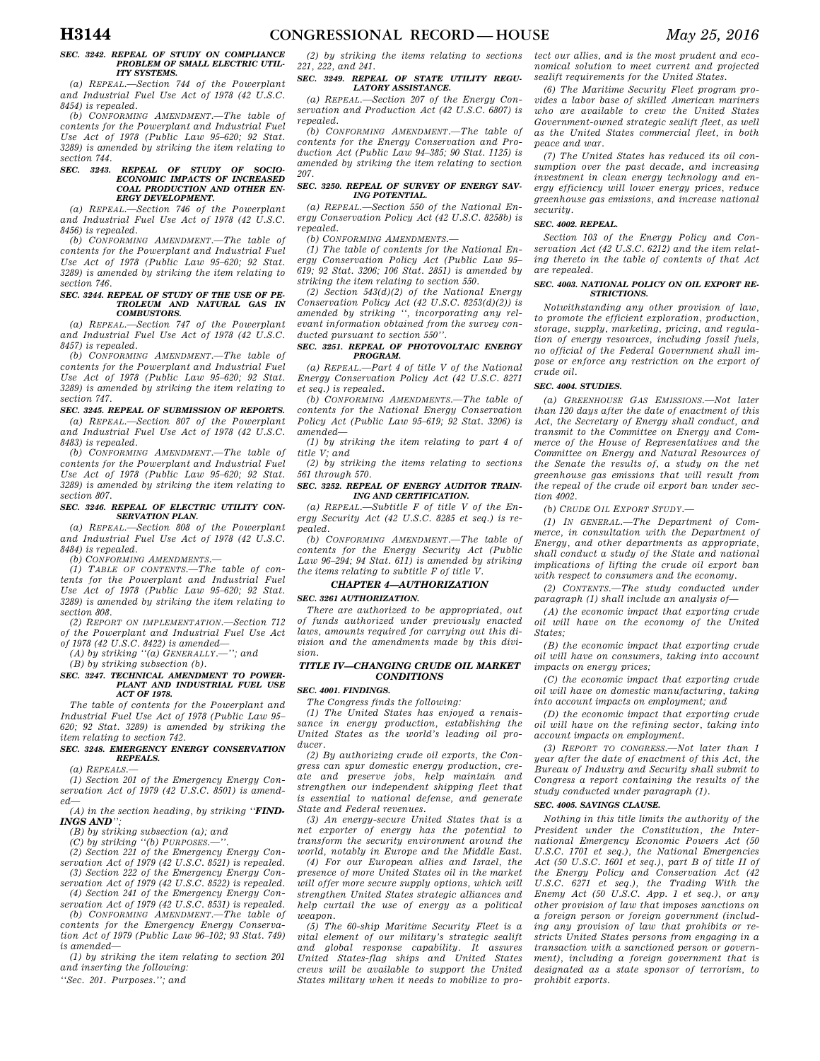**SEC. 3242. REPEAL OF STUDY ON COMPLIANCE PROBLEM OF SMALL ELECTRIC UTILITY SYSTEMS.**

(a) REPEAL.—Section 744 of the Powerplant and Industrial Fuel Use Act of 1978 (42 U.S.C. 8454) is repealed.

(b) CONFORMING AMENDMENT.—The table of contents for the Powerplant and Industrial Fuel Use Act of 1978 (Public Law 95–620; 92 Stat. 3289) is amended by striking the item relating to section 744.

**SEC. 3243. REPEAL OF STUDY OF SOCIOECONOMIC IMPACTS OF INCREASED COAL PRODUCTION AND OTHER ENERGY DEVELOPMENT.**

(a) REPEAL.—Section 746 of the Powerplant and Industrial Fuel Use Act of 1978 (42 U.S.C. 8456) is repealed.

(b) CONFORMING AMENDMENT.—The table of contents for the Powerplant and Industrial Fuel Use Act of 1978 (Public Law 95–620; 92 Stat. 3289) is amended by striking the item relating to section 746.

**SEC. 3244. REPEAL OF STUDY OF THE USE OF PETROLEUM AND NATURAL GAS IN COMBUSTORS.**

(a) REPEAL.—Section 747 of the Powerplant and Industrial Fuel Use Act of 1978 (42 U.S.C. 8457) is repealed.

(b) CONFORMING AMENDMENT.—The table of contents for the Powerplant and Industrial Fuel Use Act of 1978 (Public Law 95–620; 92 Stat. 3289) is amended by striking the item relating to section 747.

**SEC. 3245. REPEAL OF SUBMISSION OF REPORTS.**

(a) REPEAL.—Section 807 of the Powerplant and Industrial Fuel Use Act of 1978 (42 U.S.C. 8483) is repealed.

(b) CONFORMING AMENDMENT.—The table of contents for the Powerplant and Industrial Fuel Use Act of 1978 (Public Law 95–620; 92 Stat. 3289) is amended by striking the item relating to section 807.

**SEC. 3246. REPEAL OF ELECTRIC UTILITY CONSERVATION PLAN.**

(a) REPEAL.—Section 808 of the Powerplant and Industrial Fuel Use Act of 1978 (42 U.S.C. 8484) is repealed.

(b) CONFORMING AMENDMENTS.—

(1) TABLE OF CONTENTS.—The table of contents for the Powerplant and Industrial Fuel Use Act of 1978 (Public Law 95–620; 92 Stat. 3289) is amended by striking the item relating to section 808.

(2) REPORT ON IMPLEMENTATION.—Section 712 of the Powerplant and Industrial Fuel Use Act of 1978 (42 U.S.C. 8422) is amended—

(A) by striking ''(a) GENERALLY.—''; and

(B) by striking subsection (b).

**SEC. 3247. TECHNICAL AMENDMENT TO POWERPLANT AND INDUSTRIAL FUEL USE ACT OF 1978.**

The table of contents for the Powerplant and Industrial Fuel Use Act of 1978 (Public Law 95–620; 92 Stat. 3289) is amended by striking the item relating to section 742.

**SEC. 3248. EMERGENCY ENERGY CONSERVATION REPEALS.**

(a) REPEALS.—

(1) Section 201 of the Emergency Energy Conservation Act of 1979 (42 U.S.C. 8501) is amended—

(A) in the section heading, by striking ''***FINDINGS AND***'';

(B) by striking subsection (a); and

(C) by striking ''(b) PURPOSES.—''.

(2) Section 221 of the Emergency Energy Conservation Act of 1979 (42 U.S.C. 8521) is repealed.

(3) Section 222 of the Emergency Energy Conservation Act of 1979 (42 U.S.C. 8522) is repealed.

(4) Section 241 of the Emergency Energy Conservation Act of 1979 (42 U.S.C. 8531) is repealed.

(b) CONFORMING AMENDMENT.—The table of contents for the Emergency Energy Conservation Act of 1979 (Public Law 96–102; 93 Stat. 749) is amended—

(1) by striking the item relating to section 201 and inserting the following:

''Sec. 201. Purposes.''; and

(2) by striking the items relating to sections 221, 222, and 241.

**SEC. 3249. REPEAL OF STATE UTILITY REGULATORY ASSISTANCE.**

(a) REPEAL.—Section 207 of the Energy Conservation and Production Act (42 U.S.C. 6807) is repealed.

(b) CONFORMING AMENDMENT.—The table of contents for the Energy Conservation and Production Act (Public Law 94–385; 90 Stat. 1125) is amended by striking the item relating to section 207.

**SEC. 3250. REPEAL OF SURVEY OF ENERGY SAVING POTENTIAL.**

(a) REPEAL.—Section 550 of the National Energy Conservation Policy Act (42 U.S.C. 8258b) is repealed.

(b) CONFORMING AMENDMENTS.—

(1) The table of contents for the National Energy Conservation Policy Act (Public Law 95–619; 92 Stat. 3206; 106 Stat. 2851) is amended by striking the item relating to section 550.

(2) Section 543(d)(2) of the National Energy Conservation Policy Act (42 U.S.C. 8253(d)(2)) is amended by striking '', incorporating any relevant information obtained from the survey conducted pursuant to section 550''.

**SEC. 3251. REPEAL OF PHOTOVOLTAIC ENERGY PROGRAM.**

(a) REPEAL.—Part 4 of title V of the National Energy Conservation Policy Act (42 U.S.C. 8271 et seq.) is repealed.

(b) CONFORMING AMENDMENTS.—The table of contents for the National Energy Conservation Policy Act (Public Law 95–619; 92 Stat. 3206) is amended—

(1) by striking the item relating to part 4 of title V; and

(2) by striking the items relating to sections 561 through 570.

**SEC. 3252. REPEAL OF ENERGY AUDITOR TRAINING AND CERTIFICATION.**

(a) REPEAL.—Subtitle F of title V of the Energy Security Act (42 U.S.C. 8285 et seq.) is repealed.

(b) CONFORMING AMENDMENT.—The table of contents for the Energy Security Act (Public Law 96–294; 94 Stat. 611) is amended by striking the items relating to subtitle F of title V.

### CHAPTER 4—AUTHORIZATION

**SEC. 3261 AUTHORIZATION.**

There are authorized to be appropriated, out of funds authorized under previously enacted laws, amounts required for carrying out this division and the amendments made by this division.

## TITLE IV—CHANGING CRUDE OIL MARKET CONDITIONS

**SEC. 4001. FINDINGS.**

The Congress finds the following:

(1) The United States has enjoyed a renaissance in energy production, establishing the United States as the world's leading oil producer.

(2) By authorizing crude oil exports, the Congress can spur domestic energy production, create and preserve jobs, help maintain and strengthen our independent shipping fleet that is essential to national defense, and generate State and Federal revenues.

(3) An energy-secure United States that is a net exporter of energy has the potential to transform the security environment around the world, notably in Europe and the Middle East.

(4) For our European allies and Israel, the presence of more United States oil in the market will offer more secure supply options, which will strengthen United States strategic alliances and help curtail the use of energy as a political weapon.

(5) The 60-ship Maritime Security Fleet is a vital element of our military's strategic sealift and global response capability. It assures United States-flag ships and United States crews will be available to support the United States military when it needs to mobilize to protect our allies, and is the most prudent and economical solution to meet current and projected sealift requirements for the United States.

(6) The Maritime Security Fleet program provides a labor base of skilled American mariners who are available to crew the United States Government-owned strategic sealift fleet, as well as the United States commercial fleet, in both peace and war.

(7) The United States has reduced its oil consumption over the past decade, and increasing investment in clean energy technology and energy efficiency will lower energy prices, reduce greenhouse gas emissions, and increase national security.

**SEC. 4002. REPEAL.**

Section 103 of the Energy Policy and Conservation Act (42 U.S.C. 6212) and the item relating thereto in the table of contents of that Act are repealed.

**SEC. 4003. NATIONAL POLICY ON OIL EXPORT RESTRICTIONS.**

Notwithstanding any other provision of law, to promote the efficient exploration, production, storage, supply, marketing, pricing, and regulation of energy resources, including fossil fuels, no official of the Federal Government shall impose or enforce any restriction on the export of crude oil.

**SEC. 4004. STUDIES.**

(a) GREENHOUSE GAS EMISSIONS.—Not later than 120 days after the date of enactment of this Act, the Secretary of Energy shall conduct, and transmit to the Committee on Energy and Commerce of the House of Representatives and the Committee on Energy and Natural Resources of the Senate the results of, a study on the net greenhouse gas emissions that will result from the repeal of the crude oil export ban under section 4002.

(b) CRUDE OIL EXPORT STUDY.—

(1) IN GENERAL.—The Department of Commerce, in consultation with the Department of Energy, and other departments as appropriate, shall conduct a study of the State and national implications of lifting the crude oil export ban with respect to consumers and the economy.

(2) CONTENTS.—The study conducted under paragraph (1) shall include an analysis of—

(A) the economic impact that exporting crude oil will have on the economy of the United States;

(B) the economic impact that exporting crude oil will have on consumers, taking into account impacts on energy prices;

(C) the economic impact that exporting crude oil will have on domestic manufacturing, taking into account impacts on employment; and

(D) the economic impact that exporting crude oil will have on the refining sector, taking into account impacts on employment.

(3) REPORT TO CONGRESS.—Not later than 1 year after the date of enactment of this Act, the Bureau of Industry and Security shall submit to Congress a report containing the results of the study conducted under paragraph (1).

**SEC. 4005. SAVINGS CLAUSE.**

Nothing in this title limits the authority of the President under the Constitution, the International Emergency Economic Powers Act (50 U.S.C. 1701 et seq.), the National Emergencies Act (50 U.S.C. 1601 et seq.), part B of title II of the Energy Policy and Conservation Act (42 U.S.C. 6271 et seq.), the Trading With the Enemy Act (50 U.S.C. App. 1 et seq.), or any other provision of law that imposes sanctions on a foreign person or foreign government (including any provision of law that prohibits or restricts United States persons from engaging in a transaction with a sanctioned person or government), including a foreign government that is designated as a state sponsor of terrorism, to prohibit exports.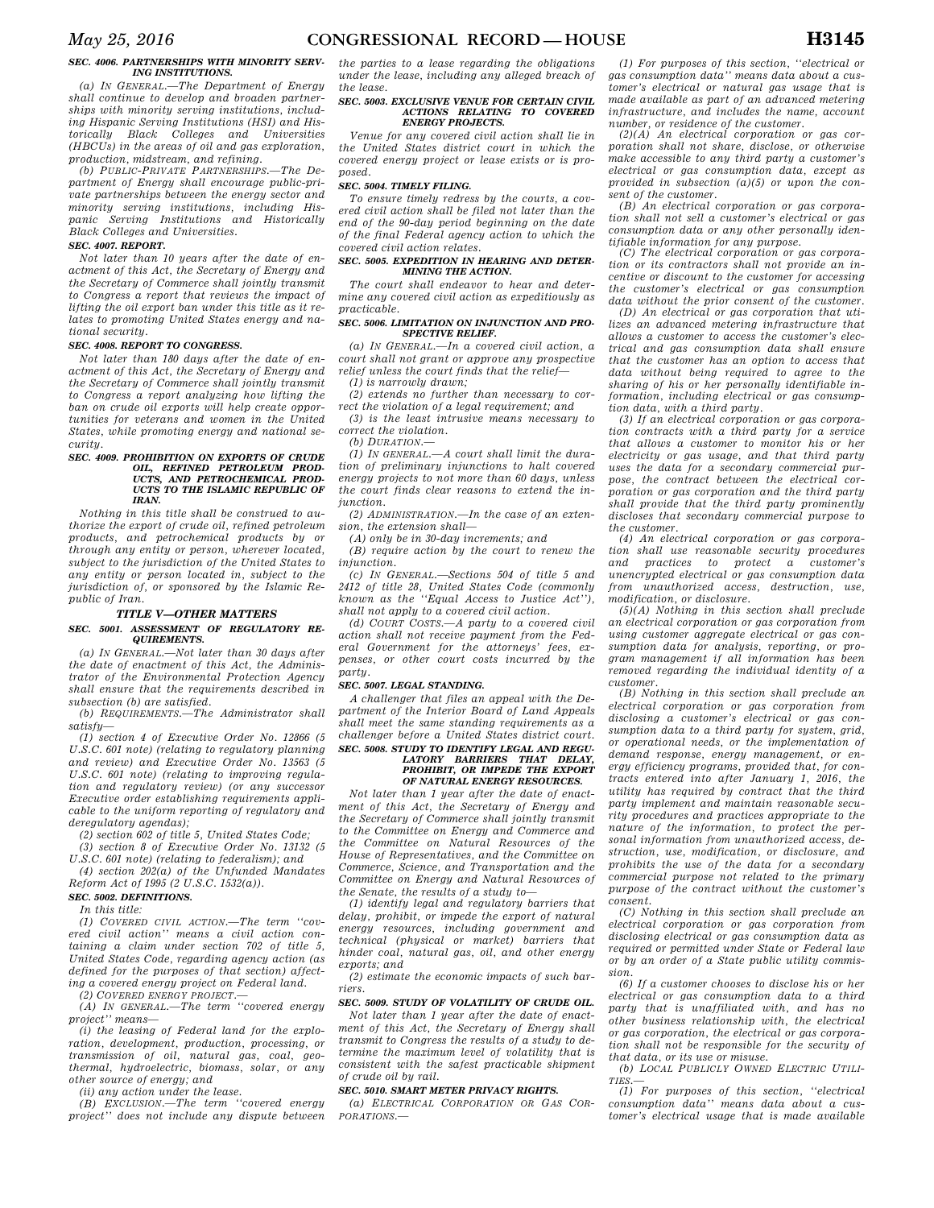### SEC. 4006. PARTNERSHIPS WITH MINORITY SERVING INSTITUTIONS.

(a) IN GENERAL.—The Department of Energy shall continue to develop and broaden partnerships with minority serving institutions, including Hispanic Serving Institutions (HSI) and Historically Black Colleges and Universities (HBCUs) in the areas of oil and gas exploration, production, midstream, and refining.

(b) PUBLIC-PRIVATE PARTNERSHIPS.—The Department of Energy shall encourage public-private partnerships between the energy sector and minority serving institutions, including Hispanic Serving Institutions and Historically Black Colleges and Universities.

### SEC. 4007. REPORT.

Not later than 10 years after the date of enactment of this Act, the Secretary of Energy and the Secretary of Commerce shall jointly transmit to Congress a report that reviews the impact of lifting the oil export ban under this title as it relates to promoting United States energy and national security.

### SEC. 4008. REPORT TO CONGRESS.

Not later than 180 days after the date of enactment of this Act, the Secretary of Energy and the Secretary of Commerce shall jointly transmit to Congress a report analyzing how lifting the ban on crude oil exports will help create opportunities for veterans and women in the United States, while promoting energy and national security.

### SEC. 4009. PROHIBITION ON EXPORTS OF CRUDE OIL, REFINED PETROLEUM PRODUCTS, AND PETROCHEMICAL PRODUCTS TO THE ISLAMIC REPUBLIC OF IRAN.

Nothing in this title shall be construed to authorize the export of crude oil, refined petroleum products, and petrochemical products by or through any entity or person, wherever located, subject to the jurisdiction of the United States to any entity or person located in, subject to the jurisdiction of, or sponsored by the Islamic Republic of Iran.

## TITLE V—OTHER MATTERS

### SEC. 5001. ASSESSMENT OF REGULATORY REQUIREMENTS.

(a) IN GENERAL.—Not later than 30 days after the date of enactment of this Act, the Administrator of the Environmental Protection Agency shall ensure that the requirements described in subsection (b) are satisfied.

(b) REQUIREMENTS.—The Administrator shall satisfy—

(1) section 4 of Executive Order No. 12866 (5 U.S.C. 601 note) (relating to regulatory planning and review) and Executive Order No. 13563 (5 U.S.C. 601 note) (relating to improving regulation and regulatory review) (or any successor Executive order establishing requirements applicable to the uniform reporting of regulatory and deregulatory agendas);

(2) section 602 of title 5, United States Code;

(3) section 8 of Executive Order No. 13132 (5 U.S.C. 601 note) (relating to federalism); and

(4) section 202(a) of the Unfunded Mandates Reform Act of 1995 (2 U.S.C. 1532(a)).

### SEC. 5002. DEFINITIONS.

In this title:

(1) COVERED CIVIL ACTION.—The term ''covered civil action'' means a civil action containing a claim under section 702 of title 5, United States Code, regarding agency action (as defined for the purposes of that section) affecting a covered energy project on Federal land.

(2) COVERED ENERGY PROJECT.—

(A) IN GENERAL.—The term ''covered energy project'' means—

(i) the leasing of Federal land for the exploration, development, production, processing, or transmission of oil, natural gas, coal, geothermal, hydroelectric, biomass, solar, or any other source of energy; and

(ii) any action under the lease.

(B) EXCLUSION.—The term ''covered energy project'' does not include any dispute between the parties to a lease regarding the obligations under the lease, including any alleged breach of the lease.

### SEC. 5003. EXCLUSIVE VENUE FOR CERTAIN CIVIL ACTIONS RELATING TO COVERED ENERGY PROJECTS.

Venue for any covered civil action shall lie in the United States district court in which the covered energy project or lease exists or is proposed.

### SEC. 5004. TIMELY FILING.

To ensure timely redress by the courts, a covered civil action shall be filed not later than the end of the 90-day period beginning on the date of the final Federal agency action to which the covered civil action relates.

### SEC. 5005. EXPEDITION IN HEARING AND DETERMINING THE ACTION.

The court shall endeavor to hear and determine any covered civil action as expeditiously as practicable.

### SEC. 5006. LIMITATION ON INJUNCTION AND PROSPECTIVE RELIEF.

(a) IN GENERAL.—In a covered civil action, a court shall not grant or approve any prospective relief unless the court finds that the relief—

(1) is narrowly drawn;

(2) extends no further than necessary to correct the violation of a legal requirement; and

(3) is the least intrusive means necessary to correct the violation.

(b) DURATION.—

(1) IN GENERAL.—A court shall limit the duration of preliminary injunctions to halt covered energy projects to not more than 60 days, unless the court finds clear reasons to extend the injunction.

(2) ADMINISTRATION.—In the case of an extension, the extension shall—

(A) only be in 30-day increments; and

(B) require action by the court to renew the injunction.

(c) IN GENERAL.—Sections 504 of title 5 and 2412 of title 28, United States Code (commonly known as the ''Equal Access to Justice Act''), shall not apply to a covered civil action.

(d) COURT COSTS.—A party to a covered civil action shall not receive payment from the Federal Government for the attorneys' fees, expenses, or other court costs incurred by the party.

### SEC. 5007. LEGAL STANDING.

A challenger that files an appeal with the Department of the Interior Board of Land Appeals shall meet the same standing requirements as a challenger before a United States district court.

### SEC. 5008. STUDY TO IDENTIFY LEGAL AND REGULATORY BARRIERS THAT DELAY, PROHIBIT, OR IMPEDE THE EXPORT OF NATURAL ENERGY RESOURCES.

Not later than 1 year after the date of enactment of this Act, the Secretary of Energy and the Secretary of Commerce shall jointly transmit to the Committee on Energy and Commerce and the Committee on Natural Resources of the House of Representatives, and the Committee on Commerce, Science, and Transportation and the Committee on Energy and Natural Resources of the Senate, the results of a study to—

(1) identify legal and regulatory barriers that delay, prohibit, or impede the export of natural energy resources, including government and technical (physical or market) barriers that hinder coal, natural gas, oil, and other energy exports; and

(2) estimate the economic impacts of such barriers.

### SEC. 5009. STUDY OF VOLATILITY OF CRUDE OIL.

Not later than 1 year after the date of enactment of this Act, the Secretary of Energy shall transmit to Congress the results of a study to determine the maximum level of volatility that is consistent with the safest practicable shipment of crude oil by rail.

### SEC. 5010. SMART METER PRIVACY RIGHTS.

(a) ELECTRICAL CORPORATION OR GAS CORPORATIONS.—

(1) For purposes of this section, ''electrical or gas consumption data'' means data about a customer's electrical or natural gas usage that is made available as part of an advanced metering infrastructure, and includes the name, account number, or residence of the customer.

(2)(A) An electrical corporation or gas corporation shall not share, disclose, or otherwise make accessible to any third party a customer's electrical or gas consumption data, except as provided in subsection (a)(5) or upon the consent of the customer.

(B) An electrical corporation or gas corporation shall not sell a customer's electrical or gas consumption data or any other personally identifiable information for any purpose.

(C) The electrical corporation or gas corporation or its contractors shall not provide an incentive or discount to the customer for accessing the customer's electrical or gas consumption data without the prior consent of the customer.

(D) An electrical or gas corporation that utilizes an advanced metering infrastructure that allows a customer to access the customer's electrical and gas consumption data shall ensure that the customer has an option to access that data without being required to agree to the sharing of his or her personally identifiable information, including electrical or gas consumption data, with a third party.

(3) If an electrical corporation or gas corporation contracts with a third party for a service that allows a customer to monitor his or her electricity or gas usage, and that third party uses the data for a secondary commercial purpose, the contract between the electrical corporation or gas corporation and the third party shall provide that the third party prominently discloses that secondary commercial purpose to the customer.

(4) An electrical corporation or gas corporation shall use reasonable security procedures and practices to protect a customer's unencrypted electrical or gas consumption data from unauthorized access, destruction, use, modification, or disclosure.

(5)(A) Nothing in this section shall preclude an electrical corporation or gas corporation from using customer aggregate electrical or gas consumption data for analysis, reporting, or program management if all information has been removed regarding the individual identity of a customer.

(B) Nothing in this section shall preclude an electrical corporation or gas corporation from disclosing a customer's electrical or gas consumption data to a third party for system, grid, or operational needs, or the implementation of demand response, energy management, or energy efficiency programs, provided that, for contracts entered into after January 1, 2016, the utility has required by contract that the third party implement and maintain reasonable security procedures and practices appropriate to the nature of the information, to protect the personal information from unauthorized access, destruction, use, modification, or disclosure, and prohibits the use of the data for a secondary commercial purpose not related to the primary purpose of the contract without the customer's consent.

(C) Nothing in this section shall preclude an electrical corporation or gas corporation from disclosing electrical or gas consumption data as required or permitted under State or Federal law or by an order of a State public utility commission.

(6) If a customer chooses to disclose his or her electrical or gas consumption data to a third party that is unaffiliated with, and has no other business relationship with, the electrical or gas corporation, the electrical or gas corporation shall not be responsible for the security of that data, or its use or misuse.

(b) LOCAL PUBLICLY OWNED ELECTRIC UTILITIES.—

(1) For purposes of this section, ''electrical consumption data'' means data about a customer's electrical usage that is made available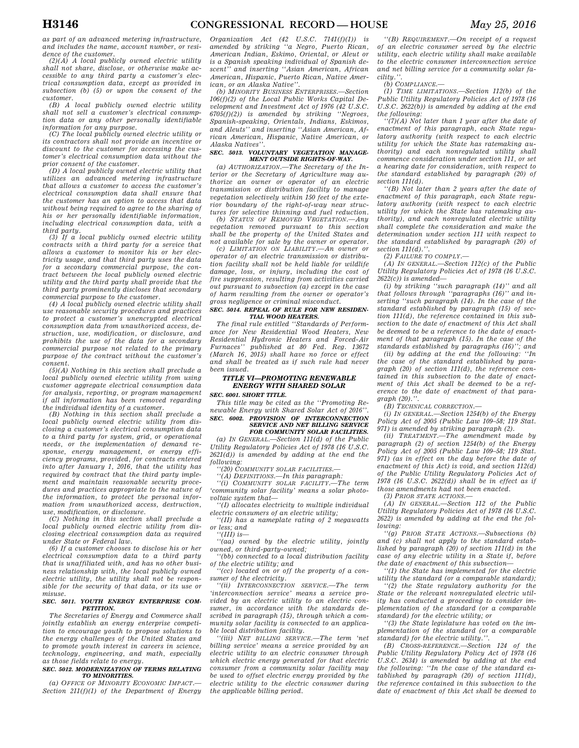as part of an advanced metering infrastructure, and includes the name, account number, or residence of the customer.

(2)(A) A local publicly owned electric utility shall not share, disclose, or otherwise make accessible to any third party a customer's electrical consumption data, except as provided in subsection (b) (5) or upon the consent of the customer.

(B) A local publicly owned electric utility shall not sell a customer's electrical consumption data or any other personally identifiable information for any purpose.

(C) The local publicly owned electric utility or its contractors shall not provide an incentive or discount to the customer for accessing the customer's electrical consumption data without the prior consent of the customer.

(D) A local publicly owned electric utility that utilizes an advanced metering infrastructure that allows a customer to access the customer's electrical consumption data shall ensure that the customer has an option to access that data without being required to agree to the sharing of his or her personally identifiable information, including electrical consumption data, with a third party.

(3) If a local publicly owned electric utility contracts with a third party for a service that allows a customer to monitor his or her electricity usage, and that third party uses the data for a secondary commercial purpose, the contract between the local publicly owned electric utility and the third party shall provide that the third party prominently discloses that secondary commercial purpose to the customer.

(4) A local publicly owned electric utility shall use reasonable security procedures and practices to protect a customer's unencrypted electrical consumption data from unauthorized access, destruction, use, modification, or disclosure, and prohibits the use of the data for a secondary commercial purpose not related to the primary purpose of the contract without the customer's consent.

(5)(A) Nothing in this section shall preclude a local publicly owned electric utility from using customer aggregate electrical consumption data for analysis, reporting, or program management if all information has been removed regarding the individual identity of a customer.

(B) Nothing in this section shall preclude a local publicly owned electric utility from disclosing a customer's electrical consumption data to a third party for system, grid, or operational needs, or the implementation of demand response, energy management, or energy efficiency programs, provided, for contracts entered into after January 1, 2016, that the utility has required by contract that the third party implement and maintain reasonable security procedures and practices appropriate to the nature of the information, to protect the personal information from unauthorized access, destruction, use, modification, or disclosure.

(C) Nothing in this section shall preclude a local publicly owned electric utility from disclosing electrical consumption data as required under State or Federal law.

(6) If a customer chooses to disclose his or her electrical consumption data to a third party that is unaffiliated with, and has no other business relationship with, the local publicly owned electric utility, the utility shall not be responsible for the security of that data, or its use or misuse.

**SEC. 5011. YOUTH ENERGY ENTERPRISE COMPETITION.**

The Secretaries of Energy and Commerce shall jointly establish an energy enterprise competition to encourage youth to propose solutions to the energy challenges of the United States and to promote youth interest in careers in science, technology, engineering, and math, especially as those fields relate to energy.

**SEC. 5012. MODERNIZATION OF TERMS RELATING TO MINORITIES.**

(a) *OFFICE OF MINORITY ECONOMIC IMPACT.*—Section 211(f)(1) of the Department of Energy Organization Act (42 U.S.C. 7141(f)(1)) is amended by striking ''a Negro, Puerto Rican, American Indian, Eskimo, Oriental, or Aleut or is a Spanish speaking individual of Spanish descent'' and inserting ''Asian American, African American, Hispanic, Puerto Rican, Native American, or an Alaska Native''.

(b) *MINORITY BUSINESS ENTERPRISES.*—Section 106(f)(2) of the Local Public Works Capital Development and Investment Act of 1976 (42 U.S.C. 6705(f)(2)) is amended by striking ''Negroes, Spanish-speaking, Orientals, Indians, Eskimos, and Aleuts'' and inserting ''Asian American, African American, Hispanic, Native American, or Alaska Natives''.

**SEC. 5013. VOLUNTARY VEGETATION MANAGEMENT OUTSIDE RIGHTS-OF-WAY.**

(a) *AUTHORIZATION.*—The Secretary of the Interior or the Secretary of Agriculture may authorize an owner or operator of an electric transmission or distribution facility to manage vegetation selectively within 150 feet of the exterior boundary of the right-of-way near structures for selective thinning and fuel reduction.

(b) *STATUS OF REMOVED VEGETATION.*—Any vegetation removed pursuant to this section shall be the property of the United States and not available for sale by the owner or operator.

(c) *LIMITATION ON LIABILITY.*—An owner or operator of an electric transmission or distribution facility shall not be held liable for wildlife damage, loss, or injury, including the cost of fire suppression, resulting from activities carried out pursuant to subsection (a) except in the case of harm resulting from the owner or operator's gross negligence or criminal misconduct.

**SEC. 5014. REPEAL OF RULE FOR NEW RESIDENTIAL WOOD HEATERS.**

The final rule entitled ''Standards of Performance for New Residential Wood Heaters, New Residential Hydronic Heaters and Forced-Air Furnaces'' published at 80 Fed. Reg. 13672 (March 16, 2015) shall have no force or effect and shall be treated as if such rule had never been issued.

## TITLE VI—PROMOTING RENEWABLE ENERGY WITH SHARED SOLAR

**SEC. 6001. SHORT TITLE.**

This title may be cited as the ''Promoting Renewable Energy with Shared Solar Act of 2016''.

**SEC. 6002. PROVISION OF INTERCONNECTION SERVICE AND NET BILLING SERVICE FOR COMMUNITY SOLAR FACILITIES.**

(a) *IN GENERAL.*—Section 111(d) of the Public Utility Regulatory Policies Act of 1978 (16 U.S.C. 2621(d)) is amended by adding at the end the following:

''(20) *COMMUNITY SOLAR FACILITIES.*—

''(A) *DEFINITIONS.*—In this paragraph:

''(i) *COMMUNITY SOLAR FACILITY.*—The term 'community solar facility' means a solar photovoltaic system that—

''(I) allocates electricity to multiple individual electric consumers of an electric utility;

''(II) has a nameplate rating of 2 megawatts or less; and

''(III) is—

''(aa) owned by the electric utility, jointly owned, or third-party-owned;

''(bb) connected to a local distribution facility of the electric utility; and

''(cc) located on or off the property of a consumer of the electricity.

''(ii) *INTERCONNECTION SERVICE.*—The term 'interconnection service' means a service provided by an electric utility to an electric consumer, in accordance with the standards described in paragraph (15), through which a community solar facility is connected to an applicable local distribution facility.

''(iii) *NET BILLING SERVICE.*—The term 'net billing service' means a service provided by an electric utility to an electric consumer through which electric energy generated for that electric consumer from a community solar facility may be used to offset electric energy provided by the electric utility to the electric consumer during the applicable billing period.

''(B) *REQUIREMENT.*—On receipt of a request of an electric consumer served by the electric utility, each electric utility shall make available to the electric consumer interconnection service and net billing service for a community solar facility.''.

(b) *COMPLIANCE.*—

(1) *TIME LIMITATIONS.*—Section 112(b) of the Public Utility Regulatory Policies Act of 1978 (16 U.S.C. 2622(b)) is amended by adding at the end the following:

''(7)(A) Not later than 1 year after the date of enactment of this paragraph, each State regulatory authority (with respect to each electric utility for which the State has ratemaking authority) and each nonregulated utility shall commence consideration under section 111, or set a hearing date for consideration, with respect to the standard established by paragraph (20) of section 111(d).

''(B) Not later than 2 years after the date of enactment of this paragraph, each State regulatory authority (with respect to each electric utility for which the State has ratemaking authority), and each nonregulated electric utility shall complete the consideration and make the determination under section 111 with respect to the standard established by paragraph (20) of section 111(d).''.

(2) *FAILURE TO COMPLY.*—

(A) *IN GENERAL.*—Section 112(c) of the Public Utility Regulatory Policies Act of 1978 (16 U.S.C. 2622(c)) is amended—

(i) by striking ''such paragraph (14)'' and all that follows through ''paragraphs (16)'' and inserting ''such paragraph (14). In the case of the standard established by paragraph (15) of section 111(d), the reference contained in this subsection to the date of enactment of this Act shall be deemed to be a reference to the date of enactment of that paragraph (15). In the case of the standards established by paragraphs (16)''; and

(ii) by adding at the end the following: ''In the case of the standard established by paragraph (20) of section 111(d), the reference contained in this subsection to the date of enactment of this Act shall be deemed to be a reference to the date of enactment of that paragraph (20).''.

(B) *TECHNICAL CORRECTION.*—

(i) *IN GENERAL.*—Section 1254(b) of the Energy Policy Act of 2005 (Public Law 109–58; 119 Stat. 971) is amended by striking paragraph (2).

(ii) *TREATMENT.*—The amendment made by paragraph (2) of section 1254(b) of the Energy Policy Act of 2005 (Public Law 109–58; 119 Stat. 971) (as in effect on the day before the date of enactment of this Act) is void, and section 112(d) of the Public Utility Regulatory Policies Act of 1978 (16 U.S.C. 2622(d)) shall be in effect as if those amendments had not been enacted.

(3) *PRIOR STATE ACTIONS.*—

(A) *IN GENERAL.*—Section 112 of the Public Utility Regulatory Policies Act of 1978 (16 U.S.C. 2622) is amended by adding at the end the following:

''(g) *PRIOR STATE ACTIONS.*—Subsections (b) and (c) shall not apply to the standard established by paragraph (20) of section 111(d) in the case of any electric utility in a State if, before the date of enactment of this subsection—

''(1) the State has implemented for the electric utility the standard (or a comparable standard);

''(2) the State regulatory authority for the State or the relevant nonregulated electric utility has conducted a proceeding to consider implementation of the standard (or a comparable standard) for the electric utility; or

''(3) the State legislature has voted on the implementation of the standard (or a comparable standard) for the electric utility.''.

(B) *CROSS-REFERENCE.*—Section 124 of the Public Utility Regulatory Policy Act of 1978 (16 U.S.C. 2634) is amended by adding at the end the following: ''In the case of the standard established by paragraph (20) of section 111(d), the reference contained in this subsection to the date of enactment of this Act shall be deemed to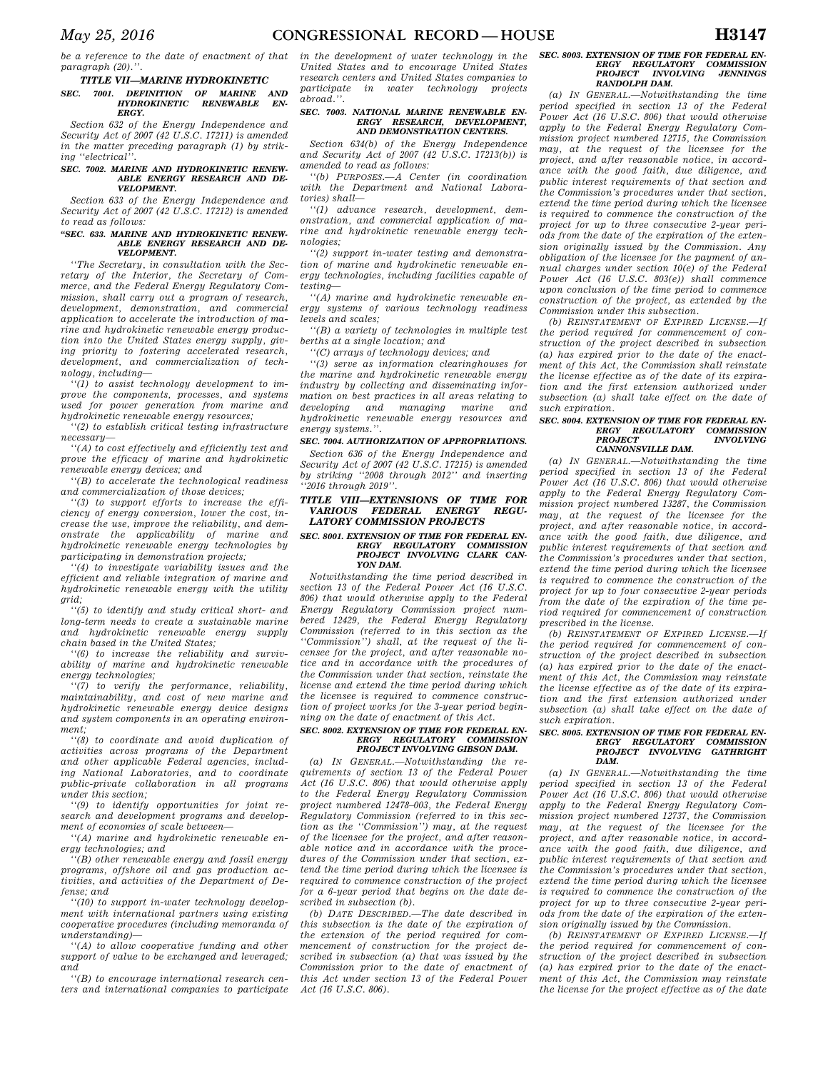be a reference to the date of enactment of that paragraph (20).''.

### TITLE VII—MARINE HYDROKINETIC

#### SEC. 7001. DEFINITION OF MARINE AND HYDROKINETIC RENEWABLE ENERGY.

*Section 632 of the Energy Independence and Security Act of 2007 (42 U.S.C. 17211) is amended in the matter preceding paragraph (1) by striking ''electrical''.*

#### SEC. 7002. MARINE AND HYDROKINETIC RENEWABLE ENERGY RESEARCH AND DEVELOPMENT.

*Section 633 of the Energy Independence and Security Act of 2007 (42 U.S.C. 17212) is amended to read as follows:*

#### ''SEC. 633. MARINE AND HYDROKINETIC RENEWABLE ENERGY RESEARCH AND DEVELOPMENT.

*''The Secretary, in consultation with the Secretary of the Interior, the Secretary of Commerce, and the Federal Energy Regulatory Commission, shall carry out a program of research, development, demonstration, and commercial application to accelerate the introduction of marine and hydrokinetic renewable energy production into the United States energy supply, giving priority to fostering accelerated research, development, and commercialization of technology, including—*

*''(1) to assist technology development to improve the components, processes, and systems used for power generation from marine and hydrokinetic renewable energy resources;*

*''(2) to establish critical testing infrastructure necessary—*

*''(A) to cost effectively and efficiently test and prove the efficacy of marine and hydrokinetic renewable energy devices; and*

*''(B) to accelerate the technological readiness and commercialization of those devices;*

*''(3) to support efforts to increase the efficiency of energy conversion, lower the cost, increase the use, improve the reliability, and demonstrate the applicability of marine and hydrokinetic renewable energy technologies by participating in demonstration projects;*

*''(4) to investigate variability issues and the efficient and reliable integration of marine and hydrokinetic renewable energy with the utility grid;*

*''(5) to identify and study critical short- and long-term needs to create a sustainable marine and hydrokinetic renewable energy supply chain based in the United States;*

*''(6) to increase the reliability and survivability of marine and hydrokinetic renewable energy technologies;*

*''(7) to verify the performance, reliability, maintainability, and cost of new marine and hydrokinetic renewable energy device designs and system components in an operating environment;*

*''(8) to coordinate and avoid duplication of activities across programs of the Department and other applicable Federal agencies, including National Laboratories, and to coordinate public-private collaboration in all programs under this section;*

*''(9) to identify opportunities for joint research and development programs and development of economies of scale between—*

*''(A) marine and hydrokinetic renewable energy technologies; and*

*''(B) other renewable energy and fossil energy programs, offshore oil and gas production activities, and activities of the Department of Defense; and*

*''(10) to support in-water technology development with international partners using existing cooperative procedures (including memoranda of understanding)—*

*''(A) to allow cooperative funding and other support of value to be exchanged and leveraged; and*

*''(B) to encourage international research centers and international companies to participate in the development of water technology in the United States and to encourage United States research centers and United States companies to participate in water technology projects abroad.''.*

#### SEC. 7003. NATIONAL MARINE RENEWABLE ENERGY RESEARCH, DEVELOPMENT, AND DEMONSTRATION CENTERS.

*Section 634(b) of the Energy Independence and Security Act of 2007 (42 U.S.C. 17213(b)) is amended to read as follows:*

*''(b) PURPOSES.—A Center (in coordination with the Department and National Laboratories) shall—*

*''(1) advance research, development, demonstration, and commercial application of marine and hydrokinetic renewable energy technologies;*

*''(2) support in-water testing and demonstration of marine and hydrokinetic renewable energy technologies, including facilities capable of testing—*

*''(A) marine and hydrokinetic renewable energy systems of various technology readiness levels and scales;*

*''(B) a variety of technologies in multiple test berths at a single location; and*

*''(C) arrays of technology devices; and*

*''(3) serve as information clearinghouses for the marine and hydrokinetic renewable energy industry by collecting and disseminating information on best practices in all areas relating to developing and managing marine and hydrokinetic renewable energy resources and energy systems.''.*

#### SEC. 7004. AUTHORIZATION OF APPROPRIATIONS.

*Section 636 of the Energy Independence and Security Act of 2007 (42 U.S.C. 17215) is amended by striking ''2008 through 2012'' and inserting ''2016 through 2019''.*

### TITLE VIII—EXTENSIONS OF TIME FOR VARIOUS FEDERAL ENERGY REGULATORY COMMISSION PROJECTS

#### SEC. 8001. EXTENSION OF TIME FOR FEDERAL ENERGY REGULATORY COMMISSION PROJECT INVOLVING CLARK CANYON DAM.

*Notwithstanding the time period described in section 13 of the Federal Power Act (16 U.S.C. 806) that would otherwise apply to the Federal Energy Regulatory Commission project numbered 12429, the Federal Energy Regulatory Commission (referred to in this section as the ''Commission'') shall, at the request of the licensee for the project, and after reasonable notice and in accordance with the procedures of the Commission under that section, reinstate the license and extend the time period during which the licensee is required to commence construction of project works for the 3-year period beginning on the date of enactment of this Act.*

#### SEC. 8002. EXTENSION OF TIME FOR FEDERAL ENERGY REGULATORY COMMISSION PROJECT INVOLVING GIBSON DAM.

*(a) IN GENERAL.—Notwithstanding the requirements of section 13 of the Federal Power Act (16 U.S.C. 806) that would otherwise apply to the Federal Energy Regulatory Commission project numbered 12478–003, the Federal Energy Regulatory Commission (referred to in this section as the ''Commission'') may, at the request of the licensee for the project, and after reasonable notice and in accordance with the procedures of the Commission under that section, extend the time period during which the licensee is required to commence construction of the project for a 6-year period that begins on the date described in subsection (b).*

*(b) DATE DESCRIBED.—The date described in this subsection is the date of the expiration of the extension of the period required for commencement of construction for the project described in subsection (a) that was issued by the Commission prior to the date of enactment of this Act under section 13 of the Federal Power Act (16 U.S.C. 806).*

#### SEC. 8003. EXTENSION OF TIME FOR FEDERAL ENERGY REGULATORY COMMISSION PROJECT INVOLVING JENNINGS RANDOLPH DAM.

*(a) IN GENERAL.—Notwithstanding the time period specified in section 13 of the Federal Power Act (16 U.S.C. 806) that would otherwise apply to the Federal Energy Regulatory Commission project numbered 12715, the Commission may, at the request of the licensee for the project, and after reasonable notice, in accordance with the good faith, due diligence, and public interest requirements of that section and the Commission's procedures under that section, extend the time period during which the licensee is required to commence the construction of the project for up to three consecutive 2-year periods from the date of the expiration of the extension originally issued by the Commission. Any obligation of the licensee for the payment of annual charges under section 10(e) of the Federal Power Act (16 U.S.C. 803(e)) shall commence upon conclusion of the time period to commence construction of the project, as extended by the Commission under this subsection.*

*(b) REINSTATEMENT OF EXPIRED LICENSE.—If the period required for commencement of construction of the project described in subsection (a) has expired prior to the date of the enactment of this Act, the Commission shall reinstate the license effective as of the date of its expiration and the first extension authorized under subsection (a) shall take effect on the date of such expiration.*

#### SEC. 8004. EXTENSION OF TIME FOR FEDERAL ENERGY REGULATORY COMMISSION PROJECT INVOLVING CANNONSVILLE DAM.

*(a) IN GENERAL.—Notwithstanding the time period specified in section 13 of the Federal Power Act (16 U.S.C. 806) that would otherwise apply to the Federal Energy Regulatory Commission project numbered 13287, the Commission may, at the request of the licensee for the project, and after reasonable notice, in accordance with the good faith, due diligence, and public interest requirements of that section and the Commission's procedures under that section, extend the time period during which the licensee is required to commence the construction of the project for up to four consecutive 2-year periods from the date of the expiration of the time period required for commencement of construction prescribed in the license.*

*(b) REINSTATEMENT OF EXPIRED LICENSE.—If the period required for commencement of construction of the project described in subsection (a) has expired prior to the date of the enactment of this Act, the Commission may reinstate the license effective as of the date of its expiration and the first extension authorized under subsection (a) shall take effect on the date of such expiration.*

#### SEC. 8005. EXTENSION OF TIME FOR FEDERAL ENERGY REGULATORY COMMISSION PROJECT INVOLVING GATHRIGHT DAM.

*(a) IN GENERAL.—Notwithstanding the time period specified in section 13 of the Federal Power Act (16 U.S.C. 806) that would otherwise apply to the Federal Energy Regulatory Commission project numbered 12737, the Commission may, at the request of the licensee for the project, and after reasonable notice, in accordance with the good faith, due diligence, and public interest requirements of that section and the Commission's procedures under that section, extend the time period during which the licensee is required to commence the construction of the project for up to three consecutive 2-year periods from the date of the expiration of the extension originally issued by the Commission.*

*(b) REINSTATEMENT OF EXPIRED LICENSE.—If the period required for commencement of construction of the project described in subsection (a) has expired prior to the date of the enactment of this Act, the Commission may reinstate the license for the project effective as of the date*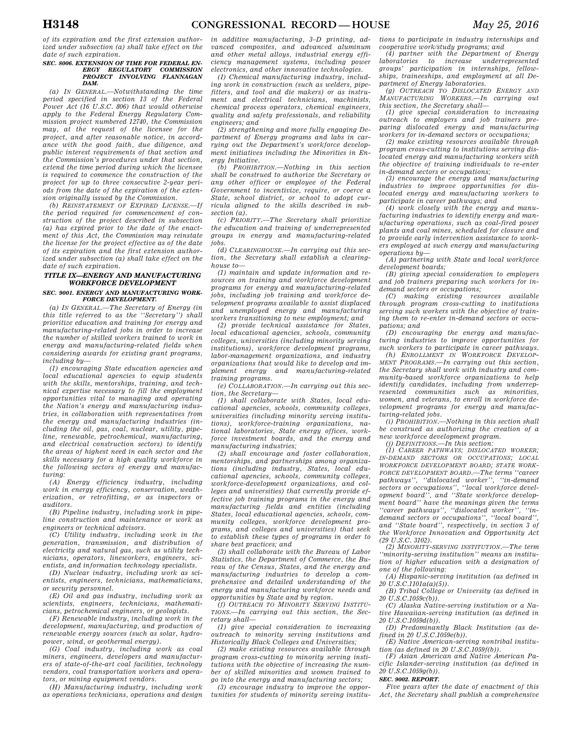*of its expiration and the first extension authorized under subsection (a) shall take effect on the date of such expiration.*

**SEC. 8006. EXTENSION OF TIME FOR FEDERAL ENERGY REGULATORY COMMISSION PROJECT INVOLVING FLANNAGAN DAM.**

*(a) IN GENERAL.—Notwithstanding the time period specified in section 13 of the Federal Power Act (16 U.S.C. 806) that would otherwise apply to the Federal Energy Regulatory Commission project numbered 12740, the Commission may, at the request of the licensee for the project, and after reasonable notice, in accordance with the good faith, due diligence, and public interest requirements of that section and the Commission's procedures under that section, extend the time period during which the licensee is required to commence the construction of the project for up to three consecutive 2-year periods from the date of the expiration of the extension originally issued by the Commission.*

*(b) REINSTATEMENT OF EXPIRED LICENSE.—If the period required for commencement of construction of the project described in subsection (a) has expired prior to the date of the enactment of this Act, the Commission may reinstate the license for the project effective as of the date of its expiration and the first extension authorized under subsection (a) shall take effect on the date of such expiration.*

## TITLE IX—ENERGY AND MANUFACTURING WORKFORCE DEVELOPMENT

**SEC. 9001. ENERGY AND MANUFACTURING WORKFORCE DEVELOPMENT.**

*(a) IN GENERAL.—The Secretary of Energy (in this title referred to as the "Secretary") shall prioritize education and training for energy and manufacturing-related jobs in order to increase the number of skilled workers trained to work in energy and manufacturing-related fields when considering awards for existing grant programs, including by—*

*(1) encouraging State education agencies and local educational agencies to equip students with the skills, mentorships, training, and technical expertise necessary to fill the employment opportunities vital to managing and operating the Nation's energy and manufacturing industries, in collaboration with representatives from the energy and manufacturing industries (including the oil, gas, coal, nuclear, utility, pipeline, renewable, petrochemical, manufacturing, and electrical construction sectors) to identify the areas of highest need in each sector and the skills necessary for a high quality workforce in the following sectors of energy and manufacturing:*

*(A) Energy efficiency industry, including work in energy efficiency, conservation, weatherization, or retrofitting, or as inspectors or auditors.*

*(B) Pipeline industry, including work in pipeline construction and maintenance or work as engineers or technical advisors.*

*(C) Utility industry, including work in the generation, transmission, and distribution of electricity and natural gas, such as utility technicians, operators, lineworkers, engineers, scientists, and information technology specialists.*

*(D) Nuclear industry, including work as scientists, engineers, technicians, mathematicians, or security personnel.*

*(E) Oil and gas industry, including work as scientists, engineers, technicians, mathematicians, petrochemical engineers, or geologists.*

*(F) Renewable industry, including work in the development, manufacturing, and production of renewable energy sources (such as solar, hydropower, wind, or geothermal energy).*

*(G) Coal industry, including work as coal miners, engineers, developers and manufacturers of state-of-the-art coal facilities, technology vendors, coal transportation workers and operators, or mining equipment vendors.*

*(H) Manufacturing industry, including work as operations technicians, operations and design in additive manufacturing, 3–D printing, advanced composites, and advanced aluminum and other metal alloys, industrial energy efficiency management systems, including power electronics, and other innovative technologies.*

*(I) Chemical manufacturing industry, including work in construction (such as welders, pipefitters, and tool and die makers) or as instrument and electrical technicians, machinists, chemical process operators, chemical engineers, quality and safety professionals, and reliability engineers; and*

*(2) strengthening and more fully engaging Department of Energy programs and labs in carrying out the Department's workforce development initiatives including the Minorities in Energy Initiative.*

*(b) PROHIBITION.—Nothing in this section shall be construed to authorize the Secretary or any other officer or employee of the Federal Government to incentivize, require, or coerce a State, school district, or school to adopt curricula aligned to the skills described in subsection (a).*

*(c) PRIORITY.—The Secretary shall prioritize the education and training of underrepresented groups in energy and manufacturing-related jobs.*

*(d) CLEARINGHOUSE.—In carrying out this section, the Secretary shall establish a clearinghouse to—*

*(1) maintain and update information and resources on training and workforce development programs for energy and manufacturing-related jobs, including job training and workforce development programs available to assist displaced and unemployed energy and manufacturing workers transitioning to new employment; and*

*(2) provide technical assistance for States, local educational agencies, schools, community colleges, universities (including minority serving institutions), workforce development programs, labor-management organizations, and industry organizations that would like to develop and implement energy and manufacturing-related training programs.*

*(e) COLLABORATION.—In carrying out this section, the Secretary—*

*(1) shall collaborate with States, local educational agencies, schools, community colleges, universities (including minority serving institutions), workforce-training organizations, national laboratories, State energy offices, workforce investment boards, and the energy and manufacturing industries;*

*(2) shall encourage and foster collaboration, mentorships, and partnerships among organizations (including industry, States, local educational agencies, schools, community colleges, workforce-development organizations, and colleges and universities) that currently provide effective job training programs in the energy and manufacturing fields and entities (including States, local educational agencies, schools, community colleges, workforce development programs, and colleges and universities) that seek to establish these types of programs in order to share best practices; and*

*(3) shall collaborate with the Bureau of Labor Statistics, the Department of Commerce, the Bureau of the Census, States, and the energy and manufacturing industries to develop a comprehensive and detailed understanding of the energy and manufacturing workforce needs and opportunities by State and by region.*

*(f) OUTREACH TO MINORITY SERVING INSTITUTIONS.—In carrying out this section, the Secretary shall—*

*(1) give special consideration to increasing outreach to minority serving institutions and Historically Black Colleges and Universities;*

*(2) make existing resources available through program cross-cutting to minority serving institutions with the objective of increasing the number of skilled minorities and women trained to go into the energy and manufacturing sectors;*

*(3) encourage industry to improve the opportunities for students of minority serving institutions to participate in industry internships and cooperative work/study programs; and*

*(4) partner with the Department of Energy laboratories to increase underrepresented groups' participation in internships, fellowships, traineeships, and employment at all Department of Energy laboratories.*

*(g) OUTREACH TO DISLOCATED ENERGY AND MANUFACTURING WORKERS.—In carrying out this section, the Secretary shall—*

*(1) give special consideration to increasing outreach to employers and job trainers preparing dislocated energy and manufacturing workers for in-demand sectors or occupations;*

*(2) make existing resources available through program cross-cutting to institutions serving dislocated energy and manufacturing workers with the objective of training individuals to re-enter in-demand sectors or occupations;*

*(3) encourage the energy and manufacturing industries to improve opportunities for dislocated energy and manufacturing workers to participate in career pathways; and*

*(4) work closely with the energy and manufacturing industries to identify energy and manufacturing operations, such as coal-fired power plants and coal mines, scheduled for closure and to provide early intervention assistance to workers employed at such energy and manufacturing operations by—*

*(A) partnering with State and local workforce development boards;*

*(B) giving special consideration to employers and job trainers preparing such workers for in-demand sectors or occupations;*

*(C) making existing resources available through program cross-cutting to institutions serving such workers with the objective of training them to re-enter in-demand sectors or occupations; and*

*(D) encouraging the energy and manufacturing industries to improve opportunities for such workers to participate in career pathways.*

*(h) ENROLLMENT IN WORKFORCE DEVELOPMENT PROGRAMS.—In carrying out this section, the Secretary shall work with industry and community-based workforce organizations to help identify candidates, including from underrepresented communities such as minorities, women, and veterans, to enroll in workforce development programs for energy and manufacturing-related jobs.*

*(i) PROHIBITION.—Nothing in this section shall be construed as authorizing the creation of a new workforce development program.*

*(j) DEFINITIONS.—In this section:*

*(1) CAREER PATHWAYS; DISLOCATED WORKER; IN-DEMAND SECTORS OR OCCUPATIONS; LOCAL WORKFORCE DEVELOPMENT BOARD; STATE WORKFORCE DEVELOPMENT BOARD.—The terms "career pathways", "dislocated worker", "in-demand sectors or occupations", "local workforce development board", and "State workforce development board" have the meanings given the terms "career pathways", "dislocated worker", "in-demand sectors or occupations", "local board", and "State board", respectively, in section 3 of the Workforce Innovation and Opportunity Act (29 U.S.C. 3102).*

*(2) MINORITY-SERVING INSTITUTION.—The term "minority-serving institution" means an institution of higher education with a designation of one of the following:*

*(A) Hispanic-serving institution (as defined in 20 U.S.C.1101a(a)(5)).*

*(B) Tribal College or University (as defined in 20 U.S.C.1059c(b)).*

*(C) Alaska Native-serving institution or a Native Hawaiian-serving institution (as defined in 20 U.S.C.1059d(b)).*

*(D) Predominantly Black Institution (as defined in 20 U.S.C.1059e(b)).*

*(E) Native American-serving nontribal institution (as defined in 20 U.S.C.1059f(b)).*

*(F) Asian American and Native American Pacific Islander-serving institution (as defined in 20 U.S.C.1059g(b)).*

**SEC. 9002. REPORT.**

*Five years after the date of enactment of this Act, the Secretary shall publish a comprehensive*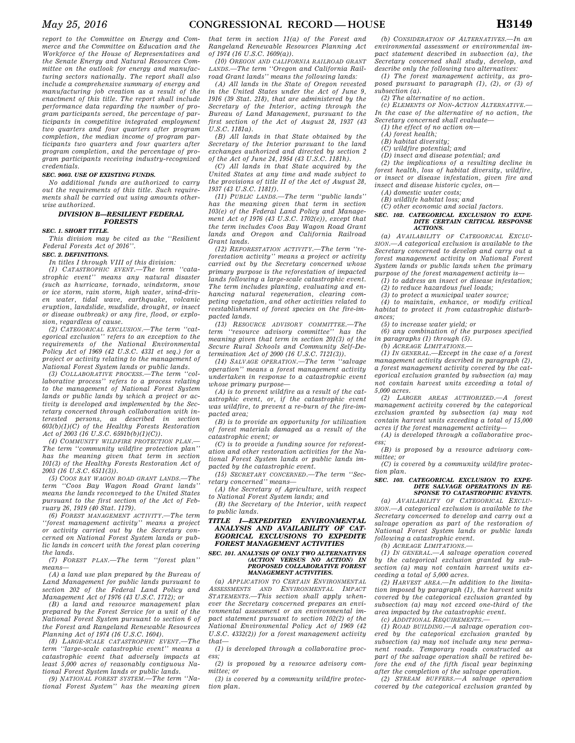*report to the Committee on Energy and Commerce and the Committee on Education and the Workforce of the House of Representatives and the Senate Energy and Natural Resources Committee on the outlook for energy and manufacturing sectors nationally. The report shall also include a comprehensive summary of energy and manufacturing job creation as a result of the enactment of this title. The report shall include performance data regarding the number of program participants served, the percentage of participants in competitive integrated employment two quarters and four quarters after program completion, the median income of program participants two quarters and four quarters after program completion, and the percentage of program participants receiving industry-recognized credentials.*

***SEC. 9003. USE OF EXISTING FUNDS.***

*No additional funds are authorized to carry out the requirements of this title. Such requirements shall be carried out using amounts otherwise authorized.*

## ***DIVISION B—RESILIENT FEDERAL FORESTS***

***SEC. 1. SHORT TITLE.***

*This division may be cited as the ''Resilient Federal Forests Act of 2016''.*

***SEC. 2. DEFINITIONS.***

*In titles I through VIII of this division:*

*(1) CATASTROPHIC EVENT.—The term ''catastrophic event'' means any natural disaster (such as hurricane, tornado, windstorm, snow or ice storm, rain storm, high water, wind-driven water, tidal wave, earthquake, volcanic eruption, landslide, mudslide, drought, or insect or disease outbreak) or any fire, flood, or explosion, regardless of cause.*

*(2) CATEGORICAL EXCLUSION.—The term ''categorical exclusion'' refers to an exception to the requirements of the National Environmental Policy Act of 1969 (42 U.S.C. 4331 et seq.) for a project or activity relating to the management of National Forest System lands or public lands.*

*(3) COLLABORATIVE PROCESS.—The term ''collaborative process'' refers to a process relating to the management of National Forest System lands or public lands by which a project or activity is developed and implemented by the Secretary concerned through collaboration with interested persons, as described in section 603(b)(1)(C) of the Healthy Forests Restoration Act of 2003 (16 U.S.C. 6591b(b)(1)(C)).*

*(4) COMMUNITY WILDFIRE PROTECTION PLAN.—The term ''community wildfire protection plan'' has the meaning given that term in section 101(3) of the Healthy Forests Restoration Act of 2003 (16 U.S.C. 6511(3)).*

*(5) COOS BAY WAGON ROAD GRANT LANDS.—The term ''Coos Bay Wagon Road Grant lands'' means the lands reconveyed to the United States pursuant to the first section of the Act of February 26, 1919 (40 Stat. 1179).*

*(6) FOREST MANAGEMENT ACTIVITY.—The term ''forest management activity'' means a project or activity carried out by the Secretary concerned on National Forest System lands or public lands in concert with the forest plan covering the lands.*

*(7) FOREST PLAN.—The term ''forest plan'' means—*

*(A) a land use plan prepared by the Bureau of Land Management for public lands pursuant to section 202 of the Federal Land Policy and Management Act of 1976 (43 U.S.C. 1712); or*

*(B) a land and resource management plan prepared by the Forest Service for a unit of the National Forest System pursuant to section 6 of the Forest and Rangeland Renewable Resources Planning Act of 1974 (16 U.S.C. 1604).*

*(8) LARGE-SCALE CATASTROPHIC EVENT.—The term ''large-scale catastrophic event'' means a catastrophic event that adversely impacts at least 5,000 acres of reasonably contiguous National Forest System lands or public lands.*

*(9) NATIONAL FOREST SYSTEM.—The term ''National Forest System'' has the meaning given that term in section 11(a) of the Forest and Rangeland Renewable Resources Planning Act of 1974 (16 U.S.C. 1609(a)).*

*(10) OREGON AND CALIFORNIA RAILROAD GRANT LANDS.—The term ''Oregon and California Railroad Grant lands'' means the following lands:*

*(A) All lands in the State of Oregon revested in the United States under the Act of June 9, 1916 (39 Stat. 218), that are administered by the Secretary of the Interior, acting through the Bureau of Land Management, pursuant to the first section of the Act of August 28, 1937 (43 U.S.C. 1181a).*

*(B) All lands in that State obtained by the Secretary of the Interior pursuant to the land exchanges authorized and directed by section 2 of the Act of June 24, 1954 (43 U.S.C. 1181h).*

*(C) All lands in that State acquired by the United States at any time and made subject to the provisions of title II of the Act of August 28, 1937 (43 U.S.C. 1181f).*

*(11) PUBLIC LANDS.—The term ''public lands'' has the meaning given that term in section 103(e) of the Federal Land Policy and Management Act of 1976 (43 U.S.C. 1702(e)), except that the term includes Coos Bay Wagon Road Grant lands and Oregon and California Railroad Grant lands.*

*(12) REFORESTATION ACTIVITY.—The term ''reforestation activity'' means a project or activity carried out by the Secretary concerned whose primary purpose is the reforestation of impacted lands following a large-scale catastrophic event. The term includes planting, evaluating and enhancing natural regeneration, clearing competing vegetation, and other activities related to reestablishment of forest species on the fire-impacted lands.*

*(13) RESOURCE ADVISORY COMMITTEE.—The term ''resource advisory committee'' has the meaning given that term in section 201(3) of the Secure Rural Schools and Community Self-Determination Act of 2000 (16 U.S.C. 7121(3)).*

*(14) SALVAGE OPERATION.—The term ''salvage operation'' means a forest management activity undertaken in response to a catastrophic event whose primary purpose—*

*(A) is to prevent wildfire as a result of the catastrophic event, or, if the catastrophic event was wildfire, to prevent a re-burn of the fire-impacted area;*

*(B) is to provide an opportunity for utilization of forest materials damaged as a result of the catastrophic event; or*

*(C) is to provide a funding source for reforestation and other restoration activities for the National Forest System lands or public lands impacted by the catastrophic event.*

*(15) SECRETARY CONCERNED.—The term ''Secretary concerned'' means—*

*(A) the Secretary of Agriculture, with respect to National Forest System lands; and*

*(B) the Secretary of the Interior, with respect to public lands.*

## ***TITLE I—EXPEDITED ENVIRONMENTAL ANALYSIS AND AVAILABILITY OF CATEGORICAL EXCLUSIONS TO EXPEDITE FOREST MANAGEMENT ACTIVITIES***

***SEC. 101. ANALYSIS OF ONLY TWO ALTERNATIVES (ACTION VERSUS NO ACTION) IN PROPOSED COLLABORATIVE FOREST MANAGEMENT ACTIVITIES.***

*(a) APPLICATION TO CERTAIN ENVIRONMENTAL ASSESSMENTS AND ENVIRONMENTAL IMPACT STATEMENTS.—This section shall apply whenever the Secretary concerned prepares an environmental assessment or an environmental impact statement pursuant to section 102(2) of the National Environmental Policy Act of 1969 (42 U.S.C. 4332(2)) for a forest management activity that—*

*(1) is developed through a collaborative process;*

*(2) is proposed by a resource advisory committee; or*

*(3) is covered by a community wildfire protection plan.*

*(b) CONSIDERATION OF ALTERNATIVES.—In an environmental assessment or environmental impact statement described in subsection (a), the Secretary concerned shall study, develop, and describe only the following two alternatives:*

*(1) The forest management activity, as proposed pursuant to paragraph (1), (2), or (3) of subsection (a).*

*(2) The alternative of no action.*

*(c) ELEMENTS OF NON-ACTION ALTERNATIVE.—In the case of the alternative of no action, the Secretary concerned shall evaluate—*

*(1) the effect of no action on—*

*(A) forest health;*

*(B) habitat diversity;*

*(C) wildfire potential; and*

*(D) insect and disease potential; and*

*(2) the implications of a resulting decline in forest health, loss of habitat diversity, wildfire, or insect or disease infestation, given fire and insect and disease historic cycles, on—*

*(A) domestic water costs;*

*(B) wildlife habitat loss; and*

*(C) other economic and social factors.*

***SEC. 102. CATEGORICAL EXCLUSION TO EXPEDITE CERTAIN CRITICAL RESPONSE ACTIONS.***

*(a) AVAILABILITY OF CATEGORICAL EXCLUSION.—A categorical exclusion is available to the Secretary concerned to develop and carry out a forest management activity on National Forest System lands or public lands when the primary purpose of the forest management activity is—*

*(1) to address an insect or disease infestation;*

*(2) to reduce hazardous fuel loads;*

*(3) to protect a municipal water source;*

*(4) to maintain, enhance, or modify critical habitat to protect it from catastrophic disturbances;*

*(5) to increase water yield; or*

*(6) any combination of the purposes specified in paragraphs (1) through (5).*

*(b) ACREAGE LIMITATIONS.—*

*(1) IN GENERAL.—Except in the case of a forest management activity described in paragraph (2), a forest management activity covered by the categorical exclusion granted by subsection (a) may not contain harvest units exceeding a total of 5,000 acres.*

*(2) LARGER AREAS AUTHORIZED.—A forest management activity covered by the categorical exclusion granted by subsection (a) may not contain harvest units exceeding a total of 15,000 acres if the forest management activity—*

*(A) is developed through a collaborative process;*

*(B) is proposed by a resource advisory committee; or*

*(C) is covered by a community wildfire protection plan.*

***SEC. 103. CATEGORICAL EXCLUSION TO EXPEDITE SALVAGE OPERATIONS IN RESPONSE TO CATASTROPHIC EVENTS.***

*(a) AVAILABILITY OF CATEGORICAL EXCLUSION.—A categorical exclusion is available to the Secretary concerned to develop and carry out a salvage operation as part of the restoration of National Forest System lands or public lands following a catastrophic event.*

*(b) ACREAGE LIMITATIONS.—*

*(1) IN GENERAL.—A salvage operation covered by the categorical exclusion granted by subsection (a) may not contain harvest units exceeding a total of 5,000 acres.*

*(2) HARVEST AREA.—In addition to the limitation imposed by paragraph (1), the harvest units covered by the categorical exclusion granted by subsection (a) may not exceed one-third of the area impacted by the catastrophic event.*

*(c) ADDITIONAL REQUIREMENTS.—*

*(1) ROAD BUILDING.—A salvage operation covered by the categorical exclusion granted by subsection (a) may not include any new permanent roads. Temporary roads constructed as part of the salvage operation shall be retired before the end of the fifth fiscal year beginning after the completion of the salvage operation.*

*(2) STREAM BUFFERS.—A salvage operation covered by the categorical exclusion granted by*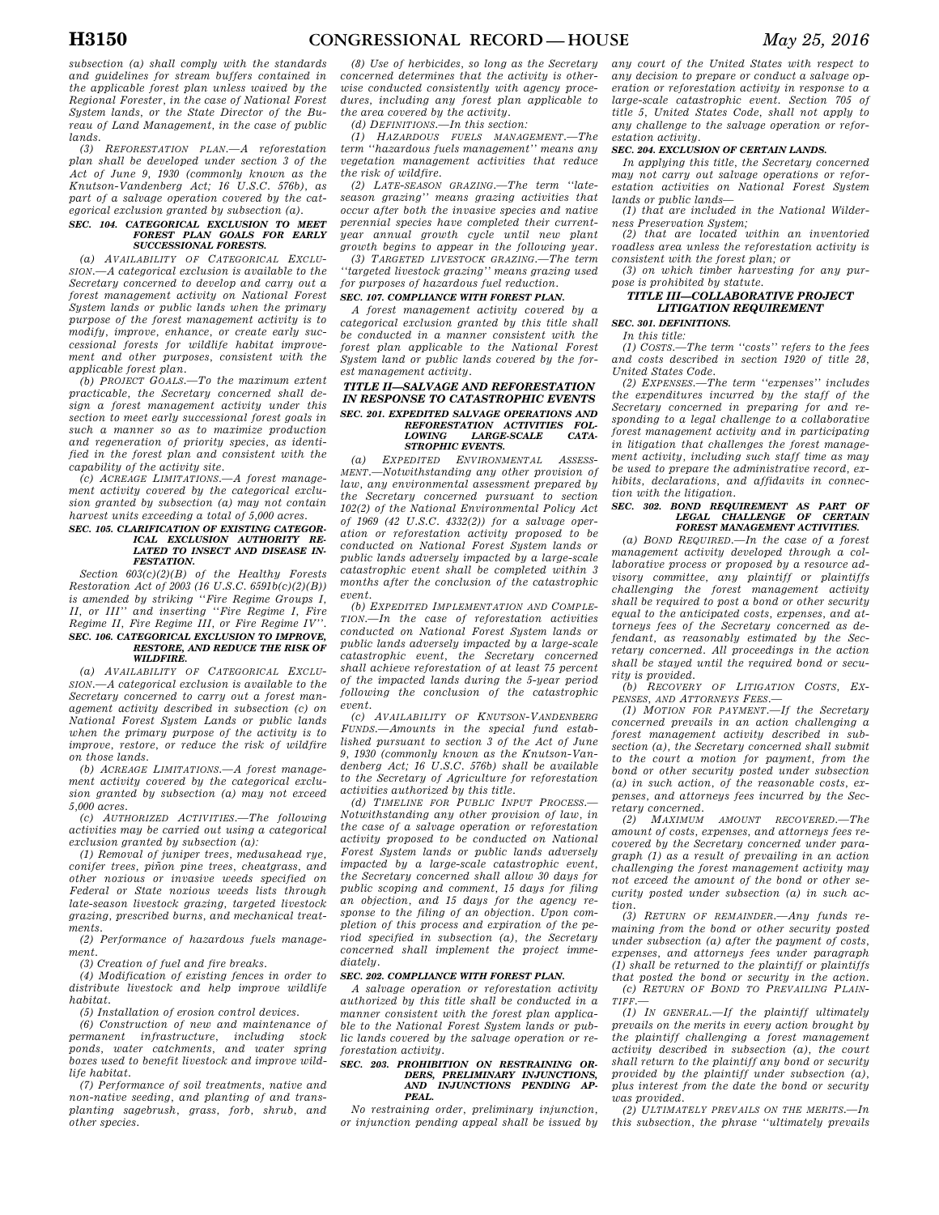*subsection (a) shall comply with the standards and guidelines for stream buffers contained in the applicable forest plan unless waived by the Regional Forester, in the case of National Forest System lands, or the State Director of the Bureau of Land Management, in the case of public lands.*

*(3) REFORESTATION PLAN.—A reforestation plan shall be developed under section 3 of the Act of June 9, 1930 (commonly known as the Knutson-Vandenberg Act; 16 U.S.C. 576b), as part of a salvage operation covered by the categorical exclusion granted by subsection (a).*

#### *SEC. 104. CATEGORICAL EXCLUSION TO MEET FOREST PLAN GOALS FOR EARLY SUCCESSIONAL FORESTS.*

*(a) AVAILABILITY OF CATEGORICAL EXCLUSION.—A categorical exclusion is available to the Secretary concerned to develop and carry out a forest management activity on National Forest System lands or public lands when the primary purpose of the forest management activity is to modify, improve, enhance, or create early successional forests for wildlife habitat improvement and other purposes, consistent with the applicable forest plan.*

*(b) PROJECT GOALS.—To the maximum extent practicable, the Secretary concerned shall design a forest management activity under this section to meet early successional forest goals in such a manner so as to maximize production and regeneration of priority species, as identified in the forest plan and consistent with the capability of the activity site.*

*(c) ACREAGE LIMITATIONS.—A forest management activity covered by the categorical exclusion granted by subsection (a) may not contain harvest units exceeding a total of 5,000 acres.*

#### *SEC. 105. CLARIFICATION OF EXISTING CATEGORICAL EXCLUSION AUTHORITY RELATED TO INSECT AND DISEASE INFESTATION.*

*Section 603(c)(2)(B) of the Healthy Forests Restoration Act of 2003 (16 U.S.C. 6591b(c)(2)(B)) is amended by striking ''Fire Regime Groups I, II, or III'' and inserting ''Fire Regime I, Fire Regime II, Fire Regime III, or Fire Regime IV''.*

#### *SEC. 106. CATEGORICAL EXCLUSION TO IMPROVE, RESTORE, AND REDUCE THE RISK OF WILDFIRE.*

*(a) AVAILABILITY OF CATEGORICAL EXCLUSION.—A categorical exclusion is available to the Secretary concerned to carry out a forest management activity described in subsection (c) on National Forest System Lands or public lands when the primary purpose of the activity is to improve, restore, or reduce the risk of wildfire on those lands.*

*(b) ACREAGE LIMITATIONS.—A forest management activity covered by the categorical exclusion granted by subsection (a) may not exceed 5,000 acres.*

*(c) AUTHORIZED ACTIVITIES.—The following activities may be carried out using a categorical exclusion granted by subsection (a):*

*(1) Removal of juniper trees, medusahead rye, conifer trees, piñon pine trees, cheatgrass, and other noxious or invasive weeds specified on Federal or State noxious weeds lists through late-season livestock grazing, targeted livestock grazing, prescribed burns, and mechanical treatments.*

*(2) Performance of hazardous fuels management.*

*(3) Creation of fuel and fire breaks.*

*(4) Modification of existing fences in order to distribute livestock and help improve wildlife habitat.*

*(5) Installation of erosion control devices.*

*(6) Construction of new and maintenance of permanent infrastructure, including stock ponds, water catchments, and water spring boxes used to benefit livestock and improve wildlife habitat.*

*(7) Performance of soil treatments, native and non-native seeding, and planting of and transplanting sagebrush, grass, forb, shrub, and other species.*

*(8) Use of herbicides, so long as the Secretary concerned determines that the activity is otherwise conducted consistently with agency procedures, including any forest plan applicable to the area covered by the activity.*

*(d) DEFINITIONS.—In this section:*

*(1) HAZARDOUS FUELS MANAGEMENT.—The term ''hazardous fuels management'' means any vegetation management activities that reduce the risk of wildfire.*

*(2) LATE-SEASON GRAZING.—The term ''late-season grazing'' means grazing activities that occur after both the invasive species and native perennial species have completed their current-year annual growth cycle until new plant growth begins to appear in the following year.*

*(3) TARGETED LIVESTOCK GRAZING.—The term ''targeted livestock grazing'' means grazing used for purposes of hazardous fuel reduction.*

#### *SEC. 107. COMPLIANCE WITH FOREST PLAN.*

*A forest management activity covered by a categorical exclusion granted by this title shall be conducted in a manner consistent with the forest plan applicable to the National Forest System land or public lands covered by the forest management activity.*

### *TITLE II—SALVAGE AND REFORESTATION IN RESPONSE TO CATASTROPHIC EVENTS*

#### *SEC. 201. EXPEDITED SALVAGE OPERATIONS AND REFORESTATION ACTIVITIES FOLLOWING LARGE-SCALE CATASTROPHIC EVENTS.*

*(a) EXPEDITED ENVIRONMENTAL ASSESSMENT.—Notwithstanding any other provision of law, any environmental assessment prepared by the Secretary concerned pursuant to section 102(2) of the National Environmental Policy Act of 1969 (42 U.S.C. 4332(2)) for a salvage operation or reforestation activity proposed to be conducted on National Forest System lands or public lands adversely impacted by a large-scale catastrophic event shall be completed within 3 months after the conclusion of the catastrophic event.*

*(b) EXPEDITED IMPLEMENTATION AND COMPLETION.—In the case of reforestation activities conducted on National Forest System lands or public lands adversely impacted by a large-scale catastrophic event, the Secretary concerned shall achieve reforestation of at least 75 percent of the impacted lands during the 5-year period following the conclusion of the catastrophic event.*

*(c) AVAILABILITY OF KNUTSON-VANDENBERG FUNDS.—Amounts in the special fund established pursuant to section 3 of the Act of June 9, 1930 (commonly known as the Knutson-Vandenberg Act; 16 U.S.C. 576b) shall be available to the Secretary of Agriculture for reforestation activities authorized by this title.*

*(d) TIMELINE FOR PUBLIC INPUT PROCESS.—Notwithstanding any other provision of law, in the case of a salvage operation or reforestation activity proposed to be conducted on National Forest System lands or public lands adversely impacted by a large-scale catastrophic event, the Secretary concerned shall allow 30 days for public scoping and comment, 15 days for filing an objection, and 15 days for the agency response to the filing of an objection. Upon completion of this process and expiration of the period specified in subsection (a), the Secretary concerned shall implement the project immediately.*

#### *SEC. 202. COMPLIANCE WITH FOREST PLAN.*

*A salvage operation or reforestation activity authorized by this title shall be conducted in a manner consistent with the forest plan applicable to the National Forest System lands or public lands covered by the salvage operation or reforestation activity.*

#### *SEC. 203. PROHIBITION ON RESTRAINING ORDERS, PRELIMINARY INJUNCTIONS, AND INJUNCTIONS PENDING APPEAL.*

*No restraining order, preliminary injunction, or injunction pending appeal shall be issued by any court of the United States with respect to any decision to prepare or conduct a salvage operation or reforestation activity in response to a large-scale catastrophic event. Section 705 of title 5, United States Code, shall not apply to any challenge to the salvage operation or reforestation activity.*

#### *SEC. 204. EXCLUSION OF CERTAIN LANDS.*

*In applying this title, the Secretary concerned may not carry out salvage operations or reforestation activities on National Forest System lands or public lands—*

*(1) that are included in the National Wilderness Preservation System;*

*(2) that are located within an inventoried roadless area unless the reforestation activity is consistent with the forest plan; or*

*(3) on which timber harvesting for any purpose is prohibited by statute.*

### *TITLE III—COLLABORATIVE PROJECT LITIGATION REQUIREMENT*

#### *SEC. 301. DEFINITIONS.*

*In this title:*

*(1) COSTS.—The term ''costs'' refers to the fees and costs described in section 1920 of title 28, United States Code.*

*(2) EXPENSES.—The term ''expenses'' includes the expenditures incurred by the staff of the Secretary concerned in preparing for and responding to a legal challenge to a collaborative forest management activity and in participating in litigation that challenges the forest management activity, including such staff time as may be used to prepare the administrative record, exhibits, declarations, and affidavits in connection with the litigation.*

#### *SEC. 302. BOND REQUIREMENT AS PART OF LEGAL CHALLENGE OF CERTAIN FOREST MANAGEMENT ACTIVITIES.*

*(a) BOND REQUIRED.—In the case of a forest management activity developed through a collaborative process or proposed by a resource advisory committee, any plaintiff or plaintiffs challenging the forest management activity shall be required to post a bond or other security equal to the anticipated costs, expenses, and attorneys fees of the Secretary concerned as defendant, as reasonably estimated by the Secretary concerned. All proceedings in the action shall be stayed until the required bond or security is provided.*

*(b) RECOVERY OF LITIGATION COSTS, EXPENSES, AND ATTORNEYS FEES.—*

*(1) MOTION FOR PAYMENT.—If the Secretary concerned prevails in an action challenging a forest management activity described in subsection (a), the Secretary concerned shall submit to the court a motion for payment, from the bond or other security posted under subsection (a) in such action, of the reasonable costs, expenses, and attorneys fees incurred by the Secretary concerned.*

*(2) MAXIMUM AMOUNT RECOVERED.—The amount of costs, expenses, and attorneys fees recovered by the Secretary concerned under paragraph (1) as a result of prevailing in an action challenging the forest management activity may not exceed the amount of the bond or other security posted under subsection (a) in such action.*

*(3) RETURN OF REMAINDER.—Any funds remaining from the bond or other security posted under subsection (a) after the payment of costs, expenses, and attorneys fees under paragraph (1) shall be returned to the plaintiff or plaintiffs that posted the bond or security in the action.*

*(c) RETURN OF BOND TO PREVAILING PLAINTIFF.—*

*(1) IN GENERAL.—If the plaintiff ultimately prevails on the merits in every action brought by the plaintiff challenging a forest management activity described in subsection (a), the court shall return to the plaintiff any bond or security provided by the plaintiff under subsection (a), plus interest from the date the bond or security was provided.*

*(2) ULTIMATELY PREVAILS ON THE MERITS.—In this subsection, the phrase ''ultimately prevails*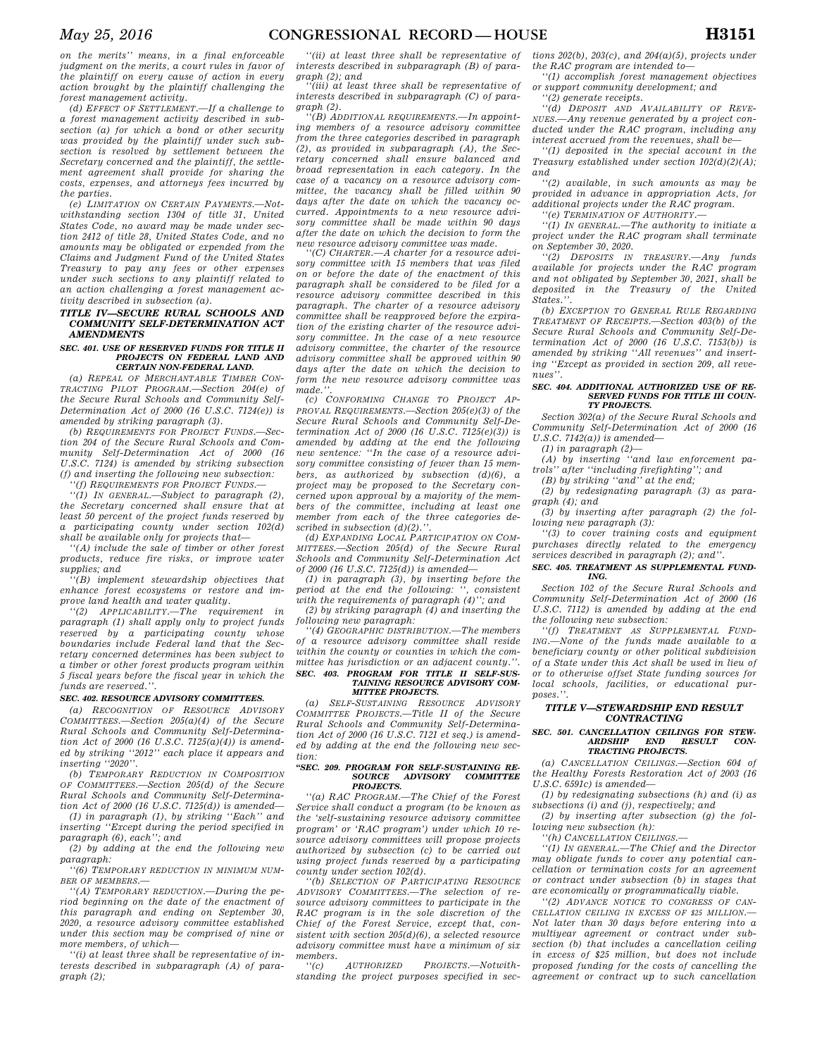on the merits'' means, in a final enforceable judgment on the merits, a court rules in favor of the plaintiff on every cause of action in every action brought by the plaintiff challenging the forest management activity.

*(d) EFFECT OF SETTLEMENT.*—If a challenge to a forest management activity described in subsection (a) for which a bond or other security was provided by the plaintiff under such subsection is resolved by settlement between the Secretary concerned and the plaintiff, the settlement agreement shall provide for sharing the costs, expenses, and attorneys fees incurred by the parties.

*(e) LIMITATION ON CERTAIN PAYMENTS.*—Notwithstanding section 1304 of title 31, United States Code, no award may be made under section 2412 of title 28, United States Code, and no amounts may be obligated or expended from the Claims and Judgment Fund of the United States Treasury to pay any fees or other expenses under such sections to any plaintiff related to an action challenging a forest management activity described in subsection (a).

## TITLE IV—SECURE RURAL SCHOOLS AND COMMUNITY SELF-DETERMINATION ACT AMENDMENTS

### SEC. 401. USE OF RESERVED FUNDS FOR TITLE II PROJECTS ON FEDERAL LAND AND CERTAIN NON-FEDERAL LAND.

*(a) REPEAL OF MERCHANTABLE TIMBER CONTRACTING PILOT PROGRAM.*—Section 204(e) of the Secure Rural Schools and Community Self-Determination Act of 2000 (16 U.S.C. 7124(e)) is amended by striking paragraph (3).

*(b) REQUIREMENTS FOR PROJECT FUNDS.*—Section 204 of the Secure Rural Schools and Community Self-Determination Act of 2000 (16 U.S.C. 7124) is amended by striking subsection (f) and inserting the following new subsection:

''*(f) REQUIREMENTS FOR PROJECT FUNDS.*—

''(1) IN GENERAL.—Subject to paragraph (2), the Secretary concerned shall ensure that at least 50 percent of the project funds reserved by a participating county under section 102(d) shall be available only for projects that—

''(A) include the sale of timber or other forest products, reduce fire risks, or improve water supplies; and

''(B) implement stewardship objectives that enhance forest ecosystems or restore and improve land health and water quality.

''(2) APPLICABILITY.—The requirement in paragraph (1) shall apply only to project funds reserved by a participating county whose boundaries include Federal land that the Secretary concerned determines has been subject to a timber or other forest products program within 5 fiscal years before the fiscal year in which the funds are reserved.''.

### SEC. 402. RESOURCE ADVISORY COMMITTEES.

*(a) RECOGNITION OF RESOURCE ADVISORY COMMITTEES.*—Section 205(a)(4) of the Secure Rural Schools and Community Self-Determination Act of 2000 (16 U.S.C. 7125(a)(4)) is amended by striking ''2012'' each place it appears and inserting ''2020''.

*(b) TEMPORARY REDUCTION IN COMPOSITION OF COMMITTEES.*—Section 205(d) of the Secure Rural Schools and Community Self-Determination Act of 2000 (16 U.S.C. 7125(d)) is amended—

(1) in paragraph (1), by striking ''Each'' and inserting ''Except during the period specified in paragraph (6), each''; and

(2) by adding at the end the following new paragraph:

''(6) TEMPORARY REDUCTION IN MINIMUM NUMBER OF MEMBERS.—

''(A) TEMPORARY REDUCTION.—During the period beginning on the date of the enactment of this paragraph and ending on September 30, 2020, a resource advisory committee established under this section may be comprised of nine or more members, of which—

''(i) at least three shall be representative of interests described in subparagraph (A) of paragraph (2);

''(ii) at least three shall be representative of interests described in subparagraph (B) of paragraph (2); and

''(iii) at least three shall be representative of interests described in subparagraph (C) of paragraph (2).

''(B) ADDITIONAL REQUIREMENTS.—In appointing members of a resource advisory committee from the three categories described in paragraph (2), as provided in subparagraph (A), the Secretary concerned shall ensure balanced and broad representation in each category. In the case of a vacancy on a resource advisory committee, the vacancy shall be filled within 90 days after the date on which the vacancy occurred. Appointments to a new resource advisory committee shall be made within 90 days after the date on which the decision to form the new resource advisory committee was made.

''(C) CHARTER.—A charter for a resource advisory committee with 15 members that was filed on or before the date of the enactment of this paragraph shall be considered to be filed for a resource advisory committee described in this paragraph. The charter of a resource advisory committee shall be reapproved before the expiration of the existing charter of the resource advisory committee. In the case of a new resource advisory committee, the charter of the resource advisory committee shall be approved within 90 days after the date on which the decision to form the new resource advisory committee was made.''.

*(c) CONFORMING CHANGE TO PROJECT APPROVAL REQUIREMENTS.*—Section 205(e)(3) of the Secure Rural Schools and Community Self-Determination Act of 2000 (16 U.S.C. 7125(e)(3)) is amended by adding at the end the following new sentence: ''In the case of a resource advisory committee consisting of fewer than 15 members, as authorized by subsection (d)(6), a project may be proposed to the Secretary concerned upon approval by a majority of the members of the committee, including at least one member from each of the three categories described in subsection (d)(2).''.

*(d) EXPANDING LOCAL PARTICIPATION ON COMMITTEES.*—Section 205(d) of the Secure Rural Schools and Community Self-Determination Act of 2000 (16 U.S.C. 7125(d)) is amended—

(1) in paragraph (3), by inserting before the period at the end the following: '', consistent with the requirements of paragraph (4)''; and

(2) by striking paragraph (4) and inserting the following new paragraph:

''(4) GEOGRAPHIC DISTRIBUTION.—The members of a resource advisory committee shall reside within the county or counties in which the committee has jurisdiction or an adjacent county.''.

### SEC. 403. PROGRAM FOR TITLE II SELF-SUSTAINING RESOURCE ADVISORY COMMITTEE PROJECTS.

*(a) SELF-SUSTAINING RESOURCE ADVISORY COMMITTEE PROJECTS.*—Title II of the Secure Rural Schools and Community Self-Determination Act of 2000 (16 U.S.C. 7121 et seq.) is amended by adding at the end the following new section:

### ''SEC. 209. PROGRAM FOR SELF-SUSTAINING RESOURCE ADVISORY COMMITTEE PROJECTS.

''(a) RAC PROGRAM.—The Chief of the Forest Service shall conduct a program (to be known as the 'self-sustaining resource advisory committee program' or 'RAC program') under which 10 resource advisory committees will propose projects authorized by subsection (c) to be carried out using project funds reserved by a participating county under section 102(d).

''(b) SELECTION OF PARTICIPATING RESOURCE ADVISORY COMMITTEES.—The selection of resource advisory committees to participate in the RAC program is in the sole discretion of the Chief of the Forest Service, except that, consistent with section 205(d)(6), a selected resource advisory committee must have a minimum of six members.

''(c) AUTHORIZED PROJECTS.—Notwithstanding the project purposes specified in sections 202(b), 203(c), and 204(a)(5), projects under the RAC program are intended to—

''(1) accomplish forest management objectives or support community development; and

''(2) generate receipts.

''(d) DEPOSIT AND AVAILABILITY OF REVENUES.—Any revenue generated by a project conducted under the RAC program, including any interest accrued from the revenues, shall be—

''(1) deposited in the special account in the Treasury established under section 102(d)(2)(A); and

''(2) available, in such amounts as may be provided in advance in appropriation Acts, for additional projects under the RAC program.

''(e) TERMINATION OF AUTHORITY.—

''(1) IN GENERAL.—The authority to initiate a project under the RAC program shall terminate on September 30, 2020.

''(2) DEPOSITS IN TREASURY.—Any funds available for projects under the RAC program and not obligated by September 30, 2021, shall be deposited in the Treasury of the United States.''.

*(b) EXCEPTION TO GENERAL RULE REGARDING TREATMENT OF RECEIPTS.*—Section 403(b) of the Secure Rural Schools and Community Self-Determination Act of 2000 (16 U.S.C. 7153(b)) is amended by striking ''All revenues'' and inserting ''Except as provided in section 209, all revenues''.

### SEC. 404. ADDITIONAL AUTHORIZED USE OF RESERVED FUNDS FOR TITLE III COUNTY PROJECTS.

Section 302(a) of the Secure Rural Schools and Community Self-Determination Act of 2000 (16 U.S.C. 7142(a)) is amended—

(1) in paragraph (2)—

(A) by inserting ''and law enforcement patrols'' after ''including firefighting''; and

(B) by striking ''and'' at the end;

(2) by redesignating paragraph (3) as paragraph (4); and

(3) by inserting after paragraph (2) the following new paragraph (3):

''(3) to cover training costs and equipment purchases directly related to the emergency services described in paragraph (2); and''.

### SEC. 405. TREATMENT AS SUPPLEMENTAL FUNDING.

Section 102 of the Secure Rural Schools and Community Self-Determination Act of 2000 (16 U.S.C. 7112) is amended by adding at the end the following new subsection:

''(f) TREATMENT AS SUPPLEMENTAL FUNDING.—None of the funds made available to a beneficiary county or other political subdivision of a State under this Act shall be used in lieu of or to otherwise offset State funding sources for local schools, facilities, or educational purposes.''.

## TITLE V—STEWARDSHIP END RESULT CONTRACTING

### SEC. 501. CANCELLATION CEILINGS FOR STEWARDSHIP END RESULT CONTRACTING PROJECTS.

*(a) CANCELLATION CEILINGS.*—Section 604 of the Healthy Forests Restoration Act of 2003 (16 U.S.C. 6591c) is amended—

(1) by redesignating subsections (h) and (i) as subsections (i) and (j), respectively; and

(2) by inserting after subsection (g) the following new subsection (h):

''(h) CANCELLATION CEILINGS.—

''(1) IN GENERAL.—The Chief and the Director may obligate funds to cover any potential cancellation or termination costs for an agreement or contract under subsection (b) in stages that are economically or programmatically viable.

''(2) ADVANCE NOTICE TO CONGRESS OF CANCELLATION CEILING IN EXCESS OF $25 MILLION.—Not later than 30 days before entering into a multiyear agreement or contract under subsection (b) that includes a cancellation ceiling in excess of $25 million, but does not include proposed funding for the costs of cancelling the agreement or contract up to such cancellation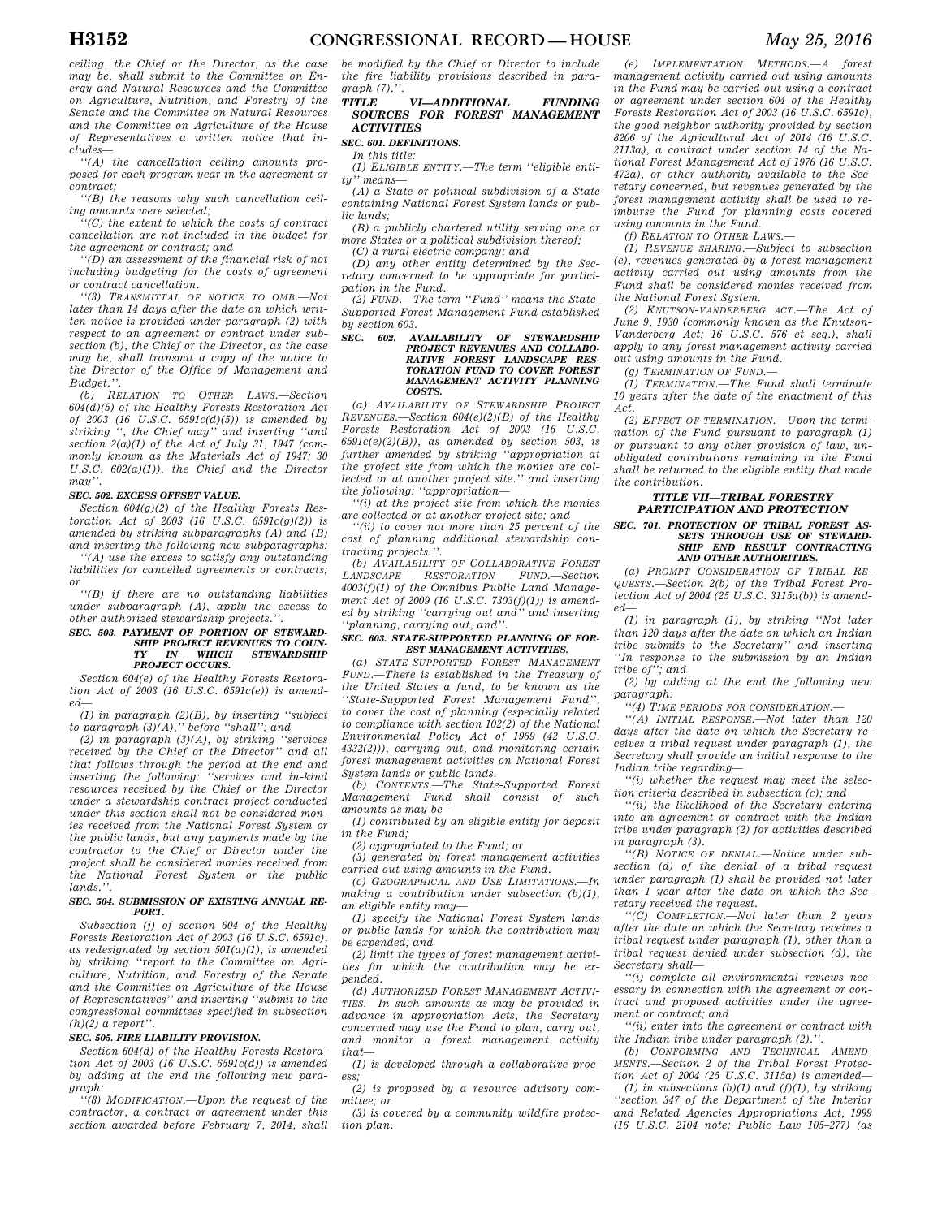ceiling, the Chief or the Director, as the case may be, shall submit to the Committee on Energy and Natural Resources and the Committee on Agriculture, Nutrition, and Forestry of the Senate and the Committee on Natural Resources and the Committee on Agriculture of the House of Representatives a written notice that includes—

''(A) the cancellation ceiling amounts proposed for each program year in the agreement or contract;

''(B) the reasons why such cancellation ceiling amounts were selected;

''(C) the extent to which the costs of contract cancellation are not included in the budget for the agreement or contract; and

''(D) an assessment of the financial risk of not including budgeting for the costs of agreement or contract cancellation.

''(3) TRANSMITTAL OF NOTICE TO OMB.—Not later than 14 days after the date on which written notice is provided under paragraph (2) with respect to an agreement or contract under subsection (b), the Chief or the Director, as the case may be, shall transmit a copy of the notice to the Director of the Office of Management and Budget.''.

(b) RELATION TO OTHER LAWS.—Section 604(d)(5) of the Healthy Forests Restoration Act of 2003 (16 U.S.C. 6591c(d)(5)) is amended by striking '', the Chief may'' and inserting ''and section 2(a)(1) of the Act of July 31, 1947 (commonly known as the Materials Act of 1947; 30 U.S.C. 602(a)(1)), the Chief and the Director may''.

### SEC. 502. EXCESS OFFSET VALUE.

Section 604(g)(2) of the Healthy Forests Restoration Act of 2003 (16 U.S.C. 6591c(g)(2)) is amended by striking subparagraphs (A) and (B) and inserting the following new subparagraphs:

''(A) use the excess to satisfy any outstanding liabilities for cancelled agreements or contracts; or

''(B) if there are no outstanding liabilities under subparagraph (A), apply the excess to other authorized stewardship projects.''.

### SEC. 503. PAYMENT OF PORTION OF STEWARDSHIP PROJECT REVENUES TO COUNTY IN WHICH STEWARDSHIP PROJECT OCCURS.

Section 604(e) of the Healthy Forests Restoration Act of 2003 (16 U.S.C. 6591c(e)) is amended—

(1) in paragraph (2)(B), by inserting ''subject to paragraph (3)(A),'' before ''shall''; and

(2) in paragraph (3)(A), by striking ''services received by the Chief or the Director'' and all that follows through the period at the end and inserting the following: ''services and in-kind resources received by the Chief or the Director under a stewardship contract project conducted under this section shall not be considered monies received from the National Forest System or the public lands, but any payments made by the contractor to the Chief or Director under the project shall be considered monies received from the National Forest System or the public lands.''.

### SEC. 504. SUBMISSION OF EXISTING ANNUAL REPORT.

Subsection (j) of section 604 of the Healthy Forests Restoration Act of 2003 (16 U.S.C. 6591c), as redesignated by section 501(a)(1), is amended by striking ''report to the Committee on Agriculture, Nutrition, and Forestry of the Senate and the Committee on Agriculture of the House of Representatives'' and inserting ''submit to the congressional committees specified in subsection (h)(2) a report''.

### SEC. 505. FIRE LIABILITY PROVISION.

Section 604(d) of the Healthy Forests Restoration Act of 2003 (16 U.S.C. 6591c(d)) is amended by adding at the end the following new paragraph:

''(8) MODIFICATION.—Upon the request of the contractor, a contract or agreement under this section awarded before February 7, 2014, shall be modified by the Chief or Director to include the fire liability provisions described in paragraph (7).''.

## TITLE VI—ADDITIONAL FUNDING SOURCES FOR FOREST MANAGEMENT ACTIVITIES

### SEC. 601. DEFINITIONS.

In this title:

(1) ELIGIBLE ENTITY.—The term ''eligible entity'' means—

(A) a State or political subdivision of a State containing National Forest System lands or public lands;

(B) a publicly chartered utility serving one or more States or a political subdivision thereof;

(C) a rural electric company; and

(D) any other entity determined by the Secretary concerned to be appropriate for participation in the Fund.

(2) FUND.—The term ''Fund'' means the State-Supported Forest Management Fund established by section 603.

### SEC. 602. AVAILABILITY OF STEWARDSHIP PROJECT REVENUES AND COLLABORATIVE FOREST LANDSCAPE RESTORATION FUND TO COVER FOREST MANAGEMENT ACTIVITY PLANNING COSTS.

(a) AVAILABILITY OF STEWARDSHIP PROJECT REVENUES.—Section 604(e)(2)(B) of the Healthy Forests Restoration Act of 2003 (16 U.S.C. 6591c(e)(2)(B)), as amended by section 503, is further amended by striking ''appropriation at the project site from which the monies are collected or at another project site.'' and inserting the following: ''appropriation—

''(i) at the project site from which the monies are collected or at another project site; and

''(ii) to cover not more than 25 percent of the cost of planning additional stewardship contracting projects.''.

(b) AVAILABILITY OF COLLABORATIVE FOREST LANDSCAPE RESTORATION FUND.—Section 4003(f)(1) of the Omnibus Public Land Management Act of 2009 (16 U.S.C. 7303(f)(1)) is amended by striking ''carrying out and'' and inserting ''planning, carrying out, and''.

### SEC. 603. STATE-SUPPORTED PLANNING OF FOREST MANAGEMENT ACTIVITIES.

(a) STATE-SUPPORTED FOREST MANAGEMENT FUND.—There is established in the Treasury of the United States a fund, to be known as the ''State-Supported Forest Management Fund'', to cover the cost of planning (especially related to compliance with section 102(2) of the National Environmental Policy Act of 1969 (42 U.S.C. 4332(2))), carrying out, and monitoring certain forest management activities on National Forest System lands or public lands.

(b) CONTENTS.—The State-Supported Forest Management Fund shall consist of such amounts as may be—

(1) contributed by an eligible entity for deposit in the Fund;

(2) appropriated to the Fund; or

(3) generated by forest management activities carried out using amounts in the Fund.

(c) GEOGRAPHICAL AND USE LIMITATIONS.—In making a contribution under subsection (b)(1), an eligible entity may—

(1) specify the National Forest System lands or public lands for which the contribution may be expended; and

(2) limit the types of forest management activities for which the contribution may be expended.

(d) AUTHORIZED FOREST MANAGEMENT ACTIVITIES.—In such amounts as may be provided in advance in appropriation Acts, the Secretary concerned may use the Fund to plan, carry out, and monitor a forest management activity that—

(1) is developed through a collaborative process;

(2) is proposed by a resource advisory committee; or

(3) is covered by a community wildfire protection plan.

(e) IMPLEMENTATION METHODS.—A forest management activity carried out using amounts in the Fund may be carried out using a contract or agreement under section 604 of the Healthy Forests Restoration Act of 2003 (16 U.S.C. 6591c), the good neighbor authority provided by section 8206 of the Agricultural Act of 2014 (16 U.S.C. 2113a), a contract under section 14 of the National Forest Management Act of 1976 (16 U.S.C. 472a), or other authority available to the Secretary concerned, but revenues generated by the forest management activity shall be used to reimburse the Fund for planning costs covered using amounts in the Fund.

(f) RELATION TO OTHER LAWS.—

(1) REVENUE SHARING.—Subject to subsection (e), revenues generated by a forest management activity carried out using amounts from the Fund shall be considered monies received from the National Forest System.

(2) KNUTSON-VANDERBERG ACT.—The Act of June 9, 1930 (commonly known as the Knutson-Vanderberg Act; 16 U.S.C. 576 et seq.), shall apply to any forest management activity carried out using amounts in the Fund.

(g) TERMINATION OF FUND.—

(1) TERMINATION.—The Fund shall terminate 10 years after the date of the enactment of this Act.

(2) EFFECT OF TERMINATION.—Upon the termination of the Fund pursuant to paragraph (1) or pursuant to any other provision of law, unobligated contributions remaining in the Fund shall be returned to the eligible entity that made the contribution.

## TITLE VII—TRIBAL FORESTRY PARTICIPATION AND PROTECTION

### SEC. 701. PROTECTION OF TRIBAL FOREST ASSETS THROUGH USE OF STEWARDSHIP END RESULT CONTRACTING AND OTHER AUTHORITIES.

(a) PROMPT CONSIDERATION OF TRIBAL REQUESTS.—Section 2(b) of the Tribal Forest Protection Act of 2004 (25 U.S.C. 3115a(b)) is amended—

(1) in paragraph (1), by striking ''Not later than 120 days after the date on which an Indian tribe submits to the Secretary'' and inserting ''In response to the submission by an Indian tribe of''; and

(2) by adding at the end the following new paragraph:

''(4) TIME PERIODS FOR CONSIDERATION.—

''(A) INITIAL RESPONSE.—Not later than 120 days after the date on which the Secretary receives a tribal request under paragraph (1), the Secretary shall provide an initial response to the Indian tribe regarding—

''(i) whether the request may meet the selection criteria described in subsection (c); and

''(ii) the likelihood of the Secretary entering into an agreement or contract with the Indian tribe under paragraph (2) for activities described in paragraph (3).

''(B) NOTICE OF DENIAL.—Notice under subsection (d) of the denial of a tribal request under paragraph (1) shall be provided not later than 1 year after the date on which the Secretary received the request.

''(C) COMPLETION.—Not later than 2 years after the date on which the Secretary receives a tribal request under paragraph (1), other than a tribal request denied under subsection (d), the Secretary shall—

''(i) complete all environmental reviews necessary in connection with the agreement or contract and proposed activities under the agreement or contract; and

''(ii) enter into the agreement or contract with the Indian tribe under paragraph (2).''.

(b) CONFORMING AND TECHNICAL AMENDMENTS.—Section 2 of the Tribal Forest Protection Act of 2004 (25 U.S.C. 3115a) is amended—

(1) in subsections (b)(1) and (f)(1), by striking ''section 347 of the Department of the Interior and Related Agencies Appropriations Act, 1999 (16 U.S.C. 2104 note; Public Law 105–277) (as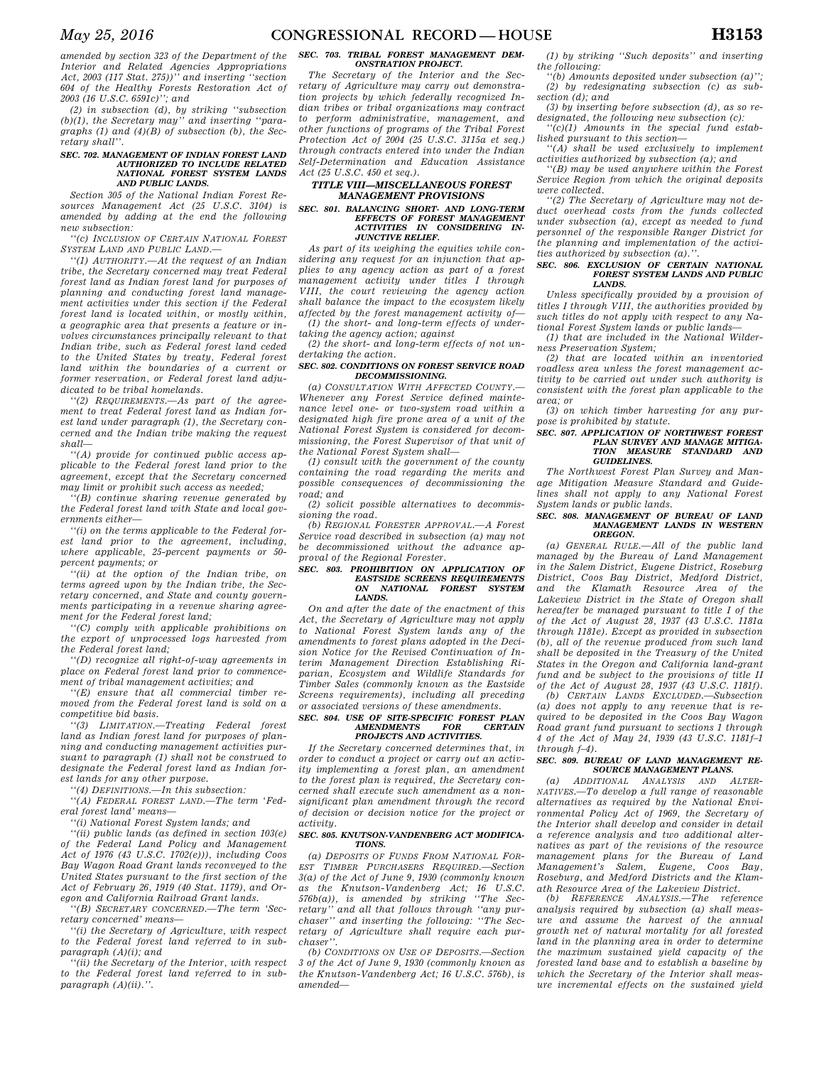amended by section 323 of the Department of the Interior and Related Agencies Appropriations Act, 2003 (117 Stat. 275))'' and inserting ''section 604 of the Healthy Forests Restoration Act of 2003 (16 U.S.C. 6591c)''; and

(2) in subsection (d), by striking ''subsection (b)(1), the Secretary may'' and inserting ''paragraphs (1) and (4)(B) of subsection (b), the Secretary shall''.

#### SEC. 702. MANAGEMENT OF INDIAN FOREST LAND AUTHORIZED TO INCLUDE RELATED NATIONAL FOREST SYSTEM LANDS AND PUBLIC LANDS.

Section 305 of the National Indian Forest Resources Management Act (25 U.S.C. 3104) is amended by adding at the end the following new subsection:

''(c) INCLUSION OF CERTAIN NATIONAL FOREST SYSTEM LAND AND PUBLIC LAND.—

''(1) AUTHORITY.—At the request of an Indian tribe, the Secretary concerned may treat Federal forest land as Indian forest land for purposes of planning and conducting forest land management activities under this section if the Federal forest land is located within, or mostly within, a geographic area that presents a feature or involves circumstances principally relevant to that Indian tribe, such as Federal forest land ceded to the United States by treaty, Federal forest land within the boundaries of a current or former reservation, or Federal forest land adjudicated to be tribal homelands.

''(2) REQUIREMENTS.—As part of the agreement to treat Federal forest land as Indian forest land under paragraph (1), the Secretary concerned and the Indian tribe making the request shall—

''(A) provide for continued public access applicable to the Federal forest land prior to the agreement, except that the Secretary concerned may limit or prohibit such access as needed;

''(B) continue sharing revenue generated by the Federal forest land with State and local governments either—

''(i) on the terms applicable to the Federal forest land prior to the agreement, including, where applicable, 25-percent payments or 50-percent payments; or

''(ii) at the option of the Indian tribe, on terms agreed upon by the Indian tribe, the Secretary concerned, and State and county governments participating in a revenue sharing agreement for the Federal forest land;

''(C) comply with applicable prohibitions on the export of unprocessed logs harvested from the Federal forest land;

''(D) recognize all right-of-way agreements in place on Federal forest land prior to commencement of tribal management activities; and

''(E) ensure that all commercial timber removed from the Federal forest land is sold on a competitive bid basis.

''(3) LIMITATION.—Treating Federal forest land as Indian forest land for purposes of planning and conducting management activities pursuant to paragraph (1) shall not be construed to designate the Federal forest land as Indian forest lands for any other purpose.

''(4) DEFINITIONS.—In this subsection:

''(A) FEDERAL FOREST LAND.—The term 'Federal forest land' means—

''(i) National Forest System lands; and

''(ii) public lands (as defined in section 103(e) of the Federal Land Policy and Management Act of 1976 (43 U.S.C. 1702(e))), including Coos Bay Wagon Road Grant lands reconveyed to the United States pursuant to the first section of the Act of February 26, 1919 (40 Stat. 1179), and Oregon and California Railroad Grant lands.

''(B) SECRETARY CONCERNED.—The term 'Secretary concerned' means—

''(i) the Secretary of Agriculture, with respect to the Federal forest land referred to in subparagraph (A)(i); and

''(ii) the Secretary of the Interior, with respect to the Federal forest land referred to in subparagraph (A)(ii).''.

#### SEC. 703. TRIBAL FOREST MANAGEMENT DEMONSTRATION PROJECT.

The Secretary of the Interior and the Secretary of Agriculture may carry out demonstration projects by which federally recognized Indian tribes or tribal organizations may contract to perform administrative, management, and other functions of programs of the Tribal Forest Protection Act of 2004 (25 U.S.C. 3115a et seq.) through contracts entered into under the Indian Self-Determination and Education Assistance Act (25 U.S.C. 450 et seq.).

### TITLE VIII—MISCELLANEOUS FOREST MANAGEMENT PROVISIONS

#### SEC. 801. BALANCING SHORT- AND LONG-TERM EFFECTS OF FOREST MANAGEMENT ACTIVITIES IN CONSIDERING INJUNCTIVE RELIEF.

As part of its weighing the equities while considering any request for an injunction that applies to any agency action as part of a forest management activity under titles I through VIII, the court reviewing the agency action shall balance the impact to the ecosystem likely affected by the forest management activity of—

(1) the short- and long-term effects of undertaking the agency action; against

(2) the short- and long-term effects of not undertaking the action.

#### SEC. 802. CONDITIONS ON FOREST SERVICE ROAD DECOMMISSIONING.

(a) CONSULTATION WITH AFFECTED COUNTY.—Whenever any Forest Service defined maintenance level one- or two-system road within a designated high fire prone area of a unit of the National Forest System is considered for decommissioning, the Forest Supervisor of that unit of the National Forest System shall—

(1) consult with the government of the county containing the road regarding the merits and possible consequences of decommissioning the road; and

(2) solicit possible alternatives to decommissioning the road.

(b) REGIONAL FORESTER APPROVAL.—A Forest Service road described in subsection (a) may not be decommissioned without the advance approval of the Regional Forester.

#### SEC. 803. PROHIBITION ON APPLICATION OF EASTSIDE SCREENS REQUIREMENTS ON NATIONAL FOREST SYSTEM LANDS.

On and after the date of the enactment of this Act, the Secretary of Agriculture may not apply to National Forest System lands any of the amendments to forest plans adopted in the Decision Notice for the Revised Continuation of Interim Management Direction Establishing Riparian, Ecosystem and Wildlife Standards for Timber Sales (commonly known as the Eastside Screens requirements), including all preceding or associated versions of these amendments.

#### SEC. 804. USE OF SITE-SPECIFIC FOREST PLAN AMENDMENTS FOR CERTAIN PROJECTS AND ACTIVITIES.

If the Secretary concerned determines that, in order to conduct a project or carry out an activity implementing a forest plan, an amendment to the forest plan is required, the Secretary concerned shall execute such amendment as a nonsignificant plan amendment through the record of decision or decision notice for the project or activity.

#### SEC. 805. KNUTSON-VANDENBERG ACT MODIFICATIONS.

(a) DEPOSITS OF FUNDS FROM NATIONAL FOREST TIMBER PURCHASERS REQUIRED.—Section 3(a) of the Act of June 9, 1930 (commonly known as the Knutson-Vandenberg Act; 16 U.S.C. 576b(a)), is amended by striking ''The Secretary'' and all that follows through ''any purchaser'' and inserting the following: ''The Secretary of Agriculture shall require each purchaser''.

(b) CONDITIONS ON USE OF DEPOSITS.—Section 3 of the Act of June 9, 1930 (commonly known as the Knutson-Vandenberg Act; 16 U.S.C. 576b), is amended—

(1) by striking ''Such deposits'' and inserting the following:

''(b) Amounts deposited under subsection (a)'';

(2) by redesignating subsection (c) as subsection (d); and

(3) by inserting before subsection (d), as so redesignated, the following new subsection (c):

''(c)(1) Amounts in the special fund established pursuant to this section—

''(A) shall be used exclusively to implement activities authorized by subsection (a); and

''(B) may be used anywhere within the Forest Service Region from which the original deposits were collected.

''(2) The Secretary of Agriculture may not deduct overhead costs from the funds collected under subsection (a), except as needed to fund personnel of the responsible Ranger District for the planning and implementation of the activities authorized by subsection (a).''.

#### SEC. 806. EXCLUSION OF CERTAIN NATIONAL FOREST SYSTEM LANDS AND PUBLIC LANDS.

Unless specifically provided by a provision of titles I through VIII, the authorities provided by such titles do not apply with respect to any National Forest System lands or public lands—

(1) that are included in the National Wilderness Preservation System;

(2) that are located within an inventoried roadless area unless the forest management activity to be carried out under such authority is consistent with the forest plan applicable to the area; or

(3) on which timber harvesting for any purpose is prohibited by statute.

#### SEC. 807. APPLICATION OF NORTHWEST FOREST PLAN SURVEY AND MANAGE MITIGATION MEASURE STANDARD AND GUIDELINES.

The Northwest Forest Plan Survey and Manage Mitigation Measure Standard and Guidelines shall not apply to any National Forest System lands or public lands.

#### SEC. 808. MANAGEMENT OF BUREAU OF LAND MANAGEMENT LANDS IN WESTERN OREGON.

(a) GENERAL RULE.—All of the public land managed by the Bureau of Land Management in the Salem District, Eugene District, Roseburg District, Coos Bay District, Medford District, and the Klamath Resource Area of the Lakeview District in the State of Oregon shall hereafter be managed pursuant to title I of the of the Act of August 28, 1937 (43 U.S.C. 1181a through 1181e). Except as provided in subsection (b), all of the revenue produced from such land shall be deposited in the Treasury of the United States in the Oregon and California land-grant fund and be subject to the provisions of title II of the Act of August 28, 1937 (43 U.S.C. 1181f).

(b) CERTAIN LANDS EXCLUDED.—Subsection (a) does not apply to any revenue that is required to be deposited in the Coos Bay Wagon Road grant fund pursuant to sections 1 through 4 of the Act of May 24, 1939 (43 U.S.C. 1181f–1 through f–4).

#### SEC. 809. BUREAU OF LAND MANAGEMENT RESOURCE MANAGEMENT PLANS.

(a) ADDITIONAL ANALYSIS AND ALTERNATIVES.—To develop a full range of reasonable alternatives as required by the National Environmental Policy Act of 1969, the Secretary of the Interior shall develop and consider in detail a reference analysis and two additional alternatives as part of the revisions of the resource management plans for the Bureau of Land Management's Salem, Eugene, Coos Bay, Roseburg, and Medford Districts and the Klamath Resource Area of the Lakeview District.

(b) REFERENCE ANALYSIS.—The reference analysis required by subsection (a) shall measure and assume the harvest of the annual growth net of natural mortality for all forested land in the planning area in order to determine the maximum sustained yield capacity of the forested land base and to establish a baseline by which the Secretary of the Interior shall measure incremental effects on the sustained yield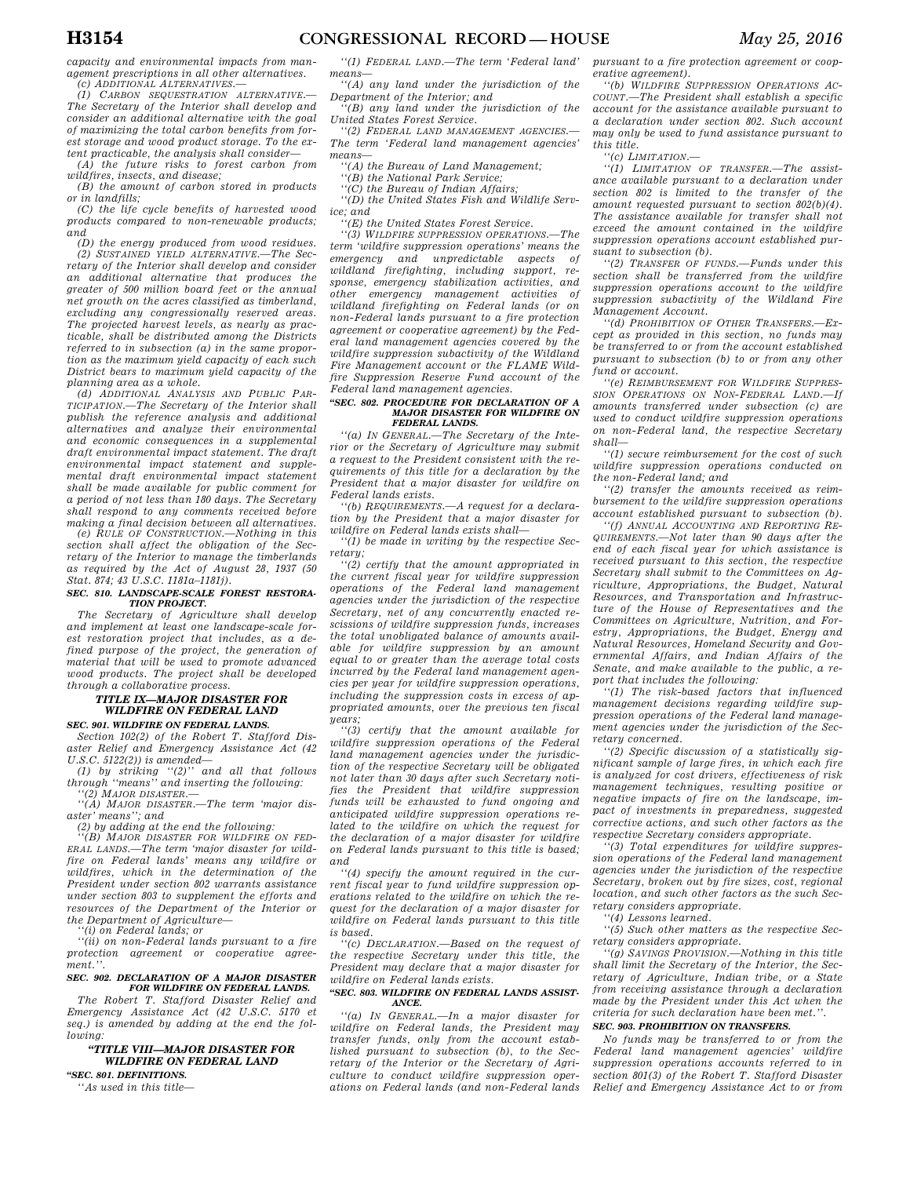*capacity and environmental impacts from management prescriptions in all other alternatives.*

*(c) ADDITIONAL ALTERNATIVES.—*

*(1) CARBON SEQUESTRATION ALTERNATIVE.—The Secretary of the Interior shall develop and consider an additional alternative with the goal of maximizing the total carbon benefits from forest storage and wood product storage. To the extent practicable, the analysis shall consider—*

*(A) the future risks to forest carbon from wildfires, insects, and disease;*

*(B) the amount of carbon stored in products or in landfills;*

*(C) the life cycle benefits of harvested wood products compared to non-renewable products; and*

*(D) the energy produced from wood residues.*

*(2) SUSTAINED YIELD ALTERNATIVE.—The Secretary of the Interior shall develop and consider an additional alternative that produces the greater of 500 million board feet or the annual net growth on the acres classified as timberland, excluding any congressionally reserved areas. The projected harvest levels, as nearly as practicable, shall be distributed among the Districts referred to in subsection (a) in the same proportion as the maximum yield capacity of each such District bears to maximum yield capacity of the planning area as a whole.*

*(d) ADDITIONAL ANALYSIS AND PUBLIC PARTICIPATION.—The Secretary of the Interior shall publish the reference analysis and additional alternatives and analyze their environmental and economic consequences in a supplemental draft environmental impact statement. The draft environmental impact statement and supplemental draft environmental impact statement shall be made available for public comment for a period of not less than 180 days. The Secretary shall respond to any comments received before making a final decision between all alternatives.*

*(e) RULE OF CONSTRUCTION.—Nothing in this section shall affect the obligation of the Secretary of the Interior to manage the timberlands as required by the Act of August 28, 1937 (50 Stat. 874; 43 U.S.C. 1181a–1181j).*

#### *SEC. 810. LANDSCAPE-SCALE FOREST RESTORATION PROJECT.*

*The Secretary of Agriculture shall develop and implement at least one landscape-scale forest restoration project that includes, as a defined purpose of the project, the generation of material that will be used to promote advanced wood products. The project shall be developed through a collaborative process.*

### *TITLE IX—MAJOR DISASTER FOR WILDFIRE ON FEDERAL LAND*

#### *SEC. 901. WILDFIRE ON FEDERAL LANDS.*

*Section 102(2) of the Robert T. Stafford Disaster Relief and Emergency Assistance Act (42 U.S.C. 5122(2)) is amended—*

*(1) by striking "(2)" and all that follows through "means" and inserting the following:*

*"(2) MAJOR DISASTER.—*

*"(A) MAJOR DISASTER.—The term 'major disaster' means"; and*

*(2) by adding at the end the following:*

*"(B) MAJOR DISASTER FOR WILDFIRE ON FEDERAL LANDS.—The term 'major disaster for wildfire on Federal lands' means any wildfire or wildfires, which in the determination of the President under section 802 warrants assistance under section 803 to supplement the efforts and resources of the Department of the Interior or the Department of Agriculture—*

*"(i) on Federal lands; or*

*"(ii) on non-Federal lands pursuant to a fire protection agreement or cooperative agreement.".*

#### *SEC. 902. DECLARATION OF A MAJOR DISASTER FOR WILDFIRE ON FEDERAL LANDS.*

*The Robert T. Stafford Disaster Relief and Emergency Assistance Act (42 U.S.C. 5170 et seq.) is amended by adding at the end the following:*

### *"TITLE VIII—MAJOR DISASTER FOR WILDFIRE ON FEDERAL LAND*

#### *"SEC. 801. DEFINITIONS.*

*"As used in this title—*

*"(1) FEDERAL LAND.—The term 'Federal land' means—*

*"(A) any land under the jurisdiction of the Department of the Interior; and*

*"(B) any land under the jurisdiction of the United States Forest Service.*

*"(2) FEDERAL LAND MANAGEMENT AGENCIES.—The term 'Federal land management agencies' means—*

*"(A) the Bureau of Land Management;*

*"(B) the National Park Service;*

*"(C) the Bureau of Indian Affairs;*

*"(D) the United States Fish and Wildlife Service; and*

*"(E) the United States Forest Service.*

*"(3) WILDFIRE SUPPRESSION OPERATIONS.—The term 'wildfire suppression operations' means the emergency and unpredictable aspects of wildland firefighting, including support, response, emergency stabilization activities, and other emergency management activities of wildland firefighting on Federal lands (or on non-Federal lands pursuant to a fire protection agreement or cooperative agreement) by the Federal land management agencies covered by the wildfire suppression subactivity of the Wildland Fire Management account or the FLAME Wildfire Suppression Reserve Fund account of the Federal land management agencies.*

#### *"SEC. 802. PROCEDURE FOR DECLARATION OF A MAJOR DISASTER FOR WILDFIRE ON FEDERAL LANDS.*

*"(a) IN GENERAL.—The Secretary of the Interior or the Secretary of Agriculture may submit a request to the President consistent with the requirements of this title for a declaration by the President that a major disaster for wildfire on Federal lands exists.*

*"(b) REQUIREMENTS.—A request for a declaration by the President that a major disaster for wildfire on Federal lands exists shall—*

*"(1) be made in writing by the respective Secretary;*

*"(2) certify that the amount appropriated in the current fiscal year for wildfire suppression operations of the Federal land management agencies under the jurisdiction of the respective Secretary, net of any concurrently enacted rescissions of wildfire suppression funds, increases the total unobligated balance of amounts available for wildfire suppression by an amount equal to or greater than the average total costs incurred by the Federal land management agencies per year for wildfire suppression operations, including the suppression costs in excess of appropriated amounts, over the previous ten fiscal years;*

*"(3) certify that the amount available for wildfire suppression operations of the Federal land management agencies under the jurisdiction of the respective Secretary will be obligated not later than 30 days after such Secretary notifies the President that wildfire suppression funds will be exhausted to fund ongoing and anticipated wildfire suppression operations related to the wildfire on which the request for the declaration of a major disaster for wildfire on Federal lands pursuant to this title is based; and*

*"(4) specify the amount required in the current fiscal year to fund wildfire suppression operations related to the wildfire on which the request for the declaration of a major disaster for wildfire on Federal lands pursuant to this title is based.*

*"(c) DECLARATION.—Based on the request of the respective Secretary under this title, the President may declare that a major disaster for wildfire on Federal lands exists.*

#### *"SEC. 803. WILDFIRE ON FEDERAL LANDS ASSISTANCE.*

*"(a) IN GENERAL.—In a major disaster for wildfire on Federal lands, the President may transfer funds, only from the account established pursuant to subsection (b), to the Secretary of the Interior or the Secretary of Agriculture to conduct wildfire suppression operations on Federal lands (and non-Federal lands pursuant to a fire protection agreement or cooperative agreement).*

*"(b) WILDFIRE SUPPRESSION OPERATIONS ACCOUNT.—The President shall establish a specific account for the assistance available pursuant to a declaration under section 802. Such account may only be used to fund assistance pursuant to this title.*

*"(c) LIMITATION.—*

*"(1) LIMITATION OF TRANSFER.—The assistance available pursuant to a declaration under section 802 is limited to the transfer of the amount requested pursuant to section 802(b)(4). The assistance available for transfer shall not exceed the amount contained in the wildfire suppression operations account established pursuant to subsection (b).*

*"(2) TRANSFER OF FUNDS.—Funds under this section shall be transferred from the wildfire suppression operations account to the wildfire suppression subactivity of the Wildland Fire Management Account.*

*"(d) PROHIBITION OF OTHER TRANSFERS.—Except as provided in this section, no funds may be transferred to or from the account established pursuant to subsection (b) to or from any other fund or account.*

*"(e) REIMBURSEMENT FOR WILDFIRE SUPPRESSION OPERATIONS ON NON-FEDERAL LAND.—If amounts transferred under subsection (c) are used to conduct wildfire suppression operations on non-Federal land, the respective Secretary shall—*

*"(1) secure reimbursement for the cost of such wildfire suppression operations conducted on the non-Federal land; and*

*"(2) transfer the amounts received as reimbursement to the wildfire suppression operations account established pursuant to subsection (b).*

*"(f) ANNUAL ACCOUNTING AND REPORTING REQUIREMENTS.—Not later than 90 days after the end of each fiscal year for which assistance is received pursuant to this section, the respective Secretary shall submit to the Committees on Agriculture, Appropriations, the Budget, Natural Resources, and Transportation and Infrastructure of the House of Representatives and the Committees on Agriculture, Nutrition, and Forestry, Appropriations, the Budget, Energy and Natural Resources, Homeland Security and Governmental Affairs, and Indian Affairs of the Senate, and make available to the public, a report that includes the following:*

*"(1) The risk-based factors that influenced management decisions regarding wildfire suppression operations of the Federal land management agencies under the jurisdiction of the Secretary concerned.*

*"(2) Specific discussion of a statistically significant sample of large fires, in which each fire is analyzed for cost drivers, effectiveness of risk management techniques, resulting positive or negative impacts of fire on the landscape, impact of investments in preparedness, suggested corrective actions, and such other factors as the respective Secretary considers appropriate.*

*"(3) Total expenditures for wildfire suppression operations of the Federal land management agencies under the jurisdiction of the respective Secretary, broken out by fire sizes, cost, regional location, and such other factors as the such Secretary considers appropriate.*

*"(4) Lessons learned.*

*"(5) Such other matters as the respective Secretary considers appropriate.*

*"(g) SAVINGS PROVISION.—Nothing in this title shall limit the Secretary of the Interior, the Secretary of Agriculture, Indian tribe, or a State from receiving assistance through a declaration made by the President under this Act when the criteria for such declaration have been met.".*

#### *SEC. 903. PROHIBITION ON TRANSFERS.*

*No funds may be transferred to or from the Federal land management agencies' wildfire suppression operations accounts referred to in section 801(3) of the Robert T. Stafford Disaster Relief and Emergency Assistance Act to or from*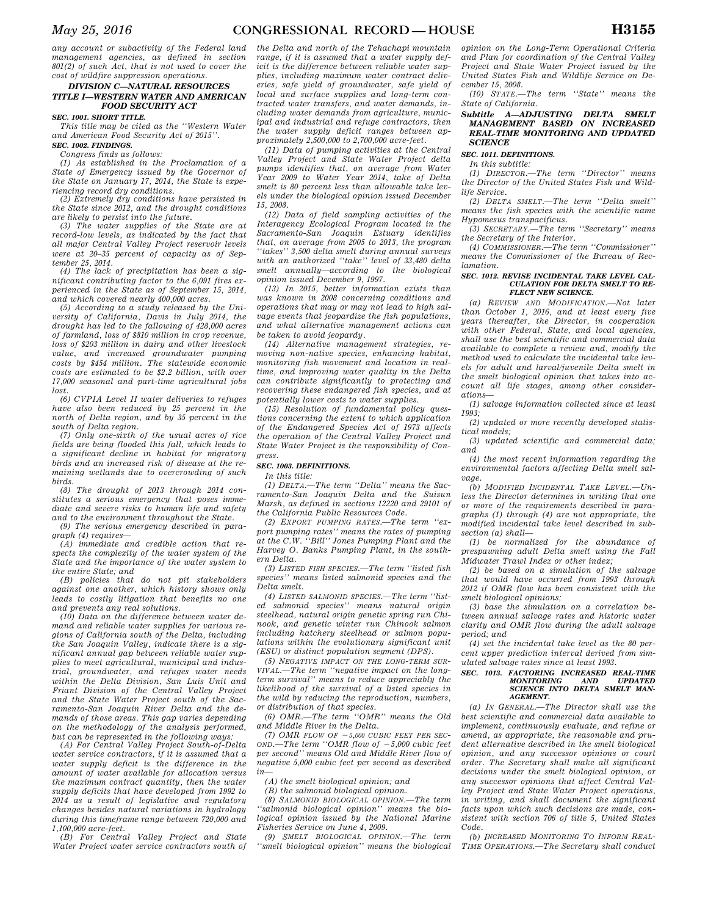any account or subactivity of the Federal land management agencies, as defined in section 801(2) of such Act, that is not used to cover the cost of wildfire suppression operations.

## DIVISION C—NATURAL RESOURCES

## TITLE I—WESTERN WATER AND AMERICAN FOOD SECURITY ACT

### SEC. 1001. SHORT TITLE.

This title may be cited as the ''Western Water and American Food Security Act of 2015''.

### SEC. 1002. FINDINGS.

Congress finds as follows:

(1) As established in the Proclamation of a State of Emergency issued by the Governor of the State on January 17, 2014, the State is experiencing record dry conditions.

(2) Extremely dry conditions have persisted in the State since 2012, and the drought conditions are likely to persist into the future.

(3) The water supplies of the State are at record-low levels, as indicated by the fact that all major Central Valley Project reservoir levels were at 20–35 percent of capacity as of September 25, 2014.

(4) The lack of precipitation has been a significant contributing factor to the 6,091 fires experienced in the State as of September 15, 2014, and which covered nearly 400,000 acres.

(5) According to a study released by the University of California, Davis in July 2014, the drought has led to the fallowing of 428,000 acres of farmland, loss of $810 million in crop revenue, loss of $203 million in dairy and other livestock value, and increased groundwater pumping costs by $454 million. The statewide economic costs are estimated to be $2.2 billion, with over 17,000 seasonal and part-time agricultural jobs lost.

(6) CVPIA Level II water deliveries to refuges have also been reduced by 25 percent in the north of Delta region, and by 35 percent in the south of Delta region.

(7) Only one-sixth of the usual acres of rice fields are being flooded this fall, which leads to a significant decline in habitat for migratory birds and an increased risk of disease at the remaining wetlands due to overcrowding of such birds.

(8) The drought of 2013 through 2014 constitutes a serious emergency that poses immediate and severe risks to human life and safety and to the environment throughout the State.

(9) The serious emergency described in paragraph (4) requires—

(A) immediate and credible action that respects the complexity of the water system of the State and the importance of the water system to the entire State; and

(B) policies that do not pit stakeholders against one another, which history shows only leads to costly litigation that benefits no one and prevents any real solutions.

(10) Data on the difference between water demand and reliable water supplies for various regions of California south of the Delta, including the San Joaquin Valley, indicate there is a significant annual gap between reliable water supplies to meet agricultural, municipal and industrial, groundwater, and refuges water needs within the Delta Division, San Luis Unit and Friant Division of the Central Valley Project and the State Water Project south of the Sacramento-San Joaquin River Delta and the demands of those areas. This gap varies depending on the methodology of the analysis performed, but can be represented in the following ways:

(A) For Central Valley Project South-of-Delta water service contractors, if it is assumed that a water supply deficit is the difference in the amount of water available for allocation versus the maximum contract quantity, then the water supply deficits that have developed from 1992 to 2014 as a result of legislative and regulatory changes besides natural variations in hydrology during this timeframe range between 720,000 and 1,100,000 acre-feet.

(B) For Central Valley Project and State Water Project water service contractors south of the Delta and north of the Tehachapi mountain range, if it is assumed that a water supply deficit is the difference between reliable water supplies, including maximum water contract deliveries, safe yield of groundwater, safe yield of local and surface supplies and long-term contracted water transfers, and water demands, including water demands from agriculture, municipal and industrial and refuge contractors, then the water supply deficit ranges between approximately 2,500,000 to 2,700,000 acre-feet.

(11) Data of pumping activities at the Central Valley Project and State Water Project delta pumps identifies that, on average from Water Year 2009 to Water Year 2014, take of Delta smelt is 80 percent less than allowable take levels under the biological opinion issued December 15, 2008.

(12) Data of field sampling activities of the Interagency Ecological Program located in the Sacramento-San Joaquin Estuary identifies that, on average from 2005 to 2013, the program ''takes'' 3,500 delta smelt during annual surveys with an authorized ''take'' level of 33,480 delta smelt annually—according to the biological opinion issued December 9, 1997.

(13) In 2015, better information exists than was known in 2008 concerning conditions and operations that may or may not lead to high salvage events that jeopardize the fish populations, and what alternative management actions can be taken to avoid jeopardy.

(14) Alternative management strategies, removing non-native species, enhancing habitat, monitoring fish movement and location in real-time, and improving water quality in the Delta can contribute significantly to protecting and recovering these endangered fish species, and at potentially lower costs to water supplies.

(15) Resolution of fundamental policy questions concerning the extent to which application of the Endangered Species Act of 1973 affects the operation of the Central Valley Project and State Water Project is the responsibility of Congress.

### SEC. 1003. DEFINITIONS.

In this title:

(1) DELTA.—The term ''Delta'' means the Sacramento-San Joaquin Delta and the Suisun Marsh, as defined in sections 12220 and 29101 of the California Public Resources Code.

(2) EXPORT PUMPING RATES.—The term ''export pumping rates'' means the rates of pumping at the C.W. ''Bill'' Jones Pumping Plant and the Harvey O. Banks Pumping Plant, in the southern Delta.

(3) LISTED FISH SPECIES.—The term ''listed fish species'' means listed salmonid species and the Delta smelt.

(4) LISTED SALMONID SPECIES.—The term ''listed salmonid species'' means natural origin steelhead, natural origin genetic spring run Chinook, and genetic winter run Chinook salmon including hatchery steelhead or salmon populations within the evolutionary significant unit (ESU) or distinct population segment (DPS).

(5) NEGATIVE IMPACT ON THE LONG-TERM SURVIVAL.—The term ''negative impact on the long-term survival'' means to reduce appreciably the likelihood of the survival of a listed species in the wild by reducing the reproduction, numbers, or distribution of that species.

(6) OMR.—The term ''OMR'' means the Old and Middle River in the Delta.

(7) OMR FLOW OF −5,000 CUBIC FEET PER SECOND.—The term ''OMR flow of −5,000 cubic feet per second'' means Old and Middle River flow of negative 5,000 cubic feet per second as described in—

(A) the smelt biological opinion; and

(B) the salmonid biological opinion.

(8) SALMONID BIOLOGICAL OPINION.—The term ''salmonid biological opinion'' means the biological opinion issued by the National Marine Fisheries Service on June 4, 2009.

(9) SMELT BIOLOGICAL OPINION.—The term ''smelt biological opinion'' means the biological opinion on the Long-Term Operational Criteria and Plan for coordination of the Central Valley Project and State Water Project issued by the United States Fish and Wildlife Service on December 15, 2008.

(10) STATE.—The term ''State'' means the State of California.

## Subtitle A—ADJUSTING DELTA SMELT MANAGEMENT BASED ON INCREASED REAL-TIME MONITORING AND UPDATED SCIENCE

### SEC. 1011. DEFINITIONS.

In this subtitle:

(1) DIRECTOR.—The term ''Director'' means the Director of the United States Fish and Wildlife Service.

(2) DELTA SMELT.—The term ''Delta smelt'' means the fish species with the scientific name *Hypomesus transpacificus*.

(3) SECRETARY.—The term ''Secretary'' means the Secretary of the Interior.

(4) COMMISSIONER.—The term ''Commissioner'' means the Commissioner of the Bureau of Reclamation.

### SEC. 1012. REVISE INCIDENTAL TAKE LEVEL CALCULATION FOR DELTA SMELT TO REFLECT NEW SCIENCE.

(a) REVIEW AND MODIFICATION.—Not later than October 1, 2016, and at least every five years thereafter, the Director, in cooperation with other Federal, State, and local agencies, shall use the best scientific and commercial data available to complete a review and, modify the method used to calculate the incidental take levels for adult and larval/juvenile Delta smelt in the smelt biological opinion that takes into account all life stages, among other considerations—

(1) salvage information collected since at least 1993;

(2) updated or more recently developed statistical models;

(3) updated scientific and commercial data; and

(4) the most recent information regarding the environmental factors affecting Delta smelt salvage.

(b) MODIFIED INCIDENTAL TAKE LEVEL.—Unless the Director determines in writing that one or more of the requirements described in paragraphs (1) through (4) are not appropriate, the modified incidental take level described in subsection (a) shall—

(1) be normalized for the abundance of prespawning adult Delta smelt using the Fall Midwater Trawl Index or other index;

(2) be based on a simulation of the salvage that would have occurred from 1993 through 2012 if OMR flow has been consistent with the smelt biological opinions;

(3) base the simulation on a correlation between annual salvage rates and historic water clarity and OMR flow during the adult salvage period; and

(4) set the incidental take level as the 80 percent upper prediction interval derived from simulated salvage rates since at least 1993.

### SEC. 1013. FACTORING INCREASED REAL-TIME MONITORING AND UPDATED SCIENCE INTO DELTA SMELT MANAGEMENT.

(a) IN GENERAL.—The Director shall use the best scientific and commercial data available to implement, continuously evaluate, and refine or amend, as appropriate, the reasonable and prudent alternative described in the smelt biological opinion, and any successor opinions or court order. The Secretary shall make all significant decisions under the smelt biological opinion, or any successor opinions that affect Central Valley Project and State Water Project operations, in writing, and shall document the significant facts upon which such decisions are made, consistent with section 706 of title 5, United States Code.

(b) INCREASED MONITORING TO INFORM REAL-TIME OPERATIONS.—The Secretary shall conduct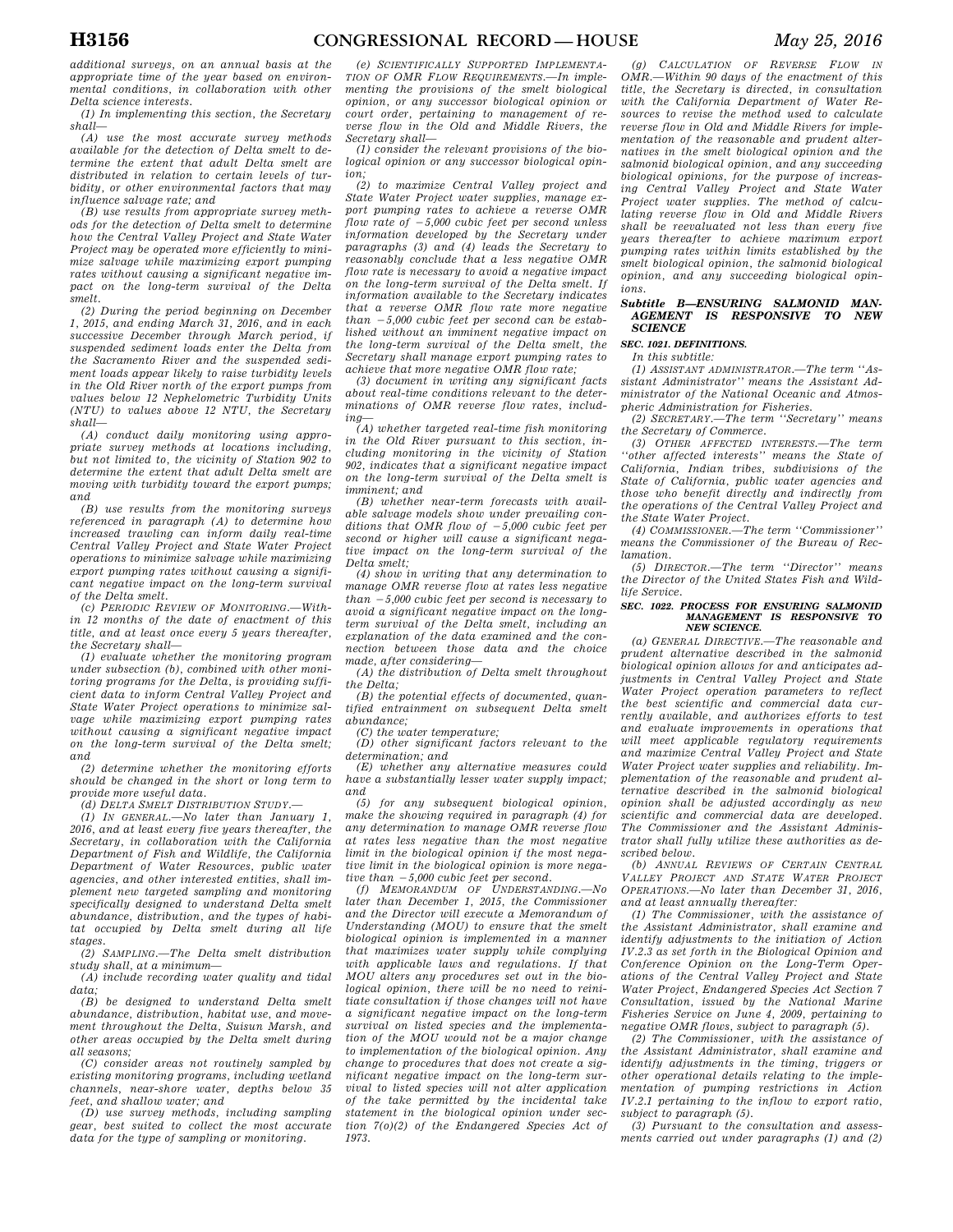*additional surveys, on an annual basis at the appropriate time of the year based on environmental conditions, in collaboration with other Delta science interests.*

*(1) In implementing this section, the Secretary shall—*

*(A) use the most accurate survey methods available for the detection of Delta smelt to determine the extent that adult Delta smelt are distributed in relation to certain levels of turbidity, or other environmental factors that may influence salvage rate; and*

*(B) use results from appropriate survey methods for the detection of Delta smelt to determine how the Central Valley Project and State Water Project may be operated more efficiently to minimize salvage while maximizing export pumping rates without causing a significant negative impact on the long-term survival of the Delta smelt.*

*(2) During the period beginning on December 1, 2015, and ending March 31, 2016, and in each successive December through March period, if suspended sediment loads enter the Delta from the Sacramento River and the suspended sediment loads appear likely to raise turbidity levels in the Old River north of the export pumps from values below 12 Nephelometric Turbidity Units (NTU) to values above 12 NTU, the Secretary shall—*

*(A) conduct daily monitoring using appropriate survey methods at locations including, but not limited to, the vicinity of Station 902 to determine the extent that adult Delta smelt are moving with turbidity toward the export pumps; and*

*(B) use results from the monitoring surveys referenced in paragraph (A) to determine how increased trawling can inform daily real-time Central Valley Project and State Water Project operations to minimize salvage while maximizing export pumping rates without causing a significant negative impact on the long-term survival of the Delta smelt.*

*(c) PERIODIC REVIEW OF MONITORING.—Within 12 months of the date of enactment of this title, and at least once every 5 years thereafter, the Secretary shall—*

*(1) evaluate whether the monitoring program under subsection (b), combined with other monitoring programs for the Delta, is providing sufficient data to inform Central Valley Project and State Water Project operations to minimize salvage while maximizing export pumping rates without causing a significant negative impact on the long-term survival of the Delta smelt; and*

*(2) determine whether the monitoring efforts should be changed in the short or long term to provide more useful data.*

*(d) DELTA SMELT DISTRIBUTION STUDY.—*

*(1) IN GENERAL.—No later than January 1, 2016, and at least every five years thereafter, the Secretary, in collaboration with the California Department of Fish and Wildlife, the California Department of Water Resources, public water agencies, and other interested entities, shall implement new targeted sampling and monitoring specifically designed to understand Delta smelt abundance, distribution, and the types of habitat occupied by Delta smelt during all life stages.*

*(2) SAMPLING.—The Delta smelt distribution study shall, at a minimum—*

*(A) include recording water quality and tidal data;*

*(B) be designed to understand Delta smelt abundance, distribution, habitat use, and movement throughout the Delta, Suisun Marsh, and other areas occupied by the Delta smelt during all seasons;*

*(C) consider areas not routinely sampled by existing monitoring programs, including wetland channels, near-shore water, depths below 35 feet, and shallow water; and*

*(D) use survey methods, including sampling gear, best suited to collect the most accurate data for the type of sampling or monitoring.*

*(e) SCIENTIFICALLY SUPPORTED IMPLEMENTATION OF OMR FLOW REQUIREMENTS.—In implementing the provisions of the smelt biological opinion, or any successor biological opinion or court order, pertaining to management of reverse flow in the Old and Middle Rivers, the Secretary shall—*

*(1) consider the relevant provisions of the biological opinion or any successor biological opinion;*

*(2) to maximize Central Valley project and State Water Project water supplies, manage export pumping rates to achieve a reverse OMR flow rate of −5,000 cubic feet per second unless information developed by the Secretary under paragraphs (3) and (4) leads the Secretary to reasonably conclude that a less negative OMR flow rate is necessary to avoid a negative impact on the long-term survival of the Delta smelt. If information available to the Secretary indicates that a reverse OMR flow rate more negative than −5,000 cubic feet per second can be established without an imminent negative impact on the long-term survival of the Delta smelt, the Secretary shall manage export pumping rates to achieve that more negative OMR flow rate;*

*(3) document in writing any significant facts about real-time conditions relevant to the determinations of OMR reverse flow rates, including—*

*(A) whether targeted real-time fish monitoring in the Old River pursuant to this section, including monitoring in the vicinity of Station 902, indicates that a significant negative impact on the long-term survival of the Delta smelt is imminent; and*

*(B) whether near-term forecasts with available salvage models show under prevailing conditions that OMR flow of −5,000 cubic feet per second or higher will cause a significant negative impact on the long-term survival of the Delta smelt;*

*(4) show in writing that any determination to manage OMR reverse flow at rates less negative than −5,000 cubic feet per second is necessary to avoid a significant negative impact on the long-term survival of the Delta smelt, including an explanation of the data examined and the connection between those data and the choice made, after considering—*

*(A) the distribution of Delta smelt throughout the Delta;*

*(B) the potential effects of documented, quantified entrainment on subsequent Delta smelt abundance;*

*(C) the water temperature;*

*(D) other significant factors relevant to the determination; and*

*(E) whether any alternative measures could have a substantially lesser water supply impact; and*

*(5) for any subsequent biological opinion, make the showing required in paragraph (4) for any determination to manage OMR reverse flow at rates less negative than the most negative limit in the biological opinion if the most negative limit in the biological opinion is more negative than −5,000 cubic feet per second.*

*(f) MEMORANDUM OF UNDERSTANDING.—No later than December 1, 2015, the Commissioner and the Director will execute a Memorandum of Understanding (MOU) to ensure that the smelt biological opinion is implemented in a manner that maximizes water supply while complying with applicable laws and regulations. If that MOU alters any procedures set out in the biological opinion, there will be no need to reinitiate consultation if those changes will not have a significant negative impact on the long-term survival on listed species and the implementation of the MOU would not be a major change to implementation of the biological opinion. Any change to procedures that does not create a significant negative impact on the long-term survival to listed species will not alter application of the take permitted by the incidental take statement in the biological opinion under section 7(o)(2) of the Endangered Species Act of 1973.*

*(g) CALCULATION OF REVERSE FLOW IN OMR.—Within 90 days of the enactment of this title, the Secretary is directed, in consultation with the California Department of Water Resources to revise the method used to calculate reverse flow in Old and Middle Rivers for implementation of the reasonable and prudent alternatives in the smelt biological opinion and the salmonid biological opinion, and any succeeding biological opinions, for the purpose of increasing Central Valley Project and State Water Project water supplies. The method of calculating reverse flow in Old and Middle Rivers shall be reevaluated not less than every five years thereafter to achieve maximum export pumping rates within limits established by the smelt biological opinion, the salmonid biological opinion, and any succeeding biological opinions.*

### *Subtitle B—ENSURING SALMONID MANAGEMENT IS RESPONSIVE TO NEW SCIENCE*

#### *SEC. 1021. DEFINITIONS.*

*In this subtitle:*

*(1) ASSISTANT ADMINISTRATOR.—The term "Assistant Administrator" means the Assistant Administrator of the National Oceanic and Atmospheric Administration for Fisheries.*

*(2) SECRETARY.—The term "Secretary" means the Secretary of Commerce.*

*(3) OTHER AFFECTED INTERESTS.—The term "other affected interests" means the State of California, Indian tribes, subdivisions of the State of California, public water agencies and those who benefit directly and indirectly from the operations of the Central Valley Project and the State Water Project.*

*(4) COMMISSIONER.—The term "Commissioner" means the Commissioner of the Bureau of Reclamation.*

*(5) DIRECTOR.—The term "Director" means the Director of the United States Fish and Wildlife Service.*

#### *SEC. 1022. PROCESS FOR ENSURING SALMONID MANAGEMENT IS RESPONSIVE TO NEW SCIENCE.*

*(a) GENERAL DIRECTIVE.—The reasonable and prudent alternative described in the salmonid biological opinion allows for and anticipates adjustments in Central Valley Project and State Water Project operation parameters to reflect the best scientific and commercial data currently available, and authorizes efforts to test and evaluate improvements in operations that will meet applicable regulatory requirements and maximize Central Valley Project and State Water Project water supplies and reliability. Implementation of the reasonable and prudent alternative described in the salmonid biological opinion shall be adjusted accordingly as new scientific and commercial data are developed. The Commissioner and the Assistant Administrator shall fully utilize these authorities as described below.*

*(b) ANNUAL REVIEWS OF CERTAIN CENTRAL VALLEY PROJECT AND STATE WATER PROJECT OPERATIONS.—No later than December 31, 2016, and at least annually thereafter:*

*(1) The Commissioner, with the assistance of the Assistant Administrator, shall examine and identify adjustments to the initiation of Action IV.2.3 as set forth in the Biological Opinion and Conference Opinion on the Long-Term Operations of the Central Valley Project and State Water Project, Endangered Species Act Section 7 Consultation, issued by the National Marine Fisheries Service on June 4, 2009, pertaining to negative OMR flows, subject to paragraph (5).*

*(2) The Commissioner, with the assistance of the Assistant Administrator, shall examine and identify adjustments in the timing, triggers or other operational details relating to the implementation of pumping restrictions in Action IV.2.1 pertaining to the inflow to export ratio, subject to paragraph (5).*

*(3) Pursuant to the consultation and assessments carried out under paragraphs (1) and (2)*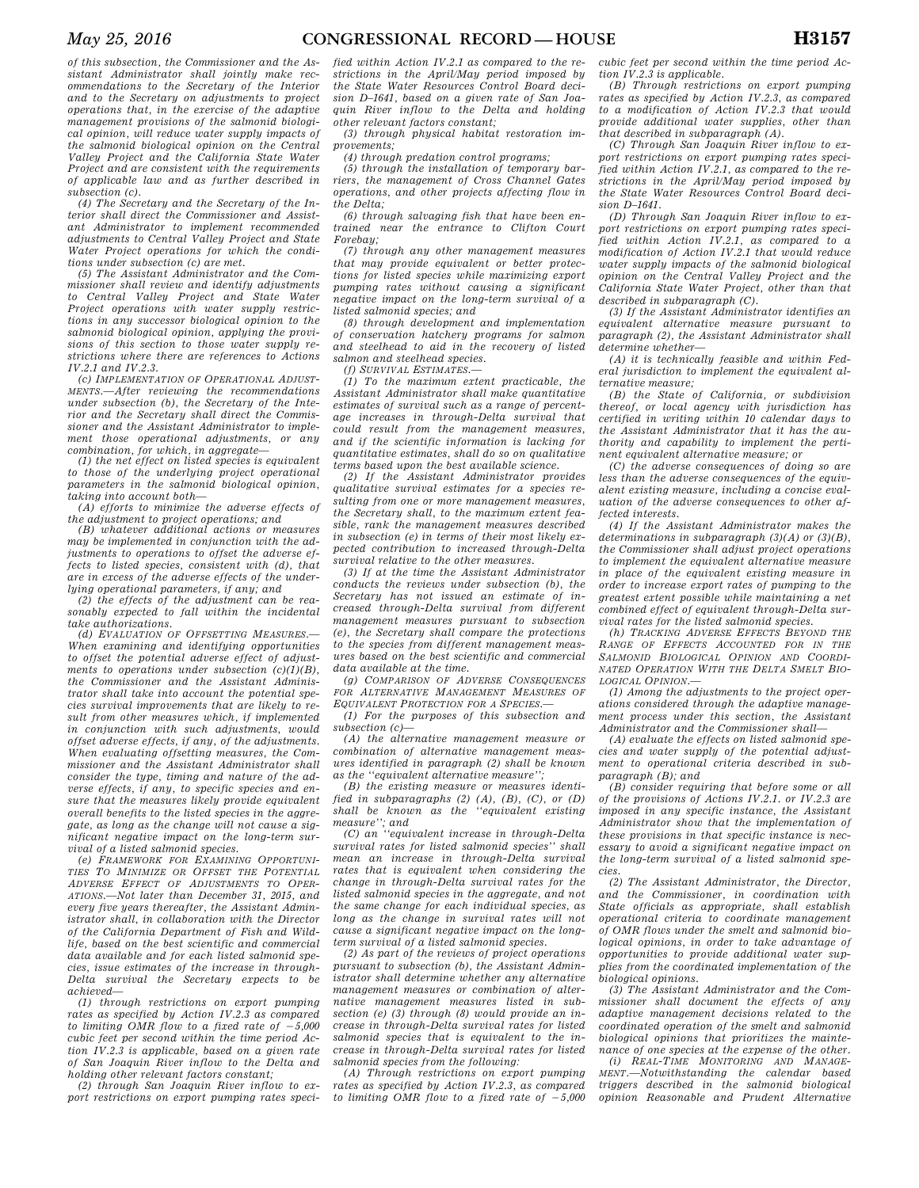*of this subsection, the Commissioner and the Assistant Administrator shall jointly make recommendations to the Secretary of the Interior and to the Secretary on adjustments to project operations that, in the exercise of the adaptive management provisions of the salmonid biological opinion, will reduce water supply impacts of the salmonid biological opinion on the Central Valley Project and the California State Water Project and are consistent with the requirements of applicable law and as further described in subsection (c).*

*(4) The Secretary and the Secretary of the Interior shall direct the Commissioner and Assistant Administrator to implement recommended adjustments to Central Valley Project and State Water Project operations for which the conditions under subsection (c) are met.*

*(5) The Assistant Administrator and the Commissioner shall review and identify adjustments to Central Valley Project and State Water Project operations with water supply restrictions in any successor biological opinion to the salmonid biological opinion, applying the provisions of this section to those water supply restrictions where there are references to Actions IV.2.1 and IV.2.3.*

*(c) IMPLEMENTATION OF OPERATIONAL ADJUSTMENTS.—After reviewing the recommendations under subsection (b), the Secretary of the Interior and the Secretary shall direct the Commissioner and the Assistant Administrator to implement those operational adjustments, or any combination, for which, in aggregate—*

*(1) the net effect on listed species is equivalent to those of the underlying project operational parameters in the salmonid biological opinion, taking into account both—*

*(A) efforts to minimize the adverse effects of the adjustment to project operations; and*

*(B) whatever additional actions or measures may be implemented in conjunction with the adjustments to operations to offset the adverse effects to listed species, consistent with (d), that are in excess of the adverse effects of the underlying operational parameters, if any; and*

*(2) the effects of the adjustment can be reasonably expected to fall within the incidental take authorizations.*

*(d) EVALUATION OF OFFSETTING MEASURES.—When examining and identifying opportunities to offset the potential adverse effect of adjustments to operations under subsection (c)(1)(B), the Commissioner and the Assistant Administrator shall take into account the potential species survival improvements that are likely to result from other measures which, if implemented in conjunction with such adjustments, would offset adverse effects, if any, of the adjustments. When evaluating offsetting measures, the Commissioner and the Assistant Administrator shall consider the type, timing and nature of the adverse effects, if any, to specific species and ensure that the measures likely provide equivalent overall benefits to the listed species in the aggregate, as long as the change will not cause a significant negative impact on the long-term survival of a listed salmonid species.*

*(e) FRAMEWORK FOR EXAMINING OPPORTUNITIES TO MINIMIZE OR OFFSET THE POTENTIAL ADVERSE EFFECT OF ADJUSTMENTS TO OPERATIONS.—Not later than December 31, 2015, and every five years thereafter, the Assistant Administrator shall, in collaboration with the Director of the California Department of Fish and Wildlife, based on the best scientific and commercial data available and for each listed salmonid species, issue estimates of the increase in through-Delta survival the Secretary expects to be achieved—*

*(1) through restrictions on export pumping rates as specified by Action IV.2.3 as compared to limiting OMR flow to a fixed rate of −5,000 cubic feet per second within the time period Action IV.2.3 is applicable, based on a given rate of San Joaquin River inflow to the Delta and holding other relevant factors constant;*

*(2) through San Joaquin River inflow to export restrictions on export pumping rates specified within Action IV.2.1 as compared to the restrictions in the April/May period imposed by the State Water Resources Control Board decision D–1641, based on a given rate of San Joaquin River inflow to the Delta and holding other relevant factors constant;*

*(3) through physical habitat restoration improvements;*

*(4) through predation control programs;*

*(5) through the installation of temporary barriers, the management of Cross Channel Gates operations, and other projects affecting flow in the Delta;*

*(6) through salvaging fish that have been entrained near the entrance to Clifton Court Forebay;*

*(7) through any other management measures that may provide equivalent or better protections for listed species while maximizing export pumping rates without causing a significant negative impact on the long-term survival of a listed salmonid species; and*

*(8) through development and implementation of conservation hatchery programs for salmon and steelhead to aid in the recovery of listed salmon and steelhead species.*

*(f) SURVIVAL ESTIMATES.—*

*(1) To the maximum extent practicable, the Assistant Administrator shall make quantitative estimates of survival such as a range of percentage increases in through-Delta survival that could result from the management measures, and if the scientific information is lacking for quantitative estimates, shall do so on qualitative terms based upon the best available science.*

*(2) If the Assistant Administrator provides qualitative survival estimates for a species resulting from one or more management measures, the Secretary shall, to the maximum extent feasible, rank the management measures described in subsection (e) in terms of their most likely expected contribution to increased through-Delta survival relative to the other measures.*

*(3) If at the time the Assistant Administrator conducts the reviews under subsection (b), the Secretary has not issued an estimate of increased through-Delta survival from different management measures pursuant to subsection (e), the Secretary shall compare the protections to the species from different management measures based on the best scientific and commercial data available at the time.*

*(g) COMPARISON OF ADVERSE CONSEQUENCES FOR ALTERNATIVE MANAGEMENT MEASURES OF EQUIVALENT PROTECTION FOR A SPECIES.—*

*(1) For the purposes of this subsection and subsection (c)—*

*(A) the alternative management measure or combination of alternative management measures identified in paragraph (2) shall be known as the ''equivalent alternative measure'';*

*(B) the existing measure or measures identified in subparagraphs (2) (A), (B), (C), or (D) shall be known as the ''equivalent existing measure''; and*

*(C) an ''equivalent increase in through-Delta survival rates for listed salmonid species'' shall mean an increase in through-Delta survival rates that is equivalent when considering the change in through-Delta survival rates for the listed salmonid species in the aggregate, and not the same change for each individual species, as long as the change in survival rates will not cause a significant negative impact on the long-term survival of a listed salmonid species.*

*(2) As part of the reviews of project operations pursuant to subsection (b), the Assistant Administrator shall determine whether any alternative management measures or combination of alternative management measures listed in subsection (e) (3) through (8) would provide an increase in through-Delta survival rates for listed salmonid species that is equivalent to the increase in through-Delta survival rates for listed salmonid species from the following:*

*(A) Through restrictions on export pumping rates as specified by Action IV.2.3, as compared to limiting OMR flow to a fixed rate of −5,000 cubic feet per second within the time period Action IV.2.3 is applicable.*

*(B) Through restrictions on export pumping rates as specified by Action IV.2.3, as compared to a modification of Action IV.2.3 that would provide additional water supplies, other than that described in subparagraph (A).*

*(C) Through San Joaquin River inflow to export restrictions on export pumping rates specified within Action IV.2.1, as compared to the restrictions in the April/May period imposed by the State Water Resources Control Board decision D–1641.*

*(D) Through San Joaquin River inflow to export restrictions on export pumping rates specified within Action IV.2.1, as compared to a modification of Action IV.2.1 that would reduce water supply impacts of the salmonid biological opinion on the Central Valley Project and the California State Water Project, other than that described in subparagraph (C).*

*(3) If the Assistant Administrator identifies an equivalent alternative measure pursuant to paragraph (2), the Assistant Administrator shall determine whether—*

*(A) it is technically feasible and within Federal jurisdiction to implement the equivalent alternative measure;*

*(B) the State of California, or subdivision thereof, or local agency with jurisdiction has certified in writing within 10 calendar days to the Assistant Administrator that it has the authority and capability to implement the pertinent equivalent alternative measure; or*

*(C) the adverse consequences of doing so are less than the adverse consequences of the equivalent existing measure, including a concise evaluation of the adverse consequences to other affected interests.*

*(4) If the Assistant Administrator makes the determinations in subparagraph (3)(A) or (3)(B), the Commissioner shall adjust project operations to implement the equivalent alternative measure in place of the equivalent existing measure in order to increase export rates of pumping to the greatest extent possible while maintaining a net combined effect of equivalent through-Delta survival rates for the listed salmonid species.*

*(h) TRACKING ADVERSE EFFECTS BEYOND THE RANGE OF EFFECTS ACCOUNTED FOR IN THE SALMONID BIOLOGICAL OPINION AND COORDINATED OPERATION WITH THE DELTA SMELT BIOLOGICAL OPINION.—*

*(1) Among the adjustments to the project operations considered through the adaptive management process under this section, the Assistant Administrator and the Commissioner shall—*

*(A) evaluate the effects on listed salmonid species and water supply of the potential adjustment to operational criteria described in subparagraph (B); and*

*(B) consider requiring that before some or all of the provisions of Actions IV.2.1. or IV.2.3 are imposed in any specific instance, the Assistant Administrator show that the implementation of these provisions in that specific instance is necessary to avoid a significant negative impact on the long-term survival of a listed salmonid species.*

*(2) The Assistant Administrator, the Director, and the Commissioner, in coordination with State officials as appropriate, shall establish operational criteria to coordinate management of OMR flows under the smelt and salmonid biological opinions, in order to take advantage of opportunities to provide additional water supplies from the coordinated implementation of the biological opinions.*

*(3) The Assistant Administrator and the Commissioner shall document the effects of any adaptive management decisions related to the coordinated operation of the smelt and salmonid biological opinions that prioritizes the maintenance of one species at the expense of the other.*

*(i) REAL-TIME MONITORING AND MANAGEMENT.—Notwithstanding the calendar based triggers described in the salmonid biological opinion Reasonable and Prudent Alternative*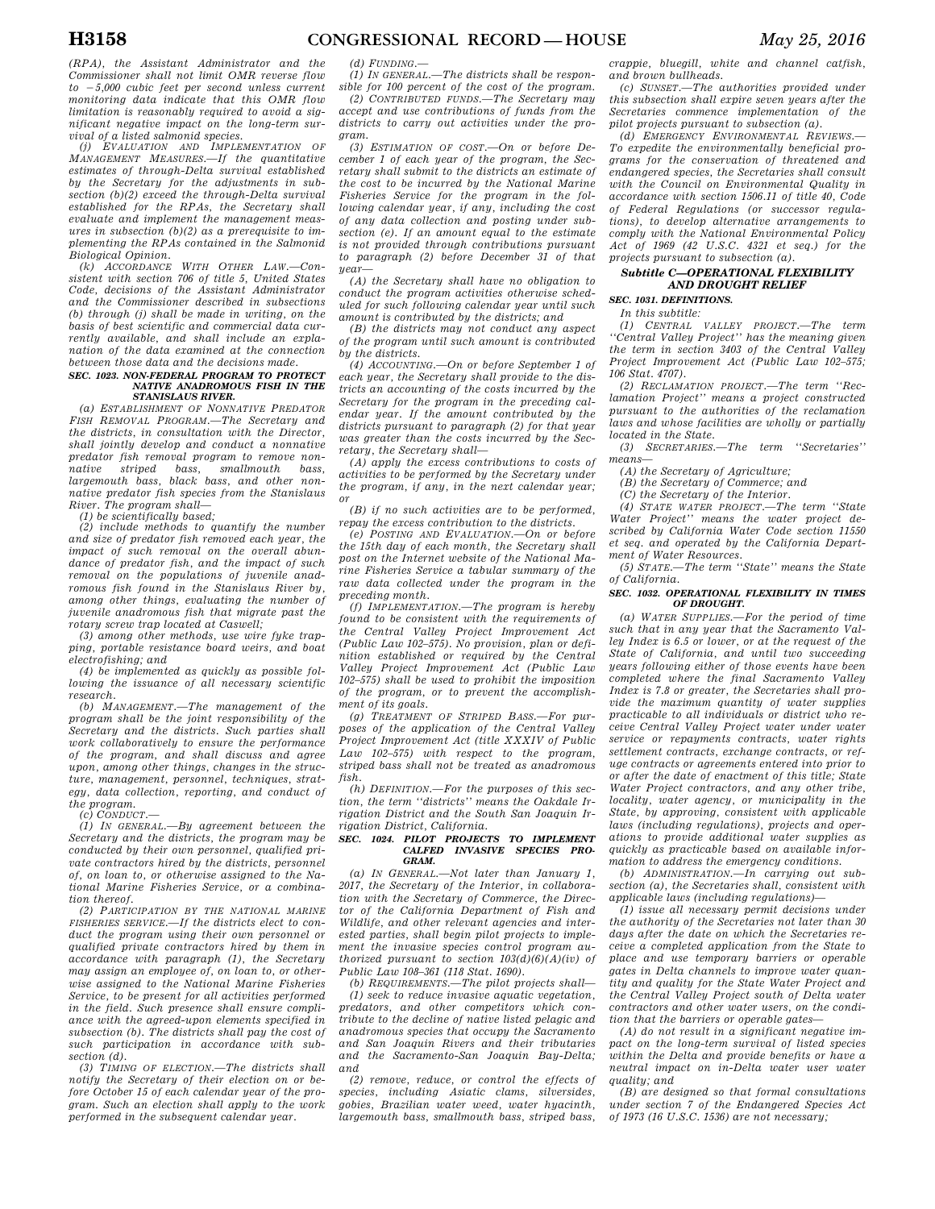(RPA), the Assistant Administrator and the Commissioner shall not limit OMR reverse flow to −5,000 cubic feet per second unless current monitoring data indicate that this OMR flow limitation is reasonably required to avoid a significant negative impact on the long-term survival of a listed salmonid species.

(j) *EVALUATION AND IMPLEMENTATION OF MANAGEMENT MEASURES.*—If the quantitative estimates of through-Delta survival established by the Secretary for the adjustments in subsection (b)(2) exceed the through-Delta survival established for the RPAs, the Secretary shall evaluate and implement the management measures in subsection (b)(2) as a prerequisite to implementing the RPAs contained in the Salmonid Biological Opinion.

(k) *ACCORDANCE WITH OTHER LAW.*—Consistent with section 706 of title 5, United States Code, decisions of the Assistant Administrator and the Commissioner described in subsections (b) through (j) shall be made in writing, on the basis of best scientific and commercial data currently available, and shall include an explanation of the data examined at the connection between those data and the decisions made.

**SEC. 1023. NON-FEDERAL PROGRAM TO PROTECT NATIVE ANADROMOUS FISH IN THE STANISLAUS RIVER.**

(a) *ESTABLISHMENT OF NONNATIVE PREDATOR FISH REMOVAL PROGRAM.*—The Secretary and the districts, in consultation with the Director, shall jointly develop and conduct a nonnative predator fish removal program to remove nonnative striped bass, smallmouth bass, largemouth bass, black bass, and other nonnative predator fish species from the Stanislaus River. The program shall—

(1) be scientifically based;

(2) include methods to quantify the number and size of predator fish removed each year, the impact of such removal on the overall abundance of predator fish, and the impact of such removal on the populations of juvenile anadromous fish found in the Stanislaus River by, among other things, evaluating the number of juvenile anadromous fish that migrate past the rotary screw trap located at Caswell;

(3) among other methods, use wire fyke trapping, portable resistance board weirs, and boat electrofishing; and

(4) be implemented as quickly as possible following the issuance of all necessary scientific research.

(b) *MANAGEMENT.*—The management of the program shall be the joint responsibility of the Secretary and the districts. Such parties shall work collaboratively to ensure the performance of the program, and shall discuss and agree upon, among other things, changes in the structure, management, personnel, techniques, strategy, data collection, reporting, and conduct of the program.

(c) *CONDUCT.*—

(1) *IN GENERAL.*—By agreement between the Secretary and the districts, the program may be conducted by their own personnel, qualified private contractors hired by the districts, personnel of, on loan to, or otherwise assigned to the National Marine Fisheries Service, or a combination thereof.

(2) *PARTICIPATION BY THE NATIONAL MARINE FISHERIES SERVICE.*—If the districts elect to conduct the program using their own personnel or qualified private contractors hired by them in accordance with paragraph (1), the Secretary may assign an employee of, on loan to, or otherwise assigned to the National Marine Fisheries Service, to be present for all activities performed in the field. Such presence shall ensure compliance with the agreed-upon elements specified in subsection (b). The districts shall pay the cost of such participation in accordance with subsection (d).

(3) *TIMING OF ELECTION.*—The districts shall notify the Secretary of their election on or before October 15 of each calendar year of the program. Such an election shall apply to the work performed in the subsequent calendar year.

(d) *FUNDING.*—

(1) *IN GENERAL.*—The districts shall be responsible for 100 percent of the cost of the program.

(2) *CONTRIBUTED FUNDS.*—The Secretary may accept and use contributions of funds from the districts to carry out activities under the program.

(3) *ESTIMATION OF COST.*—On or before December 1 of each year of the program, the Secretary shall submit to the districts an estimate of the cost to be incurred by the National Marine Fisheries Service for the program in the following calendar year, if any, including the cost of any data collection and posting under subsection (e). If an amount equal to the estimate is not provided through contributions pursuant to paragraph (2) before December 31 of that year—

(A) the Secretary shall have no obligation to conduct the program activities otherwise scheduled for such following calendar year until such amount is contributed by the districts; and

(B) the districts may not conduct any aspect of the program until such amount is contributed by the districts.

(4) *ACCOUNTING.*—On or before September 1 of each year, the Secretary shall provide to the districts an accounting of the costs incurred by the Secretary for the program in the preceding calendar year. If the amount contributed by the districts pursuant to paragraph (2) for that year was greater than the costs incurred by the Secretary, the Secretary shall—

(A) apply the excess contributions to costs of activities to be performed by the Secretary under the program, if any, in the next calendar year; or

(B) if no such activities are to be performed, repay the excess contribution to the districts.

(e) *POSTING AND EVALUATION.*—On or before the 15th day of each month, the Secretary shall post on the Internet website of the National Marine Fisheries Service a tabular summary of the raw data collected under the program in the preceding month.

(f) *IMPLEMENTATION.*—The program is hereby found to be consistent with the requirements of the Central Valley Project Improvement Act (Public Law 102–575). No provision, plan or definition established or required by the Central Valley Project Improvement Act (Public Law 102–575) shall be used to prohibit the imposition of the program, or to prevent the accomplishment of its goals.

(g) *TREATMENT OF STRIPED BASS.*—For purposes of the application of the Central Valley Project Improvement Act (title XXXIV of Public Law 102–575) with respect to the program, striped bass shall not be treated as anadromous fish.

(h) *DEFINITION.*—For the purposes of this section, the term ''districts'' means the Oakdale Irrigation District and the South San Joaquin Irrigation District, California.

**SEC. 1024. PILOT PROJECTS TO IMPLEMENT CALFED INVASIVE SPECIES PROGRAM.**

(a) *IN GENERAL.*—Not later than January 1, 2017, the Secretary of the Interior, in collaboration with the Secretary of Commerce, the Director of the California Department of Fish and Wildlife, and other relevant agencies and interested parties, shall begin pilot projects to implement the invasive species control program authorized pursuant to section 103(d)(6)(A)(iv) of Public Law 108–361 (118 Stat. 1690).

(b) *REQUIREMENTS.*—The pilot projects shall—

(1) seek to reduce invasive aquatic vegetation, predators, and other competitors which contribute to the decline of native listed pelagic and anadromous species that occupy the Sacramento and San Joaquin Rivers and their tributaries and the Sacramento-San Joaquin Bay-Delta; and

(2) remove, reduce, or control the effects of species, including Asiatic clams, silversides, gobies, Brazilian water weed, water hyacinth, largemouth bass, smallmouth bass, striped bass, crappie, bluegill, white and channel catfish, and brown bullheads.

(c) *SUNSET.*—The authorities provided under this subsection shall expire seven years after the Secretaries commence implementation of the pilot projects pursuant to subsection (a).

(d) *EMERGENCY ENVIRONMENTAL REVIEWS.*—To expedite the environmentally beneficial programs for the conservation of threatened and endangered species, the Secretaries shall consult with the Council on Environmental Quality in accordance with section 1506.11 of title 40, Code of Federal Regulations (or successor regulations), to develop alternative arrangements to comply with the National Environmental Policy Act of 1969 (42 U.S.C. 4321 et seq.) for the projects pursuant to subsection (a).

***Subtitle C—OPERATIONAL FLEXIBILITY AND DROUGHT RELIEF***

**SEC. 1031. DEFINITIONS.**

In this subtitle:

(1) *CENTRAL VALLEY PROJECT.*—The term ''Central Valley Project'' has the meaning given the term in section 3403 of the Central Valley Project Improvement Act (Public Law 102–575; 106 Stat. 4707).

(2) *RECLAMATION PROJECT.*—The term ''Reclamation Project'' means a project constructed pursuant to the authorities of the reclamation laws and whose facilities are wholly or partially located in the State.

(3) *SECRETARIES.*—The term ''Secretaries'' means—

(A) the Secretary of Agriculture;

(B) the Secretary of Commerce; and

(C) the Secretary of the Interior.

(4) *STATE WATER PROJECT.*—The term ''State Water Project'' means the water project described by California Water Code section 11550 et seq. and operated by the California Department of Water Resources.

(5) *STATE.*—The term ''State'' means the State of California.

**SEC. 1032. OPERATIONAL FLEXIBILITY IN TIMES OF DROUGHT.**

(a) *WATER SUPPLIES.*—For the period of time such that in any year that the Sacramento Valley Index is 6.5 or lower, or at the request of the State of California, and until two succeeding years following either of those events have been completed where the final Sacramento Valley Index is 7.8 or greater, the Secretaries shall provide the maximum quantity of water supplies practicable to all individuals or district who receive Central Valley Project water under water service or repayments contracts, water rights settlement contracts, exchange contracts, or refuge contracts or agreements entered into prior to or after the date of enactment of this title; State Water Project contractors, and any other tribe, locality, water agency, or municipality in the State, by approving, consistent with applicable laws (including regulations), projects and operations to provide additional water supplies as quickly as practicable based on available information to address the emergency conditions.

(b) *ADMINISTRATION.*—In carrying out subsection (a), the Secretaries shall, consistent with applicable laws (including regulations)—

(1) issue all necessary permit decisions under the authority of the Secretaries not later than 30 days after the date on which the Secretaries receive a completed application from the State to place and use temporary barriers or operable gates in Delta channels to improve water quantity and quality for the State Water Project and the Central Valley Project south of Delta water contractors and other water users, on the condition that the barriers or operable gates—

(A) do not result in a significant negative impact on the long-term survival of listed species within the Delta and provide benefits or have a neutral impact on in-Delta water user water quality; and

(B) are designed so that formal consultations under section 7 of the Endangered Species Act of 1973 (16 U.S.C. 1536) are not necessary;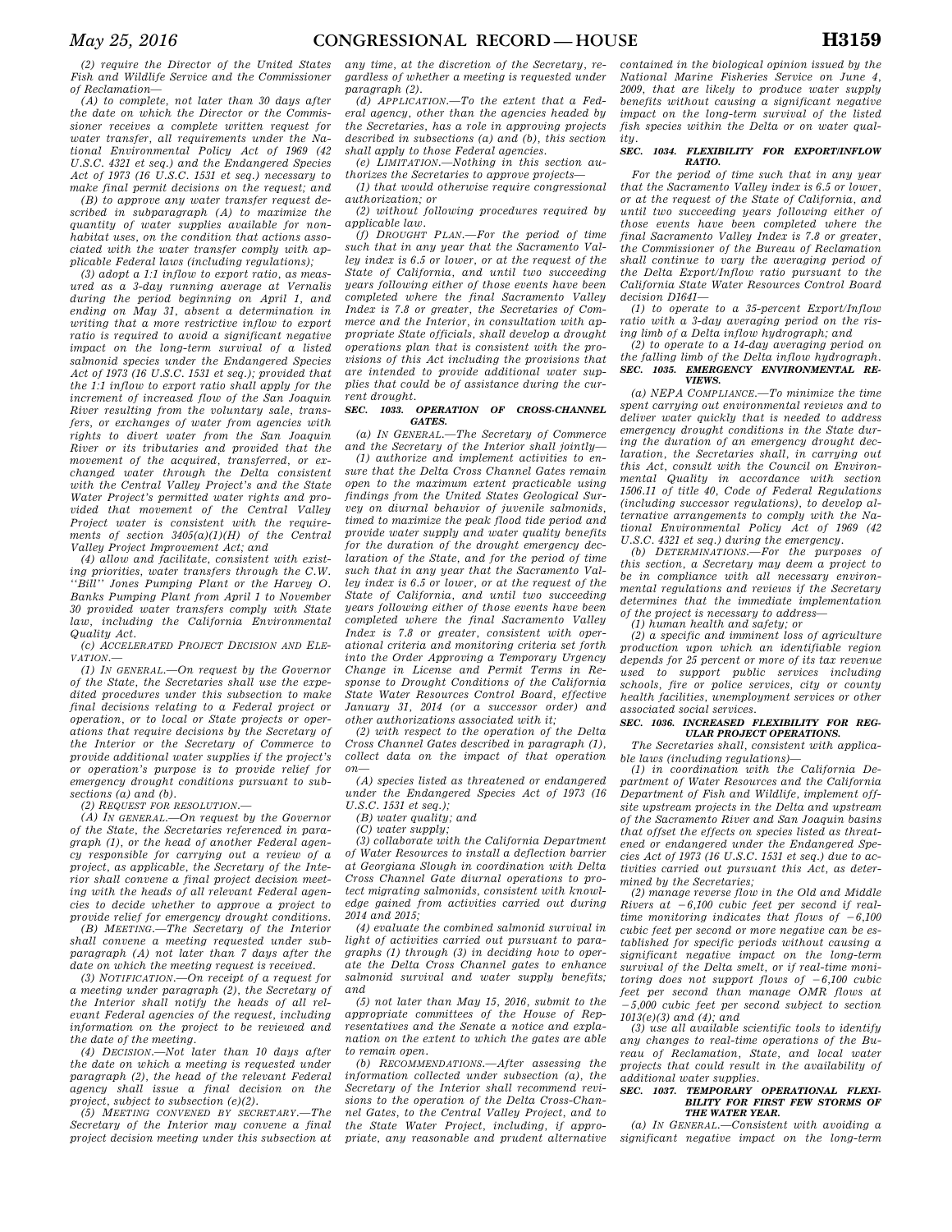(2) require the Director of the United States Fish and Wildlife Service and the Commissioner of Reclamation—

(A) to complete, not later than 30 days after the date on which the Director or the Commissioner receives a complete written request for water transfer, all requirements under the National Environmental Policy Act of 1969 (42 U.S.C. 4321 et seq.) and the Endangered Species Act of 1973 (16 U.S.C. 1531 et seq.) necessary to make final permit decisions on the request; and

(B) to approve any water transfer request described in subparagraph (A) to maximize the quantity of water supplies available for non-habitat uses, on the condition that actions associated with the water transfer comply with applicable Federal laws (including regulations);

(3) adopt a 1:1 inflow to export ratio, as measured as a 3-day running average at Vernalis during the period beginning on April 1, and ending on May 31, absent a determination in writing that a more restrictive inflow to export ratio is required to avoid a significant negative impact on the long-term survival of a listed salmonid species under the Endangered Species Act of 1973 (16 U.S.C. 1531 et seq.); provided that the 1:1 inflow to export ratio shall apply for the increment of increased flow of the San Joaquin River resulting from the voluntary sale, transfers, or exchanges of water from agencies with rights to divert water from the San Joaquin River or its tributaries and provided that the movement of the acquired, transferred, or exchanged water through the Delta consistent with the Central Valley Project's and the State Water Project's permitted water rights and provided that movement of the Central Valley Project water is consistent with the requirements of section 3405(a)(1)(H) of the Central Valley Project Improvement Act; and

(4) allow and facilitate, consistent with existing priorities, water transfers through the C.W. ''Bill'' Jones Pumping Plant or the Harvey O. Banks Pumping Plant from April 1 to November 30 provided water transfers comply with State law, including the California Environmental Quality Act.

(c) *ACCELERATED PROJECT DECISION AND ELEVATION.*—

(1) *IN GENERAL.*—On request by the Governor of the State, the Secretaries shall use the expedited procedures under this subsection to make final decisions relating to a Federal project or operation, or to local or State projects or operations that require decisions by the Secretary of the Interior or the Secretary of Commerce to provide additional water supplies if the project's or operation's purpose is to provide relief for emergency drought conditions pursuant to subsections (a) and (b).

(2) *REQUEST FOR RESOLUTION.*—

(A) *IN GENERAL.*—On request by the Governor of the State, the Secretaries referenced in paragraph (1), or the head of another Federal agency responsible for carrying out a review of a project, as applicable, the Secretary of the Interior shall convene a final project decision meeting with the heads of all relevant Federal agencies to decide whether to approve a project to provide relief for emergency drought conditions.

(B) *MEETING.*—The Secretary of the Interior shall convene a meeting requested under subparagraph (A) not later than 7 days after the date on which the meeting request is received.

(3) *NOTIFICATION.*—On receipt of a request for a meeting under paragraph (2), the Secretary of the Interior shall notify the heads of all relevant Federal agencies of the request, including information on the project to be reviewed and the date of the meeting.

(4) *DECISION.*—Not later than 10 days after the date on which a meeting is requested under paragraph (2), the head of the relevant Federal agency shall issue a final decision on the project, subject to subsection (e)(2).

(5) *MEETING CONVENED BY SECRETARY.*—The Secretary of the Interior may convene a final project decision meeting under this subsection at any time, at the discretion of the Secretary, regardless of whether a meeting is requested under paragraph (2).

(d) *APPLICATION.*—To the extent that a Federal agency, other than the agencies headed by the Secretaries, has a role in approving projects described in subsections (a) and (b), this section shall apply to those Federal agencies.

(e) *LIMITATION.*—Nothing in this section authorizes the Secretaries to approve projects—

(1) that would otherwise require congressional authorization; or

(2) without following procedures required by applicable law.

(f) *DROUGHT PLAN.*—For the period of time such that in any year that the Sacramento Valley index is 6.5 or lower, or at the request of the State of California, and until two succeeding years following either of those events have been completed where the final Sacramento Valley Index is 7.8 or greater, the Secretaries of Commerce and the Interior, in consultation with appropriate State officials, shall develop a drought operations plan that is consistent with the provisions of this Act including the provisions that are intended to provide additional water supplies that could be of assistance during the current drought.

### SEC. 1033. OPERATION OF CROSS-CHANNEL GATES.

(a) *IN GENERAL.*—The Secretary of Commerce and the Secretary of the Interior shall jointly—

(1) authorize and implement activities to ensure that the Delta Cross Channel Gates remain open to the maximum extent practicable using findings from the United States Geological Survey on diurnal behavior of juvenile salmonids, timed to maximize the peak flood tide period and provide water supply and water quality benefits for the duration of the drought emergency declaration of the State, and for the period of time such that in any year that the Sacramento Valley index is 6.5 or lower, or at the request of the State of California, and until two succeeding years following either of those events have been completed where the final Sacramento Valley Index is 7.8 or greater, consistent with operational criteria and monitoring criteria set forth into the Order Approving a Temporary Urgency Change in License and Permit Terms in Response to Drought Conditions of the California State Water Resources Control Board, effective January 31, 2014 (or a successor order) and other authorizations associated with it;

(2) with respect to the operation of the Delta Cross Channel Gates described in paragraph (1), collect data on the impact of that operation on—

(A) species listed as threatened or endangered under the Endangered Species Act of 1973 (16 U.S.C. 1531 et seq.);

(B) water quality; and

(C) water supply;

(3) collaborate with the California Department of Water Resources to install a deflection barrier at Georgiana Slough in coordination with Delta Cross Channel Gate diurnal operations to protect migrating salmonids, consistent with knowledge gained from activities carried out during 2014 and 2015;

(4) evaluate the combined salmonid survival in light of activities carried out pursuant to paragraphs (1) through (3) in deciding how to operate the Delta Cross Channel gates to enhance salmonid survival and water supply benefits; and

(5) not later than May 15, 2016, submit to the appropriate committees of the House of Representatives and the Senate a notice and explanation on the extent to which the gates are able to remain open.

(b) *RECOMMENDATIONS.*—After assessing the information collected under subsection (a), the Secretary of the Interior shall recommend revisions to the operation of the Delta Cross-Channel Gates, to the Central Valley Project, and to the State Water Project, including, if appropriate, any reasonable and prudent alternative contained in the biological opinion issued by the National Marine Fisheries Service on June 4, 2009, that are likely to produce water supply benefits without causing a significant negative impact on the long-term survival of the listed fish species within the Delta or on water quality.

### SEC. 1034. FLEXIBILITY FOR EXPORT/INFLOW RATIO.

For the period of time such that in any year that the Sacramento Valley index is 6.5 or lower, or at the request of the State of California, and until two succeeding years following either of those events have been completed where the final Sacramento Valley Index is 7.8 or greater, the Commissioner of the Bureau of Reclamation shall continue to vary the averaging period of the Delta Export/Inflow ratio pursuant to the California State Water Resources Control Board decision D1641—

(1) to operate to a 35-percent Export/Inflow ratio with a 3-day averaging period on the rising limb of a Delta inflow hydrograph; and

(2) to operate to a 14-day averaging period on the falling limb of the Delta inflow hydrograph.

### SEC. 1035. EMERGENCY ENVIRONMENTAL REVIEWS.

(a) *NEPA COMPLIANCE.*—To minimize the time spent carrying out environmental reviews and to deliver water quickly that is needed to address emergency drought conditions in the State during the duration of an emergency drought declaration, the Secretaries shall, in carrying out this Act, consult with the Council on Environmental Quality in accordance with section 1506.11 of title 40, Code of Federal Regulations (including successor regulations), to develop alternative arrangements to comply with the National Environmental Policy Act of 1969 (42 U.S.C. 4321 et seq.) during the emergency.

(b) *DETERMINATIONS.*—For the purposes of this section, a Secretary may deem a project to be in compliance with all necessary environmental regulations and reviews if the Secretary determines that the immediate implementation of the project is necessary to address—

(1) human health and safety; or

(2) a specific and imminent loss of agriculture production upon which an identifiable region depends for 25 percent or more of its tax revenue used to support public services including schools, fire or police services, city or county health facilities, unemployment services or other associated social services.

### SEC. 1036. INCREASED FLEXIBILITY FOR REGULAR PROJECT OPERATIONS.

The Secretaries shall, consistent with applicable laws (including regulations)—

(1) in coordination with the California Department of Water Resources and the California Department of Fish and Wildlife, implement offsite upstream projects in the Delta and upstream of the Sacramento River and San Joaquin basins that offset the effects on species listed as threatened or endangered under the Endangered Species Act of 1973 (16 U.S.C. 1531 et seq.) due to activities carried out pursuant this Act, as determined by the Secretaries;

(2) manage reverse flow in the Old and Middle Rivers at −6,100 cubic feet per second if real-time monitoring indicates that flows of −6,100 cubic feet per second or more negative can be established for specific periods without causing a significant negative impact on the long-term survival of the Delta smelt, or if real-time monitoring does not support flows of −6,100 cubic feet per second than manage OMR flows at −5,000 cubic feet per second subject to section 1013(e)(3) and (4); and

(3) use all available scientific tools to identify any changes to real-time operations of the Bureau of Reclamation, State, and local water projects that could result in the availability of additional water supplies.

### SEC. 1037. TEMPORARY OPERATIONAL FLEXIBILITY FOR FIRST FEW STORMS OF THE WATER YEAR.

(a) *IN GENERAL.*—Consistent with avoiding a significant negative impact on the long-term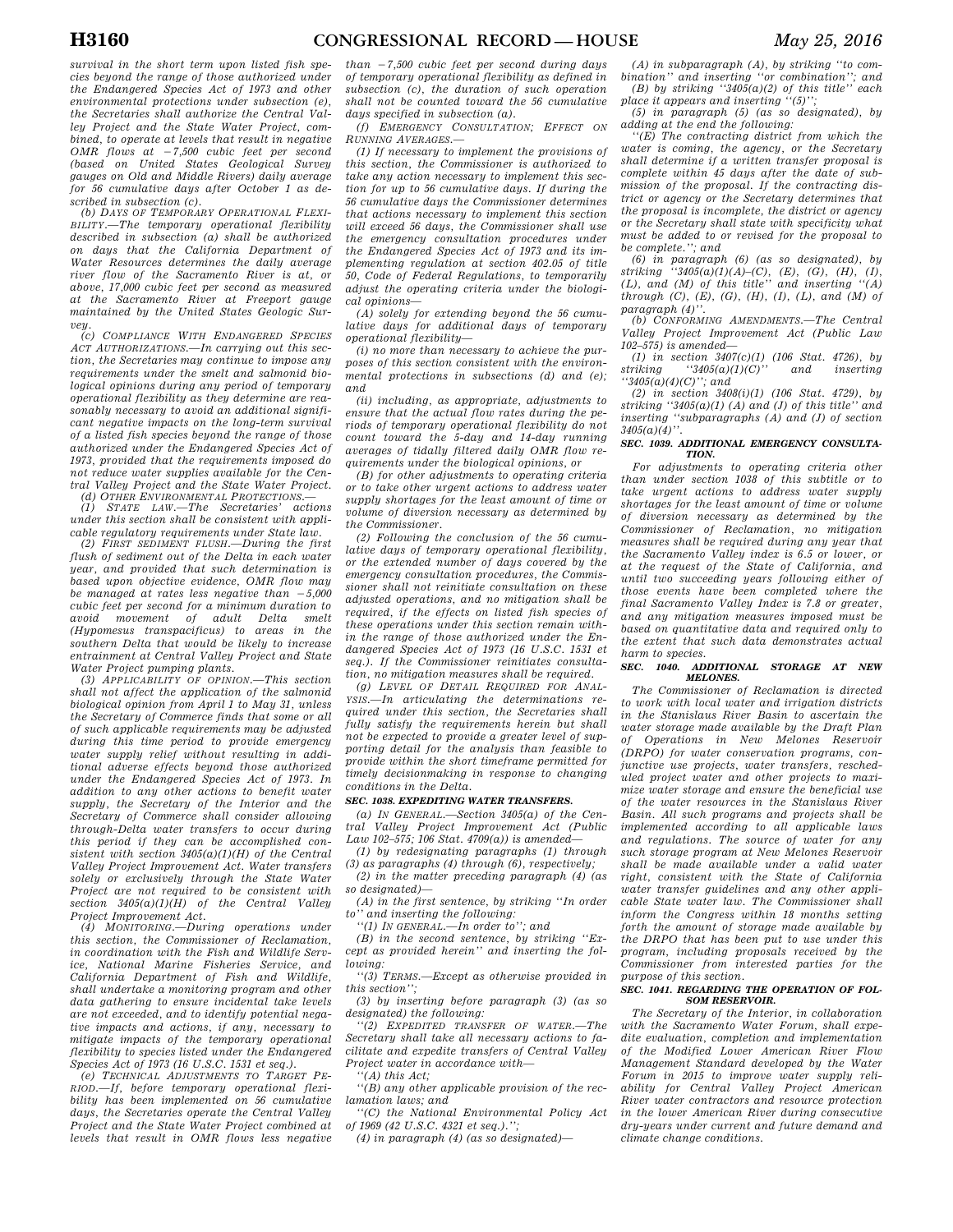survival in the short term upon listed fish species beyond the range of those authorized under the Endangered Species Act of 1973 and other environmental protections under subsection (e), the Secretaries shall authorize the Central Valley Project and the State Water Project, combined, to operate at levels that result in negative OMR flows at −7,500 cubic feet per second (based on United States Geological Survey gauges on Old and Middle Rivers) daily average for 56 cumulative days after October 1 as described in subsection (c).

(b) *DAYS OF TEMPORARY OPERATIONAL FLEXIBILITY.*—The temporary operational flexibility described in subsection (a) shall be authorized on days that the California Department of Water Resources determines the daily average river flow of the Sacramento River is at, or above, 17,000 cubic feet per second as measured at the Sacramento River at Freeport gauge maintained by the United States Geologic Survey.

(c) *COMPLIANCE WITH ENDANGERED SPECIES ACT AUTHORIZATIONS.*—In carrying out this section, the Secretaries may continue to impose any requirements under the smelt and salmonid biological opinions during any period of temporary operational flexibility as they determine are reasonably necessary to avoid an additional significant negative impacts on the long-term survival of a listed fish species beyond the range of those authorized under the Endangered Species Act of 1973, provided that the requirements imposed do not reduce water supplies available for the Central Valley Project and the State Water Project.

(d) *OTHER ENVIRONMENTAL PROTECTIONS.*—

(1) *STATE LAW.*—The Secretaries' actions under this section shall be consistent with applicable regulatory requirements under State law.

(2) *FIRST SEDIMENT FLUSH.*—During the first flush of sediment out of the Delta in each water year, and provided that such determination is based upon objective evidence, OMR flow may be managed at rates less negative than −5,000 cubic feet per second for a minimum duration to avoid movement of adult Delta smelt (Hypomesus transpacificus) to areas in the southern Delta that would be likely to increase entrainment at Central Valley Project and State Water Project pumping plants.

(3) *APPLICABILITY OF OPINION.*—This section shall not affect the application of the salmonid biological opinion from April 1 to May 31, unless the Secretary of Commerce finds that some or all of such applicable requirements may be adjusted during this time period to provide emergency water supply relief without resulting in additional adverse effects beyond those authorized under the Endangered Species Act of 1973. In addition to any other actions to benefit water supply, the Secretary of the Interior and the Secretary of Commerce shall consider allowing through-Delta water transfers to occur during this period if they can be accomplished consistent with section 3405(a)(1)(H) of the Central Valley Project Improvement Act. Water transfers solely or exclusively through the State Water Project are not required to be consistent with section 3405(a)(1)(H) of the Central Valley Project Improvement Act.

(4) *MONITORING.*—During operations under this section, the Commissioner of Reclamation, in coordination with the Fish and Wildlife Service, National Marine Fisheries Service, and California Department of Fish and Wildlife, shall undertake a monitoring program and other data gathering to ensure incidental take levels are not exceeded, and to identify potential negative impacts and actions, if any, necessary to mitigate impacts of the temporary operational flexibility to species listed under the Endangered Species Act of 1973 (16 U.S.C. 1531 et seq.).

(e) *TECHNICAL ADJUSTMENTS TO TARGET PERIOD.*—If, before temporary operational flexibility has been implemented on 56 cumulative days, the Secretaries operate the Central Valley Project and the State Water Project combined at levels that result in OMR flows less negative than −7,500 cubic feet per second during days of temporary operational flexibility as defined in subsection (c), the duration of such operation shall not be counted toward the 56 cumulative days specified in subsection (a).

(f) *EMERGENCY CONSULTATION; EFFECT ON RUNNING AVERAGES.*—

(1) If necessary to implement the provisions of this section, the Commissioner is authorized to take any action necessary to implement this section for up to 56 cumulative days. If during the 56 cumulative days the Commissioner determines that actions necessary to implement this section will exceed 56 days, the Commissioner shall use the emergency consultation procedures under the Endangered Species Act of 1973 and its implementing regulation at section 402.05 of title 50, Code of Federal Regulations, to temporarily adjust the operating criteria under the biological opinions—

(A) solely for extending beyond the 56 cumulative days for additional days of temporary operational flexibility—

(i) no more than necessary to achieve the purposes of this section consistent with the environmental protections in subsections (d) and (e); and

(ii) including, as appropriate, adjustments to ensure that the actual flow rates during the periods of temporary operational flexibility do not count toward the 5-day and 14-day running averages of tidally filtered daily OMR flow requirements under the biological opinions, or

(B) for other adjustments to operating criteria or to take other urgent actions to address water supply shortages for the least amount of time or volume of diversion necessary as determined by the Commissioner.

(2) Following the conclusion of the 56 cumulative days of temporary operational flexibility, or the extended number of days covered by the emergency consultation procedures, the Commissioner shall not reinitiate consultation on these adjusted operations, and no mitigation shall be required, if the effects on listed fish species of these operations under this section remain within the range of those authorized under the Endangered Species Act of 1973 (16 U.S.C. 1531 et seq.). If the Commissioner reinitiates consultation, no mitigation measures shall be required.

(g) *LEVEL OF DETAIL REQUIRED FOR ANALYSIS.*—In articulating the determinations required under this section, the Secretaries shall fully satisfy the requirements herein but shall not be expected to provide a greater level of supporting detail for the analysis than feasible to provide within the short timeframe permitted for timely decisionmaking in response to changing conditions in the Delta.

### SEC. 1038. EXPEDITING WATER TRANSFERS.

(a) *IN GENERAL.*—Section 3405(a) of the Central Valley Project Improvement Act (Public Law 102–575; 106 Stat. 4709(a)) is amended—

(1) by redesignating paragraphs (1) through (3) as paragraphs (4) through (6), respectively;

(2) in the matter preceding paragraph (4) (as so designated)—

(A) in the first sentence, by striking "In order to" and inserting the following:

"(1) IN GENERAL.—In order to"; and

(B) in the second sentence, by striking "Except as provided herein" and inserting the following:

"(3) TERMS.—Except as otherwise provided in this section";

(3) by inserting before paragraph (3) (as so designated) the following:

"(2) EXPEDITED TRANSFER OF WATER.—The Secretary shall take all necessary actions to facilitate and expedite transfers of Central Valley Project water in accordance with—

"(A) this Act;

"(B) any other applicable provision of the reclamation laws; and

"(C) the National Environmental Policy Act of 1969 (42 U.S.C. 4321 et seq.).";

(4) in paragraph (4) (as so designated)—

(A) in subparagraph (A), by striking "to combination" and inserting "or combination"; and

(B) by striking "3405(a)(2) of this title" each place it appears and inserting "(5)";

(5) in paragraph (5) (as so designated), by adding at the end the following:

"(E) The contracting district from which the water is coming, the agency, or the Secretary shall determine if a written transfer proposal is complete within 45 days after the date of submission of the proposal. If the contracting district or agency or the Secretary determines that the proposal is incomplete, the district or agency or the Secretary shall state with specificity what must be added to or revised for the proposal to be complete."; and

(6) in paragraph (6) (as so designated), by striking "3405(a)(1)(A)–(C), (E), (G), (H), (I), (L), and (M) of this title" and inserting "(A) through (C), (E), (G), (H), (I), (L), and (M) of paragraph (4)".

(b) *CONFORMING AMENDMENTS.*—The Central Valley Project Improvement Act (Public Law 102–575) is amended—

(1) in section 3407(c)(1) (106 Stat. 4726), by striking "3405(a)(1)(C)" and inserting "3405(a)(4)(C)"; and

(2) in section 3408(i)(1) (106 Stat. 4729), by striking "3405(a)(1) (A) and (J) of this title" and inserting "subparagraphs (A) and (J) of section 3405(a)(4)".

### SEC. 1039. ADDITIONAL EMERGENCY CONSULTATION.

For adjustments to operating criteria other than under section 1038 of this subtitle or to take urgent actions to address water supply shortages for the least amount of time or volume of diversion necessary as determined by the Commissioner of Reclamation, no mitigation measures shall be required during any year that the Sacramento Valley index is 6.5 or lower, or at the request of the State of California, and until two succeeding years following either of those events have been completed where the final Sacramento Valley Index is 7.8 or greater, and any mitigation measures imposed must be based on quantitative data and required only to the extent that such data demonstrates actual harm to species.

### SEC. 1040. ADDITIONAL STORAGE AT NEW MELONES.

The Commissioner of Reclamation is directed to work with local water and irrigation districts in the Stanislaus River Basin to ascertain the water storage made available by the Draft Plan of Operations in New Melones Reservoir (DRPO) for water conservation programs, conjunctive use projects, water transfers, rescheduled project water and other projects to maximize water storage and ensure the beneficial use of the water resources in the Stanislaus River Basin. All such programs and projects shall be implemented according to all applicable laws and regulations. The source of water for any such storage program at New Melones Reservoir shall be made available under a valid water right, consistent with the State of California water transfer guidelines and any other applicable State water law. The Commissioner shall inform the Congress within 18 months setting forth the amount of storage made available by the DRPO that has been put to use under this program, including proposals received by the Commissioner from interested parties for the purpose of this section.

### SEC. 1041. REGARDING THE OPERATION OF FOLSOM RESERVOIR.

The Secretary of the Interior, in collaboration with the Sacramento Water Forum, shall expedite evaluation, completion and implementation of the Modified Lower American River Flow Management Standard developed by the Water Forum in 2015 to improve water supply reliability for Central Valley Project American River water contractors and resource protection in the lower American River during consecutive dry-years under current and future demand and climate change conditions.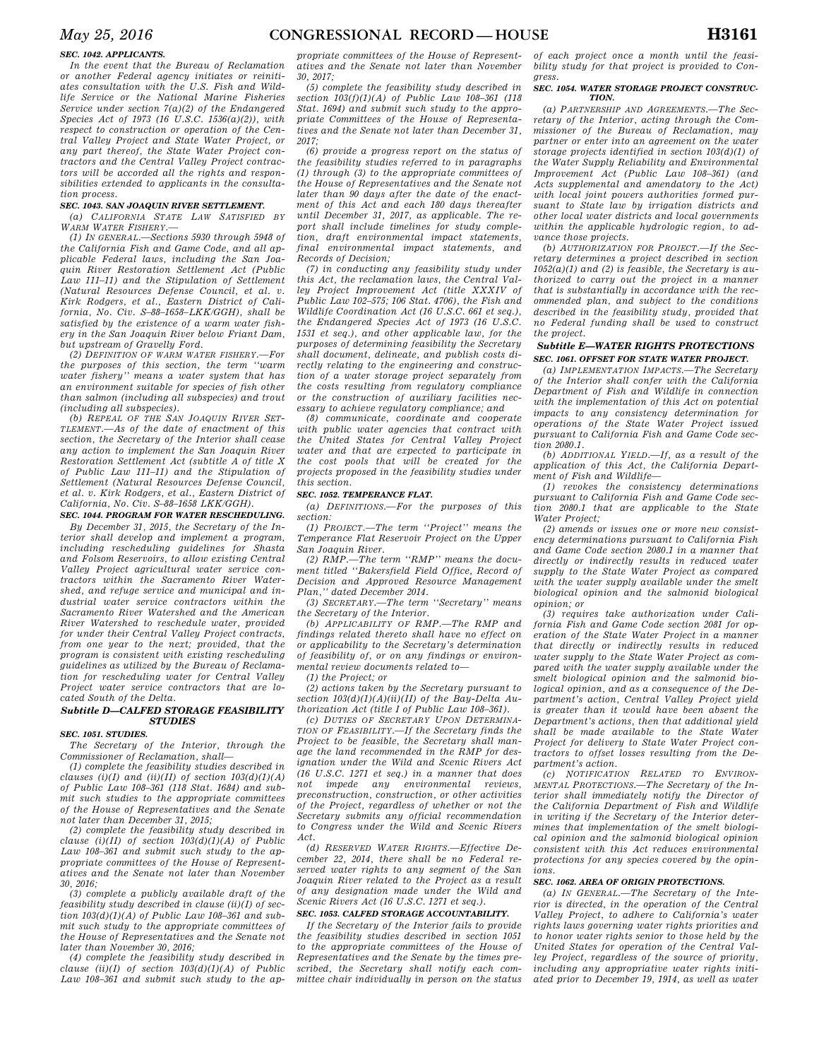### SEC. 1042. APPLICANTS.

*In the event that the Bureau of Reclamation or another Federal agency initiates or reinitiates consultation with the U.S. Fish and Wildlife Service or the National Marine Fisheries Service under section 7(a)(2) of the Endangered Species Act of 1973 (16 U.S.C. 1536(a)(2)), with respect to construction or operation of the Central Valley Project and State Water Project, or any part thereof, the State Water Project contractors and the Central Valley Project contractors will be accorded all the rights and responsibilities extended to applicants in the consultation process.*

### SEC. 1043. SAN JOAQUIN RIVER SETTLEMENT.

*(a) CALIFORNIA STATE LAW SATISFIED BY WARM WATER FISHERY.—*

*(1) IN GENERAL.—Sections 5930 through 5948 of the California Fish and Game Code, and all applicable Federal laws, including the San Joaquin River Restoration Settlement Act (Public Law 111–11) and the Stipulation of Settlement (Natural Resources Defense Council, et al. v. Kirk Rodgers, et al., Eastern District of California, No. Civ. S–88–1658–LKK/GGH), shall be satisfied by the existence of a warm water fishery in the San Joaquin River below Friant Dam, but upstream of Gravelly Ford.*

*(2) DEFINITION OF WARM WATER FISHERY.—For the purposes of this section, the term ''warm water fishery'' means a water system that has an environment suitable for species of fish other than salmon (including all subspecies) and trout (including all subspecies).*

*(b) REPEAL OF THE SAN JOAQUIN RIVER SETTLEMENT.—As of the date of enactment of this section, the Secretary of the Interior shall cease any action to implement the San Joaquin River Restoration Settlement Act (subtitle A of title X of Public Law 111–11) and the Stipulation of Settlement (Natural Resources Defense Council, et al. v. Kirk Rodgers, et al., Eastern District of California, No. Civ. S–88–1658 LKK/GGH).*

### SEC. 1044. PROGRAM FOR WATER RESCHEDULING.

*By December 31, 2015, the Secretary of the Interior shall develop and implement a program, including rescheduling guidelines for Shasta and Folsom Reservoirs, to allow existing Central Valley Project agricultural water service contractors within the Sacramento River Watershed, and refuge service and municipal and industrial water service contractors within the Sacramento River Watershed and the American River Watershed to reschedule water, provided for under their Central Valley Project contracts, from one year to the next; provided, that the program is consistent with existing rescheduling guidelines as utilized by the Bureau of Reclamation for rescheduling water for Central Valley Project water service contractors that are located South of the Delta.*

## Subtitle D—CALFED STORAGE FEASIBILITY STUDIES

### SEC. 1051. STUDIES.

*The Secretary of the Interior, through the Commissioner of Reclamation, shall—*

*(1) complete the feasibility studies described in clauses (i)(I) and (ii)(II) of section 103(d)(1)(A) of Public Law 108–361 (118 Stat. 1684) and submit such studies to the appropriate committees of the House of Representatives and the Senate not later than December 31, 2015;*

*(2) complete the feasibility study described in clause (i)(II) of section 103(d)(1)(A) of Public Law 108–361 and submit such study to the appropriate committees of the House of Representatives and the Senate not later than November 30, 2016;*

*(3) complete a publicly available draft of the feasibility study described in clause (ii)(I) of section 103(d)(1)(A) of Public Law 108–361 and submit such study to the appropriate committees of the House of Representatives and the Senate not later than November 30, 2016;*

*(4) complete the feasibility study described in clause (ii)(I) of section 103(d)(1)(A) of Public Law 108–361 and submit such study to the appropriate committees of the House of Representatives and the Senate not later than November 30, 2017;*

*(5) complete the feasibility study described in section 103(f)(1)(A) of Public Law 108–361 (118 Stat. 1694) and submit such study to the appropriate Committees of the House of Representatives and the Senate not later than December 31, 2017;*

*(6) provide a progress report on the status of the feasibility studies referred to in paragraphs (1) through (3) to the appropriate committees of the House of Representatives and the Senate not later than 90 days after the date of the enactment of this Act and each 180 days thereafter until December 31, 2017, as applicable. The report shall include timelines for study completion, draft environmental impact statements, final environmental impact statements, and Records of Decision;*

*(7) in conducting any feasibility study under this Act, the reclamation laws, the Central Valley Project Improvement Act (title XXXIV of Public Law 102–575; 106 Stat. 4706), the Fish and Wildlife Coordination Act (16 U.S.C. 661 et seq.), the Endangered Species Act of 1973 (16 U.S.C. 1531 et seq.), and other applicable law, for the purposes of determining feasibility the Secretary shall document, delineate, and publish costs directly relating to the engineering and construction of a water storage project separately from the costs resulting from regulatory compliance or the construction of auxiliary facilities necessary to achieve regulatory compliance; and*

*(8) communicate, coordinate and cooperate with public water agencies that contract with the United States for Central Valley Project water and that are expected to participate in the cost pools that will be created for the projects proposed in the feasibility studies under this section.*

### SEC. 1052. TEMPERANCE FLAT.

*(a) DEFINITIONS.—For the purposes of this section:*

*(1) PROJECT.—The term ''Project'' means the Temperance Flat Reservoir Project on the Upper San Joaquin River.*

*(2) RMP.—The term ''RMP'' means the document titled ''Bakersfield Field Office, Record of Decision and Approved Resource Management Plan,'' dated December 2014.*

*(3) SECRETARY.—The term ''Secretary'' means the Secretary of the Interior.*

*(b) APPLICABILITY OF RMP.—The RMP and findings related thereto shall have no effect on or applicability to the Secretary's determination of feasibility of, or on any findings or environmental review documents related to—*

*(1) the Project; or*

*(2) actions taken by the Secretary pursuant to section 103(d)(1)(A)(ii)(II) of the Bay-Delta Authorization Act (title I of Public Law 108–361).*

*(c) DUTIES OF SECRETARY UPON DETERMINATION OF FEASIBILITY.—If the Secretary finds the Project to be feasible, the Secretary shall manage the land recommended in the RMP for designation under the Wild and Scenic Rivers Act (16 U.S.C. 1271 et seq.) in a manner that does not impede any environmental reviews, preconstruction, construction, or other activities of the Project, regardless of whether or not the Secretary submits any official recommendation to Congress under the Wild and Scenic Rivers Act.*

*(d) RESERVED WATER RIGHTS.—Effective December 22, 2014, there shall be no Federal reserved water rights to any segment of the San Joaquin River related to the Project as a result of any designation made under the Wild and Scenic Rivers Act (16 U.S.C. 1271 et seq.).*

### SEC. 1053. CALFED STORAGE ACCOUNTABILITY.

*If the Secretary of the Interior fails to provide the feasibility studies described in section 1051 to the appropriate committees of the House of Representatives and the Senate by the times prescribed, the Secretary shall notify each committee chair individually in person on the status of each project once a month until the feasibility study for that project is provided to Congress.*

### SEC. 1054. WATER STORAGE PROJECT CONSTRUCTION.

*(a) PARTNERSHIP AND AGREEMENTS.—The Secretary of the Interior, acting through the Commissioner of the Bureau of Reclamation, may partner or enter into an agreement on the water storage projects identified in section 103(d)(1) of the Water Supply Reliability and Environmental Improvement Act (Public Law 108–361) (and Acts supplemental and amendatory to the Act) with local joint powers authorities formed pursuant to State law by irrigation districts and other local water districts and local governments within the applicable hydrologic region, to advance those projects.*

*(b) AUTHORIZATION FOR PROJECT.—If the Secretary determines a project described in section 1052(a)(1) and (2) is feasible, the Secretary is authorized to carry out the project in a manner that is substantially in accordance with the recommended plan, and subject to the conditions described in the feasibility study, provided that no Federal funding shall be used to construct the project.*

## Subtitle E—WATER RIGHTS PROTECTIONS

### SEC. 1061. OFFSET FOR STATE WATER PROJECT.

*(a) IMPLEMENTATION IMPACTS.—The Secretary of the Interior shall confer with the California Department of Fish and Wildlife in connection with the implementation of this Act on potential impacts to any consistency determination for operations of the State Water Project issued pursuant to California Fish and Game Code section 2080.1.*

*(b) ADDITIONAL YIELD.—If, as a result of the application of this Act, the California Department of Fish and Wildlife—*

*(1) revokes the consistency determinations pursuant to California Fish and Game Code section 2080.1 that are applicable to the State Water Project;*

*(2) amends or issues one or more new consistency determinations pursuant to California Fish and Game Code section 2080.1 in a manner that directly or indirectly results in reduced water supply to the State Water Project as compared with the water supply available under the smelt biological opinion and the salmonid biological opinion; or*

*(3) requires take authorization under California Fish and Game Code section 2081 for operation of the State Water Project in a manner that directly or indirectly results in reduced water supply to the State Water Project as compared with the water supply available under the smelt biological opinion and the salmonid biological opinion, and as a consequence of the Department's action, Central Valley Project yield is greater than it would have been absent the Department's actions, then that additional yield shall be made available to the State Water Project for delivery to State Water Project contractors to offset losses resulting from the Department's action.*

*(c) NOTIFICATION RELATED TO ENVIRONMENTAL PROTECTIONS.—The Secretary of the Interior shall immediately notify the Director of the California Department of Fish and Wildlife in writing if the Secretary of the Interior determines that implementation of the smelt biological opinion and the salmonid biological opinion consistent with this Act reduces environmental protections for any species covered by the opinions.*

### SEC. 1062. AREA OF ORIGIN PROTECTIONS.

*(a) IN GENERAL.—The Secretary of the Interior is directed, in the operation of the Central Valley Project, to adhere to California's water rights laws governing water rights priorities and to honor water rights senior to those held by the United States for operation of the Central Valley Project, regardless of the source of priority, including any appropriative water rights initiated prior to December 19, 1914, as well as water*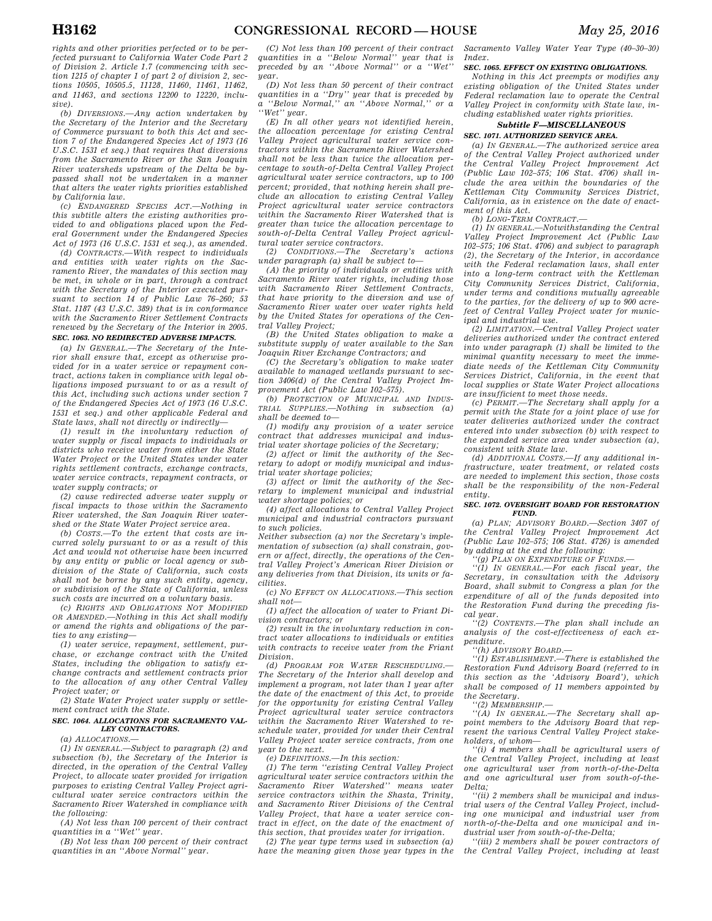*rights and other priorities perfected or to be perfected pursuant to California Water Code Part 2 of Division 2. Article 1.7 (commencing with section 1215 of chapter 1 of part 2 of division 2, sections 10505, 10505.5, 11128, 11460, 11461, 11462, and 11463, and sections 12200 to 12220, inclusive).*

*(b) DIVERSIONS.—Any action undertaken by the Secretary of the Interior and the Secretary of Commerce pursuant to both this Act and section 7 of the Endangered Species Act of 1973 (16 U.S.C. 1531 et seq.) that requires that diversions from the Sacramento River or the San Joaquin River watersheds upstream of the Delta be bypassed shall not be undertaken in a manner that alters the water rights priorities established by California law.*

*(c) ENDANGERED SPECIES ACT.—Nothing in this subtitle alters the existing authorities provided to and obligations placed upon the Federal Government under the Endangered Species Act of 1973 (16 U.S.C. 1531 et seq.), as amended.*

*(d) CONTRACTS.—With respect to individuals and entities with water rights on the Sacramento River, the mandates of this section may be met, in whole or in part, through a contract with the Secretary of the Interior executed pursuant to section 14 of Public Law 76–260; 53 Stat. 1187 (43 U.S.C. 389) that is in conformance with the Sacramento River Settlement Contracts renewed by the Secretary of the Interior in 2005.*

***SEC. 1063. NO REDIRECTED ADVERSE IMPACTS.***

*(a) IN GENERAL.—The Secretary of the Interior shall ensure that, except as otherwise provided for in a water service or repayment contract, actions taken in compliance with legal obligations imposed pursuant to or as a result of this Act, including such actions under section 7 of the Endangered Species Act of 1973 (16 U.S.C. 1531 et seq.) and other applicable Federal and State laws, shall not directly or indirectly—*

*(1) result in the involuntary reduction of water supply or fiscal impacts to individuals or districts who receive water from either the State Water Project or the United States under water rights settlement contracts, exchange contracts, water service contracts, repayment contracts, or water supply contracts; or*

*(2) cause redirected adverse water supply or fiscal impacts to those within the Sacramento River watershed, the San Joaquin River watershed or the State Water Project service area.*

*(b) COSTS.—To the extent that costs are incurred solely pursuant to or as a result of this Act and would not otherwise have been incurred by any entity or public or local agency or subdivision of the State of California, such costs shall not be borne by any such entity, agency, or subdivision of the State of California, unless such costs are incurred on a voluntary basis.*

*(c) RIGHTS AND OBLIGATIONS NOT MODIFIED OR AMENDED.—Nothing in this Act shall modify or amend the rights and obligations of the parties to any existing—*

*(1) water service, repayment, settlement, purchase, or exchange contract with the United States, including the obligation to satisfy exchange contracts and settlement contracts prior to the allocation of any other Central Valley Project water; or*

*(2) State Water Project water supply or settlement contract with the State.*

***SEC. 1064. ALLOCATIONS FOR SACRAMENTO VALLEY CONTRACTORS.***

*(a) ALLOCATIONS.—*

*(1) IN GENERAL.—Subject to paragraph (2) and subsection (b), the Secretary of the Interior is directed, in the operation of the Central Valley Project, to allocate water provided for irrigation purposes to existing Central Valley Project agricultural water service contractors within the Sacramento River Watershed in compliance with the following:*

*(A) Not less than 100 percent of their contract quantities in a ''Wet'' year.*

*(B) Not less than 100 percent of their contract quantities in an ''Above Normal'' year.*

*(C) Not less than 100 percent of their contract quantities in a ''Below Normal'' year that is preceded by an ''Above Normal'' or a ''Wet'' year.*

*(D) Not less than 50 percent of their contract quantities in a ''Dry'' year that is preceded by a ''Below Normal,'' an ''Above Normal,'' or a ''Wet'' year.*

*(E) In all other years not identified herein, the allocation percentage for existing Central Valley Project agricultural water service contractors within the Sacramento River Watershed shall not be less than twice the allocation percentage to south-of-Delta Central Valley Project agricultural water service contractors, up to 100 percent; provided, that nothing herein shall preclude an allocation to existing Central Valley Project agricultural water service contractors within the Sacramento River Watershed that is greater than twice the allocation percentage to south-of-Delta Central Valley Project agricultural water service contractors.*

*(2) CONDITIONS.—The Secretary's actions under paragraph (a) shall be subject to—*

*(A) the priority of individuals or entities with Sacramento River water rights, including those with Sacramento River Settlement Contracts, that have priority to the diversion and use of Sacramento River water over water rights held by the United States for operations of the Central Valley Project;*

*(B) the United States obligation to make a substitute supply of water available to the San Joaquin River Exchange Contractors; and*

*(C) the Secretary's obligation to make water available to managed wetlands pursuant to section 3406(d) of the Central Valley Project Improvement Act (Public Law 102–575).*

*(b) PROTECTION OF MUNICIPAL AND INDUSTRIAL SUPPLIES.—Nothing in subsection (a) shall be deemed to—*

*(1) modify any provision of a water service contract that addresses municipal and industrial water shortage policies of the Secretary;*

*(2) affect or limit the authority of the Secretary to adopt or modify municipal and industrial water shortage policies;*

*(3) affect or limit the authority of the Secretary to implement municipal and industrial water shortage policies; or*

*(4) affect allocations to Central Valley Project municipal and industrial contractors pursuant to such policies.*

*Neither subsection (a) nor the Secretary's implementation of subsection (a) shall constrain, govern or affect, directly, the operations of the Central Valley Project's American River Division or any deliveries from that Division, its units or facilities.*

*(c) NO EFFECT ON ALLOCATIONS.—This section shall not—*

*(1) affect the allocation of water to Friant Division contractors; or*

*(2) result in the involuntary reduction in contract water allocations to individuals or entities with contracts to receive water from the Friant Division.*

*(d) PROGRAM FOR WATER RESCHEDULING.—The Secretary of the Interior shall develop and implement a program, not later than 1 year after the date of the enactment of this Act, to provide for the opportunity for existing Central Valley Project agricultural water service contractors within the Sacramento River Watershed to reschedule water, provided for under their Central Valley Project water service contracts, from one year to the next.*

*(e) DEFINITIONS.—In this section:*

*(1) The term ''existing Central Valley Project agricultural water service contractors within the Sacramento River Watershed'' means water service contractors within the Shasta, Trinity, and Sacramento River Divisions of the Central Valley Project, that have a water service contract in effect, on the date of the enactment of this section, that provides water for irrigation.*

*(2) The year type terms used in subsection (a) have the meaning given those year types in the Sacramento Valley Water Year Type (40–30–30) Index.*

***SEC. 1065. EFFECT ON EXISTING OBLIGATIONS.***

*Nothing in this Act preempts or modifies any existing obligation of the United States under Federal reclamation law to operate the Central Valley Project in conformity with State law, including established water rights priorities.*

***Subtitle F—MISCELLANEOUS***

***SEC. 1071. AUTHORIZED SERVICE AREA.***

*(a) IN GENERAL.—The authorized service area of the Central Valley Project authorized under the Central Valley Project Improvement Act (Public Law 102–575; 106 Stat. 4706) shall include the area within the boundaries of the Kettleman City Community Services District, California, as in existence on the date of enactment of this Act.*

*(b) LONG-TERM CONTRACT.—*

*(1) IN GENERAL.—Notwithstanding the Central Valley Project Improvement Act (Public Law 102–575; 106 Stat. 4706) and subject to paragraph (2), the Secretary of the Interior, in accordance with the Federal reclamation laws, shall enter into a long-term contract with the Kettleman City Community Services District, California, under terms and conditions mutually agreeable to the parties, for the delivery of up to 900 acre-feet of Central Valley Project water for municipal and industrial use.*

*(2) LIMITATION.—Central Valley Project water deliveries authorized under the contract entered into under paragraph (1) shall be limited to the minimal quantity necessary to meet the immediate needs of the Kettleman City Community Services District, California, in the event that local supplies or State Water Project allocations are insufficient to meet those needs.*

*(c) PERMIT.—The Secretary shall apply for a permit with the State for a joint place of use for water deliveries authorized under the contract entered into under subsection (b) with respect to the expanded service area under subsection (a), consistent with State law.*

*(d) ADDITIONAL COSTS.—If any additional infrastructure, water treatment, or related costs are needed to implement this section, those costs shall be the responsibility of the non-Federal entity.*

***SEC. 1072. OVERSIGHT BOARD FOR RESTORATION FUND.***

*(a) PLAN; ADVISORY BOARD.—Section 3407 of the Central Valley Project Improvement Act (Public Law 102–575; 106 Stat. 4726) is amended by adding at the end the following:*

*''(g) PLAN ON EXPENDITURE OF FUNDS.—*

*''(1) IN GENERAL.—For each fiscal year, the Secretary, in consultation with the Advisory Board, shall submit to Congress a plan for the expenditure of all of the funds deposited into the Restoration Fund during the preceding fiscal year.*

*''(2) CONTENTS.—The plan shall include an analysis of the cost-effectiveness of each expenditure.*

*''(h) ADVISORY BOARD.—*

*''(1) ESTABLISHMENT.—There is established the Restoration Fund Advisory Board (referred to in this section as the 'Advisory Board'), which shall be composed of 11 members appointed by the Secretary.*

*''(2) MEMBERSHIP.—*

*''(A) IN GENERAL.—The Secretary shall appoint members to the Advisory Board that represent the various Central Valley Project stakeholders, of whom—*

*''(i) 4 members shall be agricultural users of the Central Valley Project, including at least one agricultural user from north-of-the-Delta and one agricultural user from south-of-the-Delta;*

*''(ii) 2 members shall be municipal and industrial users of the Central Valley Project, including one municipal and industrial user from north-of-the-Delta and one municipal and industrial user from south-of-the-Delta;*

*''(iii) 2 members shall be power contractors of the Central Valley Project, including at least*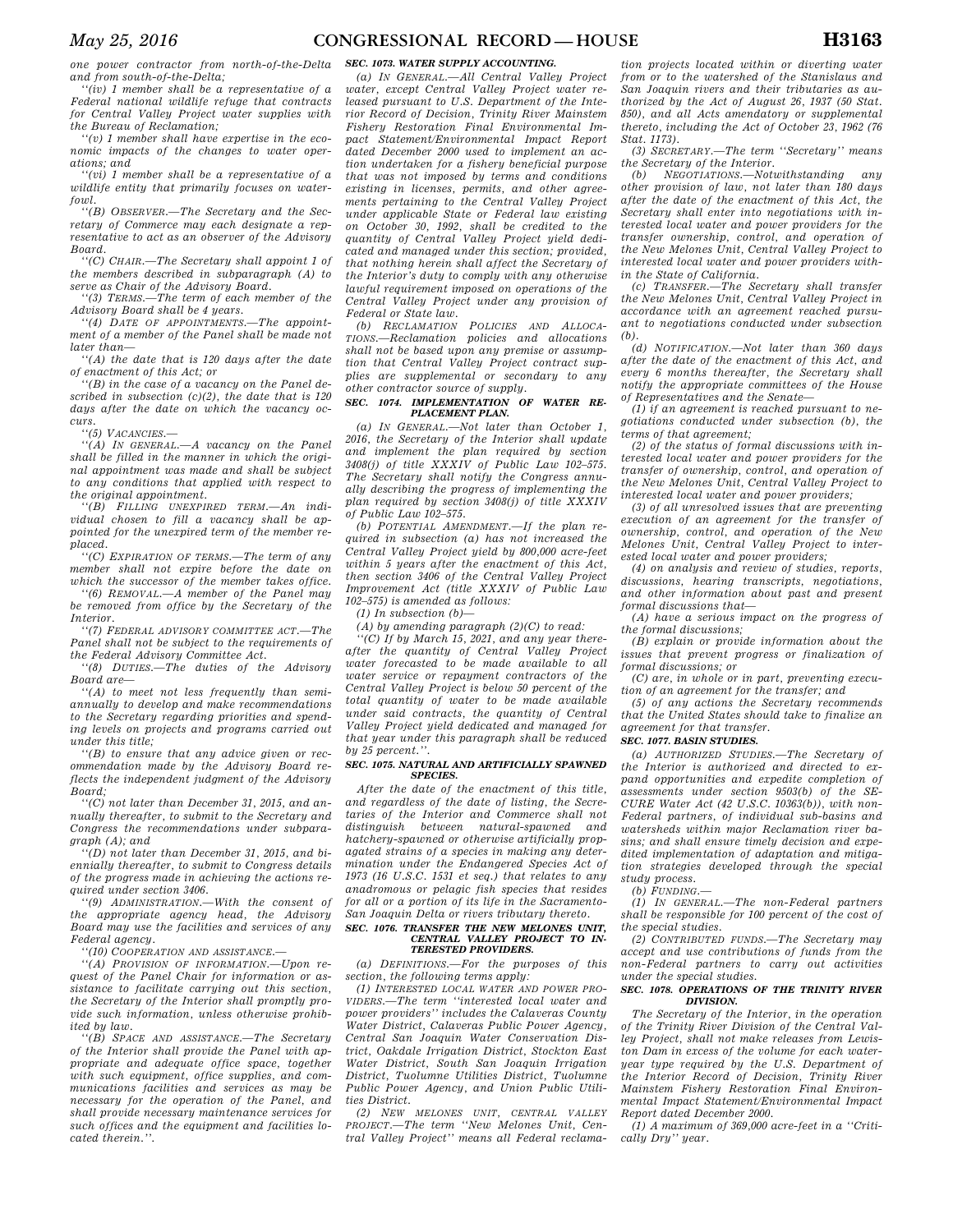one power contractor from north-of-the-Delta and from south-of-the-Delta;

''(iv) 1 member shall be a representative of a Federal national wildlife refuge that contracts for Central Valley Project water supplies with the Bureau of Reclamation;

''(v) 1 member shall have expertise in the economic impacts of the changes to water operations; and

''(vi) 1 member shall be a representative of a wildlife entity that primarily focuses on waterfowl.

''(B) OBSERVER.—The Secretary and the Secretary of Commerce may each designate a representative to act as an observer of the Advisory Board.

''(C) CHAIR.—The Secretary shall appoint 1 of the members described in subparagraph (A) to serve as Chair of the Advisory Board.

''(3) TERMS.—The term of each member of the Advisory Board shall be 4 years.

''(4) DATE OF APPOINTMENTS.—The appointment of a member of the Panel shall be made not later than—

''(A) the date that is 120 days after the date of enactment of this Act; or

''(B) in the case of a vacancy on the Panel described in subsection (c)(2), the date that is 120 days after the date on which the vacancy occurs.

''(5) VACANCIES.—

''(A) IN GENERAL.—A vacancy on the Panel shall be filled in the manner in which the original appointment was made and shall be subject to any conditions that applied with respect to the original appointment.

''(B) FILLING UNEXPIRED TERM.—An individual chosen to fill a vacancy shall be appointed for the unexpired term of the member replaced.

''(C) EXPIRATION OF TERMS.—The term of any member shall not expire before the date on which the successor of the member takes office.

''(6) REMOVAL.—A member of the Panel may be removed from office by the Secretary of the Interior.

''(7) FEDERAL ADVISORY COMMITTEE ACT.—The Panel shall not be subject to the requirements of the Federal Advisory Committee Act.

''(8) DUTIES.—The duties of the Advisory Board are—

''(A) to meet not less frequently than semiannually to develop and make recommendations to the Secretary regarding priorities and spending levels on projects and programs carried out under this title;

''(B) to ensure that any advice given or recommendation made by the Advisory Board reflects the independent judgment of the Advisory Board;

''(C) not later than December 31, 2015, and annually thereafter, to submit to the Secretary and Congress the recommendations under subparagraph (A); and

''(D) not later than December 31, 2015, and biennially thereafter, to submit to Congress details of the progress made in achieving the actions required under section 3406.

''(9) ADMINISTRATION.—With the consent of the appropriate agency head, the Advisory Board may use the facilities and services of any Federal agency.

''(10) COOPERATION AND ASSISTANCE.—

''(A) PROVISION OF INFORMATION.—Upon request of the Panel Chair for information or assistance to facilitate carrying out this section, the Secretary of the Interior shall promptly provide such information, unless otherwise prohibited by law.

''(B) SPACE AND ASSISTANCE.—The Secretary of the Interior shall provide the Panel with appropriate and adequate office space, together with such equipment, office supplies, and communications facilities and services as may be necessary for the operation of the Panel, and shall provide necessary maintenance services for such offices and the equipment and facilities located therein.''.

**SEC. 1073. WATER SUPPLY ACCOUNTING.**

(a) IN GENERAL.—All Central Valley Project water, except Central Valley Project water released pursuant to U.S. Department of the Interior Record of Decision, Trinity River Mainstem Fishery Restoration Final Environmental Impact Statement/Environmental Impact Report dated December 2000 used to implement an action undertaken for a fishery beneficial purpose that was not imposed by terms and conditions existing in licenses, permits, and other agreements pertaining to the Central Valley Project under applicable State or Federal law existing on October 30, 1992, shall be credited to the quantity of Central Valley Project yield dedicated and managed under this section; provided, that nothing herein shall affect the Secretary of the Interior's duty to comply with any otherwise lawful requirement imposed on operations of the Central Valley Project under any provision of Federal or State law.

(b) RECLAMATION POLICIES AND ALLOCATIONS.—Reclamation policies and allocations shall not be based upon any premise or assumption that Central Valley Project contract supplies are supplemental or secondary to any other contractor source of supply.

**SEC. 1074. IMPLEMENTATION OF WATER REPLACEMENT PLAN.**

(a) IN GENERAL.—Not later than October 1, 2016, the Secretary of the Interior shall update and implement the plan required by section 3408(j) of title XXXIV of Public Law 102–575. The Secretary shall notify the Congress annually describing the progress of implementing the plan required by section 3408(j) of title XXXIV of Public Law 102–575.

(b) POTENTIAL AMENDMENT.—If the plan required in subsection (a) has not increased the Central Valley Project yield by 800,000 acre-feet within 5 years after the enactment of this Act, then section 3406 of the Central Valley Project Improvement Act (title XXXIV of Public Law 102–575) is amended as follows:

(1) In subsection (b)—

(A) by amending paragraph (2)(C) to read:

''(C) If by March 15, 2021, and any year thereafter the quantity of Central Valley Project water forecasted to be made available to all water service or repayment contractors of the Central Valley Project is below 50 percent of the total quantity of water to be made available under said contracts, the quantity of Central Valley Project yield dedicated and managed for that year under this paragraph shall be reduced by 25 percent.''.

**SEC. 1075. NATURAL AND ARTIFICIALLY SPAWNED SPECIES.**

After the date of the enactment of this title, and regardless of the date of listing, the Secretaries of the Interior and Commerce shall not distinguish between natural-spawned and hatchery-spawned or otherwise artificially propagated strains of a species in making any determination under the Endangered Species Act of 1973 (16 U.S.C. 1531 et seq.) that relates to any anadromous or pelagic fish species that resides for all or a portion of its life in the Sacramento-San Joaquin Delta or rivers tributary thereto.

**SEC. 1076. TRANSFER THE NEW MELONES UNIT, CENTRAL VALLEY PROJECT TO INTERESTED PROVIDERS.**

(a) DEFINITIONS.—For the purposes of this section, the following terms apply:

(1) INTERESTED LOCAL WATER AND POWER PROVIDERS.—The term ''interested local water and power providers'' includes the Calaveras County Water District, Calaveras Public Power Agency, Central San Joaquin Water Conservation District, Oakdale Irrigation District, Stockton East Water District, South San Joaquin Irrigation District, Tuolumne Utilities District, Tuolumne Public Power Agency, and Union Public Utilities District.

(2) NEW MELONES UNIT, CENTRAL VALLEY PROJECT.—The term ''New Melones Unit, Central Valley Project'' means all Federal reclamation projects located within or diverting water from or to the watershed of the Stanislaus and San Joaquin rivers and their tributaries as authorized by the Act of August 26, 1937 (50 Stat. 850), and all Acts amendatory or supplemental thereto, including the Act of October 23, 1962 (76 Stat. 1173).

(3) SECRETARY.—The term ''Secretary'' means the Secretary of the Interior.

(b) NEGOTIATIONS.—Notwithstanding any other provision of law, not later than 180 days after the date of the enactment of this Act, the Secretary shall enter into negotiations with interested local water and power providers for the transfer ownership, control, and operation of the New Melones Unit, Central Valley Project to interested local water and power providers within the State of California.

(c) TRANSFER.—The Secretary shall transfer the New Melones Unit, Central Valley Project in accordance with an agreement reached pursuant to negotiations conducted under subsection (b).

(d) NOTIFICATION.—Not later than 360 days after the date of the enactment of this Act, and every 6 months thereafter, the Secretary shall notify the appropriate committees of the House of Representatives and the Senate—

(1) if an agreement is reached pursuant to negotiations conducted under subsection (b), the terms of that agreement;

(2) of the status of formal discussions with interested local water and power providers for the transfer of ownership, control, and operation of the New Melones Unit, Central Valley Project to interested local water and power providers;

(3) of all unresolved issues that are preventing execution of an agreement for the transfer of ownership, control, and operation of the New Melones Unit, Central Valley Project to interested local water and power providers;

(4) on analysis and review of studies, reports, discussions, hearing transcripts, negotiations, and other information about past and present formal discussions that—

(A) have a serious impact on the progress of the formal discussions;

(B) explain or provide information about the issues that prevent progress or finalization of formal discussions; or

(C) are, in whole or in part, preventing execution of an agreement for the transfer; and

(5) of any actions the Secretary recommends that the United States should take to finalize an agreement for that transfer.

**SEC. 1077. BASIN STUDIES.**

(a) AUTHORIZED STUDIES.—The Secretary of the Interior is authorized and directed to expand opportunities and expedite completion of assessments under section 9503(b) of the SECURE Water Act (42 U.S.C. 10363(b)), with non-Federal partners, of individual sub-basins and watersheds within major Reclamation river basins; and shall ensure timely decision and expedited implementation of adaptation and mitigation strategies developed through the special study process.

(b) FUNDING.—

(1) IN GENERAL.—The non-Federal partners shall be responsible for 100 percent of the cost of the special studies.

(2) CONTRIBUTED FUNDS.—The Secretary may accept and use contributions of funds from the non-Federal partners to carry out activities under the special studies.

**SEC. 1078. OPERATIONS OF THE TRINITY RIVER DIVISION.**

The Secretary of the Interior, in the operation of the Trinity River Division of the Central Valley Project, shall not make releases from Lewiston Dam in excess of the volume for each water-year type required by the U.S. Department of the Interior Record of Decision, Trinity River Mainstem Fishery Restoration Final Environmental Impact Statement/Environmental Impact Report dated December 2000.

(1) A maximum of 369,000 acre-feet in a ''Critically Dry'' year.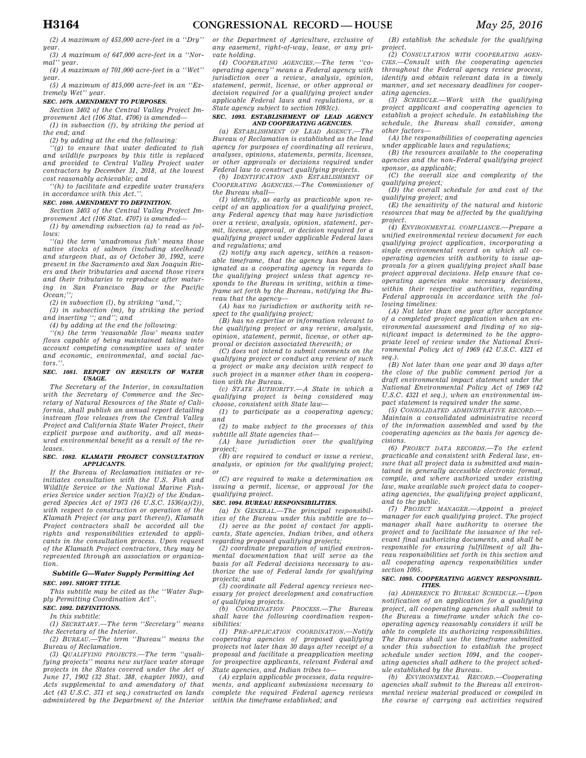(2) A maximum of 453,000 acre-feet in a ''Dry'' year.

(3) A maximum of 647,000 acre-feet in a ''Normal'' year.

(4) A maximum of 701,000 acre-feet in a ''Wet'' year.

(5) A maximum of 815,000 acre-feet in an ''Extremely Wet'' year.

**SEC. 1079. AMENDMENT TO PURPOSES.**

Section 3402 of the Central Valley Project Improvement Act (106 Stat. 4706) is amended—

(1) in subsection (f), by striking the period at the end; and

(2) by adding at the end the following:

''(g) to ensure that water dedicated to fish and wildlife purposes by this title is replaced and provided to Central Valley Project water contractors by December 31, 2018, at the lowest cost reasonably achievable; and

''(h) to facilitate and expedite water transfers in accordance with this Act.''.

**SEC. 1080. AMENDMENT TO DEFINITION.**

Section 3403 of the Central Valley Project Improvement Act (106 Stat. 4707) is amended—

(1) by amending subsection (a) to read as follows:

''(a) the term 'anadromous fish' means those native stocks of salmon (including steelhead) and sturgeon that, as of October 30, 1992, were present in the Sacramento and San Joaquin Rivers and their tributaries and ascend those rivers and their tributaries to reproduce after maturing in San Francisco Bay or the Pacific Ocean;'';

(2) in subsection (l), by striking ''and,'';

(3) in subsection (m), by striking the period and inserting ''; and''; and

(4) by adding at the end the following:

''(n) the term 'reasonable flow' means water flows capable of being maintained taking into account competing consumptive uses of water and economic, environmental, and social factors.''.

**SEC. 1081. REPORT ON RESULTS OF WATER USAGE.**

The Secretary of the Interior, in consultation with the Secretary of Commerce and the Secretary of Natural Resources of the State of California, shall publish an annual report detailing instream flow releases from the Central Valley Project and California State Water Project, their explicit purpose and authority, and all measured environmental benefit as a result of the releases.

**SEC. 1082. KLAMATH PROJECT CONSULTATION APPLICANTS.**

If the Bureau of Reclamation initiates or reinitiates consultation with the U.S. Fish and Wildlife Service or the National Marine Fisheries Service under section 7(a)(2) of the Endangered Species Act of 1973 (16 U.S.C. 1536(a)(2)), with respect to construction or operation of the Klamath Project (or any part thereof), Klamath Project contractors shall be accorded all the rights and responsibilities extended to applicants in the consultation process. Upon request of the Klamath Project contractors, they may be represented through an association or organization.

### *Subtitle G—Water Supply Permitting Act*

**SEC. 1091. SHORT TITLE.**

This subtitle may be cited as the ''Water Supply Permitting Coordination Act''.

**SEC. 1092. DEFINITIONS.**

In this subtitle:

(1) *SECRETARY.*—The term ''Secretary'' means the Secretary of the Interior.

(2) *BUREAU.*—The term ''Bureau'' means the Bureau of Reclamation.

(3) *QUALIFYING PROJECTS.*—The term ''qualifying projects'' means new surface water storage projects in the States covered under the Act of June 17, 1902 (32 Stat. 388, chapter 1093), and Acts supplemental to and amendatory of that Act (43 U.S.C. 371 et seq.) constructed on lands administered by the Department of the Interior or the Department of Agriculture, exclusive of any easement, right-of-way, lease, or any private holding.

(4) *COOPERATING AGENCIES.*—The term ''cooperating agency'' means a Federal agency with jurisdiction over a review, analysis, opinion, statement, permit, license, or other approval or decision required for a qualifying project under applicable Federal laws and regulations, or a State agency subject to section 1093(c).

**SEC. 1093. ESTABLISHMENT OF LEAD AGENCY AND COOPERATING AGENCIES.**

(a) *ESTABLISHMENT OF LEAD AGENCY.*—The Bureau of Reclamation is established as the lead agency for purposes of coordinating all reviews, analyses, opinions, statements, permits, licenses, or other approvals or decisions required under Federal law to construct qualifying projects.

(b) *IDENTIFICATION AND ESTABLISHMENT OF COOPERATING AGENCIES.*—The Commissioner of the Bureau shall—

(1) identify, as early as practicable upon receipt of an application for a qualifying project, any Federal agency that may have jurisdiction over a review, analysis, opinion, statement, permit, license, approval, or decision required for a qualifying project under applicable Federal laws and regulations; and

(2) notify any such agency, within a reasonable timeframe, that the agency has been designated as a cooperating agency in regards to the qualifying project unless that agency responds to the Bureau in writing, within a timeframe set forth by the Bureau, notifying the Bureau that the agency—

(A) has no jurisdiction or authority with respect to the qualifying project;

(B) has no expertise or information relevant to the qualifying project or any review, analysis, opinion, statement, permit, license, or other approval or decision associated therewith; or

(C) does not intend to submit comments on the qualifying project or conduct any review of such a project or make any decision with respect to such project in a manner other than in cooperation with the Bureau.

(c) *STATE AUTHORITY.*—A State in which a qualifying project is being considered may choose, consistent with State law—

(1) to participate as a cooperating agency; and

(2) to make subject to the processes of this subtitle all State agencies that—

(A) have jurisdiction over the qualifying project;

(B) are required to conduct or issue a review, analysis, or opinion for the qualifying project; or

(C) are required to make a determination on issuing a permit, license, or approval for the qualifying project.

**SEC. 1094. BUREAU RESPONSIBILITIES.**

(a) *IN GENERAL.*—The principal responsibilities of the Bureau under this subtitle are to—

(1) serve as the point of contact for applicants, State agencies, Indian tribes, and others regarding proposed qualifying projects;

(2) coordinate preparation of unified environmental documentation that will serve as the basis for all Federal decisions necessary to authorize the use of Federal lands for qualifying projects; and

(3) coordinate all Federal agency reviews necessary for project development and construction of qualifying projects.

(b) *COORDINATION PROCESS.*—The Bureau shall have the following coordination responsibilities:

(1) *PRE-APPLICATION COORDINATION.*—Notify cooperating agencies of proposed qualifying projects not later than 30 days after receipt of a proposal and facilitate a preapplication meeting for prospective applicants, relevant Federal and State agencies, and Indian tribes to—

(A) explain applicable processes, data requirements, and applicant submissions necessary to complete the required Federal agency reviews within the timeframe established; and

(B) establish the schedule for the qualifying project.

(2) *CONSULTATION WITH COOPERATING AGENCIES.*—Consult with the cooperating agencies throughout the Federal agency review process, identify and obtain relevant data in a timely manner, and set necessary deadlines for cooperating agencies.

(3) *SCHEDULE.*—Work with the qualifying project applicant and cooperating agencies to establish a project schedule. In establishing the schedule, the Bureau shall consider, among other factors—

(A) the responsibilities of cooperating agencies under applicable laws and regulations;

(B) the resources available to the cooperating agencies and the non-Federal qualifying project sponsor, as applicable;

(C) the overall size and complexity of the qualifying project;

(D) the overall schedule for and cost of the qualifying project; and

(E) the sensitivity of the natural and historic resources that may be affected by the qualifying project.

(4) *ENVIRONMENTAL COMPLIANCE.*—Prepare a unified environmental review document for each qualifying project application, incorporating a single environmental record on which all cooperating agencies with authority to issue approvals for a given qualifying project shall base project approval decisions. Help ensure that cooperating agencies make necessary decisions, within their respective authorities, regarding Federal approvals in accordance with the following timelines:

(A) Not later than one year after acceptance of a completed project application when an environmental assessment and finding of no significant impact is determined to be the appropriate level of review under the National Environmental Policy Act of 1969 (42 U.S.C. 4321 et seq.).

(B) Not later than one year and 30 days after the close of the public comment period for a draft environmental impact statement under the National Environmental Policy Act of 1969 (42 U.S.C. 4321 et seq.), when an environmental impact statement is required under the same.

(5) *CONSOLIDATED ADMINISTRATIVE RECORD.*—Maintain a consolidated administrative record of the information assembled and used by the cooperating agencies as the basis for agency decisions.

(6) *PROJECT DATA RECORDS.*—To the extent practicable and consistent with Federal law, ensure that all project data is submitted and maintained in generally accessible electronic format, compile, and where authorized under existing law, make available such project data to cooperating agencies, the qualifying project applicant, and to the public.

(7) *PROJECT MANAGER.*—Appoint a project manager for each qualifying project. The project manager shall have authority to oversee the project and to facilitate the issuance of the relevant final authorizing documents, and shall be responsible for ensuring fulfillment of all Bureau responsibilities set forth in this section and all cooperating agency responsibilities under section 1095.

**SEC. 1095. COOPERATING AGENCY RESPONSIBILITIES.**

(a) *ADHERENCE TO BUREAU SCHEDULE.*—Upon notification of an application for a qualifying project, all cooperating agencies shall submit to the Bureau a timeframe under which the cooperating agency reasonably considers it will be able to complete its authorizing responsibilities. The Bureau shall use the timeframe submitted under this subsection to establish the project schedule under section 1094, and the cooperating agencies shall adhere to the project schedule established by the Bureau.

(b) *ENVIRONMENTAL RECORD.*—Cooperating agencies shall submit to the Bureau all environmental review material produced or compiled in the course of carrying out activities required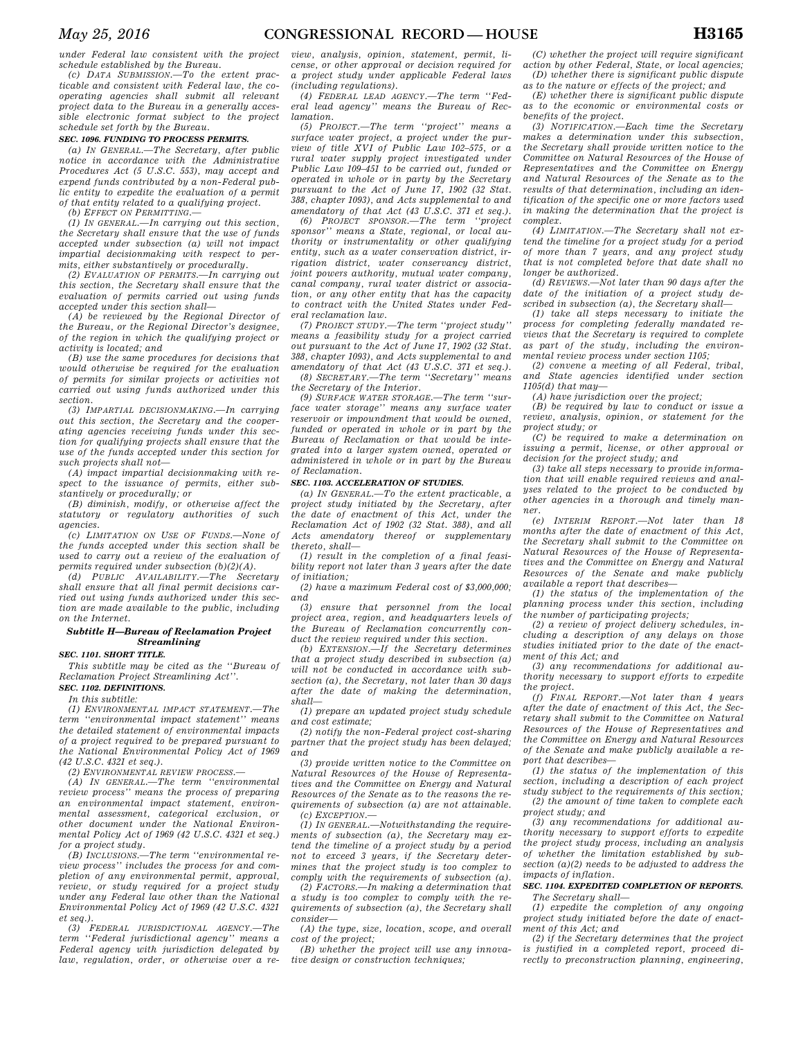*under Federal law consistent with the project schedule established by the Bureau.*

*(c) DATA SUBMISSION.—To the extent practicable and consistent with Federal law, the cooperating agencies shall submit all relevant project data to the Bureau in a generally accessible electronic format subject to the project schedule set forth by the Bureau.*

**SEC. 1096. FUNDING TO PROCESS PERMITS.**

*(a) IN GENERAL.—The Secretary, after public notice in accordance with the Administrative Procedures Act (5 U.S.C. 553), may accept and expend funds contributed by a non-Federal public entity to expedite the evaluation of a permit of that entity related to a qualifying project.*

*(b) EFFECT ON PERMITTING.—*

*(1) IN GENERAL.—In carrying out this section, the Secretary shall ensure that the use of funds accepted under subsection (a) will not impact impartial decisionmaking with respect to permits, either substantively or procedurally.*

*(2) EVALUATION OF PERMITS.—In carrying out this section, the Secretary shall ensure that the evaluation of permits carried out using funds accepted under this section shall—*

*(A) be reviewed by the Regional Director of the Bureau, or the Regional Director's designee, of the region in which the qualifying project or activity is located; and*

*(B) use the same procedures for decisions that would otherwise be required for the evaluation of permits for similar projects or activities not carried out using funds authorized under this section.*

*(3) IMPARTIAL DECISIONMAKING.—In carrying out this section, the Secretary and the cooperating agencies receiving funds under this section for qualifying projects shall ensure that the use of the funds accepted under this section for such projects shall not—*

*(A) impact impartial decisionmaking with respect to the issuance of permits, either substantively or procedurally; or*

*(B) diminish, modify, or otherwise affect the statutory or regulatory authorities of such agencies.*

*(c) LIMITATION ON USE OF FUNDS.—None of the funds accepted under this section shall be used to carry out a review of the evaluation of permits required under subsection (b)(2)(A).*

*(d) PUBLIC AVAILABILITY.—The Secretary shall ensure that all final permit decisions carried out using funds authorized under this section are made available to the public, including on the Internet.*

### *Subtitle H—Bureau of Reclamation Project Streamlining*

**SEC. 1101. SHORT TITLE.**

*This subtitle may be cited as the ''Bureau of Reclamation Project Streamlining Act''.*

**SEC. 1102. DEFINITIONS.**

*In this subtitle:*

*(1) ENVIRONMENTAL IMPACT STATEMENT.—The term ''environmental impact statement'' means the detailed statement of environmental impacts of a project required to be prepared pursuant to the National Environmental Policy Act of 1969 (42 U.S.C. 4321 et seq.).*

*(2) ENVIRONMENTAL REVIEW PROCESS.—*

*(A) IN GENERAL.—The term ''environmental review process'' means the process of preparing an environmental impact statement, environmental assessment, categorical exclusion, or other document under the National Environmental Policy Act of 1969 (42 U.S.C. 4321 et seq.) for a project study.*

*(B) INCLUSIONS.—The term ''environmental review process'' includes the process for and completion of any environmental permit, approval, review, or study required for a project study under any Federal law other than the National Environmental Policy Act of 1969 (42 U.S.C. 4321 et seq.).*

*(3) FEDERAL JURISDICTIONAL AGENCY.—The term ''Federal jurisdictional agency'' means a Federal agency with jurisdiction delegated by law, regulation, order, or otherwise over a review, analysis, opinion, statement, permit, license, or other approval or decision required for a project study under applicable Federal laws (including regulations).*

*(4) FEDERAL LEAD AGENCY.—The term ''Federal lead agency'' means the Bureau of Reclamation.*

*(5) PROJECT.—The term ''project'' means a surface water project, a project under the purview of title XVI of Public Law 102–575, or a rural water supply project investigated under Public Law 109–451 to be carried out, funded or operated in whole or in party by the Secretary pursuant to the Act of June 17, 1902 (32 Stat. 388, chapter 1093), and Acts supplemental to and amendatory of that Act (43 U.S.C. 371 et seq.).*

*(6) PROJECT SPONSOR.—The term ''project sponsor'' means a State, regional, or local authority or instrumentality or other qualifying entity, such as a water conservation district, irrigation district, water conservancy district, joint powers authority, mutual water company, canal company, rural water district or association, or any other entity that has the capacity to contract with the United States under Federal reclamation law.*

*(7) PROJECT STUDY.—The term ''project study'' means a feasibility study for a project carried out pursuant to the Act of June 17, 1902 (32 Stat. 388, chapter 1093), and Acts supplemental to and amendatory of that Act (43 U.S.C. 371 et seq.).*

*(8) SECRETARY.—The term ''Secretary'' means the Secretary of the Interior.*

*(9) SURFACE WATER STORAGE.—The term ''surface water storage'' means any surface water reservoir or impoundment that would be owned, funded or operated in whole or in part by the Bureau of Reclamation or that would be integrated into a larger system owned, operated or administered in whole or in part by the Bureau of Reclamation.*

**SEC. 1103. ACCELERATION OF STUDIES.**

*(a) IN GENERAL.—To the extent practicable, a project study initiated by the Secretary, after the date of enactment of this Act, under the Reclamation Act of 1902 (32 Stat. 388), and all Acts amendatory thereof or supplementary thereto, shall—*

*(1) result in the completion of a final feasibility report not later than 3 years after the date of initiation;*

*(2) have a maximum Federal cost of $3,000,000; and*

*(3) ensure that personnel from the local project area, region, and headquarters levels of the Bureau of Reclamation concurrently conduct the review required under this section.*

*(b) EXTENSION.—If the Secretary determines that a project study described in subsection (a) will not be conducted in accordance with subsection (a), the Secretary, not later than 30 days after the date of making the determination, shall—*

*(1) prepare an updated project study schedule and cost estimate;*

*(2) notify the non-Federal project cost-sharing partner that the project study has been delayed; and*

*(3) provide written notice to the Committee on Natural Resources of the House of Representatives and the Committee on Energy and Natural Resources of the Senate as to the reasons the requirements of subsection (a) are not attainable.*

*(c) EXCEPTION.—*

*(1) IN GENERAL.—Notwithstanding the requirements of subsection (a), the Secretary may extend the timeline of a project study by a period not to exceed 3 years, if the Secretary determines that the project study is too complex to comply with the requirements of subsection (a).*

*(2) FACTORS.—In making a determination that a study is too complex to comply with the requirements of subsection (a), the Secretary shall consider—*

*(A) the type, size, location, scope, and overall cost of the project;*

*(B) whether the project will use any innovative design or construction techniques;*

*(C) whether the project will require significant action by other Federal, State, or local agencies;*

*(D) whether there is significant public dispute as to the nature or effects of the project; and*

*(E) whether there is significant public dispute as to the economic or environmental costs or benefits of the project.*

*(3) NOTIFICATION.—Each time the Secretary makes a determination under this subsection, the Secretary shall provide written notice to the Committee on Natural Resources of the House of Representatives and the Committee on Energy and Natural Resources of the Senate as to the results of that determination, including an identification of the specific one or more factors used in making the determination that the project is complex.*

*(4) LIMITATION.—The Secretary shall not extend the timeline for a project study for a period of more than 7 years, and any project study that is not completed before that date shall no longer be authorized.*

*(d) REVIEWS.—Not later than 90 days after the date of the initiation of a project study described in subsection (a), the Secretary shall—*

*(1) take all steps necessary to initiate the process for completing federally mandated reviews that the Secretary is required to complete as part of the study, including the environmental review process under section 1105;*

*(2) convene a meeting of all Federal, tribal, and State agencies identified under section 1105(d) that may—*

*(A) have jurisdiction over the project;*

*(B) be required by law to conduct or issue a review, analysis, opinion, or statement for the project study; or*

*(C) be required to make a determination on issuing a permit, license, or other approval or decision for the project study; and*

*(3) take all steps necessary to provide information that will enable required reviews and analyses related to the project to be conducted by other agencies in a thorough and timely manner.*

*(e) INTERIM REPORT.—Not later than 18 months after the date of enactment of this Act, the Secretary shall submit to the Committee on Natural Resources of the House of Representatives and the Committee on Energy and Natural Resources of the Senate and make publicly available a report that describes—*

*(1) the status of the implementation of the planning process under this section, including the number of participating projects;*

*(2) a review of project delivery schedules, including a description of any delays on those studies initiated prior to the date of the enactment of this Act; and*

*(3) any recommendations for additional authority necessary to support efforts to expedite the project.*

*(f) FINAL REPORT.—Not later than 4 years after the date of enactment of this Act, the Secretary shall submit to the Committee on Natural Resources of the House of Representatives and the Committee on Energy and Natural Resources of the Senate and make publicly available a report that describes—*

*(1) the status of the implementation of this section, including a description of each project study subject to the requirements of this section;*

*(2) the amount of time taken to complete each project study; and*

*(3) any recommendations for additional authority necessary to support efforts to expedite the project study process, including an analysis of whether the limitation established by subsection (a)(2) needs to be adjusted to address the impacts of inflation.*

**SEC. 1104. EXPEDITED COMPLETION OF REPORTS.**

*The Secretary shall—*

*(1) expedite the completion of any ongoing project study initiated before the date of enactment of this Act; and*

*(2) if the Secretary determines that the project is justified in a completed report, proceed directly to preconstruction planning, engineering,*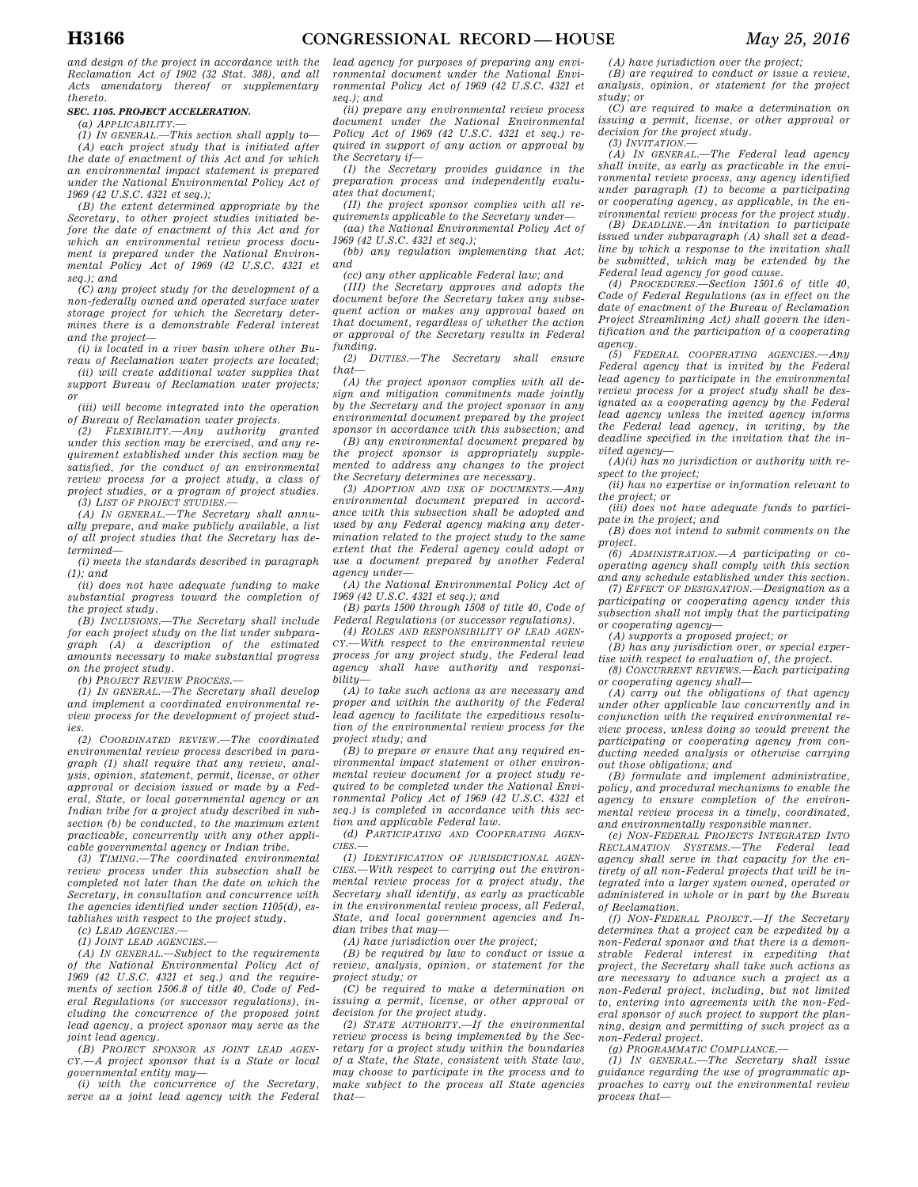and design of the project in accordance with the Reclamation Act of 1902 (32 Stat. 388), and all Acts amendatory thereof or supplementary thereto.

**SEC. 1105. PROJECT ACCELERATION.**

(a) *APPLICABILITY.*—

(1) *IN GENERAL.*—*This section shall apply to*—

(A) *each project study that is initiated after the date of enactment of this Act and for which an environmental impact statement is prepared under the National Environmental Policy Act of 1969 (42 U.S.C. 4321 et seq.);*

(B) *the extent determined appropriate by the Secretary, to other project studies initiated before the date of enactment of this Act and for which an environmental review process document is prepared under the National Environmental Policy Act of 1969 (42 U.S.C. 4321 et seq.); and*

(C) *any project study for the development of a non-federally owned and operated surface water storage project for which the Secretary determines there is a demonstrable Federal interest and the project*—

(i) *is located in a river basin where other Bureau of Reclamation water projects are located;*

(ii) *will create additional water supplies that support Bureau of Reclamation water projects; or*

(iii) *will become integrated into the operation of Bureau of Reclamation water projects.*

(2) *FLEXIBILITY.*—*Any authority granted under this section may be exercised, and any requirement established under this section may be satisfied, for the conduct of an environmental review process for a project study, a class of project studies, or a program of project studies.*

(3) *LIST OF PROJECT STUDIES.*—

(A) *IN GENERAL.*—*The Secretary shall annually prepare, and make publicly available, a list of all project studies that the Secretary has determined*—

(i) *meets the standards described in paragraph (1); and*

(ii) *does not have adequate funding to make substantial progress toward the completion of the project study.*

(B) *INCLUSIONS.*—*The Secretary shall include for each project study on the list under subparagraph (A) a description of the estimated amounts necessary to make substantial progress on the project study.*

(b) *PROJECT REVIEW PROCESS.*—

(1) *IN GENERAL.*—*The Secretary shall develop and implement a coordinated environmental review process for the development of project studies.*

(2) *COORDINATED REVIEW.*—*The coordinated environmental review process described in paragraph (1) shall require that any review, analysis, opinion, statement, permit, license, or other approval or decision issued or made by a Federal, State, or local governmental agency or an Indian tribe for a project study described in subsection (b) be conducted, to the maximum extent practicable, concurrently with any other applicable governmental agency or Indian tribe.*

(3) *TIMING.*—*The coordinated environmental review process under this subsection shall be completed not later than the date on which the Secretary, in consultation and concurrence with the agencies identified under section 1105(d), establishes with respect to the project study.*

(c) *LEAD AGENCIES.*—

(1) *JOINT LEAD AGENCIES.*—

(A) *IN GENERAL.*—*Subject to the requirements of the National Environmental Policy Act of 1969 (42 U.S.C. 4321 et seq.) and the requirements of section 1506.8 of title 40, Code of Federal Regulations (or successor regulations), including the concurrence of the proposed joint lead agency, a project sponsor may serve as the joint lead agency.*

(B) *PROJECT SPONSOR AS JOINT LEAD AGENCY.*—*A project sponsor that is a State or local governmental entity may*—

(i) *with the concurrence of the Secretary, serve as a joint lead agency with the Federal lead agency for purposes of preparing any environmental document under the National Environmental Policy Act of 1969 (42 U.S.C. 4321 et seq.); and*

(ii) *prepare any environmental review process document under the National Environmental Policy Act of 1969 (42 U.S.C. 4321 et seq.) required in support of any action or approval by the Secretary if*—

(I) *the Secretary provides guidance in the preparation process and independently evaluates that document;*

(II) *the project sponsor complies with all requirements applicable to the Secretary under*—

(aa) *the National Environmental Policy Act of 1969 (42 U.S.C. 4321 et seq.);*

(bb) *any regulation implementing that Act; and*

(cc) *any other applicable Federal law; and*

(III) *the Secretary approves and adopts the document before the Secretary takes any subsequent action or makes any approval based on that document, regardless of whether the action or approval of the Secretary results in Federal funding.*

(2) *DUTIES.*—*The Secretary shall ensure that*—

(A) *the project sponsor complies with all design and mitigation commitments made jointly by the Secretary and the project sponsor in any environmental document prepared by the project sponsor in accordance with this subsection; and*

(B) *any environmental document prepared by the project sponsor is appropriately supplemented to address any changes to the project the Secretary determines are necessary.*

(3) *ADOPTION AND USE OF DOCUMENTS.*—*Any environmental document prepared in accordance with this subsection shall be adopted and used by any Federal agency making any determination related to the project study to the same extent that the Federal agency could adopt or use a document prepared by another Federal agency under*—

(A) *the National Environmental Policy Act of 1969 (42 U.S.C. 4321 et seq.); and*

(B) *parts 1500 through 1508 of title 40, Code of Federal Regulations (or successor regulations).*

(4) *ROLES AND RESPONSIBILITY OF LEAD AGENCY.*—*With respect to the environmental review process for any project study, the Federal lead agency shall have authority and responsibility*—

(A) *to take such actions as are necessary and proper and within the authority of the Federal lead agency to facilitate the expeditious resolution of the environmental review process for the project study; and*

(B) *to prepare or ensure that any required environmental impact statement or other environmental review document for a project study required to be completed under the National Environmental Policy Act of 1969 (42 U.S.C. 4321 et seq.) is completed in accordance with this section and applicable Federal law.*

(d) *PARTICIPATING AND COOPERATING AGENCIES.*—

(1) *IDENTIFICATION OF JURISDICTIONAL AGENCIES.*—*With respect to carrying out the environmental review process for a project study, the Secretary shall identify, as early as practicable in the environmental review process, all Federal, State, and local government agencies and Indian tribes that may*—

(A) *have jurisdiction over the project;*

(B) *be required by law to conduct or issue a review, analysis, opinion, or statement for the project study; or*

(C) *be required to make a determination on issuing a permit, license, or other approval or decision for the project study.*

(2) *STATE AUTHORITY.*—*If the environmental review process is being implemented by the Secretary for a project study within the boundaries of a State, the State, consistent with State law, may choose to participate in the process and to make subject to the process all State agencies that*—

(A) *have jurisdiction over the project;*

(B) *are required to conduct or issue a review, analysis, opinion, or statement for the project study; or*

(C) *are required to make a determination on issuing a permit, license, or other approval or decision for the project study.*

(3) *INVITATION.*—

(A) *IN GENERAL.*—*The Federal lead agency shall invite, as early as practicable in the environmental review process, any agency identified under paragraph (1) to become a participating or cooperating agency, as applicable, in the environmental review process for the project study.*

(B) *DEADLINE.*—*An invitation to participate issued under subparagraph (A) shall set a deadline by which a response to the invitation shall be submitted, which may be extended by the Federal lead agency for good cause.*

(4) *PROCEDURES.*—*Section 1501.6 of title 40, Code of Federal Regulations (as in effect on the date of enactment of the Bureau of Reclamation Project Streamlining Act) shall govern the identification and the participation of a cooperating agency.*

(5) *FEDERAL COOPERATING AGENCIES.*—*Any Federal agency that is invited by the Federal lead agency to participate in the environmental review process for a project study shall be designated as a cooperating agency by the Federal lead agency unless the invited agency informs the Federal lead agency, in writing, by the deadline specified in the invitation that the invited agency*—

(A)(i) *has no jurisdiction or authority with respect to the project;*

(ii) *has no expertise or information relevant to the project; or*

(iii) *does not have adequate funds to participate in the project; and*

(B) *does not intend to submit comments on the project.*

(6) *ADMINISTRATION.*—*A participating or cooperating agency shall comply with this section and any schedule established under this section.*

(7) *EFFECT OF DESIGNATION.*—*Designation as a participating or cooperating agency under this subsection shall not imply that the participating or cooperating agency*—

(A) *supports a proposed project; or*

(B) *has any jurisdiction over, or special expertise with respect to evaluation of, the project.*

(8) *CONCURRENT REVIEWS.*—*Each participating or cooperating agency shall*—

(A) *carry out the obligations of that agency under other applicable law concurrently and in conjunction with the required environmental review process, unless doing so would prevent the participating or cooperating agency from conducting needed analysis or otherwise carrying out those obligations; and*

(B) *formulate and implement administrative, policy, and procedural mechanisms to enable the agency to ensure completion of the environmental review process in a timely, coordinated, and environmentally responsible manner.*

(e) *NON-FEDERAL PROJECTS INTEGRATED INTO RECLAMATION SYSTEMS.*—*The Federal lead agency shall serve in that capacity for the entirety of all non-Federal projects that will be integrated into a larger system owned, operated or administered in whole or in part by the Bureau of Reclamation.*

(f) *NON-FEDERAL PROJECT.*—*If the Secretary determines that a project can be expedited by a non-Federal sponsor and that there is a demonstrable Federal interest in expediting that project, the Secretary shall take such actions as are necessary to advance such a project as a non-Federal project, including, but not limited to, entering into agreements with the non-Federal sponsor of such project to support the planning, design and permitting of such project as a non-Federal project.*

(g) *PROGRAMMATIC COMPLIANCE.*—

(1) *IN GENERAL.*—*The Secretary shall issue guidance regarding the use of programmatic approaches to carry out the environmental review process that*—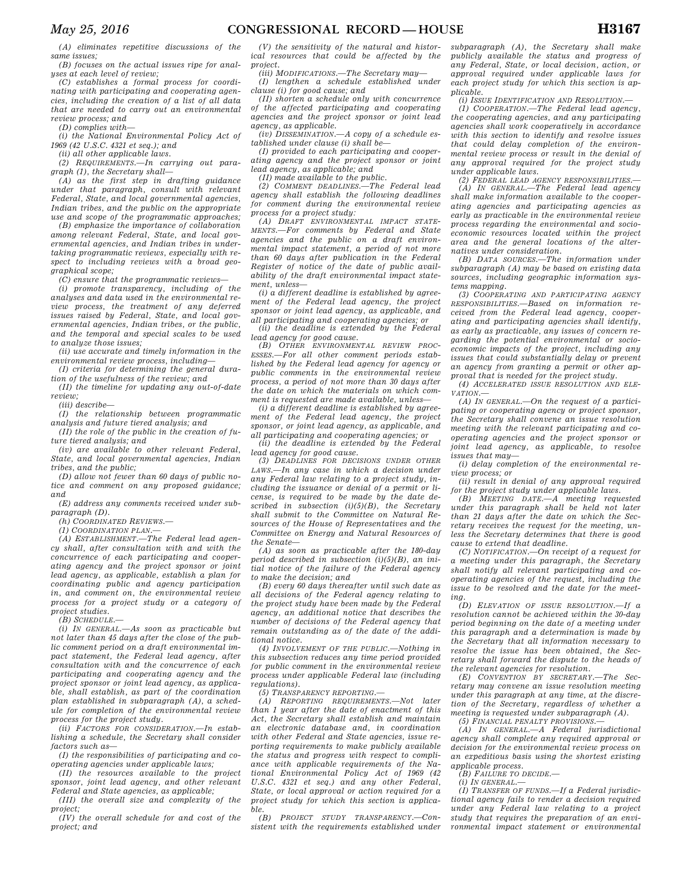(A) eliminates repetitive discussions of the same issues;

(B) focuses on the actual issues ripe for analyses at each level of review;

(C) establishes a formal process for coordinating with participating and cooperating agencies, including the creation of a list of all data that are needed to carry out an environmental review process; and

(D) complies with—

(i) the National Environmental Policy Act of 1969 (42 U.S.C. 4321 et seq.); and

(ii) all other applicable laws.

(2) *REQUIREMENTS.*—In carrying out paragraph (1), the Secretary shall—

(A) as the first step in drafting guidance under that paragraph, consult with relevant Federal, State, and local governmental agencies, Indian tribes, and the public on the appropriate use and scope of the programmatic approaches;

(B) emphasize the importance of collaboration among relevant Federal, State, and local governmental agencies, and Indian tribes in undertaking programmatic reviews, especially with respect to including reviews with a broad geographical scope;

(C) ensure that the programmatic reviews—

(i) promote transparency, including of the analyses and data used in the environmental review process, the treatment of any deferred issues raised by Federal, State, and local governmental agencies, Indian tribes, or the public, and the temporal and special scales to be used to analyze those issues;

(ii) use accurate and timely information in the environmental review process, including—

(I) criteria for determining the general duration of the usefulness of the review; and

(II) the timeline for updating any out-of-date review;

(iii) describe—

(I) the relationship between programmatic analysis and future tiered analysis; and

(II) the role of the public in the creation of future tiered analysis; and

(iv) are available to other relevant Federal, State, and local governmental agencies, Indian tribes, and the public;

(D) allow not fewer than 60 days of public notice and comment on any proposed guidance; and

(E) address any comments received under subparagraph (D).

(h) *COORDINATED REVIEWS.*—

(1) *COORDINATION PLAN.*—

(A) *ESTABLISHMENT.*—The Federal lead agency shall, after consultation with and with the concurrence of each participating and cooperating agency and the project sponsor or joint lead agency, as applicable, establish a plan for coordinating public and agency participation in, and comment on, the environmental review process for a project study or a category of project studies.

(B) *SCHEDULE.*—

(i) *IN GENERAL.*—As soon as practicable but not later than 45 days after the close of the public comment period on a draft environmental impact statement, the Federal lead agency, after consultation with and the concurrence of each participating and cooperating agency and the project sponsor or joint lead agency, as applicable, shall establish, as part of the coordination plan established in subparagraph (A), a schedule for completion of the environmental review process for the project study.

(ii) *FACTORS FOR CONSIDERATION.*—In establishing a schedule, the Secretary shall consider factors such as—

(I) the responsibilities of participating and cooperating agencies under applicable laws;

(II) the resources available to the project sponsor, joint lead agency, and other relevant Federal and State agencies, as applicable;

(III) the overall size and complexity of the project;

(IV) the overall schedule for and cost of the project; and

(V) the sensitivity of the natural and historical resources that could be affected by the project.

(iii) *MODIFICATIONS.*—The Secretary may—

(I) lengthen a schedule established under clause (i) for good cause; and

(II) shorten a schedule only with concurrence of the affected participating and cooperating agencies and the project sponsor or joint lead agency, as applicable.

(iv) *DISSEMINATION.*—A copy of a schedule established under clause (i) shall be—

(I) provided to each participating and cooperating agency and the project sponsor or joint lead agency, as applicable; and

(II) made available to the public.

(2) *COMMENT DEADLINES.*—The Federal lead agency shall establish the following deadlines for comment during the environmental review process for a project study:

(A) *DRAFT ENVIRONMENTAL IMPACT STATEMENTS.*—For comments by Federal and State agencies and the public on a draft environmental impact statement, a period of not more than 60 days after publication in the Federal Register of notice of the date of public availability of the draft environmental impact statement, unless—

(i) a different deadline is established by agreement of the Federal lead agency, the project sponsor or joint lead agency, as applicable, and all participating and cooperating agencies; or

(ii) the deadline is extended by the Federal lead agency for good cause.

(B) *OTHER ENVIRONMENTAL REVIEW PROCESSES.*—For all other comment periods established by the Federal lead agency for agency or public comments in the environmental review process, a period of not more than 30 days after the date on which the materials on which comment is requested are made available, unless—

(i) a different deadline is established by agreement of the Federal lead agency, the project sponsor, or joint lead agency, as applicable, and all participating and cooperating agencies; or

(ii) the deadline is extended by the Federal lead agency for good cause.

(3) *DEADLINES FOR DECISIONS UNDER OTHER LAWS.*—In any case in which a decision under any Federal law relating to a project study, including the issuance or denial of a permit or license, is required to be made by the date described in subsection (i)(5)(B), the Secretary shall submit to the Committee on Natural Resources of the House of Representatives and the Committee on Energy and Natural Resources of the Senate—

(A) as soon as practicable after the 180-day period described in subsection (i)(5)(B), an initial notice of the failure of the Federal agency to make the decision; and

(B) every 60 days thereafter until such date as all decisions of the Federal agency relating to the project study have been made by the Federal agency, an additional notice that describes the number of decisions of the Federal agency that remain outstanding as of the date of the additional notice.

(4) *INVOLVEMENT OF THE PUBLIC.*—Nothing in this subsection reduces any time period provided for public comment in the environmental review process under applicable Federal law (including regulations).

(5) *TRANSPARENCY REPORTING.*—

(A) *REPORTING REQUIREMENTS.*—Not later than 1 year after the date of enactment of this Act, the Secretary shall establish and maintain an electronic database and, in coordination with other Federal and State agencies, issue reporting requirements to make publicly available the status and progress with respect to compliance with applicable requirements of the National Environmental Policy Act of 1969 (42 U.S.C. 4321 et seq.) and any other Federal, State, or local approval or action required for a project study for which this section is applicable.

(B) *PROJECT STUDY TRANSPARENCY.*—Consistent with the requirements established under subparagraph (A), the Secretary shall make publicly available the status and progress of any Federal, State, or local decision, action, or approval required under applicable laws for each project study for which this section is applicable.

(i) *ISSUE IDENTIFICATION AND RESOLUTION.*—

(1) *COOPERATION.*—The Federal lead agency, the cooperating agencies, and any participating agencies shall work cooperatively in accordance with this section to identify and resolve issues that could delay completion of the environmental review process or result in the denial of any approval required for the project study under applicable laws.

(2) *FEDERAL LEAD AGENCY RESPONSIBILITIES.*—

(A) *IN GENERAL.*—The Federal lead agency shall make information available to the cooperating agencies and participating agencies as early as practicable in the environmental review process regarding the environmental and socioeconomic resources located within the project area and the general locations of the alternatives under consideration.

(B) *DATA SOURCES.*—The information under subparagraph (A) may be based on existing data sources, including geographic information systems mapping.

(3) *COOPERATING AND PARTICIPATING AGENCY RESPONSIBILITIES.*—Based on information received from the Federal lead agency, cooperating and participating agencies shall identify, as early as practicable, any issues of concern regarding the potential environmental or socioeconomic impacts of the project, including any issues that could substantially delay or prevent an agency from granting a permit or other approval that is needed for the project study.

(4) *ACCELERATED ISSUE RESOLUTION AND ELEVATION.*—

(A) *IN GENERAL.*—On the request of a participating or cooperating agency or project sponsor, the Secretary shall convene an issue resolution meeting with the relevant participating and cooperating agencies and the project sponsor or joint lead agency, as applicable, to resolve issues that may—

(i) delay completion of the environmental review process; or

(ii) result in denial of any approval required for the project study under applicable laws.

(B) *MEETING DATE.*—A meeting requested under this paragraph shall be held not later than 21 days after the date on which the Secretary receives the request for the meeting, unless the Secretary determines that there is good cause to extend that deadline.

(C) *NOTIFICATION.*—On receipt of a request for a meeting under this paragraph, the Secretary shall notify all relevant participating and cooperating agencies of the request, including the issue to be resolved and the date for the meeting.

(D) *ELEVATION OF ISSUE RESOLUTION.*—If a resolution cannot be achieved within the 30-day period beginning on the date of a meeting under this paragraph and a determination is made by the Secretary that all information necessary to resolve the issue has been obtained, the Secretary shall forward the dispute to the heads of the relevant agencies for resolution.

(E) *CONVENTION BY SECRETARY.*—The Secretary may convene an issue resolution meeting under this paragraph at any time, at the discretion of the Secretary, regardless of whether a meeting is requested under subparagraph (A).

(5) *FINANCIAL PENALTY PROVISIONS.*—

(A) *IN GENERAL.*—A Federal jurisdictional agency shall complete any required approval or decision for the environmental review process on an expeditious basis using the shortest existing applicable process.

(B) *FAILURE TO DECIDE.*—

(i) *IN GENERAL.*—

(I) *TRANSFER OF FUNDS.*—If a Federal jurisdictional agency fails to render a decision required under any Federal law relating to a project study that requires the preparation of an environmental impact statement or environmental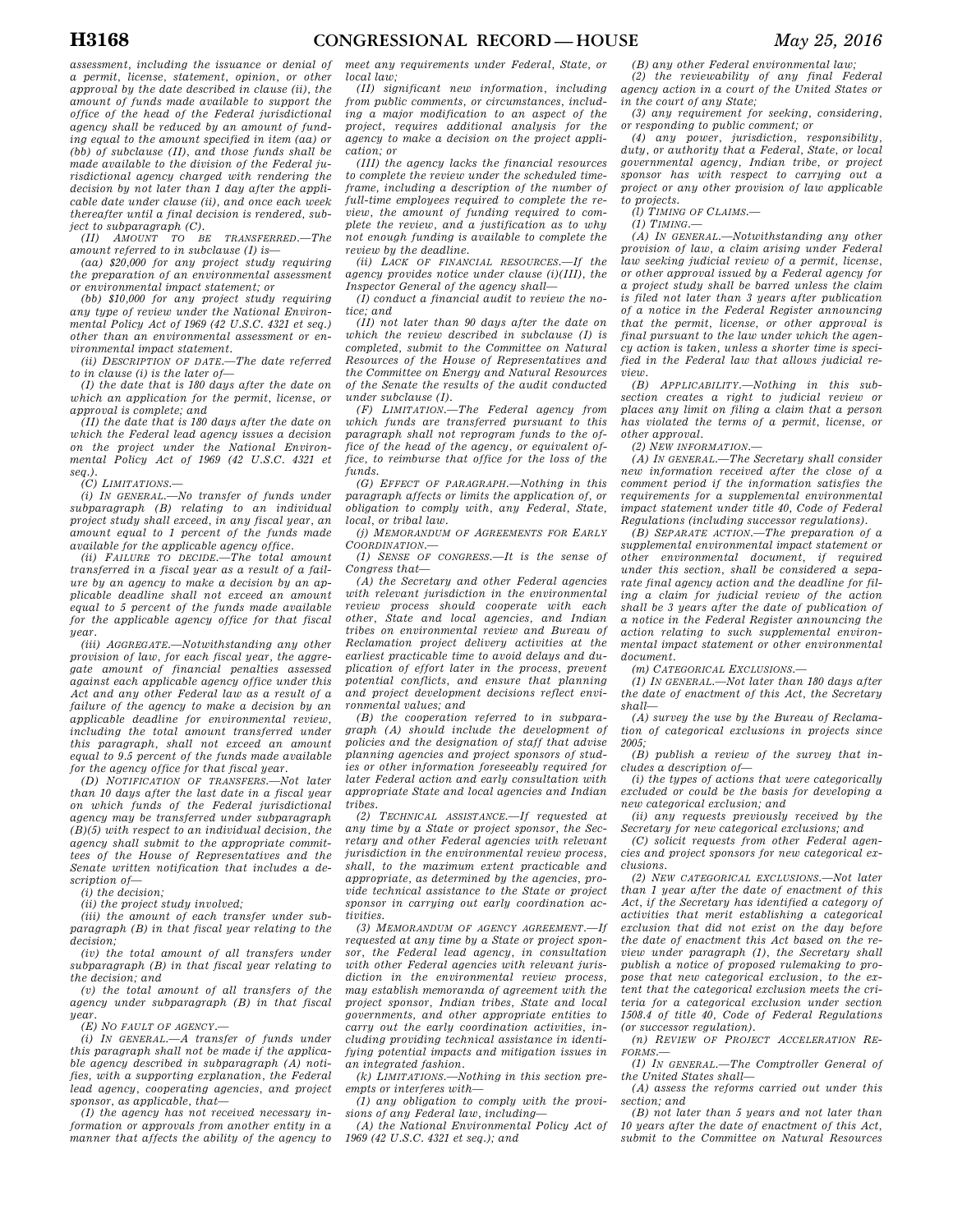assessment, including the issuance or denial of a permit, license, statement, opinion, or other approval by the date described in clause (ii), the amount of funds made available to support the office of the head of the Federal jurisdictional agency shall be reduced by an amount of funding equal to the amount specified in item (aa) or (bb) of subclause (II), and those funds shall be made available to the division of the Federal jurisdictional agency charged with rendering the decision by not later than 1 day after the applicable date under clause (ii), and once each week thereafter until a final decision is rendered, subject to subparagraph (C).

(II) *AMOUNT TO BE TRANSFERRED.*—The amount referred to in subclause (I) is—

(aa) $20,000 for any project study requiring the preparation of an environmental assessment or environmental impact statement; or

(bb) $10,000 for any project study requiring any type of review under the National Environmental Policy Act of 1969 (42 U.S.C. 4321 et seq.) other than an environmental assessment or environmental impact statement.

(ii) *DESCRIPTION OF DATE.*—The date referred to in clause (i) is the later of—

(I) the date that is 180 days after the date on which an application for the permit, license, or approval is complete; and

(II) the date that is 180 days after the date on which the Federal lead agency issues a decision on the project under the National Environmental Policy Act of 1969 (42 U.S.C. 4321 et seq.).

(C) *LIMITATIONS.*—

(i) *IN GENERAL.*—No transfer of funds under subparagraph (B) relating to an individual project study shall exceed, in any fiscal year, an amount equal to 1 percent of the funds made available for the applicable agency office.

(ii) *FAILURE TO DECIDE.*—The total amount transferred in a fiscal year as a result of a failure by an agency to make a decision by an applicable deadline shall not exceed an amount equal to 5 percent of the funds made available for the applicable agency office for that fiscal year.

(iii) *AGGREGATE.*—Notwithstanding any other provision of law, for each fiscal year, the aggregate amount of financial penalties assessed against each applicable agency office under this Act and any other Federal law as a result of a failure of the agency to make a decision by an applicable deadline for environmental review, including the total amount transferred under this paragraph, shall not exceed an amount equal to 9.5 percent of the funds made available for the agency office for that fiscal year.

(D) *NOTIFICATION OF TRANSFERS.*—Not later than 10 days after the last date in a fiscal year on which funds of the Federal jurisdictional agency may be transferred under subparagraph (B)(5) with respect to an individual decision, the agency shall submit to the appropriate committees of the House of Representatives and the Senate written notification that includes a description of—

(i) the decision;

(ii) the project study involved;

(iii) the amount of each transfer under subparagraph (B) in that fiscal year relating to the decision;

(iv) the total amount of all transfers under subparagraph (B) in that fiscal year relating to the decision; and

(v) the total amount of all transfers of the agency under subparagraph (B) in that fiscal year.

(E) *NO FAULT OF AGENCY.*—

(i) *IN GENERAL.*—A transfer of funds under this paragraph shall not be made if the applicable agency described in subparagraph (A) notifies, with a supporting explanation, the Federal lead agency, cooperating agencies, and project sponsor, as applicable, that—

(I) the agency has not received necessary information or approvals from another entity in a manner that affects the ability of the agency to meet any requirements under Federal, State, or local law;

(II) significant new information, including from public comments, or circumstances, including a major modification to an aspect of the project, requires additional analysis for the agency to make a decision on the project application; or

(III) the agency lacks the financial resources to complete the review under the scheduled timeframe, including a description of the number of full-time employees required to complete the review, the amount of funding required to complete the review, and a justification as to why not enough funding is available to complete the review by the deadline.

(ii) *LACK OF FINANCIAL RESOURCES.*—If the agency provides notice under clause (i)(III), the Inspector General of the agency shall—

(I) conduct a financial audit to review the notice; and

(II) not later than 90 days after the date on which the review described in subclause (I) is completed, submit to the Committee on Natural Resources of the House of Representatives and the Committee on Energy and Natural Resources of the Senate the results of the audit conducted under subclause (I).

(F) *LIMITATION.*—The Federal agency from which funds are transferred pursuant to this paragraph shall not reprogram funds to the office of the head of the agency, or equivalent office, to reimburse that office for the loss of the funds.

(G) *EFFECT OF PARAGRAPH.*—Nothing in this paragraph affects or limits the application of, or obligation to comply with, any Federal, State, local, or tribal law.

(j) *MEMORANDUM OF AGREEMENTS FOR EARLY COORDINATION.*—

(1) *SENSE OF CONGRESS.*—It is the sense of Congress that—

(A) the Secretary and other Federal agencies with relevant jurisdiction in the environmental review process should cooperate with each other, State and local agencies, and Indian tribes on environmental review and Bureau of Reclamation project delivery activities at the earliest practicable time to avoid delays and duplication of effort later in the process, prevent potential conflicts, and ensure that planning and project development decisions reflect environmental values; and

(B) the cooperation referred to in subparagraph (A) should include the development of policies and the designation of staff that advise planning agencies and project sponsors of studies or other information foreseeably required for later Federal action and early consultation with appropriate State and local agencies and Indian tribes.

(2) *TECHNICAL ASSISTANCE.*—If requested at any time by a State or project sponsor, the Secretary and other Federal agencies with relevant jurisdiction in the environmental review process, shall, to the maximum extent practicable and appropriate, as determined by the agencies, provide technical assistance to the State or project sponsor in carrying out early coordination activities.

(3) *MEMORANDUM OF AGENCY AGREEMENT.*—If requested at any time by a State or project sponsor, the Federal lead agency, in consultation with other Federal agencies with relevant jurisdiction in the environmental review process, may establish memoranda of agreement with the project sponsor, Indian tribes, State and local governments, and other appropriate entities to carry out the early coordination activities, including providing technical assistance in identifying potential impacts and mitigation issues in an integrated fashion.

(k) *LIMITATIONS.*—Nothing in this section preempts or interferes with—

(1) any obligation to comply with the provisions of any Federal law, including—

(A) the National Environmental Policy Act of 1969 (42 U.S.C. 4321 et seq.); and

(B) any other Federal environmental law;

(2) the reviewability of any final Federal agency action in a court of the United States or in the court of any State;

(3) any requirement for seeking, considering, or responding to public comment; or

(4) any power, jurisdiction, responsibility, duty, or authority that a Federal, State, or local governmental agency, Indian tribe, or project sponsor has with respect to carrying out a project or any other provision of law applicable to projects.

(l) *TIMING OF CLAIMS.*—

(1) *TIMING.*—

(A) *IN GENERAL.*—Notwithstanding any other provision of law, a claim arising under Federal law seeking judicial review of a permit, license, or other approval issued by a Federal agency for a project study shall be barred unless the claim is filed not later than 3 years after publication of a notice in the Federal Register announcing that the permit, license, or other approval is final pursuant to the law under which the agency action is taken, unless a shorter time is specified in the Federal law that allows judicial review.

(B) *APPLICABILITY.*—Nothing in this subsection creates a right to judicial review or places any limit on filing a claim that a person has violated the terms of a permit, license, or other approval.

(2) *NEW INFORMATION.*—

(A) *IN GENERAL.*—The Secretary shall consider new information received after the close of a comment period if the information satisfies the requirements for a supplemental environmental impact statement under title 40, Code of Federal Regulations (including successor regulations).

(B) *SEPARATE ACTION.*—The preparation of a supplemental environmental impact statement or other environmental document, if required under this section, shall be considered a separate final agency action and the deadline for filing a claim for judicial review of the action shall be 3 years after the date of publication of a notice in the Federal Register announcing the action relating to such supplemental environmental impact statement or other environmental document.

(m) *CATEGORICAL EXCLUSIONS.*—

(1) *IN GENERAL.*—Not later than 180 days after the date of enactment of this Act, the Secretary shall—

(A) survey the use by the Bureau of Reclamation of categorical exclusions in projects since 2005;

(B) publish a review of the survey that includes a description of—

(i) the types of actions that were categorically excluded or could be the basis for developing a new categorical exclusion; and

(ii) any requests previously received by the Secretary for new categorical exclusions; and

(C) solicit requests from other Federal agencies and project sponsors for new categorical exclusions.

(2) *NEW CATEGORICAL EXCLUSIONS.*—Not later than 1 year after the date of enactment of this Act, if the Secretary has identified a category of activities that merit establishing a categorical exclusion that did not exist on the day before the date of enactment this Act based on the review under paragraph (1), the Secretary shall publish a notice of proposed rulemaking to propose that new categorical exclusion, to the extent that the categorical exclusion meets the criteria for a categorical exclusion under section 1508.4 of title 40, Code of Federal Regulations (or successor regulation).

(n) *REVIEW OF PROJECT ACCELERATION REFORMS.*—

(1) *IN GENERAL.*—The Comptroller General of the United States shall—

(A) assess the reforms carried out under this section; and

(B) not later than 5 years and not later than 10 years after the date of enactment of this Act, submit to the Committee on Natural Resources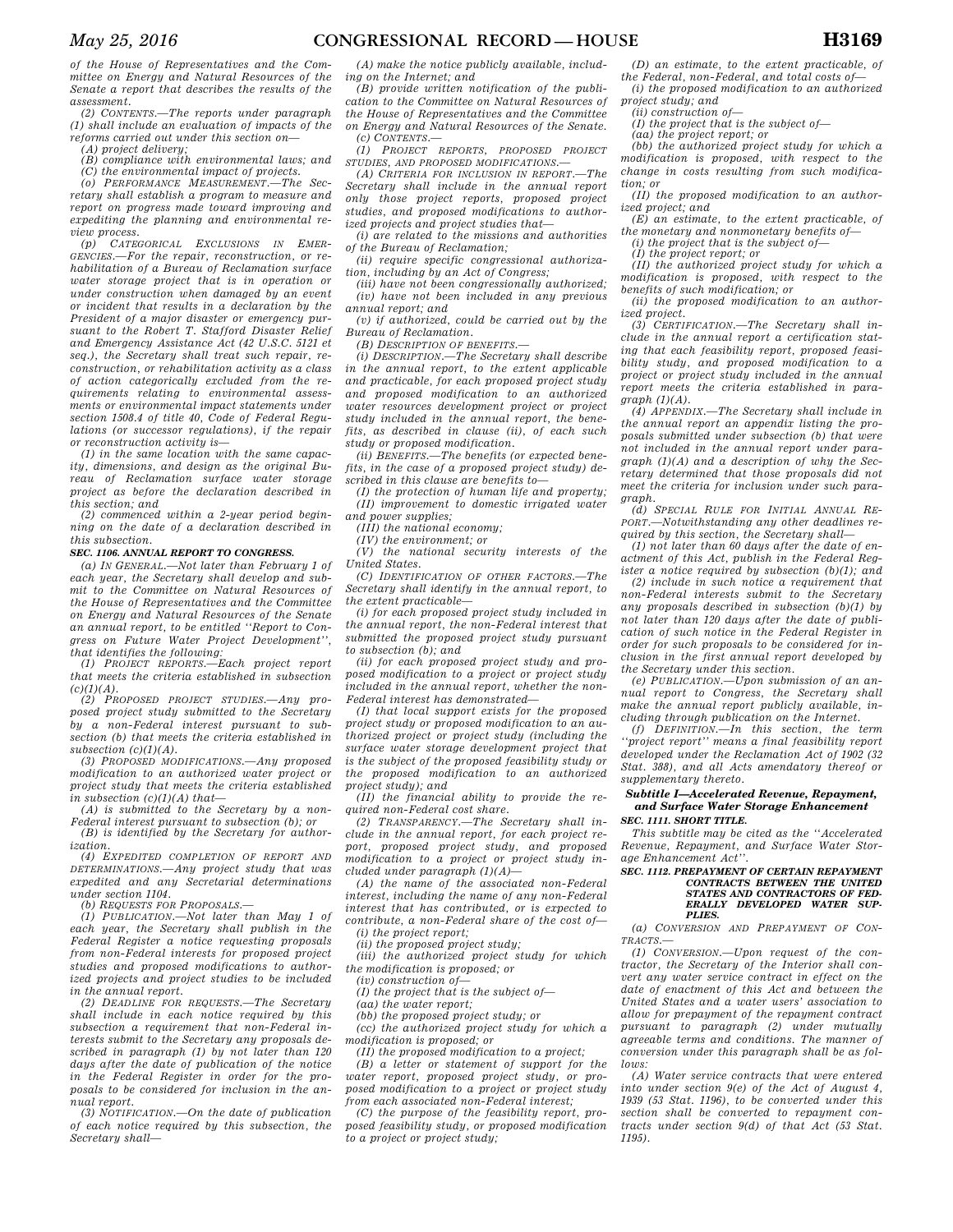of the House of Representatives and the Committee on Energy and Natural Resources of the Senate a report that describes the results of the assessment.

(2) *CONTENTS*.—The reports under paragraph (1) shall include an evaluation of impacts of the reforms carried out under this section on—

(A) project delivery;

(B) compliance with environmental laws; and

(C) the environmental impact of projects.

(o) *PERFORMANCE MEASUREMENT*.—The Secretary shall establish a program to measure and report on progress made toward improving and expediting the planning and environmental review process.

(p) *CATEGORICAL EXCLUSIONS IN EMERGENCIES*.—For the repair, reconstruction, or rehabilitation of a Bureau of Reclamation surface water storage project that is in operation or under construction when damaged by an event or incident that results in a declaration by the President of a major disaster or emergency pursuant to the Robert T. Stafford Disaster Relief and Emergency Assistance Act (42 U.S.C. 5121 et seq.), the Secretary shall treat such repair, reconstruction, or rehabilitation activity as a class of action categorically excluded from the requirements relating to environmental assessments or environmental impact statements under section 1508.4 of title 40, Code of Federal Regulations (or successor regulations), if the repair or reconstruction activity is—

(1) in the same location with the same capacity, dimensions, and design as the original Bureau of Reclamation surface water storage project as before the declaration described in this section; and

(2) commenced within a 2-year period beginning on the date of a declaration described in this subsection.

**SEC. 1106. ANNUAL REPORT TO CONGRESS.**

(a) *IN GENERAL*.—Not later than February 1 of each year, the Secretary shall develop and submit to the Committee on Natural Resources of the House of Representatives and the Committee on Energy and Natural Resources of the Senate an annual report, to be entitled "Report to Congress on Future Water Project Development", that identifies the following:

(1) *PROJECT REPORTS*.—Each project report that meets the criteria established in subsection (c)(1)(A).

(2) *PROPOSED PROJECT STUDIES*.—Any proposed project study submitted to the Secretary by a non-Federal interest pursuant to subsection (b) that meets the criteria established in subsection (c)(1)(A).

(3) *PROPOSED MODIFICATIONS*.—Any proposed modification to an authorized water project or project study that meets the criteria established in subsection (c)(1)(A) that—

(A) is submitted to the Secretary by a non-Federal interest pursuant to subsection (b); or

(B) is identified by the Secretary for authorization.

(4) *EXPEDITED COMPLETION OF REPORT AND DETERMINATIONS*.—Any project study that was expedited and any Secretarial determinations under section 1104.

(b) *REQUESTS FOR PROPOSALS*.—

(1) *PUBLICATION*.—Not later than May 1 of each year, the Secretary shall publish in the Federal Register a notice requesting proposals from non-Federal interests for proposed project studies and proposed modifications to authorized projects and project studies to be included in the annual report.

(2) *DEADLINE FOR REQUESTS*.—The Secretary shall include in each notice required by this subsection a requirement that non-Federal interests submit to the Secretary any proposals described in paragraph (1) by not later than 120 days after the date of publication of the notice in the Federal Register in order for the proposals to be considered for inclusion in the annual report.

(3) *NOTIFICATION*.—On the date of publication of each notice required by this subsection, the Secretary shall—

(A) make the notice publicly available, including on the Internet; and

(B) provide written notification of the publication to the Committee on Natural Resources of the House of Representatives and the Committee on Energy and Natural Resources of the Senate.

(c) *CONTENTS*.—

(1) *PROJECT REPORTS, PROPOSED PROJECT STUDIES, AND PROPOSED MODIFICATIONS*.—

(A) *CRITERIA FOR INCLUSION IN REPORT*.—The Secretary shall include in the annual report only those project reports, proposed project studies, and proposed modifications to authorized projects and project studies that—

(i) are related to the missions and authorities of the Bureau of Reclamation;

(ii) require specific congressional authorization, including by an Act of Congress;

(iii) have not been congressionally authorized;

(iv) have not been included in any previous annual report; and

(v) if authorized, could be carried out by the Bureau of Reclamation.

(B) *DESCRIPTION OF BENEFITS*.—

(i) *DESCRIPTION*.—The Secretary shall describe in the annual report, to the extent applicable and practicable, for each proposed project study and proposed modification to an authorized water resources development project or project study included in the annual report, the benefits, as described in clause (ii), of each such study or proposed modification.

(ii) *BENEFITS*.—The benefits (or expected benefits, in the case of a proposed project study) described in this clause are benefits to—

(I) the protection of human life and property;

(II) improvement to domestic irrigated water and power supplies;

(III) the national economy;

(IV) the environment; or

(V) the national security interests of the United States.

(C) *IDENTIFICATION OF OTHER FACTORS*.—The Secretary shall identify in the annual report, to the extent practicable—

(i) for each proposed project study included in the annual report, the non-Federal interest that submitted the proposed project study pursuant to subsection (b); and

(ii) for each proposed project study and proposed modification to a project or project study included in the annual report, whether the non-Federal interest has demonstrated—

(I) that local support exists for the proposed project study or proposed modification to an authorized project or project study (including the surface water storage development project that is the subject of the proposed feasibility study or the proposed modification to an authorized project study); and

(II) the financial ability to provide the required non-Federal cost share.

(2) *TRANSPARENCY*.—The Secretary shall include in the annual report, for each project report, proposed project study, and proposed modification to a project or project study included under paragraph (1)(A)—

(A) the name of the associated non-Federal interest, including the name of any non-Federal interest that has contributed, or is expected to contribute, a non-Federal share of the cost of—

(i) the project report;

(ii) the proposed project study;

(iii) the authorized project study for which the modification is proposed; or

(iv) construction of—

(I) the project that is the subject of—

(aa) the water report;

(bb) the proposed project study; or

(cc) the authorized project study for which a modification is proposed; or

(II) the proposed modification to a project;

(B) a letter or statement of support for the water report, proposed project study, or proposed modification to a project or project study from each associated non-Federal interest;

(C) the purpose of the feasibility report, proposed feasibility study, or proposed modification to a project or project study;

(D) an estimate, to the extent practicable, of the Federal, non-Federal, and total costs of—

(i) the proposed modification to an authorized project study; and

(ii) construction of—

(I) the project that is the subject of—

(aa) the project report; or

(bb) the authorized project study for which a modification is proposed, with respect to the change in costs resulting from such modification; or

(II) the proposed modification to an authorized project; and

(E) an estimate, to the extent practicable, of the monetary and nonmonetary benefits of—

(i) the project that is the subject of—

(I) the project report; or

(II) the authorized project study for which a modification is proposed, with respect to the benefits of such modification; or

(ii) the proposed modification to an authorized project.

(3) *CERTIFICATION*.—The Secretary shall include in the annual report a certification stating that each feasibility report, proposed feasibility study, and proposed modification to a project or project study included in the annual report meets the criteria established in paragraph (1)(A).

(4) *APPENDIX*.—The Secretary shall include in the annual report an appendix listing the proposals submitted under subsection (b) that were not included in the annual report under paragraph (1)(A) and a description of why the Secretary determined that those proposals did not meet the criteria for inclusion under such paragraph.

(d) *SPECIAL RULE FOR INITIAL ANNUAL REPORT*.—Notwithstanding any other deadlines required by this section, the Secretary shall—

(1) not later than 60 days after the date of enactment of this Act, publish in the Federal Register a notice required by subsection (b)(1); and

(2) include in such notice a requirement that non-Federal interests submit to the Secretary any proposals described in subsection (b)(1) by not later than 120 days after the date of publication of such notice in the Federal Register in order for such proposals to be considered for inclusion in the first annual report developed by the Secretary under this section.

(e) *PUBLICATION*.—Upon submission of an annual report to Congress, the Secretary shall make the annual report publicly available, including through publication on the Internet.

(f) *DEFINITION*.—In this section, the term "project report" means a final feasibility report developed under the Reclamation Act of 1902 (32 Stat. 388), and all Acts amendatory thereof or supplementary thereto.

***Subtitle I—Accelerated Revenue, Repayment, and Surface Water Storage Enhancement***

**SEC. 1111. SHORT TITLE.**

This subtitle may be cited as the "Accelerated Revenue, Repayment, and Surface Water Storage Enhancement Act".

**SEC. 1112. PREPAYMENT OF CERTAIN REPAYMENT CONTRACTS BETWEEN THE UNITED STATES AND CONTRACTORS OF FEDERALLY DEVELOPED WATER SUPPLIES.**

(a) *CONVERSION AND PREPAYMENT OF CONTRACTS*.—

(1) *CONVERSION*.—Upon request of the contractor, the Secretary of the Interior shall convert any water service contract in effect on the date of enactment of this Act and between the United States and a water users' association to allow for prepayment of the repayment contract pursuant to paragraph (2) under mutually agreeable terms and conditions. The manner of conversion under this paragraph shall be as follows:

(A) Water service contracts that were entered into under section 9(e) of the Act of August 4, 1939 (53 Stat. 1196), to be converted under this section shall be converted to repayment contracts under section 9(d) of that Act (53 Stat. 1195).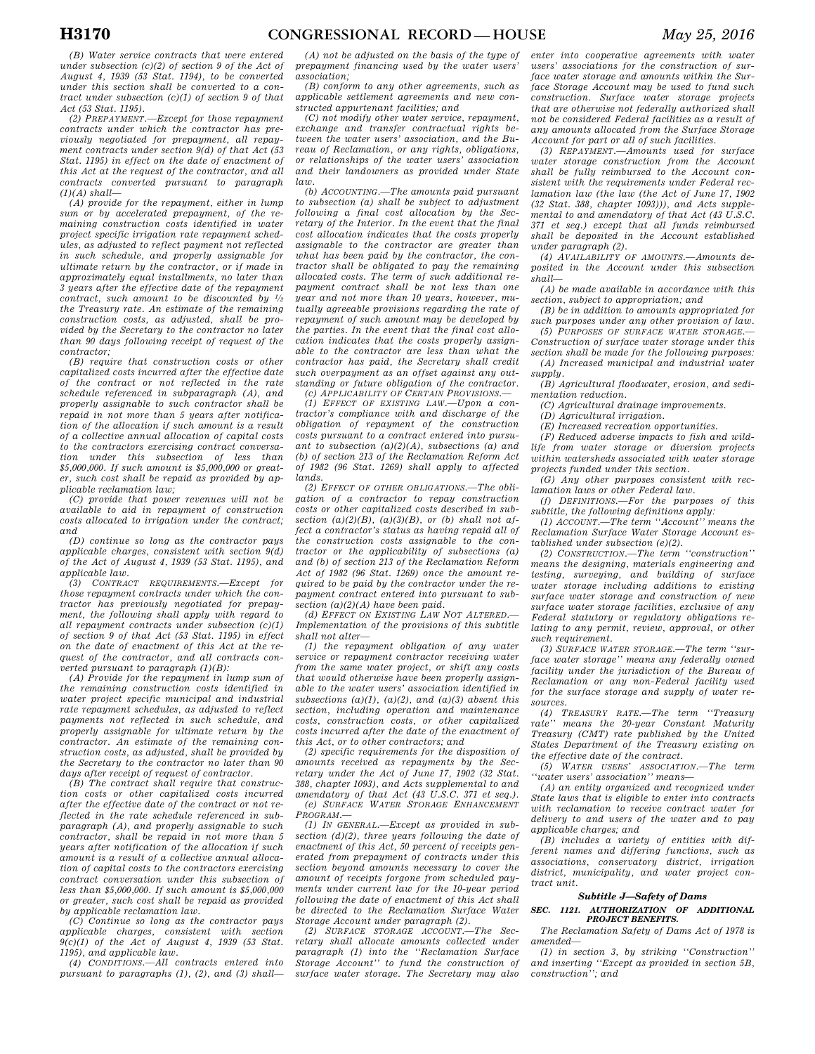*(B) Water service contracts that were entered under subsection (c)(2) of section 9 of the Act of August 4, 1939 (53 Stat. 1194), to be converted under this section shall be converted to a contract under subsection (c)(1) of section 9 of that Act (53 Stat. 1195).*

*(2) PREPAYMENT.—Except for those repayment contracts under which the contractor has previously negotiated for prepayment, all repayment contracts under section 9(d) of that Act (53 Stat. 1195) in effect on the date of enactment of this Act at the request of the contractor, and all contracts converted pursuant to paragraph (1)(A) shall—*

*(A) provide for the repayment, either in lump sum or by accelerated prepayment, of the remaining construction costs identified in water project specific irrigation rate repayment schedules, as adjusted to reflect payment not reflected in such schedule, and properly assignable for ultimate return by the contractor, or if made in approximately equal installments, no later than 3 years after the effective date of the repayment contract, such amount to be discounted by ½ the Treasury rate. An estimate of the remaining construction costs, as adjusted, shall be provided by the Secretary to the contractor no later than 90 days following receipt of request of the contractor;*

*(B) require that construction costs or other capitalized costs incurred after the effective date of the contract or not reflected in the rate schedule referenced in subparagraph (A), and properly assignable to such contractor shall be repaid in not more than 5 years after notification of the allocation if such amount is a result of a collective annual allocation of capital costs to the contractors exercising contract conversation under this subsection of less than $5,000,000. If such amount is $5,000,000 or greater, such cost shall be repaid as provided by applicable reclamation law;*

*(C) provide that power revenues will not be available to aid in repayment of construction costs allocated to irrigation under the contract; and*

*(D) continue so long as the contractor pays applicable charges, consistent with section 9(d) of the Act of August 4, 1939 (53 Stat. 1195), and applicable law.*

*(3) CONTRACT REQUIREMENTS.—Except for those repayment contracts under which the contractor has previously negotiated for prepayment, the following shall apply with regard to all repayment contracts under subsection (c)(1) of section 9 of that Act (53 Stat. 1195) in effect on the date of enactment of this Act at the request of the contractor, and all contracts converted pursuant to paragraph (1)(B):*

*(A) Provide for the repayment in lump sum of the remaining construction costs identified in water project specific municipal and industrial rate repayment schedules, as adjusted to reflect payments not reflected in such schedule, and properly assignable for ultimate return by the contractor. An estimate of the remaining construction costs, as adjusted, shall be provided by the Secretary to the contractor no later than 90 days after receipt of request of contractor.*

*(B) The contract shall require that construction costs or other capitalized costs incurred after the effective date of the contract or not reflected in the rate schedule referenced in subparagraph (A), and properly assignable to such contractor, shall be repaid in not more than 5 years after notification of the allocation if such amount is a result of a collective annual allocation of capital costs to the contractors exercising contract conversation under this subsection of less than $5,000,000. If such amount is $5,000,000 or greater, such cost shall be repaid as provided by applicable reclamation law.*

*(C) Continue so long as the contractor pays applicable charges, consistent with section 9(c)(1) of the Act of August 4, 1939 (53 Stat. 1195), and applicable law.*

*(4) CONDITIONS.—All contracts entered into pursuant to paragraphs (1), (2), and (3) shall—*

*(A) not be adjusted on the basis of the type of prepayment financing used by the water users' association;*

*(B) conform to any other agreements, such as applicable settlement agreements and new constructed appurtenant facilities; and*

*(C) not modify other water service, repayment, exchange and transfer contractual rights between the water users' association, and the Bureau of Reclamation, or any rights, obligations, or relationships of the water users' association and their landowners as provided under State law.*

*(b) ACCOUNTING.—The amounts paid pursuant to subsection (a) shall be subject to adjustment following a final cost allocation by the Secretary of the Interior. In the event that the final cost allocation indicates that the costs properly assignable to the contractor are greater than what has been paid by the contractor, the contractor shall be obligated to pay the remaining allocated costs. The term of such additional repayment contract shall be not less than one year and not more than 10 years, however, mutually agreeable provisions regarding the rate of repayment of such amount may be developed by the parties. In the event that the final cost allocation indicates that the costs properly assignable to the contractor are less than what the contractor has paid, the Secretary shall credit such overpayment as an offset against any outstanding or future obligation of the contractor.*

*(c) APPLICABILITY OF CERTAIN PROVISIONS.—*

*(1) EFFECT OF EXISTING LAW.—Upon a contractor's compliance with and discharge of the obligation of repayment of the construction costs pursuant to a contract entered into pursuant to subsection (a)(2)(A), subsections (a) and (b) of section 213 of the Reclamation Reform Act of 1982 (96 Stat. 1269) shall apply to affected lands.*

*(2) EFFECT OF OTHER OBLIGATIONS.—The obligation of a contractor to repay construction costs or other capitalized costs described in subsection (a)(2)(B), (a)(3)(B), or (b) shall not affect a contractor's status as having repaid all of the construction costs assignable to the contractor or the applicability of subsections (a) and (b) of section 213 of the Reclamation Reform Act of 1982 (96 Stat. 1269) once the amount required to be paid by the contractor under the repayment contract entered into pursuant to subsection (a)(2)(A) have been paid.*

*(d) EFFECT ON EXISTING LAW NOT ALTERED.—Implementation of the provisions of this subtitle shall not alter—*

*(1) the repayment obligation of any water service or repayment contractor receiving water from the same water project, or shift any costs that would otherwise have been properly assignable to the water users' association identified in subsections (a)(1), (a)(2), and (a)(3) absent this section, including operation and maintenance costs, construction costs, or other capitalized costs incurred after the date of the enactment of this Act, or to other contractors; and*

*(2) specific requirements for the disposition of amounts received as repayments by the Secretary under the Act of June 17, 1902 (32 Stat. 388, chapter 1093), and Acts supplemental to and amendatory of that Act (43 U.S.C. 371 et seq.).*

*(e) SURFACE WATER STORAGE ENHANCEMENT PROGRAM.—*

*(1) IN GENERAL.—Except as provided in subsection (d)(2), three years following the date of enactment of this Act, 50 percent of receipts generated from prepayment of contracts under this section beyond amounts necessary to cover the amount of receipts forgone from scheduled payments under current law for the 10-year period following the date of enactment of this Act shall be directed to the Reclamation Surface Water Storage Account under paragraph (2).*

*(2) SURFACE STORAGE ACCOUNT.—The Secretary shall allocate amounts collected under paragraph (1) into the ''Reclamation Surface Storage Account'' to fund the construction of surface water storage. The Secretary may also enter into cooperative agreements with water users' associations for the construction of surface water storage and amounts within the Surface Storage Account may be used to fund such construction. Surface water storage projects that are otherwise not federally authorized shall not be considered Federal facilities as a result of any amounts allocated from the Surface Storage Account for part or all of such facilities.*

*(3) REPAYMENT.—Amounts used for surface water storage construction from the Account shall be fully reimbursed to the Account consistent with the requirements under Federal reclamation law (the law (the Act of June 17, 1902 (32 Stat. 388, chapter 1093))), and Acts supplemental to and amendatory of that Act (43 U.S.C. 371 et seq.) except that all funds reimbursed shall be deposited in the Account established under paragraph (2).*

*(4) AVAILABILITY OF AMOUNTS.—Amounts deposited in the Account under this subsection shall—*

*(A) be made available in accordance with this section, subject to appropriation; and*

*(B) be in addition to amounts appropriated for such purposes under any other provision of law.*

*(5) PURPOSES OF SURFACE WATER STORAGE.—Construction of surface water storage under this section shall be made for the following purposes:*

*(A) Increased municipal and industrial water supply.*

*(B) Agricultural floodwater, erosion, and sedimentation reduction.*

*(C) Agricultural drainage improvements.*

*(D) Agricultural irrigation.*

*(E) Increased recreation opportunities.*

*(F) Reduced adverse impacts to fish and wildlife from water storage or diversion projects within watersheds associated with water storage projects funded under this section.*

*(G) Any other purposes consistent with reclamation laws or other Federal law.*

*(f) DEFINITIONS.—For the purposes of this subtitle, the following definitions apply:*

*(1) ACCOUNT.—The term ''Account'' means the Reclamation Surface Water Storage Account established under subsection (e)(2).*

*(2) CONSTRUCTION.—The term ''construction'' means the designing, materials engineering and testing, surveying, and building of surface water storage including additions to existing surface water storage and construction of new surface water storage facilities, exclusive of any Federal statutory or regulatory obligations relating to any permit, review, approval, or other such requirement.*

*(3) SURFACE WATER STORAGE.—The term ''surface water storage'' means any federally owned facility under the jurisdiction of the Bureau of Reclamation or any non-Federal facility used for the surface storage and supply of water resources.*

*(4) TREASURY RATE.—The term ''Treasury rate'' means the 20-year Constant Maturity Treasury (CMT) rate published by the United States Department of the Treasury existing on the effective date of the contract.*

*(5) WATER USERS' ASSOCIATION.—The term ''water users' association'' means—*

*(A) an entity organized and recognized under State laws that is eligible to enter into contracts with reclamation to receive contract water for delivery to and users of the water and to pay applicable charges; and*

*(B) includes a variety of entities with different names and differing functions, such as associations, conservatory district, irrigation district, municipality, and water project contract unit.*

### *Subtitle J—Safety of Dams*

#### *SEC. 1121. AUTHORIZATION OF ADDITIONAL PROJECT BENEFITS.*

*The Reclamation Safety of Dams Act of 1978 is amended—*

*(1) in section 3, by striking ''Construction'' and inserting ''Except as provided in section 5B, construction''; and*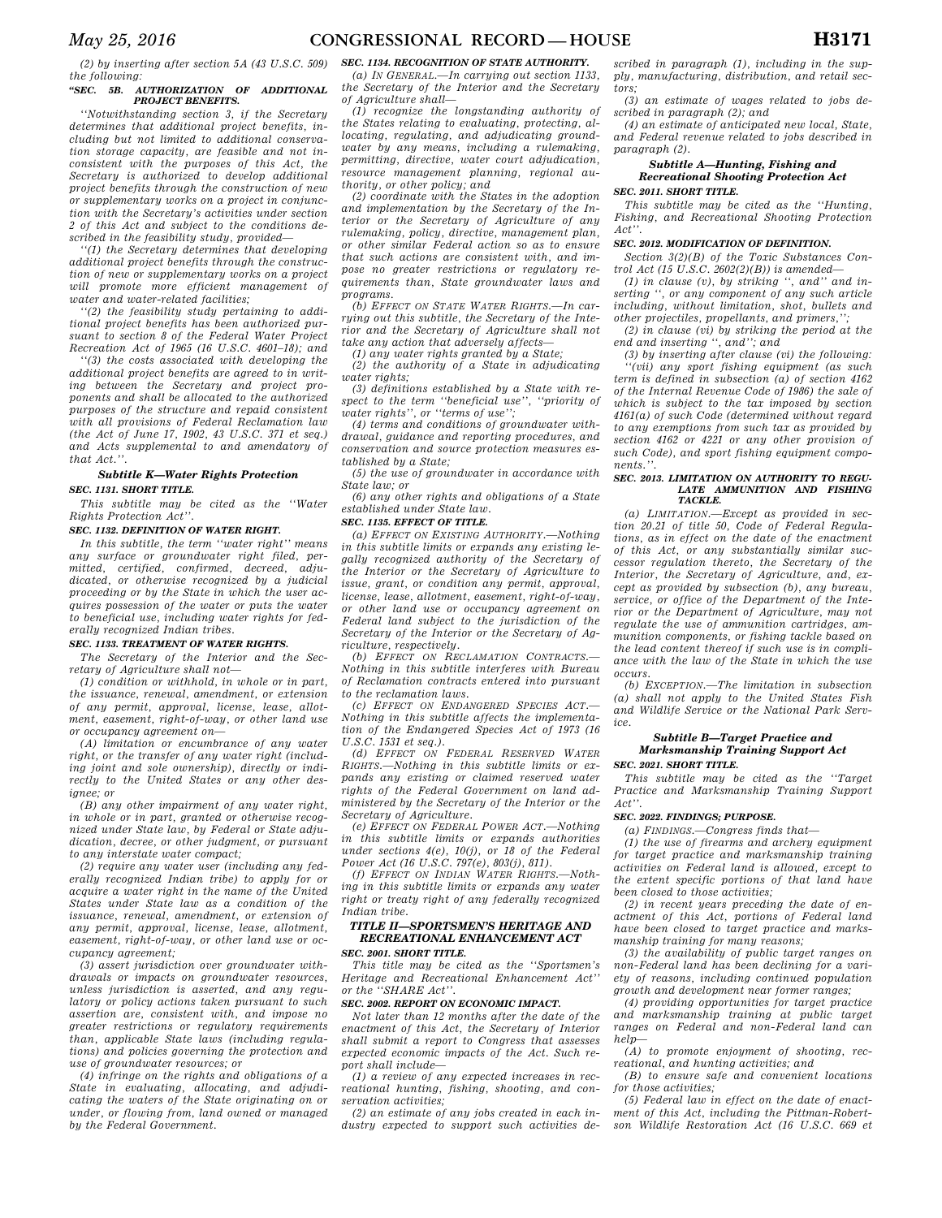(2) by inserting after section 5A (43 U.S.C. 509) the following:

**"SEC. 5B. AUTHORIZATION OF ADDITIONAL PROJECT BENEFITS.**

''Notwithstanding section 3, if the Secretary determines that additional project benefits, including but not limited to additional conservation storage capacity, are feasible and not inconsistent with the purposes of this Act, the Secretary is authorized to develop additional project benefits through the construction of new or supplementary works on a project in conjunction with the Secretary's activities under section 2 of this Act and subject to the conditions described in the feasibility study, provided—

''(1) the Secretary determines that developing additional project benefits through the construction of new or supplementary works on a project will promote more efficient management of water and water-related facilities;

''(2) the feasibility study pertaining to additional project benefits has been authorized pursuant to section 8 of the Federal Water Project Recreation Act of 1965 (16 U.S.C. 4601–18); and

''(3) the costs associated with developing the additional project benefits are agreed to in writing between the Secretary and project proponents and shall be allocated to the authorized purposes of the structure and repaid consistent with all provisions of Federal Reclamation law (the Act of June 17, 1902, 43 U.S.C. 371 et seq.) and Acts supplemental to and amendatory of that Act.''.

### Subtitle K—Water Rights Protection

**SEC. 1131. SHORT TITLE.**

This subtitle may be cited as the ''Water Rights Protection Act''.

**SEC. 1132. DEFINITION OF WATER RIGHT.**

In this subtitle, the term ''water right'' means any surface or groundwater right filed, permitted, certified, confirmed, decreed, adjudicated, or otherwise recognized by a judicial proceeding or by the State in which the user acquires possession of the water or puts the water to beneficial use, including water rights for federally recognized Indian tribes.

**SEC. 1133. TREATMENT OF WATER RIGHTS.**

The Secretary of the Interior and the Secretary of Agriculture shall not—

(1) condition or withhold, in whole or in part, the issuance, renewal, amendment, or extension of any permit, approval, license, lease, allotment, easement, right-of-way, or other land use or occupancy agreement on—

(A) limitation or encumbrance of any water right, or the transfer of any water right (including joint and sole ownership), directly or indirectly to the United States or any other designee; or

(B) any other impairment of any water right, in whole or in part, granted or otherwise recognized under State law, by Federal or State adjudication, decree, or other judgment, or pursuant to any interstate water compact;

(2) require any water user (including any federally recognized Indian tribe) to apply for or acquire a water right in the name of the United States under State law as a condition of the issuance, renewal, amendment, or extension of any permit, approval, license, lease, allotment, easement, right-of-way, or other land use or occupancy agreement;

(3) assert jurisdiction over groundwater withdrawals or impacts on groundwater resources, unless jurisdiction is asserted, and any regulatory or policy actions taken pursuant to such assertion are, consistent with, and impose no greater restrictions or regulatory requirements than, applicable State laws (including regulations) and policies governing the protection and use of groundwater resources; or

(4) infringe on the rights and obligations of a State in evaluating, allocating, and adjudicating the waters of the State originating on or under, or flowing from, land owned or managed by the Federal Government.

**SEC. 1134. RECOGNITION OF STATE AUTHORITY.**

(a) IN GENERAL.—In carrying out section 1133, the Secretary of the Interior and the Secretary of Agriculture shall—

(1) recognize the longstanding authority of the States relating to evaluating, protecting, allocating, regulating, and adjudicating groundwater by any means, including a rulemaking, permitting, directive, water court adjudication, resource management planning, regional authority, or other policy; and

(2) coordinate with the States in the adoption and implementation by the Secretary of the Interior or the Secretary of Agriculture of any rulemaking, policy, directive, management plan, or other similar Federal action so as to ensure that such actions are consistent with, and impose no greater restrictions or regulatory requirements than, State groundwater laws and programs.

(b) EFFECT ON STATE WATER RIGHTS.—In carrying out this subtitle, the Secretary of the Interior and the Secretary of Agriculture shall not take any action that adversely affects—

(1) any water rights granted by a State;

(2) the authority of a State in adjudicating water rights;

(3) definitions established by a State with respect to the term ''beneficial use'', ''priority of water rights'', or ''terms of use'';

(4) terms and conditions of groundwater withdrawal, guidance and reporting procedures, and conservation and source protection measures established by a State;

(5) the use of groundwater in accordance with State law; or

(6) any other rights and obligations of a State established under State law.

**SEC. 1135. EFFECT OF TITLE.**

(a) EFFECT ON EXISTING AUTHORITY.—Nothing in this subtitle limits or expands any existing legally recognized authority of the Secretary of the Interior or the Secretary of Agriculture to issue, grant, or condition any permit, approval, license, lease, allotment, easement, right-of-way, or other land use or occupancy agreement on Federal land subject to the jurisdiction of the Secretary of the Interior or the Secretary of Agriculture, respectively.

(b) EFFECT ON RECLAMATION CONTRACTS.—Nothing in this subtitle interferes with Bureau of Reclamation contracts entered into pursuant to the reclamation laws.

(c) EFFECT ON ENDANGERED SPECIES ACT.—Nothing in this subtitle affects the implementation of the Endangered Species Act of 1973 (16 U.S.C. 1531 et seq.).

(d) EFFECT ON FEDERAL RESERVED WATER RIGHTS.—Nothing in this subtitle limits or expands any existing or claimed reserved water rights of the Federal Government on land administered by the Secretary of the Interior or the Secretary of Agriculture.

(e) EFFECT ON FEDERAL POWER ACT.—Nothing in this subtitle limits or expands authorities under sections 4(e), 10(j), or 18 of the Federal Power Act (16 U.S.C. 797(e), 803(j), 811).

(f) EFFECT ON INDIAN WATER RIGHTS.—Nothing in this subtitle limits or expands any water right or treaty right of any federally recognized Indian tribe.

## TITLE II—SPORTSMEN'S HERITAGE AND RECREATIONAL ENHANCEMENT ACT

**SEC. 2001. SHORT TITLE.**

This title may be cited as the ''Sportsmen's Heritage and Recreational Enhancement Act'' or the ''SHARE Act''.

**SEC. 2002. REPORT ON ECONOMIC IMPACT.**

Not later than 12 months after the date of the enactment of this Act, the Secretary of Interior shall submit a report to Congress that assesses expected economic impacts of the Act. Such report shall include—

(1) a review of any expected increases in recreational hunting, fishing, shooting, and conservation activities;

(2) an estimate of any jobs created in each industry expected to support such activities described in paragraph (1), including in the supply, manufacturing, distribution, and retail sectors;

(3) an estimate of wages related to jobs described in paragraph (2); and

(4) an estimate of anticipated new local, State, and Federal revenue related to jobs described in paragraph (2).

### Subtitle A—Hunting, Fishing and Recreational Shooting Protection Act

**SEC. 2011. SHORT TITLE.**

This subtitle may be cited as the ''Hunting, Fishing, and Recreational Shooting Protection Act''.

**SEC. 2012. MODIFICATION OF DEFINITION.**

Section 3(2)(B) of the Toxic Substances Control Act (15 U.S.C. 2602(2)(B)) is amended—

(1) in clause (v), by striking '', and'' and inserting '', or any component of any such article including, without limitation, shot, bullets and other projectiles, propellants, and primers,'';

(2) in clause (vi) by striking the period at the end and inserting '', and''; and

(3) by inserting after clause (vi) the following:

''(vii) any sport fishing equipment (as such term is defined in subsection (a) of section 4162 of the Internal Revenue Code of 1986) the sale of which is subject to the tax imposed by section 4161(a) of such Code (determined without regard to any exemptions from such tax as provided by section 4162 or 4221 or any other provision of such Code), and sport fishing equipment components.''.

**SEC. 2013. LIMITATION ON AUTHORITY TO REGULATE AMMUNITION AND FISHING TACKLE.**

(a) LIMITATION.—Except as provided in section 20.21 of title 50, Code of Federal Regulations, as in effect on the date of the enactment of this Act, or any substantially similar successor regulation thereto, the Secretary of the Interior, the Secretary of Agriculture, and, except as provided by subsection (b), any bureau, service, or office of the Department of the Interior or the Department of Agriculture, may not regulate the use of ammunition cartridges, ammunition components, or fishing tackle based on the lead content thereof if such use is in compliance with the law of the State in which the use occurs.

(b) EXCEPTION.—The limitation in subsection (a) shall not apply to the United States Fish and Wildlife Service or the National Park Service.

### Subtitle B—Target Practice and Marksmanship Training Support Act

**SEC. 2021. SHORT TITLE.**

This subtitle may be cited as the ''Target Practice and Marksmanship Training Support Act''.

**SEC. 2022. FINDINGS; PURPOSE.**

(a) FINDINGS.—Congress finds that—

(1) the use of firearms and archery equipment for target practice and marksmanship training activities on Federal land is allowed, except to the extent specific portions of that land have been closed to those activities;

(2) in recent years preceding the date of enactment of this Act, portions of Federal land have been closed to target practice and marksmanship training for many reasons;

(3) the availability of public target ranges on non-Federal land has been declining for a variety of reasons, including continued population growth and development near former ranges;

(4) providing opportunities for target practice and marksmanship training at public target ranges on Federal and non-Federal land can help—

(A) to promote enjoyment of shooting, recreational, and hunting activities; and

(B) to ensure safe and convenient locations for those activities;

(5) Federal law in effect on the date of enactment of this Act, including the Pittman-Robertson Wildlife Restoration Act (16 U.S.C. 669 et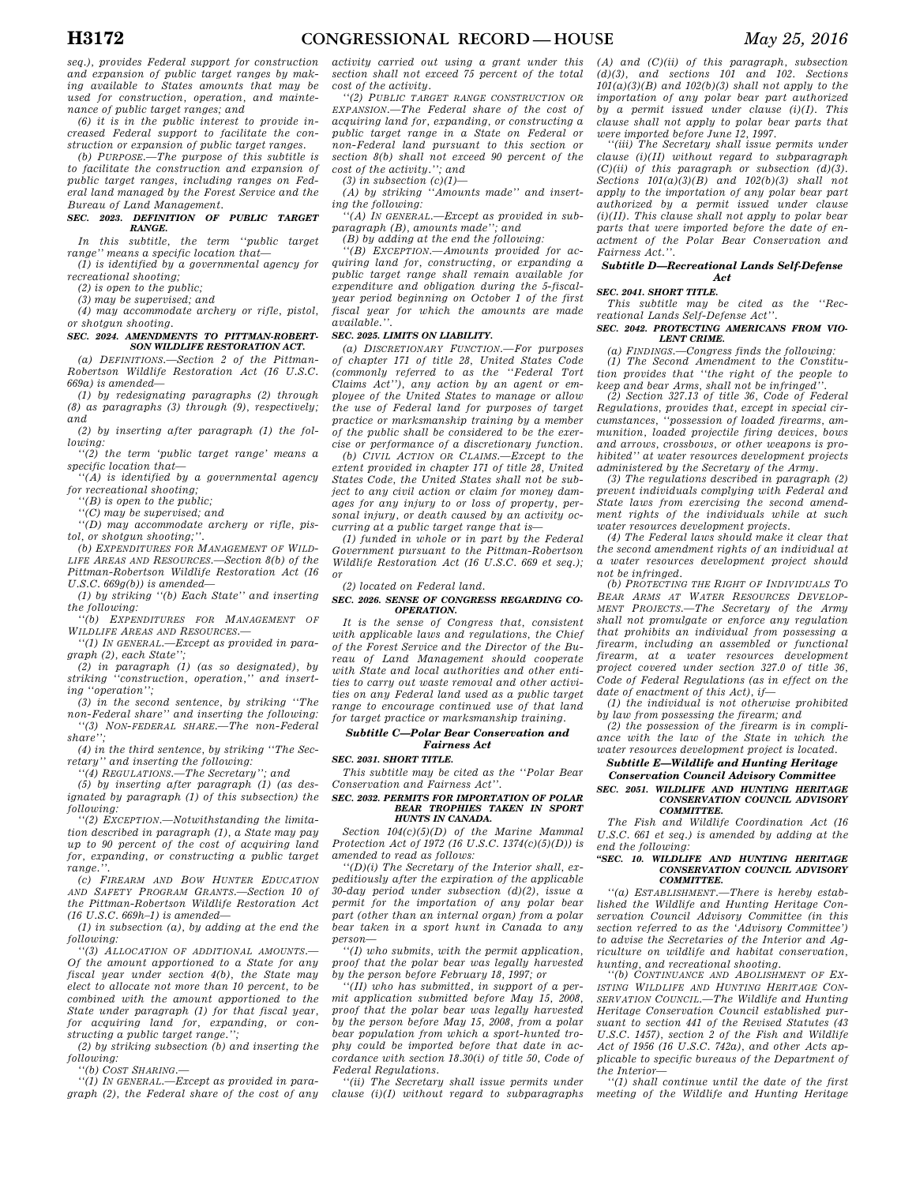seq.), provides Federal support for construction and expansion of public target ranges by making available to States amounts that may be used for construction, operation, and maintenance of public target ranges; and

(6) it is in the public interest to provide increased Federal support to facilitate the construction or expansion of public target ranges.

(b) PURPOSE.—The purpose of this subtitle is to facilitate the construction and expansion of public target ranges, including ranges on Federal land managed by the Forest Service and the Bureau of Land Management.

**SEC. 2023. DEFINITION OF PUBLIC TARGET RANGE.**

In this subtitle, the term "public target range" means a specific location that—

(1) is identified by a governmental agency for recreational shooting;

(2) is open to the public;

(3) may be supervised; and

(4) may accommodate archery or rifle, pistol, or shotgun shooting.

**SEC. 2024. AMENDMENTS TO PITTMAN-ROBERTSON WILDLIFE RESTORATION ACT.**

(a) DEFINITIONS.—Section 2 of the Pittman-Robertson Wildlife Restoration Act (16 U.S.C. 669a) is amended—

(1) by redesignating paragraphs (2) through (8) as paragraphs (3) through (9), respectively; and

(2) by inserting after paragraph (1) the following:

"(2) the term 'public target range' means a specific location that—

"(A) is identified by a governmental agency for recreational shooting;

"(B) is open to the public;

"(C) may be supervised; and

"(D) may accommodate archery or rifle, pistol, or shotgun shooting;".

(b) EXPENDITURES FOR MANAGEMENT OF WILDLIFE AREAS AND RESOURCES.—Section 8(b) of the Pittman-Robertson Wildlife Restoration Act (16 U.S.C. 669g(b)) is amended—

(1) by striking "(b) Each State" and inserting the following:

"(b) EXPENDITURES FOR MANAGEMENT OF WILDLIFE AREAS AND RESOURCES.—

"(1) IN GENERAL.—Except as provided in paragraph (2), each State";

(2) in paragraph (1) (as so designated), by striking "construction, operation," and inserting "operation";

(3) in the second sentence, by striking "The non-Federal share" and inserting the following:

"(3) NON-FEDERAL SHARE.—The non-Federal share";

(4) in the third sentence, by striking "The Secretary" and inserting the following:

"(4) REGULATIONS.—The Secretary"; and

(5) by inserting after paragraph (1) (as designated by paragraph (1) of this subsection) the following:

"(2) EXCEPTION.—Notwithstanding the limitation described in paragraph (1), a State may pay up to 90 percent of the cost of acquiring land for, expanding, or constructing a public target range.".

(c) FIREARM AND BOW HUNTER EDUCATION AND SAFETY PROGRAM GRANTS.—Section 10 of the Pittman-Robertson Wildlife Restoration Act (16 U.S.C. 669h–1) is amended—

(1) in subsection (a), by adding at the end the following:

"(3) ALLOCATION OF ADDITIONAL AMOUNTS.—Of the amount apportioned to a State for any fiscal year under section 4(b), the State may elect to allocate not more than 10 percent, to be combined with the amount apportioned to the State under paragraph (1) for that fiscal year, for acquiring land for, expanding, or constructing a public target range.";

(2) by striking subsection (b) and inserting the following:

"(b) COST SHARING.—

"(1) IN GENERAL.—Except as provided in paragraph (2), the Federal share of the cost of any activity carried out using a grant under this section shall not exceed 75 percent of the total cost of the activity.

"(2) PUBLIC TARGET RANGE CONSTRUCTION OR EXPANSION.—The Federal share of the cost of acquiring land for, expanding, or constructing a public target range in a State on Federal or non-Federal land pursuant to this section or section 8(b) shall not exceed 90 percent of the cost of the activity."; and

(3) in subsection (c)(1)—

(A) by striking "Amounts made" and inserting the following:

"(A) IN GENERAL.—Except as provided in subparagraph (B), amounts made"; and

(B) by adding at the end the following:

"(B) EXCEPTION.—Amounts provided for acquiring land for, constructing, or expanding a public target range shall remain available for expenditure and obligation during the 5-fiscal-year period beginning on October 1 of the first fiscal year for which the amounts are made available.".

**SEC. 2025. LIMITS ON LIABILITY.**

(a) DISCRETIONARY FUNCTION.—For purposes of chapter 171 of title 28, United States Code (commonly referred to as the "Federal Tort Claims Act"), any action by an agent or employee of the United States to manage or allow the use of Federal land for purposes of target practice or marksmanship training by a member of the public shall be considered to be the exercise or performance of a discretionary function.

(b) CIVIL ACTION OR CLAIMS.—Except to the extent provided in chapter 171 of title 28, United States Code, the United States shall not be subject to any civil action or claim for money damages for any injury to or loss of property, personal injury, or death caused by an activity occurring at a public target range that is—

(1) funded in whole or in part by the Federal Government pursuant to the Pittman-Robertson Wildlife Restoration Act (16 U.S.C. 669 et seq.); or

(2) located on Federal land.

**SEC. 2026. SENSE OF CONGRESS REGARDING COOPERATION.**

It is the sense of Congress that, consistent with applicable laws and regulations, the Chief of the Forest Service and the Director of the Bureau of Land Management should cooperate with State and local authorities and other entities to carry out waste removal and other activities on any Federal land used as a public target range to encourage continued use of that land for target practice or marksmanship training.

### Subtitle C—Polar Bear Conservation and Fairness Act

**SEC. 2031. SHORT TITLE.**

This subtitle may be cited as the "Polar Bear Conservation and Fairness Act".

**SEC. 2032. PERMITS FOR IMPORTATION OF POLAR BEAR TROPHIES TAKEN IN SPORT HUNTS IN CANADA.**

Section 104(c)(5)(D) of the Marine Mammal Protection Act of 1972 (16 U.S.C. 1374(c)(5)(D)) is amended to read as follows:

"(D)(i) The Secretary of the Interior shall, expeditiously after the expiration of the applicable 30-day period under subsection (d)(2), issue a permit for the importation of any polar bear part (other than an internal organ) from a polar bear taken in a sport hunt in Canada to any person—

"(I) who submits, with the permit application, proof that the polar bear was legally harvested by the person before February 18, 1997; or

"(II) who has submitted, in support of a permit application submitted before May 15, 2008, proof that the polar bear was legally harvested by the person before May 15, 2008, from a polar bear population from which a sport-hunted trophy could be imported before that date in accordance with section 18.30(i) of title 50, Code of Federal Regulations.

"(ii) The Secretary shall issue permits under clause (i)(I) without regard to subparagraphs (A) and (C)(ii) of this paragraph, subsection (d)(3), and sections 101 and 102. Sections 101(a)(3)(B) and 102(b)(3) shall not apply to the importation of any polar bear part authorized by a permit issued under clause (i)(I). This clause shall not apply to polar bear parts that were imported before June 12, 1997.

"(iii) The Secretary shall issue permits under clause (i)(II) without regard to subparagraph (C)(ii) of this paragraph or subsection (d)(3). Sections 101(a)(3)(B) and 102(b)(3) shall not apply to the importation of any polar bear part authorized by a permit issued under clause (i)(II). This clause shall not apply to polar bear parts that were imported before the date of enactment of the Polar Bear Conservation and Fairness Act.".

### Subtitle D—Recreational Lands Self-Defense Act

**SEC. 2041. SHORT TITLE.**

This subtitle may be cited as the "Recreational Lands Self-Defense Act".

**SEC. 2042. PROTECTING AMERICANS FROM VIOLENT CRIME.**

(a) FINDINGS.—Congress finds the following:

(1) The Second Amendment to the Constitution provides that "the right of the people to keep and bear Arms, shall not be infringed".

(2) Section 327.13 of title 36, Code of Federal Regulations, provides that, except in special circumstances, "possession of loaded firearms, ammunition, loaded projectile firing devices, bows and arrows, crossbows, or other weapons is prohibited" at water resources development projects administered by the Secretary of the Army.

(3) The regulations described in paragraph (2) prevent individuals complying with Federal and State laws from exercising the second amendment rights of the individuals while at such water resources development projects.

(4) The Federal laws should make it clear that the second amendment rights of an individual at a water resources development project should not be infringed.

(b) PROTECTING THE RIGHT OF INDIVIDUALS TO BEAR ARMS AT WATER RESOURCES DEVELOPMENT PROJECTS.—The Secretary of the Army shall not promulgate or enforce any regulation that prohibits an individual from possessing a firearm, including an assembled or functional firearm, at a water resources development project covered under section 327.0 of title 36, Code of Federal Regulations (as in effect on the date of enactment of this Act), if—

(1) the individual is not otherwise prohibited by law from possessing the firearm; and

(2) the possession of the firearm is in compliance with the law of the State in which the water resources development project is located.

### Subtitle E—Wildlife and Hunting Heritage Conservation Council Advisory Committee

**SEC. 2051. WILDLIFE AND HUNTING HERITAGE CONSERVATION COUNCIL ADVISORY COMMITTEE.**

The Fish and Wildlife Coordination Act (16 U.S.C. 661 et seq.) is amended by adding at the end the following:

**"SEC. 10. WILDLIFE AND HUNTING HERITAGE CONSERVATION COUNCIL ADVISORY COMMITTEE.**

"(a) ESTABLISHMENT.—There is hereby established the Wildlife and Hunting Heritage Conservation Council Advisory Committee (in this section referred to as the 'Advisory Committee') to advise the Secretaries of the Interior and Agriculture on wildlife and habitat conservation, hunting, and recreational shooting.

"(b) CONTINUANCE AND ABOLISHMENT OF EXISTING WILDLIFE AND HUNTING HERITAGE CONSERVATION COUNCIL.—The Wildlife and Hunting Heritage Conservation Council established pursuant to section 441 of the Revised Statutes (43 U.S.C. 1457), section 2 of the Fish and Wildlife Act of 1956 (16 U.S.C. 742a), and other Acts applicable to specific bureaus of the Department of the Interior—

"(1) shall continue until the date of the first meeting of the Wildlife and Hunting Heritage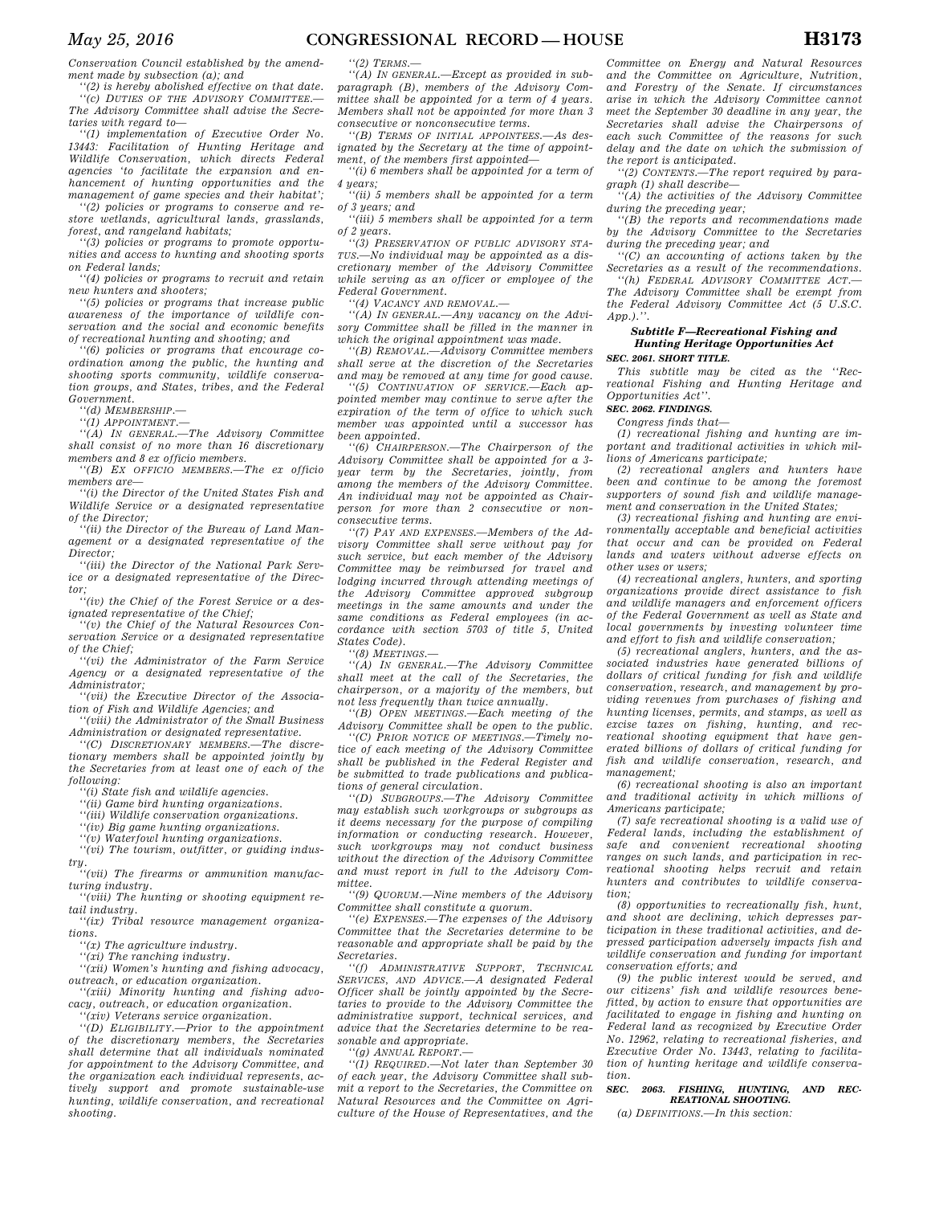*Conservation Council established by the amendment made by subsection (a); and*

*''(2) is hereby abolished effective on that date.*

*''(c) DUTIES OF THE ADVISORY COMMITTEE.—The Advisory Committee shall advise the Secretaries with regard to—*

*''(1) implementation of Executive Order No. 13443: Facilitation of Hunting Heritage and Wildlife Conservation, which directs Federal agencies 'to facilitate the expansion and enhancement of hunting opportunities and the management of game species and their habitat';*

*''(2) policies or programs to conserve and restore wetlands, agricultural lands, grasslands, forest, and rangeland habitats;*

*''(3) policies or programs to promote opportunities and access to hunting and shooting sports on Federal lands;*

*''(4) policies or programs to recruit and retain new hunters and shooters;*

*''(5) policies or programs that increase public awareness of the importance of wildlife conservation and the social and economic benefits of recreational hunting and shooting; and*

*''(6) policies or programs that encourage coordination among the public, the hunting and shooting sports community, wildlife conservation groups, and States, tribes, and the Federal Government.*

*''(d) MEMBERSHIP.—*

*''(1) APPOINTMENT.—*

*''(A) IN GENERAL.—The Advisory Committee shall consist of no more than 16 discretionary members and 8 ex officio members.*

*''(B) EX OFFICIO MEMBERS.—The ex officio members are—*

*''(i) the Director of the United States Fish and Wildlife Service or a designated representative of the Director;*

*''(ii) the Director of the Bureau of Land Management or a designated representative of the Director;*

*''(iii) the Director of the National Park Service or a designated representative of the Director;*

*''(iv) the Chief of the Forest Service or a designated representative of the Chief;*

*''(v) the Chief of the Natural Resources Conservation Service or a designated representative of the Chief;*

*''(vi) the Administrator of the Farm Service Agency or a designated representative of the Administrator;*

*''(vii) the Executive Director of the Association of Fish and Wildlife Agencies; and*

*''(viii) the Administrator of the Small Business Administration or designated representative.*

*''(C) DISCRETIONARY MEMBERS.—The discretionary members shall be appointed jointly by the Secretaries from at least one of each of the following:*

*''(i) State fish and wildlife agencies.*

*''(ii) Game bird hunting organizations.*

*''(iii) Wildlife conservation organizations.*

*''(iv) Big game hunting organizations.*

*''(v) Waterfowl hunting organizations.*

*''(vi) The tourism, outfitter, or guiding industry.*

*''(vii) The firearms or ammunition manufacturing industry.*

*''(viii) The hunting or shooting equipment retail industry.*

*''(ix) Tribal resource management organizations.*

*''(x) The agriculture industry.*

*''(xi) The ranching industry.*

*''(xii) Women's hunting and fishing advocacy, outreach, or education organization.*

*''(xiii) Minority hunting and fishing advocacy, outreach, or education organization.*

*''(xiv) Veterans service organization.*

*''(D) ELIGIBILITY.—Prior to the appointment of the discretionary members, the Secretaries shall determine that all individuals nominated for appointment to the Advisory Committee, and the organization each individual represents, actively support and promote sustainable-use hunting, wildlife conservation, and recreational shooting.*

*''(2) TERMS.—*

*''(A) IN GENERAL.—Except as provided in subparagraph (B), members of the Advisory Committee shall be appointed for a term of 4 years. Members shall not be appointed for more than 3 consecutive or nonconsecutive terms.*

*''(B) TERMS OF INITIAL APPOINTEES.—As designated by the Secretary at the time of appointment, of the members first appointed—*

*''(i) 6 members shall be appointed for a term of 4 years;*

*''(ii) 5 members shall be appointed for a term of 3 years; and*

*''(iii) 5 members shall be appointed for a term of 2 years.*

*''(3) PRESERVATION OF PUBLIC ADVISORY STATUS.—No individual may be appointed as a discretionary member of the Advisory Committee while serving as an officer or employee of the Federal Government.*

*''(4) VACANCY AND REMOVAL.—*

*''(A) IN GENERAL.—Any vacancy on the Advisory Committee shall be filled in the manner in which the original appointment was made.*

*''(B) REMOVAL.—Advisory Committee members shall serve at the discretion of the Secretaries and may be removed at any time for good cause.*

*''(5) CONTINUATION OF SERVICE.—Each appointed member may continue to serve after the expiration of the term of office to which such member was appointed until a successor has been appointed.*

*''(6) CHAIRPERSON.—The Chairperson of the Advisory Committee shall be appointed for a 3-year term by the Secretaries, jointly, from among the members of the Advisory Committee. An individual may not be appointed as Chairperson for more than 2 consecutive or nonconsecutive terms.*

*''(7) PAY AND EXPENSES.—Members of the Advisory Committee shall serve without pay for such service, but each member of the Advisory Committee may be reimbursed for travel and lodging incurred through attending meetings of the Advisory Committee approved subgroup meetings in the same amounts and under the same conditions as Federal employees (in accordance with section 5703 of title 5, United States Code).*

*''(8) MEETINGS.—*

*''(A) IN GENERAL.—The Advisory Committee shall meet at the call of the Secretaries, the chairperson, or a majority of the members, but not less frequently than twice annually.*

*''(B) OPEN MEETINGS.—Each meeting of the Advisory Committee shall be open to the public.*

*''(C) PRIOR NOTICE OF MEETINGS.—Timely notice of each meeting of the Advisory Committee shall be published in the Federal Register and be submitted to trade publications and publications of general circulation.*

*''(D) SUBGROUPS.—The Advisory Committee may establish such workgroups or subgroups as it deems necessary for the purpose of compiling information or conducting research. However, such workgroups may not conduct business without the direction of the Advisory Committee and must report in full to the Advisory Committee.*

*''(9) QUORUM.—Nine members of the Advisory Committee shall constitute a quorum.*

*''(e) EXPENSES.—The expenses of the Advisory Committee that the Secretaries determine to be reasonable and appropriate shall be paid by the Secretaries.*

*''(f) ADMINISTRATIVE SUPPORT, TECHNICAL SERVICES, AND ADVICE.—A designated Federal Officer shall be jointly appointed by the Secretaries to provide to the Advisory Committee the administrative support, technical services, and advice that the Secretaries determine to be reasonable and appropriate.*

*''(g) ANNUAL REPORT.—*

*''(1) REQUIRED.—Not later than September 30 of each year, the Advisory Committee shall submit a report to the Secretaries, the Committee on Natural Resources and the Committee on Agriculture of the House of Representatives, and the Committee on Energy and Natural Resources and the Committee on Agriculture, Nutrition, and Forestry of the Senate. If circumstances arise in which the Advisory Committee cannot meet the September 30 deadline in any year, the Secretaries shall advise the Chairpersons of each such Committee of the reasons for such delay and the date on which the submission of the report is anticipated.*

*''(2) CONTENTS.—The report required by paragraph (1) shall describe—*

*''(A) the activities of the Advisory Committee during the preceding year;*

*''(B) the reports and recommendations made by the Advisory Committee to the Secretaries during the preceding year; and*

*''(C) an accounting of actions taken by the Secretaries as a result of the recommendations.*

*''(h) FEDERAL ADVISORY COMMITTEE ACT.—The Advisory Committee shall be exempt from the Federal Advisory Committee Act (5 U.S.C. App.).''.*

### *Subtitle F—Recreational Fishing and Hunting Heritage Opportunities Act*

***SEC. 2061. SHORT TITLE.***

*This subtitle may be cited as the ''Recreational Fishing and Hunting Heritage and Opportunities Act''.*

***SEC. 2062. FINDINGS.***

*Congress finds that—*

*(1) recreational fishing and hunting are important and traditional activities in which millions of Americans participate;*

*(2) recreational anglers and hunters have been and continue to be among the foremost supporters of sound fish and wildlife management and conservation in the United States;*

*(3) recreational fishing and hunting are environmentally acceptable and beneficial activities that occur and can be provided on Federal lands and waters without adverse effects on other uses or users;*

*(4) recreational anglers, hunters, and sporting organizations provide direct assistance to fish and wildlife managers and enforcement officers of the Federal Government as well as State and local governments by investing volunteer time and effort to fish and wildlife conservation;*

*(5) recreational anglers, hunters, and the associated industries have generated billions of dollars of critical funding for fish and wildlife conservation, research, and management by providing revenues from purchases of fishing and hunting licenses, permits, and stamps, as well as excise taxes on fishing, hunting, and recreational shooting equipment that have generated billions of dollars of critical funding for fish and wildlife conservation, research, and management;*

*(6) recreational shooting is also an important and traditional activity in which millions of Americans participate;*

*(7) safe recreational shooting is a valid use of Federal lands, including the establishment of safe and convenient recreational shooting ranges on such lands, and participation in recreational shooting helps recruit and retain hunters and contributes to wildlife conservation;*

*(8) opportunities to recreationally fish, hunt, and shoot are declining, which depresses participation in these traditional activities, and depressed participation adversely impacts fish and wildlife conservation and funding for important conservation efforts; and*

*(9) the public interest would be served, and our citizens' fish and wildlife resources benefitted, by action to ensure that opportunities are facilitated to engage in fishing and hunting on Federal land as recognized by Executive Order No. 12962, relating to recreational fisheries, and Executive Order No. 13443, relating to facilitation of hunting heritage and wildlife conservation.*

***SEC. 2063. FISHING, HUNTING, AND RECREATIONAL SHOOTING.***

*(a) DEFINITIONS.—In this section:*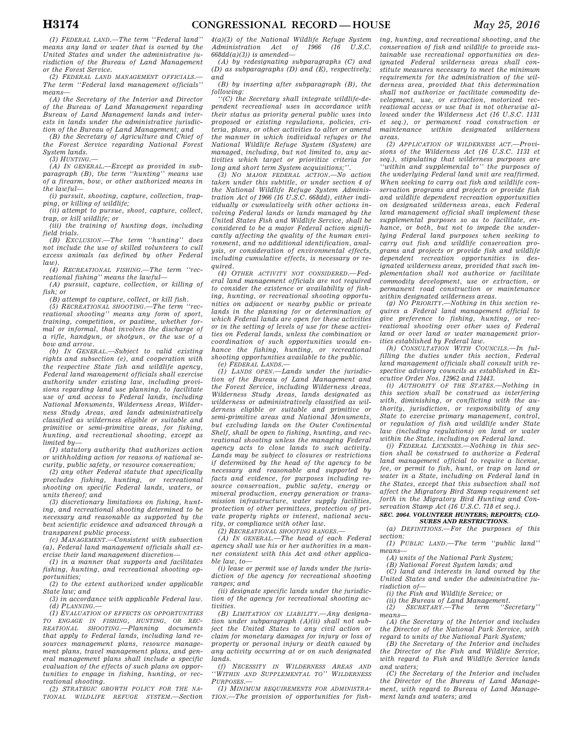*(1) FEDERAL LAND.*—The term ''Federal land'' means any land or water that is owned by the United States and under the administrative jurisdiction of the Bureau of Land Management or the Forest Service.

*(2) FEDERAL LAND MANAGEMENT OFFICIALS.*—The term ''Federal land management officials'' means—

*(A)* the Secretary of the Interior and Director of the Bureau of Land Management regarding Bureau of Land Management lands and interests in lands under the administrative jurisdiction of the Bureau of Land Management; and

*(B)* the Secretary of Agriculture and Chief of the Forest Service regarding National Forest System lands.

*(3) HUNTING.*—

*(A) IN GENERAL.*—Except as provided in subparagraph (B), the term ''hunting'' means use of a firearm, bow, or other authorized means in the lawful—

*(i)* pursuit, shooting, capture, collection, trapping, or killing of wildlife;

*(ii)* attempt to pursue, shoot, capture, collect, trap, or kill wildlife; or

*(iii)* the training of hunting dogs, including field trials.

*(B) EXCLUSION.*—The term ''hunting'' does not include the use of skilled volunteers to cull excess animals (as defined by other Federal law).

*(4) RECREATIONAL FISHING.*—The term ''recreational fishing'' means the lawful—

*(A)* pursuit, capture, collection, or killing of fish; or

*(B)* attempt to capture, collect, or kill fish.

*(5) RECREATIONAL SHOOTING.*—The term ''recreational shooting'' means any form of sport, training, competition, or pastime, whether formal or informal, that involves the discharge of a rifle, handgun, or shotgun, or the use of a bow and arrow.

*(b) IN GENERAL.*—Subject to valid existing rights and subsection (e), and cooperation with the respective State fish and wildlife agency, Federal land management officials shall exercise authority under existing law, including provisions regarding land use planning, to facilitate use of and access to Federal lands, including National Monuments, Wilderness Areas, Wilderness Study Areas, and lands administratively classified as wilderness eligible or suitable and primitive or semi-primitive areas, for fishing, hunting, and recreational shooting, except as limited by—

*(1)* statutory authority that authorizes action or withholding action for reasons of national security, public safety, or resource conservation;

*(2)* any other Federal statute that specifically precludes fishing, hunting, or recreational shooting on specific Federal lands, waters, or units thereof; and

*(3)* discretionary limitations on fishing, hunting, and recreational shooting determined to be necessary and reasonable as supported by the best scientific evidence and advanced through a transparent public process.

*(c) MANAGEMENT.*—Consistent with subsection (a), Federal land management officials shall exercise their land management discretion—

*(1)* in a manner that supports and facilitates fishing, hunting, and recreational shooting opportunities;

*(2)* to the extent authorized under applicable State law; and

*(3)* in accordance with applicable Federal law.

*(d) PLANNING.*—

*(1) EVALUATION OF EFFECTS ON OPPORTUNITIES TO ENGAGE IN FISHING, HUNTING, OR RECREATIONAL SHOOTING.*—Planning documents that apply to Federal lands, including land resources management plans, resource management plans, travel management plans, and general management plans shall include a specific evaluation of the effects of such plans on opportunities to engage in fishing, hunting, or recreational shooting.

*(2) STRATEGIC GROWTH POLICY FOR THE NATIONAL WILDLIFE REFUGE SYSTEM.*—Section 4(a)(3) of the National Wildlife Refuge System Administration Act of 1966 (16 U.S.C. 668dd(a)(3)) is amended—

*(A)* by redesignating subparagraphs (C) and (D) as subparagraphs (D) and (E), respectively; and

*(B)* by inserting after subparagraph (B), the following:

''(C) the Secretary shall integrate wildlife-dependent recreational uses in accordance with their status as priority general public uses into proposed or existing regulations, policies, criteria, plans, or other activities to alter or amend the manner in which individual refuges or the National Wildlife Refuge System (System) are managed, including, but not limited to, any activities which target or prioritize criteria for long and short term System acquisitions;''.

*(3) NO MAJOR FEDERAL ACTION.*—No action taken under this subtitle, or under section 4 of the National Wildlife Refuge System Administration Act of 1966 (16 U.S.C. 668dd), either individually or cumulatively with other actions involving Federal lands or lands managed by the United States Fish and Wildlife Service, shall be considered to be a major Federal action significantly affecting the quality of the human environment, and no additional identification, analysis, or consideration of environmental effects, including cumulative effects, is necessary or required.

*(4) OTHER ACTIVITY NOT CONSIDERED.*—Federal land management officials are not required to consider the existence or availability of fishing, hunting, or recreational shooting opportunities on adjacent or nearby public or private lands in the planning for or determination of which Federal lands are open for these activities or in the setting of levels of use for these activities on Federal lands, unless the combination or coordination of such opportunities would enhance the fishing, hunting, or recreational shooting opportunities available to the public.

*(e) FEDERAL LANDS.*—

*(1) LANDS OPEN.*—Lands under the jurisdiction of the Bureau of Land Management and the Forest Service, including Wilderness Areas, Wilderness Study Areas, lands designated as wilderness or administratively classified as wilderness eligible or suitable and primitive or semi-primitive areas and National Monuments, but excluding lands on the Outer Continental Shelf, shall be open to fishing, hunting, and recreational shooting unless the managing Federal agency acts to close lands to such activity. Lands may be subject to closures or restrictions if determined by the head of the agency to be necessary and reasonable and supported by facts and evidence, for purposes including resource conservation, public safety, energy or mineral production, energy generation or transmission infrastructure, water supply facilities, protection of other permittees, protection of private property rights or interest, national security, or compliance with other law.

*(2) RECREATIONAL SHOOTING RANGES.*—

*(A) IN GENERAL.*—The head of each Federal agency shall use his or her authorities in a manner consistent with this Act and other applicable law, to—

*(i)* lease or permit use of lands under the jurisdiction of the agency for recreational shooting ranges; and

*(ii)* designate specific lands under the jurisdiction of the agency for recreational shooting activities.

*(B) LIMITATION ON LIABILITY.*—Any designation under subparagraph (A)(ii) shall not subject the United States to any civil action or claim for monetary damages for injury or loss of property or personal injury or death caused by any activity occurring at or on such designated lands.

*(f) NECESSITY IN WILDERNESS AREAS AND ''WITHIN AND SUPPLEMENTAL TO'' WILDERNESS PURPOSES.*—

*(1) MINIMUM REQUIREMENTS FOR ADMINISTRATION.*—The provision of opportunities for fishing, hunting, and recreational shooting, and the conservation of fish and wildlife to provide sustainable use recreational opportunities on designated Federal wilderness areas shall constitute measures necessary to meet the minimum requirements for the administration of the wilderness area, provided that this determination shall not authorize or facilitate commodity development, use, or extraction, motorized recreational access or use that is not otherwise allowed under the Wilderness Act (16 U.S.C. 1131 et seq.), or permanent road construction or maintenance within designated wilderness areas.

*(2) APPLICATION OF WILDERNESS ACT.*—Provisions of the Wilderness Act (16 U.S.C. 1131 et seq.), stipulating that wilderness purposes are ''within and supplemental to'' the purposes of the underlying Federal land unit are reaffirmed. When seeking to carry out fish and wildlife conservation programs and projects or provide fish and wildlife dependent recreation opportunities on designated wilderness areas, each Federal land management official shall implement these supplemental purposes so as to facilitate, enhance, or both, but not to impede the underlying Federal land purposes when seeking to carry out fish and wildlife conservation programs and projects or provide fish and wildlife dependent recreation opportunities in designated wilderness areas, provided that such implementation shall not authorize or facilitate commodity development, use or extraction, or permanent road construction or maintenance within designated wilderness areas.

*(g) NO PRIORITY.*—Nothing in this section requires a Federal land management official to give preference to fishing, hunting, or recreational shooting over other uses of Federal land or over land or water management priorities established by Federal law.

*(h) CONSULTATION WITH COUNCILS.*—In fulfilling the duties under this section, Federal land management officials shall consult with respective advisory councils as established in Executive Order Nos. 12962 and 13443.

*(i) AUTHORITY OF THE STATES.*—Nothing in this section shall be construed as interfering with, diminishing, or conflicting with the authority, jurisdiction, or responsibility of any State to exercise primary management, control, or regulation of fish and wildlife under State law (including regulations) on land or water within the State, including on Federal land.

*(j) FEDERAL LICENSES.*—Nothing in this section shall be construed to authorize a Federal land management official to require a license, fee, or permit to fish, hunt, or trap on land or water in a State, including on Federal land in the States, except that this subsection shall not affect the Migratory Bird Stamp requirement set forth in the Migratory Bird Hunting and Conservation Stamp Act (16 U.S.C. 718 et seq.).

**SEC. 2064. VOLUNTEER HUNTERS; REPORTS; CLOSURES AND RESTRICTIONS.**

*(a) DEFINITIONS.*—For the purposes of this section:

*(1) PUBLIC LAND.*—The term ''public land'' means—

*(A)* units of the National Park System;

*(B)* National Forest System lands; and

*(C)* land and interests in land owned by the United States and under the administrative jurisdiction of—

*(i)* the Fish and Wildlife Service; or

*(ii)* the Bureau of Land Management.

*(2) SECRETARY.*—The term ''Secretary'' means—

*(A)* the Secretary of the Interior and includes the Director of the National Park Service, with regard to units of the National Park System;

*(B)* the Secretary of the Interior and includes the Director of the Fish and Wildlife Service, with regard to Fish and Wildlife Service lands and waters;

*(C)* the Secretary of the Interior and includes the Director of the Bureau of Land Management, with regard to Bureau of Land Management lands and waters; and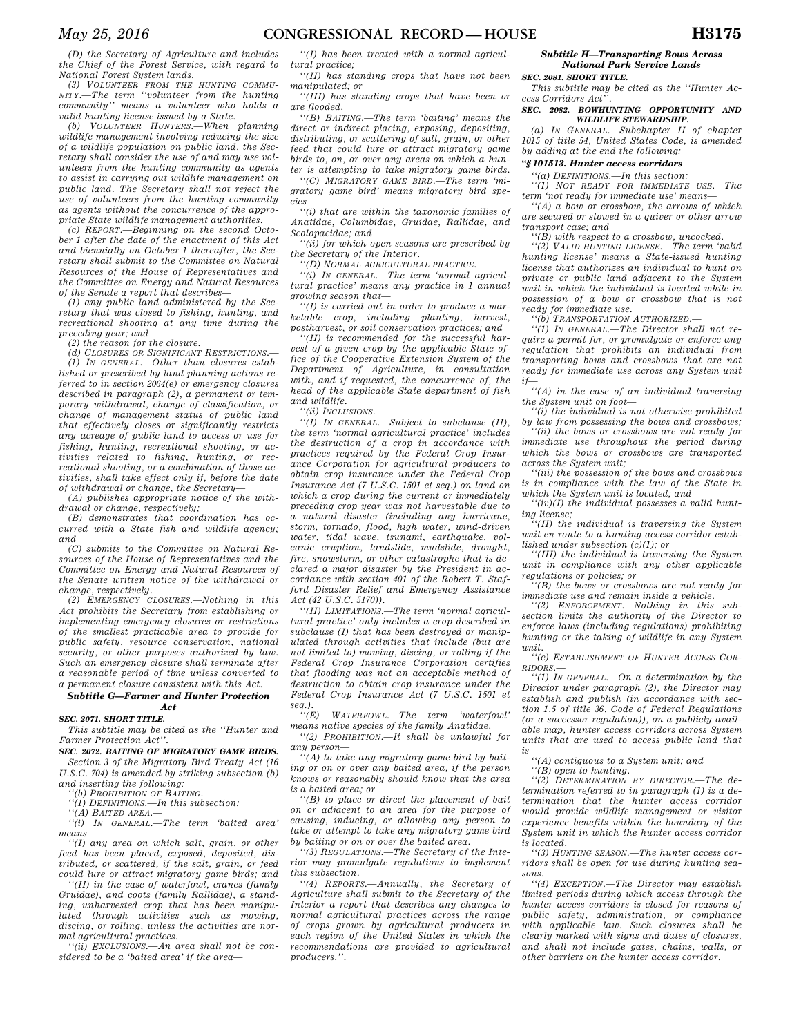*(D) the Secretary of Agriculture and includes the Chief of the Forest Service, with regard to National Forest System lands.*

*(3) VOLUNTEER FROM THE HUNTING COMMUNITY.—The term ''volunteer from the hunting community'' means a volunteer who holds a valid hunting license issued by a State.*

*(b) VOLUNTEER HUNTERS.—When planning wildlife management involving reducing the size of a wildlife population on public land, the Secretary shall consider the use of and may use volunteers from the hunting community as agents to assist in carrying out wildlife management on public land. The Secretary shall not reject the use of volunteers from the hunting community as agents without the concurrence of the appropriate State wildlife management authorities.*

*(c) REPORT.—Beginning on the second October 1 after the date of the enactment of this Act and biennially on October 1 thereafter, the Secretary shall submit to the Committee on Natural Resources of the House of Representatives and the Committee on Energy and Natural Resources of the Senate a report that describes—*

*(1) any public land administered by the Secretary that was closed to fishing, hunting, and recreational shooting at any time during the preceding year; and*

*(2) the reason for the closure.*

*(d) CLOSURES OR SIGNIFICANT RESTRICTIONS.—*

*(1) IN GENERAL.—Other than closures established or prescribed by land planning actions referred to in section 2064(e) or emergency closures described in paragraph (2), a permanent or temporary withdrawal, change of classification, or change of management status of public land that effectively closes or significantly restricts any acreage of public land to access or use for fishing, hunting, recreational shooting, or activities related to fishing, hunting, or recreational shooting, or a combination of those activities, shall take effect only if, before the date of withdrawal or change, the Secretary—*

*(A) publishes appropriate notice of the withdrawal or change, respectively;*

*(B) demonstrates that coordination has occurred with a State fish and wildlife agency; and*

*(C) submits to the Committee on Natural Resources of the House of Representatives and the Committee on Energy and Natural Resources of the Senate written notice of the withdrawal or change, respectively.*

*(2) EMERGENCY CLOSURES.—Nothing in this Act prohibits the Secretary from establishing or implementing emergency closures or restrictions of the smallest practicable area to provide for public safety, resource conservation, national security, or other purposes authorized by law. Such an emergency closure shall terminate after a reasonable period of time unless converted to a permanent closure consistent with this Act.*

### *Subtitle G—Farmer and Hunter Protection Act*

***SEC. 2071. SHORT TITLE.***

*This subtitle may be cited as the ''Hunter and Farmer Protection Act''.*

***SEC. 2072. BAITING OF MIGRATORY GAME BIRDS.***

*Section 3 of the Migratory Bird Treaty Act (16 U.S.C. 704) is amended by striking subsection (b) and inserting the following:*

*''(b) PROHIBITION OF BAITING.—*

*''(1) DEFINITIONS.—In this subsection:*

*''(A) BAITED AREA.—*

*''(i) IN GENERAL.—The term 'baited area' means—*

*''(I) any area on which salt, grain, or other feed has been placed, exposed, deposited, distributed, or scattered, if the salt, grain, or feed could lure or attract migratory game birds; and*

*''(II) in the case of waterfowl, cranes (family Gruidae), and coots (family Rallidae), a standing, unharvested crop that has been manipulated through activities such as mowing, discing, or rolling, unless the activities are normal agricultural practices.*

*''(ii) EXCLUSIONS.—An area shall not be considered to be a 'baited area' if the area—*

*''(I) has been treated with a normal agricultural practice;*

*''(II) has standing crops that have not been manipulated; or*

*''(III) has standing crops that have been or are flooded.*

*''(B) BAITING.—The term 'baiting' means the direct or indirect placing, exposing, depositing, distributing, or scattering of salt, grain, or other feed that could lure or attract migratory game birds to, on, or over any areas on which a hunter is attempting to take migratory game birds.*

*''(C) MIGRATORY GAME BIRD.—The term 'migratory game bird' means migratory bird species—*

*''(i) that are within the taxonomic families of Anatidae, Columbidae, Gruidae, Rallidae, and Scolopacidae; and*

*''(ii) for which open seasons are prescribed by the Secretary of the Interior.*

*''(D) NORMAL AGRICULTURAL PRACTICE.—*

*''(i) IN GENERAL.—The term 'normal agricultural practice' means any practice in 1 annual growing season that—*

*''(I) is carried out in order to produce a marketable crop, including planting, harvest, postharvest, or soil conservation practices; and*

*''(II) is recommended for the successful harvest of a given crop by the applicable State office of the Cooperative Extension System of the Department of Agriculture, in consultation with, and if requested, the concurrence of, the head of the applicable State department of fish and wildlife.*

*''(ii) INCLUSIONS.—*

*''(I) IN GENERAL.—Subject to subclause (II), the term 'normal agricultural practice' includes the destruction of a crop in accordance with practices required by the Federal Crop Insurance Corporation for agricultural producers to obtain crop insurance under the Federal Crop Insurance Act (7 U.S.C. 1501 et seq.) on land on which a crop during the current or immediately preceding crop year was not harvestable due to a natural disaster (including any hurricane, storm, tornado, flood, high water, wind-driven water, tidal wave, tsunami, earthquake, volcanic eruption, landslide, mudslide, drought, fire, snowstorm, or other catastrophe that is declared a major disaster by the President in accordance with section 401 of the Robert T. Stafford Disaster Relief and Emergency Assistance Act (42 U.S.C. 5170)).*

*''(II) LIMITATIONS.—The term 'normal agricultural practice' only includes a crop described in subclause (I) that has been destroyed or manipulated through activities that include (but are not limited to) mowing, discing, or rolling if the Federal Crop Insurance Corporation certifies that flooding was not an acceptable method of destruction to obtain crop insurance under the Federal Crop Insurance Act (7 U.S.C. 1501 et seq.).*

*''(E) WATERFOWL.—The term 'waterfowl' means native species of the family Anatidae.*

*''(2) PROHIBITION.—It shall be unlawful for any person—*

*''(A) to take any migratory game bird by baiting or on or over any baited area, if the person knows or reasonably should know that the area is a baited area; or*

*''(B) to place or direct the placement of bait on or adjacent to an area for the purpose of causing, inducing, or allowing any person to take or attempt to take any migratory game bird by baiting or on or over the baited area.*

*''(3) REGULATIONS.—The Secretary of the Interior may promulgate regulations to implement this subsection.*

*''(4) REPORTS.—Annually, the Secretary of Agriculture shall submit to the Secretary of the Interior a report that describes any changes to normal agricultural practices across the range of crops grown by agricultural producers in each region of the United States in which the recommendations are provided to agricultural producers.''.*

### *Subtitle H—Transporting Bows Across National Park Service Lands*

***SEC. 2081. SHORT TITLE.***

*This subtitle may be cited as the ''Hunter Access Corridors Act''.*

***SEC. 2082. BOWHUNTING OPPORTUNITY AND WILDLIFE STEWARDSHIP.***

*(a) IN GENERAL.—Subchapter II of chapter 1015 of title 54, United States Code, is amended by adding at the end the following:*

***''§ 101513. Hunter access corridors***

*''(a) DEFINITIONS.—In this section:*

*''(1) NOT READY FOR IMMEDIATE USE.—The term 'not ready for immediate use' means—*

*''(A) a bow or crossbow, the arrows of which are secured or stowed in a quiver or other arrow transport case; and*

*''(B) with respect to a crossbow, uncocked.*

*''(2) VALID HUNTING LICENSE.—The term 'valid hunting license' means a State-issued hunting license that authorizes an individual to hunt on private or public land adjacent to the System unit in which the individual is located while in possession of a bow or crossbow that is not ready for immediate use.*

*''(b) TRANSPORTATION AUTHORIZED.—*

*''(1) IN GENERAL.—The Director shall not require a permit for, or promulgate or enforce any regulation that prohibits an individual from transporting bows and crossbows that are not ready for immediate use across any System unit if—*

*''(A) in the case of an individual traversing the System unit on foot—*

*''(i) the individual is not otherwise prohibited by law from possessing the bows and crossbows;*

*''(ii) the bows or crossbows are not ready for immediate use throughout the period during which the bows or crossbows are transported across the System unit;*

*''(iii) the possession of the bows and crossbows is in compliance with the law of the State in which the System unit is located; and*

*''(iv)(I) the individual possesses a valid hunting license;*

*''(II) the individual is traversing the System unit en route to a hunting access corridor established under subsection (c)(1); or*

*''(III) the individual is traversing the System unit in compliance with any other applicable regulations or policies; or*

*''(B) the bows or crossbows are not ready for immediate use and remain inside a vehicle.*

*''(2) ENFORCEMENT.—Nothing in this subsection limits the authority of the Director to enforce laws (including regulations) prohibiting hunting or the taking of wildlife in any System unit.*

*''(c) ESTABLISHMENT OF HUNTER ACCESS CORRIDORS.—*

*''(1) IN GENERAL.—On a determination by the Director under paragraph (2), the Director may establish and publish (in accordance with section 1.5 of title 36, Code of Federal Regulations (or a successor regulation)), on a publicly available map, hunter access corridors across System units that are used to access public land that is—*

*''(A) contiguous to a System unit; and*

*''(B) open to hunting.*

*''(2) DETERMINATION BY DIRECTOR.—The determination referred to in paragraph (1) is a determination that the hunter access corridor would provide wildlife management or visitor experience benefits within the boundary of the System unit in which the hunter access corridor is located.*

*''(3) HUNTING SEASON.—The hunter access corridors shall be open for use during hunting seasons.*

*''(4) EXCEPTION.—The Director may establish limited periods during which access through the hunter access corridors is closed for reasons of public safety, administration, or compliance with applicable law. Such closures shall be clearly marked with signs and dates of closures, and shall not include gates, chains, walls, or other barriers on the hunter access corridor.*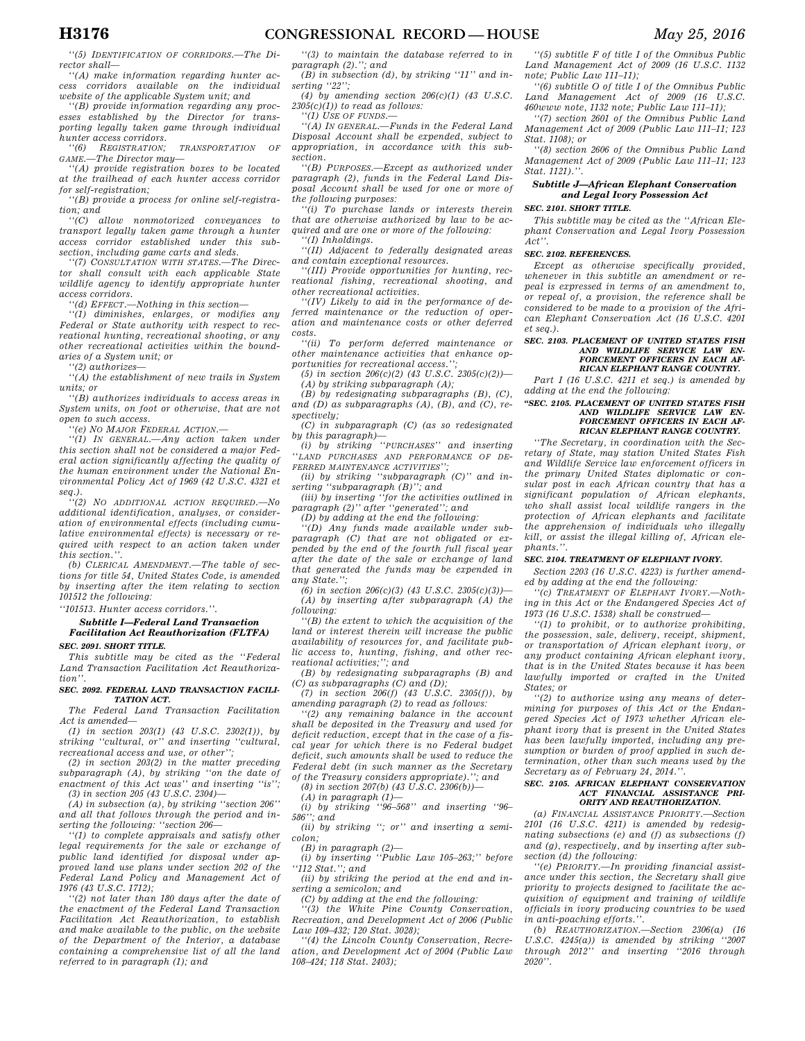''(5) IDENTIFICATION OF CORRIDORS.—The Director shall—

''(A) make information regarding hunter access corridors available on the individual website of the applicable System unit; and

''(B) provide information regarding any processes established by the Director for transporting legally taken game through individual hunter access corridors.

''(6) REGISTRATION; TRANSPORTATION OF GAME.—The Director may—

''(A) provide registration boxes to be located at the trailhead of each hunter access corridor for self-registration;

''(B) provide a process for online self-registration; and

''(C) allow nonmotorized conveyances to transport legally taken game through a hunter access corridor established under this subsection, including game carts and sleds.

''(7) CONSULTATION WITH STATES.—The Director shall consult with each applicable State wildlife agency to identify appropriate hunter access corridors.

''(d) EFFECT.—Nothing in this section—

''(1) diminishes, enlarges, or modifies any Federal or State authority with respect to recreational hunting, recreational shooting, or any other recreational activities within the boundaries of a System unit; or

''(2) authorizes—

''(A) the establishment of new trails in System units; or

''(B) authorizes individuals to access areas in System units, on foot or otherwise, that are not open to such access.

''(e) NO MAJOR FEDERAL ACTION.—

''(1) IN GENERAL.—Any action taken under this section shall not be considered a major Federal action significantly affecting the quality of the human environment under the National Environmental Policy Act of 1969 (42 U.S.C. 4321 et seq.).

''(2) NO ADDITIONAL ACTION REQUIRED.—No additional identification, analyses, or consideration of environmental effects (including cumulative environmental effects) is necessary or required with respect to an action taken under this section.''.

(b) CLERICAL AMENDMENT.—The table of sections for title 54, United States Code, is amended by inserting after the item relating to section 101512 the following:

''101513. Hunter access corridors.''.

### Subtitle I—Federal Land Transaction Facilitation Act Reauthorization (FLTFA)

**SEC. 2091. SHORT TITLE.**

This subtitle may be cited as the ''Federal Land Transaction Facilitation Act Reauthorization''.

**SEC. 2092. FEDERAL LAND TRANSACTION FACILITATION ACT.**

The Federal Land Transaction Facilitation Act is amended—

(1) in section 203(1) (43 U.S.C. 2302(1)), by striking ''cultural, or'' and inserting ''cultural, recreational access and use, or other'';

(2) in section 203(2) in the matter preceding subparagraph (A), by striking ''on the date of enactment of this Act was'' and inserting ''is'';

(3) in section 205 (43 U.S.C. 2304)—

(A) in subsection (a), by striking ''section 206'' and all that follows through the period and inserting the following: ''section 206—

''(1) to complete appraisals and satisfy other legal requirements for the sale or exchange of public land identified for disposal under approved land use plans under section 202 of the Federal Land Policy and Management Act of 1976 (43 U.S.C. 1712);

''(2) not later than 180 days after the date of the enactment of the Federal Land Transaction Facilitation Act Reauthorization, to establish and make available to the public, on the website of the Department of the Interior, a database containing a comprehensive list of all the land referred to in paragraph (1); and

''(3) to maintain the database referred to in paragraph (2).''; and

(B) in subsection (d), by striking ''11'' and inserting ''22'';

(4) by amending section 206(c)(1) (43 U.S.C. 2305(c)(1)) to read as follows:

''(1) USE OF FUNDS.—

''(A) IN GENERAL.—Funds in the Federal Land Disposal Account shall be expended, subject to appropriation, in accordance with this subsection.

''(B) PURPOSES.—Except as authorized under paragraph (2), funds in the Federal Land Disposal Account shall be used for one or more of the following purposes:

''(i) To purchase lands or interests therein that are otherwise authorized by law to be acquired and are one or more of the following:

''(I) Inholdings.

''(II) Adjacent to federally designated areas and contain exceptional resources.

''(III) Provide opportunities for hunting, recreational fishing, recreational shooting, and other recreational activities.

''(IV) Likely to aid in the performance of deferred maintenance or the reduction of operation and maintenance costs or other deferred costs.

''(ii) To perform deferred maintenance or other maintenance activities that enhance opportunities for recreational access.'';

(5) in section 206(c)(2) (43 U.S.C. 2305(c)(2))—

(A) by striking subparagraph (A);

(B) by redesignating subparagraphs (B), (C), and (D) as subparagraphs (A), (B), and (C), respectively;

(C) in subparagraph (C) (as so redesignated by this paragraph)—

(i) by striking ''PURCHASES'' and inserting ''LAND PURCHASES AND PERFORMANCE OF DEFERRED MAINTENANCE ACTIVITIES'';

(ii) by striking ''subparagraph (C)'' and inserting ''subparagraph (B)''; and

(iii) by inserting ''for the activities outlined in paragraph (2)'' after ''generated''; and

(D) by adding at the end the following:

''(D) Any funds made available under subparagraph (C) that are not obligated or expended by the end of the fourth full fiscal year after the date of the sale or exchange of land that generated the funds may be expended in any State.'';

(6) in section 206(c)(3) (43 U.S.C. 2305(c)(3))—

(A) by inserting after subparagraph (A) the following:

''(B) the extent to which the acquisition of the land or interest therein will increase the public availability of resources for, and facilitate public access to, hunting, fishing, and other recreational activities;''; and

(B) by redesignating subparagraphs (B) and (C) as subparagraphs (C) and (D);

(7) in section 206(f) (43 U.S.C. 2305(f)), by amending paragraph (2) to read as follows:

''(2) any remaining balance in the account shall be deposited in the Treasury and used for deficit reduction, except that in the case of a fiscal year for which there is no Federal budget deficit, such amounts shall be used to reduce the Federal debt (in such manner as the Secretary of the Treasury considers appropriate).''; and

(8) in section 207(b) (43 U.S.C. 2306(b))—

(A) in paragraph (1)—

(i) by striking ''96–568'' and inserting ''96–586''; and

(ii) by striking ''; or'' and inserting a semicolon;

(B) in paragraph (2)—

(i) by inserting ''Public Law 105–263;'' before ''112 Stat.''; and

(ii) by striking the period at the end and inserting a semicolon; and

(C) by adding at the end the following:

''(3) the White Pine County Conservation, Recreation, and Development Act of 2006 (Public Law 109–432; 120 Stat. 3028);

''(4) the Lincoln County Conservation, Recreation, and Development Act of 2004 (Public Law 108–424; 118 Stat. 2403);

''(5) subtitle F of title I of the Omnibus Public Land Management Act of 2009 (16 U.S.C. 1132 note; Public Law 111–11);

''(6) subtitle O of title I of the Omnibus Public Land Management Act of 2009 (16 U.S.C. 460www note, 1132 note; Public Law 111–11);

''(7) section 2601 of the Omnibus Public Land Management Act of 2009 (Public Law 111–11; 123 Stat. 1108); or

''(8) section 2606 of the Omnibus Public Land Management Act of 2009 (Public Law 111–11; 123 Stat. 1121).''.

### Subtitle J—African Elephant Conservation and Legal Ivory Possession Act

**SEC. 2101. SHORT TITLE.**

This subtitle may be cited as the ''African Elephant Conservation and Legal Ivory Possession Act''.

**SEC. 2102. REFERENCES.**

Except as otherwise specifically provided, whenever in this subtitle an amendment or repeal is expressed in terms of an amendment to, or repeal of, a provision, the reference shall be considered to be made to a provision of the African Elephant Conservation Act (16 U.S.C. 4201 et seq.).

**SEC. 2103. PLACEMENT OF UNITED STATES FISH AND WILDLIFE SERVICE LAW ENFORCEMENT OFFICERS IN EACH AFRICAN ELEPHANT RANGE COUNTRY.**

Part I (16 U.S.C. 4211 et seq.) is amended by adding at the end the following:

**''SEC. 2105. PLACEMENT OF UNITED STATES FISH AND WILDLIFE SERVICE LAW ENFORCEMENT OFFICERS IN EACH AFRICAN ELEPHANT RANGE COUNTRY.**

''The Secretary, in coordination with the Secretary of State, may station United States Fish and Wildlife Service law enforcement officers in the primary United States diplomatic or consular post in each African country that has a significant population of African elephants, who shall assist local wildlife rangers in the protection of African elephants and facilitate the apprehension of individuals who illegally kill, or assist the illegal killing of, African elephants.''.

**SEC. 2104. TREATMENT OF ELEPHANT IVORY.**

Section 2203 (16 U.S.C. 4223) is further amended by adding at the end the following:

''(c) TREATMENT OF ELEPHANT IVORY.—Nothing in this Act or the Endangered Species Act of 1973 (16 U.S.C. 1538) shall be construed—

''(1) to prohibit, or to authorize prohibiting, the possession, sale, delivery, receipt, shipment, or transportation of African elephant ivory, or any product containing African elephant ivory, that is in the United States because it has been lawfully imported or crafted in the United States; or

''(2) to authorize using any means of determining for purposes of this Act or the Endangered Species Act of 1973 whether African elephant ivory that is present in the United States has been lawfully imported, including any presumption or burden of proof applied in such determination, other than such means used by the Secretary as of February 24, 2014.''.

**SEC. 2105. AFRICAN ELEPHANT CONSERVATION ACT FINANCIAL ASSISTANCE PRIORITY AND REAUTHORIZATION.**

(a) FINANCIAL ASSISTANCE PRIORITY.—Section 2101 (16 U.S.C. 4211) is amended by redesignating subsections (e) and (f) as subsections (f) and (g), respectively, and by inserting after subsection (d) the following:

''(e) PRIORITY.—In providing financial assistance under this section, the Secretary shall give priority to projects designed to facilitate the acquisition of equipment and training of wildlife officials in ivory producing countries to be used in anti-poaching efforts.''.

(b) REAUTHORIZATION.—Section 2306(a) (16 U.S.C. 4245(a)) is amended by striking ''2007 through 2012'' and inserting ''2016 through 2020''.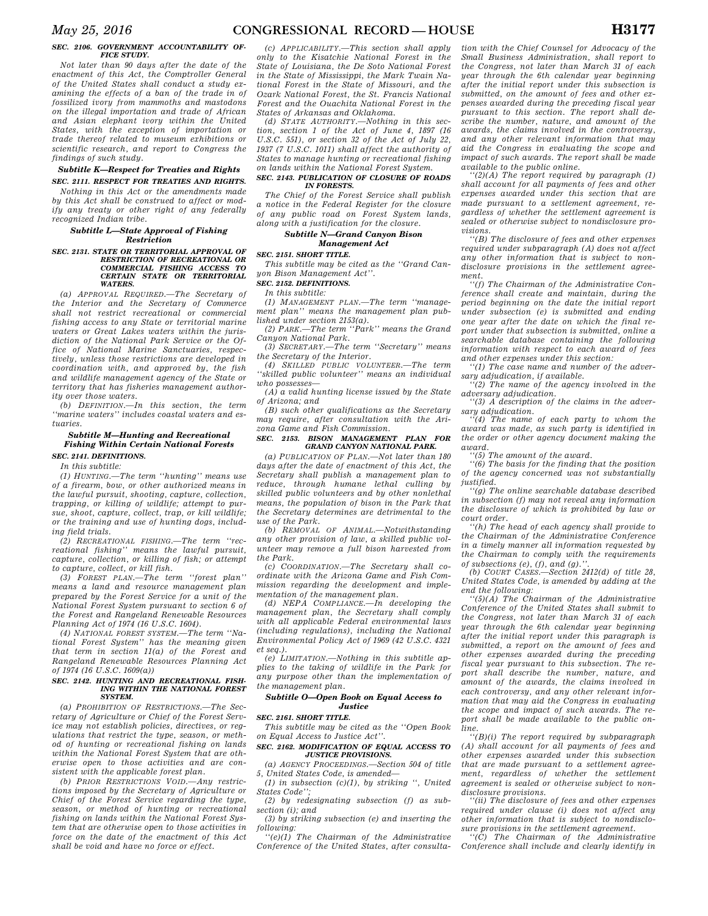**SEC. 2106. GOVERNMENT ACCOUNTABILITY OFFICE STUDY.**

*Not later than 90 days after the date of the enactment of this Act, the Comptroller General of the United States shall conduct a study examining the effects of a ban of the trade in of fossilized ivory from mammoths and mastodons on the illegal importation and trade of African and Asian elephant ivory within the United States, with the exception of importation or trade thereof related to museum exhibitions or scientific research, and report to Congress the findings of such study.*

### *Subtitle K—Respect for Treaties and Rights*

**SEC. 2111. RESPECT FOR TREATIES AND RIGHTS.**

*Nothing in this Act or the amendments made by this Act shall be construed to affect or modify any treaty or other right of any federally recognized Indian tribe.*

### *Subtitle L—State Approval of Fishing Restriction*

**SEC. 2131. STATE OR TERRITORIAL APPROVAL OF RESTRICTION OF RECREATIONAL OR COMMERCIAL FISHING ACCESS TO CERTAIN STATE OR TERRITORIAL WATERS.**

*(a) APPROVAL REQUIRED.—The Secretary of the Interior and the Secretary of Commerce shall not restrict recreational or commercial fishing access to any State or territorial marine waters or Great Lakes waters within the jurisdiction of the National Park Service or the Office of National Marine Sanctuaries, respectively, unless those restrictions are developed in coordination with, and approved by, the fish and wildlife management agency of the State or territory that has fisheries management authority over those waters.*

*(b) DEFINITION.—In this section, the term ''marine waters'' includes coastal waters and estuaries.*

### *Subtitle M—Hunting and Recreational Fishing Within Certain National Forests*

**SEC. 2141. DEFINITIONS.**

*In this subtitle:*

*(1) HUNTING.—The term ''hunting'' means use of a firearm, bow, or other authorized means in the lawful pursuit, shooting, capture, collection, trapping, or killing of wildlife; attempt to pursue, shoot, capture, collect, trap, or kill wildlife; or the training and use of hunting dogs, including field trials.*

*(2) RECREATIONAL FISHING.—The term ''recreational fishing'' means the lawful pursuit, capture, collection, or killing of fish; or attempt to capture, collect, or kill fish.*

*(3) FOREST PLAN.—The term ''forest plan'' means a land and resource management plan prepared by the Forest Service for a unit of the National Forest System pursuant to section 6 of the Forest and Rangeland Renewable Resources Planning Act of 1974 (16 U.S.C. 1604).*

*(4) NATIONAL FOREST SYSTEM.—The term ''National Forest System'' has the meaning given that term in section 11(a) of the Forest and Rangeland Renewable Resources Planning Act of 1974 (16 U.S.C. 1609(a))*

**SEC. 2142. HUNTING AND RECREATIONAL FISHING WITHIN THE NATIONAL FOREST SYSTEM.**

*(a) PROHIBITION OF RESTRICTIONS.—The Secretary of Agriculture or Chief of the Forest Service may not establish policies, directives, or regulations that restrict the type, season, or method of hunting or recreational fishing on lands within the National Forest System that are otherwise open to those activities and are consistent with the applicable forest plan.*

*(b) PRIOR RESTRICTIONS VOID.—Any restrictions imposed by the Secretary of Agriculture or Chief of the Forest Service regarding the type, season, or method of hunting or recreational fishing on lands within the National Forest System that are otherwise open to those activities in force on the date of the enactment of this Act shall be void and have no force or effect.*

*(c) APPLICABILITY.—This section shall apply only to the Kisatchie National Forest in the State of Louisiana, the De Soto National Forest in the State of Mississippi, the Mark Twain National Forest in the State of Missouri, and the Ozark National Forest, the St. Francis National Forest and the Ouachita National Forest in the States of Arkansas and Oklahoma.*

*(d) STATE AUTHORITY.—Nothing in this section, section 1 of the Act of June 4, 1897 (16 U.S.C. 551), or section 32 of the Act of July 22, 1937 (7 U.S.C. 1011) shall affect the authority of States to manage hunting or recreational fishing on lands within the National Forest System.*

**SEC. 2143. PUBLICATION OF CLOSURE OF ROADS IN FORESTS.**

*The Chief of the Forest Service shall publish a notice in the Federal Register for the closure of any public road on Forest System lands, along with a justification for the closure.*

### *Subtitle N—Grand Canyon Bison Management Act*

**SEC. 2151. SHORT TITLE.**

*This subtitle may be cited as the ''Grand Canyon Bison Management Act''.*

**SEC. 2152. DEFINITIONS.**

*In this subtitle:*

*(1) MANAGEMENT PLAN.—The term ''management plan'' means the management plan published under section 2153(a).*

*(2) PARK.—The term ''Park'' means the Grand Canyon National Park.*

*(3) SECRETARY.—The term ''Secretary'' means the Secretary of the Interior.*

*(4) SKILLED PUBLIC VOLUNTEER.—The term ''skilled public volunteer'' means an individual who possesses—*

*(A) a valid hunting license issued by the State of Arizona; and*

*(B) such other qualifications as the Secretary may require, after consultation with the Arizona Game and Fish Commission.*

**SEC. 2153. BISON MANAGEMENT PLAN FOR GRAND CANYON NATIONAL PARK.**

*(a) PUBLICATION OF PLAN.—Not later than 180 days after the date of enactment of this Act, the Secretary shall publish a management plan to reduce, through humane lethal culling by skilled public volunteers and by other nonlethal means, the population of bison in the Park that the Secretary determines are detrimental to the use of the Park.*

*(b) REMOVAL OF ANIMAL.—Notwithstanding any other provision of law, a skilled public volunteer may remove a full bison harvested from the Park.*

*(c) COORDINATION.—The Secretary shall coordinate with the Arizona Game and Fish Commission regarding the development and implementation of the management plan.*

*(d) NEPA COMPLIANCE.—In developing the management plan, the Secretary shall comply with all applicable Federal environmental laws (including regulations), including the National Environmental Policy Act of 1969 (42 U.S.C. 4321 et seq.).*

*(e) LIMITATION.—Nothing in this subtitle applies to the taking of wildlife in the Park for any purpose other than the implementation of the management plan.*

### *Subtitle O—Open Book on Equal Access to Justice*

**SEC. 2161. SHORT TITLE.**

*This subtitle may be cited as the ''Open Book on Equal Access to Justice Act''.*

**SEC. 2162. MODIFICATION OF EQUAL ACCESS TO JUSTICE PROVISIONS.**

*(a) AGENCY PROCEEDINGS.—Section 504 of title 5, United States Code, is amended—*

*(1) in subsection (c)(1), by striking '', United States Code'';*

*(2) by redesignating subsection (f) as subsection (i); and*

*(3) by striking subsection (e) and inserting the following:*

*''(e)(1) The Chairman of the Administrative Conference of the United States, after consultation with the Chief Counsel for Advocacy of the Small Business Administration, shall report to the Congress, not later than March 31 of each year through the 6th calendar year beginning after the initial report under this subsection is submitted, on the amount of fees and other expenses awarded during the preceding fiscal year pursuant to this section. The report shall describe the number, nature, and amount of the awards, the claims involved in the controversy, and any other relevant information that may aid the Congress in evaluating the scope and impact of such awards. The report shall be made available to the public online.*

*''(2)(A) The report required by paragraph (1) shall account for all payments of fees and other expenses awarded under this section that are made pursuant to a settlement agreement, regardless of whether the settlement agreement is sealed or otherwise subject to nondisclosure provisions.*

*''(B) The disclosure of fees and other expenses required under subparagraph (A) does not affect any other information that is subject to nondisclosure provisions in the settlement agreement.*

*''(f) The Chairman of the Administrative Conference shall create and maintain, during the period beginning on the date the initial report under subsection (e) is submitted and ending one year after the date on which the final report under that subsection is submitted, online a searchable database containing the following information with respect to each award of fees and other expenses under this section:*

*''(1) The case name and number of the adversary adjudication, if available.*

*''(2) The name of the agency involved in the adversary adjudication.*

*''(3) A description of the claims in the adversary adjudication.*

*''(4) The name of each party to whom the award was made, as such party is identified in the order or other agency document making the award.*

*''(5) The amount of the award.*

*''(6) The basis for the finding that the position of the agency concerned was not substantially justified.*

*''(g) The online searchable database described in subsection (f) may not reveal any information the disclosure of which is prohibited by law or court order.*

*''(h) The head of each agency shall provide to the Chairman of the Administrative Conference in a timely manner all information requested by the Chairman to comply with the requirements of subsections (e), (f), and (g).''.*

*(b) COURT CASES.—Section 2412(d) of title 28, United States Code, is amended by adding at the end the following:*

*''(5)(A) The Chairman of the Administrative Conference of the United States shall submit to the Congress, not later than March 31 of each year through the 6th calendar year beginning after the initial report under this paragraph is submitted, a report on the amount of fees and other expenses awarded during the preceding fiscal year pursuant to this subsection. The report shall describe the number, nature, and amount of the awards, the claims involved in each controversy, and any other relevant information that may aid the Congress in evaluating the scope and impact of such awards. The report shall be made available to the public online.*

*''(B)(i) The report required by subparagraph (A) shall account for all payments of fees and other expenses awarded under this subsection that are made pursuant to a settlement agreement, regardless of whether the settlement agreement is sealed or otherwise subject to nondisclosure provisions.*

*''(ii) The disclosure of fees and other expenses required under clause (i) does not affect any other information that is subject to nondisclosure provisions in the settlement agreement.*

*''(C) The Chairman of the Administrative Conference shall include and clearly identify in*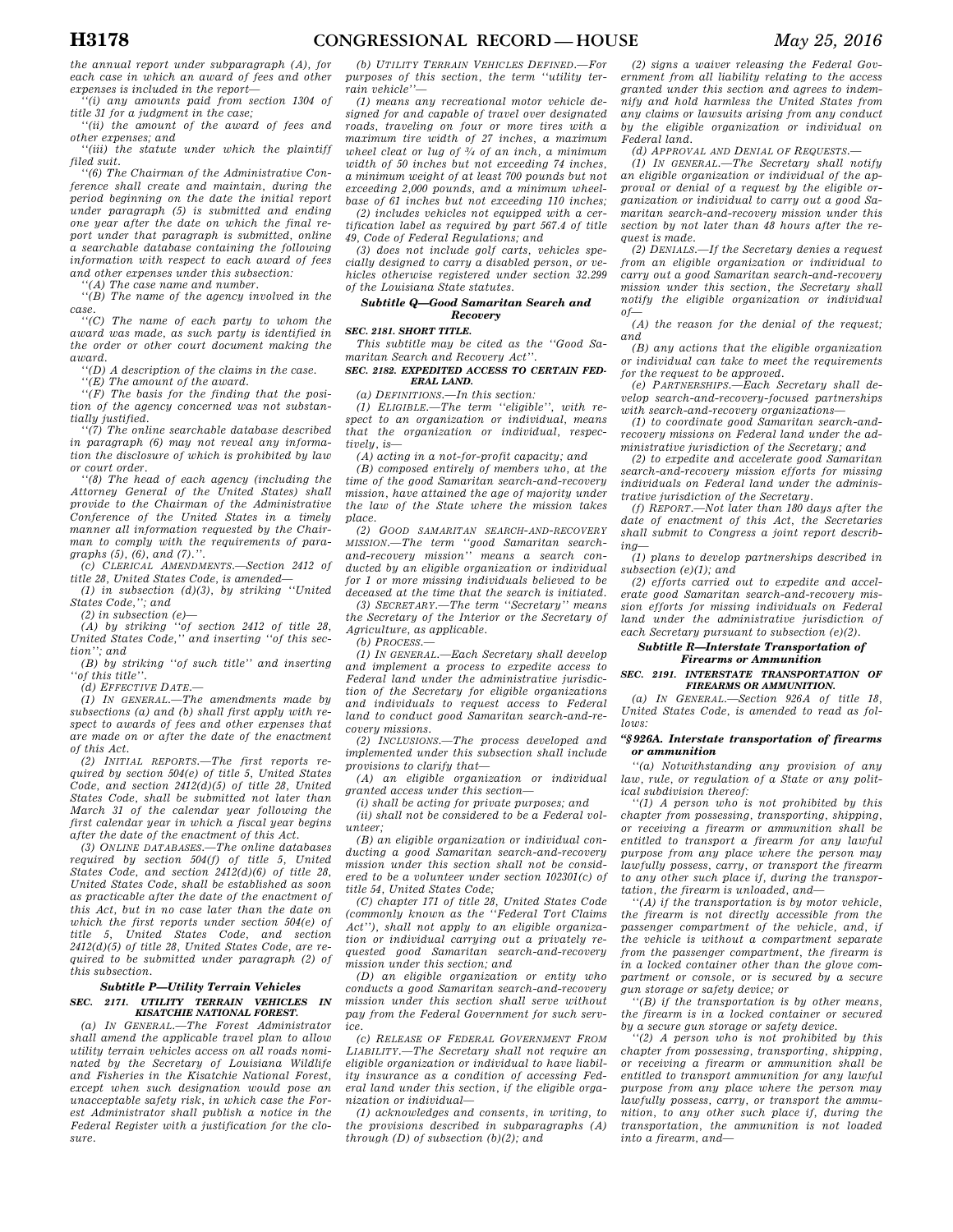the annual report under subparagraph (A), for each case in which an award of fees and other expenses is included in the report—

''(i) any amounts paid from section 1304 of title 31 for a judgment in the case;

''(ii) the amount of the award of fees and other expenses; and

''(iii) the statute under which the plaintiff filed suit.

''(6) The Chairman of the Administrative Conference shall create and maintain, during the period beginning on the date the initial report under paragraph (5) is submitted and ending one year after the date on which the final report under that paragraph is submitted, online a searchable database containing the following information with respect to each award of fees and other expenses under this subsection:

''(A) The case name and number.

''(B) The name of the agency involved in the case.

''(C) The name of each party to whom the award was made, as such party is identified in the order or other court document making the award.

''(D) A description of the claims in the case.

''(E) The amount of the award.

''(F) The basis for the finding that the position of the agency concerned was not substantially justified.

''(7) The online searchable database described in paragraph (6) may not reveal any information the disclosure of which is prohibited by law or court order.

''(8) The head of each agency (including the Attorney General of the United States) shall provide to the Chairman of the Administrative Conference of the United States in a timely manner all information requested by the Chairman to comply with the requirements of paragraphs (5), (6), and (7).''.

(c) *CLERICAL AMENDMENTS.*—Section 2412 of title 28, United States Code, is amended—

(1) in subsection (d)(3), by striking ''United States Code,''; and

(2) in subsection (e)—

(A) by striking ''of section 2412 of title 28, United States Code,'' and inserting ''of this section''; and

(B) by striking ''of such title'' and inserting ''of this title''.

(d) *EFFECTIVE DATE.*—

(1) *IN GENERAL.*—The amendments made by subsections (a) and (b) shall first apply with respect to awards of fees and other expenses that are made on or after the date of the enactment of this Act.

(2) *INITIAL REPORTS.*—The first reports required by section 504(e) of title 5, United States Code, and section 2412(d)(5) of title 28, United States Code, shall be submitted not later than March 31 of the calendar year following the first calendar year in which a fiscal year begins after the date of the enactment of this Act.

(3) *ONLINE DATABASES.*—The online databases required by section 504(f) of title 5, United States Code, and section 2412(d)(6) of title 28, United States Code, shall be established as soon as practicable after the date of the enactment of this Act, but in no case later than the date on which the first reports under section 504(e) of title 5, United States Code, and section 2412(d)(5) of title 28, United States Code, are required to be submitted under paragraph (2) of this subsection.

### *Subtitle P—Utility Terrain Vehicles*

#### SEC. 2171. UTILITY TERRAIN VEHICLES IN KISATCHIE NATIONAL FOREST.

(a) *IN GENERAL.*—The Forest Administrator shall amend the applicable travel plan to allow utility terrain vehicles access on all roads nominated by the Secretary of Louisiana Wildlife and Fisheries in the Kisatchie National Forest, except when such designation would pose an unacceptable safety risk, in which case the Forest Administrator shall publish a notice in the Federal Register with a justification for the closure.

(b) *UTILITY TERRAIN VEHICLES DEFINED.*—For purposes of this section, the term ''utility terrain vehicle''—

(1) means any recreational motor vehicle designed for and capable of travel over designated roads, traveling on four or more tires with a maximum tire width of 27 inches, a maximum wheel cleat or lug of ¾ of an inch, a minimum width of 50 inches but not exceeding 74 inches, a minimum weight of at least 700 pounds but not exceeding 2,000 pounds, and a minimum wheelbase of 61 inches but not exceeding 110 inches;

(2) includes vehicles not equipped with a certification label as required by part 567.4 of title 49, Code of Federal Regulations; and

(3) does not include golf carts, vehicles specially designed to carry a disabled person, or vehicles otherwise registered under section 32.299 of the Louisiana State statutes.

### *Subtitle Q—Good Samaritan Search and Recovery*

#### SEC. 2181. SHORT TITLE.

This subtitle may be cited as the ''Good Samaritan Search and Recovery Act''.

#### SEC. 2182. EXPEDITED ACCESS TO CERTAIN FEDERAL LAND.

(a) *DEFINITIONS.*—In this section:

(1) *ELIGIBLE.*—The term ''eligible'', with respect to an organization or individual, means that the organization or individual, respectively, is—

(A) acting in a not-for-profit capacity; and

(B) composed entirely of members who, at the time of the good Samaritan search-and-recovery mission, have attained the age of majority under the law of the State where the mission takes place.

(2) *GOOD SAMARITAN SEARCH-AND-RECOVERY MISSION.*—The term ''good Samaritan search-and-recovery mission'' means a search conducted by an eligible organization or individual for 1 or more missing individuals believed to be deceased at the time that the search is initiated.

(3) *SECRETARY.*—The term ''Secretary'' means the Secretary of the Interior or the Secretary of Agriculture, as applicable.

(b) *PROCESS.*—

(1) *IN GENERAL.*—Each Secretary shall develop and implement a process to expedite access to Federal land under the administrative jurisdiction of the Secretary for eligible organizations and individuals to request access to Federal land to conduct good Samaritan search-and-recovery missions.

(2) *INCLUSIONS.*—The process developed and implemented under this subsection shall include provisions to clarify that—

(A) an eligible organization or individual granted access under this section—

(i) shall be acting for private purposes; and

(ii) shall not be considered to be a Federal volunteer;

(B) an eligible organization or individual conducting a good Samaritan search-and-recovery mission under this section shall not be considered to be a volunteer under section 102301(c) of title 54, United States Code;

(C) chapter 171 of title 28, United States Code (commonly known as the ''Federal Tort Claims Act''), shall not apply to an eligible organization or individual carrying out a privately requested good Samaritan search-and-recovery mission under this section; and

(D) an eligible organization or entity who conducts a good Samaritan search-and-recovery mission under this section shall serve without pay from the Federal Government for such service.

(c) *RELEASE OF FEDERAL GOVERNMENT FROM LIABILITY.*—The Secretary shall not require an eligible organization or individual to have liability insurance as a condition of accessing Federal land under this section, if the eligible organization or individual—

(1) acknowledges and consents, in writing, to the provisions described in subparagraphs (A) through (D) of subsection (b)(2); and

(2) signs a waiver releasing the Federal Government from all liability relating to the access granted under this section and agrees to indemnify and hold harmless the United States from any claims or lawsuits arising from any conduct by the eligible organization or individual on Federal land.

(d) *APPROVAL AND DENIAL OF REQUESTS.*—

(1) *IN GENERAL.*—The Secretary shall notify an eligible organization or individual of the approval or denial of a request by the eligible organization or individual to carry out a good Samaritan search-and-recovery mission under this section by not later than 48 hours after the request is made.

(2) *DENIALS.*—If the Secretary denies a request from an eligible organization or individual to carry out a good Samaritan search-and-recovery mission under this section, the Secretary shall notify the eligible organization or individual of—

(A) the reason for the denial of the request; and

(B) any actions that the eligible organization or individual can take to meet the requirements for the request to be approved.

(e) *PARTNERSHIPS.*—Each Secretary shall develop search-and-recovery-focused partnerships with search-and-recovery organizations—

(1) to coordinate good Samaritan search-and-recovery missions on Federal land under the administrative jurisdiction of the Secretary; and

(2) to expedite and accelerate good Samaritan search-and-recovery mission efforts for missing individuals on Federal land under the administrative jurisdiction of the Secretary.

(f) *REPORT.*—Not later than 180 days after the date of enactment of this Act, the Secretaries shall submit to Congress a joint report describing—

(1) plans to develop partnerships described in subsection (e)(1); and

(2) efforts carried out to expedite and accelerate good Samaritan search-and-recovery mission efforts for missing individuals on Federal land under the administrative jurisdiction of each Secretary pursuant to subsection (e)(2).

### *Subtitle R—Interstate Transportation of Firearms or Ammunition*

#### SEC. 2191. INTERSTATE TRANSPORTATION OF FIREARMS OR AMMUNITION.

(a) *IN GENERAL.*—Section 926A of title 18, United States Code, is amended to read as follows:

#### ''§ 926A. Interstate transportation of firearms or ammunition

''(a) Notwithstanding any provision of any law, rule, or regulation of a State or any political subdivision thereof:

''(1) A person who is not prohibited by this chapter from possessing, transporting, shipping, or receiving a firearm or ammunition shall be entitled to transport a firearm for any lawful purpose from any place where the person may lawfully possess, carry, or transport the firearm to any other such place if, during the transportation, the firearm is unloaded, and—

''(A) if the transportation is by motor vehicle, the firearm is not directly accessible from the passenger compartment of the vehicle, and, if the vehicle is without a compartment separate from the passenger compartment, the firearm is in a locked container other than the glove compartment or console, or is secured by a secure gun storage or safety device; or

''(B) if the transportation is by other means, the firearm is in a locked container or secured by a secure gun storage or safety device.

''(2) A person who is not prohibited by this chapter from possessing, transporting, shipping, or receiving a firearm or ammunition shall be entitled to transport ammunition for any lawful purpose from any place where the person may lawfully possess, carry, or transport the ammunition, to any other such place if, during the transportation, the ammunition is not loaded into a firearm, and—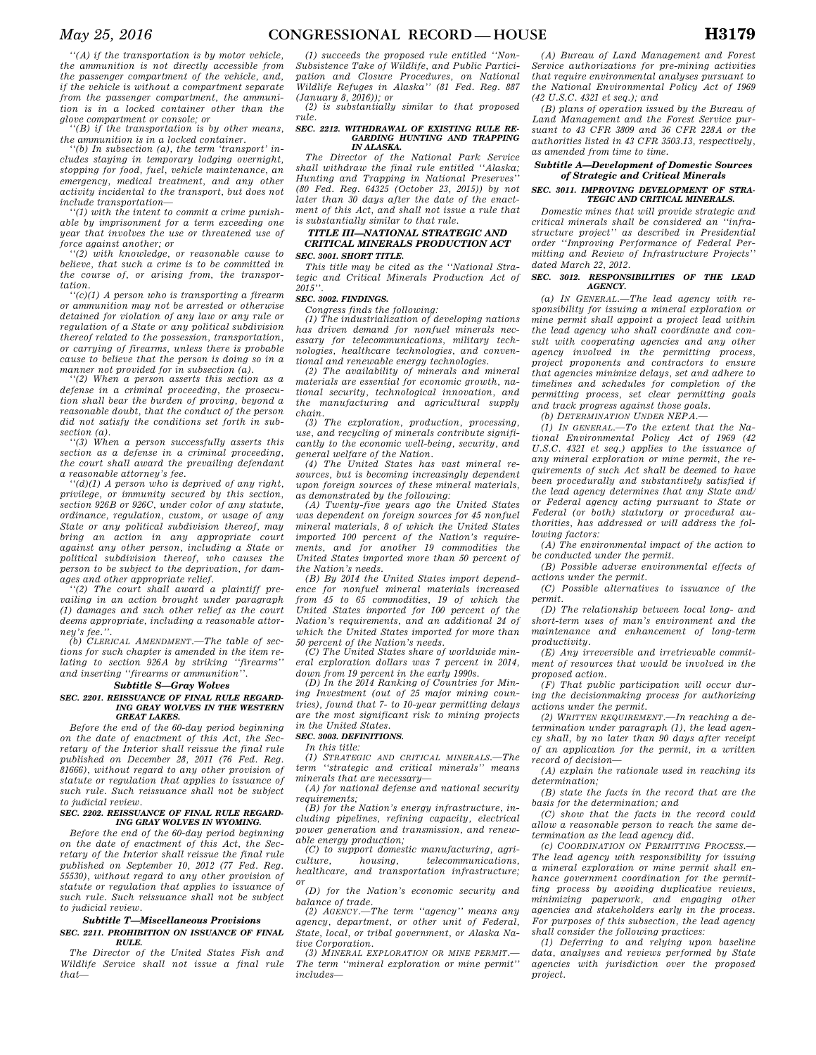''(A) if the transportation is by motor vehicle, the ammunition is not directly accessible from the passenger compartment of the vehicle, and, if the vehicle is without a compartment separate from the passenger compartment, the ammunition is in a locked container other than the glove compartment or console; or

''(B) if the transportation is by other means, the ammunition is in a locked container.

''(b) In subsection (a), the term 'transport' includes staying in temporary lodging overnight, stopping for food, fuel, vehicle maintenance, an emergency, medical treatment, and any other activity incidental to the transport, but does not include transportation—

''(1) with the intent to commit a crime punishable by imprisonment for a term exceeding one year that involves the use or threatened use of force against another; or

''(2) with knowledge, or reasonable cause to believe, that such a crime is to be committed in the course of, or arising from, the transportation.

''(c)(1) A person who is transporting a firearm or ammunition may not be arrested or otherwise detained for violation of any law or any rule or regulation of a State or any political subdivision thereof related to the possession, transportation, or carrying of firearms, unless there is probable cause to believe that the person is doing so in a manner not provided for in subsection (a).

''(2) When a person asserts this section as a defense in a criminal proceeding, the prosecution shall bear the burden of proving, beyond a reasonable doubt, that the conduct of the person did not satisfy the conditions set forth in subsection (a).

''(3) When a person successfully asserts this section as a defense in a criminal proceeding, the court shall award the prevailing defendant a reasonable attorney's fee.

''(d)(1) A person who is deprived of any right, privilege, or immunity secured by this section, section 926B or 926C, under color of any statute, ordinance, regulation, custom, or usage of any State or any political subdivision thereof, may bring an action in any appropriate court against any other person, including a State or political subdivision thereof, who causes the person to be subject to the deprivation, for damages and other appropriate relief.

''(2) The court shall award a plaintiff prevailing in an action brought under paragraph (1) damages and such other relief as the court deems appropriate, including a reasonable attorney's fee.''.

(b) CLERICAL AMENDMENT.—The table of sections for such chapter is amended in the item relating to section 926A by striking ''firearms'' and inserting ''firearms or ammunition''.

### Subtitle S—Gray Wolves

**SEC. 2201. REISSUANCE OF FINAL RULE REGARDING GRAY WOLVES IN THE WESTERN GREAT LAKES.**

Before the end of the 60-day period beginning on the date of enactment of this Act, the Secretary of the Interior shall reissue the final rule published on December 28, 2011 (76 Fed. Reg. 81666), without regard to any other provision of statute or regulation that applies to issuance of such rule. Such reissuance shall not be subject to judicial review.

**SEC. 2202. REISSUANCE OF FINAL RULE REGARDING GRAY WOLVES IN WYOMING.**

Before the end of the 60-day period beginning on the date of enactment of this Act, the Secretary of the Interior shall reissue the final rule published on September 10, 2012 (77 Fed. Reg. 55530), without regard to any other provision of statute or regulation that applies to issuance of such rule. Such reissuance shall not be subject to judicial review.

### Subtitle T—Miscellaneous Provisions

**SEC. 2211. PROHIBITION ON ISSUANCE OF FINAL RULE.**

The Director of the United States Fish and Wildlife Service shall not issue a final rule that—

(1) succeeds the proposed rule entitled ''Non-Subsistence Take of Wildlife, and Public Participation and Closure Procedures, on National Wildlife Refuges in Alaska'' (81 Fed. Reg. 887 (January 8, 2016)); or

(2) is substantially similar to that proposed rule.

**SEC. 2212. WITHDRAWAL OF EXISTING RULE REGARDING HUNTING AND TRAPPING IN ALASKA.**

The Director of the National Park Service shall withdraw the final rule entitled ''Alaska; Hunting and Trapping in National Preserves'' (80 Fed. Reg. 64325 (October 23, 2015)) by not later than 30 days after the date of the enactment of this Act, and shall not issue a rule that is substantially similar to that rule.

## TITLE III—NATIONAL STRATEGIC AND CRITICAL MINERALS PRODUCTION ACT

**SEC. 3001. SHORT TITLE.**

This title may be cited as the ''National Strategic and Critical Minerals Production Act of 2015''.

**SEC. 3002. FINDINGS.**

Congress finds the following:

(1) The industrialization of developing nations has driven demand for nonfuel minerals necessary for telecommunications, military technologies, healthcare technologies, and conventional and renewable energy technologies.

(2) The availability of minerals and mineral materials are essential for economic growth, national security, technological innovation, and the manufacturing and agricultural supply chain.

(3) The exploration, production, processing, use, and recycling of minerals contribute significantly to the economic well-being, security, and general welfare of the Nation.

(4) The United States has vast mineral resources, but is becoming increasingly dependent upon foreign sources of these mineral materials, as demonstrated by the following:

(A) Twenty-five years ago the United States was dependent on foreign sources for 45 nonfuel mineral materials, 8 of which the United States imported 100 percent of the Nation's requirements, and for another 19 commodities the United States imported more than 50 percent of the Nation's needs.

(B) By 2014 the United States import dependence for nonfuel mineral materials increased from 45 to 65 commodities, 19 of which the United States imported for 100 percent of the Nation's requirements, and an additional 24 of which the United States imported for more than 50 percent of the Nation's needs.

(C) The United States share of worldwide mineral exploration dollars was 7 percent in 2014, down from 19 percent in the early 1990s.

(D) In the 2014 Ranking of Countries for Mining Investment (out of 25 major mining countries), found that 7- to 10-year permitting delays are the most significant risk to mining projects in the United States.

**SEC. 3003. DEFINITIONS.**

In this title:

(1) STRATEGIC AND CRITICAL MINERALS.—The term ''strategic and critical minerals'' means minerals that are necessary—

(A) for national defense and national security requirements;

(B) for the Nation's energy infrastructure, including pipelines, refining capacity, electrical power generation and transmission, and renewable energy production;

(C) to support domestic manufacturing, agriculture, housing, telecommunications, healthcare, and transportation infrastructure; or

(D) for the Nation's economic security and balance of trade.

(2) AGENCY.—The term ''agency'' means any agency, department, or other unit of Federal, State, local, or tribal government, or Alaska Native Corporation.

(3) MINERAL EXPLORATION OR MINE PERMIT.—The term ''mineral exploration or mine permit'' includes—

(A) Bureau of Land Management and Forest Service authorizations for pre-mining activities that require environmental analyses pursuant to the National Environmental Policy Act of 1969 (42 U.S.C. 4321 et seq.); and

(B) plans of operation issued by the Bureau of Land Management and the Forest Service pursuant to 43 CFR 3809 and 36 CFR 228A or the authorities listed in 43 CFR 3503.13, respectively, as amended from time to time.

### Subtitle A—Development of Domestic Sources of Strategic and Critical Minerals

**SEC. 3011. IMPROVING DEVELOPMENT OF STRATEGIC AND CRITICAL MINERALS.**

Domestic mines that will provide strategic and critical minerals shall be considered an ''infrastructure project'' as described in Presidential order ''Improving Performance of Federal Permitting and Review of Infrastructure Projects'' dated March 22, 2012.

**SEC. 3012. RESPONSIBILITIES OF THE LEAD AGENCY.**

(a) IN GENERAL.—The lead agency with responsibility for issuing a mineral exploration or mine permit shall appoint a project lead within the lead agency who shall coordinate and consult with cooperating agencies and any other agency involved in the permitting process, project proponents and contractors to ensure that agencies minimize delays, set and adhere to timelines and schedules for completion of the permitting process, set clear permitting goals and track progress against those goals.

(b) DETERMINATION UNDER NEPA.—

(1) IN GENERAL.—To the extent that the National Environmental Policy Act of 1969 (42 U.S.C. 4321 et seq.) applies to the issuance of any mineral exploration or mine permit, the requirements of such Act shall be deemed to have been procedurally and substantively satisfied if the lead agency determines that any State and/or Federal agency acting pursuant to State or Federal (or both) statutory or procedural authorities, has addressed or will address the following factors:

(A) The environmental impact of the action to be conducted under the permit.

(B) Possible adverse environmental effects of actions under the permit.

(C) Possible alternatives to issuance of the permit.

(D) The relationship between local long- and short-term uses of man's environment and the maintenance and enhancement of long-term productivity.

(E) Any irreversible and irretrievable commitment of resources that would be involved in the proposed action.

(F) That public participation will occur during the decisionmaking process for authorizing actions under the permit.

(2) WRITTEN REQUIREMENT.—In reaching a determination under paragraph (1), the lead agency shall, by no later than 90 days after receipt of an application for the permit, in a written record of decision—

(A) explain the rationale used in reaching its determination;

(B) state the facts in the record that are the basis for the determination; and

(C) show that the facts in the record could allow a reasonable person to reach the same determination as the lead agency did.

(c) COORDINATION ON PERMITTING PROCESS.—The lead agency with responsibility for issuing a mineral exploration or mine permit shall enhance government coordination for the permitting process by avoiding duplicative reviews, minimizing paperwork, and engaging other agencies and stakeholders early in the process. For purposes of this subsection, the lead agency shall consider the following practices:

(1) Deferring to and relying upon baseline data, analyses and reviews performed by State agencies with jurisdiction over the proposed project.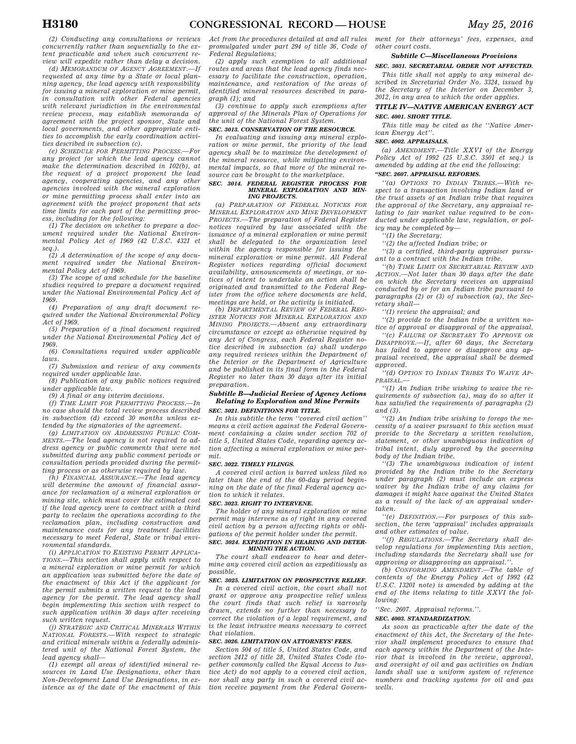(2) Conducting any consultations or reviews concurrently rather than sequentially to the extent practicable and when such concurrent review will expedite rather than delay a decision.

(d) MEMORANDUM OF AGENCY AGREEMENT.—If requested at any time by a State or local planning agency, the lead agency with responsibility for issuing a mineral exploration or mine permit, in consultation with other Federal agencies with relevant jurisdiction in the environmental review process, may establish memoranda of agreement with the project sponsor, State and local governments, and other appropriate entities to accomplish the early coordination activities described in subsection (c).

(e) SCHEDULE FOR PERMITTING PROCESS.—For any project for which the lead agency cannot make the determination described in 102(b), at the request of a project proponent the lead agency, cooperating agencies, and any other agencies involved with the mineral exploration or mine permitting process shall enter into an agreement with the project proponent that sets time limits for each part of the permitting process, including for the following:

(1) The decision on whether to prepare a document required under the National Environmental Policy Act of 1969 (42 U.S.C. 4321 et seq.).

(2) A determination of the scope of any document required under the National Environmental Policy Act of 1969.

(3) The scope of and schedule for the baseline studies required to prepare a document required under the National Environmental Policy Act of 1969.

(4) Preparation of any draft document required under the National Environmental Policy Act of 1969.

(5) Preparation of a final document required under the National Environmental Policy Act of 1969.

(6) Consultations required under applicable laws.

(7) Submission and review of any comments required under applicable law.

(8) Publication of any public notices required under applicable law.

(9) A final or any interim decisions.

(f) TIME LIMIT FOR PERMITTING PROCESS.—In no case should the total review process described in subsection (d) exceed 30 months unless extended by the signatories of the agreement.

(g) LIMITATION ON ADDRESSING PUBLIC COMMENTS.—The lead agency is not required to address agency or public comments that were not submitted during any public comment periods or consultation periods provided during the permitting process or as otherwise required by law.

(h) FINANCIAL ASSURANCE.—The lead agency will determine the amount of financial assurance for reclamation of a mineral exploration or mining site, which must cover the estimated cost if the lead agency were to contract with a third party to reclaim the operations according to the reclamation plan, including construction and maintenance costs for any treatment facilities necessary to meet Federal, State or tribal environmental standards.

(i) APPLICATION TO EXISTING PERMIT APPLICATIONS.—This section shall apply with respect to a mineral exploration or mine permit for which an application was submitted before the date of the enactment of this Act if the applicant for the permit submits a written request to the lead agency for the permit. The lead agency shall begin implementing this section with respect to such application within 30 days after receiving such written request.

(j) STRATEGIC AND CRITICAL MINERALS WITHIN NATIONAL FORESTS.—With respect to strategic and critical minerals within a federally administered unit of the National Forest System, the lead agency shall—

(1) exempt all areas of identified mineral resources in Land Use Designations, other than Non-Development Land Use Designations, in existence as of the date of the enactment of this Act from the procedures detailed at and all rules promulgated under part 294 of title 36, Code of Federal Regulations;

(2) apply such exemption to all additional routes and areas that the lead agency finds necessary to facilitate the construction, operation, maintenance, and restoration of the areas of identified mineral resources described in paragraph (1); and

(3) continue to apply such exemptions after approval of the Minerals Plan of Operations for the unit of the National Forest System.

**SEC. 3013. CONSERVATION OF THE RESOURCE.**

In evaluating and issuing any mineral exploration or mine permit, the priority of the lead agency shall be to maximize the development of the mineral resource, while mitigating environmental impacts, so that more of the mineral resource can be brought to the marketplace.

**SEC. 3014. FEDERAL REGISTER PROCESS FOR MINERAL EXPLORATION AND MINING PROJECTS.**

(a) PREPARATION OF FEDERAL NOTICES FOR MINERAL EXPLORATION AND MINE DEVELOPMENT PROJECTS.—The preparation of Federal Register notices required by law associated with the issuance of a mineral exploration or mine permit shall be delegated to the organization level within the agency responsible for issuing the mineral exploration or mine permit. All Federal Register notices regarding official document availability, announcements of meetings, or notices of intent to undertake an action shall be originated and transmitted to the Federal Register from the office where documents are held, meetings are held, or the activity is initiated.

(b) DEPARTMENTAL REVIEW OF FEDERAL REGISTER NOTICES FOR MINERAL EXPLORATION AND MINING PROJECTS.—Absent any extraordinary circumstance or except as otherwise required by any Act of Congress, each Federal Register notice described in subsection (a) shall undergo any required reviews within the Department of the Interior or the Department of Agriculture and be published in its final form in the Federal Register no later than 30 days after its initial preparation.

### Subtitle B—Judicial Review of Agency Actions Relating to Exploration and Mine Permits

**SEC. 3021. DEFINITIONS FOR TITLE.**

In this subtitle the term ''covered civil action'' means a civil action against the Federal Government containing a claim under section 702 of title 5, United States Code, regarding agency action affecting a mineral exploration or mine permit.

**SEC. 3022. TIMELY FILINGS.**

A covered civil action is barred unless filed no later than the end of the 60-day period beginning on the date of the final Federal agency action to which it relates.

**SEC. 3023. RIGHT TO INTERVENE.**

The holder of any mineral exploration or mine permit may intervene as of right in any covered civil action by a person affecting rights or obligations of the permit holder under the permit.

**SEC. 3024. EXPEDITION IN HEARING AND DETERMINING THE ACTION.**

The court shall endeavor to hear and determine any covered civil action as expeditiously as possible.

**SEC. 3025. LIMITATION ON PROSPECTIVE RELIEF.**

In a covered civil action, the court shall not grant or approve any prospective relief unless the court finds that such relief is narrowly drawn, extends no further than necessary to correct the violation of a legal requirement, and is the least intrusive means necessary to correct that violation.

**SEC. 3026. LIMITATION ON ATTORNEYS' FEES.**

Section 504 of title 5, United States Code, and section 2412 of title 28, United States Code (together commonly called the Equal Access to Justice Act) do not apply to a covered civil action, nor shall any party in such a covered civil action receive payment from the Federal Government for their attorneys' fees, expenses, and other court costs.

### Subtitle C—Miscellaneous Provisions

**SEC. 3031. SECRETARIAL ORDER NOT AFFECTED.**

This title shall not apply to any mineral described in Secretarial Order No. 3324, issued by the Secretary of the Interior on December 3, 2012, in any area to which the order applies.

## TITLE IV—NATIVE AMERICAN ENERGY ACT

**SEC. 4001. SHORT TITLE.**

This title may be cited as the ''Native American Energy Act''.

**SEC. 4002. APPRAISALS.**

(a) AMENDMENT.—Title XXVI of the Energy Policy Act of 1992 (25 U.S.C. 3501 et seq.) is amended by adding at the end the following:

**''SEC. 2607. APPRAISAL REFORMS.**

''(a) OPTIONS TO INDIAN TRIBES.—With respect to a transaction involving Indian land or the trust assets of an Indian tribe that requires the approval of the Secretary, any appraisal relating to fair market value required to be conducted under applicable law, regulation, or policy may be completed by—

''(1) the Secretary;

''(2) the affected Indian tribe; or

''(3) a certified, third-party appraiser pursuant to a contract with the Indian tribe.

''(b) TIME LIMIT ON SECRETARIAL REVIEW AND ACTION.—Not later than 30 days after the date on which the Secretary receives an appraisal conducted by or for an Indian tribe pursuant to paragraphs (2) or (3) of subsection (a), the Secretary shall—

''(1) review the appraisal; and

''(2) provide to the Indian tribe a written notice of approval or disapproval of the appraisal.

''(c) FAILURE OF SECRETARY TO APPROVE OR DISAPPROVE.—If, after 60 days, the Secretary has failed to approve or disapprove any appraisal received, the appraisal shall be deemed approved.

''(d) OPTION TO INDIAN TRIBES TO WAIVE APPRAISAL.—

''(1) An Indian tribe wishing to waive the requirements of subsection (a), may do so after it has satisfied the requirements of paragraphs (2) and (3).

''(2) An Indian tribe wishing to forego the necessity of a waiver pursuant to this section must provide to the Secretary a written resolution, statement, or other unambiguous indication of tribal intent, duly approved by the governing body of the Indian tribe.

''(3) The unambiguous indication of intent provided by the Indian tribe to the Secretary under paragraph (2) must include an express waiver by the Indian tribe of any claims for damages it might have against the United States as a result of the lack of an appraisal undertaken.

''(e) DEFINITION.—For purposes of this subsection, the term 'appraisal' includes appraisals and other estimates of value.

''(f) REGULATIONS.—The Secretary shall develop regulations for implementing this section, including standards the Secretary shall use for approving or disapproving an appraisal.''.

(b) CONFORMING AMENDMENT.—The table of contents of the Energy Policy Act of 1992 (42 U.S.C. 13201 note) is amended by adding at the end of the items relating to title XXVI the following:

''Sec. 2607. Appraisal reforms.''.

**SEC. 4003. STANDARDIZATION.**

As soon as practicable after the date of the enactment of this Act, the Secretary of the Interior shall implement procedures to ensure that each agency within the Department of the Interior that is involved in the review, approval, and oversight of oil and gas activities on Indian lands shall use a uniform system of reference numbers and tracking systems for oil and gas wells.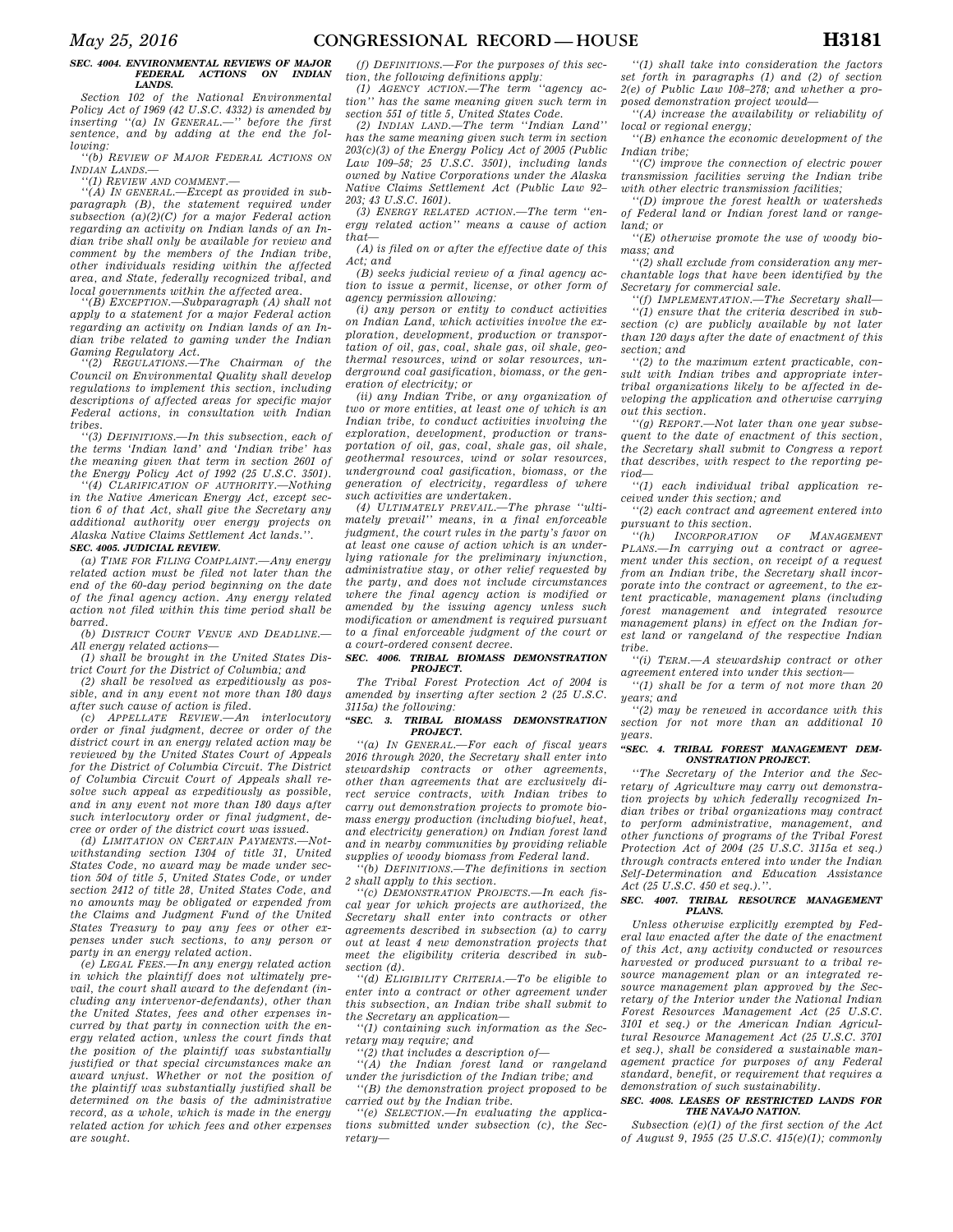### SEC. 4004. ENVIRONMENTAL REVIEWS OF MAJOR FEDERAL ACTIONS ON INDIAN LANDS.

*Section 102 of the National Environmental Policy Act of 1969 (42 U.S.C. 4332) is amended by inserting "(a) IN GENERAL.—" before the first sentence, and by adding at the end the following:*

*"(b) REVIEW OF MAJOR FEDERAL ACTIONS ON INDIAN LANDS.—*

*"(1) REVIEW AND COMMENT.—*

*"(A) IN GENERAL.—Except as provided in subparagraph (B), the statement required under subsection (a)(2)(C) for a major Federal action regarding an activity on Indian lands of an Indian tribe shall only be available for review and comment by the members of the Indian tribe, other individuals residing within the affected area, and State, federally recognized tribal, and local governments within the affected area.*

*"(B) EXCEPTION.—Subparagraph (A) shall not apply to a statement for a major Federal action regarding an activity on Indian lands of an Indian tribe related to gaming under the Indian Gaming Regulatory Act.*

*"(2) REGULATIONS.—The Chairman of the Council on Environmental Quality shall develop regulations to implement this section, including descriptions of affected areas for specific major Federal actions, in consultation with Indian tribes.*

*"(3) DEFINITIONS.—In this subsection, each of the terms 'Indian land' and 'Indian tribe' has the meaning given that term in section 2601 of the Energy Policy Act of 1992 (25 U.S.C. 3501).*

*"(4) CLARIFICATION OF AUTHORITY.—Nothing in the Native American Energy Act, except section 6 of that Act, shall give the Secretary any additional authority over energy projects on Alaska Native Claims Settlement Act lands.".*

### SEC. 4005. JUDICIAL REVIEW.

*(a) TIME FOR FILING COMPLAINT.—Any energy related action must be filed not later than the end of the 60-day period beginning on the date of the final agency action. Any energy related action not filed within this time period shall be barred.*

*(b) DISTRICT COURT VENUE AND DEADLINE.—All energy related actions—*

*(1) shall be brought in the United States District Court for the District of Columbia; and*

*(2) shall be resolved as expeditiously as possible, and in any event not more than 180 days after such cause of action is filed.*

*(c) APPELLATE REVIEW.—An interlocutory order or final judgment, decree or order of the district court in an energy related action may be reviewed by the United States Court of Appeals for the District of Columbia Circuit. The District of Columbia Circuit Court of Appeals shall resolve such appeal as expeditiously as possible, and in any event not more than 180 days after such interlocutory order or final judgment, decree or order of the district court was issued.*

*(d) LIMITATION ON CERTAIN PAYMENTS.—Notwithstanding section 1304 of title 31, United States Code, no award may be made under section 504 of title 5, United States Code, or under section 2412 of title 28, United States Code, and no amounts may be obligated or expended from the Claims and Judgment Fund of the United States Treasury to pay any fees or other expenses under such sections, to any person or party in an energy related action.*

*(e) LEGAL FEES.—In any energy related action in which the plaintiff does not ultimately prevail, the court shall award to the defendant (including any intervenor-defendants), other than the United States, fees and other expenses incurred by that party in connection with the energy related action, unless the court finds that the position of the plaintiff was substantially justified or that special circumstances make an award unjust. Whether or not the position of the plaintiff was substantially justified shall be determined on the basis of the administrative record, as a whole, which is made in the energy related action for which fees and other expenses are sought.*

*(f) DEFINITIONS.—For the purposes of this section, the following definitions apply:*

*(1) AGENCY ACTION.—The term "agency action" has the same meaning given such term in section 551 of title 5, United States Code.*

*(2) INDIAN LAND.—The term "Indian Land" has the same meaning given such term in section 203(c)(3) of the Energy Policy Act of 2005 (Public Law 109–58; 25 U.S.C. 3501), including lands owned by Native Corporations under the Alaska Native Claims Settlement Act (Public Law 92–203; 43 U.S.C. 1601).*

*(3) ENERGY RELATED ACTION.—The term "energy related action" means a cause of action that—*

*(A) is filed on or after the effective date of this Act; and*

*(B) seeks judicial review of a final agency action to issue a permit, license, or other form of agency permission allowing:*

*(i) any person or entity to conduct activities on Indian Land, which activities involve the exploration, development, production or transportation of oil, gas, coal, shale gas, oil shale, geothermal resources, wind or solar resources, underground coal gasification, biomass, or the generation of electricity; or*

*(ii) any Indian Tribe, or any organization of two or more entities, at least one of which is an Indian tribe, to conduct activities involving the exploration, development, production or transportation of oil, gas, coal, shale gas, oil shale, geothermal resources, wind or solar resources, underground coal gasification, biomass, or the generation of electricity, regardless of where such activities are undertaken.*

*(4) ULTIMATELY PREVAIL.—The phrase "ultimately prevail" means, in a final enforceable judgment, the court rules in the party's favor on at least one cause of action which is an underlying rationale for the preliminary injunction, administrative stay, or other relief requested by the party, and does not include circumstances where the final agency action is modified or amended by the issuing agency unless such modification or amendment is required pursuant to a final enforceable judgment of the court or a court-ordered consent decree.*

### SEC. 4006. TRIBAL BIOMASS DEMONSTRATION PROJECT.

*The Tribal Forest Protection Act of 2004 is amended by inserting after section 2 (25 U.S.C. 3115a) the following:*

### "SEC. 3. TRIBAL BIOMASS DEMONSTRATION PROJECT.

*"(a) IN GENERAL.—For each of fiscal years 2016 through 2020, the Secretary shall enter into stewardship contracts or other agreements, other than agreements that are exclusively direct service contracts, with Indian tribes to carry out demonstration projects to promote biomass energy production (including biofuel, heat, and electricity generation) on Indian forest land and in nearby communities by providing reliable supplies of woody biomass from Federal land.*

*"(b) DEFINITIONS.—The definitions in section 2 shall apply to this section.*

*"(c) DEMONSTRATION PROJECTS.—In each fiscal year for which projects are authorized, the Secretary shall enter into contracts or other agreements described in subsection (a) to carry out at least 4 new demonstration projects that meet the eligibility criteria described in subsection (d).*

*"(d) ELIGIBILITY CRITERIA.—To be eligible to enter into a contract or other agreement under this subsection, an Indian tribe shall submit to the Secretary an application—*

*"(1) containing such information as the Secretary may require; and*

*"(2) that includes a description of—*

*"(A) the Indian forest land or rangeland under the jurisdiction of the Indian tribe; and*

*"(B) the demonstration project proposed to be carried out by the Indian tribe.*

*"(e) SELECTION.—In evaluating the applications submitted under subsection (c), the Secretary—*

*"(1) shall take into consideration the factors set forth in paragraphs (1) and (2) of section 2(e) of Public Law 108–278; and whether a proposed demonstration project would—*

*"(A) increase the availability or reliability of local or regional energy;*

*"(B) enhance the economic development of the Indian tribe;*

*"(C) improve the connection of electric power transmission facilities serving the Indian tribe with other electric transmission facilities;*

*"(D) improve the forest health or watersheds of Federal land or Indian forest land or rangeland; or*

*"(E) otherwise promote the use of woody biomass; and*

*"(2) shall exclude from consideration any merchantable logs that have been identified by the Secretary for commercial sale.*

*"(f) IMPLEMENTATION.—The Secretary shall—*

*"(1) ensure that the criteria described in subsection (c) are publicly available by not later than 120 days after the date of enactment of this section; and*

*"(2) to the maximum extent practicable, consult with Indian tribes and appropriate intertribal organizations likely to be affected in developing the application and otherwise carrying out this section.*

*"(g) REPORT.—Not later than one year subsequent to the date of enactment of this section, the Secretary shall submit to Congress a report that describes, with respect to the reporting period—*

*"(1) each individual tribal application received under this section; and*

*"(2) each contract and agreement entered into pursuant to this section.*

*"(h) INCORPORATION OF MANAGEMENT PLANS.—In carrying out a contract or agreement under this section, on receipt of a request from an Indian tribe, the Secretary shall incorporate into the contract or agreement, to the extent practicable, management plans (including forest management and integrated resource management plans) in effect on the Indian forest land or rangeland of the respective Indian tribe.*

*"(i) TERM.—A stewardship contract or other agreement entered into under this section—*

*"(1) shall be for a term of not more than 20 years; and*

*"(2) may be renewed in accordance with this section for not more than an additional 10 years.*

### "SEC. 4. TRIBAL FOREST MANAGEMENT DEMONSTRATION PROJECT.

*"The Secretary of the Interior and the Secretary of Agriculture may carry out demonstration projects by which federally recognized Indian tribes or tribal organizations may contract to perform administrative, management, and other functions of programs of the Tribal Forest Protection Act of 2004 (25 U.S.C. 3115a et seq.) through contracts entered into under the Indian Self-Determination and Education Assistance Act (25 U.S.C. 450 et seq.).".*

### SEC. 4007. TRIBAL RESOURCE MANAGEMENT PLANS.

*Unless otherwise explicitly exempted by Federal law enacted after the date of the enactment of this Act, any activity conducted or resources harvested or produced pursuant to a tribal resource management plan or an integrated resource management plan approved by the Secretary of the Interior under the National Indian Forest Resources Management Act (25 U.S.C. 3101 et seq.) or the American Indian Agricultural Resource Management Act (25 U.S.C. 3701 et seq.), shall be considered a sustainable management practice for purposes of any Federal standard, benefit, or requirement that requires a demonstration of such sustainability.*

### SEC. 4008. LEASES OF RESTRICTED LANDS FOR THE NAVAJO NATION.

*Subsection (e)(1) of the first section of the Act of August 9, 1955 (25 U.S.C. 415(e)(1); commonly*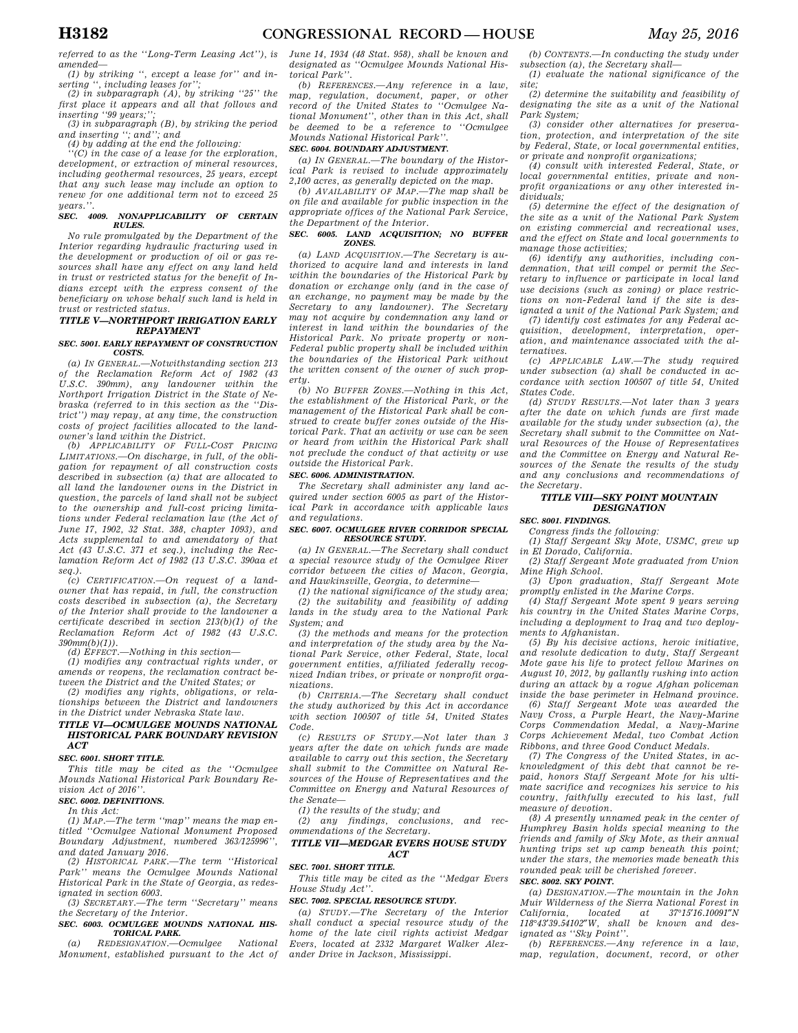referred to as the ''Long-Term Leasing Act''), is amended—

(1) by striking '', except a lease for'' and inserting '', including leases for'';

(2) in subparagraph (A), by striking ''25'' the first place it appears and all that follows and inserting ''99 years;'';

(3) in subparagraph (B), by striking the period and inserting ''; and''; and

(4) by adding at the end the following:

''(C) in the case of a lease for the exploration, development, or extraction of mineral resources, including geothermal resources, 25 years, except that any such lease may include an option to renew for one additional term not to exceed 25 years.''.

#### SEC. 4009. NONAPPLICABILITY OF CERTAIN RULES.

No rule promulgated by the Department of the Interior regarding hydraulic fracturing used in the development or production of oil or gas resources shall have any effect on any land held in trust or restricted status for the benefit of Indians except with the express consent of the beneficiary on whose behalf such land is held in trust or restricted status.

### TITLE V—NORTHPORT IRRIGATION EARLY REPAYMENT

#### SEC. 5001. EARLY REPAYMENT OF CONSTRUCTION COSTS.

(a) IN GENERAL.—Notwithstanding section 213 of the Reclamation Reform Act of 1982 (43 U.S.C. 390mm), any landowner within the Northport Irrigation District in the State of Nebraska (referred to in this section as the ''District'') may repay, at any time, the construction costs of project facilities allocated to the landowner's land within the District.

(b) APPLICABILITY OF FULL-COST PRICING LIMITATIONS.—On discharge, in full, of the obligation for repayment of all construction costs described in subsection (a) that are allocated to all land the landowner owns in the District in question, the parcels of land shall not be subject to the ownership and full-cost pricing limitations under Federal reclamation law (the Act of June 17, 1902, 32 Stat. 388, chapter 1093), and Acts supplemental to and amendatory of that Act (43 U.S.C. 371 et seq.), including the Reclamation Reform Act of 1982 (13 U.S.C. 390aa et seq.).

(c) CERTIFICATION.—On request of a landowner that has repaid, in full, the construction costs described in subsection (a), the Secretary of the Interior shall provide to the landowner a certificate described in section 213(b)(1) of the Reclamation Reform Act of 1982 (43 U.S.C. 390mm(b)(1)).

(d) EFFECT.—Nothing in this section—

(1) modifies any contractual rights under, or amends or reopens, the reclamation contract between the District and the United States; or

(2) modifies any rights, obligations, or relationships between the District and landowners in the District under Nebraska State law.

### TITLE VI—OCMULGEE MOUNDS NATIONAL HISTORICAL PARK BOUNDARY REVISION ACT

#### SEC. 6001. SHORT TITLE.

This title may be cited as the ''Ocmulgee Mounds National Historical Park Boundary Revision Act of 2016''.

#### SEC. 6002. DEFINITIONS.

In this Act:

(1) MAP.—The term ''map'' means the map entitled ''Ocmulgee National Monument Proposed Boundary Adjustment, numbered 363/125996'', and dated January 2016.

(2) HISTORICAL PARK.—The term ''Historical Park'' means the Ocmulgee Mounds National Historical Park in the State of Georgia, as redesignated in section 6003.

(3) SECRETARY.—The term ''Secretary'' means the Secretary of the Interior.

#### SEC. 6003. OCMULGEE MOUNDS NATIONAL HISTORICAL PARK.

(a) REDESIGNATION.—Ocmulgee National Monument, established pursuant to the Act of June 14, 1934 (48 Stat. 958), shall be known and designated as ''Ocmulgee Mounds National Historical Park''.

(b) REFERENCES.—Any reference in a law, map, regulation, document, paper, or other record of the United States to ''Ocmulgee National Monument'', other than in this Act, shall be deemed to be a reference to ''Ocmulgee Mounds National Historical Park''.

#### SEC. 6004. BOUNDARY ADJUSTMENT.

(a) IN GENERAL.—The boundary of the Historical Park is revised to include approximately 2,100 acres, as generally depicted on the map.

(b) AVAILABILITY OF MAP.—The map shall be on file and available for public inspection in the appropriate offices of the National Park Service, the Department of the Interior.

#### SEC. 6005. LAND ACQUISITION; NO BUFFER ZONES.

(a) LAND ACQUISITION.—The Secretary is authorized to acquire land and interests in land within the boundaries of the Historical Park by donation or exchange only (and in the case of an exchange, no payment may be made by the Secretary to any landowner). The Secretary may not acquire by condemnation any land or interest in land within the boundaries of the Historical Park. No private property or non-Federal public property shall be included within the boundaries of the Historical Park without the written consent of the owner of such property.

(b) NO BUFFER ZONES.—Nothing in this Act, the establishment of the Historical Park, or the management of the Historical Park shall be construed to create buffer zones outside of the Historical Park. That an activity or use can be seen or heard from within the Historical Park shall not preclude the conduct of that activity or use outside the Historical Park.

#### SEC. 6006. ADMINISTRATION.

The Secretary shall administer any land acquired under section 6005 as part of the Historical Park in accordance with applicable laws and regulations.

#### SEC. 6007. OCMULGEE RIVER CORRIDOR SPECIAL RESOURCE STUDY.

(a) IN GENERAL.—The Secretary shall conduct a special resource study of the Ocmulgee River corridor between the cities of Macon, Georgia, and Hawkinsville, Georgia, to determine—

(1) the national significance of the study area;

(2) the suitability and feasibility of adding lands in the study area to the National Park System; and

(3) the methods and means for the protection and interpretation of the study area by the National Park Service, other Federal, State, local government entities, affiliated federally recognized Indian tribes, or private or nonprofit organizations.

(b) CRITERIA.—The Secretary shall conduct the study authorized by this Act in accordance with section 100507 of title 54, United States Code.

(c) RESULTS OF STUDY.—Not later than 3 years after the date on which funds are made available to carry out this section, the Secretary shall submit to the Committee on Natural Resources of the House of Representatives and the Committee on Energy and Natural Resources of the Senate—

(1) the results of the study; and

(2) any findings, conclusions, and recommendations of the Secretary.

### TITLE VII—MEDGAR EVERS HOUSE STUDY ACT

#### SEC. 7001. SHORT TITLE.

This title may be cited as the ''Medgar Evers House Study Act''.

#### SEC. 7002. SPECIAL RESOURCE STUDY.

(a) STUDY.—The Secretary of the Interior shall conduct a special resource study of the home of the late civil rights activist Medgar Evers, located at 2332 Margaret Walker Alexander Drive in Jackson, Mississippi.

(b) CONTENTS.—In conducting the study under subsection (a), the Secretary shall—

(1) evaluate the national significance of the site;

(2) determine the suitability and feasibility of designating the site as a unit of the National Park System;

(3) consider other alternatives for preservation, protection, and interpretation of the site by Federal, State, or local governmental entities, or private and nonprofit organizations;

(4) consult with interested Federal, State, or local governmental entities, private and nonprofit organizations or any other interested individuals;

(5) determine the effect of the designation of the site as a unit of the National Park System on existing commercial and recreational uses, and the effect on State and local governments to manage those activities;

(6) identify any authorities, including condemnation, that will compel or permit the Secretary to influence or participate in local land use decisions (such as zoning) or place restrictions on non-Federal land if the site is designated a unit of the National Park System; and

(7) identify cost estimates for any Federal acquisition, development, interpretation, operation, and maintenance associated with the alternatives.

(c) APPLICABLE LAW.—The study required under subsection (a) shall be conducted in accordance with section 100507 of title 54, United States Code.

(d) STUDY RESULTS.—Not later than 3 years after the date on which funds are first made available for the study under subsection (a), the Secretary shall submit to the Committee on Natural Resources of the House of Representatives and the Committee on Energy and Natural Resources of the Senate the results of the study and any conclusions and recommendations of the Secretary.

### TITLE VIII—SKY POINT MOUNTAIN DESIGNATION

#### SEC. 8001. FINDINGS.

Congress finds the following:

(1) Staff Sergeant Sky Mote, USMC, grew up in El Dorado, California.

(2) Staff Sergeant Mote graduated from Union Mine High School.

(3) Upon graduation, Staff Sergeant Mote promptly enlisted in the Marine Corps.

(4) Staff Sergeant Mote spent 9 years serving his country in the United States Marine Corps, including a deployment to Iraq and two deployments to Afghanistan.

(5) By his decisive actions, heroic initiative, and resolute dedication to duty, Staff Sergeant Mote gave his life to protect fellow Marines on August 10, 2012, by gallantly rushing into action during an attack by a rogue Afghan policeman inside the base perimeter in Helmand province.

(6) Staff Sergeant Mote was awarded the Navy Cross, a Purple Heart, the Navy-Marine Corps Commendation Medal, a Navy-Marine Corps Achievement Medal, two Combat Action Ribbons, and three Good Conduct Medals.

(7) The Congress of the United States, in acknowledgment of this debt that cannot be repaid, honors Staff Sergeant Mote for his ultimate sacrifice and recognizes his service to his country, faithfully executed to his last, full measure of devotion.

(8) A presently unnamed peak in the center of Humphrey Basin holds special meaning to the friends and family of Sky Mote, as their annual hunting trips set up camp beneath this point; under the stars, the memories made beneath this rounded peak will be cherished forever.

#### SEC. 8002. SKY POINT.

(a) DESIGNATION.—The mountain in the John Muir Wilderness of the Sierra National Forest in California, located at 37°15′16.10091″N 118°43′39.54102″W, shall be known and designated as ''Sky Point''.

(b) REFERENCES.—Any reference in a law, map, regulation, document, record, or other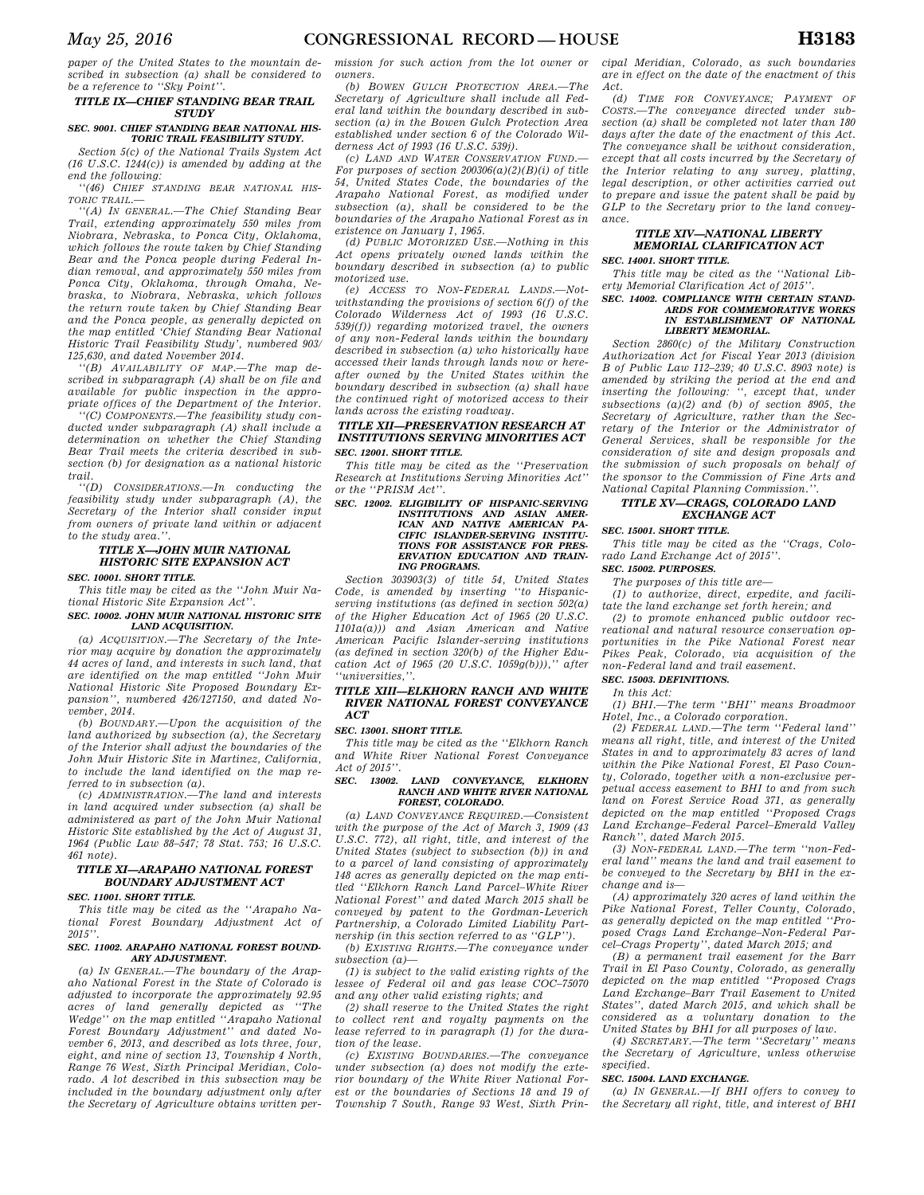paper of the United States to the mountain described in subsection (a) shall be considered to be a reference to ''Sky Point''.

## TITLE IX—CHIEF STANDING BEAR TRAIL STUDY

### SEC. 9001. CHIEF STANDING BEAR NATIONAL HISTORIC TRAIL FEASIBILITY STUDY.

Section 5(c) of the National Trails System Act (16 U.S.C. 1244(c)) is amended by adding at the end the following:

''(46) CHIEF STANDING BEAR NATIONAL HISTORIC TRAIL.—

''(A) IN GENERAL.—The Chief Standing Bear Trail, extending approximately 550 miles from Niobrara, Nebraska, to Ponca City, Oklahoma, which follows the route taken by Chief Standing Bear and the Ponca people during Federal Indian removal, and approximately 550 miles from Ponca City, Oklahoma, through Omaha, Nebraska, to Niobrara, Nebraska, which follows the return route taken by Chief Standing Bear and the Ponca people, as generally depicted on the map entitled 'Chief Standing Bear National Historic Trail Feasibility Study', numbered 903/125,630, and dated November 2014.

''(B) AVAILABILITY OF MAP.—The map described in subparagraph (A) shall be on file and available for public inspection in the appropriate offices of the Department of the Interior.

''(C) COMPONENTS.—The feasibility study conducted under subparagraph (A) shall include a determination on whether the Chief Standing Bear Trail meets the criteria described in subsection (b) for designation as a national historic trail.

''(D) CONSIDERATIONS.—In conducting the feasibility study under subparagraph (A), the Secretary of the Interior shall consider input from owners of private land within or adjacent to the study area.''.

## TITLE X—JOHN MUIR NATIONAL HISTORIC SITE EXPANSION ACT

### SEC. 10001. SHORT TITLE.

This title may be cited as the ''John Muir National Historic Site Expansion Act''.

### SEC. 10002. JOHN MUIR NATIONAL HISTORIC SITE LAND ACQUISITION.

(a) ACQUISITION.—The Secretary of the Interior may acquire by donation the approximately 44 acres of land, and interests in such land, that are identified on the map entitled ''John Muir National Historic Site Proposed Boundary Expansion'', numbered 426/127150, and dated November, 2014.

(b) BOUNDARY.—Upon the acquisition of the land authorized by subsection (a), the Secretary of the Interior shall adjust the boundaries of the John Muir Historic Site in Martinez, California, to include the land identified on the map referred to in subsection (a).

(c) ADMINISTRATION.—The land and interests in land acquired under subsection (a) shall be administered as part of the John Muir National Historic Site established by the Act of August 31, 1964 (Public Law 88–547; 78 Stat. 753; 16 U.S.C. 461 note).

## TITLE XI—ARAPAHO NATIONAL FOREST BOUNDARY ADJUSTMENT ACT

### SEC. 11001. SHORT TITLE.

This title may be cited as the ''Arapaho National Forest Boundary Adjustment Act of 2015''.

### SEC. 11002. ARAPAHO NATIONAL FOREST BOUNDARY ADJUSTMENT.

(a) IN GENERAL.—The boundary of the Arapaho National Forest in the State of Colorado is adjusted to incorporate the approximately 92.95 acres of land generally depicted as ''The Wedge'' on the map entitled ''Arapaho National Forest Boundary Adjustment'' and dated November 6, 2013, and described as lots three, four, eight, and nine of section 13, Township 4 North, Range 76 West, Sixth Principal Meridian, Colorado. A lot described in this subsection may be included in the boundary adjustment only after the Secretary of Agriculture obtains written permission for such action from the lot owner or owners.

(b) BOWEN GULCH PROTECTION AREA.—The Secretary of Agriculture shall include all Federal land within the boundary described in subsection (a) in the Bowen Gulch Protection Area established under section 6 of the Colorado Wilderness Act of 1993 (16 U.S.C. 539j).

(c) LAND AND WATER CONSERVATION FUND.—For purposes of section 200306(a)(2)(B)(i) of title 54, United States Code, the boundaries of the Arapaho National Forest, as modified under subsection (a), shall be considered to be the boundaries of the Arapaho National Forest as in existence on January 1, 1965.

(d) PUBLIC MOTORIZED USE.—Nothing in this Act opens privately owned lands within the boundary described in subsection (a) to public motorized use.

(e) ACCESS TO NON-FEDERAL LANDS.—Notwithstanding the provisions of section 6(f) of the Colorado Wilderness Act of 1993 (16 U.S.C. 539j(f)) regarding motorized travel, the owners of any non-Federal lands within the boundary described in subsection (a) who historically have accessed their lands through lands now or hereafter owned by the United States within the boundary described in subsection (a) shall have the continued right of motorized access to their lands across the existing roadway.

## TITLE XII—PRESERVATION RESEARCH AT INSTITUTIONS SERVING MINORITIES ACT

### SEC. 12001. SHORT TITLE.

This title may be cited as the ''Preservation Research at Institutions Serving Minorities Act'' or the ''PRISM Act''.

### SEC. 12002. ELIGIBILITY OF HISPANIC-SERVING INSTITUTIONS AND ASIAN AMERICAN AND NATIVE AMERICAN PACIFIC ISLANDER-SERVING INSTITUTIONS FOR ASSISTANCE FOR PRESERVATION EDUCATION AND TRAINING PROGRAMS.

Section 303903(3) of title 54, United States Code, is amended by inserting ''to Hispanic-serving institutions (as defined in section 502(a) of the Higher Education Act of 1965 (20 U.S.C. 1101a(a))) and Asian American and Native American Pacific Islander-serving institutions (as defined in section 320(b) of the Higher Education Act of 1965 (20 U.S.C. 1059g(b))),'' after ''universities,''.

## TITLE XIII—ELKHORN RANCH AND WHITE RIVER NATIONAL FOREST CONVEYANCE ACT

### SEC. 13001. SHORT TITLE.

This title may be cited as the ''Elkhorn Ranch and White River National Forest Conveyance Act of 2015''.

### SEC. 13002. LAND CONVEYANCE, ELKHORN RANCH AND WHITE RIVER NATIONAL FOREST, COLORADO.

(a) LAND CONVEYANCE REQUIRED.—Consistent with the purpose of the Act of March 3, 1909 (43 U.S.C. 772), all right, title, and interest of the United States (subject to subsection (b)) in and to a parcel of land consisting of approximately 148 acres as generally depicted on the map entitled ''Elkhorn Ranch Land Parcel–White River National Forest'' and dated March 2015 shall be conveyed by patent to the Gordman-Leverich Partnership, a Colorado Limited Liability Partnership (in this section referred to as ''GLP'').

(b) EXISTING RIGHTS.—The conveyance under subsection (a)—

(1) is subject to the valid existing rights of the lessee of Federal oil and gas lease COC–75070 and any other valid existing rights; and

(2) shall reserve to the United States the right to collect rent and royalty payments on the lease referred to in paragraph (1) for the duration of the lease.

(c) EXISTING BOUNDARIES.—The conveyance under subsection (a) does not modify the exterior boundary of the White River National Forest or the boundaries of Sections 18 and 19 of Township 7 South, Range 93 West, Sixth Principal Meridian, Colorado, as such boundaries are in effect on the date of the enactment of this Act.

(d) TIME FOR CONVEYANCE; PAYMENT OF COSTS.—The conveyance directed under subsection (a) shall be completed not later than 180 days after the date of the enactment of this Act. The conveyance shall be without consideration, except that all costs incurred by the Secretary of the Interior relating to any survey, platting, legal description, or other activities carried out to prepare and issue the patent shall be paid by GLP to the Secretary prior to the land conveyance.

## TITLE XIV—NATIONAL LIBERTY MEMORIAL CLARIFICATION ACT

### SEC. 14001. SHORT TITLE.

This title may be cited as the ''National Liberty Memorial Clarification Act of 2015''.

### SEC. 14002. COMPLIANCE WITH CERTAIN STANDARDS FOR COMMEMORATIVE WORKS IN ESTABLISHMENT OF NATIONAL LIBERTY MEMORIAL.

Section 2860(c) of the Military Construction Authorization Act for Fiscal Year 2013 (division B of Public Law 112–239; 40 U.S.C. 8903 note) is amended by striking the period at the end and inserting the following: '', except that, under subsections (a)(2) and (b) of section 8905, the Secretary of Agriculture, rather than the Secretary of the Interior or the Administrator of General Services, shall be responsible for the consideration of site and design proposals and the submission of such proposals on behalf of the sponsor to the Commission of Fine Arts and National Capital Planning Commission.''.

## TITLE XV—CRAGS, COLORADO LAND EXCHANGE ACT

### SEC. 15001. SHORT TITLE.

This title may be cited as the ''Crags, Colorado Land Exchange Act of 2015''.

### SEC. 15002. PURPOSES.

The purposes of this title are—

(1) to authorize, direct, expedite, and facilitate the land exchange set forth herein; and

(2) to promote enhanced public outdoor recreational and natural resource conservation opportunities in the Pike National Forest near Pikes Peak, Colorado, via acquisition of the non-Federal land and trail easement.

### SEC. 15003. DEFINITIONS.

In this Act:

(1) BHI.—The term ''BHI'' means Broadmoor Hotel, Inc., a Colorado corporation.

(2) FEDERAL LAND.—The term ''Federal land'' means all right, title, and interest of the United States in and to approximately 83 acres of land within the Pike National Forest, El Paso County, Colorado, together with a non-exclusive perpetual access easement to BHI to and from such land on Forest Service Road 371, as generally depicted on the map entitled ''Proposed Crags Land Exchange–Federal Parcel–Emerald Valley Ranch'', dated March 2015.

(3) NON-FEDERAL LAND.—The term ''non-Federal land'' means the land and trail easement to be conveyed to the Secretary by BHI in the exchange and is—

(A) approximately 320 acres of land within the Pike National Forest, Teller County, Colorado, as generally depicted on the map entitled ''Proposed Crags Land Exchange–Non-Federal Parcel–Crags Property'', dated March 2015; and

(B) a permanent trail easement for the Barr Trail in El Paso County, Colorado, as generally depicted on the map entitled ''Proposed Crags Land Exchange–Barr Trail Easement to United States'', dated March 2015, and which shall be considered as a voluntary donation to the United States by BHI for all purposes of law.

(4) SECRETARY.—The term ''Secretary'' means the Secretary of Agriculture, unless otherwise specified.

### SEC. 15004. LAND EXCHANGE.

(a) IN GENERAL.—If BHI offers to convey to the Secretary all right, title, and interest of BHI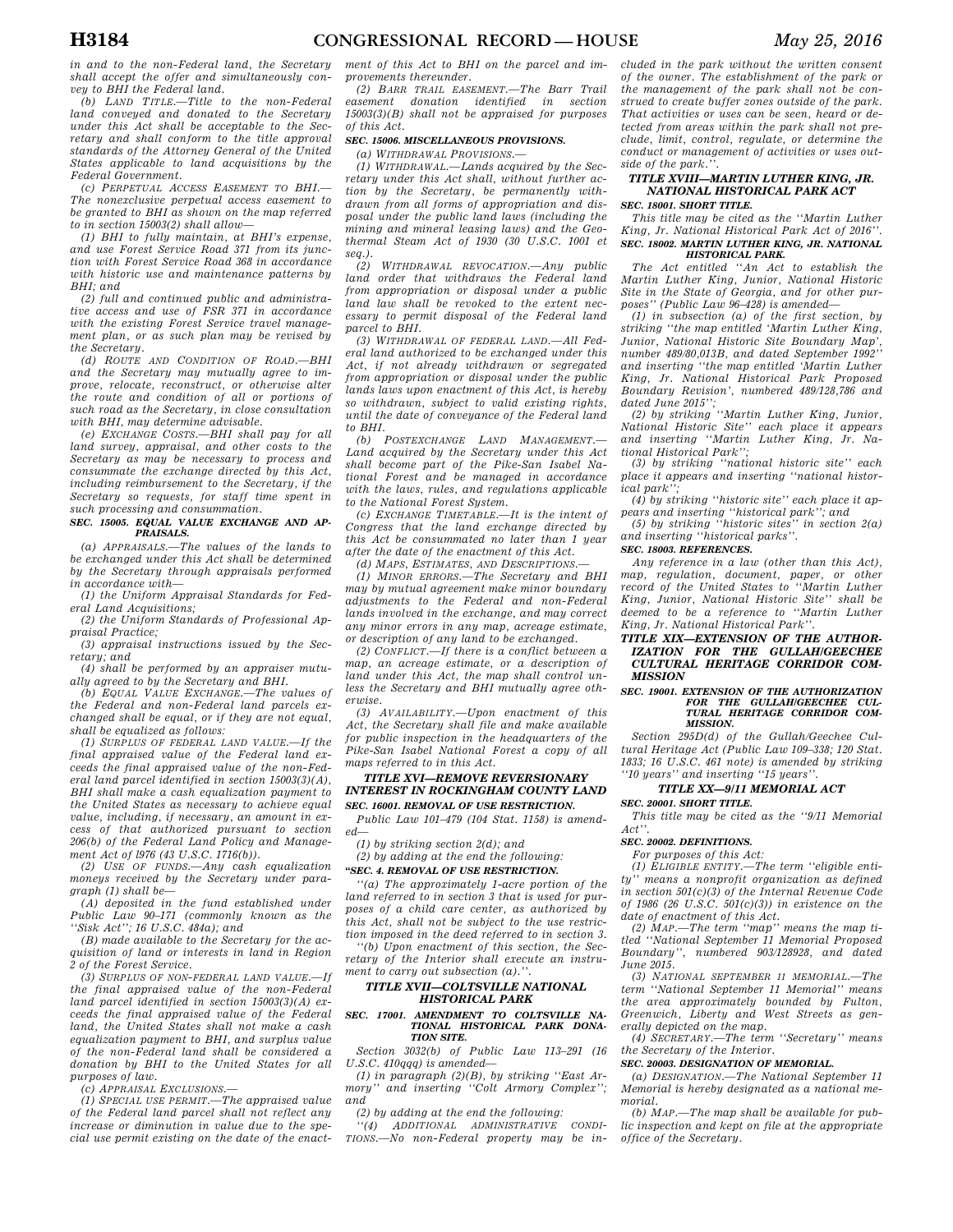in and to the non-Federal land, the Secretary shall accept the offer and simultaneously convey to BHI the Federal land.

(b) LAND TITLE.—Title to the non-Federal land conveyed and donated to the Secretary under this Act shall be acceptable to the Secretary and shall conform to the title approval standards of the Attorney General of the United States applicable to land acquisitions by the Federal Government.

(c) PERPETUAL ACCESS EASEMENT TO BHI.—The nonexclusive perpetual access easement to be granted to BHI as shown on the map referred to in section 15003(2) shall allow—

(1) BHI to fully maintain, at BHI's expense, and use Forest Service Road 371 from its junction with Forest Service Road 368 in accordance with historic use and maintenance patterns by BHI; and

(2) full and continued public and administrative access and use of FSR 371 in accordance with the existing Forest Service travel management plan, or as such plan may be revised by the Secretary.

(d) ROUTE AND CONDITION OF ROAD.—BHI and the Secretary may mutually agree to improve, relocate, reconstruct, or otherwise alter the route and condition of all or portions of such road as the Secretary, in close consultation with BHI, may determine advisable.

(e) EXCHANGE COSTS.—BHI shall pay for all land survey, appraisal, and other costs to the Secretary as may be necessary to process and consummate the exchange directed by this Act, including reimbursement to the Secretary, if the Secretary so requests, for staff time spent in such processing and consummation.

### SEC. 15005. EQUAL VALUE EXCHANGE AND APPRAISALS.

(a) APPRAISALS.—The values of the lands to be exchanged under this Act shall be determined by the Secretary through appraisals performed in accordance with—

(1) the Uniform Appraisal Standards for Federal Land Acquisitions;

(2) the Uniform Standards of Professional Appraisal Practice;

(3) appraisal instructions issued by the Secretary; and

(4) shall be performed by an appraiser mutually agreed to by the Secretary and BHI.

(b) EQUAL VALUE EXCHANGE.—The values of the Federal and non-Federal land parcels exchanged shall be equal, or if they are not equal, shall be equalized as follows:

(1) SURPLUS OF FEDERAL LAND VALUE.—If the final appraised value of the Federal land exceeds the final appraised value of the non-Federal land parcel identified in section 15003(3)(A), BHI shall make a cash equalization payment to the United States as necessary to achieve equal value, including, if necessary, an amount in excess of that authorized pursuant to section 206(b) of the Federal Land Policy and Management Act of l976 (43 U.S.C. 1716(b)).

(2) USE OF FUNDS.—Any cash equalization moneys received by the Secretary under paragraph (1) shall be—

(A) deposited in the fund established under Public Law 90–171 (commonly known as the ''Sisk Act''; 16 U.S.C. 484a); and

(B) made available to the Secretary for the acquisition of land or interests in land in Region 2 of the Forest Service.

(3) SURPLUS OF NON-FEDERAL LAND VALUE.—If the final appraised value of the non-Federal land parcel identified in section 15003(3)(A) exceeds the final appraised value of the Federal land, the United States shall not make a cash equalization payment to BHI, and surplus value of the non-Federal land shall be considered a donation by BHI to the United States for all purposes of law.

(c) APPRAISAL EXCLUSIONS.—

(1) SPECIAL USE PERMIT.—The appraised value of the Federal land parcel shall not reflect any increase or diminution in value due to the special use permit existing on the date of the enactment of this Act to BHI on the parcel and improvements thereunder.

(2) BARR TRAIL EASEMENT.—The Barr Trail easement donation identified in section 15003(3)(B) shall not be appraised for purposes of this Act.

### SEC. 15006. MISCELLANEOUS PROVISIONS.

(a) WITHDRAWAL PROVISIONS.—

(1) WITHDRAWAL.—Lands acquired by the Secretary under this Act shall, without further action by the Secretary, be permanently withdrawn from all forms of appropriation and disposal under the public land laws (including the mining and mineral leasing laws) and the Geothermal Steam Act of 1930 (30 U.S.C. 1001 et seq.).

(2) WITHDRAWAL REVOCATION.—Any public land order that withdraws the Federal land from appropriation or disposal under a public land law shall be revoked to the extent necessary to permit disposal of the Federal land parcel to BHI.

(3) WITHDRAWAL OF FEDERAL LAND.—All Federal land authorized to be exchanged under this Act, if not already withdrawn or segregated from appropriation or disposal under the public lands laws upon enactment of this Act, is hereby so withdrawn, subject to valid existing rights, until the date of conveyance of the Federal land to BHI.

(b) POSTEXCHANGE LAND MANAGEMENT.—Land acquired by the Secretary under this Act shall become part of the Pike-San Isabel National Forest and be managed in accordance with the laws, rules, and regulations applicable to the National Forest System.

(c) EXCHANGE TIMETABLE.—It is the intent of Congress that the land exchange directed by this Act be consummated no later than 1 year after the date of the enactment of this Act.

(d) MAPS, ESTIMATES, AND DESCRIPTIONS.—

(1) MINOR ERRORS.—The Secretary and BHI may by mutual agreement make minor boundary adjustments to the Federal and non-Federal lands involved in the exchange, and may correct any minor errors in any map, acreage estimate, or description of any land to be exchanged.

(2) CONFLICT.—If there is a conflict between a map, an acreage estimate, or a description of land under this Act, the map shall control unless the Secretary and BHI mutually agree otherwise.

(3) AVAILABILITY.—Upon enactment of this Act, the Secretary shall file and make available for public inspection in the headquarters of the Pike-San Isabel National Forest a copy of all maps referred to in this Act.

## TITLE XVI—REMOVE REVERSIONARY INTEREST IN ROCKINGHAM COUNTY LAND

### SEC. 16001. REMOVAL OF USE RESTRICTION.

Public Law 101–479 (104 Stat. 1158) is amended—

(1) by striking section 2(d); and

(2) by adding at the end the following:

''SEC. 4. REMOVAL OF USE RESTRICTION.

''(a) The approximately 1-acre portion of the land referred to in section 3 that is used for purposes of a child care center, as authorized by this Act, shall not be subject to the use restriction imposed in the deed referred to in section 3.

''(b) Upon enactment of this section, the Secretary of the Interior shall execute an instrument to carry out subsection (a).''.

## TITLE XVII—COLTSVILLE NATIONAL HISTORICAL PARK

### SEC. 17001. AMENDMENT TO COLTSVILLE NATIONAL HISTORICAL PARK DONATION SITE.

Section 3032(b) of Public Law 113–291 (16 U.S.C. 410qqq) is amended—

(1) in paragraph (2)(B), by striking ''East Armory'' and inserting ''Colt Armory Complex''; and

(2) by adding at the end the following:

''(4) ADDITIONAL ADMINISTRATIVE CONDITIONS.—No non-Federal property may be included in the park without the written consent of the owner. The establishment of the park or the management of the park shall not be construed to create buffer zones outside of the park. That activities or uses can be seen, heard or detected from areas within the park shall not preclude, limit, control, regulate, or determine the conduct or management of activities or uses outside of the park.''.

## TITLE XVIII—MARTIN LUTHER KING, JR. NATIONAL HISTORICAL PARK ACT

### SEC. 18001. SHORT TITLE.

This title may be cited as the ''Martin Luther King, Jr. National Historical Park Act of 2016''.

### SEC. 18002. MARTIN LUTHER KING, JR. NATIONAL HISTORICAL PARK.

The Act entitled ''An Act to establish the Martin Luther King, Junior, National Historic Site in the State of Georgia, and for other purposes'' (Public Law 96–428) is amended—

(1) in subsection (a) of the first section, by striking ''the map entitled 'Martin Luther King, Junior, National Historic Site Boundary Map', number 489/80,013B, and dated September 1992'' and inserting ''the map entitled 'Martin Luther King, Jr. National Historical Park Proposed Boundary Revision', numbered 489/128,786 and dated June 2015'';

(2) by striking ''Martin Luther King, Junior, National Historic Site'' each place it appears and inserting ''Martin Luther King, Jr. National Historical Park'';

(3) by striking ''national historic site'' each place it appears and inserting ''national historical park'';

(4) by striking ''historic site'' each place it appears and inserting ''historical park''; and

(5) by striking ''historic sites'' in section 2(a) and inserting ''historical parks''.

### SEC. 18003. REFERENCES.

Any reference in a law (other than this Act), map, regulation, document, paper, or other record of the United States to ''Martin Luther King, Junior, National Historic Site'' shall be deemed to be a reference to ''Martin Luther King, Jr. National Historical Park''.

## TITLE XIX—EXTENSION OF THE AUTHORIZATION FOR THE GULLAH/GEECHEE CULTURAL HERITAGE CORRIDOR COMMISSION

### SEC. 19001. EXTENSION OF THE AUTHORIZATION FOR THE GULLAH/GEECHEE CULTURAL HERITAGE CORRIDOR COMMISSION.

Section 295D(d) of the Gullah/Geechee Cultural Heritage Act (Public Law 109–338; 120 Stat. 1833; 16 U.S.C. 461 note) is amended by striking ''10 years'' and inserting ''15 years''.

## TITLE XX—9/11 MEMORIAL ACT

### SEC. 20001. SHORT TITLE.

This title may be cited as the ''9/11 Memorial Act''.

### SEC. 20002. DEFINITIONS.

For purposes of this Act:

(1) ELIGIBLE ENTITY.—The term ''eligible entity'' means a nonprofit organization as defined in section 501(c)(3) of the Internal Revenue Code of 1986 (26 U.S.C. 501(c)(3)) in existence on the date of enactment of this Act.

(2) MAP.—The term ''map'' means the map titled ''National September 11 Memorial Proposed Boundary'', numbered 903/128928, and dated June 2015.

(3) NATIONAL SEPTEMBER 11 MEMORIAL.—The term ''National September 11 Memorial'' means the area approximately bounded by Fulton, Greenwich, Liberty and West Streets as generally depicted on the map.

(4) SECRETARY.—The term ''Secretary'' means the Secretary of the Interior.

### SEC. 20003. DESIGNATION OF MEMORIAL.

(a) DESIGNATION.—The National September 11 Memorial is hereby designated as a national memorial.

(b) MAP.—The map shall be available for public inspection and kept on file at the appropriate office of the Secretary.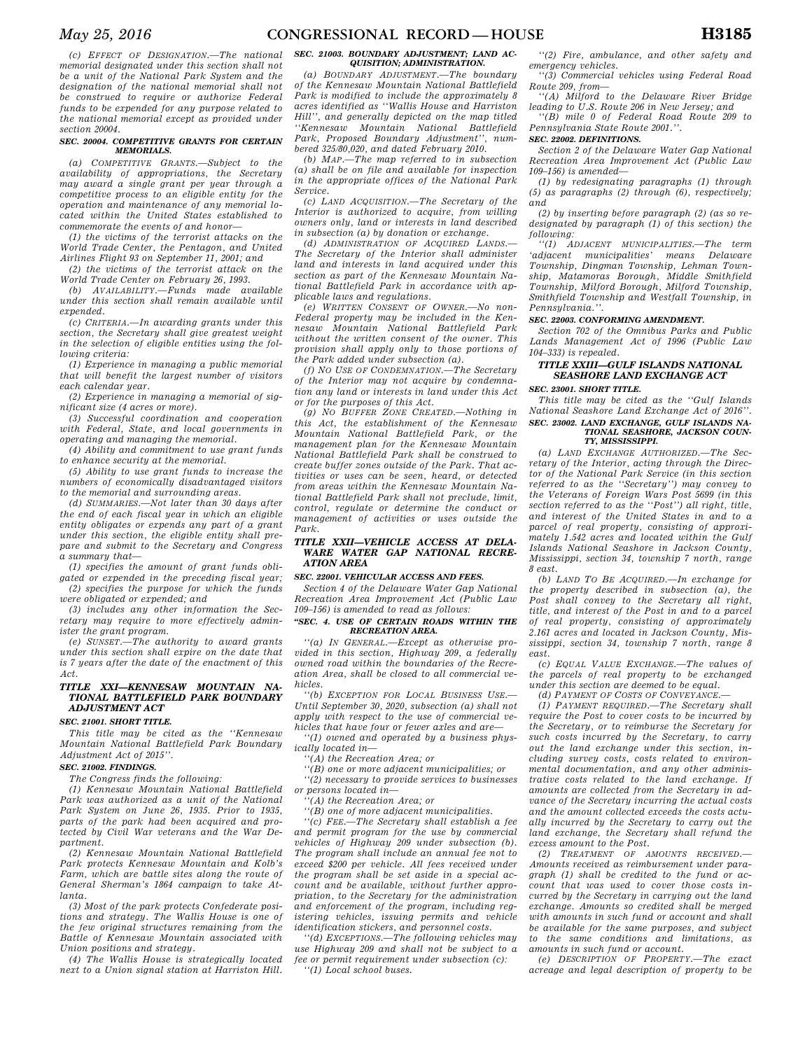*(c) EFFECT OF DESIGNATION.—The national memorial designated under this section shall not be a unit of the National Park System and the designation of the national memorial shall not be construed to require or authorize Federal funds to be expended for any purpose related to the national memorial except as provided under section 20004.*

#### SEC. 20004. COMPETITIVE GRANTS FOR CERTAIN MEMORIALS.

*(a) COMPETITIVE GRANTS.—Subject to the availability of appropriations, the Secretary may award a single grant per year through a competitive process to an eligible entity for the operation and maintenance of any memorial located within the United States established to commemorate the events of and honor—*

*(1) the victims of the terrorist attacks on the World Trade Center, the Pentagon, and United Airlines Flight 93 on September 11, 2001; and*

*(2) the victims of the terrorist attack on the World Trade Center on February 26, 1993.*

*(b) AVAILABILITY.—Funds made available under this section shall remain available until expended.*

*(c) CRITERIA.—In awarding grants under this section, the Secretary shall give greatest weight in the selection of eligible entities using the following criteria:*

*(1) Experience in managing a public memorial that will benefit the largest number of visitors each calendar year.*

*(2) Experience in managing a memorial of significant size (4 acres or more).*

*(3) Successful coordination and cooperation with Federal, State, and local governments in operating and managing the memorial.*

*(4) Ability and commitment to use grant funds to enhance security at the memorial.*

*(5) Ability to use grant funds to increase the numbers of economically disadvantaged visitors to the memorial and surrounding areas.*

*(d) SUMMARIES.—Not later than 30 days after the end of each fiscal year in which an eligible entity obligates or expends any part of a grant under this section, the eligible entity shall prepare and submit to the Secretary and Congress a summary that—*

*(1) specifies the amount of grant funds obligated or expended in the preceding fiscal year;*

*(2) specifies the purpose for which the funds were obligated or expended; and*

*(3) includes any other information the Secretary may require to more effectively administer the grant program.*

*(e) SUNSET.—The authority to award grants under this section shall expire on the date that is 7 years after the date of the enactment of this Act.*

### TITLE XXI—KENNESAW MOUNTAIN NATIONAL BATTLEFIELD PARK BOUNDARY ADJUSTMENT ACT

#### SEC. 21001. SHORT TITLE.

*This title may be cited as the ''Kennesaw Mountain National Battlefield Park Boundary Adjustment Act of 2015''.*

#### SEC. 21002. FINDINGS.

*The Congress finds the following:*

*(1) Kennesaw Mountain National Battlefield Park was authorized as a unit of the National Park System on June 26, 1935. Prior to 1935, parts of the park had been acquired and protected by Civil War veterans and the War Department.*

*(2) Kennesaw Mountain National Battlefield Park protects Kennesaw Mountain and Kolb's Farm, which are battle sites along the route of General Sherman's 1864 campaign to take Atlanta.*

*(3) Most of the park protects Confederate positions and strategy. The Wallis House is one of the few original structures remaining from the Battle of Kennesaw Mountain associated with Union positions and strategy.*

*(4) The Wallis House is strategically located next to a Union signal station at Harriston Hill.*

#### SEC. 21003. BOUNDARY ADJUSTMENT; LAND ACQUISITION; ADMINISTRATION.

*(a) BOUNDARY ADJUSTMENT.—The boundary of the Kennesaw Mountain National Battlefield Park is modified to include the approximately 8 acres identified as ''Wallis House and Harriston Hill'', and generally depicted on the map titled ''Kennesaw Mountain National Battlefield Park, Proposed Boundary Adjustment'', numbered 325/80,020, and dated February 2010.*

*(b) MAP.—The map referred to in subsection (a) shall be on file and available for inspection in the appropriate offices of the National Park Service.*

*(c) LAND ACQUISITION.—The Secretary of the Interior is authorized to acquire, from willing owners only, land or interests in land described in subsection (a) by donation or exchange.*

*(d) ADMINISTRATION OF ACQUIRED LANDS.—The Secretary of the Interior shall administer land and interests in land acquired under this section as part of the Kennesaw Mountain National Battlefield Park in accordance with applicable laws and regulations.*

*(e) WRITTEN CONSENT OF OWNER.—No non-Federal property may be included in the Kennesaw Mountain National Battlefield Park without the written consent of the owner. This provision shall apply only to those portions of the Park added under subsection (a).*

*(f) NO USE OF CONDEMNATION.—The Secretary of the Interior may not acquire by condemnation any land or interests in land under this Act or for the purposes of this Act.*

*(g) NO BUFFER ZONE CREATED.—Nothing in this Act, the establishment of the Kennesaw Mountain National Battlefield Park, or the management plan for the Kennesaw Mountain National Battlefield Park shall be construed to create buffer zones outside of the Park. That activities or uses can be seen, heard, or detected from areas within the Kennesaw Mountain National Battlefield Park shall not preclude, limit, control, regulate or determine the conduct or management of activities or uses outside the Park.*

### TITLE XXII—VEHICLE ACCESS AT DELAWARE WATER GAP NATIONAL RECREATION AREA

#### SEC. 22001. VEHICULAR ACCESS AND FEES.

*Section 4 of the Delaware Water Gap National Recreation Area Improvement Act (Public Law 109–156) is amended to read as follows:*

#### ''SEC. 4. USE OF CERTAIN ROADS WITHIN THE RECREATION AREA.

*''(a) IN GENERAL.—Except as otherwise provided in this section, Highway 209, a federally owned road within the boundaries of the Recreation Area, shall be closed to all commercial vehicles.*

*''(b) EXCEPTION FOR LOCAL BUSINESS USE.—Until September 30, 2020, subsection (a) shall not apply with respect to the use of commercial vehicles that have four or fewer axles and are—*

*''(1) owned and operated by a business physically located in—*

*''(A) the Recreation Area; or*

*''(B) one or more adjacent municipalities; or*

*''(2) necessary to provide services to businesses or persons located in—*

*''(A) the Recreation Area; or*

*''(B) one or more adjacent municipalities.*

*''(c) FEE.—The Secretary shall establish a fee and permit program for the use by commercial vehicles of Highway 209 under subsection (b). The program shall include an annual fee not to exceed $200 per vehicle. All fees received under the program shall be set aside in a special account and be available, without further appropriation, to the Secretary for the administration and enforcement of the program, including registering vehicles, issuing permits and vehicle identification stickers, and personnel costs.*

*''(d) EXCEPTIONS.—The following vehicles may use Highway 209 and shall not be subject to a fee or permit requirement under subsection (c):*

*''(1) Local school buses.*

*''(2) Fire, ambulance, and other safety and emergency vehicles.*

*''(3) Commercial vehicles using Federal Road Route 209, from—*

*''(A) Milford to the Delaware River Bridge leading to U.S. Route 206 in New Jersey; and*

*''(B) mile 0 of Federal Road Route 209 to Pennsylvania State Route 2001.''.*

#### SEC. 22002. DEFINITIONS.

*Section 2 of the Delaware Water Gap National Recreation Area Improvement Act (Public Law 109–156) is amended—*

*(1) by redesignating paragraphs (1) through (5) as paragraphs (2) through (6), respectively; and*

*(2) by inserting before paragraph (2) (as so redesignated by paragraph (1) of this section) the following:*

*''(1) ADJACENT MUNICIPALITIES.—The term 'adjacent municipalities' means Delaware Township, Dingman Township, Lehman Township, Matamoras Borough, Middle Smithfield Township, Milford Borough, Milford Township, Smithfield Township and Westfall Township, in Pennsylvania.''.*

#### SEC. 22003. CONFORMING AMENDMENT.

*Section 702 of the Omnibus Parks and Public Lands Management Act of 1996 (Public Law 104–333) is repealed.*

### TITLE XXIII—GULF ISLANDS NATIONAL SEASHORE LAND EXCHANGE ACT

#### SEC. 23001. SHORT TITLE.

*This title may be cited as the ''Gulf Islands National Seashore Land Exchange Act of 2016''.*

#### SEC. 23002. LAND EXCHANGE, GULF ISLANDS NATIONAL SEASHORE, JACKSON COUNTY, MISSISSIPPI.

*(a) LAND EXCHANGE AUTHORIZED.—The Secretary of the Interior, acting through the Director of the National Park Service (in this section referred to as the ''Secretary'') may convey to the Veterans of Foreign Wars Post 5699 (in this section referred to as the ''Post'') all right, title, and interest of the United States in and to a parcel of real property, consisting of approximately 1.542 acres and located within the Gulf Islands National Seashore in Jackson County, Mississippi, section 34, township 7 north, range 8 east.*

*(b) LAND TO BE ACQUIRED.—In exchange for the property described in subsection (a), the Post shall convey to the Secretary all right, title, and interest of the Post in and to a parcel of real property, consisting of approximately 2.161 acres and located in Jackson County, Mississippi, section 34, township 7 north, range 8 east.*

*(c) EQUAL VALUE EXCHANGE.—The values of the parcels of real property to be exchanged under this section are deemed to be equal.*

*(d) PAYMENT OF COSTS OF CONVEYANCE.—*

*(1) PAYMENT REQUIRED.—The Secretary shall require the Post to cover costs to be incurred by the Secretary, or to reimburse the Secretary for such costs incurred by the Secretary, to carry out the land exchange under this section, including survey costs, costs related to environmental documentation, and any other administrative costs related to the land exchange. If amounts are collected from the Secretary in advance of the Secretary incurring the actual costs and the amount collected exceeds the costs actually incurred by the Secretary to carry out the land exchange, the Secretary shall refund the excess amount to the Post.*

*(2) TREATMENT OF AMOUNTS RECEIVED.—Amounts received as reimbursement under paragraph (1) shall be credited to the fund or account that was used to cover those costs incurred by the Secretary in carrying out the land exchange. Amounts so credited shall be merged with amounts in such fund or account and shall be available for the same purposes, and subject to the same conditions and limitations, as amounts in such fund or account.*

*(e) DESCRIPTION OF PROPERTY.—The exact acreage and legal description of property to be*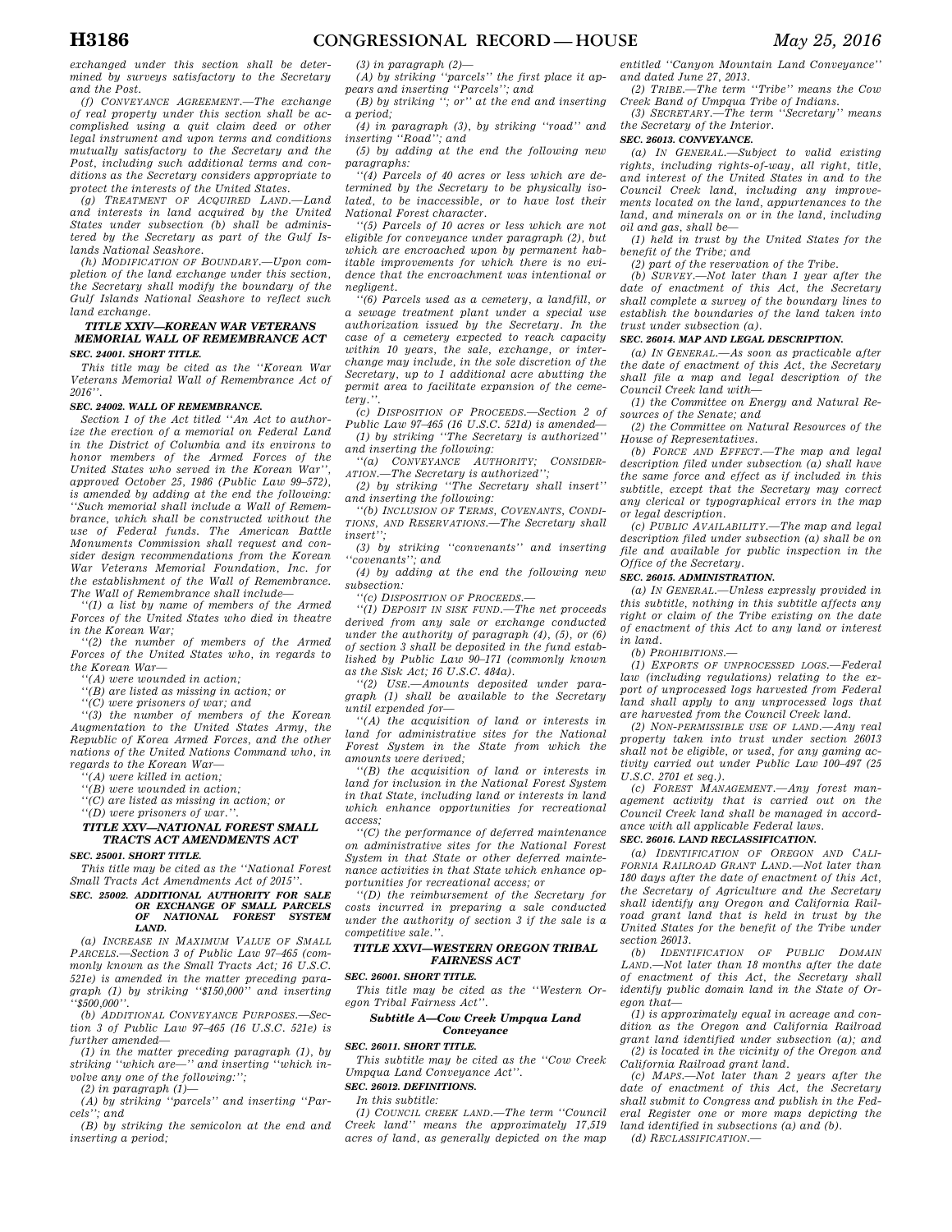exchanged under this section shall be determined by surveys satisfactory to the Secretary and the Post.

(f) *CONVEYANCE AGREEMENT*.—The exchange of real property under this section shall be accomplished using a quit claim deed or other legal instrument and upon terms and conditions mutually satisfactory to the Secretary and the Post, including such additional terms and conditions as the Secretary considers appropriate to protect the interests of the United States.

(g) *TREATMENT OF ACQUIRED LAND*.—Land and interests in land acquired by the United States under subsection (b) shall be administered by the Secretary as part of the Gulf Islands National Seashore.

(h) *MODIFICATION OF BOUNDARY*.—Upon completion of the land exchange under this section, the Secretary shall modify the boundary of the Gulf Islands National Seashore to reflect such land exchange.

### TITLE XXIV—KOREAN WAR VETERANS MEMORIAL WALL OF REMEMBRANCE ACT

#### SEC. 24001. SHORT TITLE.

This title may be cited as the ''Korean War Veterans Memorial Wall of Remembrance Act of 2016''.

#### SEC. 24002. WALL OF REMEMBRANCE.

Section 1 of the Act titled ''An Act to authorize the erection of a memorial on Federal Land in the District of Columbia and its environs to honor members of the Armed Forces of the United States who served in the Korean War'', approved October 25, 1986 (Public Law 99–572), is amended by adding at the end the following: ''Such memorial shall include a Wall of Remembrance, which shall be constructed without the use of Federal funds. The American Battle Monuments Commission shall request and consider design recommendations from the Korean War Veterans Memorial Foundation, Inc. for the establishment of the Wall of Remembrance. The Wall of Remembrance shall include—

''(1) a list by name of members of the Armed Forces of the United States who died in theatre in the Korean War;

''(2) the number of members of the Armed Forces of the United States who, in regards to the Korean War—

''(A) were wounded in action;

''(B) are listed as missing in action; or

''(C) were prisoners of war; and

''(3) the number of members of the Korean Augmentation to the United States Army, the Republic of Korea Armed Forces, and the other nations of the United Nations Command who, in regards to the Korean War—

''(A) were killed in action;

''(B) were wounded in action;

''(C) are listed as missing in action; or

''(D) were prisoners of war.''.

### TITLE XXV—NATIONAL FOREST SMALL TRACTS ACT AMENDMENTS ACT

#### SEC. 25001. SHORT TITLE.

This title may be cited as the ''National Forest Small Tracts Act Amendments Act of 2015''.

#### SEC. 25002. ADDITIONAL AUTHORITY FOR SALE OR EXCHANGE OF SMALL PARCELS OF NATIONAL FOREST SYSTEM LAND.

(a) *INCREASE IN MAXIMUM VALUE OF SMALL PARCELS*.—Section 3 of Public Law 97–465 (commonly known as the Small Tracts Act; 16 U.S.C. 521e) is amended in the matter preceding paragraph (1) by striking ''$150,000'' and inserting ''$500,000''.

(b) *ADDITIONAL CONVEYANCE PURPOSES*.—Section 3 of Public Law 97–465 (16 U.S.C. 521e) is further amended—

(1) in the matter preceding paragraph (1), by striking ''which are—'' and inserting ''which involve any one of the following:'';

(2) in paragraph (1)—

(A) by striking ''parcels'' and inserting ''Parcels''; and

(B) by striking the semicolon at the end and inserting a period;

(3) in paragraph (2)—

(A) by striking ''parcels'' the first place it appears and inserting ''Parcels''; and

(B) by striking ''; or'' at the end and inserting a period;

(4) in paragraph (3), by striking ''road'' and inserting ''Road''; and

(5) by adding at the end the following new paragraphs:

''(4) Parcels of 40 acres or less which are determined by the Secretary to be physically isolated, to be inaccessible, or to have lost their National Forest character.

''(5) Parcels of 10 acres or less which are not eligible for conveyance under paragraph (2), but which are encroached upon by permanent habitable improvements for which there is no evidence that the encroachment was intentional or negligent.

''(6) Parcels used as a cemetery, a landfill, or a sewage treatment plant under a special use authorization issued by the Secretary. In the case of a cemetery expected to reach capacity within 10 years, the sale, exchange, or interchange may include, in the sole discretion of the Secretary, up to 1 additional acre abutting the permit area to facilitate expansion of the cemetery.''.

(c) *DISPOSITION OF PROCEEDS*.—Section 2 of Public Law 97–465 (16 U.S.C. 521d) is amended—

(1) by striking ''The Secretary is authorized'' and inserting the following:

''(a) *CONVEYANCE AUTHORITY; CONSIDERATION*.—The Secretary is authorized'';

(2) by striking ''The Secretary shall insert'' and inserting the following:

''(b) *INCLUSION OF TERMS, COVENANTS, CONDITIONS, AND RESERVATIONS*.—The Secretary shall insert'';

(3) by striking ''convenants'' and inserting ''covenants''; and

(4) by adding at the end the following new subsection:

''(c) *DISPOSITION OF PROCEEDS*.—

''(1) *DEPOSIT IN SISK FUND*.—The net proceeds derived from any sale or exchange conducted under the authority of paragraph (4), (5), or (6) of section 3 shall be deposited in the fund established by Public Law 90–171 (commonly known as the Sisk Act; 16 U.S.C. 484a).

''(2) *USE*.—Amounts deposited under paragraph (1) shall be available to the Secretary until expended for—

''(A) the acquisition of land or interests in land for administrative sites for the National Forest System in the State from which the amounts were derived;

''(B) the acquisition of land or interests in land for inclusion in the National Forest System in that State, including land or interests in land which enhance opportunities for recreational access;

''(C) the performance of deferred maintenance on administrative sites for the National Forest System in that State or other deferred maintenance activities in that State which enhance opportunities for recreational access; or

''(D) the reimbursement of the Secretary for costs incurred in preparing a sale conducted under the authority of section 3 if the sale is a competitive sale.''.

### TITLE XXVI—WESTERN OREGON TRIBAL FAIRNESS ACT

#### SEC. 26001. SHORT TITLE.

This title may be cited as the ''Western Oregon Tribal Fairness Act''.

### Subtitle A—Cow Creek Umpqua Land Conveyance

#### SEC. 26011. SHORT TITLE.

This subtitle may be cited as the ''Cow Creek Umpqua Land Conveyance Act''.

#### SEC. 26012. DEFINITIONS.

In this subtitle:

(1) *COUNCIL CREEK LAND*.—The term ''Council Creek land'' means the approximately 17,519 acres of land, as generally depicted on the map entitled ''Canyon Mountain Land Conveyance'' and dated June 27, 2013.

(2) *TRIBE*.—The term ''Tribe'' means the Cow Creek Band of Umpqua Tribe of Indians.

(3) *SECRETARY*.—The term ''Secretary'' means the Secretary of the Interior.

#### SEC. 26013. CONVEYANCE.

(a) *IN GENERAL*.—Subject to valid existing rights, including rights-of-way, all right, title, and interest of the United States in and to the Council Creek land, including any improvements located on the land, appurtenances to the land, and minerals on or in the land, including oil and gas, shall be—

(1) held in trust by the United States for the benefit of the Tribe; and

(2) part of the reservation of the Tribe.

(b) *SURVEY*.—Not later than 1 year after the date of enactment of this Act, the Secretary shall complete a survey of the boundary lines to establish the boundaries of the land taken into trust under subsection (a).

#### SEC. 26014. MAP AND LEGAL DESCRIPTION.

(a) *IN GENERAL*.—As soon as practicable after the date of enactment of this Act, the Secretary shall file a map and legal description of the Council Creek land with—

(1) the Committee on Energy and Natural Resources of the Senate; and

(2) the Committee on Natural Resources of the House of Representatives.

(b) *FORCE AND EFFECT*.—The map and legal description filed under subsection (a) shall have the same force and effect as if included in this subtitle, except that the Secretary may correct any clerical or typographical errors in the map or legal description.

(c) *PUBLIC AVAILABILITY*.—The map and legal description filed under subsection (a) shall be on file and available for public inspection in the Office of the Secretary.

#### SEC. 26015. ADMINISTRATION.

(a) *IN GENERAL*.—Unless expressly provided in this subtitle, nothing in this subtitle affects any right or claim of the Tribe existing on the date of enactment of this Act to any land or interest in land.

(b) *PROHIBITIONS*.—

(1) *EXPORTS OF UNPROCESSED LOGS*.—Federal law (including regulations) relating to the export of unprocessed logs harvested from Federal land shall apply to any unprocessed logs that are harvested from the Council Creek land.

(2) *NON-PERMISSIBLE USE OF LAND*.—Any real property taken into trust under section 26013 shall not be eligible, or used, for any gaming activity carried out under Public Law 100–497 (25 U.S.C. 2701 et seq.).

(c) *FOREST MANAGEMENT*.—Any forest management activity that is carried out on the Council Creek land shall be managed in accordance with all applicable Federal laws.

#### SEC. 26016. LAND RECLASSIFICATION.

(a) *IDENTIFICATION OF OREGON AND CALIFORNIA RAILROAD GRANT LAND*.—Not later than 180 days after the date of enactment of this Act, the Secretary of Agriculture and the Secretary shall identify any Oregon and California Railroad grant land that is held in trust by the United States for the benefit of the Tribe under section 26013.

(b) *IDENTIFICATION OF PUBLIC DOMAIN LAND*.—Not later than 18 months after the date of enactment of this Act, the Secretary shall identify public domain land in the State of Oregon that—

(1) is approximately equal in acreage and condition as the Oregon and California Railroad grant land identified under subsection (a); and

(2) is located in the vicinity of the Oregon and California Railroad grant land.

(c) *MAPS*.—Not later than 2 years after the date of enactment of this Act, the Secretary shall submit to Congress and publish in the Federal Register one or more maps depicting the land identified in subsections (a) and (b).

(d) *RECLASSIFICATION*.—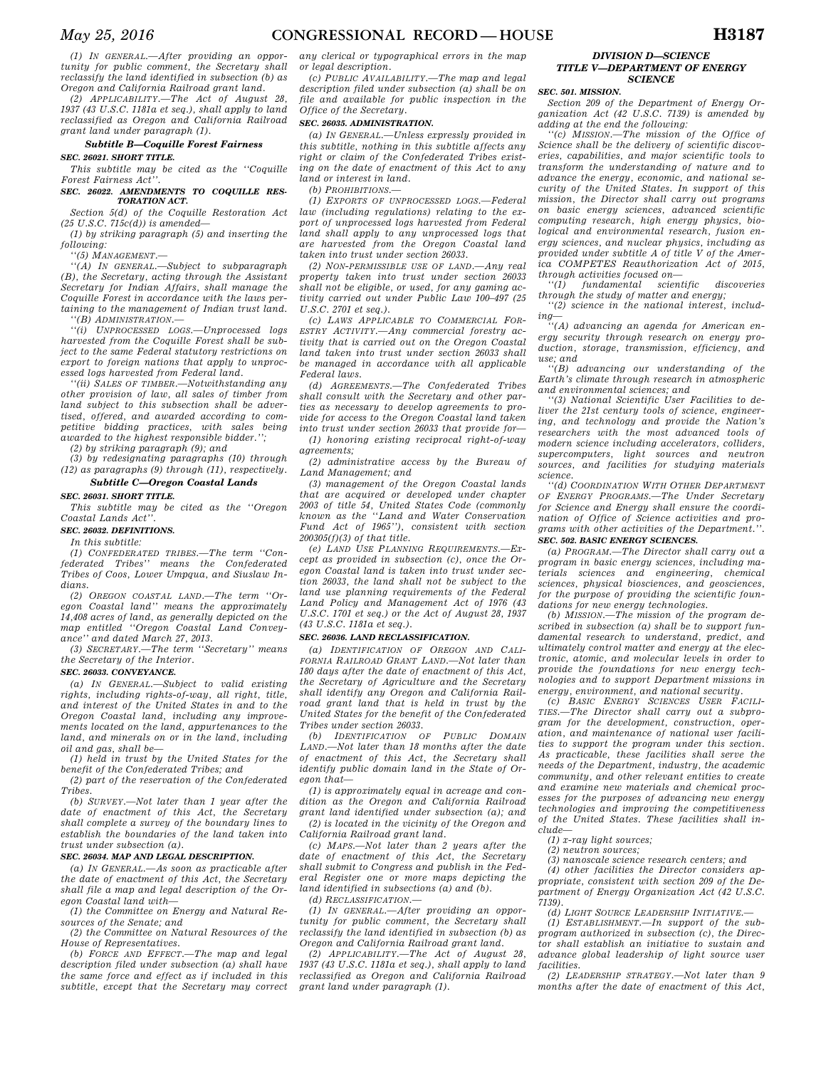(1) IN GENERAL.—After providing an opportunity for public comment, the Secretary shall reclassify the land identified in subsection (b) as Oregon and California Railroad grant land.

(2) APPLICABILITY.—The Act of August 28, 1937 (43 U.S.C. 1181a et seq.), shall apply to land reclassified as Oregon and California Railroad grant land under paragraph (1).

### Subtitle B—Coquille Forest Fairness

**SEC. 26021. SHORT TITLE.**

This subtitle may be cited as the ''Coquille Forest Fairness Act''.

**SEC. 26022. AMENDMENTS TO COQUILLE RESTORATION ACT.**

Section 5(d) of the Coquille Restoration Act (25 U.S.C. 715c(d)) is amended—

(1) by striking paragraph (5) and inserting the following:

''(5) MANAGEMENT.—

''(A) IN GENERAL.—Subject to subparagraph (B), the Secretary, acting through the Assistant Secretary for Indian Affairs, shall manage the Coquille Forest in accordance with the laws pertaining to the management of Indian trust land.

''(B) ADMINISTRATION.—

''(i) UNPROCESSED LOGS.—Unprocessed logs harvested from the Coquille Forest shall be subject to the same Federal statutory restrictions on export to foreign nations that apply to unprocessed logs harvested from Federal land.

''(ii) SALES OF TIMBER.—Notwithstanding any other provision of law, all sales of timber from land subject to this subsection shall be advertised, offered, and awarded according to competitive bidding practices, with sales being awarded to the highest responsible bidder.'';

(2) by striking paragraph (9); and

(3) by redesignating paragraphs (10) through (12) as paragraphs (9) through (11), respectively.

### Subtitle C—Oregon Coastal Lands

**SEC. 26031. SHORT TITLE.**

This subtitle may be cited as the ''Oregon Coastal Lands Act''.

**SEC. 26032. DEFINITIONS.**

In this subtitle:

(1) CONFEDERATED TRIBES.—The term ''Confederated Tribes'' means the Confederated Tribes of Coos, Lower Umpqua, and Siuslaw Indians.

(2) OREGON COASTAL LAND.—The term ''Oregon Coastal land'' means the approximately 14,408 acres of land, as generally depicted on the map entitled ''Oregon Coastal Land Conveyance'' and dated March 27, 2013.

(3) SECRETARY.—The term ''Secretary'' means the Secretary of the Interior.

**SEC. 26033. CONVEYANCE.**

(a) IN GENERAL.—Subject to valid existing rights, including rights-of-way, all right, title, and interest of the United States in and to the Oregon Coastal land, including any improvements located on the land, appurtenances to the land, and minerals on or in the land, including oil and gas, shall be—

(1) held in trust by the United States for the benefit of the Confederated Tribes; and

(2) part of the reservation of the Confederated Tribes.

(b) SURVEY.—Not later than 1 year after the date of enactment of this Act, the Secretary shall complete a survey of the boundary lines to establish the boundaries of the land taken into trust under subsection (a).

**SEC. 26034. MAP AND LEGAL DESCRIPTION.**

(a) IN GENERAL.—As soon as practicable after the date of enactment of this Act, the Secretary shall file a map and legal description of the Oregon Coastal land with—

(1) the Committee on Energy and Natural Resources of the Senate; and

(2) the Committee on Natural Resources of the House of Representatives.

(b) FORCE AND EFFECT.—The map and legal description filed under subsection (a) shall have the same force and effect as if included in this subtitle, except that the Secretary may correct any clerical or typographical errors in the map or legal description.

(c) PUBLIC AVAILABILITY.—The map and legal description filed under subsection (a) shall be on file and available for public inspection in the Office of the Secretary.

**SEC. 26035. ADMINISTRATION.**

(a) IN GENERAL.—Unless expressly provided in this subtitle, nothing in this subtitle affects any right or claim of the Confederated Tribes existing on the date of enactment of this Act to any land or interest in land.

(b) PROHIBITIONS.—

(1) EXPORTS OF UNPROCESSED LOGS.—Federal law (including regulations) relating to the export of unprocessed logs harvested from Federal land shall apply to any unprocessed logs that are harvested from the Oregon Coastal land taken into trust under section 26033.

(2) NON-PERMISSIBLE USE OF LAND.—Any real property taken into trust under section 26033 shall not be eligible, or used, for any gaming activity carried out under Public Law 100–497 (25 U.S.C. 2701 et seq.).

(c) LAWS APPLICABLE TO COMMERCIAL FORESTRY ACTIVITY.—Any commercial forestry activity that is carried out on the Oregon Coastal land taken into trust under section 26033 shall be managed in accordance with all applicable Federal laws.

(d) AGREEMENTS.—The Confederated Tribes shall consult with the Secretary and other parties as necessary to develop agreements to provide for access to the Oregon Coastal land taken into trust under section 26033 that provide for—

(1) honoring existing reciprocal right-of-way agreements;

(2) administrative access by the Bureau of Land Management; and

(3) management of the Oregon Coastal lands that are acquired or developed under chapter 2003 of title 54, United States Code (commonly known as the ''Land and Water Conservation Fund Act of 1965''), consistent with section 200305(f)(3) of that title.

(e) LAND USE PLANNING REQUIREMENTS.—Except as provided in subsection (c), once the Oregon Coastal land is taken into trust under section 26033, the land shall not be subject to the land use planning requirements of the Federal Land Policy and Management Act of 1976 (43 U.S.C. 1701 et seq.) or the Act of August 28, 1937 (43 U.S.C. 1181a et seq.).

**SEC. 26036. LAND RECLASSIFICATION.**

(a) IDENTIFICATION OF OREGON AND CALIFORNIA RAILROAD GRANT LAND.—Not later than 180 days after the date of enactment of this Act, the Secretary of Agriculture and the Secretary shall identify any Oregon and California Railroad grant land that is held in trust by the United States for the benefit of the Confederated Tribes under section 26033.

(b) IDENTIFICATION OF PUBLIC DOMAIN LAND.—Not later than 18 months after the date of enactment of this Act, the Secretary shall identify public domain land in the State of Oregon that—

(1) is approximately equal in acreage and condition as the Oregon and California Railroad grant land identified under subsection (a); and

(2) is located in the vicinity of the Oregon and California Railroad grant land.

(c) MAPS.—Not later than 2 years after the date of enactment of this Act, the Secretary shall submit to Congress and publish in the Federal Register one or more maps depicting the land identified in subsections (a) and (b).

(d) RECLASSIFICATION.—

(1) IN GENERAL.—After providing an opportunity for public comment, the Secretary shall reclassify the land identified in subsection (b) as Oregon and California Railroad grant land.

(2) APPLICABILITY.—The Act of August 28, 1937 (43 U.S.C. 1181a et seq.), shall apply to land reclassified as Oregon and California Railroad grant land under paragraph (1).

## DIVISION D—SCIENCE

## TITLE V—DEPARTMENT OF ENERGY SCIENCE

**SEC. 501. MISSION.**

Section 209 of the Department of Energy Organization Act (42 U.S.C. 7139) is amended by adding at the end the following:

''(c) MISSION.—The mission of the Office of Science shall be the delivery of scientific discoveries, capabilities, and major scientific tools to transform the understanding of nature and to advance the energy, economic, and national security of the United States. In support of this mission, the Director shall carry out programs on basic energy sciences, advanced scientific computing research, high energy physics, biological and environmental research, fusion energy sciences, and nuclear physics, including as provided under subtitle A of title V of the America COMPETES Reauthorization Act of 2015, through activities focused on—

''(1) fundamental scientific discoveries through the study of matter and energy;

''(2) science in the national interest, including—

''(A) advancing an agenda for American energy security through research on energy production, storage, transmission, efficiency, and use; and

''(B) advancing our understanding of the Earth's climate through research in atmospheric and environmental sciences; and

''(3) National Scientific User Facilities to deliver the 21st century tools of science, engineering, and technology and provide the Nation's researchers with the most advanced tools of modern science including accelerators, colliders, supercomputers, light sources and neutron sources, and facilities for studying materials science.

''(d) COORDINATION WITH OTHER DEPARTMENT OF ENERGY PROGRAMS.—The Under Secretary for Science and Energy shall ensure the coordination of Office of Science activities and programs with other activities of the Department.''.

**SEC. 502. BASIC ENERGY SCIENCES.**

(a) PROGRAM.—The Director shall carry out a program in basic energy sciences, including materials sciences and engineering, chemical sciences, physical biosciences, and geosciences, for the purpose of providing the scientific foundations for new energy technologies.

(b) MISSION.—The mission of the program described in subsection (a) shall be to support fundamental research to understand, predict, and ultimately control matter and energy at the electronic, atomic, and molecular levels in order to provide the foundations for new energy technologies and to support Department missions in energy, environment, and national security.

(c) BASIC ENERGY SCIENCES USER FACILITIES.—The Director shall carry out a subprogram for the development, construction, operation, and maintenance of national user facilities to support the program under this section. As practicable, these facilities shall serve the needs of the Department, industry, the academic community, and other relevant entities to create and examine new materials and chemical processes for the purposes of advancing new energy technologies and improving the competitiveness of the United States. These facilities shall include—

(1) x-ray light sources;

(2) neutron sources;

(3) nanoscale science research centers; and

(4) other facilities the Director considers appropriate, consistent with section 209 of the Department of Energy Organization Act (42 U.S.C. 7139).

(d) LIGHT SOURCE LEADERSHIP INITIATIVE.—

(1) ESTABLISHMENT.—In support of the subprogram authorized in subsection (c), the Director shall establish an initiative to sustain and advance global leadership of light source user facilities.

(2) LEADERSHIP STRATEGY.—Not later than 9 months after the date of enactment of this Act,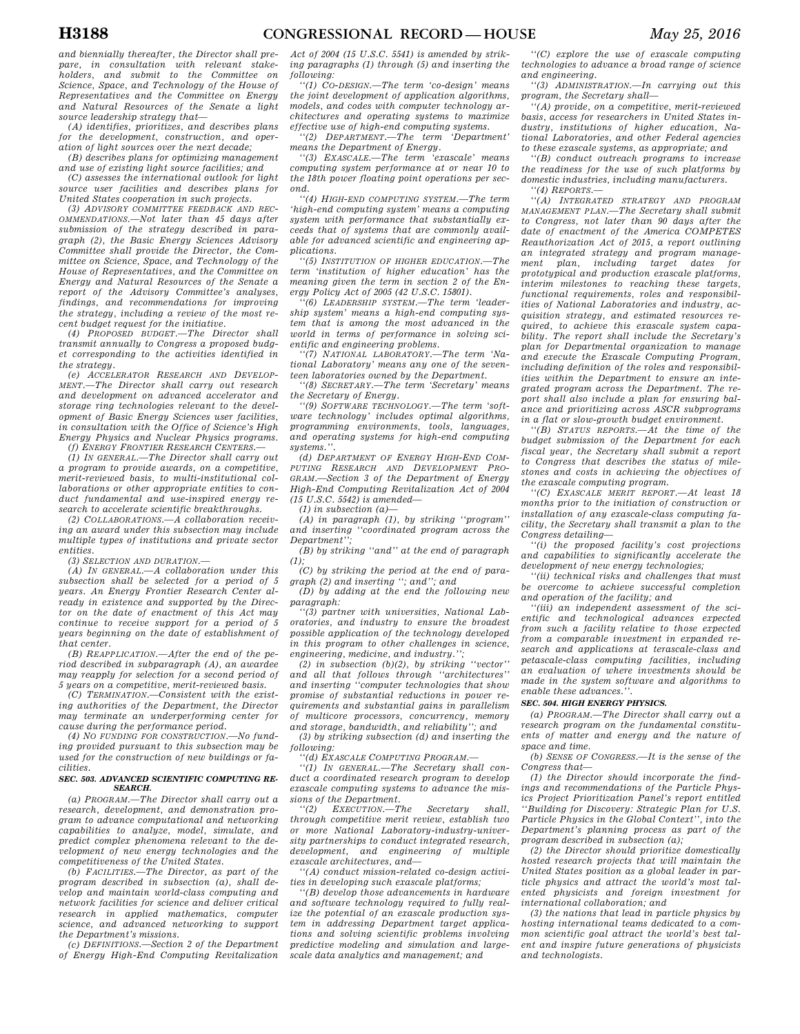and biennially thereafter, the Director shall prepare, in consultation with relevant stakeholders, and submit to the Committee on Science, Space, and Technology of the House of Representatives and the Committee on Energy and Natural Resources of the Senate a light source leadership strategy that—

(A) identifies, prioritizes, and describes plans for the development, construction, and operation of light sources over the next decade;

(B) describes plans for optimizing management and use of existing light source facilities; and

(C) assesses the international outlook for light source user facilities and describes plans for United States cooperation in such projects.

(3) *ADVISORY COMMITTEE FEEDBACK AND RECOMMENDATIONS.*—Not later than 45 days after submission of the strategy described in paragraph (2), the Basic Energy Sciences Advisory Committee shall provide the Director, the Committee on Science, Space, and Technology of the House of Representatives, and the Committee on Energy and Natural Resources of the Senate a report of the Advisory Committee's analyses, findings, and recommendations for improving the strategy, including a review of the most recent budget request for the initiative.

(4) *PROPOSED BUDGET.*—The Director shall transmit annually to Congress a proposed budget corresponding to the activities identified in the strategy.

(e) *ACCELERATOR RESEARCH AND DEVELOPMENT.*—The Director shall carry out research and development on advanced accelerator and storage ring technologies relevant to the development of Basic Energy Sciences user facilities, in consultation with the Office of Science's High Energy Physics and Nuclear Physics programs.

(f) *ENERGY FRONTIER RESEARCH CENTERS.*—

(1) *IN GENERAL.*—The Director shall carry out a program to provide awards, on a competitive, merit-reviewed basis, to multi-institutional collaborations or other appropriate entities to conduct fundamental and use-inspired energy research to accelerate scientific breakthroughs.

(2) *COLLABORATIONS.*—A collaboration receiving an award under this subsection may include multiple types of institutions and private sector entities.

(3) *SELECTION AND DURATION.*—

(A) *IN GENERAL.*—A collaboration under this subsection shall be selected for a period of 5 years. An Energy Frontier Research Center already in existence and supported by the Director on the date of enactment of this Act may continue to receive support for a period of 5 years beginning on the date of establishment of that center.

(B) *REAPPLICATION.*—After the end of the period described in subparagraph (A), an awardee may reapply for selection for a second period of 5 years on a competitive, merit-reviewed basis.

(C) *TERMINATION.*—Consistent with the existing authorities of the Department, the Director may terminate an underperforming center for cause during the performance period.

(4) *NO FUNDING FOR CONSTRUCTION.*—No funding provided pursuant to this subsection may be used for the construction of new buildings or facilities.

### SEC. 503. ADVANCED SCIENTIFIC COMPUTING RESEARCH.

(a) *PROGRAM.*—The Director shall carry out a research, development, and demonstration program to advance computational and networking capabilities to analyze, model, simulate, and predict complex phenomena relevant to the development of new energy technologies and the competitiveness of the United States.

(b) *FACILITIES.*—The Director, as part of the program described in subsection (a), shall develop and maintain world-class computing and network facilities for science and deliver critical research in applied mathematics, computer science, and advanced networking to support the Department's missions.

(c) *DEFINITIONS.*—Section 2 of the Department of Energy High-End Computing Revitalization Act of 2004 (15 U.S.C. 5541) is amended by striking paragraphs (1) through (5) and inserting the following:

"(1) *CO-DESIGN.*—The term 'co-design' means the joint development of application algorithms, models, and codes with computer technology architectures and operating systems to maximize effective use of high-end computing systems.

"(2) *DEPARTMENT.*—The term 'Department' means the Department of Energy.

"(3) *EXASCALE.*—The term 'exascale' means computing system performance at or near 10 to the 18th power floating point operations per second.

"(4) *HIGH-END COMPUTING SYSTEM.*—The term 'high-end computing system' means a computing system with performance that substantially exceeds that of systems that are commonly available for advanced scientific and engineering applications.

"(5) *INSTITUTION OF HIGHER EDUCATION.*—The term 'institution of higher education' has the meaning given the term in section 2 of the Energy Policy Act of 2005 (42 U.S.C. 15801).

"(6) *LEADERSHIP SYSTEM.*—The term 'leadership system' means a high-end computing system that is among the most advanced in the world in terms of performance in solving scientific and engineering problems.

"(7) *NATIONAL LABORATORY.*—The term 'National Laboratory' means any one of the seventeen laboratories owned by the Department.

"(8) *SECRETARY.*—The term 'Secretary' means the Secretary of Energy.

"(9) *SOFTWARE TECHNOLOGY.*—The term 'software technology' includes optimal algorithms, programming environments, tools, languages, and operating systems for high-end computing systems.".

(d) *DEPARTMENT OF ENERGY HIGH-END COMPUTING RESEARCH AND DEVELOPMENT PROGRAM.*—Section 3 of the Department of Energy High-End Computing Revitalization Act of 2004 (15 U.S.C. 5542) is amended—

(1) in subsection (a)—

(A) in paragraph (1), by striking "program" and inserting "coordinated program across the Department";

(B) by striking "and" at the end of paragraph (1);

(C) by striking the period at the end of paragraph (2) and inserting "; and"; and

(D) by adding at the end the following new paragraph:

"(3) partner with universities, National Laboratories, and industry to ensure the broadest possible application of the technology developed in this program to other challenges in science, engineering, medicine, and industry.";

(2) in subsection (b)(2), by striking "vector" and all that follows through "architectures" and inserting "computer technologies that show promise of substantial reductions in power requirements and substantial gains in parallelism of multicore processors, concurrency, memory and storage, bandwidth, and reliability"; and

(3) by striking subsection (d) and inserting the following:

"(d) *EXASCALE COMPUTING PROGRAM.*—

"(1) *IN GENERAL.*—The Secretary shall conduct a coordinated research program to develop exascale computing systems to advance the missions of the Department.

"(2) *EXECUTION.*—The Secretary shall, through competitive merit review, establish two or more National Laboratory-industry-university partnerships to conduct integrated research, development, and engineering of multiple exascale architectures, and—

"(A) conduct mission-related co-design activities in developing such exascale platforms;

"(B) develop those advancements in hardware and software technology required to fully realize the potential of an exascale production system in addressing Department target applications and solving scientific problems involving predictive modeling and simulation and large-scale data analytics and management; and

"(C) explore the use of exascale computing technologies to advance a broad range of science and engineering.

"(3) *ADMINISTRATION.*—In carrying out this program, the Secretary shall—

"(A) provide, on a competitive, merit-reviewed basis, access for researchers in United States industry, institutions of higher education, National Laboratories, and other Federal agencies to these exascale systems, as appropriate; and

"(B) conduct outreach programs to increase the readiness for the use of such platforms by domestic industries, including manufacturers.

"(4) *REPORTS.*—

"(A) *INTEGRATED STRATEGY AND PROGRAM MANAGEMENT PLAN.*—The Secretary shall submit to Congress, not later than 90 days after the date of enactment of the America COMPETES Reauthorization Act of 2015, a report outlining an integrated strategy and program management plan, including target dates for prototypical and production exascale platforms, interim milestones to reaching these targets, functional requirements, roles and responsibilities of National Laboratories and industry, acquisition strategy, and estimated resources required, to achieve this exascale system capability. The report shall include the Secretary's plan for Departmental organization to manage and execute the Exascale Computing Program, including definition of the roles and responsibilities within the Department to ensure an integrated program across the Department. The report shall also include a plan for ensuring balance and prioritizing across ASCR subprograms in a flat or slow-growth budget environment.

"(B) *STATUS REPORTS.*—At the time of the budget submission of the Department for each fiscal year, the Secretary shall submit a report to Congress that describes the status of milestones and costs in achieving the objectives of the exascale computing program.

"(C) *EXASCALE MERIT REPORT.*—At least 18 months prior to the initiation of construction or installation of any exascale-class computing facility, the Secretary shall transmit a plan to the Congress detailing—

"(i) the proposed facility's cost projections and capabilities to significantly accelerate the development of new energy technologies;

"(ii) technical risks and challenges that must be overcome to achieve successful completion and operation of the facility; and

"(iii) an independent assessment of the scientific and technological advances expected from such a facility relative to those expected from a comparable investment in expanded research and applications at terascale-class and petascale-class computing facilities, including an evaluation of where investments should be made in the system software and algorithms to enable these advances.".

### SEC. 504. HIGH ENERGY PHYSICS.

(a) *PROGRAM.*—The Director shall carry out a research program on the fundamental constituents of matter and energy and the nature of space and time.

(b) *SENSE OF CONGRESS.*—It is the sense of the Congress that—

(1) the Director should incorporate the findings and recommendations of the Particle Physics Project Prioritization Panel's report entitled "Building for Discovery: Strategic Plan for U.S. Particle Physics in the Global Context", into the Department's planning process as part of the program described in subsection (a);

(2) the Director should prioritize domestically hosted research projects that will maintain the United States position as a global leader in particle physics and attract the world's most talented physicists and foreign investment for international collaboration; and

(3) the nations that lead in particle physics by hosting international teams dedicated to a common scientific goal attract the world's best talent and inspire future generations of physicists and technologists.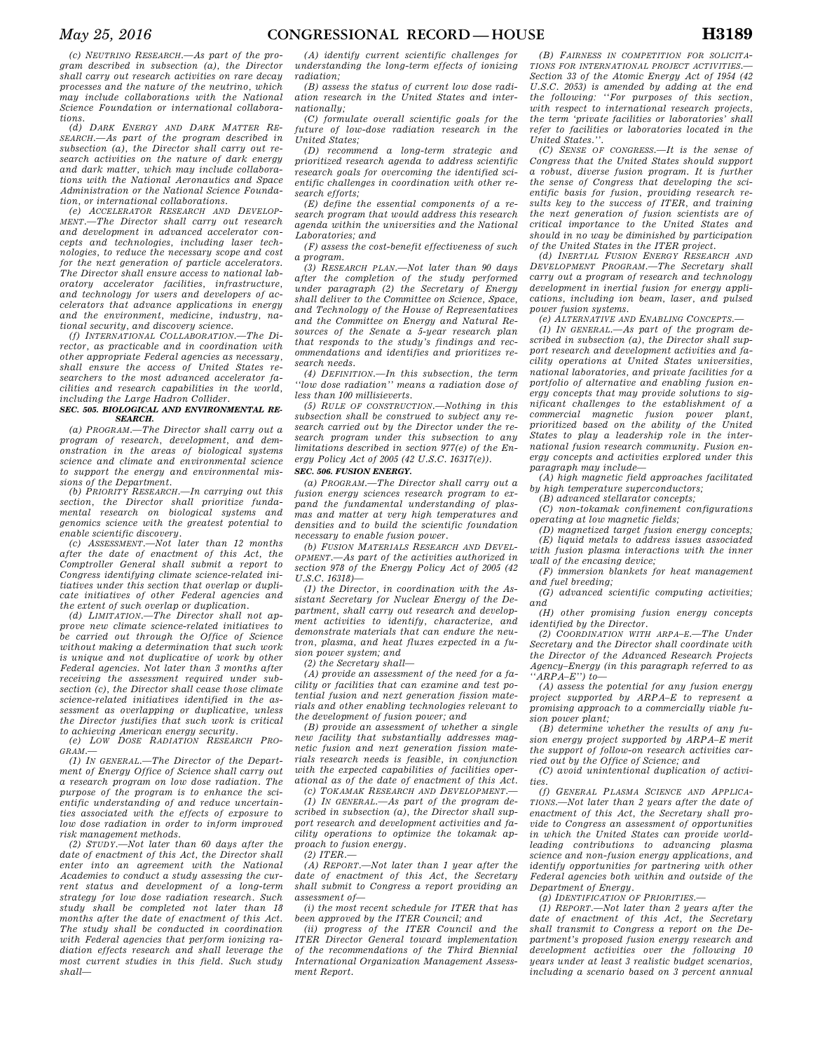*(c) NEUTRINO RESEARCH.—As part of the program described in subsection (a), the Director shall carry out research activities on rare decay processes and the nature of the neutrino, which may include collaborations with the National Science Foundation or international collaborations.*

*(d) DARK ENERGY AND DARK MATTER RESEARCH.—As part of the program described in subsection (a), the Director shall carry out research activities on the nature of dark energy and dark matter, which may include collaborations with the National Aeronautics and Space Administration or the National Science Foundation, or international collaborations.*

*(e) ACCELERATOR RESEARCH AND DEVELOPMENT.—The Director shall carry out research and development in advanced accelerator concepts and technologies, including laser technologies, to reduce the necessary scope and cost for the next generation of particle accelerators. The Director shall ensure access to national laboratory accelerator facilities, infrastructure, and technology for users and developers of accelerators that advance applications in energy and the environment, medicine, industry, national security, and discovery science.*

*(f) INTERNATIONAL COLLABORATION.—The Director, as practicable and in coordination with other appropriate Federal agencies as necessary, shall ensure the access of United States researchers to the most advanced accelerator facilities and research capabilities in the world, including the Large Hadron Collider.*

**SEC. 505. BIOLOGICAL AND ENVIRONMENTAL RESEARCH.**

*(a) PROGRAM.—The Director shall carry out a program of research, development, and demonstration in the areas of biological systems science and climate and environmental science to support the energy and environmental missions of the Department.*

*(b) PRIORITY RESEARCH.—In carrying out this section, the Director shall prioritize fundamental research on biological systems and genomics science with the greatest potential to enable scientific discovery.*

*(c) ASSESSMENT.—Not later than 12 months after the date of enactment of this Act, the Comptroller General shall submit a report to Congress identifying climate science-related initiatives under this section that overlap or duplicate initiatives of other Federal agencies and the extent of such overlap or duplication.*

*(d) LIMITATION.—The Director shall not approve new climate science-related initiatives to be carried out through the Office of Science without making a determination that such work is unique and not duplicative of work by other Federal agencies. Not later than 3 months after receiving the assessment required under subsection (c), the Director shall cease those climate science-related initiatives identified in the assessment as overlapping or duplicative, unless the Director justifies that such work is critical to achieving American energy security.*

*(e) LOW DOSE RADIATION RESEARCH PROGRAM.—*

*(1) IN GENERAL.—The Director of the Department of Energy Office of Science shall carry out a research program on low dose radiation. The purpose of the program is to enhance the scientific understanding of and reduce uncertainties associated with the effects of exposure to low dose radiation in order to inform improved risk management methods.*

*(2) STUDY.—Not later than 60 days after the date of enactment of this Act, the Director shall enter into an agreement with the National Academies to conduct a study assessing the current status and development of a long-term strategy for low dose radiation research. Such study shall be completed not later than 18 months after the date of enactment of this Act. The study shall be conducted in coordination with Federal agencies that perform ionizing radiation effects research and shall leverage the most current studies in this field. Such study shall—*

*(A) identify current scientific challenges for understanding the long-term effects of ionizing radiation;*

*(B) assess the status of current low dose radiation research in the United States and internationally;*

*(C) formulate overall scientific goals for the future of low-dose radiation research in the United States;*

*(D) recommend a long-term strategic and prioritized research agenda to address scientific research goals for overcoming the identified scientific challenges in coordination with other research efforts;*

*(E) define the essential components of a research program that would address this research agenda within the universities and the National Laboratories; and*

*(F) assess the cost-benefit effectiveness of such a program.*

*(3) RESEARCH PLAN.—Not later than 90 days after the completion of the study performed under paragraph (2) the Secretary of Energy shall deliver to the Committee on Science, Space, and Technology of the House of Representatives and the Committee on Energy and Natural Resources of the Senate a 5-year research plan that responds to the study's findings and recommendations and identifies and prioritizes research needs.*

*(4) DEFINITION.—In this subsection, the term ''low dose radiation'' means a radiation dose of less than 100 millisieverts.*

*(5) RULE OF CONSTRUCTION.—Nothing in this subsection shall be construed to subject any research carried out by the Director under the research program under this subsection to any limitations described in section 977(e) of the Energy Policy Act of 2005 (42 U.S.C. 16317(e)).*

**SEC. 506. FUSION ENERGY.**

*(a) PROGRAM.—The Director shall carry out a fusion energy sciences research program to expand the fundamental understanding of plasmas and matter at very high temperatures and densities and to build the scientific foundation necessary to enable fusion power.*

*(b) FUSION MATERIALS RESEARCH AND DEVELOPMENT.—As part of the activities authorized in section 978 of the Energy Policy Act of 2005 (42 U.S.C. 16318)—*

*(1) the Director, in coordination with the Assistant Secretary for Nuclear Energy of the Department, shall carry out research and development activities to identify, characterize, and demonstrate materials that can endure the neutron, plasma, and heat fluxes expected in a fusion power system; and*

*(2) the Secretary shall—*

*(A) provide an assessment of the need for a facility or facilities that can examine and test potential fusion and next generation fission materials and other enabling technologies relevant to the development of fusion power; and*

*(B) provide an assessment of whether a single new facility that substantially addresses magnetic fusion and next generation fission materials research needs is feasible, in conjunction with the expected capabilities of facilities operational as of the date of enactment of this Act.*

*(c) TOKAMAK RESEARCH AND DEVELOPMENT.—*

*(1) IN GENERAL.—As part of the program described in subsection (a), the Director shall support research and development activities and facility operations to optimize the tokamak approach to fusion energy.*

*(2) ITER.—*

*(A) REPORT.—Not later than 1 year after the date of enactment of this Act, the Secretary shall submit to Congress a report providing an assessment of—*

*(i) the most recent schedule for ITER that has been approved by the ITER Council; and*

*(ii) progress of the ITER Council and the ITER Director General toward implementation of the recommendations of the Third Biennial International Organization Management Assessment Report.*

*(B) FAIRNESS IN COMPETITION FOR SOLICITATIONS FOR INTERNATIONAL PROJECT ACTIVITIES.—Section 33 of the Atomic Energy Act of 1954 (42 U.S.C. 2053) is amended by adding at the end the following: ''For purposes of this section, with respect to international research projects, the term 'private facilities or laboratories' shall refer to facilities or laboratories located in the United States.''.*

*(C) SENSE OF CONGRESS.—It is the sense of Congress that the United States should support a robust, diverse fusion program. It is further the sense of Congress that developing the scientific basis for fusion, providing research results key to the success of ITER, and training the next generation of fusion scientists are of critical importance to the United States and should in no way be diminished by participation of the United States in the ITER project.*

*(d) INERTIAL FUSION ENERGY RESEARCH AND DEVELOPMENT PROGRAM.—The Secretary shall carry out a program of research and technology development in inertial fusion for energy applications, including ion beam, laser, and pulsed power fusion systems.*

*(e) ALTERNATIVE AND ENABLING CONCEPTS.—*

*(1) IN GENERAL.—As part of the program described in subsection (a), the Director shall support research and development activities and facility operations at United States universities, national laboratories, and private facilities for a portfolio of alternative and enabling fusion energy concepts that may provide solutions to significant challenges to the establishment of a commercial magnetic fusion power plant, prioritized based on the ability of the United States to play a leadership role in the international fusion research community. Fusion energy concepts and activities explored under this paragraph may include—*

*(A) high magnetic field approaches facilitated by high temperature superconductors;*

*(B) advanced stellarator concepts;*

*(C) non-tokamak confinement configurations operating at low magnetic fields;*

*(D) magnetized target fusion energy concepts;*

*(E) liquid metals to address issues associated with fusion plasma interactions with the inner wall of the encasing device;*

*(F) immersion blankets for heat management and fuel breeding;*

*(G) advanced scientific computing activities; and*

*(H) other promising fusion energy concepts identified by the Director.*

*(2) COORDINATION WITH ARPA–E.—The Under Secretary and the Director shall coordinate with the Director of the Advanced Research Projects Agency–Energy (in this paragraph referred to as ''ARPA–E'') to—*

*(A) assess the potential for any fusion energy project supported by ARPA–E to represent a promising approach to a commercially viable fusion power plant;*

*(B) determine whether the results of any fusion energy project supported by ARPA–E merit the support of follow-on research activities carried out by the Office of Science; and*

*(C) avoid unintentional duplication of activities.*

*(f) GENERAL PLASMA SCIENCE AND APPLICATIONS.—Not later than 2 years after the date of enactment of this Act, the Secretary shall provide to Congress an assessment of opportunities in which the United States can provide world-leading contributions to advancing plasma science and non-fusion energy applications, and identify opportunities for partnering with other Federal agencies both within and outside of the Department of Energy.*

*(g) IDENTIFICATION OF PRIORITIES.—*

*(1) REPORT.—Not later than 2 years after the date of enactment of this Act, the Secretary shall transmit to Congress a report on the Department's proposed fusion energy research and development activities over the following 10 years under at least 3 realistic budget scenarios, including a scenario based on 3 percent annual*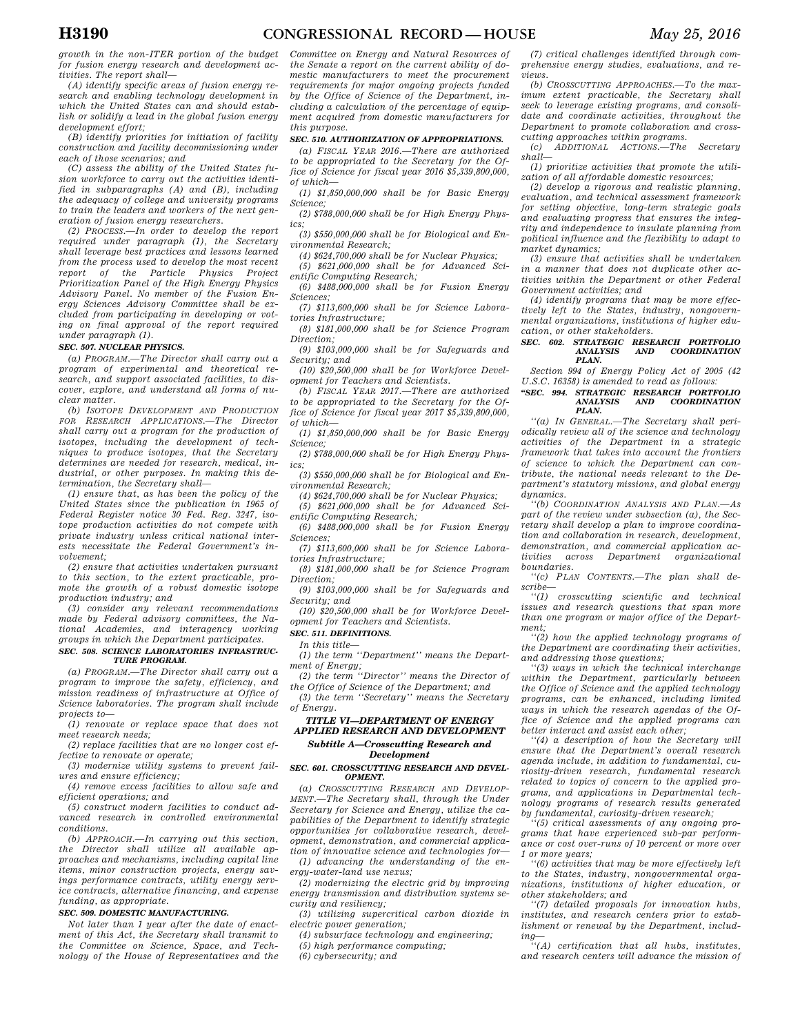growth in the non-ITER portion of the budget for fusion energy research and development activities. The report shall—

(A) identify specific areas of fusion energy research and enabling technology development in which the United States can and should establish or solidify a lead in the global fusion energy development effort;

(B) identify priorities for initiation of facility construction and facility decommissioning under each of those scenarios; and

(C) assess the ability of the United States fusion workforce to carry out the activities identified in subparagraphs (A) and (B), including the adequacy of college and university programs to train the leaders and workers of the next generation of fusion energy researchers.

(2) PROCESS.—In order to develop the report required under paragraph (1), the Secretary shall leverage best practices and lessons learned from the process used to develop the most recent report of the Particle Physics Project Prioritization Panel of the High Energy Physics Advisory Panel. No member of the Fusion Energy Sciences Advisory Committee shall be excluded from participating in developing or voting on final approval of the report required under paragraph (1).

***SEC. 507. NUCLEAR PHYSICS.***

*(a) PROGRAM.—The Director shall carry out a program of experimental and theoretical research, and support associated facilities, to discover, explore, and understand all forms of nuclear matter.*

*(b) ISOTOPE DEVELOPMENT AND PRODUCTION FOR RESEARCH APPLICATIONS.—The Director shall carry out a program for the production of isotopes, including the development of techniques to produce isotopes, that the Secretary determines are needed for research, medical, industrial, or other purposes. In making this determination, the Secretary shall—*

*(1) ensure that, as has been the policy of the United States since the publication in 1965 of Federal Register notice 30 Fed. Reg. 3247, isotope production activities do not compete with private industry unless critical national interests necessitate the Federal Government's involvement;*

*(2) ensure that activities undertaken pursuant to this section, to the extent practicable, promote the growth of a robust domestic isotope production industry; and*

*(3) consider any relevant recommendations made by Federal advisory committees, the National Academies, and interagency working groups in which the Department participates.*

***SEC. 508. SCIENCE LABORATORIES INFRASTRUCTURE PROGRAM.***

*(a) PROGRAM.—The Director shall carry out a program to improve the safety, efficiency, and mission readiness of infrastructure at Office of Science laboratories. The program shall include projects to—*

*(1) renovate or replace space that does not meet research needs;*

*(2) replace facilities that are no longer cost effective to renovate or operate;*

*(3) modernize utility systems to prevent failures and ensure efficiency;*

*(4) remove excess facilities to allow safe and efficient operations; and*

*(5) construct modern facilities to conduct advanced research in controlled environmental conditions.*

*(b) APPROACH.—In carrying out this section, the Director shall utilize all available approaches and mechanisms, including capital line items, minor construction projects, energy savings performance contracts, utility energy service contracts, alternative financing, and expense funding, as appropriate.*

***SEC. 509. DOMESTIC MANUFACTURING.***

*Not later than 1 year after the date of enactment of this Act, the Secretary shall transmit to the Committee on Science, Space, and Technology of the House of Representatives and the Committee on Energy and Natural Resources of the Senate a report on the current ability of domestic manufacturers to meet the procurement requirements for major ongoing projects funded by the Office of Science of the Department, including a calculation of the percentage of equipment acquired from domestic manufacturers for this purpose.*

***SEC. 510. AUTHORIZATION OF APPROPRIATIONS.***

*(a) FISCAL YEAR 2016.—There are authorized to be appropriated to the Secretary for the Office of Science for fiscal year 2016 $5,339,800,000, of which—*

*(1) $1,850,000,000 shall be for Basic Energy Science;*

*(2) $788,000,000 shall be for High Energy Physics;*

*(3) $550,000,000 shall be for Biological and Environmental Research;*

*(4) $624,700,000 shall be for Nuclear Physics;*

*(5) $621,000,000 shall be for Advanced Scientific Computing Research;*

*(6) $488,000,000 shall be for Fusion Energy Sciences;*

*(7) $113,600,000 shall be for Science Laboratories Infrastructure;*

*(8) $181,000,000 shall be for Science Program Direction;*

*(9) $103,000,000 shall be for Safeguards and Security; and*

*(10) $20,500,000 shall be for Workforce Development for Teachers and Scientists.*

*(b) FISCAL YEAR 2017.—There are authorized to be appropriated to the Secretary for the Office of Science for fiscal year 2017 $5,339,800,000, of which—*

*(1) $1,850,000,000 shall be for Basic Energy Science;*

*(2) $788,000,000 shall be for High Energy Physics;*

*(3) $550,000,000 shall be for Biological and Environmental Research;*

*(4) $624,700,000 shall be for Nuclear Physics;*

*(5) $621,000,000 shall be for Advanced Scientific Computing Research;*

*(6) $488,000,000 shall be for Fusion Energy Sciences;*

*(7) $113,600,000 shall be for Science Laboratories Infrastructure;*

*(8) $181,000,000 shall be for Science Program Direction;*

*(9) $103,000,000 shall be for Safeguards and Security; and*

*(10) $20,500,000 shall be for Workforce Development for Teachers and Scientists.*

***SEC. 511. DEFINITIONS.***

*In this title—*

*(1) the term "Department" means the Department of Energy;*

*(2) the term "Director" means the Director of the Office of Science of the Department; and*

*(3) the term "Secretary" means the Secretary of Energy.*

## *TITLE VI—DEPARTMENT OF ENERGY APPLIED RESEARCH AND DEVELOPMENT*

### *Subtitle A—Crosscutting Research and Development*

***SEC. 601. CROSSCUTTING RESEARCH AND DEVELOPMENT.***

*(a) CROSSCUTTING RESEARCH AND DEVELOPMENT.—The Secretary shall, through the Under Secretary for Science and Energy, utilize the capabilities of the Department to identify strategic opportunities for collaborative research, development, demonstration, and commercial application of innovative science and technologies for—*

*(1) advancing the understanding of the energy-water-land use nexus;*

*(2) modernizing the electric grid by improving energy transmission and distribution systems security and resiliency;*

*(3) utilizing supercritical carbon dioxide in electric power generation;*

*(4) subsurface technology and engineering;*

*(5) high performance computing;*

*(6) cybersecurity; and*

*(7) critical challenges identified through comprehensive energy studies, evaluations, and reviews.*

*(b) CROSSCUTTING APPROACHES.—To the maximum extent practicable, the Secretary shall seek to leverage existing programs, and consolidate and coordinate activities, throughout the Department to promote collaboration and crosscutting approaches within programs.*

*(c) ADDITIONAL ACTIONS.—The Secretary shall—*

*(1) prioritize activities that promote the utilization of all affordable domestic resources;*

*(2) develop a rigorous and realistic planning, evaluation, and technical assessment framework for setting objective, long-term strategic goals and evaluating progress that ensures the integrity and independence to insulate planning from political influence and the flexibility to adapt to market dynamics;*

*(3) ensure that activities shall be undertaken in a manner that does not duplicate other activities within the Department or other Federal Government activities; and*

*(4) identify programs that may be more effectively left to the States, industry, nongovernmental organizations, institutions of higher education, or other stakeholders.*

***SEC. 602. STRATEGIC RESEARCH PORTFOLIO ANALYSIS AND COORDINATION PLAN.***

*Section 994 of Energy Policy Act of 2005 (42 U.S.C. 16358) is amended to read as follows:*

***"SEC. 994. STRATEGIC RESEARCH PORTFOLIO ANALYSIS AND COORDINATION PLAN.***

*"(a) IN GENERAL.—The Secretary shall periodically review all of the science and technology activities of the Department in a strategic framework that takes into account the frontiers of science to which the Department can contribute, the national needs relevant to the Department's statutory missions, and global energy dynamics.*

*"(b) COORDINATION ANALYSIS AND PLAN.—As part of the review under subsection (a), the Secretary shall develop a plan to improve coordination and collaboration in research, development, demonstration, and commercial application activities across Department organizational boundaries.*

*"(c) PLAN CONTENTS.—The plan shall describe—*

*"(1) crosscutting scientific and technical issues and research questions that span more than one program or major office of the Department;*

*"(2) how the applied technology programs of the Department are coordinating their activities, and addressing those questions;*

*"(3) ways in which the technical interchange within the Department, particularly between the Office of Science and the applied technology programs, can be enhanced, including limited ways in which the research agendas of the Office of Science and the applied programs can better interact and assist each other;*

*"(4) a description of how the Secretary will ensure that the Department's overall research agenda include, in addition to fundamental, curiosity-driven research, fundamental research related to topics of concern to the applied programs, and applications in Departmental technology programs of research results generated by fundamental, curiosity-driven research;*

*"(5) critical assessments of any ongoing programs that have experienced sub-par performance or cost over-runs of 10 percent or more over 1 or more years;*

*"(6) activities that may be more effectively left to the States, industry, nongovernmental organizations, institutions of higher education, or other stakeholders; and*

*"(7) detailed proposals for innovation hubs, institutes, and research centers prior to establishment or renewal by the Department, including—*

*"(A) certification that all hubs, institutes, and research centers will advance the mission of*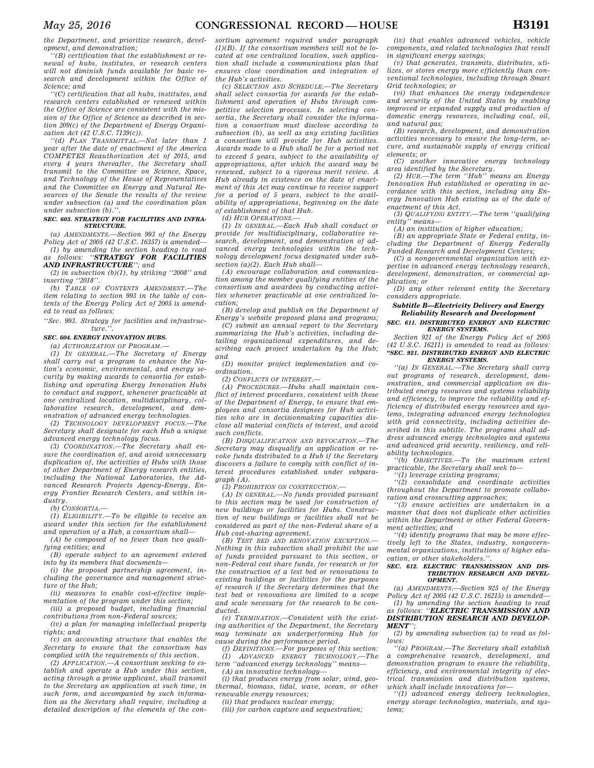the Department, and prioritize research, development, and demonstration;

''(B) certification that the establishment or renewal of hubs, institutes, or research centers will not diminish funds available for basic research and development within the Office of Science; and

''(C) certification that all hubs, institutes, and research centers established or renewed within the Office of Science are consistent with the mission of the Office of Science as described in section 209(c) of the Department of Energy Organization Act (42 U.S.C. 7139(c)).

''(d) *PLAN TRANSMITTAL.*—Not later than 1 year after the date of enactment of the America COMPETES Reauthorization Act of 2015, and every 4 years thereafter, the Secretary shall transmit to the Committee on Science, Space, and Technology of the House of Representatives and the Committee on Energy and Natural Resources of the Senate the results of the review under subsection (a) and the coordination plan under subsection (b).''.

**SEC. 603. STRATEGY FOR FACILITIES AND INFRASTRUCTURE.**

(a) *AMENDMENTS.*—Section 993 of the Energy Policy Act of 2005 (42 U.S.C. 16357) is amended—

(1) by amending the section heading to read as follows: ''**STRATEGY FOR FACILITIES AND INFRASTRUCTURE**''; and

(2) in subsection (b)(1), by striking ''2008'' and inserting ''2018''.

(b) *TABLE OF CONTENTS AMENDMENT.*—The item relating to section 993 in the table of contents of the Energy Policy Act of 2005 is amended to read as follows:

''Sec. 993. Strategy for facilities and infrastructure.''.

**SEC. 604. ENERGY INNOVATION HUBS.**

(a) *AUTHORIZATION OF PROGRAM.*—

(1) *IN GENERAL.*—The Secretary of Energy shall carry out a program to enhance the Nation's economic, environmental, and energy security by making awards to consortia for establishing and operating Energy Innovation Hubs to conduct and support, whenever practicable at one centralized location, multidisciplinary, collaborative research, development, and demonstration of advanced energy technologies.

(2) *TECHNOLOGY DEVELOPMENT FOCUS.*—The Secretary shall designate for each Hub a unique advanced energy technology focus.

(3) *COORDINATION.*—The Secretary shall ensure the coordination of, and avoid unnecessary duplication of, the activities of Hubs with those of other Department of Energy research entities, including the National Laboratories, the Advanced Research Projects Agency-Energy, Energy Frontier Research Centers, and within industry.

(b) *CONSORTIA.*—

(1) *ELIGIBILITY.*—To be eligible to receive an award under this section for the establishment and operation of a Hub, a consortium shall—

(A) be composed of no fewer than two qualifying entities; and

(B) operate subject to an agreement entered into by its members that documents—

(i) the proposed partnership agreement, including the governance and management structure of the Hub;

(ii) measures to enable cost-effective implementation of the program under this section;

(iii) a proposed budget, including financial contributions from non-Federal sources;

(iv) a plan for managing intellectual property rights; and

(v) an accounting structure that enables the Secretary to ensure that the consortium has complied with the requirements of this section.

(2) *APPLICATION.*—A consortium seeking to establish and operate a Hub under this section, acting through a prime applicant, shall transmit to the Secretary an application at such time, in such form, and accompanied by such information as the Secretary shall require, including a detailed description of the elements of the consortium agreement required under paragraph (1)(B). If the consortium members will not be located at one centralized location, such application shall include a communications plan that ensures close coordination and integration of the Hub's activities.

(c) *SELECTION AND SCHEDULE.*—The Secretary shall select consortia for awards for the establishment and operation of Hubs through competitive selection processes. In selecting consortia, the Secretary shall consider the information a consortium must disclose according to subsection (b), as well as any existing facilities a consortium will provide for Hub activities. Awards made to a Hub shall be for a period not to exceed 5 years, subject to the availability of appropriations, after which the award may be renewed, subject to a rigorous merit review. A Hub already in existence on the date of enactment of this Act may continue to receive support for a period of 5 years, subject to the availability of appropriations, beginning on the date of establishment of that Hub.

(d) *HUB OPERATIONS.*—

(1) *IN GENERAL.*—Each Hub shall conduct or provide for multidisciplinary, collaborative research, development, and demonstration of advanced energy technologies within the technology development focus designated under subsection (a)(2). Each Hub shall—

(A) encourage collaboration and communication among the member qualifying entities of the consortium and awardees by conducting activities whenever practicable at one centralized location;

(B) develop and publish on the Department of Energy's website proposed plans and programs;

(C) submit an annual report to the Secretary summarizing the Hub's activities, including detailing organizational expenditures, and describing each project undertaken by the Hub; and

(D) monitor project implementation and coordination.

(2) *CONFLICTS OF INTEREST.*—

(A) *PROCEDURES.*—Hubs shall maintain conflict of interest procedures, consistent with those of the Department of Energy, to ensure that employees and consortia designees for Hub activities who are in decisionmaking capacities disclose all material conflicts of interest, and avoid such conflicts.

(B) *DISQUALIFICATION AND REVOCATION.*—The Secretary may disqualify an application or revoke funds distributed to a Hub if the Secretary discovers a failure to comply with conflict of interest procedures established under subparagraph (A).

(3) *PROHIBITION ON CONSTRUCTION.*—

(A) *IN GENERAL.*—No funds provided pursuant to this section may be used for construction of new buildings or facilities for Hubs. Construction of new buildings or facilities shall not be considered as part of the non-Federal share of a Hub cost-sharing agreement.

(B) *TEST BED AND RENOVATION EXCEPTION.*—Nothing in this subsection shall prohibit the use of funds provided pursuant to this section, or non-Federal cost share funds, for research or for the construction of a test bed or renovations to existing buildings or facilities for the purposes of research if the Secretary determines that the test bed or renovations are limited to a scope and scale necessary for the research to be conducted.

(e) *TERMINATION.*—Consistent with the existing authorities of the Department, the Secretary may terminate an underperforming Hub for cause during the performance period.

(f) *DEFINITIONS.*—For purposes of this section:

(1) *ADVANCED ENERGY TECHNOLOGY.*—The term ''advanced energy technology'' means—

(A) an innovative technology—

(i) that produces energy from solar, wind, geothermal, biomass, tidal, wave, ocean, or other renewable energy resources;

(ii) that produces nuclear energy;

(iii) for carbon capture and sequestration;

(iv) that enables advanced vehicles, vehicle components, and related technologies that result in significant energy savings;

(v) that generates, transmits, distributes, utilizes, or stores energy more efficiently than conventional technologies, including through Smart Grid technologies; or

(vi) that enhances the energy independence and security of the United States by enabling improved or expanded supply and production of domestic energy resources, including coal, oil, and natural gas;

(B) research, development, and demonstration activities necessary to ensure the long-term, secure, and sustainable supply of energy critical elements; or

(C) another innovative energy technology area identified by the Secretary.

(2) *HUB.*—The term ''Hub'' means an Energy Innovation Hub established or operating in accordance with this section, including any Energy Innovation Hub existing as of the date of enactment of this Act.

(3) *QUALIFYING ENTITY.*—The term ''qualifying entity'' means—

(A) an institution of higher education;

(B) an appropriate State or Federal entity, including the Department of Energy Federally Funded Research and Development Centers;

(C) a nongovernmental organization with expertise in advanced energy technology research, development, demonstration, or commercial application; or

(D) any other relevant entity the Secretary considers appropriate.

***Subtitle B—Electricity Delivery and Energy Reliability Research and Development***

**SEC. 611. DISTRIBUTED ENERGY AND ELECTRIC ENERGY SYSTEMS.**

Section 921 of the Energy Policy Act of 2005 (42 U.S.C. 16211) is amended to read as follows:

**''SEC. 921. DISTRIBUTED ENERGY AND ELECTRIC ENERGY SYSTEMS.**

''(a) *IN GENERAL.*—The Secretary shall carry out programs of research, development, demonstration, and commercial application on distributed energy resources and systems reliability and efficiency, to improve the reliability and efficiency of distributed energy resources and systems, integrating advanced energy technologies with grid connectivity, including activities described in this subtitle. The programs shall address advanced energy technologies and systems and advanced grid security, resiliency, and reliability technologies.

''(b) *OBJECTIVES.*—To the maximum extent practicable, the Secretary shall seek to—

''(1) leverage existing programs;

''(2) consolidate and coordinate activities throughout the Department to promote collaboration and crosscutting approaches;

''(3) ensure activities are undertaken in a manner that does not duplicate other activities within the Department or other Federal Government activities; and

''(4) identify programs that may be more effectively left to the States, industry, nongovernmental organizations, institutions of higher education, or other stakeholders.''.

**SEC. 612. ELECTRIC TRANSMISSION AND DISTRIBUTION RESEARCH AND DEVELOPMENT.**

(a) *AMENDMENTS.*—Section 925 of the Energy Policy Act of 2005 (42 U.S.C. 16215) is amended—

(1) by amending the section heading to read as follows: ''***ELECTRIC TRANSMISSION AND DISTRIBUTION RESEARCH AND DEVELOPMENT***'';

(2) by amending subsection (a) to read as follows:

''(a) *PROGRAM.*—The Secretary shall establish a comprehensive research, development, and demonstration program to ensure the reliability, efficiency, and environmental integrity of electrical transmission and distribution systems, which shall include innovations for—

''(1) advanced energy delivery technologies, energy storage technologies, materials, and systems;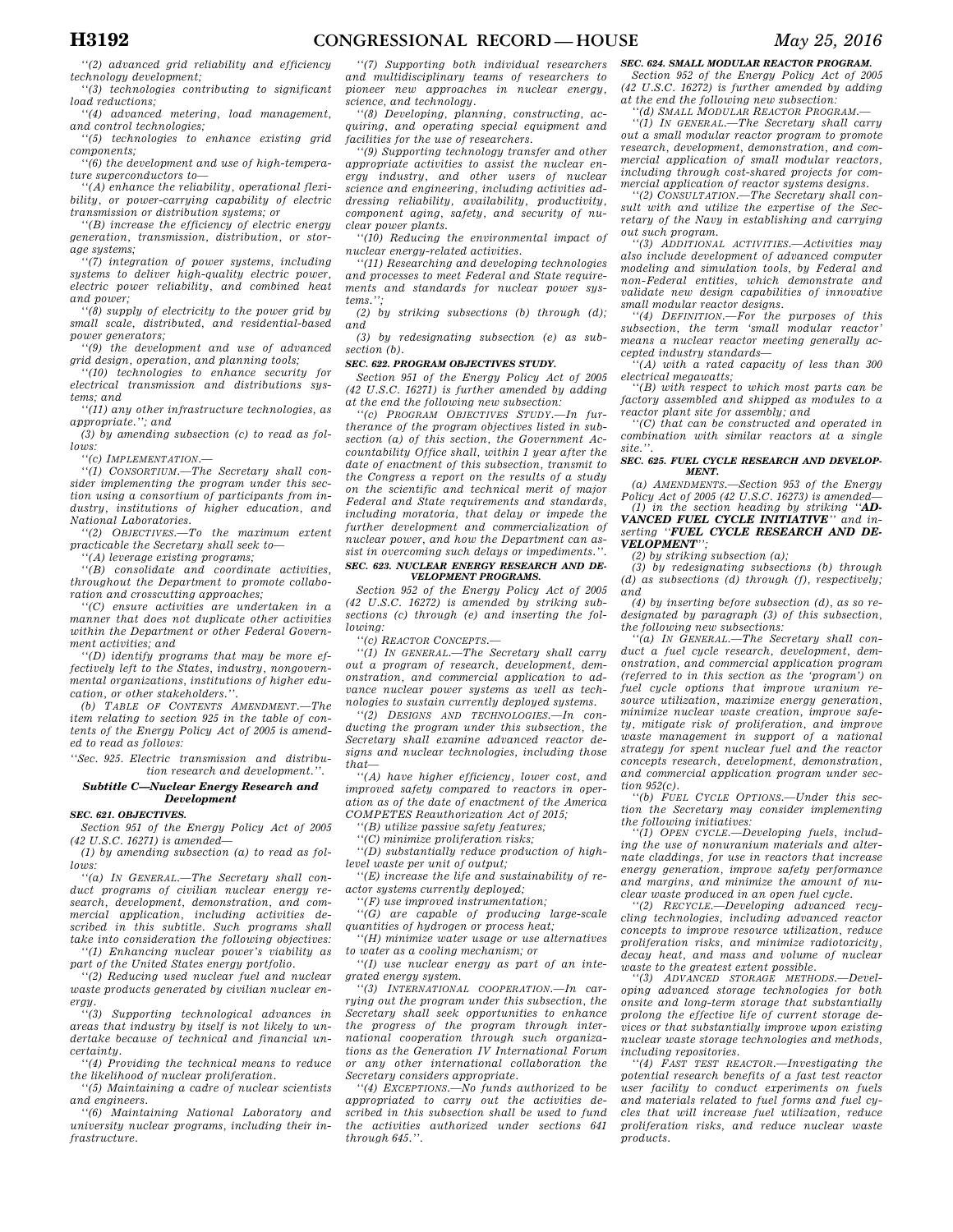''(2) advanced grid reliability and efficiency technology development;

''(3) technologies contributing to significant load reductions;

''(4) advanced metering, load management, and control technologies;

''(5) technologies to enhance existing grid components;

''(6) the development and use of high-temperature superconductors to—

''(A) enhance the reliability, operational flexibility, or power-carrying capability of electric transmission or distribution systems; or

''(B) increase the efficiency of electric energy generation, transmission, distribution, or storage systems;

''(7) integration of power systems, including systems to deliver high-quality electric power, electric power reliability, and combined heat and power;

''(8) supply of electricity to the power grid by small scale, distributed, and residential-based power generators;

''(9) the development and use of advanced grid design, operation, and planning tools;

''(10) technologies to enhance security for electrical transmission and distributions systems; and

''(11) any other infrastructure technologies, as appropriate.''; and

(3) by amending subsection (c) to read as follows:

''(c) IMPLEMENTATION.—

''(1) CONSORTIUM.—The Secretary shall consider implementing the program under this section using a consortium of participants from industry, institutions of higher education, and National Laboratories.

''(2) OBJECTIVES.—To the maximum extent practicable the Secretary shall seek to—

''(A) leverage existing programs;

''(B) consolidate and coordinate activities, throughout the Department to promote collaboration and crosscutting approaches;

''(C) ensure activities are undertaken in a manner that does not duplicate other activities within the Department or other Federal Government activities; and

''(D) identify programs that may be more effectively left to the States, industry, nongovernmental organizations, institutions of higher education, or other stakeholders.''.

(b) TABLE OF CONTENTS AMENDMENT.—The item relating to section 925 in the table of contents of the Energy Policy Act of 2005 is amended to read as follows:

''Sec. 925. Electric transmission and distribution research and development.''.

### Subtitle C—Nuclear Energy Research and Development

**SEC. 621. OBJECTIVES.**

Section 951 of the Energy Policy Act of 2005 (42 U.S.C. 16271) is amended—

(1) by amending subsection (a) to read as follows:

''(a) IN GENERAL.—The Secretary shall conduct programs of civilian nuclear energy research, development, demonstration, and commercial application, including activities described in this subtitle. Such programs shall take into consideration the following objectives:

''(1) Enhancing nuclear power's viability as part of the United States energy portfolio.

''(2) Reducing used nuclear fuel and nuclear waste products generated by civilian nuclear energy.

''(3) Supporting technological advances in areas that industry by itself is not likely to undertake because of technical and financial uncertainty.

''(4) Providing the technical means to reduce the likelihood of nuclear proliferation.

''(5) Maintaining a cadre of nuclear scientists and engineers.

''(6) Maintaining National Laboratory and university nuclear programs, including their infrastructure.

''(7) Supporting both individual researchers and multidisciplinary teams of researchers to pioneer new approaches in nuclear energy, science, and technology.

''(8) Developing, planning, constructing, acquiring, and operating special equipment and facilities for the use of researchers.

''(9) Supporting technology transfer and other appropriate activities to assist the nuclear energy industry, and other users of nuclear science and engineering, including activities addressing reliability, availability, productivity, component aging, safety, and security of nuclear power plants.

''(10) Reducing the environmental impact of nuclear energy-related activities.

''(11) Researching and developing technologies and processes to meet Federal and State requirements and standards for nuclear power systems.'';

(2) by striking subsections (b) through (d); and

(3) by redesignating subsection (e) as subsection (b).

**SEC. 622. PROGRAM OBJECTIVES STUDY.**

Section 951 of the Energy Policy Act of 2005 (42 U.S.C. 16271) is further amended by adding at the end the following new subsection:

''(c) PROGRAM OBJECTIVES STUDY.—In furtherance of the program objectives listed in subsection (a) of this section, the Government Accountability Office shall, within 1 year after the date of enactment of this subsection, transmit to the Congress a report on the results of a study on the scientific and technical merit of major Federal and State requirements and standards, including moratoria, that delay or impede the further development and commercialization of nuclear power, and how the Department can assist in overcoming such delays or impediments.''.

**SEC. 623. NUCLEAR ENERGY RESEARCH AND DEVELOPMENT PROGRAMS.**

Section 952 of the Energy Policy Act of 2005 (42 U.S.C. 16272) is amended by striking subsections (c) through (e) and inserting the following:

''(c) REACTOR CONCEPTS.—

''(1) IN GENERAL.—The Secretary shall carry out a program of research, development, demonstration, and commercial application to advance nuclear power systems as well as technologies to sustain currently deployed systems.

''(2) DESIGNS AND TECHNOLOGIES.—In conducting the program under this subsection, the Secretary shall examine advanced reactor designs and nuclear technologies, including those that—

''(A) have higher efficiency, lower cost, and improved safety compared to reactors in operation as of the date of enactment of the America COMPETES Reauthorization Act of 2015;

''(B) utilize passive safety features;

''(C) minimize proliferation risks;

''(D) substantially reduce production of high-level waste per unit of output;

''(E) increase the life and sustainability of reactor systems currently deployed;

''(F) use improved instrumentation;

''(G) are capable of producing large-scale quantities of hydrogen or process heat;

''(H) minimize water usage or use alternatives to water as a cooling mechanism; or

''(I) use nuclear energy as part of an integrated energy system.

''(3) INTERNATIONAL COOPERATION.—In carrying out the program under this subsection, the Secretary shall seek opportunities to enhance the progress of the program through international cooperation through such organizations as the Generation IV International Forum or any other international collaboration the Secretary considers appropriate.

''(4) EXCEPTIONS.—No funds authorized to be appropriated to carry out the activities described in this subsection shall be used to fund the activities authorized under sections 641 through 645.''.

**SEC. 624. SMALL MODULAR REACTOR PROGRAM.**

Section 952 of the Energy Policy Act of 2005 (42 U.S.C. 16272) is further amended by adding at the end the following new subsection:

''(d) SMALL MODULAR REACTOR PROGRAM.—

''(1) IN GENERAL.—The Secretary shall carry out a small modular reactor program to promote research, development, demonstration, and commercial application of small modular reactors, including through cost-shared projects for commercial application of reactor systems designs.

''(2) CONSULTATION.—The Secretary shall consult with and utilize the expertise of the Secretary of the Navy in establishing and carrying out such program.

''(3) ADDITIONAL ACTIVITIES.—Activities may also include development of advanced computer modeling and simulation tools, by Federal and non-Federal entities, which demonstrate and validate new design capabilities of innovative small modular reactor designs.

''(4) DEFINITION.—For the purposes of this subsection, the term 'small modular reactor' means a nuclear reactor meeting generally accepted industry standards—

''(A) with a rated capacity of less than 300 electrical megawatts;

''(B) with respect to which most parts can be factory assembled and shipped as modules to a reactor plant site for assembly; and

''(C) that can be constructed and operated in combination with similar reactors at a single site.''.

**SEC. 625. FUEL CYCLE RESEARCH AND DEVELOPMENT.**

(a) AMENDMENTS.—Section 953 of the Energy Policy Act of 2005 (42 U.S.C. 16273) is amended—

(1) in the section heading by striking ''**ADVANCED FUEL CYCLE INITIATIVE**'' and inserting ''**FUEL CYCLE RESEARCH AND DEVELOPMENT**'';

(2) by striking subsection (a);

(3) by redesignating subsections (b) through (d) as subsections (d) through (f), respectively; and

(4) by inserting before subsection (d), as so redesignated by paragraph (3) of this subsection, the following new subsections:

''(a) IN GENERAL.—The Secretary shall conduct a fuel cycle research, development, demonstration, and commercial application program (referred to in this section as the 'program') on fuel cycle options that improve uranium resource utilization, maximize energy generation, minimize nuclear waste creation, improve safety, mitigate risk of proliferation, and improve waste management in support of a national strategy for spent nuclear fuel and the reactor concepts research, development, demonstration, and commercial application program under section 952(c).

''(b) FUEL CYCLE OPTIONS.—Under this section the Secretary may consider implementing the following initiatives:

''(1) OPEN CYCLE.—Developing fuels, including the use of nonuranium materials and alternate claddings, for use in reactors that increase energy generation, improve safety performance and margins, and minimize the amount of nuclear waste produced in an open fuel cycle.

''(2) RECYCLE.—Developing advanced recycling technologies, including advanced reactor concepts to improve resource utilization, reduce proliferation risks, and minimize radiotoxicity, decay heat, and mass and volume of nuclear waste to the greatest extent possible.

''(3) ADVANCED STORAGE METHODS.—Developing advanced storage technologies for both onsite and long-term storage that substantially prolong the effective life of current storage devices or that substantially improve upon existing nuclear waste storage technologies and methods, including repositories.

''(4) FAST TEST REACTOR.—Investigating the potential research benefits of a fast test reactor user facility to conduct experiments on fuels and materials related to fuel forms and fuel cycles that will increase fuel utilization, reduce proliferation risks, and reduce nuclear waste products.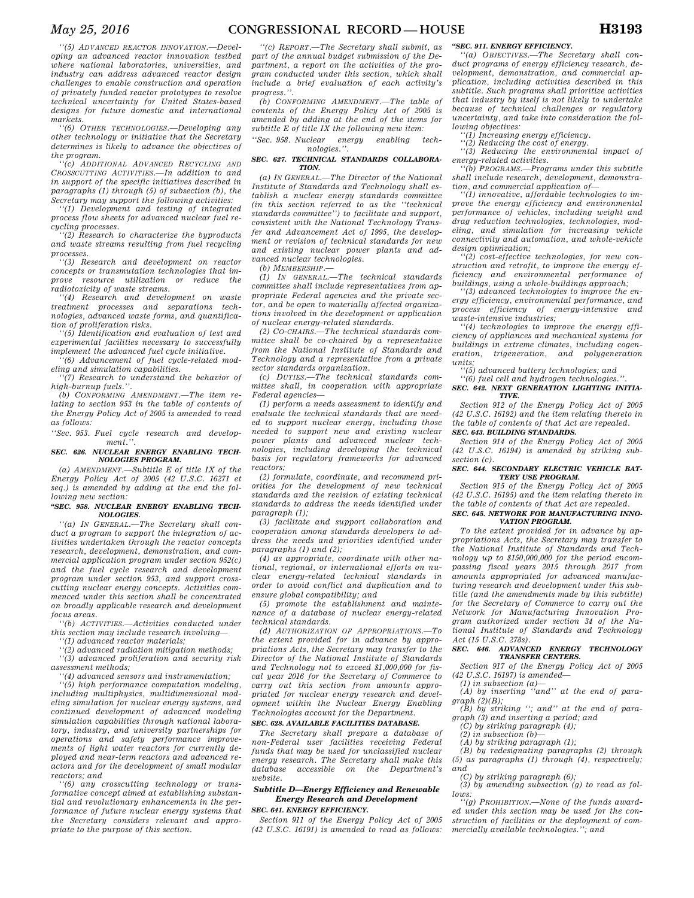''(5) ADVANCED REACTOR INNOVATION.—Developing an advanced reactor innovation testbed where national laboratories, universities, and industry can address advanced reactor design challenges to enable construction and operation of privately funded reactor prototypes to resolve technical uncertainty for United States-based designs for future domestic and international markets.

''(6) OTHER TECHNOLOGIES.—Developing any other technology or initiative that the Secretary determines is likely to advance the objectives of the program.

''(c) ADDITIONAL ADVANCED RECYCLING AND CROSSCUTTING ACTIVITIES.—In addition to and in support of the specific initiatives described in paragraphs (1) through (5) of subsection (b), the Secretary may support the following activities:

''(1) Development and testing of integrated process flow sheets for advanced nuclear fuel recycling processes.

''(2) Research to characterize the byproducts and waste streams resulting from fuel recycling processes.

''(3) Research and development on reactor concepts or transmutation technologies that improve resource utilization or reduce the radiotoxicity of waste streams.

''(4) Research and development on waste treatment processes and separations technologies, advanced waste forms, and quantification of proliferation risks.

''(5) Identification and evaluation of test and experimental facilities necessary to successfully implement the advanced fuel cycle initiative.

''(6) Advancement of fuel cycle-related modeling and simulation capabilities.

''(7) Research to understand the behavior of high-burnup fuels.''.

(b) CONFORMING AMENDMENT.—The item relating to section 953 in the table of contents of the Energy Policy Act of 2005 is amended to read as follows:

''Sec. 953. Fuel cycle research and development.''.

### SEC. 626. NUCLEAR ENERGY ENABLING TECHNOLOGIES PROGRAM.

(a) AMENDMENT.—Subtitle E of title IX of the Energy Policy Act of 2005 (42 U.S.C. 16271 et seq.) is amended by adding at the end the following new section:

**''SEC. 958. NUCLEAR ENERGY ENABLING TECHNOLOGIES.**

''(a) IN GENERAL.—The Secretary shall conduct a program to support the integration of activities undertaken through the reactor concepts research, development, demonstration, and commercial application program under section 952(c) and the fuel cycle research and development program under section 953, and support crosscutting nuclear energy concepts. Activities commenced under this section shall be concentrated on broadly applicable research and development focus areas.

''(b) ACTIVITIES.—Activities conducted under this section may include research involving—

''(1) advanced reactor materials;

''(2) advanced radiation mitigation methods;

''(3) advanced proliferation and security risk assessment methods;

''(4) advanced sensors and instrumentation;

''(5) high performance computation modeling, including multiphysics, multidimensional modeling simulation for nuclear energy systems, and continued development of advanced modeling simulation capabilities through national laboratory, industry, and university partnerships for operations and safety performance improvements of light water reactors for currently deployed and near-term reactors and advanced reactors and for the development of small modular reactors; and

''(6) any crosscutting technology or transformative concept aimed at establishing substantial and revolutionary enhancements in the performance of future nuclear energy systems that the Secretary considers relevant and appropriate to the purpose of this section.

''(c) REPORT.—The Secretary shall submit, as part of the annual budget submission of the Department, a report on the activities of the program conducted under this section, which shall include a brief evaluation of each activity's progress.''.

(b) CONFORMING AMENDMENT.—The table of contents of the Energy Policy Act of 2005 is amended by adding at the end of the items for subtitle E of title IX the following new item:

''Sec. 958. Nuclear energy enabling technologies.''.

### SEC. 627. TECHNICAL STANDARDS COLLABORATION.

(a) IN GENERAL.—The Director of the National Institute of Standards and Technology shall establish a nuclear energy standards committee (in this section referred to as the ''technical standards committee'') to facilitate and support, consistent with the National Technology Transfer and Advancement Act of 1995, the development or revision of technical standards for new and existing nuclear power plants and advanced nuclear technologies.

(b) MEMBERSHIP.—

(1) IN GENERAL.—The technical standards committee shall include representatives from appropriate Federal agencies and the private sector, and be open to materially affected organizations involved in the development or application of nuclear energy-related standards.

(2) CO-CHAIRS.—The technical standards committee shall be co-chaired by a representative from the National Institute of Standards and Technology and a representative from a private sector standards organization.

(c) DUTIES.—The technical standards committee shall, in cooperation with appropriate Federal agencies—

(1) perform a needs assessment to identify and evaluate the technical standards that are needed to support nuclear energy, including those needed to support new and existing nuclear power plants and advanced nuclear technologies, including developing the technical basis for regulatory frameworks for advanced reactors;

(2) formulate, coordinate, and recommend priorities for the development of new technical standards and the revision of existing technical standards to address the needs identified under paragraph (1);

(3) facilitate and support collaboration and cooperation among standards developers to address the needs and priorities identified under paragraphs (1) and (2);

(4) as appropriate, coordinate with other national, regional, or international efforts on nuclear energy-related technical standards in order to avoid conflict and duplication and to ensure global compatibility; and

(5) promote the establishment and maintenance of a database of nuclear energy-related technical standards.

(d) AUTHORIZATION OF APPROPRIATIONS.—To the extent provided for in advance by appropriations Acts, the Secretary may transfer to the Director of the National Institute of Standards and Technology not to exceed $1,000,000 for fiscal year 2016 for the Secretary of Commerce to carry out this section from amounts appropriated for nuclear energy research and development within the Nuclear Energy Enabling Technologies account for the Department.

### SEC. 628. AVAILABLE FACILITIES DATABASE.

The Secretary shall prepare a database of non-Federal user facilities receiving Federal funds that may be used for unclassified nuclear energy research. The Secretary shall make this database accessible on the Department's website.

## Subtitle D—Energy Efficiency and Renewable Energy Research and Development

### SEC. 641. ENERGY EFFICIENCY.

Section 911 of the Energy Policy Act of 2005 (42 U.S.C. 16191) is amended to read as follows:

**''SEC. 911. ENERGY EFFICIENCY.**

''(a) OBJECTIVES.—The Secretary shall conduct programs of energy efficiency research, development, demonstration, and commercial application, including activities described in this subtitle. Such programs shall prioritize activities that industry by itself is not likely to undertake because of technical challenges or regulatory uncertainty, and take into consideration the following objectives:

''(1) Increasing energy efficiency.

''(2) Reducing the cost of energy.

''(3) Reducing the environmental impact of energy-related activities.

''(b) PROGRAMS.—Programs under this subtitle shall include research, development, demonstration, and commercial application of—

''(1) innovative, affordable technologies to improve the energy efficiency and environmental performance of vehicles, including weight and drag reduction technologies, technologies, modeling, and simulation for increasing vehicle connectivity and automation, and whole-vehicle design optimization;

''(2) cost-effective technologies, for new construction and retrofit, to improve the energy efficiency and environmental performance of buildings, using a whole-buildings approach;

''(3) advanced technologies to improve the energy efficiency, environmental performance, and process efficiency of energy-intensive and waste-intensive industries;

''(4) technologies to improve the energy efficiency of appliances and mechanical systems for buildings in extreme climates, including cogeneration, trigeneration, and polygeneration units;

''(5) advanced battery technologies; and

''(6) fuel cell and hydrogen technologies.''.

### SEC. 642. NEXT GENERATION LIGHTING INITIATIVE.

Section 912 of the Energy Policy Act of 2005 (42 U.S.C. 16192) and the item relating thereto in the table of contents of that Act are repealed.

### SEC. 643. BUILDING STANDARDS.

Section 914 of the Energy Policy Act of 2005 (42 U.S.C. 16194) is amended by striking subsection (c).

### SEC. 644. SECONDARY ELECTRIC VEHICLE BATTERY USE PROGRAM.

Section 915 of the Energy Policy Act of 2005 (42 U.S.C. 16195) and the item relating thereto in the table of contents of that Act are repealed.

### SEC. 645. NETWORK FOR MANUFACTURING INNOVATION PROGRAM.

To the extent provided for in advance by appropriations Acts, the Secretary may transfer to the National Institute of Standards and Technology up to $150,000,000 for the period encompassing fiscal years 2015 through 2017 from amounts appropriated for advanced manufacturing research and development under this subtitle (and the amendments made by this subtitle) for the Secretary of Commerce to carry out the Network for Manufacturing Innovation Program authorized under section 34 of the National Institute of Standards and Technology Act (15 U.S.C. 278s).

### SEC. 646. ADVANCED ENERGY TECHNOLOGY TRANSFER CENTERS.

Section 917 of the Energy Policy Act of 2005 (42 U.S.C. 16197) is amended—

(1) in subsection (a)—

(A) by inserting ''and'' at the end of paragraph (2)(B);

(B) by striking ''; and'' at the end of paragraph (3) and inserting a period; and

(C) by striking paragraph (4);

(2) in subsection (b)—

(A) by striking paragraph (1);

(B) by redesignating paragraphs (2) through (5) as paragraphs (1) through (4), respectively; and

(C) by striking paragraph (6);

(3) by amending subsection (g) to read as follows:

''(g) PROHIBITION.—None of the funds awarded under this section may be used for the construction of facilities or the deployment of commercially available technologies.''; and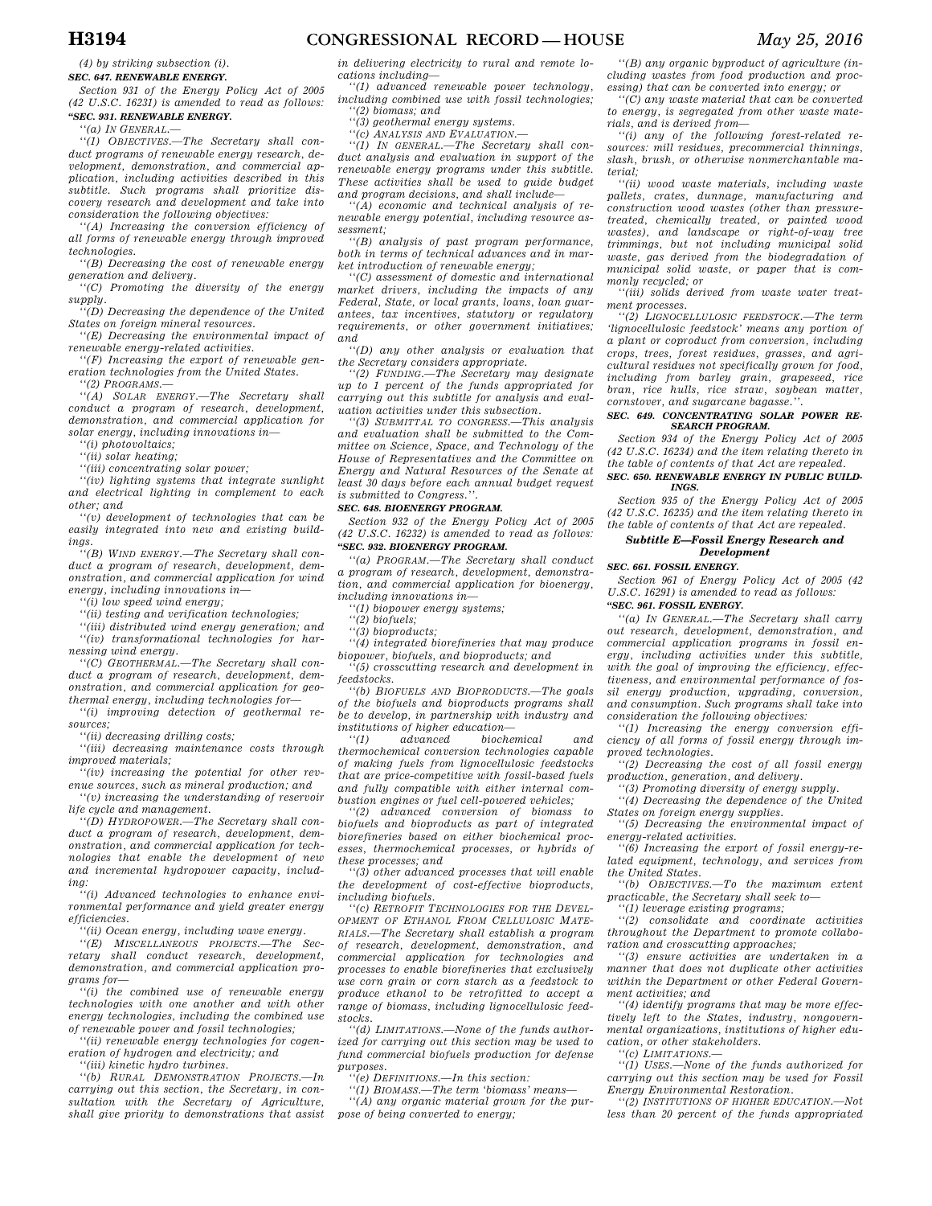*(4) by striking subsection (i).*

***SEC. 647. RENEWABLE ENERGY.***

*Section 931 of the Energy Policy Act of 2005 (42 U.S.C. 16231) is amended to read as follows:*

***"SEC. 931. RENEWABLE ENERGY.***

*"(a) IN GENERAL.—*

*"(1) OBJECTIVES.—The Secretary shall conduct programs of renewable energy research, development, demonstration, and commercial application, including activities described in this subtitle. Such programs shall prioritize discovery research and development and take into consideration the following objectives:*

*"(A) Increasing the conversion efficiency of all forms of renewable energy through improved technologies.*

*"(B) Decreasing the cost of renewable energy generation and delivery.*

*"(C) Promoting the diversity of the energy supply.*

*"(D) Decreasing the dependence of the United States on foreign mineral resources.*

*"(E) Decreasing the environmental impact of renewable energy-related activities.*

*"(F) Increasing the export of renewable generation technologies from the United States.*

*"(2) PROGRAMS.—*

*"(A) SOLAR ENERGY.—The Secretary shall conduct a program of research, development, demonstration, and commercial application for solar energy, including innovations in—*

*"(i) photovoltaics;*

*"(ii) solar heating;*

*"(iii) concentrating solar power;*

*"(iv) lighting systems that integrate sunlight and electrical lighting in complement to each other; and*

*"(v) development of technologies that can be easily integrated into new and existing buildings.*

*"(B) WIND ENERGY.—The Secretary shall conduct a program of research, development, demonstration, and commercial application for wind energy, including innovations in—*

*"(i) low speed wind energy;*

*"(ii) testing and verification technologies;*

*"(iii) distributed wind energy generation; and*

*"(iv) transformational technologies for harnessing wind energy.*

*"(C) GEOTHERMAL.—The Secretary shall conduct a program of research, development, demonstration, and commercial application for geothermal energy, including technologies for—*

*"(i) improving detection of geothermal resources;*

*"(ii) decreasing drilling costs;*

*"(iii) decreasing maintenance costs through improved materials;*

*"(iv) increasing the potential for other revenue sources, such as mineral production; and*

*"(v) increasing the understanding of reservoir life cycle and management.*

*"(D) HYDROPOWER.—The Secretary shall conduct a program of research, development, demonstration, and commercial application for technologies that enable the development of new and incremental hydropower capacity, including:*

*"(i) Advanced technologies to enhance environmental performance and yield greater energy efficiencies.*

*"(ii) Ocean energy, including wave energy.*

*"(E) MISCELLANEOUS PROJECTS.—The Secretary shall conduct research, development, demonstration, and commercial application programs for—*

*"(i) the combined use of renewable energy technologies with one another and with other energy technologies, including the combined use of renewable power and fossil technologies;*

*"(ii) renewable energy technologies for cogeneration of hydrogen and electricity; and*

*"(iii) kinetic hydro turbines.*

*"(b) RURAL DEMONSTRATION PROJECTS.—In carrying out this section, the Secretary, in consultation with the Secretary of Agriculture, shall give priority to demonstrations that assist in delivering electricity to rural and remote locations including—*

*"(1) advanced renewable power technology, including combined use with fossil technologies;*

*"(2) biomass; and*

*"(3) geothermal energy systems.*

*"(c) ANALYSIS AND EVALUATION.—*

*"(1) IN GENERAL.—The Secretary shall conduct analysis and evaluation in support of the renewable energy programs under this subtitle. These activities shall be used to guide budget and program decisions, and shall include—*

*"(A) economic and technical analysis of renewable energy potential, including resource assessment;*

*"(B) analysis of past program performance, both in terms of technical advances and in market introduction of renewable energy;*

*"(C) assessment of domestic and international market drivers, including the impacts of any Federal, State, or local grants, loans, loan guarantees, tax incentives, statutory or regulatory requirements, or other government initiatives; and*

*"(D) any other analysis or evaluation that the Secretary considers appropriate.*

*"(2) FUNDING.—The Secretary may designate up to 1 percent of the funds appropriated for carrying out this subtitle for analysis and evaluation activities under this subsection.*

*"(3) SUBMITTAL TO CONGRESS.—This analysis and evaluation shall be submitted to the Committee on Science, Space, and Technology of the House of Representatives and the Committee on Energy and Natural Resources of the Senate at least 30 days before each annual budget request is submitted to Congress.".*

***SEC. 648. BIOENERGY PROGRAM.***

*Section 932 of the Energy Policy Act of 2005 (42 U.S.C. 16232) is amended to read as follows:*

***"SEC. 932. BIOENERGY PROGRAM.***

*"(a) PROGRAM.—The Secretary shall conduct a program of research, development, demonstration, and commercial application for bioenergy, including innovations in—*

*"(1) biopower energy systems;*

*"(2) biofuels;*

*"(3) bioproducts;*

*"(4) integrated biorefineries that may produce biopower, biofuels, and bioproducts; and*

*"(5) crosscutting research and development in feedstocks.*

*"(b) BIOFUELS AND BIOPRODUCTS.—The goals of the biofuels and bioproducts programs shall be to develop, in partnership with industry and institutions of higher education—*

*"(1) advanced biochemical and thermochemical conversion technologies capable of making fuels from lignocellulosic feedstocks that are price-competitive with fossil-based fuels and fully compatible with either internal combustion engines or fuel cell-powered vehicles;*

*"(2) advanced conversion of biomass to biofuels and bioproducts as part of integrated biorefineries based on either biochemical processes, thermochemical processes, or hybrids of these processes; and*

*"(3) other advanced processes that will enable the development of cost-effective bioproducts, including biofuels.*

*"(c) RETROFIT TECHNOLOGIES FOR THE DEVELOPMENT OF ETHANOL FROM CELLULOSIC MATERIALS.—The Secretary shall establish a program of research, development, demonstration, and commercial application for technologies and processes to enable biorefineries that exclusively use corn grain or corn starch as a feedstock to produce ethanol to be retrofitted to accept a range of biomass, including lignocellulosic feedstocks.*

*"(d) LIMITATIONS.—None of the funds authorized for carrying out this section may be used to fund commercial biofuels production for defense purposes.*

*"(e) DEFINITIONS.—In this section:*

*"(1) BIOMASS.—The term 'biomass' means—*

*"(A) any organic material grown for the purpose of being converted to energy;*

*"(B) any organic byproduct of agriculture (including wastes from food production and processing) that can be converted into energy; or*

*"(C) any waste material that can be converted to energy, is segregated from other waste materials, and is derived from—*

*"(i) any of the following forest-related resources: mill residues, precommercial thinnings, slash, brush, or otherwise nonmerchantable material;*

*"(ii) wood waste materials, including waste pallets, crates, dunnage, manufacturing and construction wood wastes (other than pressure-treated, chemically treated, or painted wood wastes), and landscape or right-of-way tree trimmings, but not including municipal solid waste, gas derived from the biodegradation of municipal solid waste, or paper that is commonly recycled; or*

*"(iii) solids derived from waste water treatment processes.*

*"(2) LIGNOCELLULOSIC FEEDSTOCK.—The term 'lignocellulosic feedstock' means any portion of a plant or coproduct from conversion, including crops, trees, forest residues, grasses, and agricultural residues not specifically grown for food, including from barley grain, grapeseed, rice bran, rice hulls, rice straw, soybean matter, cornstover, and sugarcane bagasse.".*

***SEC. 649. CONCENTRATING SOLAR POWER RESEARCH PROGRAM.***

*Section 934 of the Energy Policy Act of 2005 (42 U.S.C. 16234) and the item relating thereto in the table of contents of that Act are repealed.*

***SEC. 650. RENEWABLE ENERGY IN PUBLIC BUILDINGS.***

*Section 935 of the Energy Policy Act of 2005 (42 U.S.C. 16235) and the item relating thereto in the table of contents of that Act are repealed.*

### *Subtitle E—Fossil Energy Research and Development*

***SEC. 661. FOSSIL ENERGY.***

*Section 961 of Energy Policy Act of 2005 (42 U.S.C. 16291) is amended to read as follows:*

***"SEC. 961. FOSSIL ENERGY.***

*"(a) IN GENERAL.—The Secretary shall carry out research, development, demonstration, and commercial application programs in fossil energy, including activities under this subtitle, with the goal of improving the efficiency, effectiveness, and environmental performance of fossil energy production, upgrading, conversion, and consumption. Such programs shall take into consideration the following objectives:*

*"(1) Increasing the energy conversion efficiency of all forms of fossil energy through improved technologies.*

*"(2) Decreasing the cost of all fossil energy production, generation, and delivery.*

*"(3) Promoting diversity of energy supply.*

*"(4) Decreasing the dependence of the United States on foreign energy supplies.*

*"(5) Decreasing the environmental impact of energy-related activities.*

*"(6) Increasing the export of fossil energy-related equipment, technology, and services from the United States.*

*"(b) OBJECTIVES.—To the maximum extent practicable, the Secretary shall seek to—*

*"(1) leverage existing programs;*

*"(2) consolidate and coordinate activities throughout the Department to promote collaboration and crosscutting approaches;*

*"(3) ensure activities are undertaken in a manner that does not duplicate other activities within the Department or other Federal Government activities; and*

*"(4) identify programs that may be more effectively left to the States, industry, nongovernmental organizations, institutions of higher education, or other stakeholders.*

*"(c) LIMITATIONS.—*

*"(1) USES.—None of the funds authorized for carrying out this section may be used for Fossil Energy Environmental Restoration.*

*"(2) INSTITUTIONS OF HIGHER EDUCATION.—Not less than 20 percent of the funds appropriated*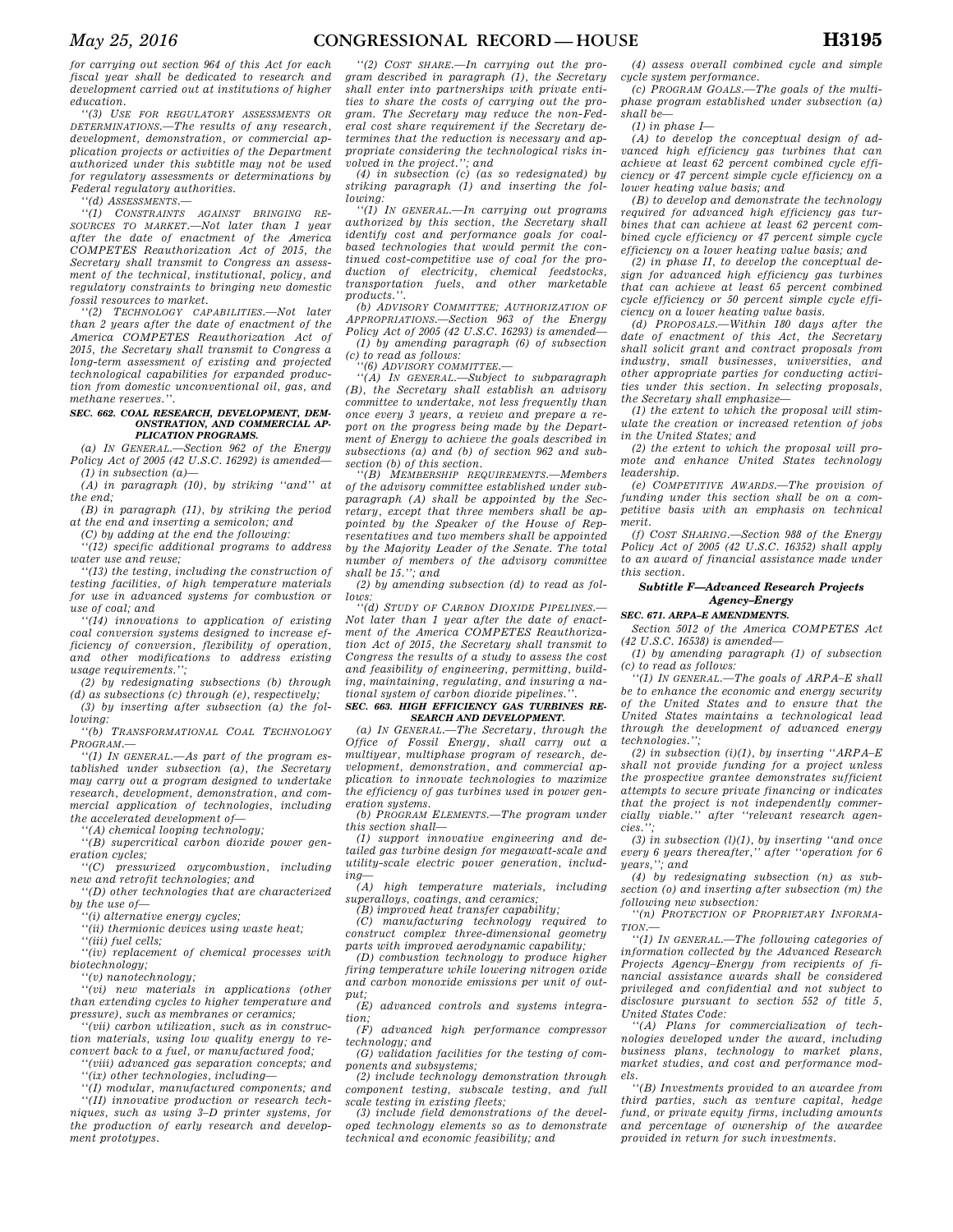for carrying out section 964 of this Act for each fiscal year shall be dedicated to research and development carried out at institutions of higher education.

''(3) USE FOR REGULATORY ASSESSMENTS OR DETERMINATIONS.—The results of any research, development, demonstration, or commercial application projects or activities of the Department authorized under this subtitle may not be used for regulatory assessments or determinations by Federal regulatory authorities.

''(d) ASSESSMENTS.—

''(1) CONSTRAINTS AGAINST BRINGING RESOURCES TO MARKET.—Not later than 1 year after the date of enactment of the America COMPETES Reauthorization Act of 2015, the Secretary shall transmit to Congress an assessment of the technical, institutional, policy, and regulatory constraints to bringing new domestic fossil resources to market.

''(2) TECHNOLOGY CAPABILITIES.—Not later than 2 years after the date of enactment of the America COMPETES Reauthorization Act of 2015, the Secretary shall transmit to Congress a long-term assessment of existing and projected technological capabilities for expanded production from domestic unconventional oil, gas, and methane reserves.''.

**SEC. 662. COAL RESEARCH, DEVELOPMENT, DEMONSTRATION, AND COMMERCIAL APPLICATION PROGRAMS.**

(a) IN GENERAL.—Section 962 of the Energy Policy Act of 2005 (42 U.S.C. 16292) is amended—

(1) in subsection (a)—

(A) in paragraph (10), by striking ''and'' at the end;

(B) in paragraph (11), by striking the period at the end and inserting a semicolon; and

(C) by adding at the end the following:

''(12) specific additional programs to address water use and reuse;

''(13) the testing, including the construction of testing facilities, of high temperature materials for use in advanced systems for combustion or use of coal; and

''(14) innovations to application of existing coal conversion systems designed to increase efficiency of conversion, flexibility of operation, and other modifications to address existing usage requirements.'';

(2) by redesignating subsections (b) through (d) as subsections (c) through (e), respectively;

(3) by inserting after subsection (a) the following:

''(b) TRANSFORMATIONAL COAL TECHNOLOGY PROGRAM.—

''(1) IN GENERAL.—As part of the program established under subsection (a), the Secretary may carry out a program designed to undertake research, development, demonstration, and commercial application of technologies, including the accelerated development of—

''(A) chemical looping technology;

''(B) supercritical carbon dioxide power generation cycles;

''(C) pressurized oxycombustion, including new and retrofit technologies; and

''(D) other technologies that are characterized by the use of—

''(i) alternative energy cycles;

''(ii) thermionic devices using waste heat;

''(iii) fuel cells;

''(iv) replacement of chemical processes with biotechnology;

''(v) nanotechnology;

''(vi) new materials in applications (other than extending cycles to higher temperature and pressure), such as membranes or ceramics;

''(vii) carbon utilization, such as in construction materials, using low quality energy to reconvert back to a fuel, or manufactured food;

''(viii) advanced gas separation concepts; and

''(ix) other technologies, including—

''(I) modular, manufactured components; and

''(II) innovative production or research techniques, such as using 3–D printer systems, for the production of early research and development prototypes.

''(2) COST SHARE.—In carrying out the program described in paragraph (1), the Secretary shall enter into partnerships with private entities to share the costs of carrying out the program. The Secretary may reduce the non-Federal cost share requirement if the Secretary determines that the reduction is necessary and appropriate considering the technological risks involved in the project.''; and

(4) in subsection (c) (as so redesignated) by striking paragraph (1) and inserting the following:

''(1) IN GENERAL.—In carrying out programs authorized by this section, the Secretary shall identify cost and performance goals for coal-based technologies that would permit the continued cost-competitive use of coal for the production of electricity, chemical feedstocks, transportation fuels, and other marketable products.''.

(b) ADVISORY COMMITTEE; AUTHORIZATION OF APPROPRIATIONS.—Section 963 of the Energy Policy Act of 2005 (42 U.S.C. 16293) is amended—

(1) by amending paragraph (6) of subsection (c) to read as follows:

''(6) ADVISORY COMMITTEE.—

''(A) IN GENERAL.—Subject to subparagraph (B), the Secretary shall establish an advisory committee to undertake, not less frequently than once every 3 years, a review and prepare a report on the progress being made by the Department of Energy to achieve the goals described in subsections (a) and (b) of section 962 and subsection (b) of this section.

''(B) MEMBERSHIP REQUIREMENTS.—Members of the advisory committee established under subparagraph (A) shall be appointed by the Secretary, except that three members shall be appointed by the Speaker of the House of Representatives and two members shall be appointed by the Majority Leader of the Senate. The total number of members of the advisory committee shall be 15.''; and

(2) by amending subsection (d) to read as follows:

''(d) STUDY OF CARBON DIOXIDE PIPELINES.—Not later than 1 year after the date of enactment of the America COMPETES Reauthorization Act of 2015, the Secretary shall transmit to Congress the results of a study to assess the cost and feasibility of engineering, permitting, building, maintaining, regulating, and insuring a national system of carbon dioxide pipelines.''.

**SEC. 663. HIGH EFFICIENCY GAS TURBINES RESEARCH AND DEVELOPMENT.**

(a) IN GENERAL.—The Secretary, through the Office of Fossil Energy, shall carry out a multiyear, multiphase program of research, development, demonstration, and commercial application to innovate technologies to maximize the efficiency of gas turbines used in power generation systems.

(b) PROGRAM ELEMENTS.—The program under this section shall—

(1) support innovative engineering and detailed gas turbine design for megawatt-scale and utility-scale electric power generation, including—

(A) high temperature materials, including superalloys, coatings, and ceramics;

(B) improved heat transfer capability;

(C) manufacturing technology required to construct complex three-dimensional geometry parts with improved aerodynamic capability;

(D) combustion technology to produce higher firing temperature while lowering nitrogen oxide and carbon monoxide emissions per unit of output;

(E) advanced controls and systems integration;

(F) advanced high performance compressor technology; and

(G) validation facilities for the testing of components and subsystems;

(2) include technology demonstration through component testing, subscale testing, and full scale testing in existing fleets;

(3) include field demonstrations of the developed technology elements so as to demonstrate technical and economic feasibility; and

(4) assess overall combined cycle and simple cycle system performance.

(c) PROGRAM GOALS.—The goals of the multiphase program established under subsection (a) shall be—

(1) in phase I—

(A) to develop the conceptual design of advanced high efficiency gas turbines that can achieve at least 62 percent combined cycle efficiency or 47 percent simple cycle efficiency on a lower heating value basis; and

(B) to develop and demonstrate the technology required for advanced high efficiency gas turbines that can achieve at least 62 percent combined cycle efficiency or 47 percent simple cycle efficiency on a lower heating value basis; and

(2) in phase II, to develop the conceptual design for advanced high efficiency gas turbines that can achieve at least 65 percent combined cycle efficiency or 50 percent simple cycle efficiency on a lower heating value basis.

(d) PROPOSALS.—Within 180 days after the date of enactment of this Act, the Secretary shall solicit grant and contract proposals from industry, small businesses, universities, and other appropriate parties for conducting activities under this section. In selecting proposals, the Secretary shall emphasize—

(1) the extent to which the proposal will stimulate the creation or increased retention of jobs in the United States; and

(2) the extent to which the proposal will promote and enhance United States technology leadership.

(e) COMPETITIVE AWARDS.—The provision of funding under this section shall be on a competitive basis with an emphasis on technical merit.

(f) COST SHARING.—Section 988 of the Energy Policy Act of 2005 (42 U.S.C. 16352) shall apply to an award of financial assistance made under this section.

### Subtitle F—Advanced Research Projects Agency–Energy

**SEC. 671. ARPA–E AMENDMENTS.**

Section 5012 of the America COMPETES Act (42 U.S.C. 16538) is amended—

(1) by amending paragraph (1) of subsection (c) to read as follows:

''(1) IN GENERAL.—The goals of ARPA–E shall be to enhance the economic and energy security of the United States and to ensure that the United States maintains a technological lead through the development of advanced energy technologies.'';

(2) in subsection (i)(1), by inserting ''ARPA–E shall not provide funding for a project unless the prospective grantee demonstrates sufficient attempts to secure private financing or indicates that the project is not independently commercially viable.'' after ''relevant research agencies.'';

(3) in subsection (l)(1), by inserting ''and once every 6 years thereafter,'' after ''operation for 6 years,''; and

(4) by redesignating subsection (n) as subsection (o) and inserting after subsection (m) the following new subsection:

''(n) PROTECTION OF PROPRIETARY INFORMATION.—

''(1) IN GENERAL.—The following categories of information collected by the Advanced Research Projects Agency–Energy from recipients of financial assistance awards shall be considered privileged and confidential and not subject to disclosure pursuant to section 552 of title 5, United States Code:

''(A) Plans for commercialization of technologies developed under the award, including business plans, technology to market plans, market studies, and cost and performance models.

''(B) Investments provided to an awardee from third parties, such as venture capital, hedge fund, or private equity firms, including amounts and percentage of ownership of the awardee provided in return for such investments.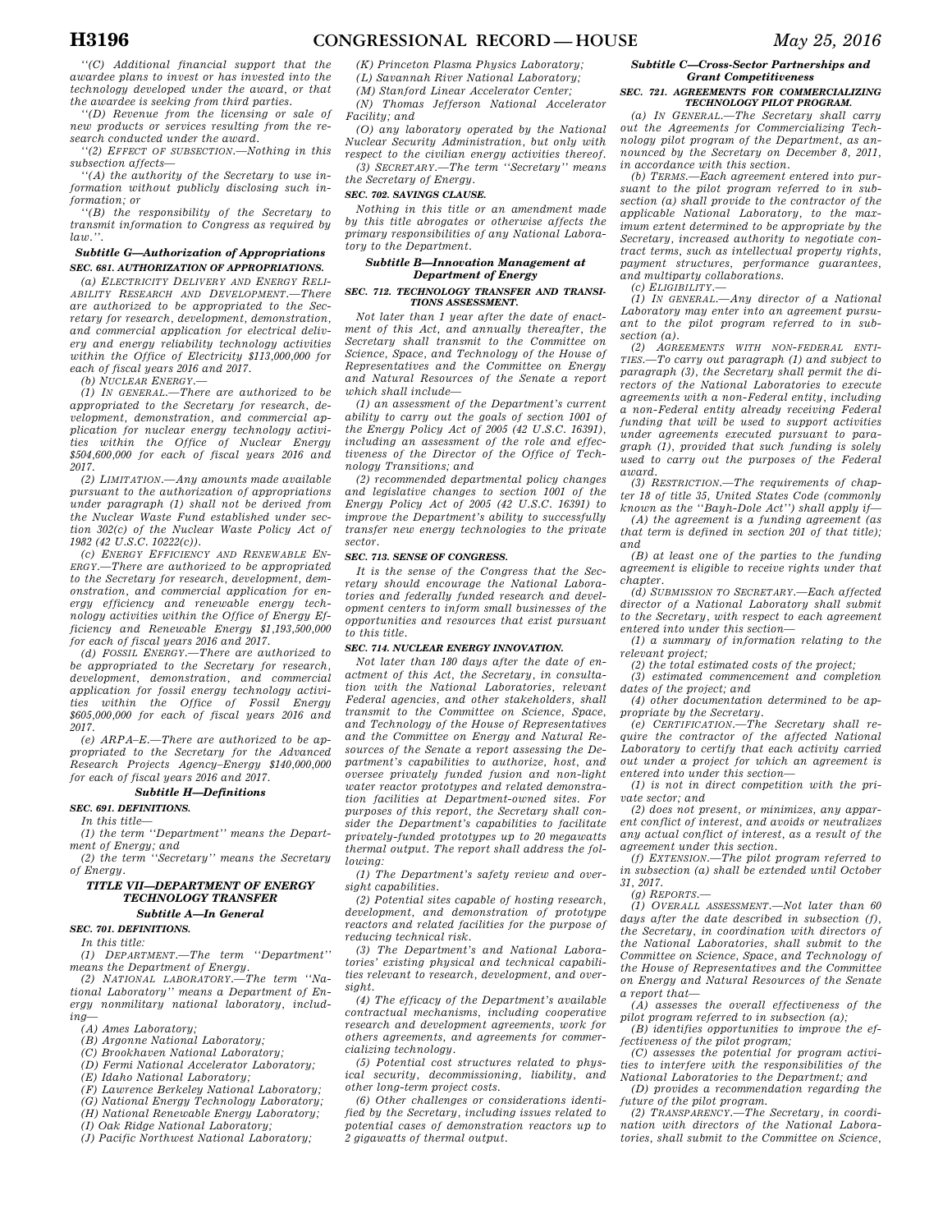''(C) Additional financial support that the awardee plans to invest or has invested into the technology developed under the award, or that the awardee is seeking from third parties.

''(D) Revenue from the licensing or sale of new products or services resulting from the research conducted under the award.

''(2) EFFECT OF SUBSECTION.—Nothing in this subsection affects—

''(A) the authority of the Secretary to use information without publicly disclosing such information; or

''(B) the responsibility of the Secretary to transmit information to Congress as required by law.''.

### *Subtitle G—Authorization of Appropriations*

**SEC. 681. AUTHORIZATION OF APPROPRIATIONS.**

(a) ELECTRICITY DELIVERY AND ENERGY RELIABILITY RESEARCH AND DEVELOPMENT.—There are authorized to be appropriated to the Secretary for research, development, demonstration, and commercial application for electrical delivery and energy reliability technology activities within the Office of Electricity $113,000,000 for each of fiscal years 2016 and 2017.

(b) NUCLEAR ENERGY.—

(1) IN GENERAL.—There are authorized to be appropriated to the Secretary for research, development, demonstration, and commercial application for nuclear energy technology activities within the Office of Nuclear Energy $504,600,000 for each of fiscal years 2016 and 2017.

(2) LIMITATION.—Any amounts made available pursuant to the authorization of appropriations under paragraph (1) shall not be derived from the Nuclear Waste Fund established under section 302(c) of the Nuclear Waste Policy Act of 1982 (42 U.S.C. 10222(c)).

(c) ENERGY EFFICIENCY AND RENEWABLE ENERGY.—There are authorized to be appropriated to the Secretary for research, development, demonstration, and commercial application for energy efficiency and renewable energy technology activities within the Office of Energy Efficiency and Renewable Energy $1,193,500,000 for each of fiscal years 2016 and 2017.

(d) FOSSIL ENERGY.—There are authorized to be appropriated to the Secretary for research, development, demonstration, and commercial application for fossil energy technology activities within the Office of Fossil Energy $605,000,000 for each of fiscal years 2016 and 2017.

(e) ARPA–E.—There are authorized to be appropriated to the Secretary for the Advanced Research Projects Agency–Energy $140,000,000 for each of fiscal years 2016 and 2017.

### *Subtitle H—Definitions*

**SEC. 691. DEFINITIONS.**

In this title—

(1) the term ''Department'' means the Department of Energy; and

(2) the term ''Secretary'' means the Secretary of Energy.

## TITLE VII—DEPARTMENT OF ENERGY TECHNOLOGY TRANSFER

### *Subtitle A—In General*

**SEC. 701. DEFINITIONS.**

In this title:

(1) DEPARTMENT.—The term ''Department'' means the Department of Energy.

(2) NATIONAL LABORATORY.—The term ''National Laboratory'' means a Department of Energy nonmilitary national laboratory, including—

(A) Ames Laboratory;

(B) Argonne National Laboratory;

(C) Brookhaven National Laboratory;

(D) Fermi National Accelerator Laboratory;

(E) Idaho National Laboratory;

(F) Lawrence Berkeley National Laboratory;

(G) National Energy Technology Laboratory;

(H) National Renewable Energy Laboratory;

(I) Oak Ridge National Laboratory;

(J) Pacific Northwest National Laboratory;

(K) Princeton Plasma Physics Laboratory;

(L) Savannah River National Laboratory;

(M) Stanford Linear Accelerator Center;

(N) Thomas Jefferson National Accelerator Facility; and

(O) any laboratory operated by the National Nuclear Security Administration, but only with respect to the civilian energy activities thereof.

(3) SECRETARY.—The term ''Secretary'' means the Secretary of Energy.

**SEC. 702. SAVINGS CLAUSE.**

Nothing in this title or an amendment made by this title abrogates or otherwise affects the primary responsibilities of any National Laboratory to the Department.

### *Subtitle B—Innovation Management at Department of Energy*

**SEC. 712. TECHNOLOGY TRANSFER AND TRANSITIONS ASSESSMENT.**

Not later than 1 year after the date of enactment of this Act, and annually thereafter, the Secretary shall transmit to the Committee on Science, Space, and Technology of the House of Representatives and the Committee on Energy and Natural Resources of the Senate a report which shall include—

(1) an assessment of the Department's current ability to carry out the goals of section 1001 of the Energy Policy Act of 2005 (42 U.S.C. 16391), including an assessment of the role and effectiveness of the Director of the Office of Technology Transitions; and

(2) recommended departmental policy changes and legislative changes to section 1001 of the Energy Policy Act of 2005 (42 U.S.C. 16391) to improve the Department's ability to successfully transfer new energy technologies to the private sector.

**SEC. 713. SENSE OF CONGRESS.**

It is the sense of the Congress that the Secretary should encourage the National Laboratories and federally funded research and development centers to inform small businesses of the opportunities and resources that exist pursuant to this title.

**SEC. 714. NUCLEAR ENERGY INNOVATION.**

Not later than 180 days after the date of enactment of this Act, the Secretary, in consultation with the National Laboratories, relevant Federal agencies, and other stakeholders, shall transmit to the Committee on Science, Space, and Technology of the House of Representatives and the Committee on Energy and Natural Resources of the Senate a report assessing the Department's capabilities to authorize, host, and oversee privately funded fusion and non-light water reactor prototypes and related demonstration facilities at Department-owned sites. For purposes of this report, the Secretary shall consider the Department's capabilities to facilitate privately-funded prototypes up to 20 megawatts thermal output. The report shall address the following:

(1) The Department's safety review and oversight capabilities.

(2) Potential sites capable of hosting research, development, and demonstration of prototype reactors and related facilities for the purpose of reducing technical risk.

(3) The Department's and National Laboratories' existing physical and technical capabilities relevant to research, development, and oversight.

(4) The efficacy of the Department's available contractual mechanisms, including cooperative research and development agreements, work for others agreements, and agreements for commercializing technology.

(5) Potential cost structures related to physical security, decommissioning, liability, and other long-term project costs.

(6) Other challenges or considerations identified by the Secretary, including issues related to potential cases of demonstration reactors up to 2 gigawatts of thermal output.

### *Subtitle C—Cross-Sector Partnerships and Grant Competitiveness*

**SEC. 721. AGREEMENTS FOR COMMERCIALIZING TECHNOLOGY PILOT PROGRAM.**

(a) IN GENERAL.—The Secretary shall carry out the Agreements for Commercializing Technology pilot program of the Department, as announced by the Secretary on December 8, 2011, in accordance with this section.

(b) TERMS.—Each agreement entered into pursuant to the pilot program referred to in subsection (a) shall provide to the contractor of the applicable National Laboratory, to the maximum extent determined to be appropriate by the Secretary, increased authority to negotiate contract terms, such as intellectual property rights, payment structures, performance guarantees, and multiparty collaborations.

(c) ELIGIBILITY.—

(1) IN GENERAL.—Any director of a National Laboratory may enter into an agreement pursuant to the pilot program referred to in subsection (a).

(2) AGREEMENTS WITH NON-FEDERAL ENTITIES.—To carry out paragraph (1) and subject to paragraph (3), the Secretary shall permit the directors of the National Laboratories to execute agreements with a non-Federal entity, including a non-Federal entity already receiving Federal funding that will be used to support activities under agreements executed pursuant to paragraph (1), provided that such funding is solely used to carry out the purposes of the Federal award.

(3) RESTRICTION.—The requirements of chapter 18 of title 35, United States Code (commonly known as the ''Bayh-Dole Act'') shall apply if—

(A) the agreement is a funding agreement (as that term is defined in section 201 of that title); and

(B) at least one of the parties to the funding agreement is eligible to receive rights under that chapter.

(d) SUBMISSION TO SECRETARY.—Each affected director of a National Laboratory shall submit to the Secretary, with respect to each agreement entered into under this section—

(1) a summary of information relating to the relevant project;

(2) the total estimated costs of the project;

(3) estimated commencement and completion dates of the project; and

(4) other documentation determined to be appropriate by the Secretary.

(e) CERTIFICATION.—The Secretary shall require the contractor of the affected National Laboratory to certify that each activity carried out under a project for which an agreement is entered into under this section—

(1) is not in direct competition with the private sector; and

(2) does not present, or minimizes, any apparent conflict of interest, and avoids or neutralizes any actual conflict of interest, as a result of the agreement under this section.

(f) EXTENSION.—The pilot program referred to in subsection (a) shall be extended until October 31, 2017.

(g) REPORTS.—

(1) OVERALL ASSESSMENT.—Not later than 60 days after the date described in subsection (f), the Secretary, in coordination with directors of the National Laboratories, shall submit to the Committee on Science, Space, and Technology of the House of Representatives and the Committee on Energy and Natural Resources of the Senate a report that—

(A) assesses the overall effectiveness of the pilot program referred to in subsection (a);

(B) identifies opportunities to improve the effectiveness of the pilot program;

(C) assesses the potential for program activities to interfere with the responsibilities of the National Laboratories to the Department; and

(D) provides a recommendation regarding the future of the pilot program.

(2) TRANSPARENCY.—The Secretary, in coordination with directors of the National Laboratories, shall submit to the Committee on Science,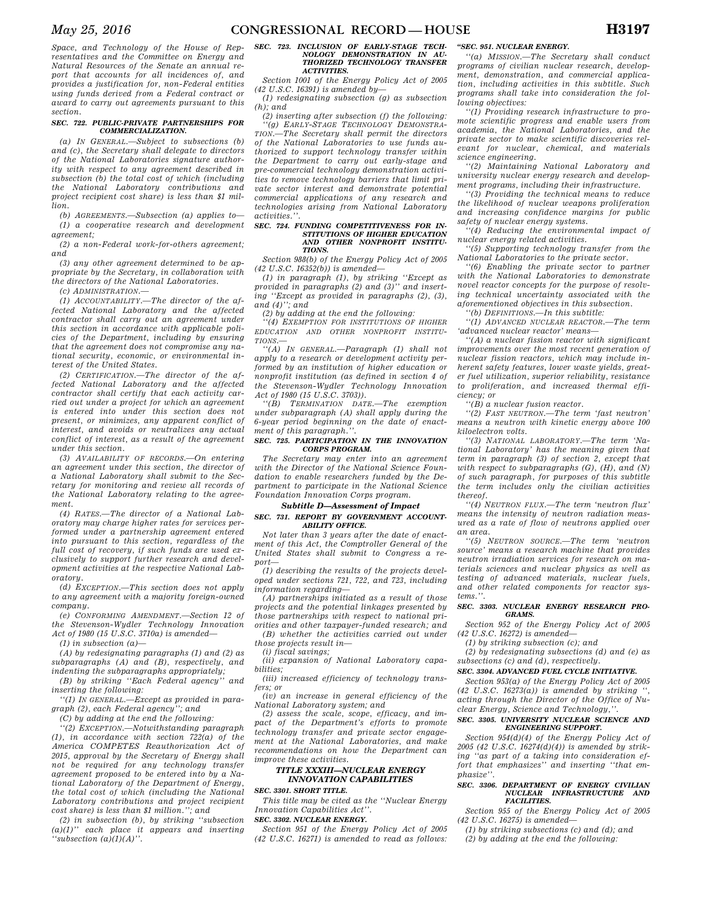Space, and Technology of the House of Representatives and the Committee on Energy and Natural Resources of the Senate an annual report that accounts for all incidences of, and provides a justification for, non-Federal entities using funds derived from a Federal contract or award to carry out agreements pursuant to this section.

**SEC. 722. PUBLIC-PRIVATE PARTNERSHIPS FOR COMMERCIALIZATION.**

(a) IN GENERAL.—Subject to subsections (b) and (c), the Secretary shall delegate to directors of the National Laboratories signature authority with respect to any agreement described in subsection (b) the total cost of which (including the National Laboratory contributions and project recipient cost share) is less than $1 million.

(b) AGREEMENTS.—Subsection (a) applies to—

(1) a cooperative research and development agreement;

(2) a non-Federal work-for-others agreement; and

(3) any other agreement determined to be appropriate by the Secretary, in collaboration with the directors of the National Laboratories.

(c) ADMINISTRATION.—

(1) ACCOUNTABILITY.—The director of the affected National Laboratory and the affected contractor shall carry out an agreement under this section in accordance with applicable policies of the Department, including by ensuring that the agreement does not compromise any national security, economic, or environmental interest of the United States.

(2) CERTIFICATION.—The director of the affected National Laboratory and the affected contractor shall certify that each activity carried out under a project for which an agreement is entered into under this section does not present, or minimizes, any apparent conflict of interest, and avoids or neutralizes any actual conflict of interest, as a result of the agreement under this section.

(3) AVAILABILITY OF RECORDS.—On entering an agreement under this section, the director of a National Laboratory shall submit to the Secretary for monitoring and review all records of the National Laboratory relating to the agreement.

(4) RATES.—The director of a National Laboratory may charge higher rates for services performed under a partnership agreement entered into pursuant to this section, regardless of the full cost of recovery, if such funds are used exclusively to support further research and development activities at the respective National Laboratory.

(d) EXCEPTION.—This section does not apply to any agreement with a majority foreign-owned company.

(e) CONFORMING AMENDMENT.—Section 12 of the Stevenson-Wydler Technology Innovation Act of 1980 (15 U.S.C. 3710a) is amended—

(1) in subsection (a)—

(A) by redesignating paragraphs (1) and (2) as subparagraphs (A) and (B), respectively, and indenting the subparagraphs appropriately;

(B) by striking ''Each Federal agency'' and inserting the following:

''(1) IN GENERAL.—Except as provided in paragraph (2), each Federal agency''; and

(C) by adding at the end the following:

''(2) EXCEPTION.—Notwithstanding paragraph (1), in accordance with section 722(a) of the America COMPETES Reauthorization Act of 2015, approval by the Secretary of Energy shall not be required for any technology transfer agreement proposed to be entered into by a National Laboratory of the Department of Energy, the total cost of which (including the National Laboratory contributions and project recipient cost share) is less than $1 million.''; and

(2) in subsection (b), by striking ''subsection (a)(1)'' each place it appears and inserting ''subsection (a)(1)(A)''.

**SEC. 723. INCLUSION OF EARLY-STAGE TECHNOLOGY DEMONSTRATION IN AUTHORIZED TECHNOLOGY TRANSFER ACTIVITIES.**

Section 1001 of the Energy Policy Act of 2005 (42 U.S.C. 16391) is amended by—

(1) redesignating subsection (g) as subsection (h); and

(2) inserting after subsection (f) the following:

''(g) EARLY-STAGE TECHNOLOGY DEMONSTRATION.—The Secretary shall permit the directors of the National Laboratories to use funds authorized to support technology transfer within the Department to carry out early-stage and pre-commercial technology demonstration activities to remove technology barriers that limit private sector interest and demonstrate potential commercial applications of any research and technologies arising from National Laboratory activities.''.

**SEC. 724. FUNDING COMPETITIVENESS FOR INSTITUTIONS OF HIGHER EDUCATION AND OTHER NONPROFIT INSTITUTIONS.**

Section 988(b) of the Energy Policy Act of 2005 (42 U.S.C. 16352(b)) is amended—

(1) in paragraph (1), by striking ''Except as provided in paragraphs (2) and (3)'' and inserting ''Except as provided in paragraphs (2), (3), and (4)''; and

(2) by adding at the end the following:

''(4) EXEMPTION FOR INSTITUTIONS OF HIGHER EDUCATION AND OTHER NONPROFIT INSTITUTIONS.—

''(A) IN GENERAL.—Paragraph (1) shall not apply to a research or development activity performed by an institution of higher education or nonprofit institution (as defined in section 4 of the Stevenson-Wydler Technology Innovation Act of 1980 (15 U.S.C. 3703)).

''(B) TERMINATION DATE.—The exemption under subparagraph (A) shall apply during the 6-year period beginning on the date of enactment of this paragraph.''.

**SEC. 725. PARTICIPATION IN THE INNOVATION CORPS PROGRAM.**

The Secretary may enter into an agreement with the Director of the National Science Foundation to enable researchers funded by the Department to participate in the National Science Foundation Innovation Corps program.

### Subtitle D—Assessment of Impact

**SEC. 731. REPORT BY GOVERNMENT ACCOUNTABILITY OFFICE.**

Not later than 3 years after the date of enactment of this Act, the Comptroller General of the United States shall submit to Congress a report—

(1) describing the results of the projects developed under sections 721, 722, and 723, including information regarding—

(A) partnerships initiated as a result of those projects and the potential linkages presented by those partnerships with respect to national priorities and other taxpayer-funded research; and

(B) whether the activities carried out under those projects result in—

(i) fiscal savings;

(ii) expansion of National Laboratory capabilities;

(iii) increased efficiency of technology transfers; or

(iv) an increase in general efficiency of the National Laboratory system; and

(2) assess the scale, scope, efficacy, and impact of the Department's efforts to promote technology transfer and private sector engagement at the National Laboratories, and make recommendations on how the Department can improve these activities.

## TITLE XXXIII—NUCLEAR ENERGY INNOVATION CAPABILITIES

**SEC. 3301. SHORT TITLE.**

This title may be cited as the ''Nuclear Energy Innovation Capabilities Act''.

**SEC. 3302. NUCLEAR ENERGY.**

Section 951 of the Energy Policy Act of 2005 (42 U.S.C. 16271) is amended to read as follows:

**''SEC. 951. NUCLEAR ENERGY.**

''(a) MISSION.—The Secretary shall conduct programs of civilian nuclear research, development, demonstration, and commercial application, including activities in this subtitle. Such programs shall take into consideration the following objectives:

''(1) Providing research infrastructure to promote scientific progress and enable users from academia, the National Laboratories, and the private sector to make scientific discoveries relevant for nuclear, chemical, and materials science engineering.

''(2) Maintaining National Laboratory and university nuclear energy research and development programs, including their infrastructure.

''(3) Providing the technical means to reduce the likelihood of nuclear weapons proliferation and increasing confidence margins for public safety of nuclear energy systems.

''(4) Reducing the environmental impact of nuclear energy related activities.

''(5) Supporting technology transfer from the National Laboratories to the private sector.

''(6) Enabling the private sector to partner with the National Laboratories to demonstrate novel reactor concepts for the purpose of resolving technical uncertainty associated with the aforementioned objectives in this subsection.

''(b) DEFINITIONS.—In this subtitle:

''(1) ADVANCED NUCLEAR REACTOR.—The term 'advanced nuclear reactor' means—

''(A) a nuclear fission reactor with significant improvements over the most recent generation of nuclear fission reactors, which may include inherent safety features, lower waste yields, greater fuel utilization, superior reliability, resistance to proliferation, and increased thermal efficiency; or

''(B) a nuclear fusion reactor.

''(2) FAST NEUTRON.—The term 'fast neutron' means a neutron with kinetic energy above 100 kiloelectron volts.

''(3) NATIONAL LABORATORY.—The term 'National Laboratory' has the meaning given that term in paragraph (3) of section 2, except that with respect to subparagraphs (G), (H), and (N) of such paragraph, for purposes of this subtitle the term includes only the civilian activities thereof.

''(4) NEUTRON FLUX.—The term 'neutron flux' means the intensity of neutron radiation measured as a rate of flow of neutrons applied over an area.

''(5) NEUTRON SOURCE.—The term 'neutron source' means a research machine that provides neutron irradiation services for research on materials sciences and nuclear physics as well as testing of advanced materials, nuclear fuels, and other related components for reactor systems.''.

**SEC. 3303. NUCLEAR ENERGY RESEARCH PROGRAMS.**

Section 952 of the Energy Policy Act of 2005 (42 U.S.C. 16272) is amended—

(1) by striking subsection (c); and

(2) by redesignating subsections (d) and (e) as subsections (c) and (d), respectively.

**SEC. 3304. ADVANCED FUEL CYCLE INITIATIVE.**

Section 953(a) of the Energy Policy Act of 2005 (42 U.S.C. 16273(a)) is amended by striking '', acting through the Director of the Office of Nuclear Energy, Science and Technology,''.

**SEC. 3305. UNIVERSITY NUCLEAR SCIENCE AND ENGINEERING SUPPORT.**

Section 954(d)(4) of the Energy Policy Act of 2005 (42 U.S.C. 16274(d)(4)) is amended by striking ''as part of a taking into consideration effort that emphasizes'' and inserting ''that emphasize''.

**SEC. 3306. DEPARTMENT OF ENERGY CIVILIAN NUCLEAR INFRASTRUCTURE AND FACILITIES.**

Section 955 of the Energy Policy Act of 2005 (42 U.S.C. 16275) is amended—

(1) by striking subsections (c) and (d); and

(2) by adding at the end the following: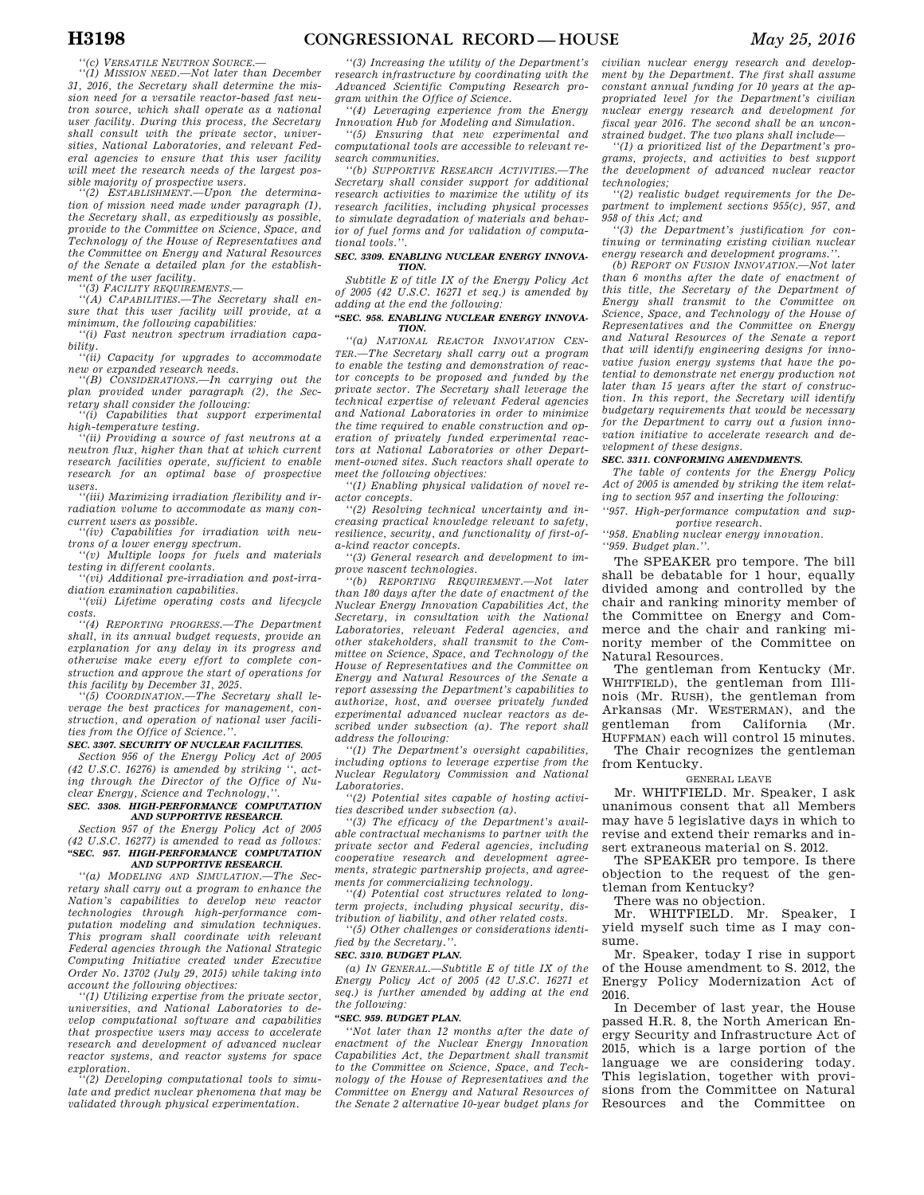''(c) *VERSATILE NEUTRON SOURCE*.—

''(1) *MISSION NEED*.—Not later than December 31, 2016, the Secretary shall determine the mission need for a versatile reactor-based fast neutron source, which shall operate as a national user facility. During this process, the Secretary shall consult with the private sector, universities, National Laboratories, and relevant Federal agencies to ensure that this user facility will meet the research needs of the largest possible majority of prospective users.

''(2) *ESTABLISHMENT*.—Upon the determination of mission need made under paragraph (1), the Secretary shall, as expeditiously as possible, provide to the Committee on Science, Space, and Technology of the House of Representatives and the Committee on Energy and Natural Resources of the Senate a detailed plan for the establishment of the user facility.

''(3) *FACILITY REQUIREMENTS*.—

''(A) *CAPABILITIES*.—The Secretary shall ensure that this user facility will provide, at a minimum, the following capabilities:

''(i) Fast neutron spectrum irradiation capability.

''(ii) Capacity for upgrades to accommodate new or expanded research needs.

''(B) *CONSIDERATIONS*.—In carrying out the plan provided under paragraph (2), the Secretary shall consider the following:

''(i) Capabilities that support experimental high-temperature testing.

''(ii) Providing a source of fast neutrons at a neutron flux, higher than that at which current research facilities operate, sufficient to enable research for an optimal base of prospective users.

''(iii) Maximizing irradiation flexibility and irradiation volume to accommodate as many concurrent users as possible.

''(iv) Capabilities for irradiation with neutrons of a lower energy spectrum.

''(v) Multiple loops for fuels and materials testing in different coolants.

''(vi) Additional pre-irradiation and post-irradiation examination capabilities.

''(vii) Lifetime operating costs and lifecycle costs.

''(4) *REPORTING PROGRESS*.—The Department shall, in its annual budget requests, provide an explanation for any delay in its progress and otherwise make every effort to complete construction and approve the start of operations for this facility by December 31, 2025.

''(5) *COORDINATION*.—The Secretary shall leverage the best practices for management, construction, and operation of national user facilities from the Office of Science.''.

**SEC. 3307. SECURITY OF NUCLEAR FACILITIES.**

Section 956 of the Energy Policy Act of 2005 (42 U.S.C. 16276) is amended by striking '', acting through the Director of the Office of Nuclear Energy, Science and Technology,''.

**SEC. 3308. HIGH-PERFORMANCE COMPUTATION AND SUPPORTIVE RESEARCH.**

Section 957 of the Energy Policy Act of 2005 (42 U.S.C. 16277) is amended to read as follows:

**''SEC. 957. HIGH-PERFORMANCE COMPUTATION AND SUPPORTIVE RESEARCH.**

''(a) *MODELING AND SIMULATION*.—The Secretary shall carry out a program to enhance the Nation's capabilities to develop new reactor technologies through high-performance computation modeling and simulation techniques. This program shall coordinate with relevant Federal agencies through the National Strategic Computing Initiative created under Executive Order No. 13702 (July 29, 2015) while taking into account the following objectives:

''(1) Utilizing expertise from the private sector, universities, and National Laboratories to develop computational software and capabilities that prospective users may access to accelerate research and development of advanced nuclear reactor systems, and reactor systems for space exploration.

''(2) Developing computational tools to simulate and predict nuclear phenomena that may be validated through physical experimentation.

''(3) Increasing the utility of the Department's research infrastructure by coordinating with the Advanced Scientific Computing Research program within the Office of Science.

''(4) Leveraging experience from the Energy Innovation Hub for Modeling and Simulation.

''(5) Ensuring that new experimental and computational tools are accessible to relevant research communities.

''(b) *SUPPORTIVE RESEARCH ACTIVITIES*.—The Secretary shall consider support for additional research activities to maximize the utility of its research facilities, including physical processes to simulate degradation of materials and behavior of fuel forms and for validation of computational tools.''.

**SEC. 3309. ENABLING NUCLEAR ENERGY INNOVATION.**

Subtitle E of title IX of the Energy Policy Act of 2005 (42 U.S.C. 16271 et seq.) is amended by adding at the end the following:

**''SEC. 958. ENABLING NUCLEAR ENERGY INNOVATION.**

''(a) *NATIONAL REACTOR INNOVATION CENTER*.—The Secretary shall carry out a program to enable the testing and demonstration of reactor concepts to be proposed and funded by the private sector. The Secretary shall leverage the technical expertise of relevant Federal agencies and National Laboratories in order to minimize the time required to enable construction and operation of privately funded experimental reactors at National Laboratories or other Department-owned sites. Such reactors shall operate to meet the following objectives:

''(1) Enabling physical validation of novel reactor concepts.

''(2) Resolving technical uncertainty and increasing practical knowledge relevant to safety, resilience, security, and functionality of first-of-a-kind reactor concepts.

''(3) General research and development to improve nascent technologies.

''(b) *REPORTING REQUIREMENT*.—Not later than 180 days after the date of enactment of the Nuclear Energy Innovation Capabilities Act, the Secretary, in consultation with the National Laboratories, relevant Federal agencies, and other stakeholders, shall transmit to the Committee on Science, Space, and Technology of the House of Representatives and the Committee on Energy and Natural Resources of the Senate a report assessing the Department's capabilities to authorize, host, and oversee privately funded experimental advanced nuclear reactors as described under subsection (a). The report shall address the following:

''(1) The Department's oversight capabilities, including options to leverage expertise from the Nuclear Regulatory Commission and National Laboratories.

''(2) Potential sites capable of hosting activities described under subsection (a).

''(3) The efficacy of the Department's available contractual mechanisms to partner with the private sector and Federal agencies, including cooperative research and development agreements, strategic partnership projects, and agreements for commercializing technology.

''(4) Potential cost structures related to long-term projects, including physical security, distribution of liability, and other related costs.

''(5) Other challenges or considerations identified by the Secretary.''.

**SEC. 3310. BUDGET PLAN.**

(a) *IN GENERAL*.—Subtitle E of title IX of the Energy Policy Act of 2005 (42 U.S.C. 16271 et seq.) is further amended by adding at the end the following:

**''SEC. 959. BUDGET PLAN.**

''Not later than 12 months after the date of enactment of the Nuclear Energy Innovation Capabilities Act, the Department shall transmit to the Committee on Science, Space, and Technology of the House of Representatives and the Committee on Energy and Natural Resources of the Senate 2 alternative 10-year budget plans for civilian nuclear energy research and development by the Department. The first shall assume constant annual funding for 10 years at the appropriated level for the Department's civilian nuclear energy research and development for fiscal year 2016. The second shall be an unconstrained budget. The two plans shall include—

''(1) a prioritized list of the Department's programs, projects, and activities to best support the development of advanced nuclear reactor technologies;

''(2) realistic budget requirements for the Department to implement sections 955(c), 957, and 958 of this Act; and

''(3) the Department's justification for continuing or terminating existing civilian nuclear energy research and development programs.''.

(b) *REPORT ON FUSION INNOVATION*.—Not later than 6 months after the date of enactment of this title, the Secretary of the Department of Energy shall transmit to the Committee on Science, Space, and Technology of the House of Representatives and the Committee on Energy and Natural Resources of the Senate a report that will identify engineering designs for innovative fusion energy systems that have the potential to demonstrate net energy production not later than 15 years after the start of construction. In this report, the Secretary will identify budgetary requirements that would be necessary for the Department to carry out a fusion innovation initiative to accelerate research and development of these designs.

**SEC. 3311. CONFORMING AMENDMENTS.**

The table of contents for the Energy Policy Act of 2005 is amended by striking the item relating to section 957 and inserting the following:

''957. High-performance computation and supportive research.

''958. Enabling nuclear energy innovation.

''959. Budget plan.''.

The SPEAKER pro tempore. The bill shall be debatable for 1 hour, equally divided among and controlled by the chair and ranking minority member of the Committee on Energy and Commerce and the chair and ranking minority member of the Committee on Natural Resources.

The gentleman from Kentucky (Mr. WHITFIELD), the gentleman from Illinois (Mr. RUSH), the gentleman from Arkansas (Mr. WESTERMAN), and the gentleman from California (Mr. HUFFMAN) each will control 15 minutes.

The Chair recognizes the gentleman from Kentucky.

GENERAL LEAVE

Mr. WHITFIELD. Mr. Speaker, I ask unanimous consent that all Members may have 5 legislative days in which to revise and extend their remarks and insert extraneous material on S. 2012.

The SPEAKER pro tempore. Is there objection to the request of the gentleman from Kentucky?

There was no objection.

Mr. WHITFIELD. Mr. Speaker, I yield myself such time as I may consume.

Mr. Speaker, today I rise in support of the House amendment to S. 2012, the Energy Policy Modernization Act of 2016.

In December of last year, the House passed H.R. 8, the North American Energy Security and Infrastructure Act of 2015, which is a large portion of the language we are considering today. This legislation, together with provisions from the Committee on Natural Resources and the Committee on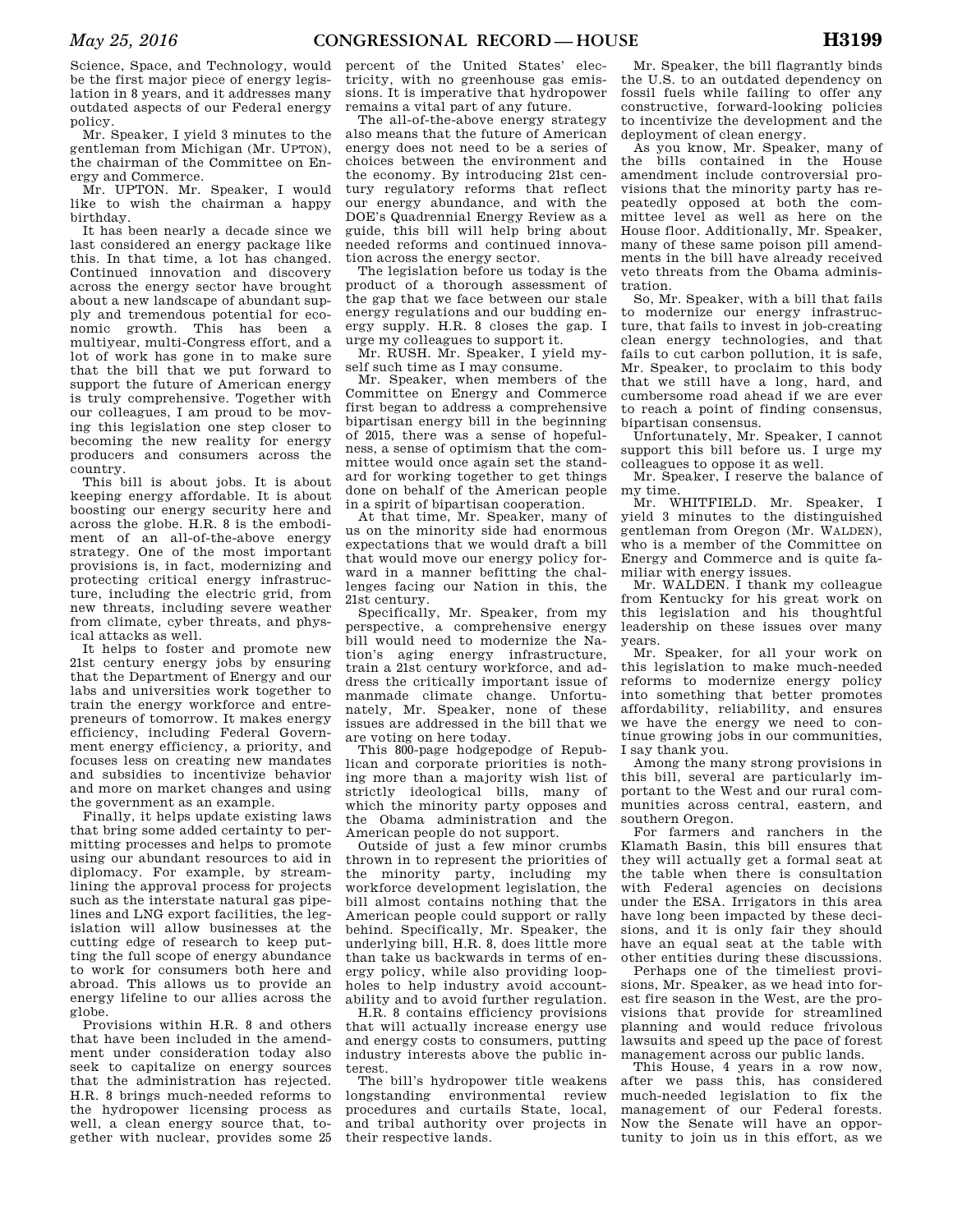Science, Space, and Technology, would be the first major piece of energy legislation in 8 years, and it addresses many outdated aspects of our Federal energy policy.

Mr. Speaker, I yield 3 minutes to the gentleman from Michigan (Mr. UPTON), the chairman of the Committee on Energy and Commerce.

Mr. UPTON. Mr. Speaker, I would like to wish the chairman a happy birthday.

It has been nearly a decade since we last considered an energy package like this. In that time, a lot has changed. Continued innovation and discovery across the energy sector have brought about a new landscape of abundant supply and tremendous potential for economic growth. This has been a multiyear, multi-Congress effort, and a lot of work has gone in to make sure that the bill that we put forward to support the future of American energy is truly comprehensive. Together with our colleagues, I am proud to be moving this legislation one step closer to becoming the new reality for energy producers and consumers across the country.

This bill is about jobs. It is about keeping energy affordable. It is about boosting our energy security here and across the globe. H.R. 8 is the embodiment of an all-of-the-above energy strategy. One of the most important provisions is, in fact, modernizing and protecting critical energy infrastructure, including the electric grid, from new threats, including severe weather from climate, cyber threats, and physical attacks as well.

It helps to foster and promote new 21st century energy jobs by ensuring that the Department of Energy and our labs and universities work together to train the energy workforce and entrepreneurs of tomorrow. It makes energy efficiency, including Federal Government energy efficiency, a priority, and focuses less on creating new mandates and subsidies to incentivize behavior and more on market changes and using the government as an example.

Finally, it helps update existing laws that bring some added certainty to permitting processes and helps to promote using our abundant resources to aid in diplomacy. For example, by streamlining the approval process for projects such as the interstate natural gas pipelines and LNG export facilities, the legislation will allow businesses at the cutting edge of research to keep putting the full scope of energy abundance to work for consumers both here and abroad. This allows us to provide an energy lifeline to our allies across the globe.

Provisions within H.R. 8 and others that have been included in the amendment under consideration today also seek to capitalize on energy sources that the administration has rejected. H.R. 8 brings much-needed reforms to the hydropower licensing process as well, a clean energy source that, together with nuclear, provides some 25 percent of the United States' electricity, with no greenhouse gas emissions. It is imperative that hydropower remains a vital part of any future.

The all-of-the-above energy strategy also means that the future of American energy does not need to be a series of choices between the environment and the economy. By introducing 21st century regulatory reforms that reflect our energy abundance, and with the DOE's Quadrennial Energy Review as a guide, this bill will help bring about needed reforms and continued innovation across the energy sector.

The legislation before us today is the product of a thorough assessment of the gap that we face between our stale energy regulations and our budding energy supply. H.R. 8 closes the gap. I urge my colleagues to support it.

Mr. RUSH. Mr. Speaker, I yield myself such time as I may consume.

Mr. Speaker, when members of the Committee on Energy and Commerce first began to address a comprehensive bipartisan energy bill in the beginning of 2015, there was a sense of hopefulness, a sense of optimism that the committee would once again set the standard for working together to get things done on behalf of the American people in a spirit of bipartisan cooperation.

At that time, Mr. Speaker, many of us on the minority side had enormous expectations that we would draft a bill that would move our energy policy forward in a manner befitting the challenges facing our Nation in this, the 21st century.

Specifically, Mr. Speaker, from my perspective, a comprehensive energy bill would need to modernize the Nation's aging energy infrastructure, train a 21st century workforce, and address the critically important issue of manmade climate change. Unfortunately, Mr. Speaker, none of these issues are addressed in the bill that we are voting on here today.

This 800-page hodgepodge of Republican and corporate priorities is nothing more than a majority wish list of strictly ideological bills, many of which the minority party opposes and the Obama administration and the American people do not support.

Outside of just a few minor crumbs thrown in to represent the priorities of the minority party, including my workforce development legislation, the bill almost contains nothing that the American people could support or rally behind. Specifically, Mr. Speaker, the underlying bill, H.R. 8, does little more than take us backwards in terms of energy policy, while also providing loopholes to help industry avoid accountability and to avoid further regulation.

H.R. 8 contains efficiency provisions that will actually increase energy use and energy costs to consumers, putting industry interests above the public interest.

The bill's hydropower title weakens longstanding environmental review procedures and curtails State, local, and tribal authority over projects in their respective lands.

Mr. Speaker, the bill flagrantly binds the U.S. to an outdated dependency on fossil fuels while failing to offer any constructive, forward-looking policies to incentivize the development and the deployment of clean energy.

As you know, Mr. Speaker, many of the bills contained in the House amendment include controversial provisions that the minority party has repeatedly opposed at both the committee level as well as here on the House floor. Additionally, Mr. Speaker, many of these same poison pill amendments in the bill have already received veto threats from the Obama administration.

So, Mr. Speaker, with a bill that fails to modernize our energy infrastructure, that fails to invest in job-creating clean energy technologies, and that fails to cut carbon pollution, it is safe, Mr. Speaker, to proclaim to this body that we still have a long, hard, and cumbersome road ahead if we are ever to reach a point of finding consensus, bipartisan consensus.

Unfortunately, Mr. Speaker, I cannot support this bill before us. I urge my colleagues to oppose it as well.

Mr. Speaker, I reserve the balance of my time.

Mr. WHITFIELD. Mr. Speaker, I yield 3 minutes to the distinguished gentleman from Oregon (Mr. WALDEN), who is a member of the Committee on Energy and Commerce and is quite familiar with energy issues.

Mr. WALDEN. I thank my colleague from Kentucky for his great work on this legislation and his thoughtful leadership on these issues over many years.

Mr. Speaker, for all your work on this legislation to make much-needed reforms to modernize energy policy into something that better promotes affordability, reliability, and ensures we have the energy we need to continue growing jobs in our communities, I say thank you.

Among the many strong provisions in this bill, several are particularly important to the West and our rural communities across central, eastern, and southern Oregon.

For farmers and ranchers in the Klamath Basin, this bill ensures that they will actually get a formal seat at the table when there is consultation with Federal agencies on decisions under the ESA. Irrigators in this area have long been impacted by these decisions, and it is only fair they should have an equal seat at the table with other entities during these discussions.

Perhaps one of the timeliest provisions, Mr. Speaker, as we head into forest fire season in the West, are the provisions that provide for streamlined planning and would reduce frivolous lawsuits and speed up the pace of forest management across our public lands.

This House, 4 years in a row now, after we pass this, has considered much-needed legislation to fix the management of our Federal forests. Now the Senate will have an opportunity to join us in this effort, as we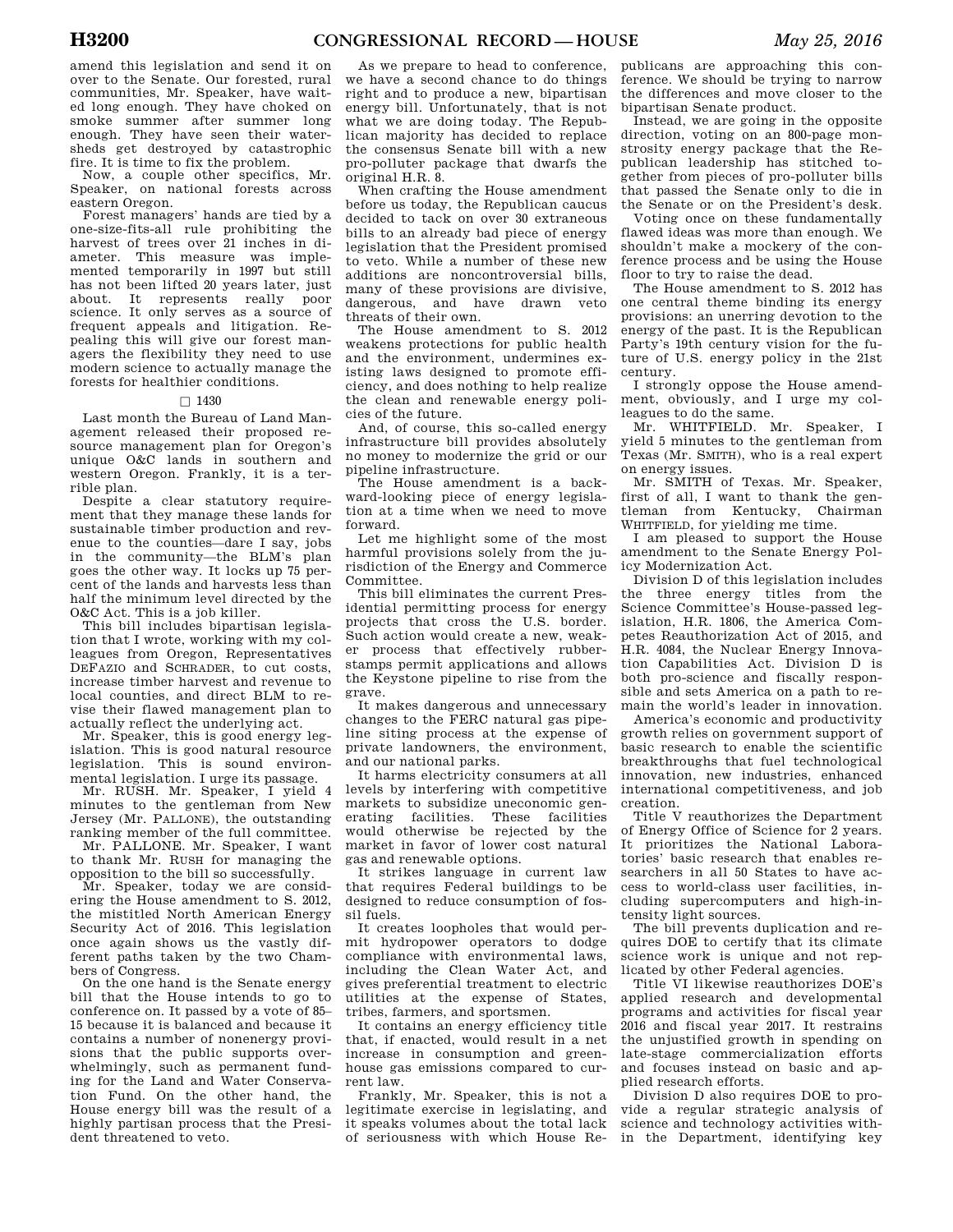amend this legislation and send it on over to the Senate. Our forested, rural communities, Mr. Speaker, have waited long enough. They have choked on smoke summer after summer long enough. They have seen their watersheds get destroyed by catastrophic fire. It is time to fix the problem.

Now, a couple other specifics, Mr. Speaker, on national forests across eastern Oregon.

Forest managers' hands are tied by a one-size-fits-all rule prohibiting the harvest of trees over 21 inches in diameter. This measure was implemented temporarily in 1997 but still has not been lifted 20 years later, just about. It represents really poor science. It only serves as a source of frequent appeals and litigation. Repealing this will give our forest managers the flexibility they need to use modern science to actually manage the forests for healthier conditions.

□ 1430

Last month the Bureau of Land Management released their proposed resource management plan for Oregon's unique O&C lands in southern and western Oregon. Frankly, it is a terrible plan.

Despite a clear statutory requirement that they manage these lands for sustainable timber production and revenue to the counties—dare I say, jobs in the community—the BLM's plan goes the other way. It locks up 75 percent of the lands and harvests less than half the minimum level directed by the O&C Act. This is a job killer.

This bill includes bipartisan legislation that I wrote, working with my colleagues from Oregon, Representatives DEFAZIO and SCHRADER, to cut costs, increase timber harvest and revenue to local counties, and direct BLM to revise their flawed management plan to actually reflect the underlying act.

Mr. Speaker, this is good energy legislation. This is good natural resource legislation. This is sound environmental legislation. I urge its passage.

Mr. RUSH. Mr. Speaker, I yield 4 minutes to the gentleman from New Jersey (Mr. PALLONE), the outstanding ranking member of the full committee.

Mr. PALLONE. Mr. Speaker, I want to thank Mr. RUSH for managing the opposition to the bill so successfully.

Mr. Speaker, today we are considering the House amendment to S. 2012, the mistitled North American Energy Security Act of 2016. This legislation once again shows us the vastly different paths taken by the two Chambers of Congress.

On the one hand is the Senate energy bill that the House intends to go to conference on. It passed by a vote of 85–15 because it is balanced and because it contains a number of nonenergy provisions that the public supports overwhelmingly, such as permanent funding for the Land and Water Conservation Fund. On the other hand, the House energy bill was the result of a highly partisan process that the President threatened to veto.

As we prepare to head to conference, we have a second chance to do things right and to produce a new, bipartisan energy bill. Unfortunately, that is not what we are doing today. The Republican majority has decided to replace the consensus Senate bill with a new pro-polluter package that dwarfs the original H.R. 8.

When crafting the House amendment before us today, the Republican caucus decided to tack on over 30 extraneous bills to an already bad piece of energy legislation that the President promised to veto. While a number of these new additions are noncontroversial bills, many of these provisions are divisive, dangerous, and have drawn veto threats of their own.

The House amendment to S. 2012 weakens protections for public health and the environment, undermines existing laws designed to promote efficiency, and does nothing to help realize the clean and renewable energy policies of the future.

And, of course, this so-called energy infrastructure bill provides absolutely no money to modernize the grid or our pipeline infrastructure.

The House amendment is a backward-looking piece of energy legislation at a time when we need to move forward.

Let me highlight some of the most harmful provisions solely from the jurisdiction of the Energy and Commerce Committee.

This bill eliminates the current Presidential permitting process for energy projects that cross the U.S. border. Such action would create a new, weaker process that effectively rubber-stamps permit applications and allows the Keystone pipeline to rise from the grave.

It makes dangerous and unnecessary changes to the FERC natural gas pipeline siting process at the expense of private landowners, the environment, and our national parks.

It harms electricity consumers at all levels by interfering with competitive markets to subsidize uneconomic generating facilities. These facilities would otherwise be rejected by the market in favor of lower cost natural gas and renewable options.

It strikes language in current law that requires Federal buildings to be designed to reduce consumption of fossil fuels.

It creates loopholes that would permit hydropower operators to dodge compliance with environmental laws, including the Clean Water Act, and gives preferential treatment to electric utilities at the expense of States, tribes, farmers, and sportsmen.

It contains an energy efficiency title that, if enacted, would result in a net increase in consumption and greenhouse gas emissions compared to current law.

Frankly, Mr. Speaker, this is not a legitimate exercise in legislating, and it speaks volumes about the total lack of seriousness with which House Republicans are approaching this conference. We should be trying to narrow the differences and move closer to the bipartisan Senate product.

Instead, we are going in the opposite direction, voting on an 800-page monstrosity energy package that the Republican leadership has stitched together from pieces of pro-polluter bills that passed the Senate only to die in the Senate or on the President's desk.

Voting once on these fundamentally flawed ideas was more than enough. We shouldn't make a mockery of the conference process and be using the House floor to try to raise the dead.

The House amendment to S. 2012 has one central theme binding its energy provisions: an unerring devotion to the energy of the past. It is the Republican Party's 19th century vision for the future of U.S. energy policy in the 21st century.

I strongly oppose the House amendment, obviously, and I urge my colleagues to do the same.

Mr. WHITFIELD. Mr. Speaker, I yield 5 minutes to the gentleman from Texas (Mr. SMITH), who is a real expert on energy issues.

Mr. SMITH of Texas. Mr. Speaker, first of all, I want to thank the gentleman from Kentucky, Chairman WHITFIELD, for yielding me time.

I am pleased to support the House amendment to the Senate Energy Policy Modernization Act.

Division D of this legislation includes the three energy titles from the Science Committee's House-passed legislation, H.R. 1806, the America Competes Reauthorization Act of 2015, and H.R. 4084, the Nuclear Energy Innovation Capabilities Act. Division D is both pro-science and fiscally responsible and sets America on a path to remain the world's leader in innovation.

America's economic and productivity growth relies on government support of basic research to enable the scientific breakthroughs that fuel technological innovation, new industries, enhanced international competitiveness, and job creation.

Title V reauthorizes the Department of Energy Office of Science for 2 years. It prioritizes the National Laboratories' basic research that enables researchers in all 50 States to have access to world-class user facilities, including supercomputers and high-intensity light sources.

The bill prevents duplication and requires DOE to certify that its climate science work is unique and not replicated by other Federal agencies.

Title VI likewise reauthorizes DOE's applied research and developmental programs and activities for fiscal year 2016 and fiscal year 2017. It restrains the unjustified growth in spending on late-stage commercialization efforts and focuses instead on basic and applied research efforts.

Division D also requires DOE to provide a regular strategic analysis of science and technology activities within the Department, identifying key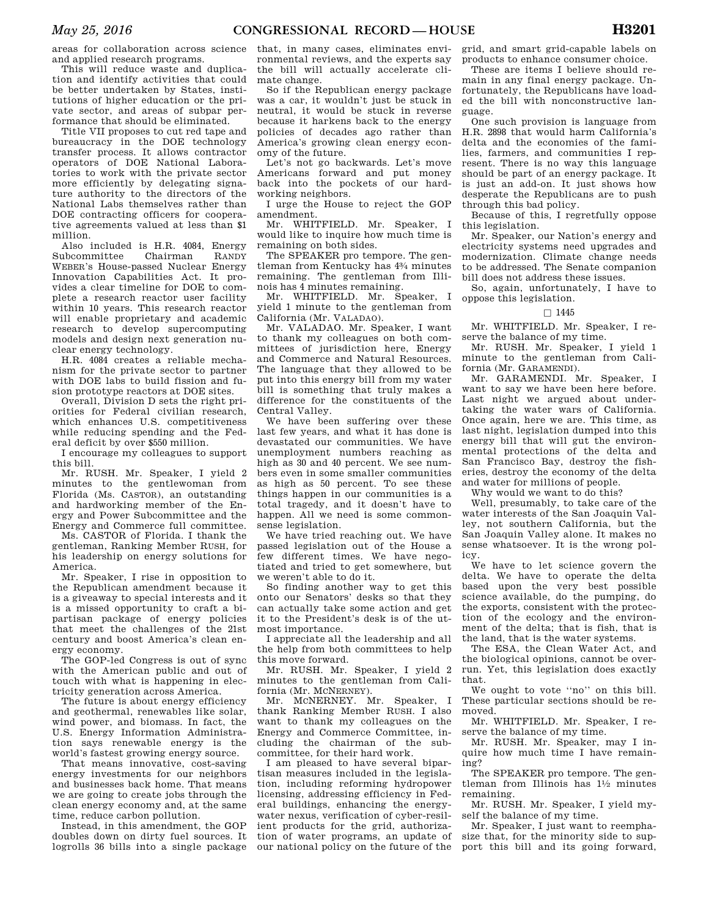areas for collaboration across science and applied research programs.

This will reduce waste and duplication and identify activities that could be better undertaken by States, institutions of higher education or the private sector, and areas of subpar performance that should be eliminated.

Title VII proposes to cut red tape and bureaucracy in the DOE technology transfer process. It allows contractor operators of DOE National Laboratories to work with the private sector more efficiently by delegating signature authority to the directors of the National Labs themselves rather than DOE contracting officers for cooperative agreements valued at less than $1 million.

Also included is H.R. 4084, Energy Subcommittee Chairman RANDY WEBER's House-passed Nuclear Energy Innovation Capabilities Act. It provides a clear timeline for DOE to complete a research reactor user facility within 10 years. This research reactor will enable proprietary and academic research to develop supercomputing models and design next generation nuclear energy technology.

H.R. 4084 creates a reliable mechanism for the private sector to partner with DOE labs to build fission and fusion prototype reactors at DOE sites.

Overall, Division D sets the right priorities for Federal civilian research, which enhances U.S. competitiveness while reducing spending and the Federal deficit by over $550 million.

I encourage my colleagues to support this bill.

Mr. RUSH. Mr. Speaker, I yield 2 minutes to the gentlewoman from Florida (Ms. CASTOR), an outstanding and hardworking member of the Energy and Power Subcommittee and the Energy and Commerce full committee.

Ms. CASTOR of Florida. I thank the gentleman, Ranking Member RUSH, for his leadership on energy solutions for America.

Mr. Speaker, I rise in opposition to the Republican amendment because it is a giveaway to special interests and it is a missed opportunity to craft a bipartisan package of energy policies that meet the challenges of the 21st century and boost America's clean energy economy.

The GOP-led Congress is out of sync with the American public and out of touch with what is happening in electricity generation across America.

The future is about energy efficiency and geothermal, renewables like solar, wind power, and biomass. In fact, the U.S. Energy Information Administration says renewable energy is the world's fastest growing energy source.

That means innovative, cost-saving energy investments for our neighbors and businesses back home. That means we are going to create jobs through the clean energy economy and, at the same time, reduce carbon pollution.

Instead, in this amendment, the GOP doubles down on dirty fuel sources. It logrolls 36 bills into a single package that, in many cases, eliminates environmental reviews, and the experts say the bill will actually accelerate climate change.

So if the Republican energy package was a car, it wouldn't just be stuck in neutral, it would be stuck in reverse because it harkens back to the energy policies of decades ago rather than America's growing clean energy economy of the future.

Let's not go backwards. Let's move Americans forward and put money back into the pockets of our hardworking neighbors.

I urge the House to reject the GOP amendment.

Mr. WHITFIELD. Mr. Speaker, I would like to inquire how much time is remaining on both sides.

The SPEAKER pro tempore. The gentleman from Kentucky has 4¾ minutes remaining. The gentleman from Illinois has 4 minutes remaining.

Mr. WHITFIELD. Mr. Speaker, I yield 1 minute to the gentleman from California (Mr. VALADAO).

Mr. VALADAO. Mr. Speaker, I want to thank my colleagues on both committees of jurisdiction here, Energy and Commerce and Natural Resources. The language that they allowed to be put into this energy bill from my water bill is something that truly makes a difference for the constituents of the Central Valley.

We have been suffering over these last few years, and what it has done is devastated our communities. We have unemployment numbers reaching as high as 30 and 40 percent. We see numbers even in some smaller communities as high as 50 percent. To see these things happen in our communities is a total tragedy, and it doesn't have to happen. All we need is some commonsense legislation.

We have tried reaching out. We have passed legislation out of the House a few different times. We have negotiated and tried to get somewhere, but we weren't able to do it.

So finding another way to get this onto our Senators' desks so that they can actually take some action and get it to the President's desk is of the utmost importance.

I appreciate all the leadership and all the help from both committees to help this move forward.

Mr. RUSH. Mr. Speaker, I yield 2 minutes to the gentleman from California (Mr. MCNERNEY).

Mr. MCNERNEY. Mr. Speaker, I thank Ranking Member RUSH. I also want to thank my colleagues on the Energy and Commerce Committee, including the chairman of the subcommittee, for their hard work.

I am pleased to have several bipartisan measures included in the legislation, including reforming hydropower licensing, addressing efficiency in Federal buildings, enhancing the energy-water nexus, verification of cyber-resilient products for the grid, authorization of water programs, an update of our national policy on the future of the grid, and smart grid-capable labels on products to enhance consumer choice.

These are items I believe should remain in any final energy package. Unfortunately, the Republicans have loaded the bill with nonconstructive language.

One such provision is language from H.R. 2898 that would harm California's delta and the economies of the families, farmers, and communities I represent. There is no way this language should be part of an energy package. It is just an add-on. It just shows how desperate the Republicans are to push through this bad policy.

Because of this, I regretfully oppose this legislation.

Mr. Speaker, our Nation's energy and electricity systems need upgrades and modernization. Climate change needs to be addressed. The Senate companion bill does not address these issues.

So, again, unfortunately, I have to oppose this legislation.

□ 1445

Mr. WHITFIELD. Mr. Speaker, I reserve the balance of my time.

Mr. RUSH. Mr. Speaker, I yield 1 minute to the gentleman from California (Mr. GARAMENDI).

Mr. GARAMENDI. Mr. Speaker, I want to say we have been here before. Last night we argued about undertaking the water wars of California. Once again, here we are. This time, as last night, legislation dumped into this energy bill that will gut the environmental protections of the delta and San Francisco Bay, destroy the fisheries, destroy the economy of the delta and water for millions of people.

Why would we want to do this?

Well, presumably, to take care of the water interests of the San Joaquin Valley, not southern California, but the San Joaquin Valley alone. It makes no sense whatsoever. It is the wrong policy.

We have to let science govern the delta. We have to operate the delta based upon the very best possible science available, do the pumping, do the exports, consistent with the protection of the ecology and the environment of the delta; that is fish, that is the land, that is the water systems.

The ESA, the Clean Water Act, and the biological opinions, cannot be overrun. Yet, this legislation does exactly that.

We ought to vote "no" on this bill. These particular sections should be removed.

Mr. WHITFIELD. Mr. Speaker, I reserve the balance of my time.

Mr. RUSH. Mr. Speaker, may I inquire how much time I have remaining?

The SPEAKER pro tempore. The gentleman from Illinois has 1½ minutes remaining.

Mr. RUSH. Mr. Speaker, I yield myself the balance of my time.

Mr. Speaker, I just want to reemphasize that, for the minority side to support this bill and its going forward,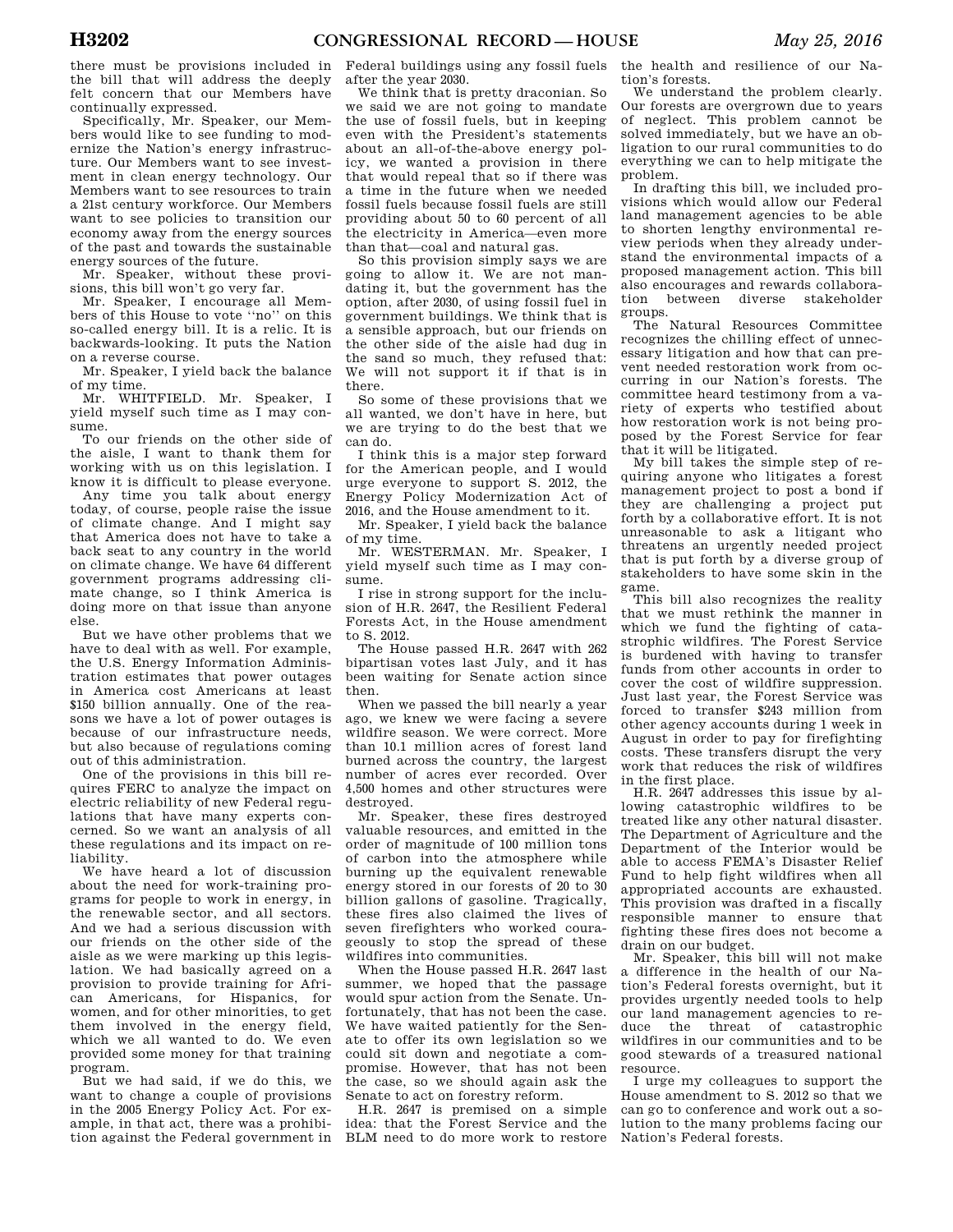there must be provisions included in the bill that will address the deeply felt concern that our Members have continually expressed.

Specifically, Mr. Speaker, our Members would like to see funding to modernize the Nation's energy infrastructure. Our Members want to see investment in clean energy technology. Our Members want to see resources to train a 21st century workforce. Our Members want to see policies to transition our economy away from the energy sources of the past and towards the sustainable energy sources of the future.

Mr. Speaker, without these provisions, this bill won't go very far.

Mr. Speaker, I encourage all Members of this House to vote ''no'' on this so-called energy bill. It is a relic. It is backwards-looking. It puts the Nation on a reverse course.

Mr. Speaker, I yield back the balance of my time.

Mr. WHITFIELD. Mr. Speaker, I yield myself such time as I may consume.

To our friends on the other side of the aisle, I want to thank them for working with us on this legislation. I know it is difficult to please everyone.

Any time you talk about energy today, of course, people raise the issue of climate change. And I might say that America does not have to take a back seat to any country in the world on climate change. We have 64 different government programs addressing climate change, so I think America is doing more on that issue than anyone else.

But we have other problems that we have to deal with as well. For example, the U.S. Energy Information Administration estimates that power outages in America cost Americans at least $150 billion annually. One of the reasons we have a lot of power outages is because of our infrastructure needs, but also because of regulations coming out of this administration.

One of the provisions in this bill requires FERC to analyze the impact on electric reliability of new Federal regulations that have many experts concerned. So we want an analysis of all these regulations and its impact on reliability.

We have heard a lot of discussion about the need for work-training programs for people to work in energy, in the renewable sector, and all sectors. And we had a serious discussion with our friends on the other side of the aisle as we were marking up this legislation. We had basically agreed on a provision to provide training for African Americans, for Hispanics, for women, and for other minorities, to get them involved in the energy field, which we all wanted to do. We even provided some money for that training program.

But we had said, if we do this, we want to change a couple of provisions in the 2005 Energy Policy Act. For example, in that act, there was a prohibition against the Federal government in Federal buildings using any fossil fuels after the year 2030.

We think that is pretty draconian. So we said we are not going to mandate the use of fossil fuels, but in keeping even with the President's statements about an all-of-the-above energy policy, we wanted a provision in there that would repeal that so if there was a time in the future when we needed fossil fuels because fossil fuels are still providing about 50 to 60 percent of all the electricity in America—even more than that—coal and natural gas.

So this provision simply says we are going to allow it. We are not mandating it, but the government has the option, after 2030, of using fossil fuel in government buildings. We think that is a sensible approach, but our friends on the other side of the aisle had dug in the sand so much, they refused that: We will not support it if that is in there.

So some of these provisions that we all wanted, we don't have in here, but we are trying to do the best that we can do.

I think this is a major step forward for the American people, and I would urge everyone to support S. 2012, the Energy Policy Modernization Act of 2016, and the House amendment to it.

Mr. Speaker, I yield back the balance of my time.

Mr. WESTERMAN. Mr. Speaker, I yield myself such time as I may consume.

I rise in strong support for the inclusion of H.R. 2647, the Resilient Federal Forests Act, in the House amendment to S. 2012.

The House passed H.R. 2647 with 262 bipartisan votes last July, and it has been waiting for Senate action since then.

When we passed the bill nearly a year ago, we knew we were facing a severe wildfire season. We were correct. More than 10.1 million acres of forest land burned across the country, the largest number of acres ever recorded. Over 4,500 homes and other structures were destroyed.

Mr. Speaker, these fires destroyed valuable resources, and emitted in the order of magnitude of 100 million tons of carbon into the atmosphere while burning up the equivalent renewable energy stored in our forests of 20 to 30 billion gallons of gasoline. Tragically, these fires also claimed the lives of seven firefighters who worked courageously to stop the spread of these wildfires into communities.

When the House passed H.R. 2647 last summer, we hoped that the passage would spur action from the Senate. Unfortunately, that has not been the case. We have waited patiently for the Senate to offer its own legislation so we could sit down and negotiate a compromise. However, that has not been the case, so we should again ask the Senate to act on forestry reform.

H.R. 2647 is premised on a simple idea: that the Forest Service and the BLM need to do more work to restore the health and resilience of our Nation's forests.

We understand the problem clearly. Our forests are overgrown due to years of neglect. This problem cannot be solved immediately, but we have an obligation to our rural communities to do everything we can to help mitigate the problem.

In drafting this bill, we included provisions which would allow our Federal land management agencies to be able to shorten lengthy environmental review periods when they already understand the environmental impacts of a proposed management action. This bill also encourages and rewards collaboration between diverse stakeholder groups.

The Natural Resources Committee recognizes the chilling effect of unnecessary litigation and how that can prevent needed restoration work from occurring in our Nation's forests. The committee heard testimony from a variety of experts who testified about how restoration work is not being proposed by the Forest Service for fear that it will be litigated.

My bill takes the simple step of requiring anyone who litigates a forest management project to post a bond if they are challenging a project put forth by a collaborative effort. It is not unreasonable to ask a litigant who threatens an urgently needed project that is put forth by a diverse group of stakeholders to have some skin in the game.

This bill also recognizes the reality that we must rethink the manner in which we fund the fighting of catastrophic wildfires. The Forest Service is burdened with having to transfer funds from other accounts in order to cover the cost of wildfire suppression. Just last year, the Forest Service was forced to transfer $243 million from other agency accounts during 1 week in August in order to pay for firefighting costs. These transfers disrupt the very work that reduces the risk of wildfires in the first place.

H.R. 2647 addresses this issue by allowing catastrophic wildfires to be treated like any other natural disaster. The Department of Agriculture and the Department of the Interior would be able to access FEMA's Disaster Relief Fund to help fight wildfires when all appropriated accounts are exhausted. This provision was drafted in a fiscally responsible manner to ensure that fighting these fires does not become a drain on our budget.

Mr. Speaker, this bill will not make a difference in the health of our Nation's Federal forests overnight, but it provides urgently needed tools to help our land management agencies to reduce the threat of catastrophic wildfires in our communities and to be good stewards of a treasured national resource.

I urge my colleagues to support the House amendment to S. 2012 so that we can go to conference and work out a solution to the many problems facing our Nation's Federal forests.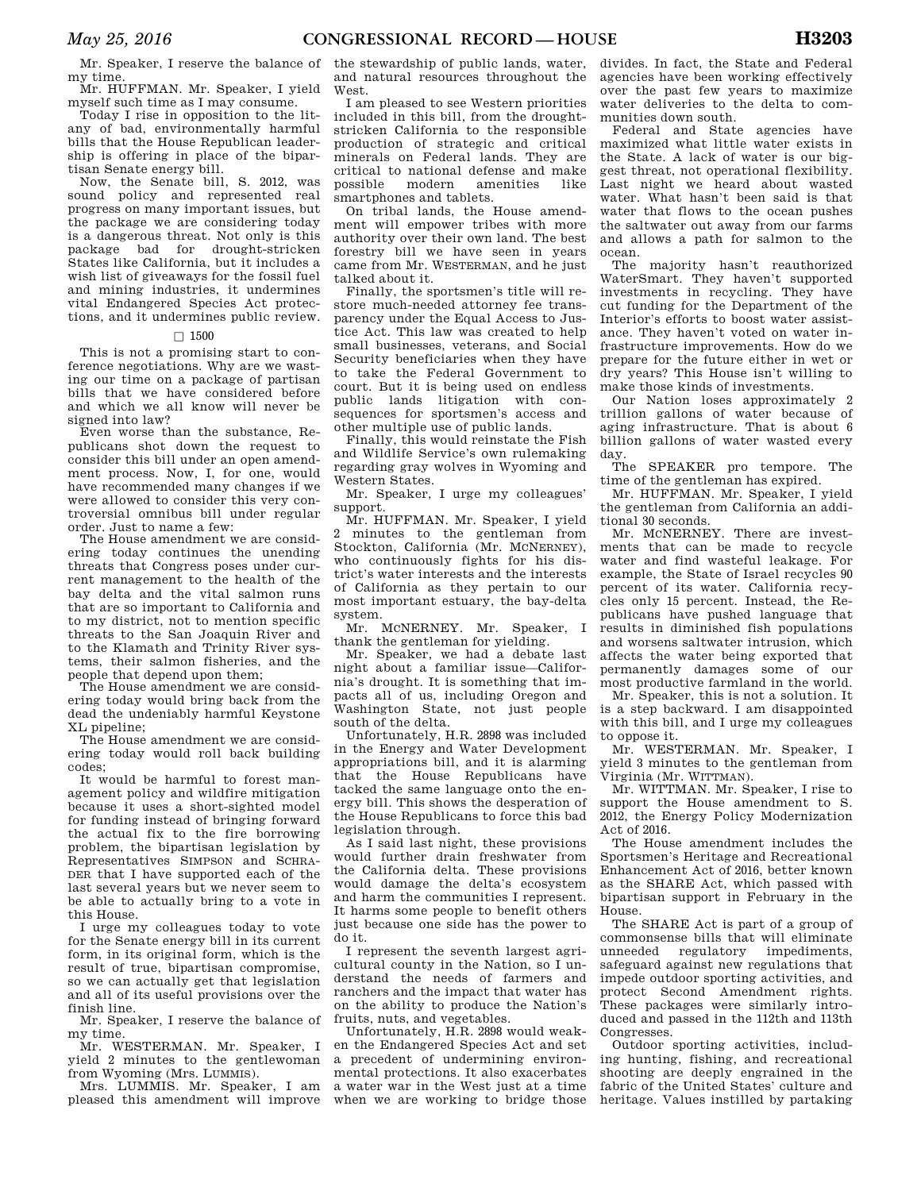Mr. Speaker, I reserve the balance of my time.

Mr. HUFFMAN. Mr. Speaker, I yield myself such time as I may consume.

Today I rise in opposition to the litany of bad, environmentally harmful bills that the House Republican leadership is offering in place of the bipartisan Senate energy bill.

Now, the Senate bill, S. 2012, was sound policy and represented real progress on many important issues, but the package we are considering today is a dangerous threat. Not only is this package bad for drought-stricken States like California, but it includes a wish list of giveaways for the fossil fuel and mining industries, it undermines vital Endangered Species Act protections, and it undermines public review.

□ 1500

This is not a promising start to conference negotiations. Why are we wasting our time on a package of partisan bills that we have considered before and which we all know will never be signed into law?

Even worse than the substance, Republicans shot down the request to consider this bill under an open amendment process. Now, I, for one, would have recommended many changes if we were allowed to consider this very controversial omnibus bill under regular order. Just to name a few:

The House amendment we are considering today continues the unending threats that Congress poses under current management to the health of the bay delta and the vital salmon runs that are so important to California and to my district, not to mention specific threats to the San Joaquin River and to the Klamath and Trinity River systems, their salmon fisheries, and the people that depend upon them;

The House amendment we are considering today would bring back from the dead the undeniably harmful Keystone XL pipeline;

The House amendment we are considering today would roll back building codes;

It would be harmful to forest management policy and wildfire mitigation because it uses a short-sighted model for funding instead of bringing forward the actual fix to the fire borrowing problem, the bipartisan legislation by Representatives SIMPSON and SCHRADER that I have supported each of the last several years but we never seem to be able to actually bring to a vote in this House.

I urge my colleagues today to vote for the Senate energy bill in its current form, in its original form, which is the result of true, bipartisan compromise, so we can actually get that legislation and all of its useful provisions over the finish line.

Mr. Speaker, I reserve the balance of my time.

Mr. WESTERMAN. Mr. Speaker, I yield 2 minutes to the gentlewoman from Wyoming (Mrs. LUMMIS).

Mrs. LUMMIS. Mr. Speaker, I am pleased this amendment will improve the stewardship of public lands, water, and natural resources throughout the West.

I am pleased to see Western priorities included in this bill, from the drought-stricken California to the responsible production of strategic and critical minerals on Federal lands. They are critical to national defense and make possible modern amenities like smartphones and tablets.

On tribal lands, the House amendment will empower tribes with more authority over their own land. The best forestry bill we have seen in years came from Mr. WESTERMAN, and he just talked about it.

Finally, the sportsmen's title will restore much-needed attorney fee transparency under the Equal Access to Justice Act. This law was created to help small businesses, veterans, and Social Security beneficiaries when they have to take the Federal Government to court. But it is being used on endless public lands litigation with consequences for sportsmen's access and other multiple use of public lands.

Finally, this would reinstate the Fish and Wildlife Service's own rulemaking regarding gray wolves in Wyoming and Western States.

Mr. Speaker, I urge my colleagues' support.

Mr. HUFFMAN. Mr. Speaker, I yield 2 minutes to the gentleman from Stockton, California (Mr. MCNERNEY), who continuously fights for his district's water interests and the interests of California as they pertain to our most important estuary, the bay-delta system.

Mr. MCNERNEY. Mr. Speaker, I thank the gentleman for yielding.

Mr. Speaker, we had a debate last night about a familiar issue—California's drought. It is something that impacts all of us, including Oregon and Washington State, not just people south of the delta.

Unfortunately, H.R. 2898 was included in the Energy and Water Development appropriations bill, and it is alarming that the House Republicans have tacked the same language onto the energy bill. This shows the desperation of the House Republicans to force this bad legislation through.

As I said last night, these provisions would further drain freshwater from the California delta. These provisions would damage the delta's ecosystem and harm the communities I represent. It harms some people to benefit others just because one side has the power to do it.

I represent the seventh largest agricultural county in the Nation, so I understand the needs of farmers and ranchers and the impact that water has on the ability to produce the Nation's fruits, nuts, and vegetables.

Unfortunately, H.R. 2898 would weaken the Endangered Species Act and set a precedent of undermining environmental protections. It also exacerbates a water war in the West just at a time when we are working to bridge those divides. In fact, the State and Federal agencies have been working effectively over the past few years to maximize water deliveries to the delta to communities down south.

Federal and State agencies have maximized what little water exists in the State. A lack of water is our biggest threat, not operational flexibility. Last night we heard about wasted water. What hasn't been said is that water that flows to the ocean pushes the saltwater out away from our farms and allows a path for salmon to the ocean.

The majority hasn't reauthorized WaterSmart. They haven't supported investments in recycling. They have cut funding for the Department of the Interior's efforts to boost water assistance. They haven't voted on water infrastructure improvements. How do we prepare for the future either in wet or dry years? This House isn't willing to make those kinds of investments.

Our Nation loses approximately 2 trillion gallons of water because of aging infrastructure. That is about 6 billion gallons of water wasted every day.

The SPEAKER pro tempore. The time of the gentleman has expired.

Mr. HUFFMAN. Mr. Speaker, I yield the gentleman from California an additional 30 seconds.

Mr. MCNERNEY. There are investments that can be made to recycle water and find wasteful leakage. For example, the State of Israel recycles 90 percent of its water. California recycles only 15 percent. Instead, the Republicans have pushed language that results in diminished fish populations and worsens saltwater intrusion, which affects the water being exported that permanently damages some of our most productive farmland in the world.

Mr. Speaker, this is not a solution. It is a step backward. I am disappointed with this bill, and I urge my colleagues to oppose it.

Mr. WESTERMAN. Mr. Speaker, I yield 3 minutes to the gentleman from Virginia (Mr. WITTMAN).

Mr. WITTMAN. Mr. Speaker, I rise to support the House amendment to S. 2012, the Energy Policy Modernization Act of 2016.

The House amendment includes the Sportsmen's Heritage and Recreational Enhancement Act of 2016, better known as the SHARE Act, which passed with bipartisan support in February in the House.

The SHARE Act is part of a group of commonsense bills that will eliminate unneeded regulatory impediments, safeguard against new regulations that impede outdoor sporting activities, and protect Second Amendment rights. These packages were similarly introduced and passed in the 112th and 113th Congresses.

Outdoor sporting activities, including hunting, fishing, and recreational shooting are deeply engrained in the fabric of the United States' culture and heritage. Values instilled by partaking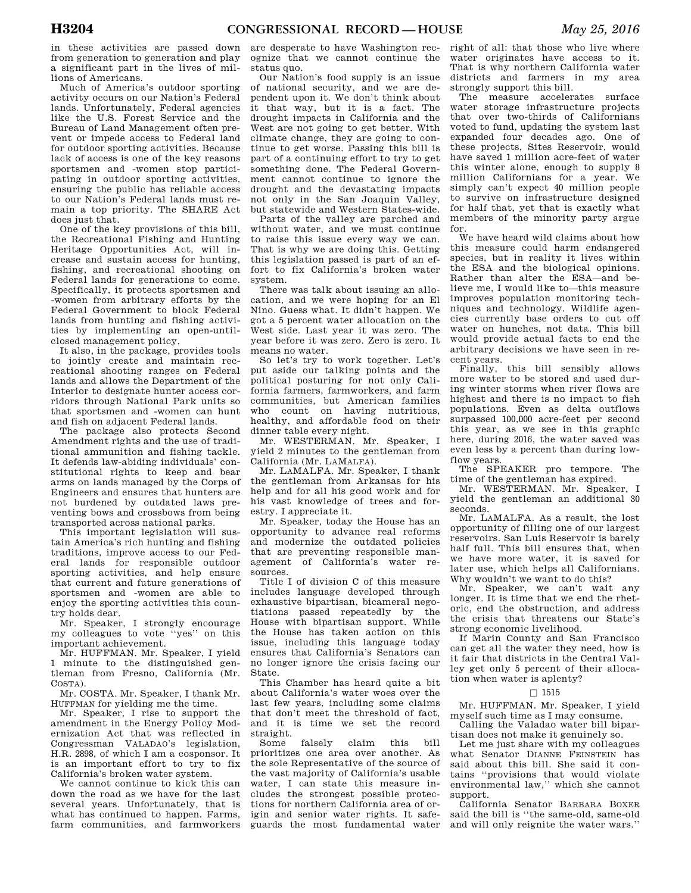in these activities are passed down from generation to generation and play a significant part in the lives of millions of Americans.

Much of America's outdoor sporting activity occurs on our Nation's Federal lands. Unfortunately, Federal agencies like the U.S. Forest Service and the Bureau of Land Management often prevent or impede access to Federal land for outdoor sporting activities. Because lack of access is one of the key reasons sportsmen and -women stop participating in outdoor sporting activities, ensuring the public has reliable access to our Nation's Federal lands must remain a top priority. The SHARE Act does just that.

One of the key provisions of this bill, the Recreational Fishing and Hunting Heritage Opportunities Act, will increase and sustain access for hunting, fishing, and recreational shooting on Federal lands for generations to come. Specifically, it protects sportsmen and -women from arbitrary efforts by the Federal Government to block Federal lands from hunting and fishing activities by implementing an open-until-closed management policy.

It also, in the package, provides tools to jointly create and maintain recreational shooting ranges on Federal lands and allows the Department of the Interior to designate hunter access corridors through National Park units so that sportsmen and -women can hunt and fish on adjacent Federal lands.

The package also protects Second Amendment rights and the use of traditional ammunition and fishing tackle. It defends law-abiding individuals' constitutional rights to keep and bear arms on lands managed by the Corps of Engineers and ensures that hunters are not burdened by outdated laws preventing bows and crossbows from being transported across national parks.

This important legislation will sustain America's rich hunting and fishing traditions, improve access to our Federal lands for responsible outdoor sporting activities, and help ensure that current and future generations of sportsmen and -women are able to enjoy the sporting activities this country holds dear.

Mr. Speaker, I strongly encourage my colleagues to vote ''yes'' on this important achievement.

Mr. HUFFMAN. Mr. Speaker, I yield 1 minute to the distinguished gentleman from Fresno, California (Mr. COSTA).

Mr. COSTA. Mr. Speaker, I thank Mr. HUFFMAN for yielding me the time.

Mr. Speaker, I rise to support the amendment in the Energy Policy Modernization Act that was reflected in Congressman VALADAO's legislation, H.R. 2898, of which I am a cosponsor. It is an important effort to try to fix California's broken water system.

We cannot continue to kick this can down the road as we have for the last several years. Unfortunately, that is what has continued to happen. Farms, farm communities, and farmworkers are desperate to have Washington recognize that we cannot continue the status quo.

Our Nation's food supply is an issue of national security, and we are dependent upon it. We don't think about it that way, but it is a fact. The drought impacts in California and the West are not going to get better. With climate change, they are going to continue to get worse. Passing this bill is part of a continuing effort to try to get something done. The Federal Government cannot continue to ignore the drought and the devastating impacts not only in the San Joaquin Valley, but statewide and Western States-wide.

Parts of the valley are parched and without water, and we must continue to raise this issue every way we can. That is why we are doing this. Getting this legislation passed is part of an effort to fix California's broken water system.

There was talk about issuing an allocation, and we were hoping for an El Nino. Guess what. It didn't happen. We got a 5 percent water allocation on the West side. Last year it was zero. The year before it was zero. Zero is zero. It means no water.

So let's try to work together. Let's put aside our talking points and the political posturing for not only California farmers, farmworkers, and farm communities, but American families who count on having nutritious, healthy, and affordable food on their dinner table every night.

Mr. WESTERMAN. Mr. Speaker, I yield 2 minutes to the gentleman from California (Mr. LAMALFA).

Mr. LAMALFA. Mr. Speaker, I thank the gentleman from Arkansas for his help and for all his good work and for his vast knowledge of trees and forestry. I appreciate it.

Mr. Speaker, today the House has an opportunity to advance real reforms and modernize the outdated policies that are preventing responsible management of California's water resources.

Title I of division C of this measure includes language developed through exhaustive bipartisan, bicameral negotiations passed repeatedly by the House with bipartisan support. While the House has taken action on this issue, including this language today ensures that California's Senators can no longer ignore the crisis facing our State.

This Chamber has heard quite a bit about California's water woes over the last few years, including some claims that don't meet the threshold of fact, and it is time we set the record straight.

Some falsely claim this bill prioritizes one area over another. As the sole Representative of the source of the vast majority of California's usable water, I can state this measure includes the strongest possible protections for northern California area of origin and senior water rights. It safeguards the most fundamental water right of all: that those who live where water originates have access to it. That is why northern California water districts and farmers in my area strongly support this bill.

The measure accelerates surface water storage infrastructure projects that over two-thirds of Californians voted to fund, updating the system last expanded four decades ago. One of these projects, Sites Reservoir, would have saved 1 million acre-feet of water this winter alone, enough to supply 8 million Californians for a year. We simply can't expect 40 million people to survive on infrastructure designed for half that, yet that is exactly what members of the minority party argue for.

We have heard wild claims about how this measure could harm endangered species, but in reality it lives within the ESA and the biological opinions. Rather than alter the ESA—and believe me, I would like to—this measure improves population monitoring techniques and technology. Wildlife agencies currently base orders to cut off water on hunches, not data. This bill would provide actual facts to end the arbitrary decisions we have seen in recent years.

Finally, this bill sensibly allows more water to be stored and used during winter storms when river flows are highest and there is no impact to fish populations. Even as delta outflows surpassed 100,000 acre-feet per second this year, as we see in this graphic here, during 2016, the water saved was even less by a percent than during low-flow years.

The SPEAKER pro tempore. The time of the gentleman has expired.

Mr. WESTERMAN. Mr. Speaker, I yield the gentleman an additional 30 seconds.

Mr. LAMALFA. As a result, the lost opportunity of filling one of our largest reservoirs. San Luis Reservoir is barely half full. This bill ensures that, when we have more water, it is saved for later use, which helps all Californians. Why wouldn't we want to do this?

Mr. Speaker, we can't wait any longer. It is time that we end the rhetoric, end the obstruction, and address the crisis that threatens our State's strong economic livelihood.

If Marin County and San Francisco can get all the water they need, how is it fair that districts in the Central Valley get only 5 percent of their allocation when water is aplenty?

□ 1515

Mr. HUFFMAN. Mr. Speaker, I yield myself such time as I may consume.

Calling the Valadao water bill bipartisan does not make it genuinely so.

Let me just share with my colleagues what Senator DIANNE FEINSTEIN has said about this bill. She said it contains ''provisions that would violate environmental law,'' which she cannot support.

California Senator BARBARA BOXER said the bill is ''the same-old, same-old and will only reignite the water wars.''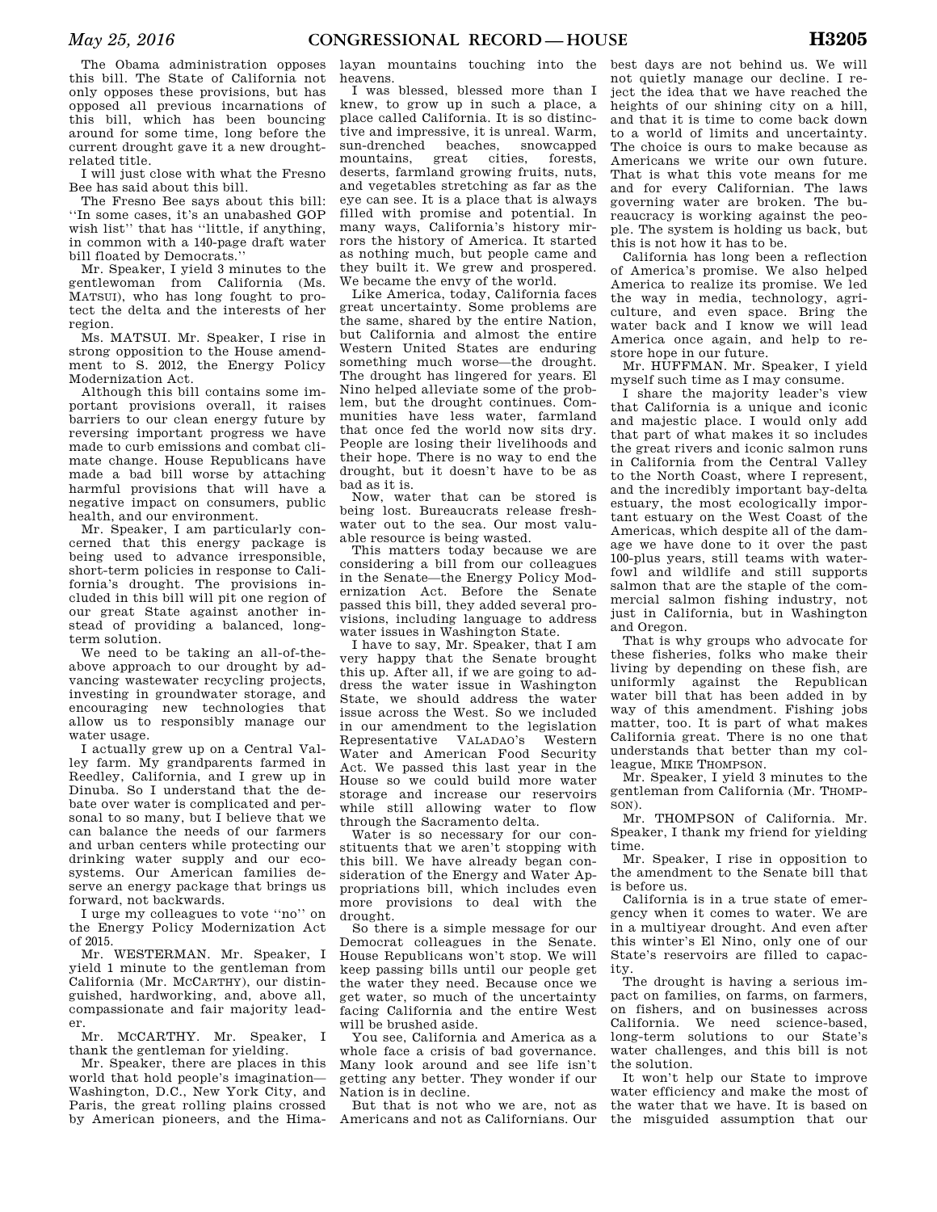The Obama administration opposes this bill. The State of California not only opposes these provisions, but has opposed all previous incarnations of this bill, which has been bouncing around for some time, long before the current drought gave it a new drought-related title.

I will just close with what the Fresno Bee has said about this bill.

The Fresno Bee says about this bill: ''In some cases, it's an unabashed GOP wish list'' that has ''little, if anything, in common with a 140-page draft water bill floated by Democrats.''

Mr. Speaker, I yield 3 minutes to the gentlewoman from California (Ms. MATSUI), who has long fought to protect the delta and the interests of her region.

Ms. MATSUI. Mr. Speaker, I rise in strong opposition to the House amendment to S. 2012, the Energy Policy Modernization Act.

Although this bill contains some important provisions overall, it raises barriers to our clean energy future by reversing important progress we have made to curb emissions and combat climate change. House Republicans have made a bad bill worse by attaching harmful provisions that will have a negative impact on consumers, public health, and our environment.

Mr. Speaker, I am particularly concerned that this energy package is being used to advance irresponsible, short-term policies in response to California's drought. The provisions included in this bill will pit one region of our great State against another instead of providing a balanced, long-term solution.

We need to be taking an all-of-the-above approach to our drought by advancing wastewater recycling projects, investing in groundwater storage, and encouraging new technologies that allow us to responsibly manage our water usage.

I actually grew up on a Central Valley farm. My grandparents farmed in Reedley, California, and I grew up in Dinuba. So I understand that the debate over water is complicated and personal to so many, but I believe that we can balance the needs of our farmers and urban centers while protecting our drinking water supply and our ecosystems. Our American families deserve an energy package that brings us forward, not backwards.

I urge my colleagues to vote ''no'' on the Energy Policy Modernization Act of 2015.

Mr. WESTERMAN. Mr. Speaker, I yield 1 minute to the gentleman from California (Mr. MCCARTHY), our distinguished, hardworking, and, above all, compassionate and fair majority leader.

Mr. MCCARTHY. Mr. Speaker, I thank the gentleman for yielding.

Mr. Speaker, there are places in this world that hold people's imagination—Washington, D.C., New York City, and Paris, the great rolling plains crossed by American pioneers, and the Himalayan mountains touching into the heavens.

I was blessed, blessed more than I knew, to grow up in such a place, a place called California. It is so distinctive and impressive, it is unreal. Warm, sun-drenched beaches, snowcapped mountains, great cities, forests, deserts, farmland growing fruits, nuts, and vegetables stretching as far as the eye can see. It is a place that is always filled with promise and potential. In many ways, California's history mirrors the history of America. It started as nothing much, but people came and they built it. We grew and prospered. We became the envy of the world.

Like America, today, California faces great uncertainty. Some problems are the same, shared by the entire Nation, but California and almost the entire Western United States are enduring something much worse—the drought. The drought has lingered for years. El Nino helped alleviate some of the problem, but the drought continues. Communities have less water, farmland that once fed the world now sits dry. People are losing their livelihoods and their hope. There is no way to end the drought, but it doesn't have to be as bad as it is.

Now, water that can be stored is being lost. Bureaucrats release freshwater out to the sea. Our most valuable resource is being wasted.

This matters today because we are considering a bill from our colleagues in the Senate—the Energy Policy Modernization Act. Before the Senate passed this bill, they added several provisions, including language to address water issues in Washington State.

I have to say, Mr. Speaker, that I am very happy that the Senate brought this up. After all, if we are going to address the water issue in Washington State, we should address the water issue across the West. So we included in our amendment to the legislation Representative VALADAO's Western Water and American Food Security Act. We passed this last year in the House so we could build more water storage and increase our reservoirs while still allowing water to flow through the Sacramento delta.

Water is so necessary for our constituents that we aren't stopping with this bill. We have already began consideration of the Energy and Water Appropriations bill, which includes even more provisions to deal with the drought.

So there is a simple message for our Democrat colleagues in the Senate. House Republicans won't stop. We will keep passing bills until our people get the water they need. Because once we get water, so much of the uncertainty facing California and the entire West will be brushed aside.

You see, California and America as a whole face a crisis of bad governance. Many look around and see life isn't getting any better. They wonder if our Nation is in decline.

But that is not who we are, not as Americans and not as Californians. Our best days are not behind us. We will not quietly manage our decline. I reject the idea that we have reached the heights of our shining city on a hill, and that it is time to come back down to a world of limits and uncertainty. The choice is ours to make because as Americans we write our own future. That is what this vote means for me and for every Californian. The laws governing water are broken. The bureaucracy is working against the people. The system is holding us back, but this is not how it has to be.

California has long been a reflection of America's promise. We also helped America to realize its promise. We led the way in media, technology, agriculture, and even space. Bring the water back and I know we will lead America once again, and help to restore hope in our future.

Mr. HUFFMAN. Mr. Speaker, I yield myself such time as I may consume.

I share the majority leader's view that California is a unique and iconic and majestic place. I would only add that part of what makes it so includes the great rivers and iconic salmon runs in California from the Central Valley to the North Coast, where I represent, and the incredibly important bay-delta estuary, the most ecologically important estuary on the West Coast of the Americas, which despite all of the damage we have done to it over the past 100-plus years, still teems with waterfowl and wildlife and still supports salmon that are the staple of the commercial salmon fishing industry, not just in California, but in Washington and Oregon.

That is why groups who advocate for these fisheries, folks who make their living by depending on these fish, are uniformly against the Republican water bill that has been added in by way of this amendment. Fishing jobs matter, too. It is part of what makes California great. There is no one that understands that better than my colleague, MIKE THOMPSON.

Mr. Speaker, I yield 3 minutes to the gentleman from California (Mr. THOMPSON).

Mr. THOMPSON of California. Mr. Speaker, I thank my friend for yielding time.

Mr. Speaker, I rise in opposition to the amendment to the Senate bill that is before us.

California is in a true state of emergency when it comes to water. We are in a multiyear drought. And even after this winter's El Nino, only one of our State's reservoirs are filled to capacity.

The drought is having a serious impact on families, on farms, on farmers, on fishers, and on businesses across California. We need science-based, long-term solutions to our State's water challenges, and this bill is not the solution.

It won't help our State to improve water efficiency and make the most of the water that we have. It is based on the misguided assumption that our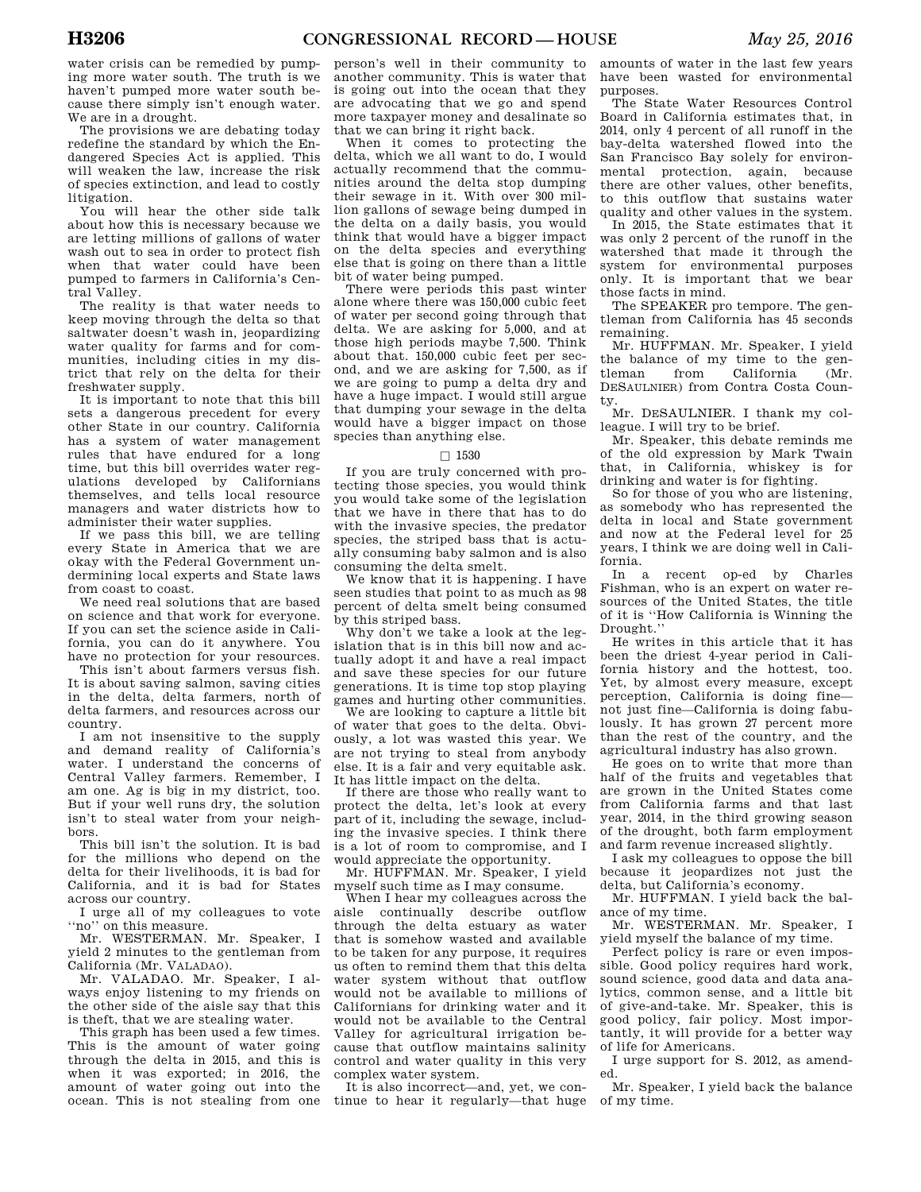water crisis can be remedied by pumping more water south. The truth is we haven't pumped more water south because there simply isn't enough water. We are in a drought.

The provisions we are debating today redefine the standard by which the Endangered Species Act is applied. This will weaken the law, increase the risk of species extinction, and lead to costly litigation.

You will hear the other side talk about how this is necessary because we are letting millions of gallons of water wash out to sea in order to protect fish when that water could have been pumped to farmers in California's Central Valley.

The reality is that water needs to keep moving through the delta so that saltwater doesn't wash in, jeopardizing water quality for farms and for communities, including cities in my district that rely on the delta for their freshwater supply.

It is important to note that this bill sets a dangerous precedent for every other State in our country. California has a system of water management rules that have endured for a long time, but this bill overrides water regulations developed by Californians themselves, and tells local resource managers and water districts how to administer their water supplies.

If we pass this bill, we are telling every State in America that we are okay with the Federal Government undermining local experts and State laws from coast to coast.

We need real solutions that are based on science and that work for everyone. If you can set the science aside in California, you can do it anywhere. You have no protection for your resources.

This isn't about farmers versus fish. It is about saving salmon, saving cities in the delta, delta farmers, north of delta farmers, and resources across our country.

I am not insensitive to the supply and demand reality of California's water. I understand the concerns of Central Valley farmers. Remember, I am one. Ag is big in my district, too. But if your well runs dry, the solution isn't to steal water from your neighbors.

This bill isn't the solution. It is bad for the millions who depend on the delta for their livelihoods, it is bad for California, and it is bad for States across our country.

I urge all of my colleagues to vote ''no'' on this measure.

Mr. WESTERMAN. Mr. Speaker, I yield 2 minutes to the gentleman from California (Mr. VALADAO).

Mr. VALADAO. Mr. Speaker, I always enjoy listening to my friends on the other side of the aisle say that this is theft, that we are stealing water.

This graph has been used a few times. This is the amount of water going through the delta in 2015, and this is when it was exported; in 2016, the amount of water going out into the ocean. This is not stealing from one person's well in their community to another community. This is water that is going out into the ocean that they are advocating that we go and spend more taxpayer money and desalinate so that we can bring it right back.

When it comes to protecting the delta, which we all want to do, I would actually recommend that the communities around the delta stop dumping their sewage in it. With over 300 million gallons of sewage being dumped in the delta on a daily basis, you would think that would have a bigger impact on the delta species and everything else that is going on there than a little bit of water being pumped.

There were periods this past winter alone where there was 150,000 cubic feet of water per second going through that delta. We are asking for 5,000, and at those high periods maybe 7,500. Think about that. 150,000 cubic feet per second, and we are asking for 7,500, as if we are going to pump a delta dry and have a huge impact. I would still argue that dumping your sewage in the delta would have a bigger impact on those species than anything else.

□ 1530

If you are truly concerned with protecting those species, you would think you would take some of the legislation that we have in there that has to do with the invasive species, the predator species, the striped bass that is actually consuming baby salmon and is also consuming the delta smelt.

We know that it is happening. I have seen studies that point to as much as 98 percent of delta smelt being consumed by this striped bass.

Why don't we take a look at the legislation that is in this bill now and actually adopt it and have a real impact and save these species for our future generations. It is time top stop playing games and hurting other communities.

We are looking to capture a little bit of water that goes to the delta. Obviously, a lot was wasted this year. We are not trying to steal from anybody else. It is a fair and very equitable ask. It has little impact on the delta.

If there are those who really want to protect the delta, let's look at every part of it, including the sewage, including the invasive species. I think there is a lot of room to compromise, and I would appreciate the opportunity.

Mr. HUFFMAN. Mr. Speaker, I yield myself such time as I may consume.

When I hear my colleagues across the aisle continually describe outflow through the delta estuary as water that is somehow wasted and available to be taken for any purpose, it requires us often to remind them that this delta water system without that outflow would not be available to millions of Californians for drinking water and it would not be available to the Central Valley for agricultural irrigation because that outflow maintains salinity control and water quality in this very complex water system.

It is also incorrect—and, yet, we continue to hear it regularly—that huge amounts of water in the last few years have been wasted for environmental purposes.

The State Water Resources Control Board in California estimates that, in 2014, only 4 percent of all runoff in the bay-delta watershed flowed into the San Francisco Bay solely for environmental protection, again, because there are other values, other benefits, to this outflow that sustains water quality and other values in the system.

In 2015, the State estimates that it was only 2 percent of the runoff in the watershed that made it through the system for environmental purposes only. It is important that we bear those facts in mind.

The SPEAKER pro tempore. The gentleman from California has 45 seconds remaining.

Mr. HUFFMAN. Mr. Speaker, I yield the balance of my time to the gentleman from California (Mr. DESAULNIER) from Contra Costa County.

Mr. DESAULNIER. I thank my colleague. I will try to be brief.

Mr. Speaker, this debate reminds me of the old expression by Mark Twain that, in California, whiskey is for drinking and water is for fighting.

So for those of you who are listening, as somebody who has represented the delta in local and State government and now at the Federal level for 25 years, I think we are doing well in California.

In a recent op-ed by Charles Fishman, who is an expert on water resources of the United States, the title of it is ''How California is Winning the Drought.''

He writes in this article that it has been the driest 4-year period in California history and the hottest, too. Yet, by almost every measure, except perception, California is doing fine—not just fine—California is doing fabulously. It has grown 27 percent more than the rest of the country, and the agricultural industry has also grown.

He goes on to write that more than half of the fruits and vegetables that are grown in the United States come from California farms and that last year, 2014, in the third growing season of the drought, both farm employment and farm revenue increased slightly.

I ask my colleagues to oppose the bill because it jeopardizes not just the delta, but California's economy.

Mr. HUFFMAN. I yield back the balance of my time.

Mr. WESTERMAN. Mr. Speaker, I yield myself the balance of my time.

Perfect policy is rare or even impossible. Good policy requires hard work, sound science, good data and data analytics, common sense, and a little bit of give-and-take. Mr. Speaker, this is good policy, fair policy. Most importantly, it will provide for a better way of life for Americans.

I urge support for S. 2012, as amended.

Mr. Speaker, I yield back the balance of my time.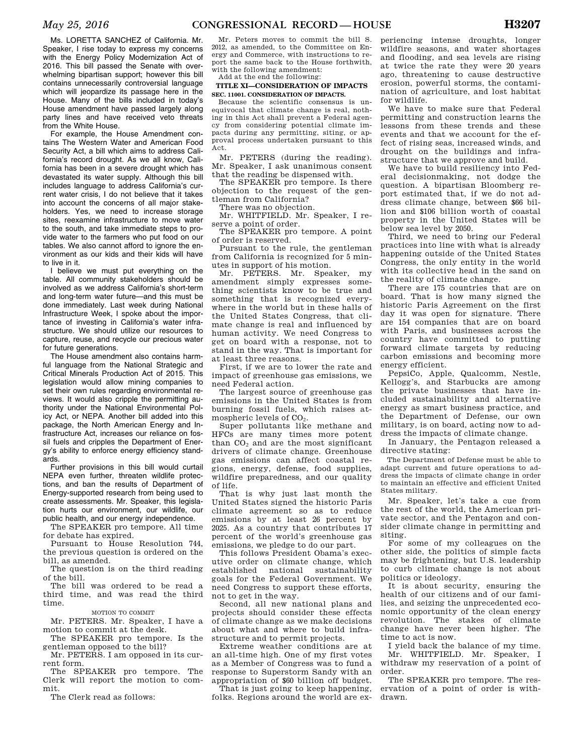Ms. LORETTA SANCHEZ of California. Mr. Speaker, I rise today to express my concerns with the Energy Policy Modernization Act of 2016. This bill passed the Senate with overwhelming bipartisan support; however this bill contains unnecessarily controversial language which will jeopardize its passage here in the House. Many of the bills included in today's House amendment have passed largely along party lines and have received veto threats from the White House.

For example, the House Amendment contains The Western Water and American Food Security Act, a bill which aims to address California's record drought. As we all know, California has been in a severe drought which has devastated its water supply. Although this bill includes language to address California's current water crisis, I do not believe that it takes into account the concerns of all major stakeholders. Yes, we need to increase storage sites, reexamine infrastructure to move water to the south, and take immediate steps to provide water to the farmers who put food on our tables. We also cannot afford to ignore the environment as our kids and their kids will have to live in it.

I believe we must put everything on the table. All community stakeholders should be involved as we address California's short-term and long-term water future—and this must be done immediately. Last week during National Infrastructure Week, I spoke about the importance of investing in California's water infrastructure. We should utilize our resources to capture, reuse, and recycle our precious water for future generations.

The House amendment also contains harmful language from the National Strategic and Critical Minerals Production Act of 2015. This legislation would allow mining companies to set their own rules regarding environmental reviews. It would also cripple the permitting authority under the National Environmental Policy Act, or NEPA. Another bill added into this package, the North American Energy and Infrastructure Act, increases our reliance on fossil fuels and cripples the Department of Energy's ability to enforce energy efficiency standards.

Further provisions in this bill would curtail NEPA even further, threaten wildlife protections, and ban the results of Department of Energy-supported research from being used to create assessments. Mr. Speaker, this legislation hurts our environment, our wildlife, our public health, and our energy independence.

The SPEAKER pro tempore. All time for debate has expired.

Pursuant to House Resolution 744, the previous question is ordered on the bill, as amended.

The question is on the third reading of the bill.

The bill was ordered to be read a third time, and was read the third time.

MOTION TO COMMIT

Mr. PETERS. Mr. Speaker, I have a motion to commit at the desk.

The SPEAKER pro tempore. Is the gentleman opposed to the bill?

Mr. PETERS. I am opposed in its current form.

The SPEAKER pro tempore. The Clerk will report the motion to commit.

The Clerk read as follows:

Mr. Peters moves to commit the bill S. 2012, as amended, to the Committee on Energy and Commerce, with instructions to report the same back to the House forthwith, with the following amendment:

Add at the end the following:

**TITLE XI—CONSIDERATION OF IMPACTS**

**SEC. 11001. CONSIDERATION OF IMPACTS.**

Because the scientific consensus is unequivocal that climate change is real, nothing in this Act shall prevent a Federal agency from considering potential climate impacts during any permitting, siting, or approval process undertaken pursuant to this Act.

Mr. PETERS (during the reading). Mr. Speaker, I ask unanimous consent that the reading be dispensed with.

The SPEAKER pro tempore. Is there objection to the request of the gentleman from California?

There was no objection.

Mr. WHITFIELD. Mr. Speaker, I reserve a point of order.

The SPEAKER pro tempore. A point of order is reserved.

Pursuant to the rule, the gentleman from California is recognized for 5 minutes in support of his motion.

Mr. PETERS. Mr. Speaker, my amendment simply expresses something scientists know to be true and something that is recognized everywhere in the world but in these halls of the United States Congress, that climate change is real and influenced by human activity. We need Congress to get on board with a response, not to stand in the way. That is important for at least three reasons.

First, if we are to lower the rate and impact of greenhouse gas emissions, we need Federal action.

The largest source of greenhouse gas emissions in the United States is from burning fossil fuels, which raises atmospheric levels of $CO_2$.

Super pollutants like methane and HFCs are many times more potent than $CO_2$ and are the most significant drivers of climate change. Greenhouse gas emissions can affect coastal regions, energy, defense, food supplies, wildfire preparedness, and our quality of life.

That is why just last month the United States signed the historic Paris climate agreement so as to reduce emissions by at least 26 percent by 2025. As a country that contributes 17 percent of the world's greenhouse gas emissions, we pledge to do our part.

This follows President Obama's executive order on climate change, which established national sustainability goals for the Federal Government. We need Congress to support these efforts, not to get in the way.

Second, all new national plans and projects should consider these effects of climate change as we make decisions about what and where to build infrastructure and to permit projects.

Extreme weather conditions are at an all-time high. One of my first votes as a Member of Congress was to fund a response to Superstorm Sandy with an appropriation of $60 billion off budget.

That is just going to keep happening, folks. Regions around the world are experiencing intense droughts, longer wildfire seasons, and water shortages and flooding, and sea levels are rising at twice the rate they were 20 years ago, threatening to cause destructive erosion, powerful storms, the contamination of agriculture, and lost habitat for wildlife.

We have to make sure that Federal permitting and construction learns the lessons from these trends and these events and that we account for the effect of rising seas, increased winds, and drought on the buildings and infrastructure that we approve and build.

We have to build resiliency into Federal decisionmaking, not dodge the question. A bipartisan Bloomberg report estimated that, if we do not address climate change, between $66 billion and $106 billion worth of coastal property in the United States will be below sea level by 2050.

Third, we need to bring our Federal practices into line with what is already happening outside of the United States Congress, the only entity in the world with its collective head in the sand on the reality of climate change.

There are 175 countries that are on board. That is how many signed the historic Paris Agreement on the first day it was open for signature. There are 154 companies that are on board with Paris, and businesses across the country have committed to putting forward climate targets by reducing carbon emissions and becoming more energy efficient.

PepsiCo, Apple, Qualcomm, Nestle, Kellogg's, and Starbucks are among the private businesses that have included sustainability and alternative energy as smart business practice, and the Department of Defense, our own military, is on board, acting now to address the impacts of climate change.

In January, the Pentagon released a directive stating:

> The Department of Defense must be able to adapt current and future operations to address the impacts of climate change in order to maintain an effective and efficient United States military.

Mr. Speaker, let's take a cue from the rest of the world, the American private sector, and the Pentagon and consider climate change in permitting and siting.

For some of my colleagues on the other side, the politics of simple facts may be frightening, but U.S. leadership to curb climate change is not about politics or ideology.

It is about security, ensuring the health of our citizens and of our families, and seizing the unprecedented economic opportunity of the clean energy revolution. The stakes of climate change have never been higher. The time to act is now.

I yield back the balance of my time.

Mr. WHITFIELD. Mr. Speaker, I withdraw my reservation of a point of order.

The SPEAKER pro tempore. The reservation of a point of order is withdrawn.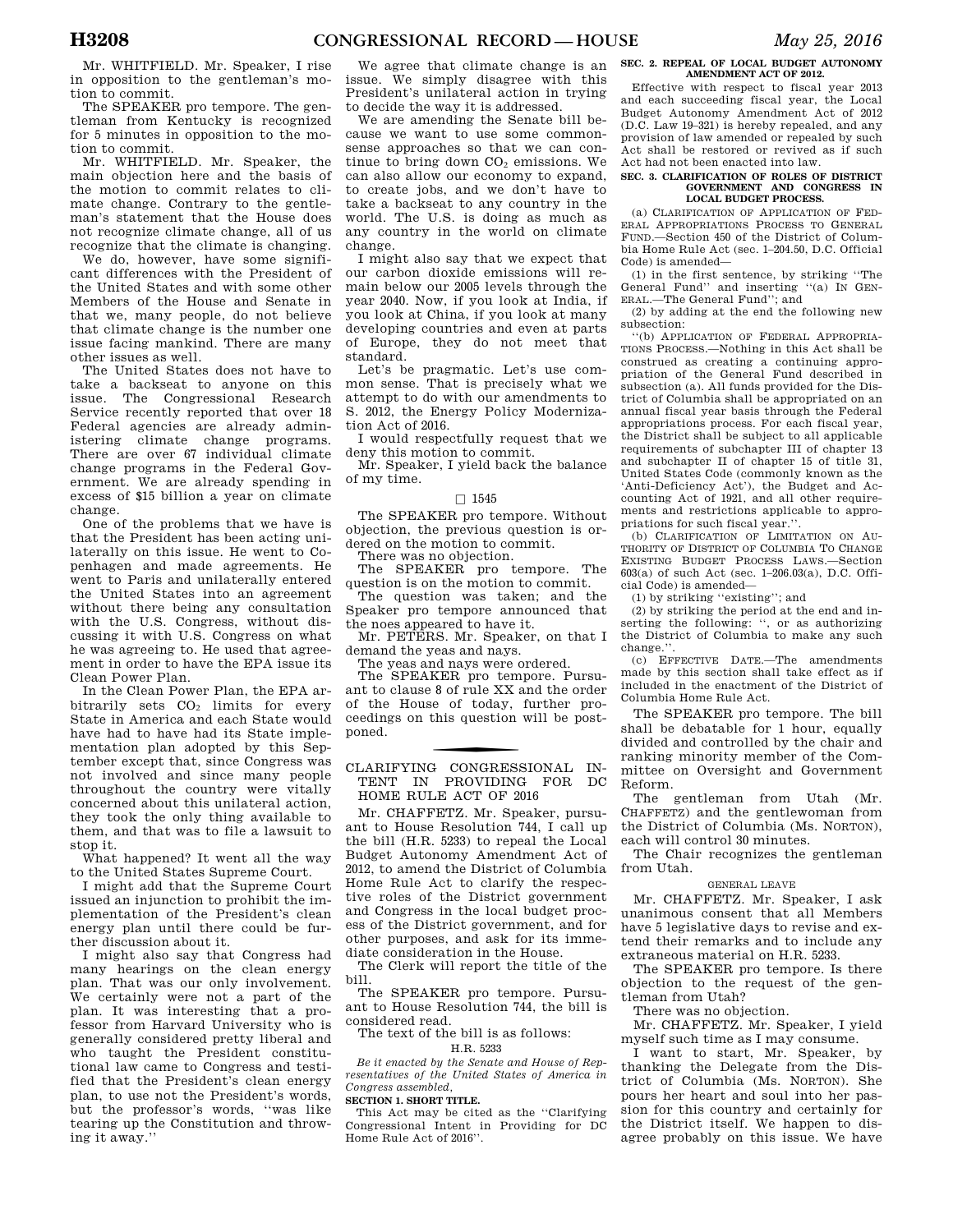Mr. WHITFIELD. Mr. Speaker, I rise in opposition to the gentleman's motion to commit.

The SPEAKER pro tempore. The gentleman from Kentucky is recognized for 5 minutes in opposition to the motion to commit.

Mr. WHITFIELD. Mr. Speaker, the main objection here and the basis of the motion to commit relates to climate change. Contrary to the gentleman's statement that the House does not recognize climate change, all of us recognize that the climate is changing.

We do, however, have some significant differences with the President of the United States and with some other Members of the House and Senate in that we, many people, do not believe that climate change is the number one issue facing mankind. There are many other issues as well.

The United States does not have to take a backseat to anyone on this issue. The Congressional Research Service recently reported that over 18 Federal agencies are already administering climate change programs. There are over 67 individual climate change programs in the Federal Government. We are already spending in excess of $15 billion a year on climate change.

One of the problems that we have is that the President has been acting unilaterally on this issue. He went to Copenhagen and made agreements. He went to Paris and unilaterally entered the United States into an agreement without there being any consultation with the U.S. Congress, without discussing it with U.S. Congress on what he was agreeing to. He used that agreement in order to have the EPA issue its Clean Power Plan.

In the Clean Power Plan, the EPA arbitrarily sets $CO_2$ limits for every State in America and each State would have had to have had its State implementation plan adopted by this September except that, since Congress was not involved and since many people throughout the country were vitally concerned about this unilateral action, they took the only thing available to them, and that was to file a lawsuit to stop it.

What happened? It went all the way to the United States Supreme Court.

I might add that the Supreme Court issued an injunction to prohibit the implementation of the President's clean energy plan until there could be further discussion about it.

I might also say that Congress had many hearings on the clean energy plan. That was our only involvement. We certainly were not a part of the plan. It was interesting that a professor from Harvard University who is generally considered pretty liberal and who taught the President constitutional law came to Congress and testified that the President's clean energy plan, to use not the President's words, but the professor's words, ''was like tearing up the Constitution and throwing it away.''

We agree that climate change is an issue. We simply disagree with this President's unilateral action in trying to decide the way it is addressed.

We are amending the Senate bill because we want to use some commonsense approaches so that we can continue to bring down $CO_2$ emissions. We can also allow our economy to expand, to create jobs, and we don't have to take a backseat to any country in the world. The U.S. is doing as much as any country in the world on climate change.

I might also say that we expect that our carbon dioxide emissions will remain below our 2005 levels through the year 2040. Now, if you look at India, if you look at China, if you look at many developing countries and even at parts of Europe, they do not meet that standard.

Let's be pragmatic. Let's use common sense. That is precisely what we attempt to do with our amendments to S. 2012, the Energy Policy Modernization Act of 2016.

I would respectfully request that we deny this motion to commit.

Mr. Speaker, I yield back the balance of my time.

□ 1545

The SPEAKER pro tempore. Without objection, the previous question is ordered on the motion to commit.

There was no objection.

The SPEAKER pro tempore. The question is on the motion to commit.

The question was taken; and the Speaker pro tempore announced that the noes appeared to have it.

Mr. PETERS. Mr. Speaker, on that I demand the yeas and nays.

The yeas and nays were ordered.

The SPEAKER pro tempore. Pursuant to clause 8 of rule XX and the order of the House of today, further proceedings on this question will be postponed.

## CLARIFYING CONGRESSIONAL INTENT IN PROVIDING FOR DC HOME RULE ACT OF 2016

Mr. CHAFFETZ. Mr. Speaker, pursuant to House Resolution 744, I call up the bill (H.R. 5233) to repeal the Local Budget Autonomy Amendment Act of 2012, to amend the District of Columbia Home Rule Act to clarify the respective roles of the District government and Congress in the local budget process of the District government, and for other purposes, and ask for its immediate consideration in the House.

The Clerk will report the title of the bill.

The SPEAKER pro tempore. Pursuant to House Resolution 744, the bill is considered read.

The text of the bill is as follows:

H.R. 5233

*Be it enacted by the Senate and House of Representatives of the United States of America in Congress assembled,*

**SECTION 1. SHORT TITLE.**

This Act may be cited as the ''Clarifying Congressional Intent in Providing for DC Home Rule Act of 2016''.

**SEC. 2. REPEAL OF LOCAL BUDGET AUTONOMY AMENDMENT ACT OF 2012.**

Effective with respect to fiscal year 2013 and each succeeding fiscal year, the Local Budget Autonomy Amendment Act of 2012 (D.C. Law 19–321) is hereby repealed, and any provision of law amended or repealed by such Act shall be restored or revived as if such Act had not been enacted into law.

**SEC. 3. CLARIFICATION OF ROLES OF DISTRICT GOVERNMENT AND CONGRESS IN LOCAL BUDGET PROCESS.**

(a) CLARIFICATION OF APPLICATION OF FEDERAL APPROPRIATIONS PROCESS TO GENERAL FUND.—Section 450 of the District of Columbia Home Rule Act (sec. 1–204.50, D.C. Official Code) is amended—

(1) in the first sentence, by striking ''The General Fund'' and inserting ''(a) IN GENERAL.—The General Fund''; and

(2) by adding at the end the following new subsection:

''(b) APPLICATION OF FEDERAL APPROPRIATIONS PROCESS.—Nothing in this Act shall be construed as creating a continuing appropriation of the General Fund described in subsection (a). All funds provided for the District of Columbia shall be appropriated on an annual fiscal year basis through the Federal appropriations process. For each fiscal year, the District shall be subject to all applicable requirements of subchapter III of chapter 13 and subchapter II of chapter 15 of title 31, United States Code (commonly known as the 'Anti-Deficiency Act'), the Budget and Accounting Act of 1921, and all other requirements and restrictions applicable to appropriations for such fiscal year.''.

(b) CLARIFICATION OF LIMITATION ON AUTHORITY OF DISTRICT OF COLUMBIA TO CHANGE EXISTING BUDGET PROCESS LAWS.—Section 603(a) of such Act (sec. 1–206.03(a), D.C. Official Code) is amended—

(1) by striking ''existing''; and

(2) by striking the period at the end and inserting the following: '', or as authorizing the District of Columbia to make any such change.''.

(c) EFFECTIVE DATE.—The amendments made by this section shall take effect as if included in the enactment of the District of Columbia Home Rule Act.

The SPEAKER pro tempore. The bill shall be debatable for 1 hour, equally divided and controlled by the chair and ranking minority member of the Committee on Oversight and Government Reform.

The gentleman from Utah (Mr. CHAFFETZ) and the gentlewoman from the District of Columbia (Ms. NORTON), each will control 30 minutes.

The Chair recognizes the gentleman from Utah.

GENERAL LEAVE

Mr. CHAFFETZ. Mr. Speaker, I ask unanimous consent that all Members have 5 legislative days to revise and extend their remarks and to include any extraneous material on H.R. 5233.

The SPEAKER pro tempore. Is there objection to the request of the gentleman from Utah?

There was no objection.

Mr. CHAFFETZ. Mr. Speaker, I yield myself such time as I may consume.

I want to start, Mr. Speaker, by thanking the Delegate from the District of Columbia (Ms. NORTON). She pours her heart and soul into her passion for this country and certainly for the District itself. We happen to disagree probably on this issue. We have